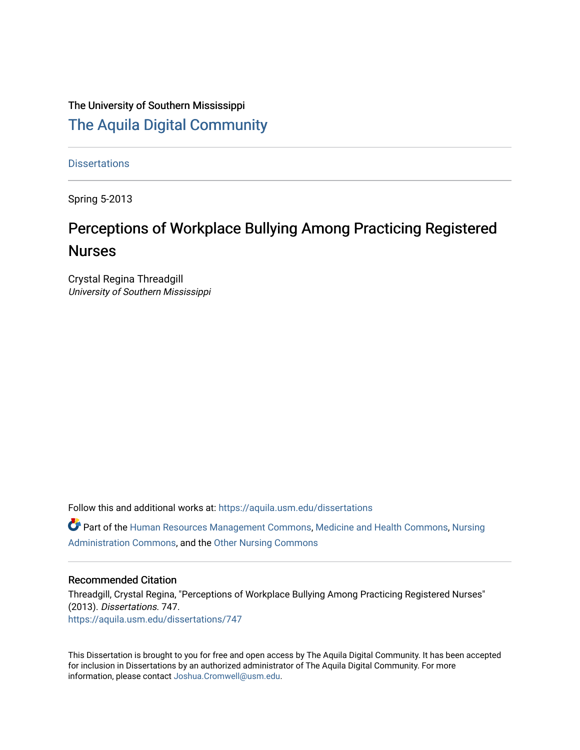The University of Southern Mississippi

# The Aquila Digital Community

Dissertations

Spring 5-2013

# Perceptions of Workplace Bullying Among Practicing Registered Nurses

Crystal Regina Threadgill
*University of Southern Mississippi*

Follow this and additional works at: https://aquila.usm.edu/dissertations

Part of the Human Resources Management Commons, Medicine and Health Commons, Nursing Administration Commons, and the Other Nursing Commons

## Recommended Citation

Threadgill, Crystal Regina, "Perceptions of Workplace Bullying Among Practicing Registered Nurses" (2013). *Dissertations*. 747.
https://aquila.usm.edu/dissertations/747

This Dissertation is brought to you for free and open access by The Aquila Digital Community. It has been accepted for inclusion in Dissertations by an authorized administrator of The Aquila Digital Community. For more information, please contact Joshua.Cromwell@usm.edu.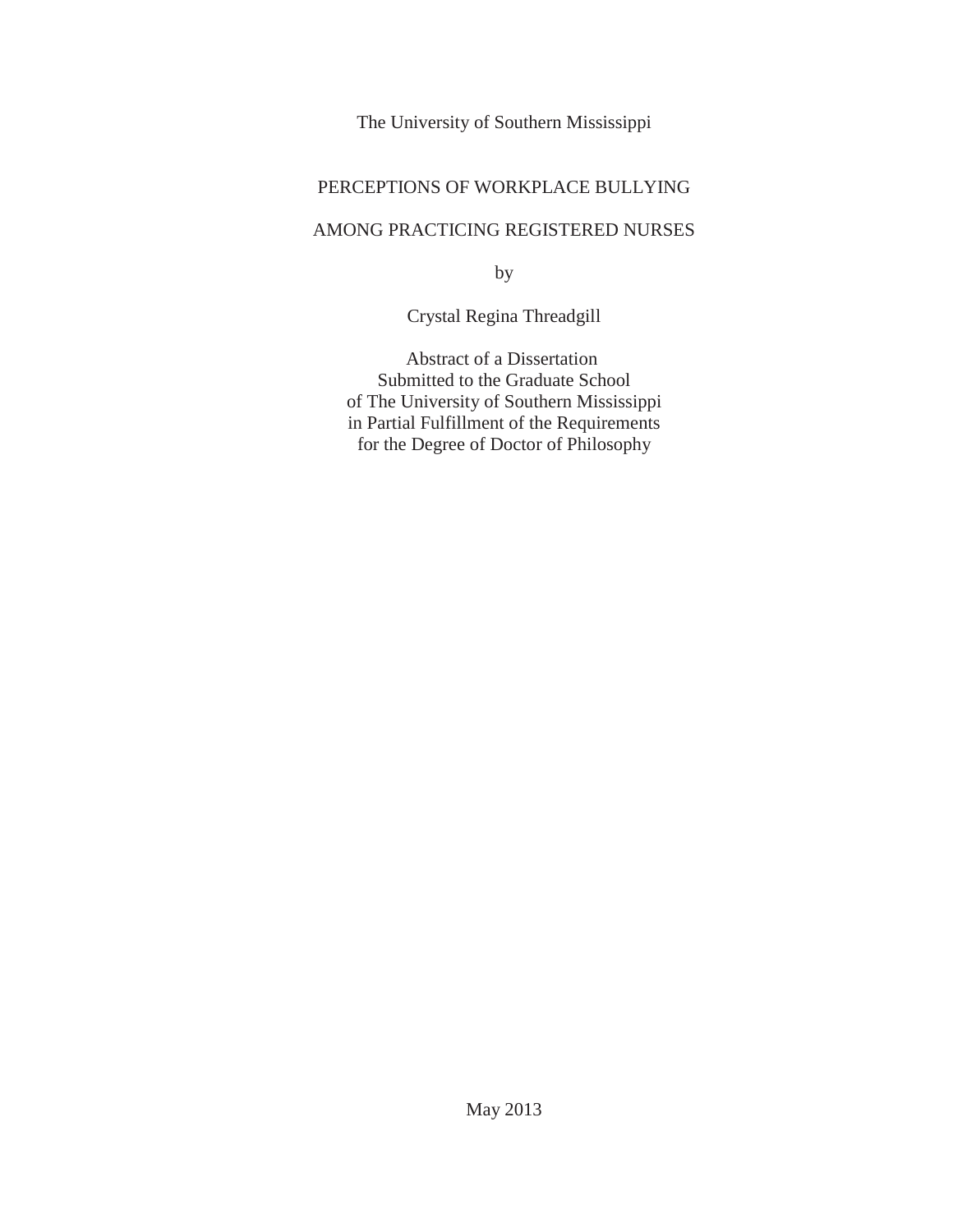The University of Southern Mississippi

# PERCEPTIONS OF WORKPLACE BULLYING AMONG PRACTICING REGISTERED NURSES

by

Crystal Regina Threadgill

Abstract of a Dissertation
Submitted to the Graduate School
of The University of Southern Mississippi
in Partial Fulfillment of the Requirements
for the Degree of Doctor of Philosophy

May 2013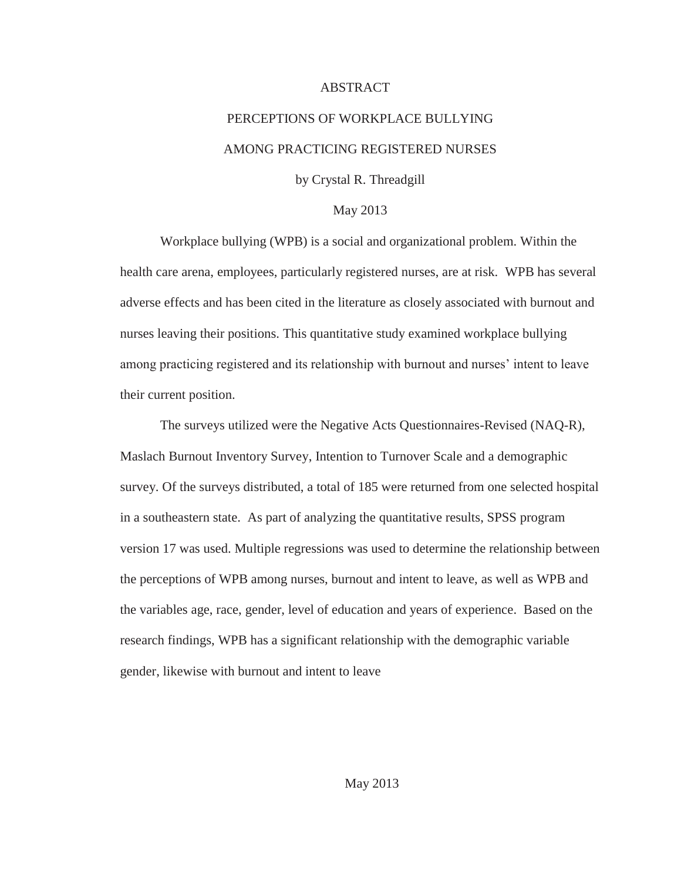# ABSTRACT

## PERCEPTIONS OF WORKPLACE BULLYING AMONG PRACTICING REGISTERED NURSES

by Crystal R. Threadgill

May 2013

Workplace bullying (WPB) is a social and organizational problem. Within the health care arena, employees, particularly registered nurses, are at risk. WPB has several adverse effects and has been cited in the literature as closely associated with burnout and nurses leaving their positions. This quantitative study examined workplace bullying among practicing registered and its relationship with burnout and nurses' intent to leave their current position.

The surveys utilized were the Negative Acts Questionnaires-Revised (NAQ-R), Maslach Burnout Inventory Survey, Intention to Turnover Scale and a demographic survey. Of the surveys distributed, a total of 185 were returned from one selected hospital in a southeastern state. As part of analyzing the quantitative results, SPSS program version 17 was used. Multiple regressions was used to determine the relationship between the perceptions of WPB among nurses, burnout and intent to leave, as well as WPB and the variables age, race, gender, level of education and years of experience. Based on the research findings, WPB has a significant relationship with the demographic variable gender, likewise with burnout and intent to leave

May 2013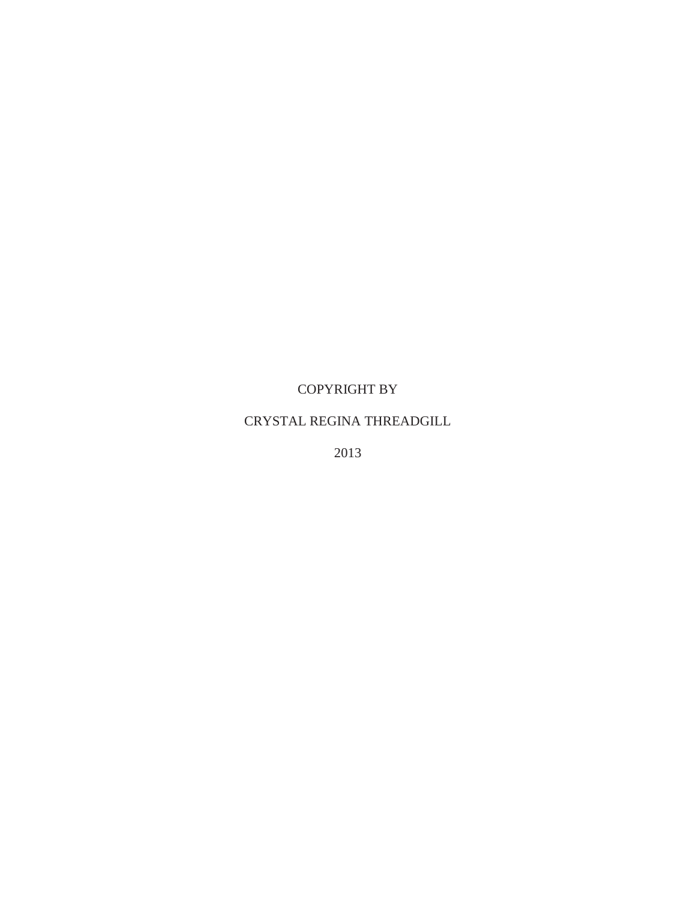COPYRIGHT BY

CRYSTAL REGINA THREADGILL

2013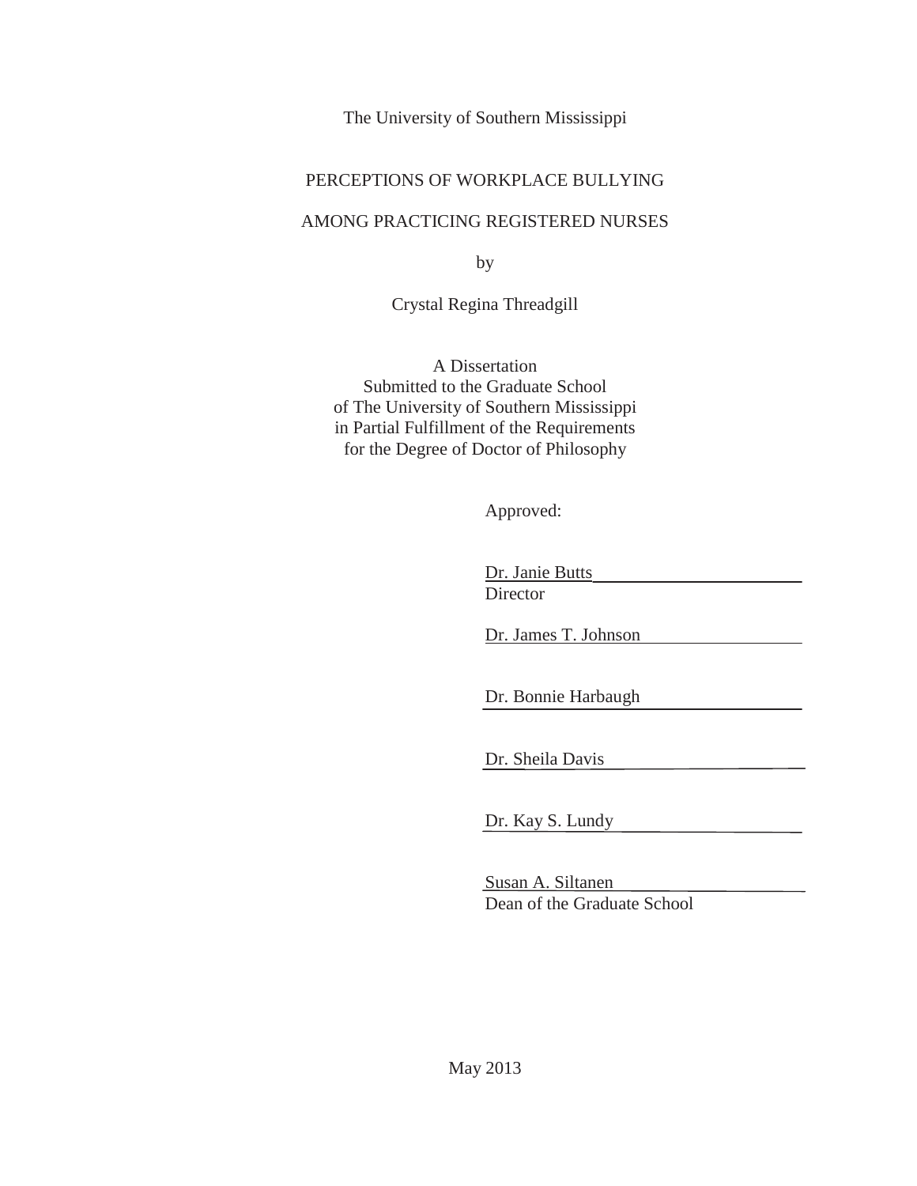The University of Southern Mississippi

PERCEPTIONS OF WORKPLACE BULLYING

AMONG PRACTICING REGISTERED NURSES

by

Crystal Regina Threadgill

A Dissertation
Submitted to the Graduate School
of The University of Southern Mississippi
in Partial Fulfillment of the Requirements
for the Degree of Doctor of Philosophy

Approved:

Dr. Janie Butts
Director

Dr. James T. Johnson

Dr. Bonnie Harbaugh

Dr. Sheila Davis

Dr. Kay S. Lundy

Susan A. Siltanen
Dean of the Graduate School

May 2013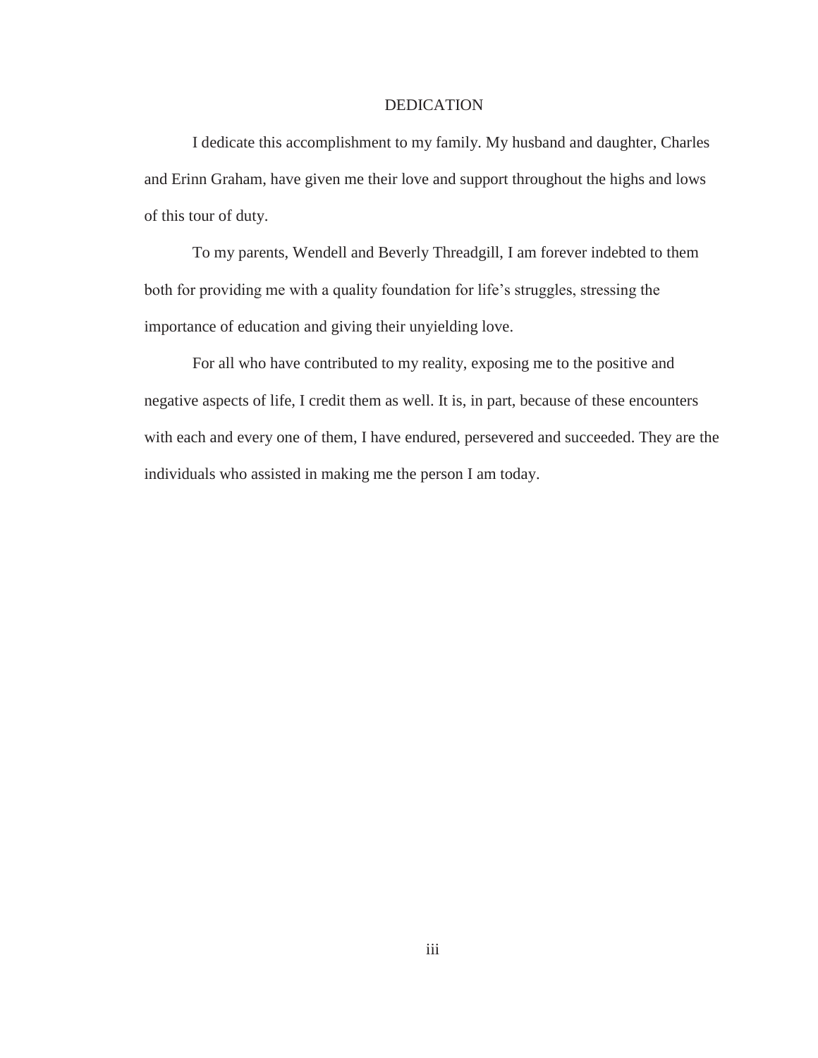# DEDICATION

I dedicate this accomplishment to my family. My husband and daughter, Charles and Erinn Graham, have given me their love and support throughout the highs and lows of this tour of duty.

To my parents, Wendell and Beverly Threadgill, I am forever indebted to them both for providing me with a quality foundation for life's struggles, stressing the importance of education and giving their unyielding love.

For all who have contributed to my reality, exposing me to the positive and negative aspects of life, I credit them as well. It is, in part, because of these encounters with each and every one of them, I have endured, persevered and succeeded. They are the individuals who assisted in making me the person I am today.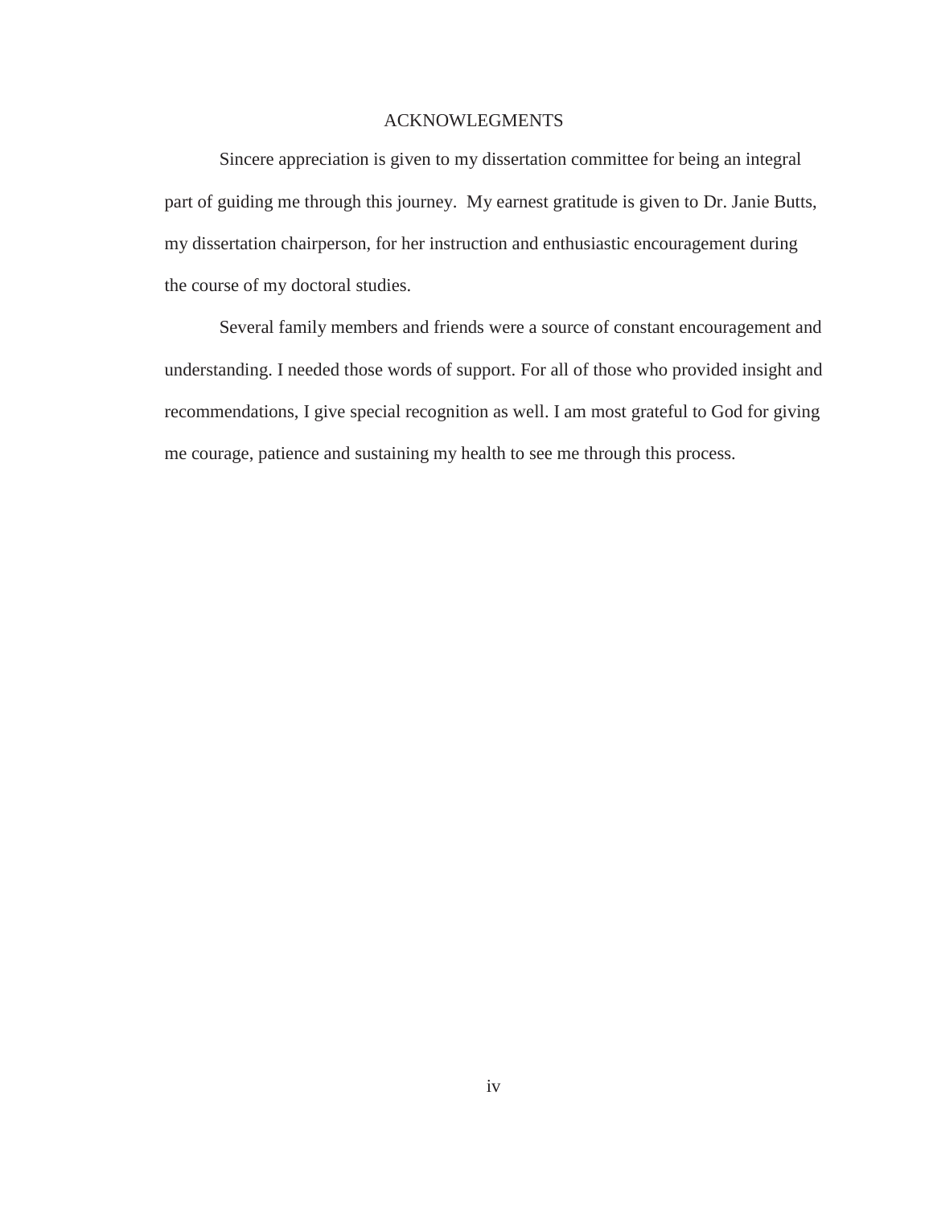# ACKNOWLEGMENTS

Sincere appreciation is given to my dissertation committee for being an integral part of guiding me through this journey. My earnest gratitude is given to Dr. Janie Butts, my dissertation chairperson, for her instruction and enthusiastic encouragement during the course of my doctoral studies.

Several family members and friends were a source of constant encouragement and understanding. I needed those words of support. For all of those who provided insight and recommendations, I give special recognition as well. I am most grateful to God for giving me courage, patience and sustaining my health to see me through this process.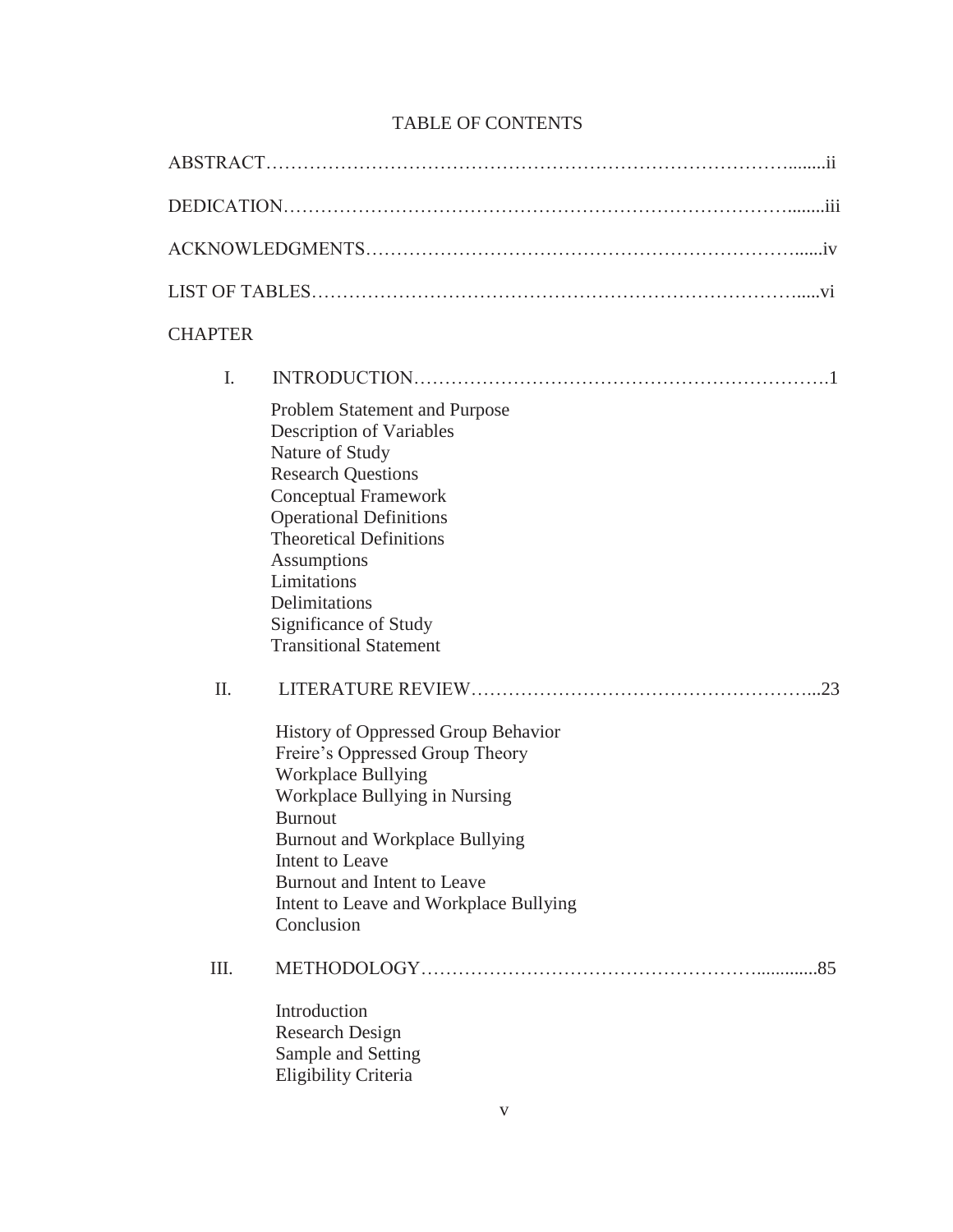# TABLE OF CONTENTS

ABSTRACT……………………………………………………………………………ii

DEDICATION…………………………………………………………………………iii

ACKNOWLEDGMENTS………………………………………………………………iv

LIST OF TABLES……………………………………………………………………vi

CHAPTER

I. INTRODUCTION……………………………………………………………1

- Problem Statement and Purpose
- Description of Variables
- Nature of Study
- Research Questions
- Conceptual Framework
- Operational Definitions
- Theoretical Definitions
- Assumptions
- Limitations
- Delimitations
- Significance of Study
- Transitional Statement

II. LITERATURE REVIEW……………………………………………………23

- History of Oppressed Group Behavior
- Freire's Oppressed Group Theory
- Workplace Bullying
- Workplace Bullying in Nursing
- Burnout
- Burnout and Workplace Bullying
- Intent to Leave
- Burnout and Intent to Leave
- Intent to Leave and Workplace Bullying
- Conclusion

III. METHODOLOGY……………………………………………………………85

- Introduction
- Research Design
- Sample and Setting
- Eligibility Criteria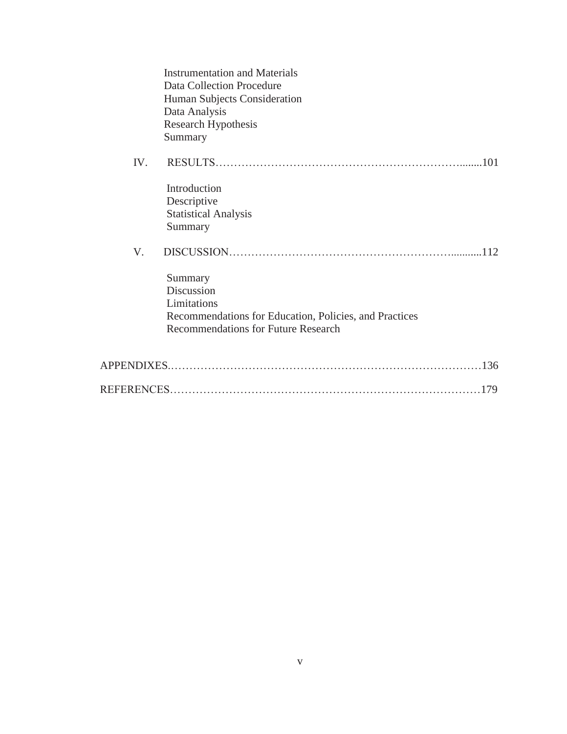Instrumentation and Materials
Data Collection Procedure
Human Subjects Consideration
Data Analysis
Research Hypothesis
Summary

IV. RESULTS……………………………………………………………........101

Introduction
Descriptive
Statistical Analysis
Summary

V. DISCUSSION…………………………………………………….........112

Summary
Discussion
Limitations
Recommendations for Education, Policies, and Practices
Recommendations for Future Research

APPENDIXES.…………………………………………………………………………136

REFERENCES…………………………………………………………………………179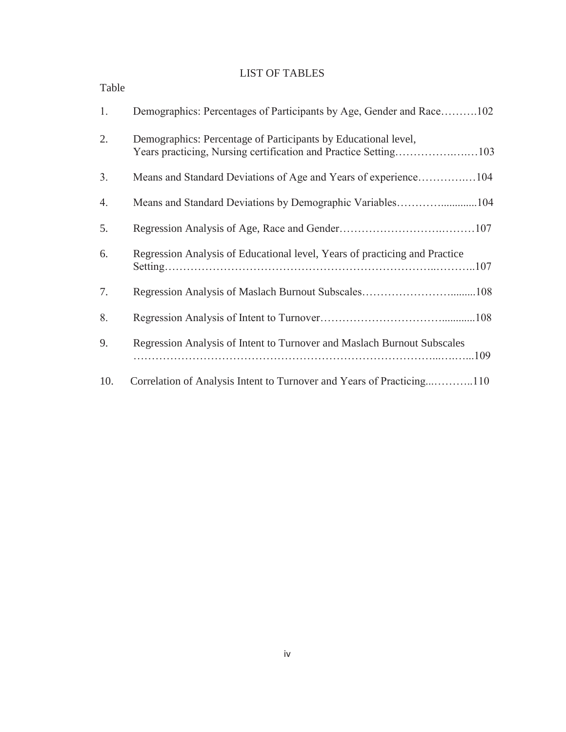# LIST OF TABLES

Table

1. Demographics: Percentages of Participants by Age, Gender and Race……….102
2. Demographics: Percentage of Participants by Educational level, Years practicing, Nursing certification and Practice Setting……………….….…103
3. Means and Standard Deviations of Age and Years of experience…………..…104
4. Means and Standard Deviations by Demographic Variables…………............104
5. Regression Analysis of Age, Race and Gender……………………….………107
6. Regression Analysis of Educational level, Years of practicing and Practice Setting……………………………………………………………..………..107
7. Regression Analysis of Maslach Burnout Subscales……………………........108
8. Regression Analysis of Intent to Turnover…………………………............108
9. Regression Analysis of Intent to Turnover and Maslach Burnout Subscales ………………………………………………………………………...….…...109
10. Correlation of Analysis Intent to Turnover and Years of Practicing...………..110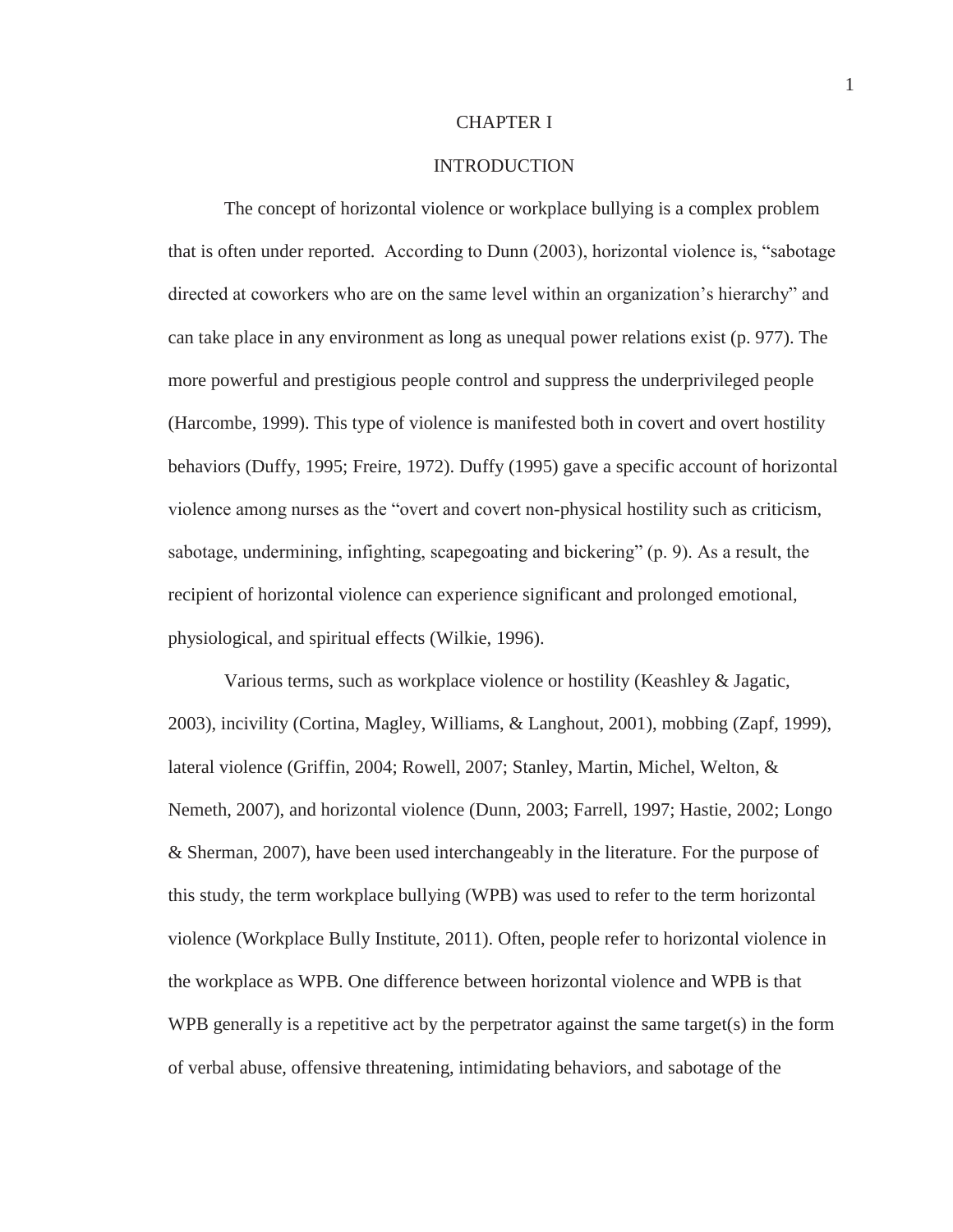# CHAPTER I

## INTRODUCTION

The concept of horizontal violence or workplace bullying is a complex problem that is often under reported. According to Dunn (2003), horizontal violence is, "sabotage directed at coworkers who are on the same level within an organization's hierarchy" and can take place in any environment as long as unequal power relations exist (p. 977). The more powerful and prestigious people control and suppress the underprivileged people (Harcombe, 1999). This type of violence is manifested both in covert and overt hostility behaviors (Duffy, 1995; Freire, 1972). Duffy (1995) gave a specific account of horizontal violence among nurses as the "overt and covert non-physical hostility such as criticism, sabotage, undermining, infighting, scapegoating and bickering" (p. 9). As a result, the recipient of horizontal violence can experience significant and prolonged emotional, physiological, and spiritual effects (Wilkie, 1996).

Various terms, such as workplace violence or hostility (Keashley & Jagatic, 2003), incivility (Cortina, Magley, Williams, & Langhout, 2001), mobbing (Zapf, 1999), lateral violence (Griffin, 2004; Rowell, 2007; Stanley, Martin, Michel, Welton, & Nemeth, 2007), and horizontal violence (Dunn, 2003; Farrell, 1997; Hastie, 2002; Longo & Sherman, 2007), have been used interchangeably in the literature. For the purpose of this study, the term workplace bullying (WPB) was used to refer to the term horizontal violence (Workplace Bully Institute, 2011). Often, people refer to horizontal violence in the workplace as WPB. One difference between horizontal violence and WPB is that WPB generally is a repetitive act by the perpetrator against the same target(s) in the form of verbal abuse, offensive threatening, intimidating behaviors, and sabotage of the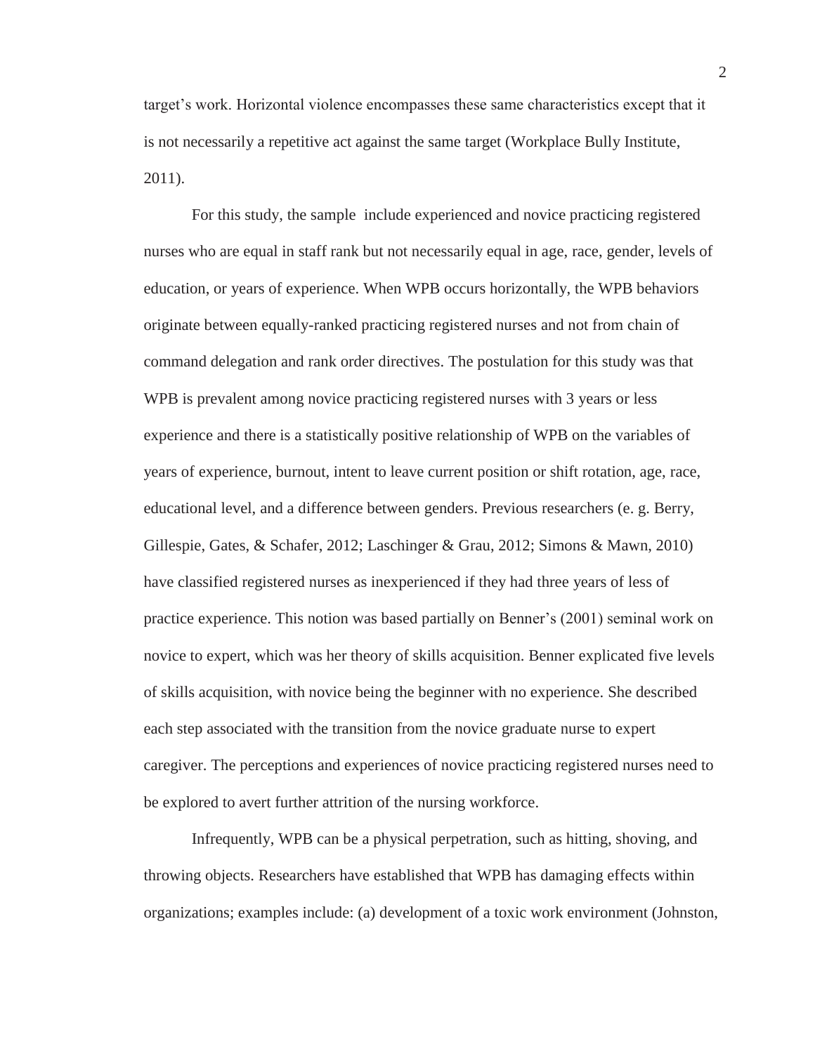target's work. Horizontal violence encompasses these same characteristics except that it is not necessarily a repetitive act against the same target (Workplace Bully Institute, 2011).

For this study, the sample include experienced and novice practicing registered nurses who are equal in staff rank but not necessarily equal in age, race, gender, levels of education, or years of experience. When WPB occurs horizontally, the WPB behaviors originate between equally-ranked practicing registered nurses and not from chain of command delegation and rank order directives. The postulation for this study was that WPB is prevalent among novice practicing registered nurses with 3 years or less experience and there is a statistically positive relationship of WPB on the variables of years of experience, burnout, intent to leave current position or shift rotation, age, race, educational level, and a difference between genders. Previous researchers (e. g. Berry, Gillespie, Gates, & Schafer, 2012; Laschinger & Grau, 2012; Simons & Mawn, 2010) have classified registered nurses as inexperienced if they had three years of less of practice experience. This notion was based partially on Benner's (2001) seminal work on novice to expert, which was her theory of skills acquisition. Benner explicated five levels of skills acquisition, with novice being the beginner with no experience. She described each step associated with the transition from the novice graduate nurse to expert caregiver. The perceptions and experiences of novice practicing registered nurses need to be explored to avert further attrition of the nursing workforce.

Infrequently, WPB can be a physical perpetration, such as hitting, shoving, and throwing objects. Researchers have established that WPB has damaging effects within organizations; examples include: (a) development of a toxic work environment (Johnston,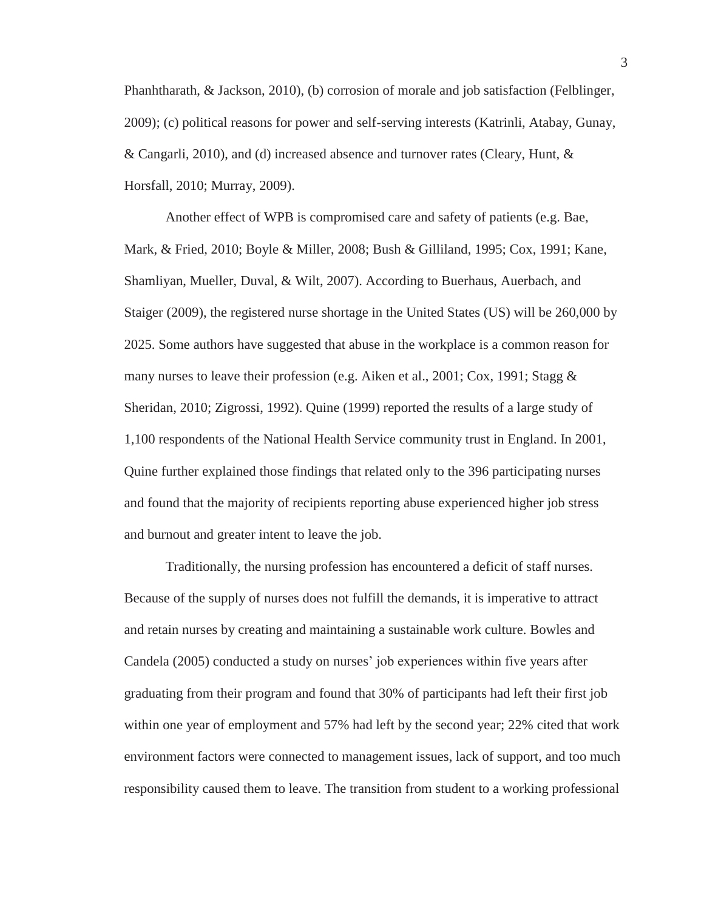Phanhtharath, & Jackson, 2010), (b) corrosion of morale and job satisfaction (Felblinger, 2009); (c) political reasons for power and self-serving interests (Katrinli, Atabay, Gunay, & Cangarli, 2010), and (d) increased absence and turnover rates (Cleary, Hunt, & Horsfall, 2010; Murray, 2009).

Another effect of WPB is compromised care and safety of patients (e.g. Bae, Mark, & Fried, 2010; Boyle & Miller, 2008; Bush & Gilliland, 1995; Cox, 1991; Kane, Shamliyan, Mueller, Duval, & Wilt, 2007). According to Buerhaus, Auerbach, and Staiger (2009), the registered nurse shortage in the United States (US) will be 260,000 by 2025. Some authors have suggested that abuse in the workplace is a common reason for many nurses to leave their profession (e.g. Aiken et al., 2001; Cox, 1991; Stagg & Sheridan, 2010; Zigrossi, 1992). Quine (1999) reported the results of a large study of 1,100 respondents of the National Health Service community trust in England. In 2001, Quine further explained those findings that related only to the 396 participating nurses and found that the majority of recipients reporting abuse experienced higher job stress and burnout and greater intent to leave the job.

Traditionally, the nursing profession has encountered a deficit of staff nurses. Because of the supply of nurses does not fulfill the demands, it is imperative to attract and retain nurses by creating and maintaining a sustainable work culture. Bowles and Candela (2005) conducted a study on nurses' job experiences within five years after graduating from their program and found that 30% of participants had left their first job within one year of employment and 57% had left by the second year; 22% cited that work environment factors were connected to management issues, lack of support, and too much responsibility caused them to leave. The transition from student to a working professional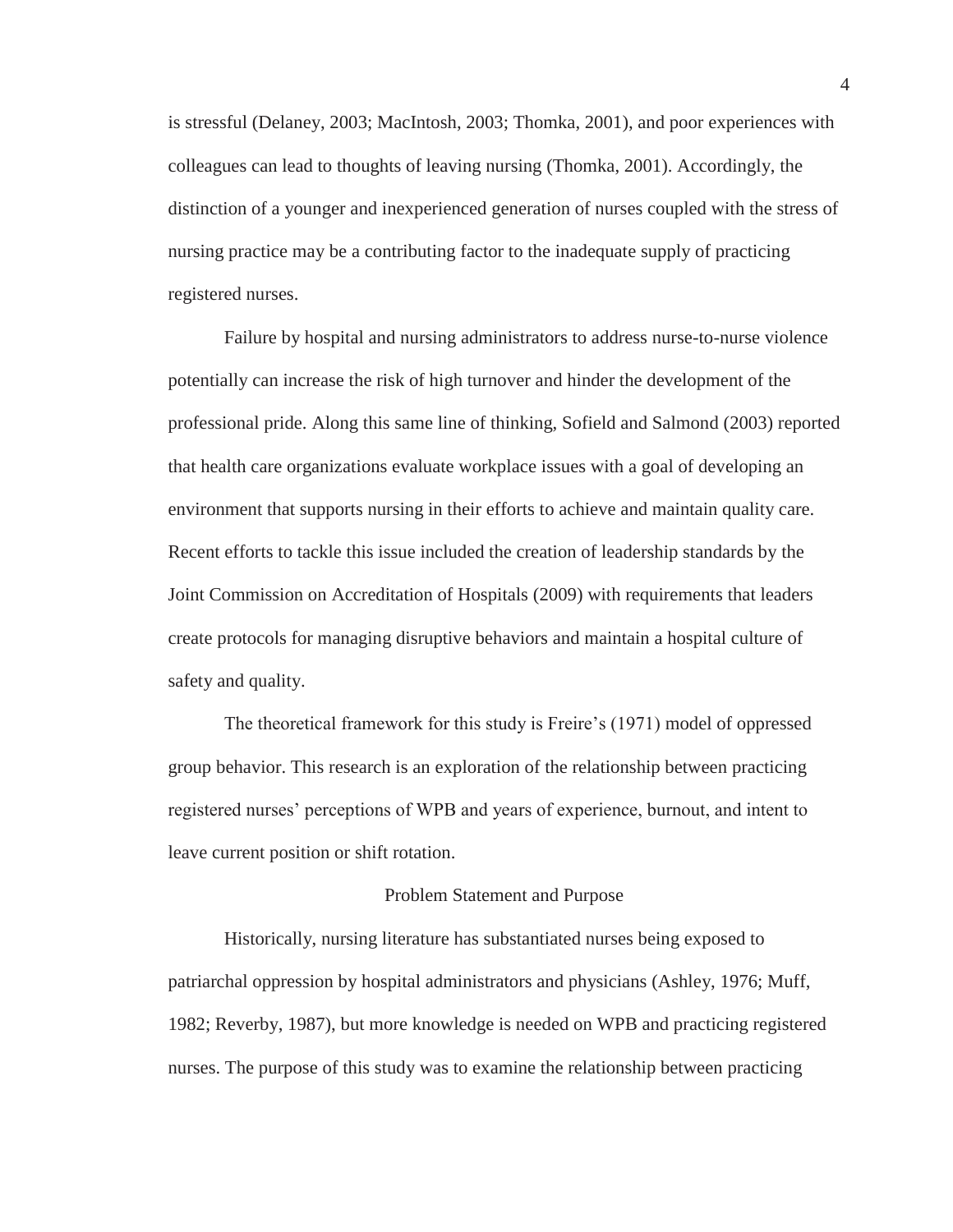is stressful (Delaney, 2003; MacIntosh, 2003; Thomka, 2001), and poor experiences with colleagues can lead to thoughts of leaving nursing (Thomka, 2001). Accordingly, the distinction of a younger and inexperienced generation of nurses coupled with the stress of nursing practice may be a contributing factor to the inadequate supply of practicing registered nurses.

Failure by hospital and nursing administrators to address nurse-to-nurse violence potentially can increase the risk of high turnover and hinder the development of the professional pride. Along this same line of thinking, Sofield and Salmond (2003) reported that health care organizations evaluate workplace issues with a goal of developing an environment that supports nursing in their efforts to achieve and maintain quality care. Recent efforts to tackle this issue included the creation of leadership standards by the Joint Commission on Accreditation of Hospitals (2009) with requirements that leaders create protocols for managing disruptive behaviors and maintain a hospital culture of safety and quality.

The theoretical framework for this study is Freire's (1971) model of oppressed group behavior. This research is an exploration of the relationship between practicing registered nurses' perceptions of WPB and years of experience, burnout, and intent to leave current position or shift rotation.

## Problem Statement and Purpose

Historically, nursing literature has substantiated nurses being exposed to patriarchal oppression by hospital administrators and physicians (Ashley, 1976; Muff, 1982; Reverby, 1987), but more knowledge is needed on WPB and practicing registered nurses. The purpose of this study was to examine the relationship between practicing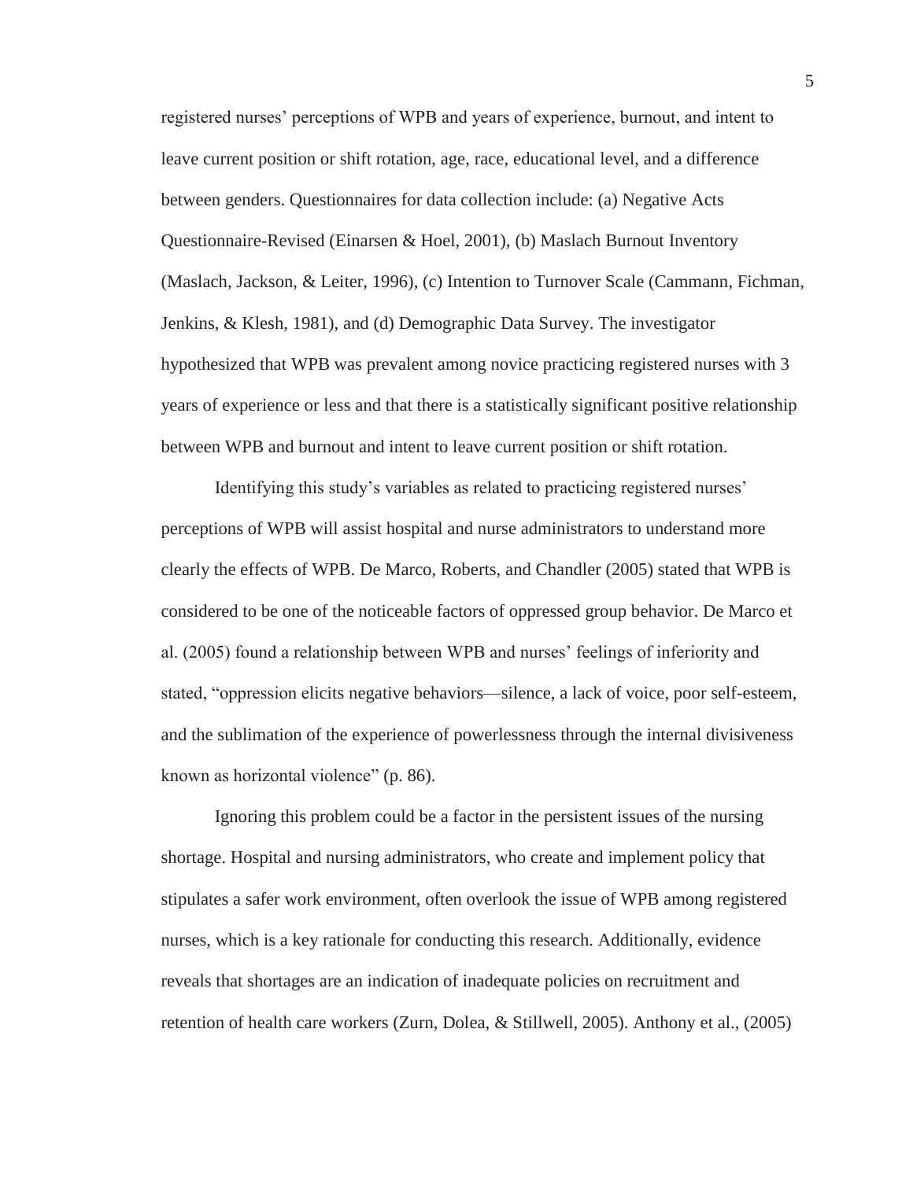registered nurses' perceptions of WPB and years of experience, burnout, and intent to leave current position or shift rotation, age, race, educational level, and a difference between genders. Questionnaires for data collection include: (a) Negative Acts Questionnaire-Revised (Einarsen & Hoel, 2001), (b) Maslach Burnout Inventory (Maslach, Jackson, & Leiter, 1996), (c) Intention to Turnover Scale (Cammann, Fichman, Jenkins, & Klesh, 1981), and (d) Demographic Data Survey. The investigator hypothesized that WPB was prevalent among novice practicing registered nurses with 3 years of experience or less and that there is a statistically significant positive relationship between WPB and burnout and intent to leave current position or shift rotation.

Identifying this study's variables as related to practicing registered nurses' perceptions of WPB will assist hospital and nurse administrators to understand more clearly the effects of WPB. De Marco, Roberts, and Chandler (2005) stated that WPB is considered to be one of the noticeable factors of oppressed group behavior. De Marco et al. (2005) found a relationship between WPB and nurses' feelings of inferiority and stated, "oppression elicits negative behaviors—silence, a lack of voice, poor self-esteem, and the sublimation of the experience of powerlessness through the internal divisiveness known as horizontal violence" (p. 86).

Ignoring this problem could be a factor in the persistent issues of the nursing shortage. Hospital and nursing administrators, who create and implement policy that stipulates a safer work environment, often overlook the issue of WPB among registered nurses, which is a key rationale for conducting this research. Additionally, evidence reveals that shortages are an indication of inadequate policies on recruitment and retention of health care workers (Zurn, Dolea, & Stillwell, 2005). Anthony et al., (2005)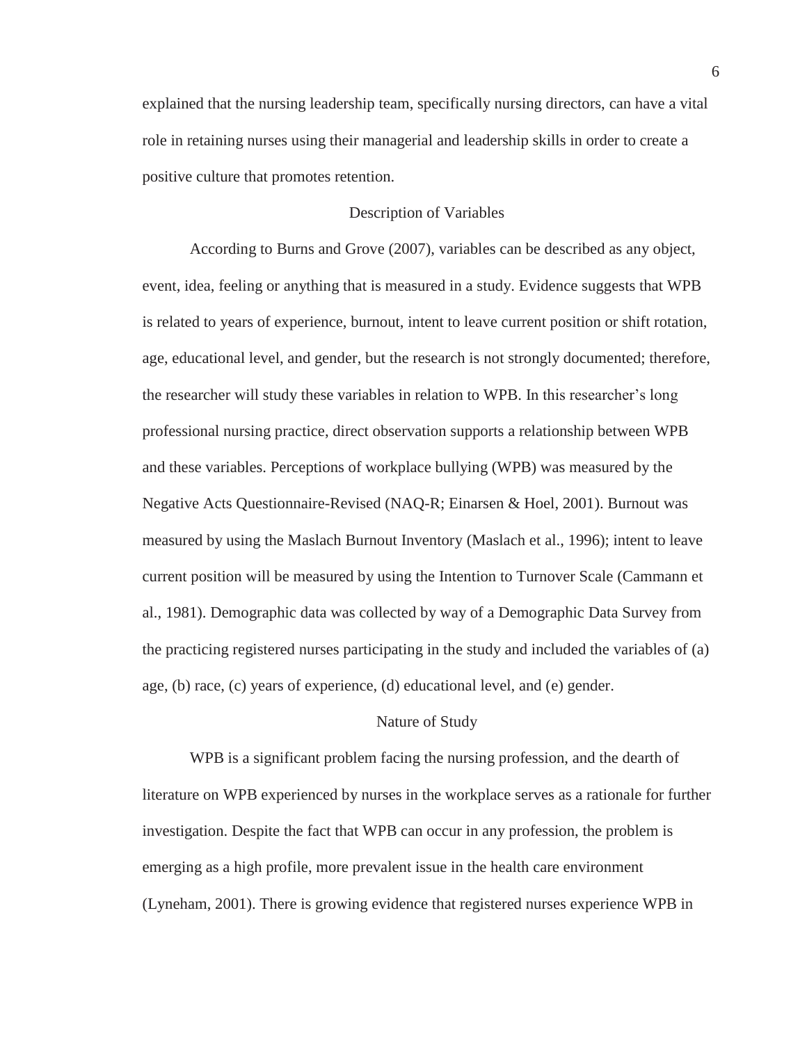explained that the nursing leadership team, specifically nursing directors, can have a vital role in retaining nurses using their managerial and leadership skills in order to create a positive culture that promotes retention.

## Description of Variables

According to Burns and Grove (2007), variables can be described as any object, event, idea, feeling or anything that is measured in a study. Evidence suggests that WPB is related to years of experience, burnout, intent to leave current position or shift rotation, age, educational level, and gender, but the research is not strongly documented; therefore, the researcher will study these variables in relation to WPB. In this researcher's long professional nursing practice, direct observation supports a relationship between WPB and these variables. Perceptions of workplace bullying (WPB) was measured by the Negative Acts Questionnaire-Revised (NAQ-R; Einarsen & Hoel, 2001). Burnout was measured by using the Maslach Burnout Inventory (Maslach et al., 1996); intent to leave current position will be measured by using the Intention to Turnover Scale (Cammann et al., 1981). Demographic data was collected by way of a Demographic Data Survey from the practicing registered nurses participating in the study and included the variables of (a) age, (b) race, (c) years of experience, (d) educational level, and (e) gender.

## Nature of Study

WPB is a significant problem facing the nursing profession, and the dearth of literature on WPB experienced by nurses in the workplace serves as a rationale for further investigation. Despite the fact that WPB can occur in any profession, the problem is emerging as a high profile, more prevalent issue in the health care environment (Lyneham, 2001). There is growing evidence that registered nurses experience WPB in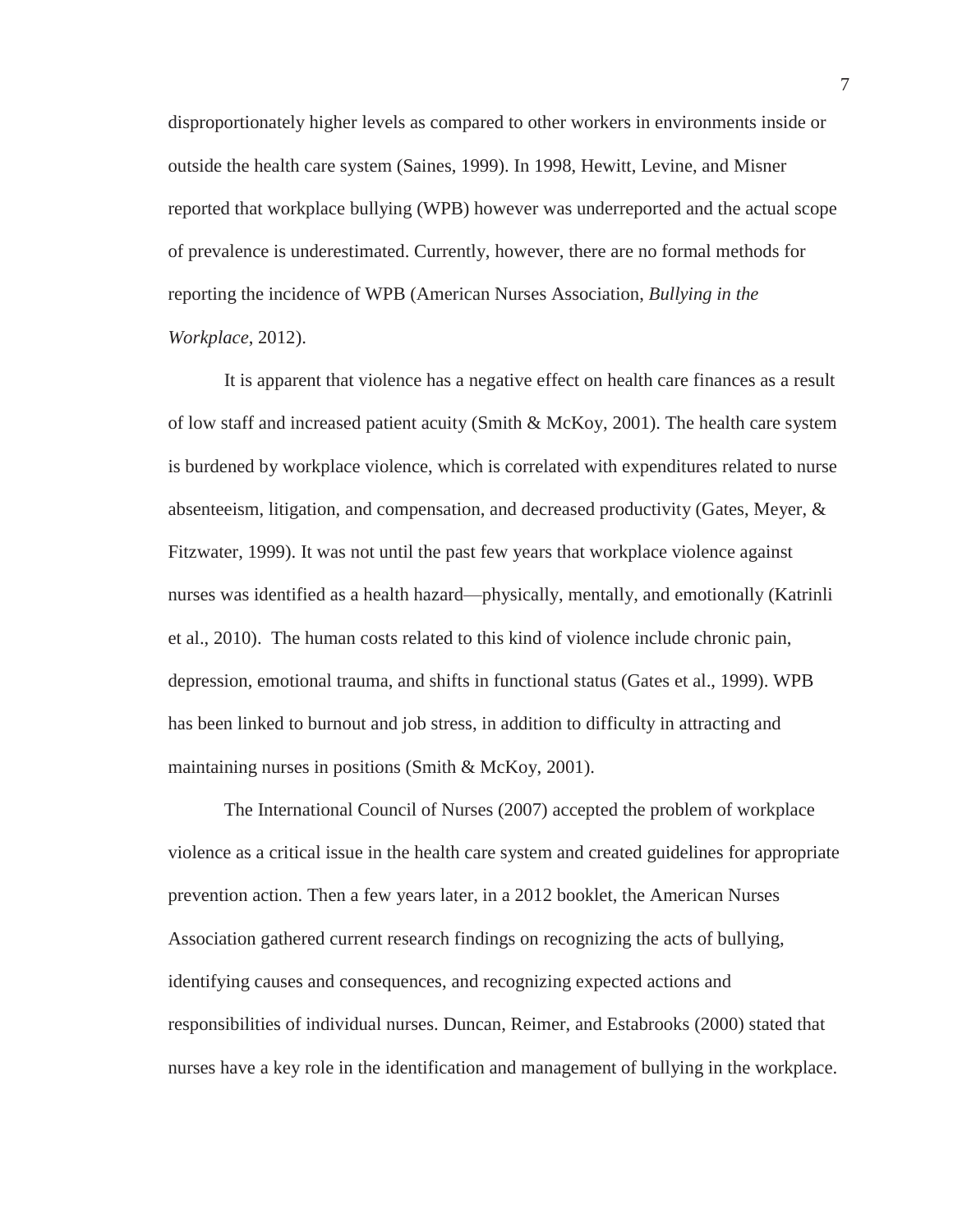disproportionately higher levels as compared to other workers in environments inside or outside the health care system (Saines, 1999). In 1998, Hewitt, Levine, and Misner reported that workplace bullying (WPB) however was underreported and the actual scope of prevalence is underestimated. Currently, however, there are no formal methods for reporting the incidence of WPB (American Nurses Association, *Bullying in the Workplace*, 2012).

It is apparent that violence has a negative effect on health care finances as a result of low staff and increased patient acuity (Smith & McKoy, 2001). The health care system is burdened by workplace violence, which is correlated with expenditures related to nurse absenteeism, litigation, and compensation, and decreased productivity (Gates, Meyer, & Fitzwater, 1999). It was not until the past few years that workplace violence against nurses was identified as a health hazard—physically, mentally, and emotionally (Katrinli et al., 2010). The human costs related to this kind of violence include chronic pain, depression, emotional trauma, and shifts in functional status (Gates et al., 1999). WPB has been linked to burnout and job stress, in addition to difficulty in attracting and maintaining nurses in positions (Smith & McKoy, 2001).

The International Council of Nurses (2007) accepted the problem of workplace violence as a critical issue in the health care system and created guidelines for appropriate prevention action. Then a few years later, in a 2012 booklet, the American Nurses Association gathered current research findings on recognizing the acts of bullying, identifying causes and consequences, and recognizing expected actions and responsibilities of individual nurses. Duncan, Reimer, and Estabrooks (2000) stated that nurses have a key role in the identification and management of bullying in the workplace.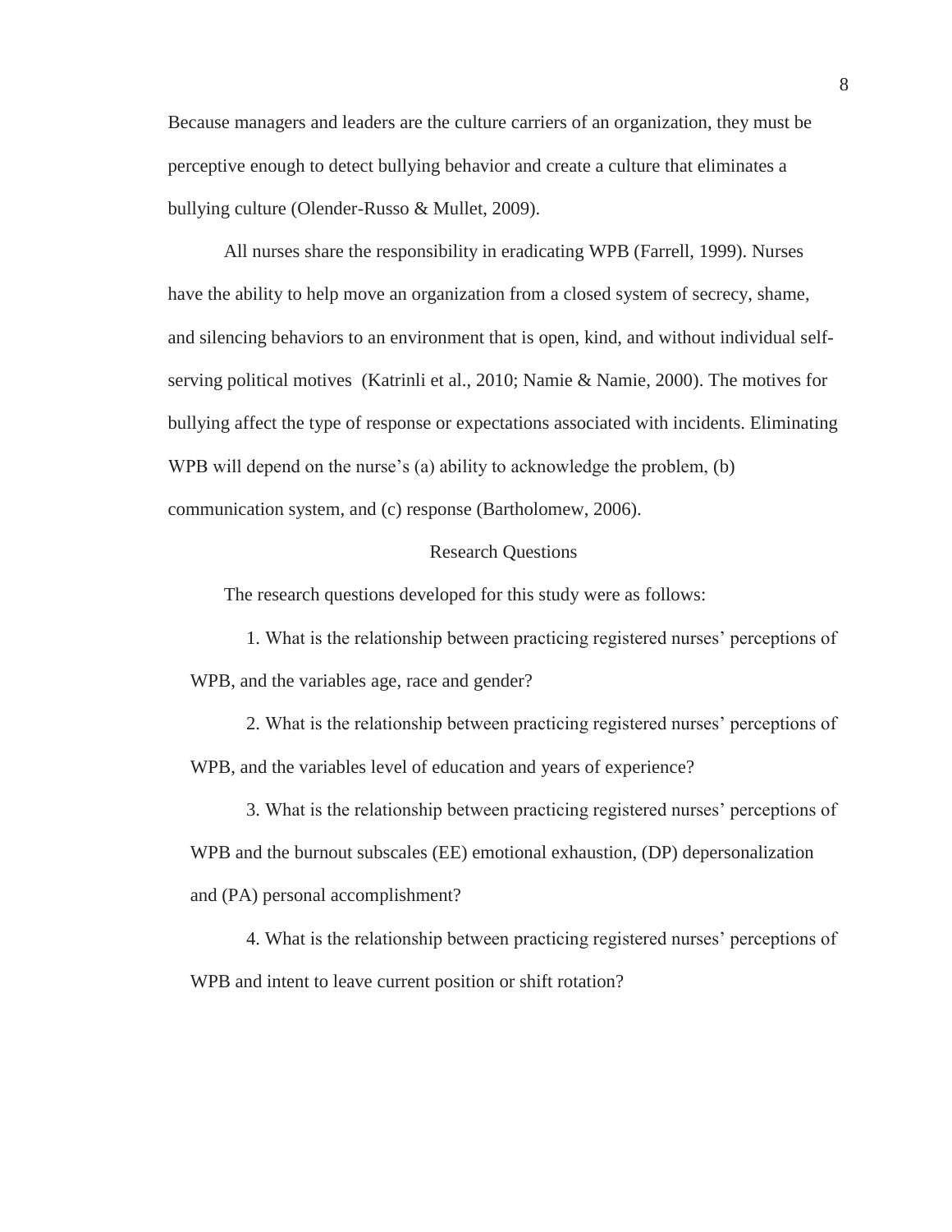Because managers and leaders are the culture carriers of an organization, they must be perceptive enough to detect bullying behavior and create a culture that eliminates a bullying culture (Olender-Russo & Mullet, 2009).

All nurses share the responsibility in eradicating WPB (Farrell, 1999). Nurses have the ability to help move an organization from a closed system of secrecy, shame, and silencing behaviors to an environment that is open, kind, and without individual self-serving political motives (Katrinli et al., 2010; Namie & Namie, 2000). The motives for bullying affect the type of response or expectations associated with incidents. Eliminating WPB will depend on the nurse's (a) ability to acknowledge the problem, (b) communication system, and (c) response (Bartholomew, 2006).

## Research Questions

The research questions developed for this study were as follows:

1. What is the relationship between practicing registered nurses' perceptions of WPB, and the variables age, race and gender?

2. What is the relationship between practicing registered nurses' perceptions of WPB, and the variables level of education and years of experience?

3. What is the relationship between practicing registered nurses' perceptions of WPB and the burnout subscales (EE) emotional exhaustion, (DP) depersonalization and (PA) personal accomplishment?

4. What is the relationship between practicing registered nurses' perceptions of WPB and intent to leave current position or shift rotation?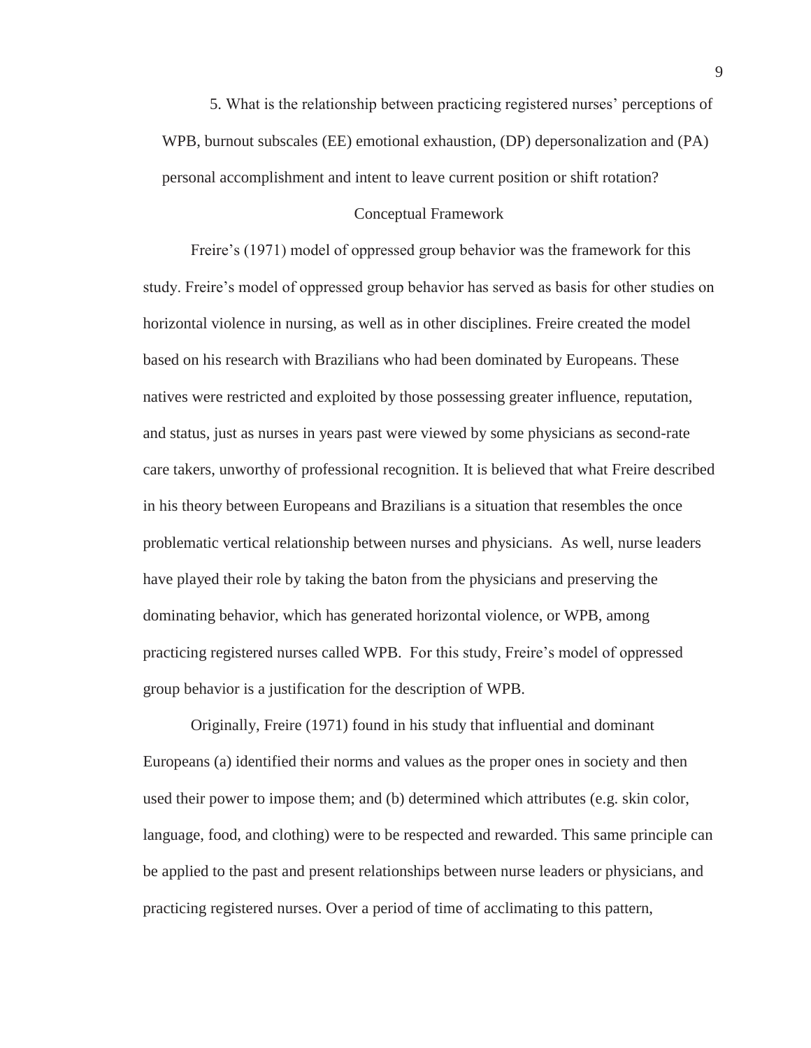5. What is the relationship between practicing registered nurses' perceptions of WPB, burnout subscales (EE) emotional exhaustion, (DP) depersonalization and (PA) personal accomplishment and intent to leave current position or shift rotation?

## Conceptual Framework

Freire's (1971) model of oppressed group behavior was the framework for this study. Freire's model of oppressed group behavior has served as basis for other studies on horizontal violence in nursing, as well as in other disciplines. Freire created the model based on his research with Brazilians who had been dominated by Europeans. These natives were restricted and exploited by those possessing greater influence, reputation, and status, just as nurses in years past were viewed by some physicians as second-rate care takers, unworthy of professional recognition. It is believed that what Freire described in his theory between Europeans and Brazilians is a situation that resembles the once problematic vertical relationship between nurses and physicians. As well, nurse leaders have played their role by taking the baton from the physicians and preserving the dominating behavior, which has generated horizontal violence, or WPB, among practicing registered nurses called WPB. For this study, Freire's model of oppressed group behavior is a justification for the description of WPB.

Originally, Freire (1971) found in his study that influential and dominant Europeans (a) identified their norms and values as the proper ones in society and then used their power to impose them; and (b) determined which attributes (e.g. skin color, language, food, and clothing) were to be respected and rewarded. This same principle can be applied to the past and present relationships between nurse leaders or physicians, and practicing registered nurses. Over a period of time of acclimating to this pattern,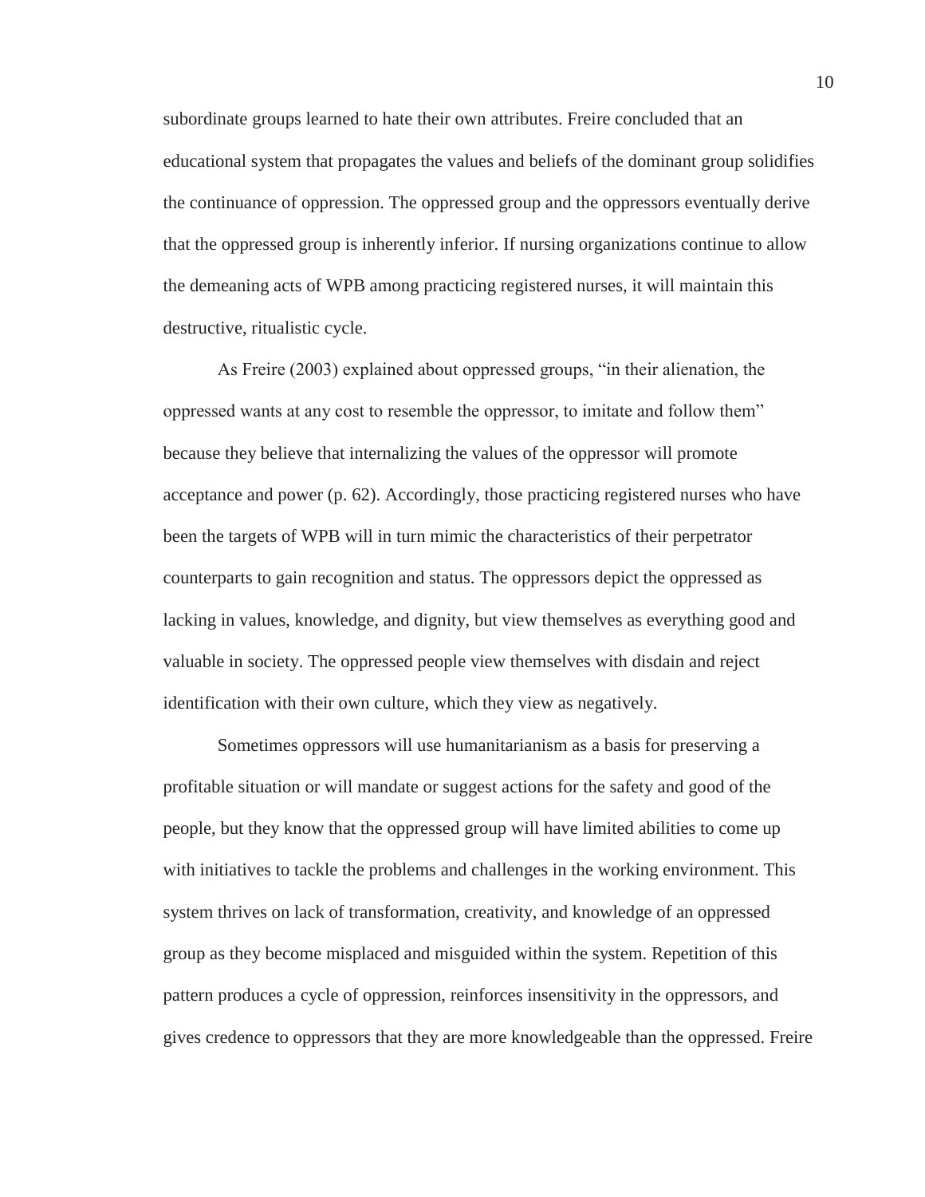subordinate groups learned to hate their own attributes. Freire concluded that an educational system that propagates the values and beliefs of the dominant group solidifies the continuance of oppression. The oppressed group and the oppressors eventually derive that the oppressed group is inherently inferior. If nursing organizations continue to allow the demeaning acts of WPB among practicing registered nurses, it will maintain this destructive, ritualistic cycle.

As Freire (2003) explained about oppressed groups, "in their alienation, the oppressed wants at any cost to resemble the oppressor, to imitate and follow them" because they believe that internalizing the values of the oppressor will promote acceptance and power (p. 62). Accordingly, those practicing registered nurses who have been the targets of WPB will in turn mimic the characteristics of their perpetrator counterparts to gain recognition and status. The oppressors depict the oppressed as lacking in values, knowledge, and dignity, but view themselves as everything good and valuable in society. The oppressed people view themselves with disdain and reject identification with their own culture, which they view as negatively.

Sometimes oppressors will use humanitarianism as a basis for preserving a profitable situation or will mandate or suggest actions for the safety and good of the people, but they know that the oppressed group will have limited abilities to come up with initiatives to tackle the problems and challenges in the working environment. This system thrives on lack of transformation, creativity, and knowledge of an oppressed group as they become misplaced and misguided within the system. Repetition of this pattern produces a cycle of oppression, reinforces insensitivity in the oppressors, and gives credence to oppressors that they are more knowledgeable than the oppressed. Freire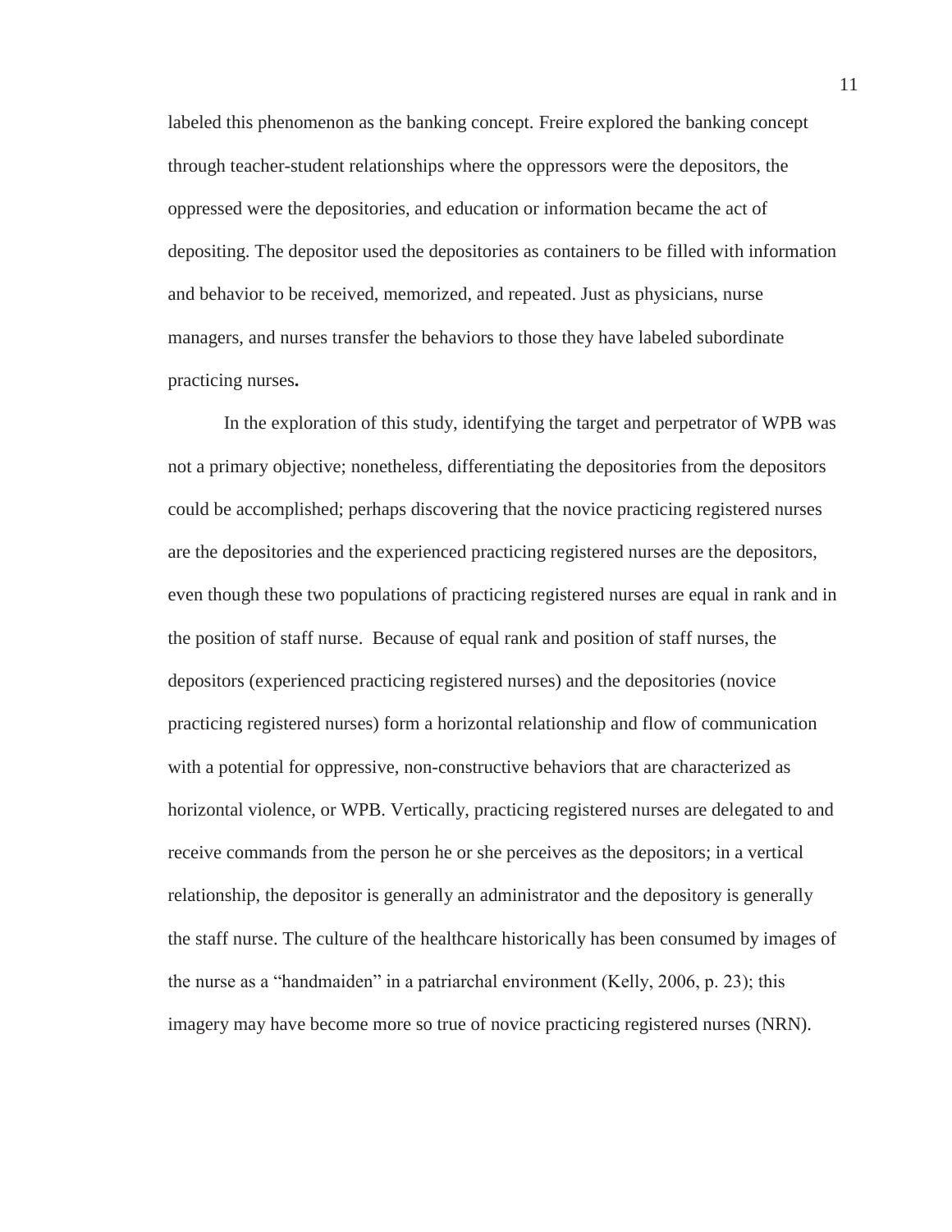labeled this phenomenon as the banking concept. Freire explored the banking concept through teacher-student relationships where the oppressors were the depositors, the oppressed were the depositories, and education or information became the act of depositing. The depositor used the depositories as containers to be filled with information and behavior to be received, memorized, and repeated. Just as physicians, nurse managers, and nurses transfer the behaviors to those they have labeled subordinate practicing nurses**.**

In the exploration of this study, identifying the target and perpetrator of WPB was not a primary objective; nonetheless, differentiating the depositories from the depositors could be accomplished; perhaps discovering that the novice practicing registered nurses are the depositories and the experienced practicing registered nurses are the depositors, even though these two populations of practicing registered nurses are equal in rank and in the position of staff nurse. Because of equal rank and position of staff nurses, the depositors (experienced practicing registered nurses) and the depositories (novice practicing registered nurses) form a horizontal relationship and flow of communication with a potential for oppressive, non-constructive behaviors that are characterized as horizontal violence, or WPB. Vertically, practicing registered nurses are delegated to and receive commands from the person he or she perceives as the depositors; in a vertical relationship, the depositor is generally an administrator and the depository is generally the staff nurse. The culture of the healthcare historically has been consumed by images of the nurse as a "handmaiden" in a patriarchal environment (Kelly, 2006, p. 23); this imagery may have become more so true of novice practicing registered nurses (NRN).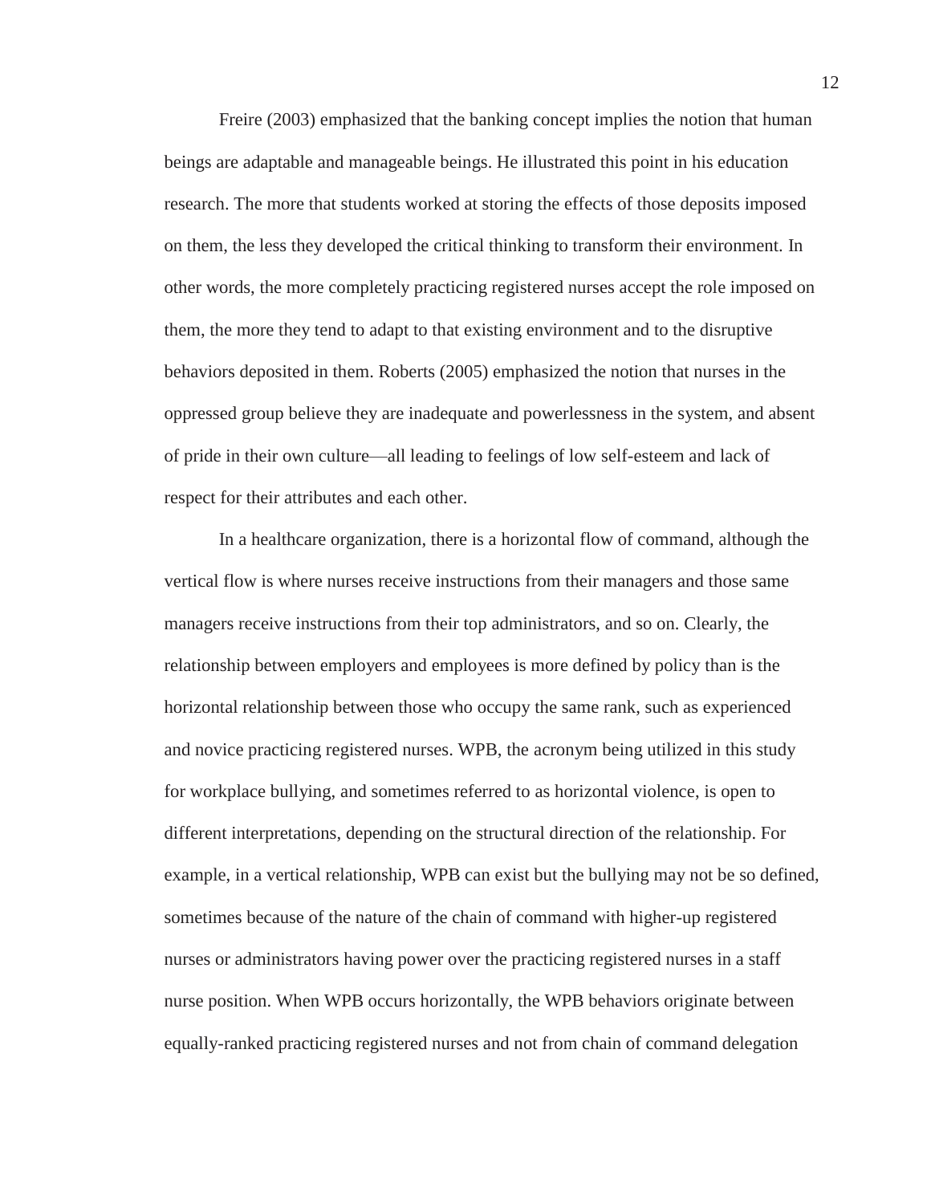Freire (2003) emphasized that the banking concept implies the notion that human beings are adaptable and manageable beings. He illustrated this point in his education research. The more that students worked at storing the effects of those deposits imposed on them, the less they developed the critical thinking to transform their environment. In other words, the more completely practicing registered nurses accept the role imposed on them, the more they tend to adapt to that existing environment and to the disruptive behaviors deposited in them. Roberts (2005) emphasized the notion that nurses in the oppressed group believe they are inadequate and powerlessness in the system, and absent of pride in their own culture—all leading to feelings of low self-esteem and lack of respect for their attributes and each other.

In a healthcare organization, there is a horizontal flow of command, although the vertical flow is where nurses receive instructions from their managers and those same managers receive instructions from their top administrators, and so on. Clearly, the relationship between employers and employees is more defined by policy than is the horizontal relationship between those who occupy the same rank, such as experienced and novice practicing registered nurses. WPB, the acronym being utilized in this study for workplace bullying, and sometimes referred to as horizontal violence, is open to different interpretations, depending on the structural direction of the relationship. For example, in a vertical relationship, WPB can exist but the bullying may not be so defined, sometimes because of the nature of the chain of command with higher-up registered nurses or administrators having power over the practicing registered nurses in a staff nurse position. When WPB occurs horizontally, the WPB behaviors originate between equally-ranked practicing registered nurses and not from chain of command delegation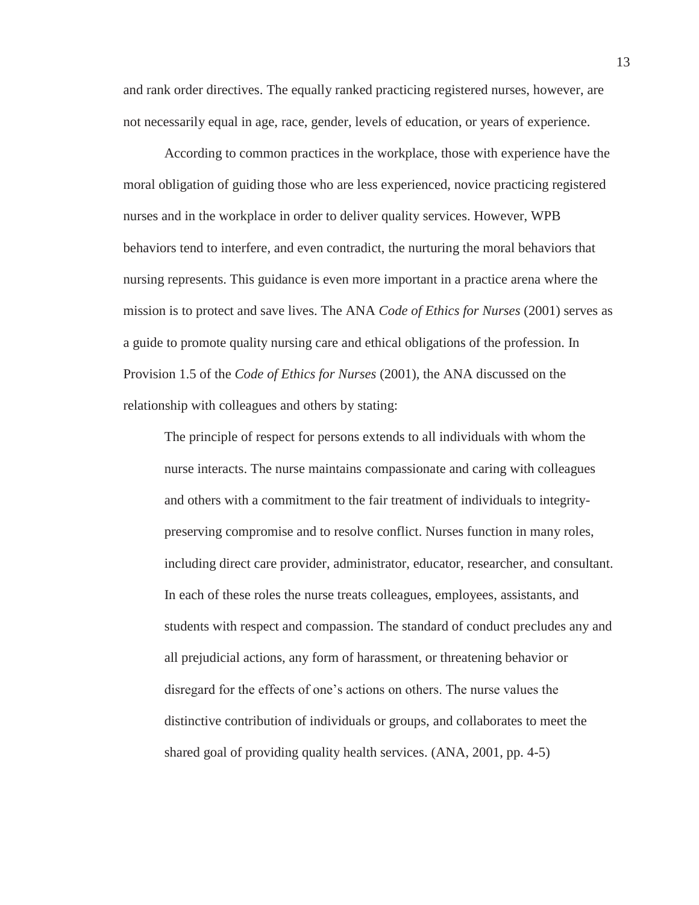and rank order directives. The equally ranked practicing registered nurses, however, are not necessarily equal in age, race, gender, levels of education, or years of experience.

According to common practices in the workplace, those with experience have the moral obligation of guiding those who are less experienced, novice practicing registered nurses and in the workplace in order to deliver quality services. However, WPB behaviors tend to interfere, and even contradict, the nurturing the moral behaviors that nursing represents. This guidance is even more important in a practice arena where the mission is to protect and save lives. The ANA *Code of Ethics for Nurses* (2001) serves as a guide to promote quality nursing care and ethical obligations of the profession. In Provision 1.5 of the *Code of Ethics for Nurses* (2001), the ANA discussed on the relationship with colleagues and others by stating:

> The principle of respect for persons extends to all individuals with whom the nurse interacts. The nurse maintains compassionate and caring with colleagues and others with a commitment to the fair treatment of individuals to integrity-preserving compromise and to resolve conflict. Nurses function in many roles, including direct care provider, administrator, educator, researcher, and consultant. In each of these roles the nurse treats colleagues, employees, assistants, and students with respect and compassion. The standard of conduct precludes any and all prejudicial actions, any form of harassment, or threatening behavior or disregard for the effects of one's actions on others. The nurse values the distinctive contribution of individuals or groups, and collaborates to meet the shared goal of providing quality health services. (ANA, 2001, pp. 4-5)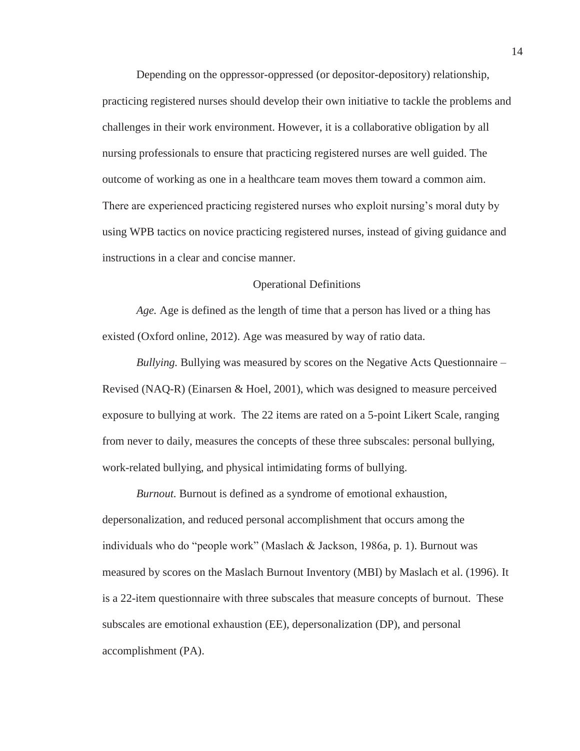Depending on the oppressor-oppressed (or depositor-depository) relationship, practicing registered nurses should develop their own initiative to tackle the problems and challenges in their work environment. However, it is a collaborative obligation by all nursing professionals to ensure that practicing registered nurses are well guided. The outcome of working as one in a healthcare team moves them toward a common aim. There are experienced practicing registered nurses who exploit nursing's moral duty by using WPB tactics on novice practicing registered nurses, instead of giving guidance and instructions in a clear and concise manner.

## Operational Definitions

*Age.* Age is defined as the length of time that a person has lived or a thing has existed (Oxford online, 2012). Age was measured by way of ratio data.

*Bullying.* Bullying was measured by scores on the Negative Acts Questionnaire – Revised (NAQ-R) (Einarsen & Hoel, 2001), which was designed to measure perceived exposure to bullying at work. The 22 items are rated on a 5-point Likert Scale, ranging from never to daily, measures the concepts of these three subscales: personal bullying, work-related bullying, and physical intimidating forms of bullying.

*Burnout.* Burnout is defined as a syndrome of emotional exhaustion, depersonalization, and reduced personal accomplishment that occurs among the individuals who do "people work" (Maslach & Jackson, 1986a, p. 1). Burnout was measured by scores on the Maslach Burnout Inventory (MBI) by Maslach et al. (1996). It is a 22-item questionnaire with three subscales that measure concepts of burnout. These subscales are emotional exhaustion (EE), depersonalization (DP), and personal accomplishment (PA).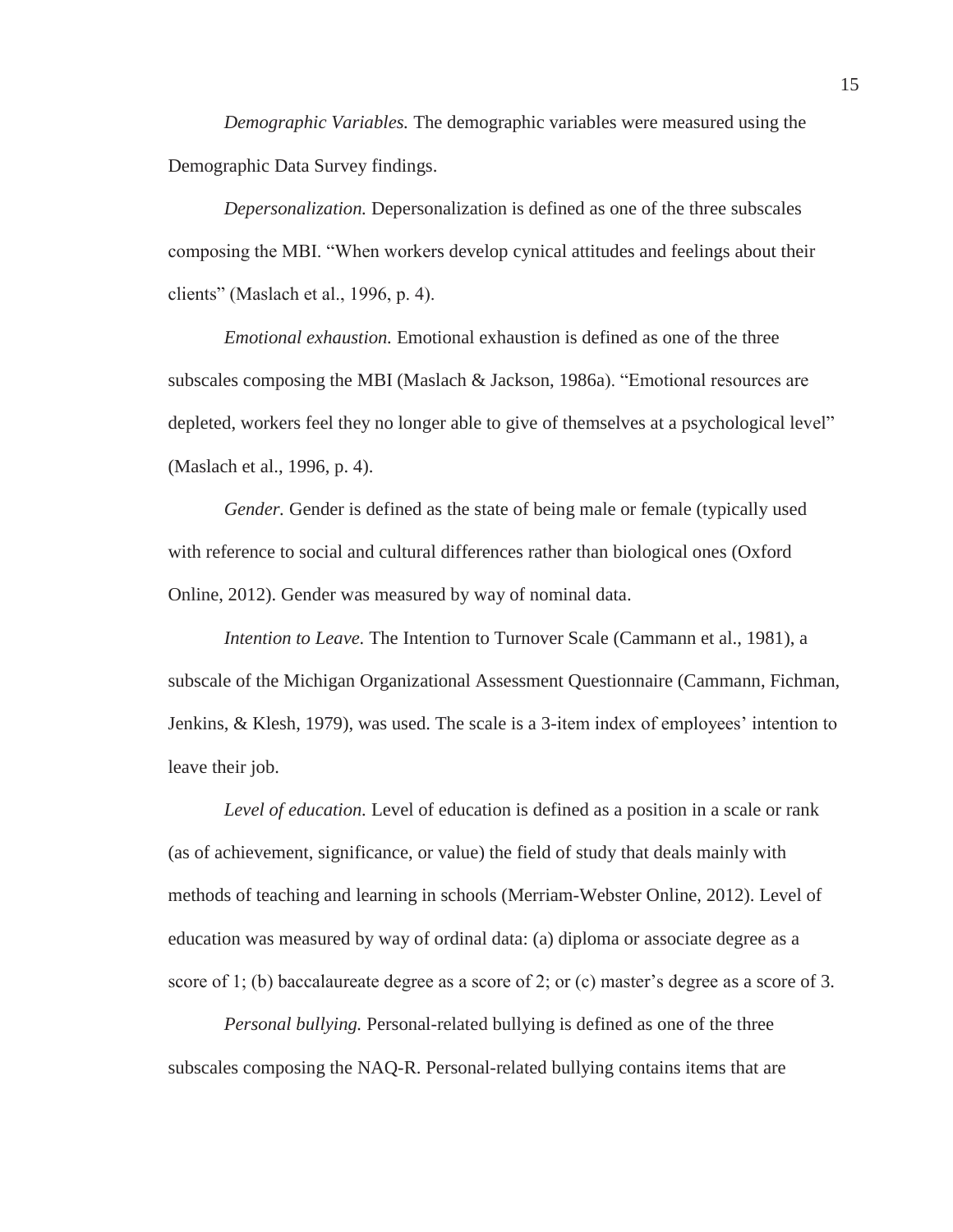*Demographic Variables.* The demographic variables were measured using the Demographic Data Survey findings.

*Depersonalization.* Depersonalization is defined as one of the three subscales composing the MBI. "When workers develop cynical attitudes and feelings about their clients" (Maslach et al., 1996, p. 4).

*Emotional exhaustion.* Emotional exhaustion is defined as one of the three subscales composing the MBI (Maslach & Jackson, 1986a). "Emotional resources are depleted, workers feel they no longer able to give of themselves at a psychological level" (Maslach et al., 1996, p. 4).

*Gender.* Gender is defined as the state of being male or female (typically used with reference to social and cultural differences rather than biological ones (Oxford Online, 2012). Gender was measured by way of nominal data.

*Intention to Leave.* The Intention to Turnover Scale (Cammann et al., 1981), a subscale of the Michigan Organizational Assessment Questionnaire (Cammann, Fichman, Jenkins, & Klesh, 1979), was used. The scale is a 3-item index of employees' intention to leave their job.

*Level of education.* Level of education is defined as a position in a scale or rank (as of achievement, significance, or value) the field of study that deals mainly with methods of teaching and learning in schools (Merriam-Webster Online, 2012). Level of education was measured by way of ordinal data: (a) diploma or associate degree as a score of 1; (b) baccalaureate degree as a score of 2; or (c) master's degree as a score of 3.

*Personal bullying.* Personal-related bullying is defined as one of the three subscales composing the NAQ-R. Personal-related bullying contains items that are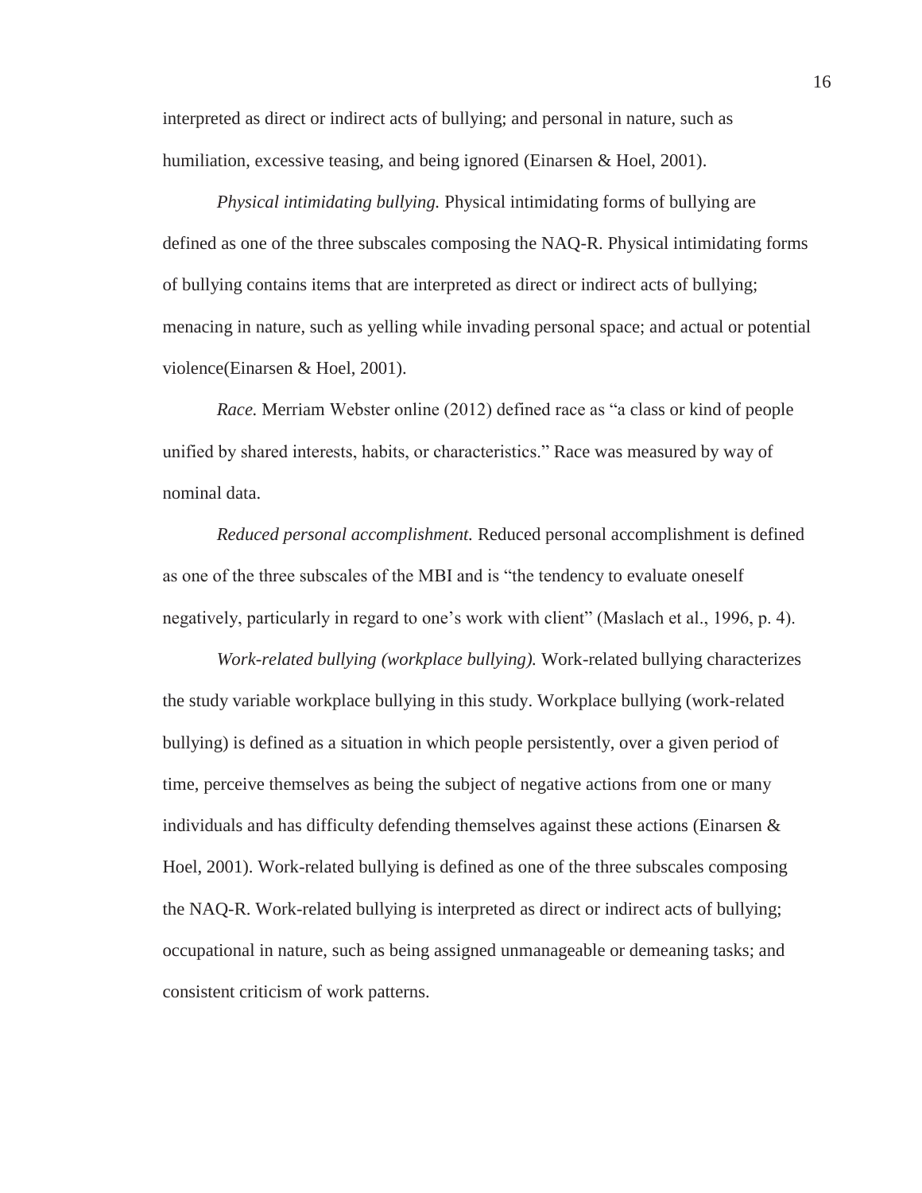interpreted as direct or indirect acts of bullying; and personal in nature, such as humiliation, excessive teasing, and being ignored (Einarsen & Hoel, 2001).

*Physical intimidating bullying.* Physical intimidating forms of bullying are defined as one of the three subscales composing the NAQ-R. Physical intimidating forms of bullying contains items that are interpreted as direct or indirect acts of bullying; menacing in nature, such as yelling while invading personal space; and actual or potential violence(Einarsen & Hoel, 2001).

*Race.* Merriam Webster online (2012) defined race as "a class or kind of people unified by shared interests, habits, or characteristics." Race was measured by way of nominal data.

*Reduced personal accomplishment.* Reduced personal accomplishment is defined as one of the three subscales of the MBI and is "the tendency to evaluate oneself negatively, particularly in regard to one's work with client" (Maslach et al., 1996, p. 4).

*Work-related bullying (workplace bullying).* Work-related bullying characterizes the study variable workplace bullying in this study. Workplace bullying (work-related bullying) is defined as a situation in which people persistently, over a given period of time, perceive themselves as being the subject of negative actions from one or many individuals and has difficulty defending themselves against these actions (Einarsen & Hoel, 2001). Work-related bullying is defined as one of the three subscales composing the NAQ-R. Work-related bullying is interpreted as direct or indirect acts of bullying; occupational in nature, such as being assigned unmanageable or demeaning tasks; and consistent criticism of work patterns.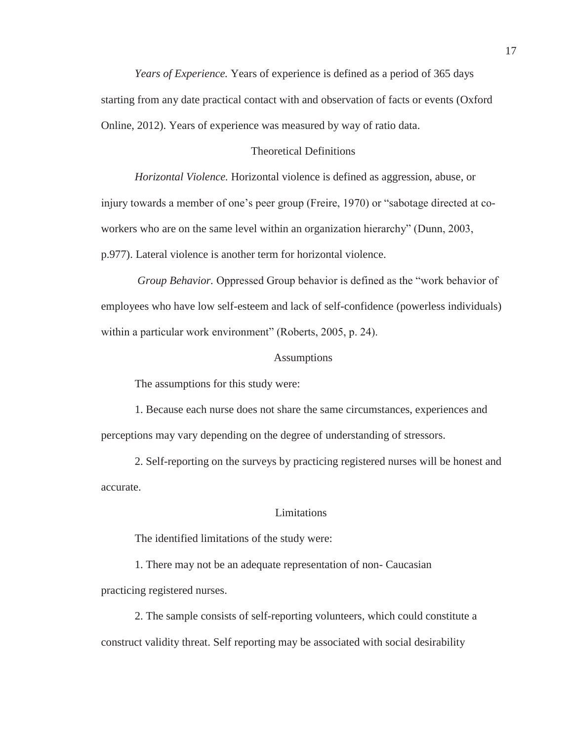*Years of Experience.* Years of experience is defined as a period of 365 days starting from any date practical contact with and observation of facts or events (Oxford Online, 2012). Years of experience was measured by way of ratio data.

## Theoretical Definitions

*Horizontal Violence.* Horizontal violence is defined as aggression, abuse, or injury towards a member of one's peer group (Freire, 1970) or "sabotage directed at co-workers who are on the same level within an organization hierarchy" (Dunn, 2003, p.977). Lateral violence is another term for horizontal violence.

*Group Behavior.* Oppressed Group behavior is defined as the "work behavior of employees who have low self-esteem and lack of self-confidence (powerless individuals) within a particular work environment" (Roberts, 2005, p. 24).

## Assumptions

The assumptions for this study were:

1. Because each nurse does not share the same circumstances, experiences and perceptions may vary depending on the degree of understanding of stressors.

2. Self-reporting on the surveys by practicing registered nurses will be honest and accurate.

## Limitations

The identified limitations of the study were:

1. There may not be an adequate representation of non- Caucasian practicing registered nurses.

2. The sample consists of self-reporting volunteers, which could constitute a construct validity threat. Self reporting may be associated with social desirability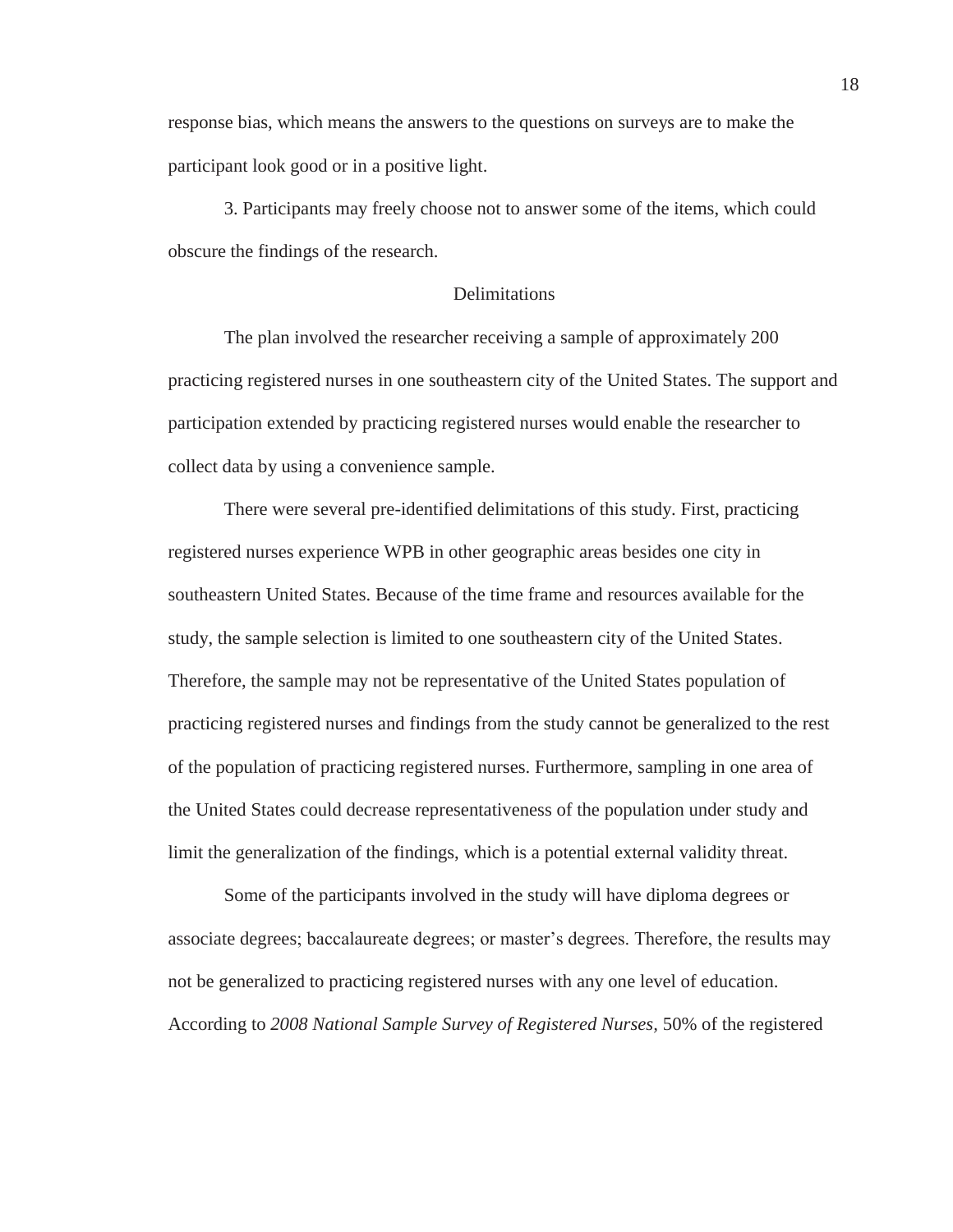response bias, which means the answers to the questions on surveys are to make the participant look good or in a positive light.

3. Participants may freely choose not to answer some of the items, which could obscure the findings of the research.

## Delimitations

The plan involved the researcher receiving a sample of approximately 200 practicing registered nurses in one southeastern city of the United States. The support and participation extended by practicing registered nurses would enable the researcher to collect data by using a convenience sample.

There were several pre-identified delimitations of this study. First, practicing registered nurses experience WPB in other geographic areas besides one city in southeastern United States. Because of the time frame and resources available for the study, the sample selection is limited to one southeastern city of the United States. Therefore, the sample may not be representative of the United States population of practicing registered nurses and findings from the study cannot be generalized to the rest of the population of practicing registered nurses. Furthermore, sampling in one area of the United States could decrease representativeness of the population under study and limit the generalization of the findings, which is a potential external validity threat.

Some of the participants involved in the study will have diploma degrees or associate degrees; baccalaureate degrees; or master's degrees. Therefore, the results may not be generalized to practicing registered nurses with any one level of education. According to *2008 National Sample Survey of Registered Nurses*, 50% of the registered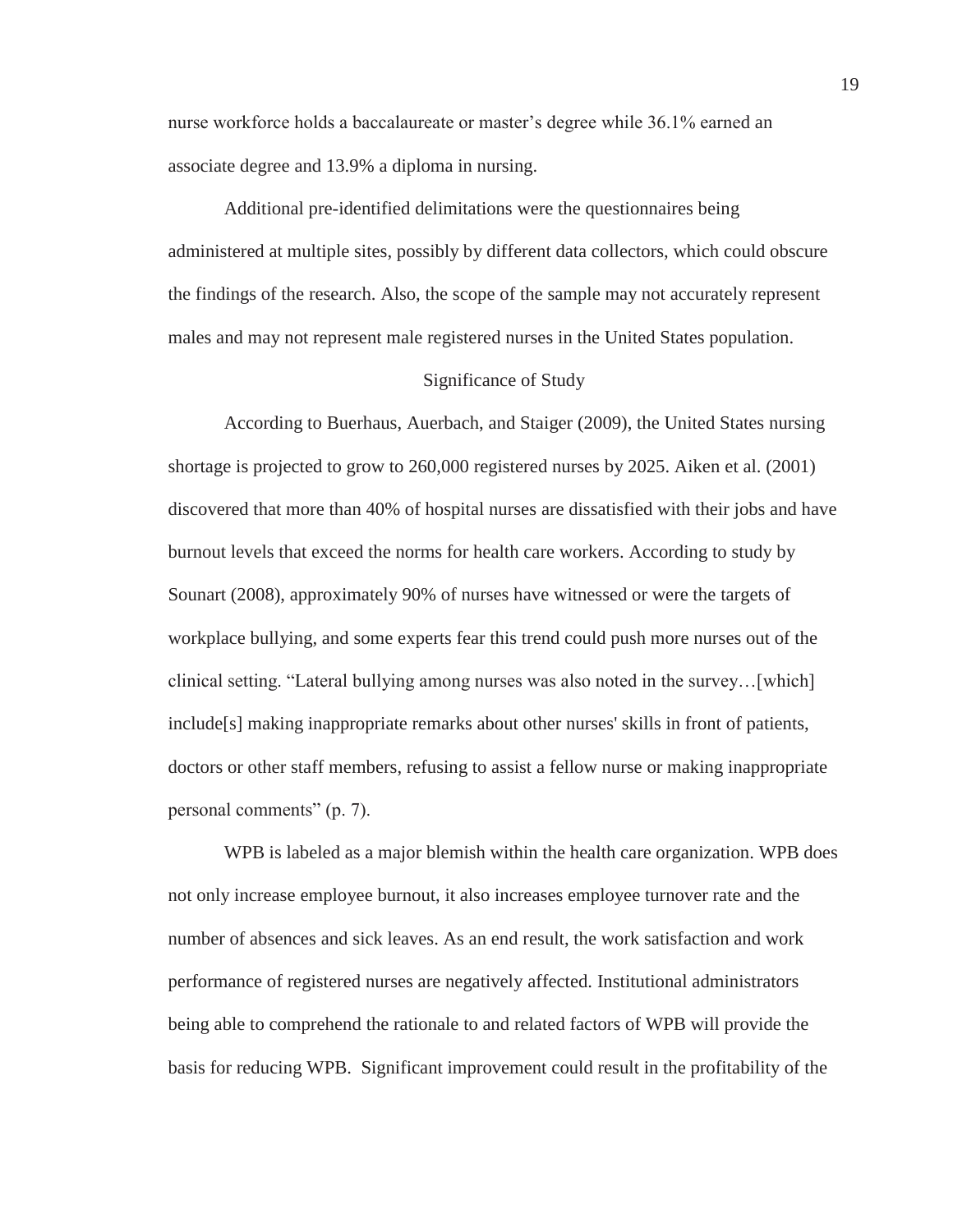nurse workforce holds a baccalaureate or master's degree while 36.1% earned an associate degree and 13.9% a diploma in nursing.

Additional pre-identified delimitations were the questionnaires being administered at multiple sites, possibly by different data collectors, which could obscure the findings of the research. Also, the scope of the sample may not accurately represent males and may not represent male registered nurses in the United States population.

## Significance of Study

According to Buerhaus, Auerbach, and Staiger (2009), the United States nursing shortage is projected to grow to 260,000 registered nurses by 2025. Aiken et al. (2001) discovered that more than 40% of hospital nurses are dissatisfied with their jobs and have burnout levels that exceed the norms for health care workers. According to study by Sounart (2008), approximately 90% of nurses have witnessed or were the targets of workplace bullying, and some experts fear this trend could push more nurses out of the clinical setting. "Lateral bullying among nurses was also noted in the survey…[which] include[s] making inappropriate remarks about other nurses' skills in front of patients, doctors or other staff members, refusing to assist a fellow nurse or making inappropriate personal comments" (p. 7).

WPB is labeled as a major blemish within the health care organization. WPB does not only increase employee burnout, it also increases employee turnover rate and the number of absences and sick leaves. As an end result, the work satisfaction and work performance of registered nurses are negatively affected. Institutional administrators being able to comprehend the rationale to and related factors of WPB will provide the basis for reducing WPB. Significant improvement could result in the profitability of the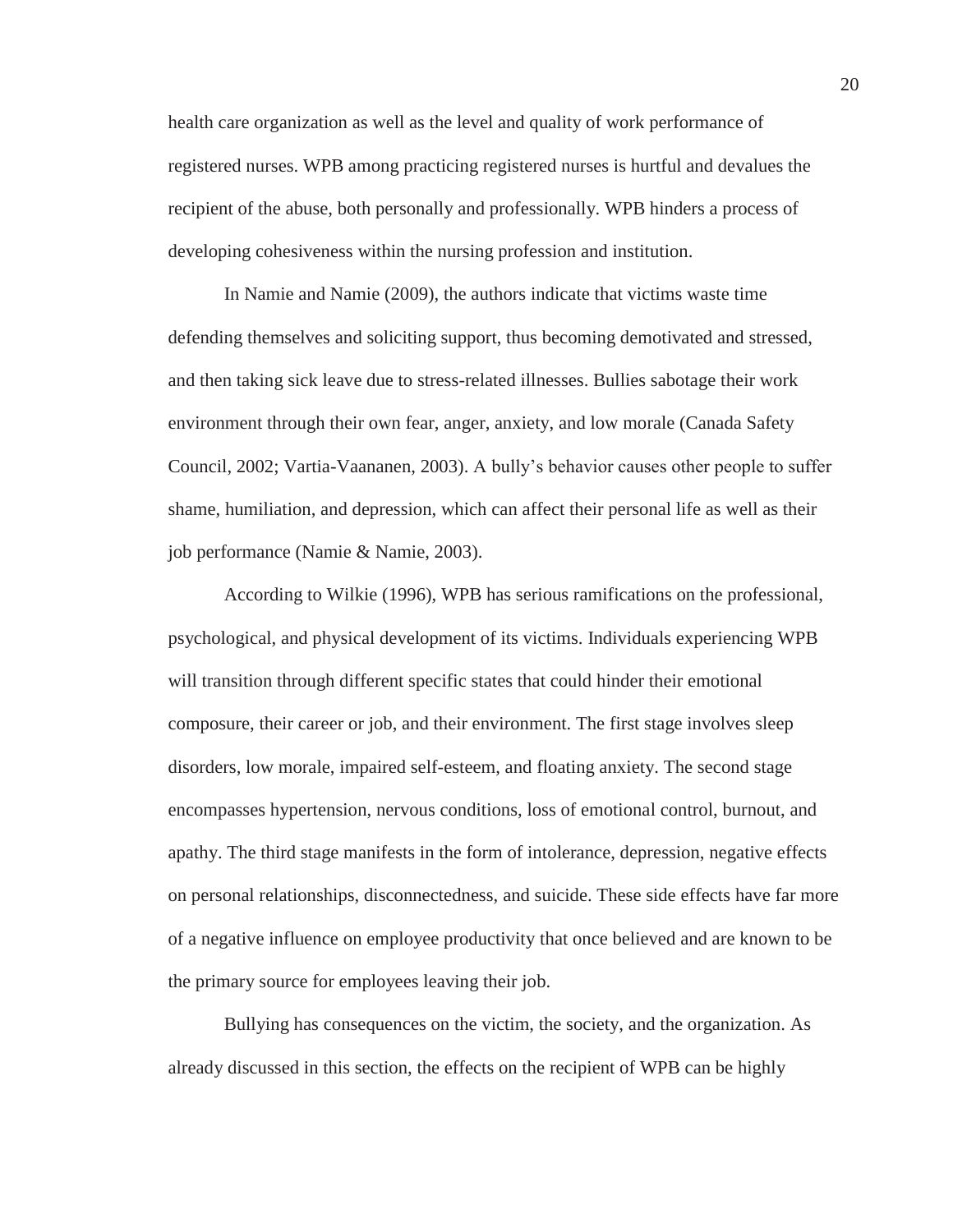health care organization as well as the level and quality of work performance of registered nurses. WPB among practicing registered nurses is hurtful and devalues the recipient of the abuse, both personally and professionally. WPB hinders a process of developing cohesiveness within the nursing profession and institution.

In Namie and Namie (2009), the authors indicate that victims waste time defending themselves and soliciting support, thus becoming demotivated and stressed, and then taking sick leave due to stress-related illnesses. Bullies sabotage their work environment through their own fear, anger, anxiety, and low morale (Canada Safety Council, 2002; Vartia-Vaananen, 2003). A bully's behavior causes other people to suffer shame, humiliation, and depression, which can affect their personal life as well as their job performance (Namie & Namie, 2003).

According to Wilkie (1996), WPB has serious ramifications on the professional, psychological, and physical development of its victims. Individuals experiencing WPB will transition through different specific states that could hinder their emotional composure, their career or job, and their environment. The first stage involves sleep disorders, low morale, impaired self-esteem, and floating anxiety. The second stage encompasses hypertension, nervous conditions, loss of emotional control, burnout, and apathy. The third stage manifests in the form of intolerance, depression, negative effects on personal relationships, disconnectedness, and suicide. These side effects have far more of a negative influence on employee productivity that once believed and are known to be the primary source for employees leaving their job.

Bullying has consequences on the victim, the society, and the organization. As already discussed in this section, the effects on the recipient of WPB can be highly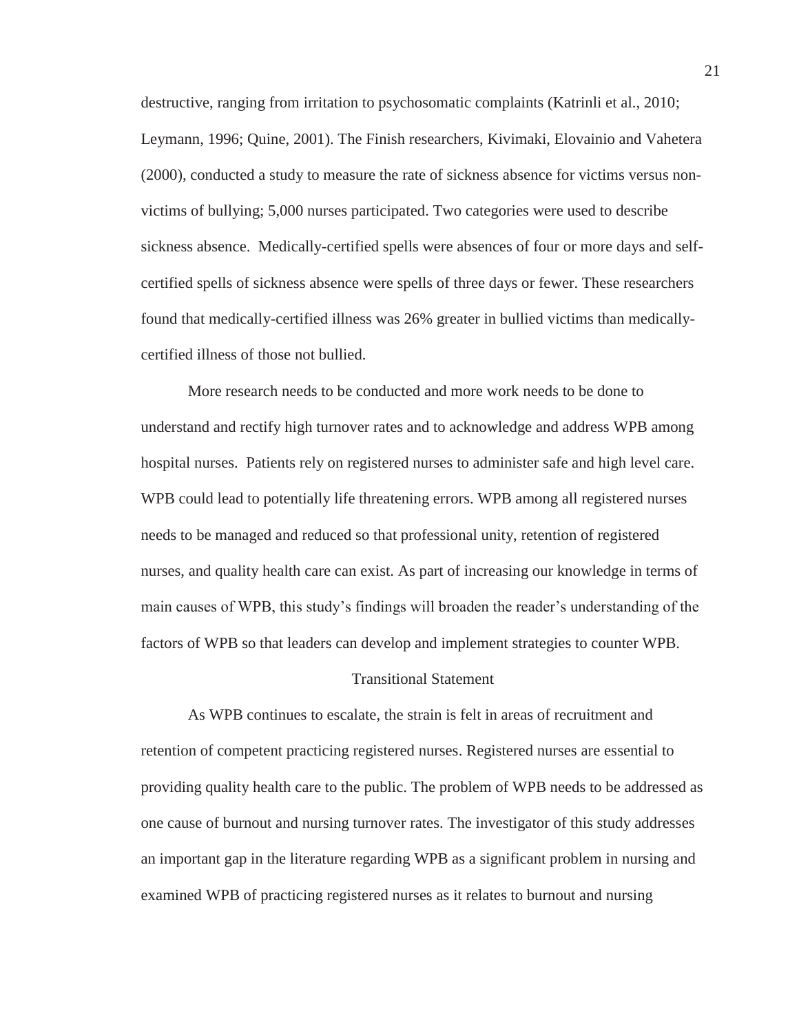destructive, ranging from irritation to psychosomatic complaints (Katrinli et al., 2010; Leymann, 1996; Quine, 2001). The Finish researchers, Kivimaki, Elovainio and Vahetera (2000), conducted a study to measure the rate of sickness absence for victims versus non-victims of bullying; 5,000 nurses participated. Two categories were used to describe sickness absence. Medically-certified spells were absences of four or more days and self-certified spells of sickness absence were spells of three days or fewer. These researchers found that medically-certified illness was 26% greater in bullied victims than medically-certified illness of those not bullied.

More research needs to be conducted and more work needs to be done to understand and rectify high turnover rates and to acknowledge and address WPB among hospital nurses. Patients rely on registered nurses to administer safe and high level care. WPB could lead to potentially life threatening errors. WPB among all registered nurses needs to be managed and reduced so that professional unity, retention of registered nurses, and quality health care can exist. As part of increasing our knowledge in terms of main causes of WPB, this study's findings will broaden the reader's understanding of the factors of WPB so that leaders can develop and implement strategies to counter WPB.

## Transitional Statement

As WPB continues to escalate, the strain is felt in areas of recruitment and retention of competent practicing registered nurses. Registered nurses are essential to providing quality health care to the public. The problem of WPB needs to be addressed as one cause of burnout and nursing turnover rates. The investigator of this study addresses an important gap in the literature regarding WPB as a significant problem in nursing and examined WPB of practicing registered nurses as it relates to burnout and nursing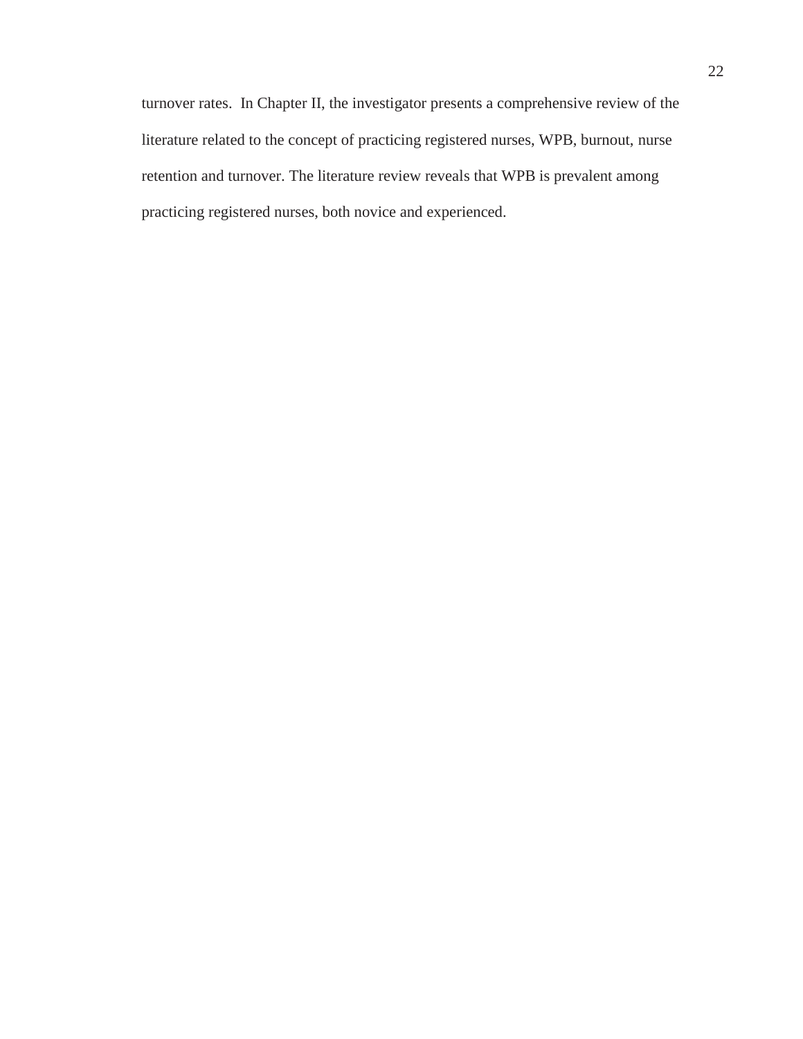turnover rates. In Chapter II, the investigator presents a comprehensive review of the literature related to the concept of practicing registered nurses, WPB, burnout, nurse retention and turnover. The literature review reveals that WPB is prevalent among practicing registered nurses, both novice and experienced.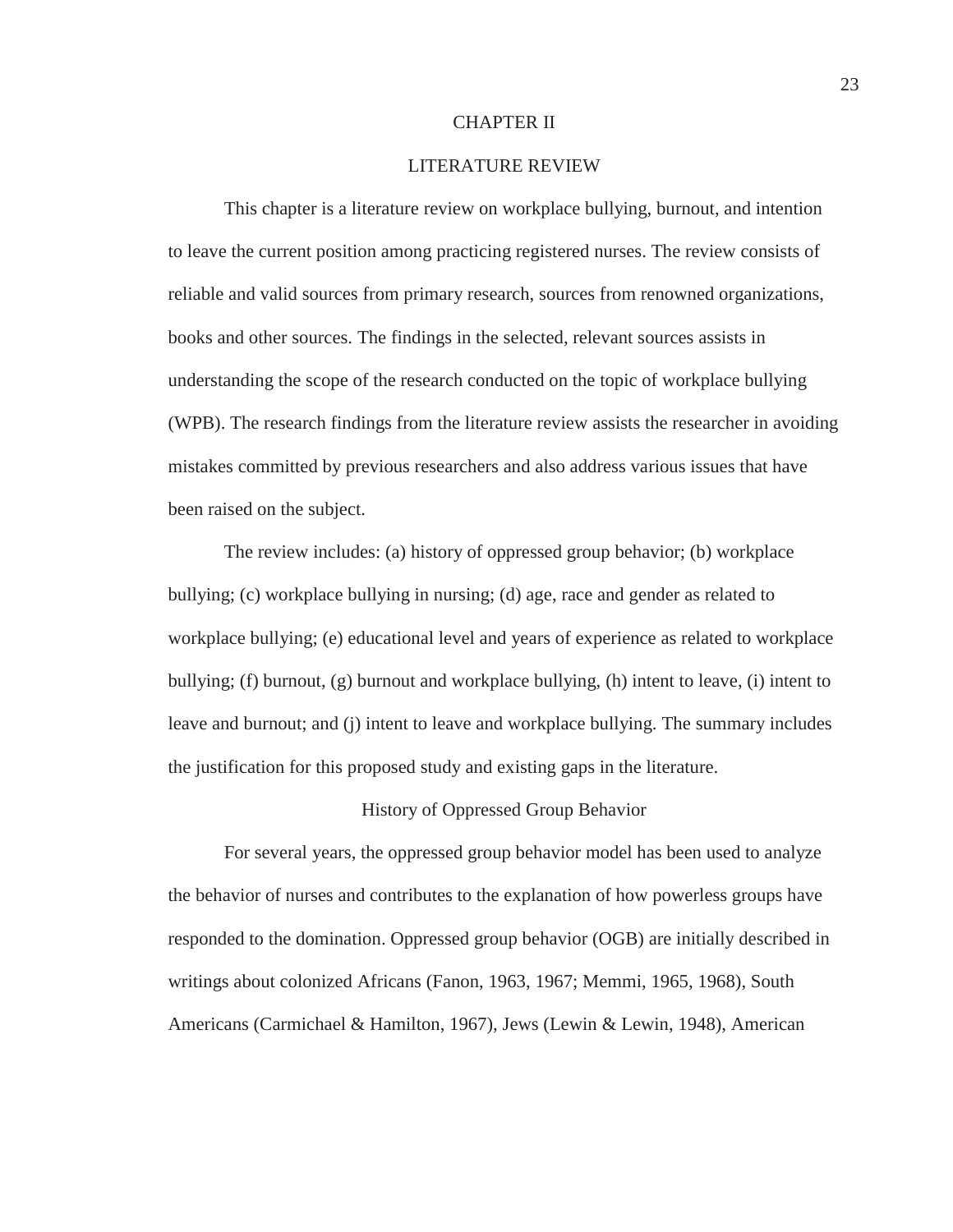# CHAPTER II

# LITERATURE REVIEW

This chapter is a literature review on workplace bullying, burnout, and intention to leave the current position among practicing registered nurses. The review consists of reliable and valid sources from primary research, sources from renowned organizations, books and other sources. The findings in the selected, relevant sources assists in understanding the scope of the research conducted on the topic of workplace bullying (WPB). The research findings from the literature review assists the researcher in avoiding mistakes committed by previous researchers and also address various issues that have been raised on the subject.

The review includes: (a) history of oppressed group behavior; (b) workplace bullying; (c) workplace bullying in nursing; (d) age, race and gender as related to workplace bullying; (e) educational level and years of experience as related to workplace bullying; (f) burnout, (g) burnout and workplace bullying, (h) intent to leave, (i) intent to leave and burnout; and (j) intent to leave and workplace bullying. The summary includes the justification for this proposed study and existing gaps in the literature.

## History of Oppressed Group Behavior

For several years, the oppressed group behavior model has been used to analyze the behavior of nurses and contributes to the explanation of how powerless groups have responded to the domination. Oppressed group behavior (OGB) are initially described in writings about colonized Africans (Fanon, 1963, 1967; Memmi, 1965, 1968), South Americans (Carmichael & Hamilton, 1967), Jews (Lewin & Lewin, 1948), American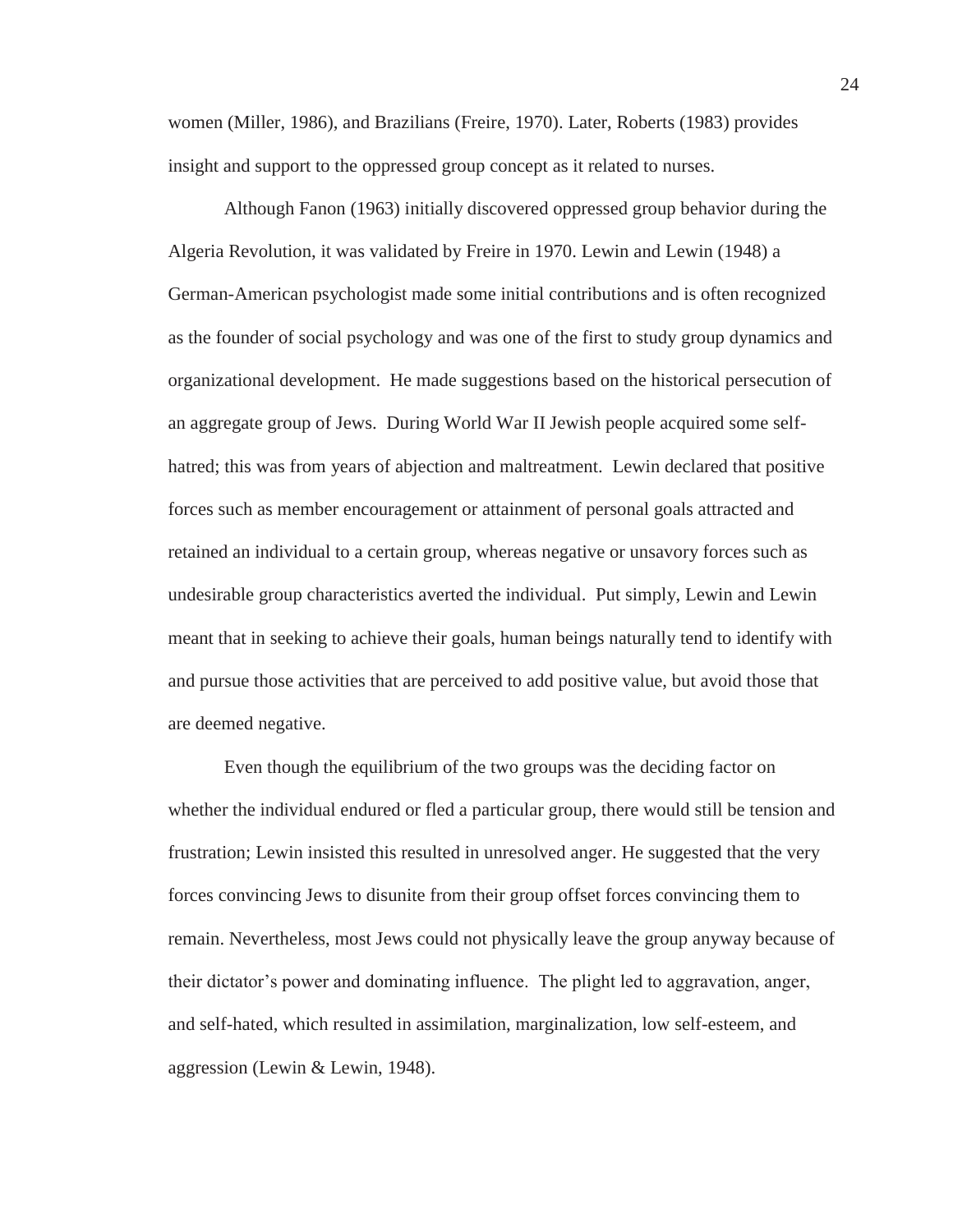women (Miller, 1986), and Brazilians (Freire, 1970). Later, Roberts (1983) provides insight and support to the oppressed group concept as it related to nurses.

Although Fanon (1963) initially discovered oppressed group behavior during the Algeria Revolution, it was validated by Freire in 1970. Lewin and Lewin (1948) a German-American psychologist made some initial contributions and is often recognized as the founder of social psychology and was one of the first to study group dynamics and organizational development. He made suggestions based on the historical persecution of an aggregate group of Jews. During World War II Jewish people acquired some self-hatred; this was from years of abjection and maltreatment. Lewin declared that positive forces such as member encouragement or attainment of personal goals attracted and retained an individual to a certain group, whereas negative or unsavory forces such as undesirable group characteristics averted the individual. Put simply, Lewin and Lewin meant that in seeking to achieve their goals, human beings naturally tend to identify with and pursue those activities that are perceived to add positive value, but avoid those that are deemed negative.

Even though the equilibrium of the two groups was the deciding factor on whether the individual endured or fled a particular group, there would still be tension and frustration; Lewin insisted this resulted in unresolved anger. He suggested that the very forces convincing Jews to disunite from their group offset forces convincing them to remain. Nevertheless, most Jews could not physically leave the group anyway because of their dictator's power and dominating influence. The plight led to aggravation, anger, and self-hated, which resulted in assimilation, marginalization, low self-esteem, and aggression (Lewin & Lewin, 1948).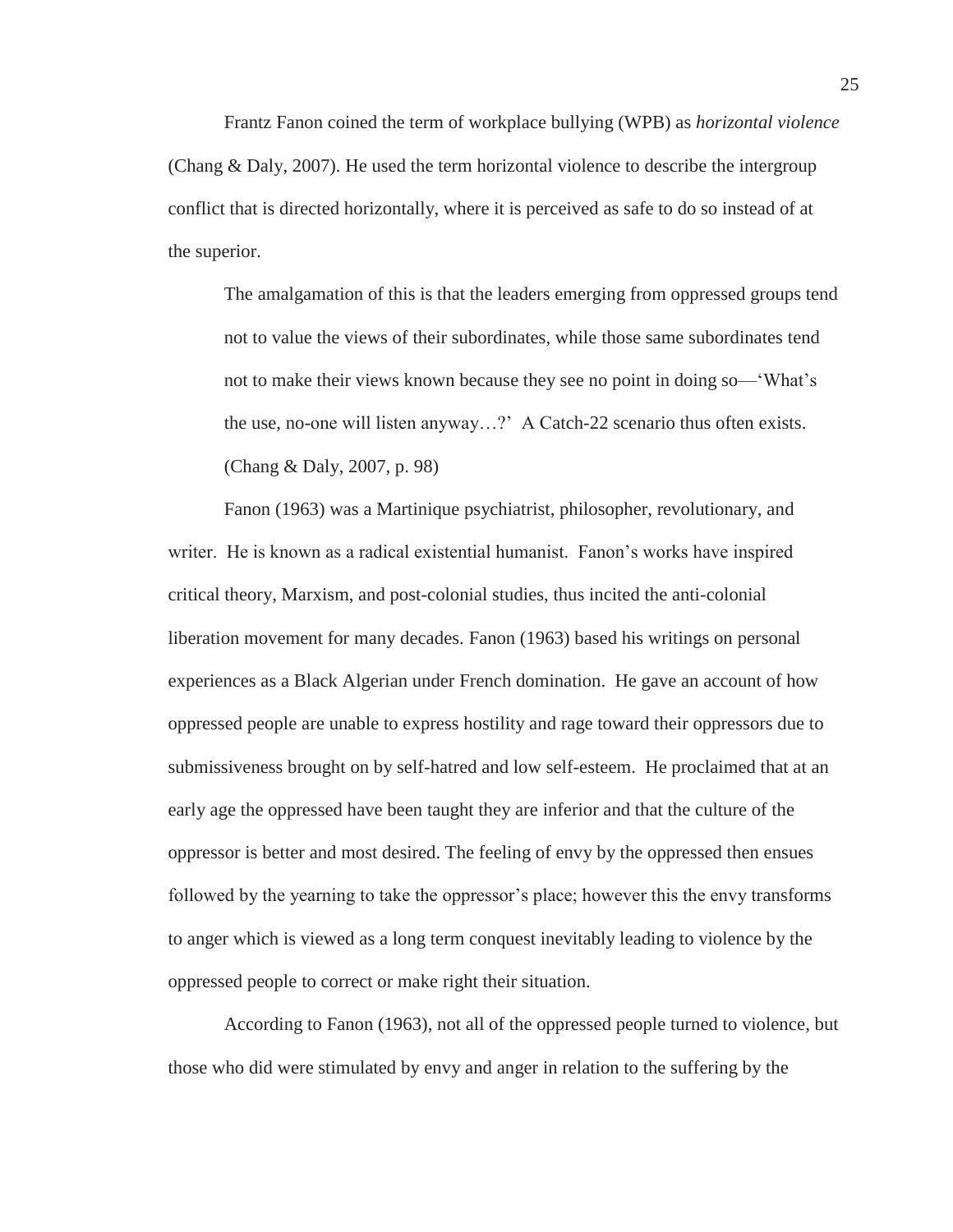Frantz Fanon coined the term of workplace bullying (WPB) as *horizontal violence* (Chang & Daly, 2007). He used the term horizontal violence to describe the intergroup conflict that is directed horizontally, where it is perceived as safe to do so instead of at the superior.

> The amalgamation of this is that the leaders emerging from oppressed groups tend not to value the views of their subordinates, while those same subordinates tend not to make their views known because they see no point in doing so—'What's the use, no-one will listen anyway…?' A Catch-22 scenario thus often exists. (Chang & Daly, 2007, p. 98)

Fanon (1963) was a Martinique psychiatrist, philosopher, revolutionary, and writer. He is known as a radical existential humanist. Fanon's works have inspired critical theory, Marxism, and post-colonial studies, thus incited the anti-colonial liberation movement for many decades. Fanon (1963) based his writings on personal experiences as a Black Algerian under French domination. He gave an account of how oppressed people are unable to express hostility and rage toward their oppressors due to submissiveness brought on by self-hatred and low self-esteem. He proclaimed that at an early age the oppressed have been taught they are inferior and that the culture of the oppressor is better and most desired. The feeling of envy by the oppressed then ensues followed by the yearning to take the oppressor's place; however this the envy transforms to anger which is viewed as a long term conquest inevitably leading to violence by the oppressed people to correct or make right their situation.

According to Fanon (1963), not all of the oppressed people turned to violence, but those who did were stimulated by envy and anger in relation to the suffering by the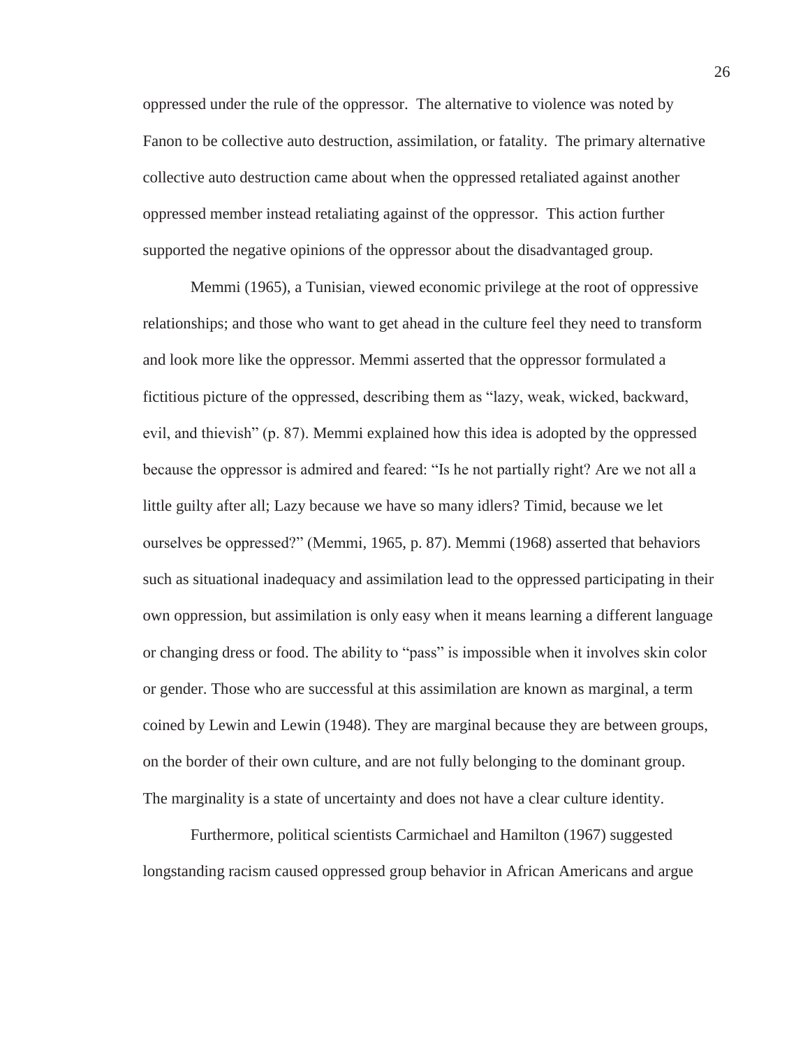oppressed under the rule of the oppressor. The alternative to violence was noted by Fanon to be collective auto destruction, assimilation, or fatality. The primary alternative collective auto destruction came about when the oppressed retaliated against another oppressed member instead retaliating against of the oppressor. This action further supported the negative opinions of the oppressor about the disadvantaged group.

Memmi (1965), a Tunisian, viewed economic privilege at the root of oppressive relationships; and those who want to get ahead in the culture feel they need to transform and look more like the oppressor. Memmi asserted that the oppressor formulated a fictitious picture of the oppressed, describing them as “lazy, weak, wicked, backward, evil, and thievish” (p. 87). Memmi explained how this idea is adopted by the oppressed because the oppressor is admired and feared: “Is he not partially right? Are we not all a little guilty after all; Lazy because we have so many idlers? Timid, because we let ourselves be oppressed?” (Memmi, 1965, p. 87). Memmi (1968) asserted that behaviors such as situational inadequacy and assimilation lead to the oppressed participating in their own oppression, but assimilation is only easy when it means learning a different language or changing dress or food. The ability to “pass” is impossible when it involves skin color or gender. Those who are successful at this assimilation are known as marginal, a term coined by Lewin and Lewin (1948). They are marginal because they are between groups, on the border of their own culture, and are not fully belonging to the dominant group. The marginality is a state of uncertainty and does not have a clear culture identity.

Furthermore, political scientists Carmichael and Hamilton (1967) suggested longstanding racism caused oppressed group behavior in African Americans and argue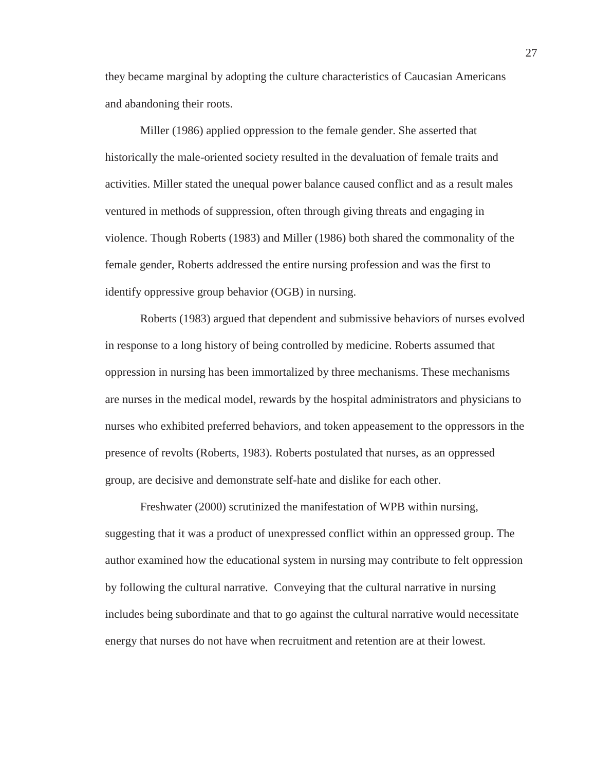they became marginal by adopting the culture characteristics of Caucasian Americans and abandoning their roots.

Miller (1986) applied oppression to the female gender. She asserted that historically the male-oriented society resulted in the devaluation of female traits and activities. Miller stated the unequal power balance caused conflict and as a result males ventured in methods of suppression, often through giving threats and engaging in violence. Though Roberts (1983) and Miller (1986) both shared the commonality of the female gender, Roberts addressed the entire nursing profession and was the first to identify oppressive group behavior (OGB) in nursing.

Roberts (1983) argued that dependent and submissive behaviors of nurses evolved in response to a long history of being controlled by medicine. Roberts assumed that oppression in nursing has been immortalized by three mechanisms. These mechanisms are nurses in the medical model, rewards by the hospital administrators and physicians to nurses who exhibited preferred behaviors, and token appeasement to the oppressors in the presence of revolts (Roberts, 1983). Roberts postulated that nurses, as an oppressed group, are decisive and demonstrate self-hate and dislike for each other.

Freshwater (2000) scrutinized the manifestation of WPB within nursing, suggesting that it was a product of unexpressed conflict within an oppressed group. The author examined how the educational system in nursing may contribute to felt oppression by following the cultural narrative.  Conveying that the cultural narrative in nursing includes being subordinate and that to go against the cultural narrative would necessitate energy that nurses do not have when recruitment and retention are at their lowest.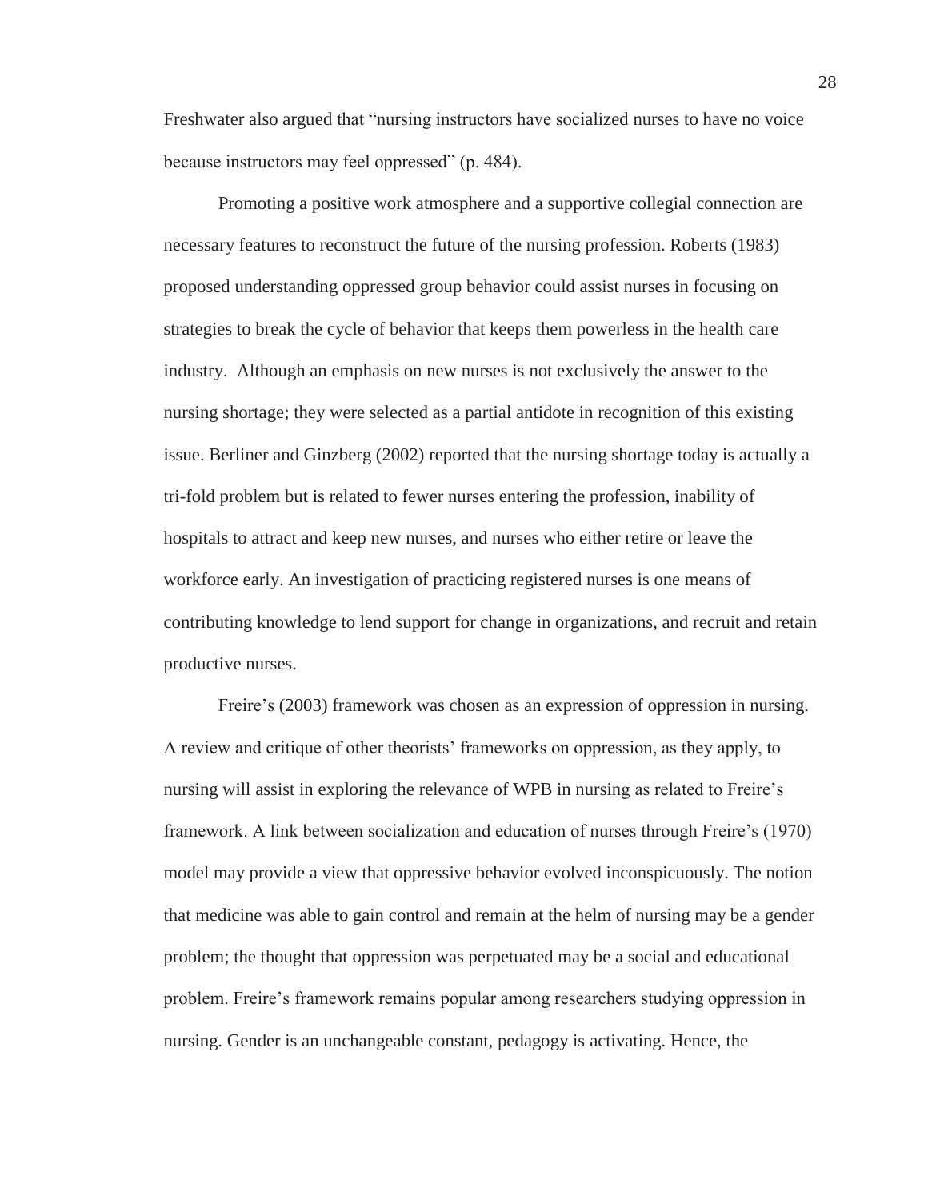Freshwater also argued that "nursing instructors have socialized nurses to have no voice because instructors may feel oppressed" (p. 484).

Promoting a positive work atmosphere and a supportive collegial connection are necessary features to reconstruct the future of the nursing profession. Roberts (1983) proposed understanding oppressed group behavior could assist nurses in focusing on strategies to break the cycle of behavior that keeps them powerless in the health care industry. Although an emphasis on new nurses is not exclusively the answer to the nursing shortage; they were selected as a partial antidote in recognition of this existing issue. Berliner and Ginzberg (2002) reported that the nursing shortage today is actually a tri-fold problem but is related to fewer nurses entering the profession, inability of hospitals to attract and keep new nurses, and nurses who either retire or leave the workforce early. An investigation of practicing registered nurses is one means of contributing knowledge to lend support for change in organizations, and recruit and retain productive nurses.

Freire's (2003) framework was chosen as an expression of oppression in nursing. A review and critique of other theorists' frameworks on oppression, as they apply, to nursing will assist in exploring the relevance of WPB in nursing as related to Freire's framework. A link between socialization and education of nurses through Freire's (1970) model may provide a view that oppressive behavior evolved inconspicuously. The notion that medicine was able to gain control and remain at the helm of nursing may be a gender problem; the thought that oppression was perpetuated may be a social and educational problem. Freire's framework remains popular among researchers studying oppression in nursing. Gender is an unchangeable constant, pedagogy is activating. Hence, the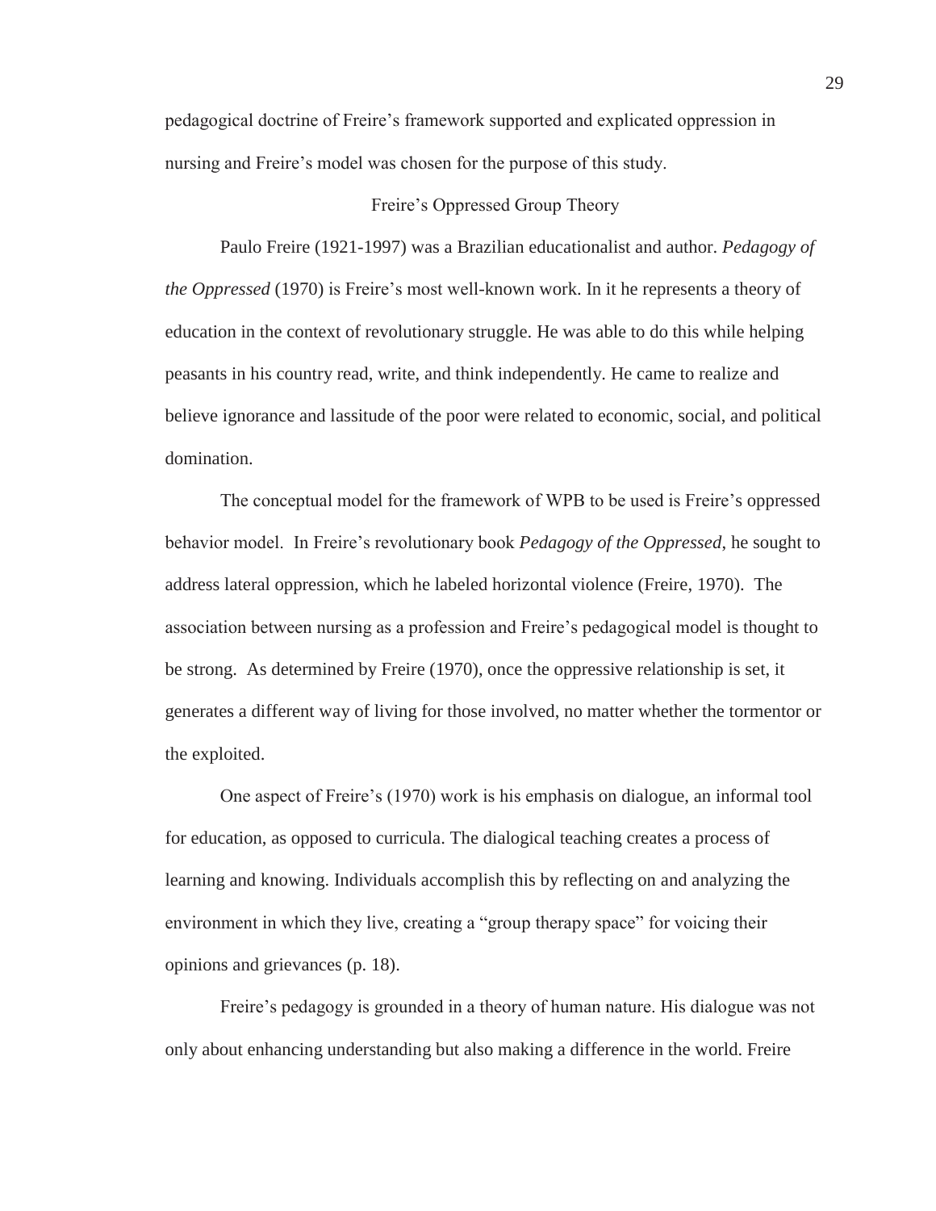pedagogical doctrine of Freire's framework supported and explicated oppression in nursing and Freire's model was chosen for the purpose of this study.

## Freire's Oppressed Group Theory

Paulo Freire (1921-1997) was a Brazilian educationalist and author. *Pedagogy of the Oppressed* (1970) is Freire's most well-known work. In it he represents a theory of education in the context of revolutionary struggle. He was able to do this while helping peasants in his country read, write, and think independently. He came to realize and believe ignorance and lassitude of the poor were related to economic, social, and political domination.

The conceptual model for the framework of WPB to be used is Freire's oppressed behavior model. In Freire's revolutionary book *Pedagogy of the Oppressed*, he sought to address lateral oppression, which he labeled horizontal violence (Freire, 1970). The association between nursing as a profession and Freire's pedagogical model is thought to be strong. As determined by Freire (1970), once the oppressive relationship is set, it generates a different way of living for those involved, no matter whether the tormentor or the exploited.

One aspect of Freire's (1970) work is his emphasis on dialogue, an informal tool for education, as opposed to curricula. The dialogical teaching creates a process of learning and knowing. Individuals accomplish this by reflecting on and analyzing the environment in which they live, creating a "group therapy space" for voicing their opinions and grievances (p. 18).

Freire's pedagogy is grounded in a theory of human nature. His dialogue was not only about enhancing understanding but also making a difference in the world. Freire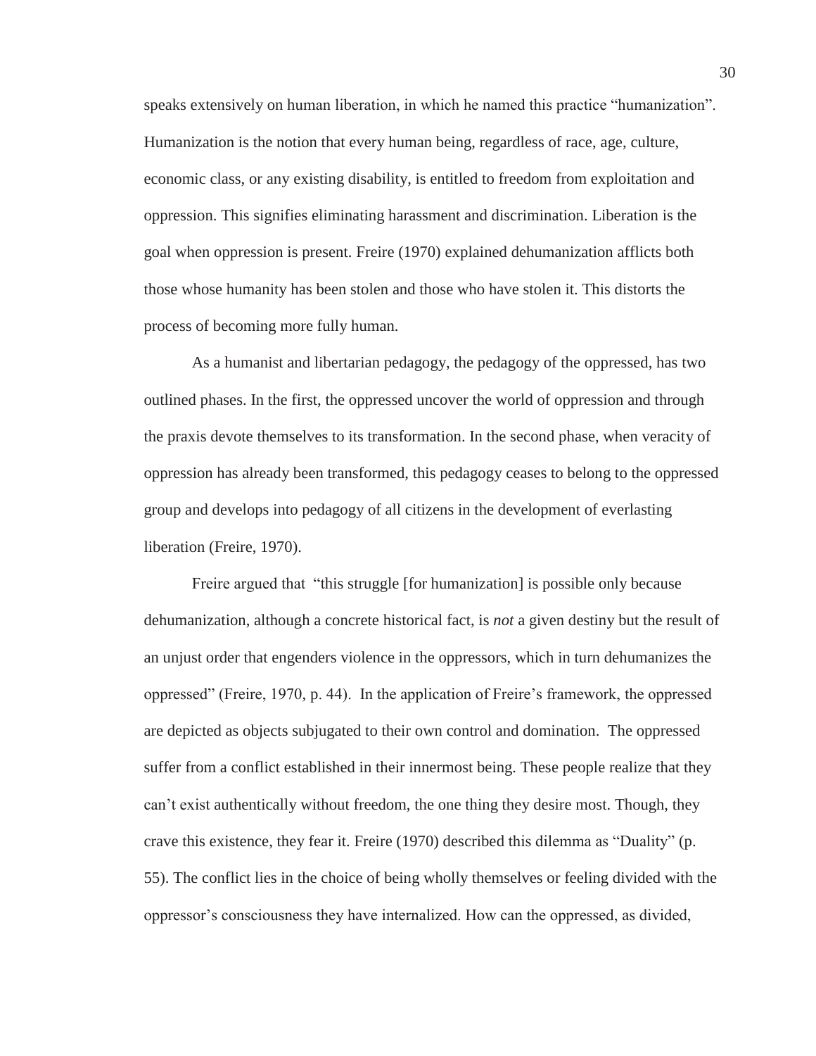speaks extensively on human liberation, in which he named this practice "humanization". Humanization is the notion that every human being, regardless of race, age, culture, economic class, or any existing disability, is entitled to freedom from exploitation and oppression. This signifies eliminating harassment and discrimination. Liberation is the goal when oppression is present. Freire (1970) explained dehumanization afflicts both those whose humanity has been stolen and those who have stolen it. This distorts the process of becoming more fully human.

As a humanist and libertarian pedagogy, the pedagogy of the oppressed, has two outlined phases. In the first, the oppressed uncover the world of oppression and through the praxis devote themselves to its transformation. In the second phase, when veracity of oppression has already been transformed, this pedagogy ceases to belong to the oppressed group and develops into pedagogy of all citizens in the development of everlasting liberation (Freire, 1970).

Freire argued that "this struggle [for humanization] is possible only because dehumanization, although a concrete historical fact, is *not* a given destiny but the result of an unjust order that engenders violence in the oppressors, which in turn dehumanizes the oppressed" (Freire, 1970, p. 44). In the application of Freire's framework, the oppressed are depicted as objects subjugated to their own control and domination. The oppressed suffer from a conflict established in their innermost being. These people realize that they can't exist authentically without freedom, the one thing they desire most. Though, they crave this existence, they fear it. Freire (1970) described this dilemma as "Duality" (p. 55). The conflict lies in the choice of being wholly themselves or feeling divided with the oppressor's consciousness they have internalized. How can the oppressed, as divided,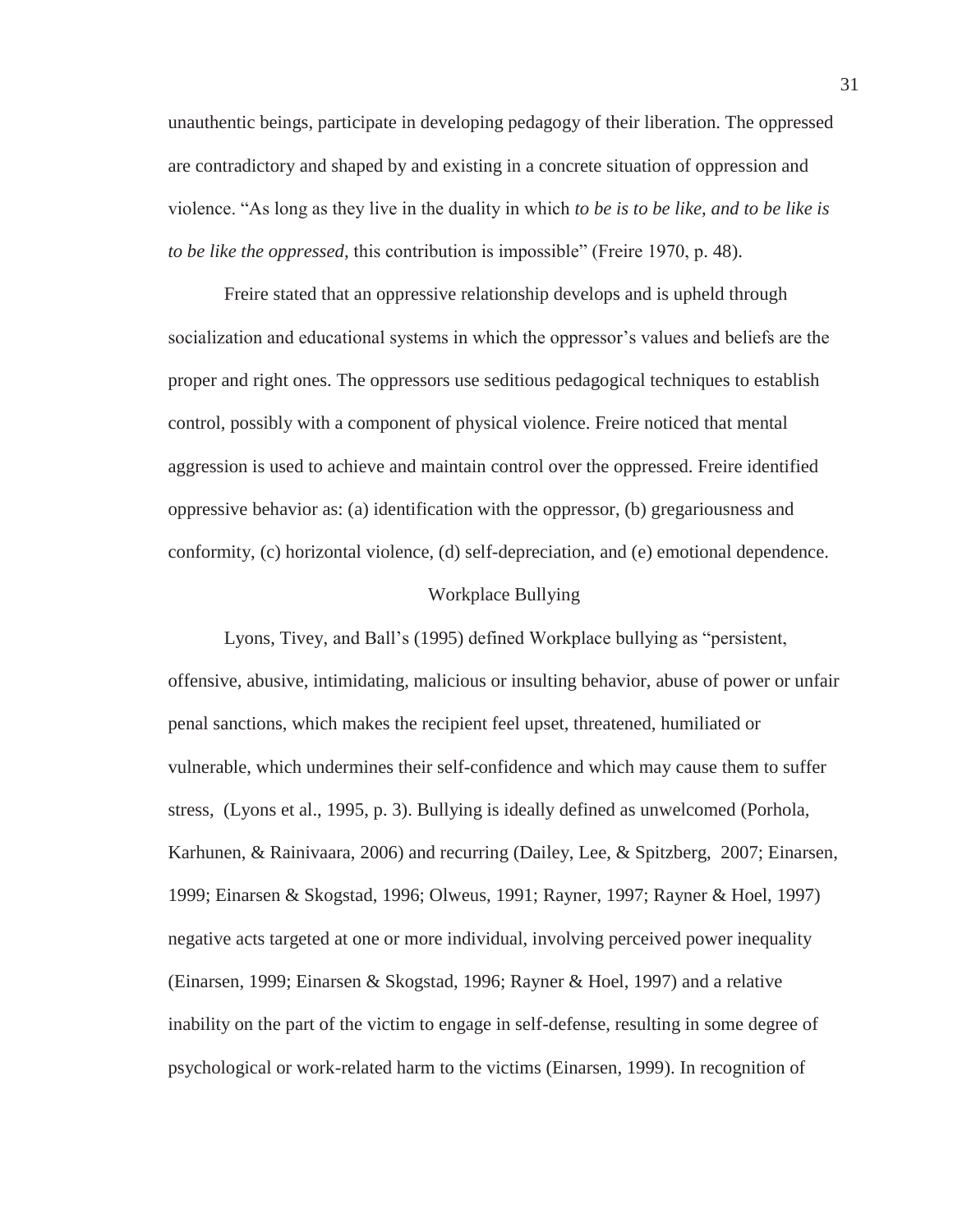unauthentic beings, participate in developing pedagogy of their liberation. The oppressed are contradictory and shaped by and existing in a concrete situation of oppression and violence. "As long as they live in the duality in which *to be is to be like, and to be like is to be like the oppressed,* this contribution is impossible" (Freire 1970, p. 48).

Freire stated that an oppressive relationship develops and is upheld through socialization and educational systems in which the oppressor's values and beliefs are the proper and right ones. The oppressors use seditious pedagogical techniques to establish control, possibly with a component of physical violence. Freire noticed that mental aggression is used to achieve and maintain control over the oppressed. Freire identified oppressive behavior as: (a) identification with the oppressor, (b) gregariousness and conformity, (c) horizontal violence, (d) self-depreciation, and (e) emotional dependence.

## Workplace Bullying

Lyons, Tivey, and Ball's (1995) defined Workplace bullying as "persistent, offensive, abusive, intimidating, malicious or insulting behavior, abuse of power or unfair penal sanctions, which makes the recipient feel upset, threatened, humiliated or vulnerable, which undermines their self-confidence and which may cause them to suffer stress, (Lyons et al., 1995, p. 3). Bullying is ideally defined as unwelcomed (Porhola, Karhunen, & Rainivaara, 2006) and recurring (Dailey, Lee, & Spitzberg, 2007; Einarsen, 1999; Einarsen & Skogstad, 1996; Olweus, 1991; Rayner, 1997; Rayner & Hoel, 1997) negative acts targeted at one or more individual, involving perceived power inequality (Einarsen, 1999; Einarsen & Skogstad, 1996; Rayner & Hoel, 1997) and a relative inability on the part of the victim to engage in self-defense, resulting in some degree of psychological or work-related harm to the victims (Einarsen, 1999). In recognition of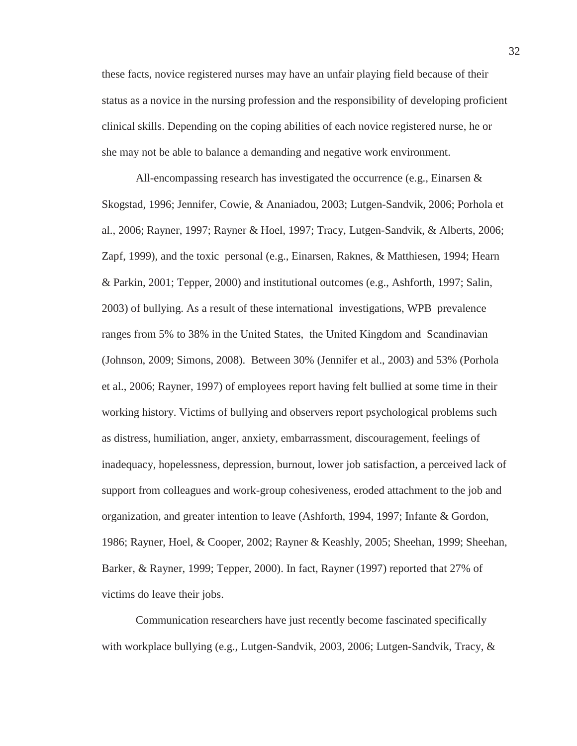these facts, novice registered nurses may have an unfair playing field because of their status as a novice in the nursing profession and the responsibility of developing proficient clinical skills. Depending on the coping abilities of each novice registered nurse, he or she may not be able to balance a demanding and negative work environment.

All-encompassing research has investigated the occurrence (e.g., Einarsen & Skogstad, 1996; Jennifer, Cowie, & Ananiadou, 2003; Lutgen-Sandvik, 2006; Porhola et al., 2006; Rayner, 1997; Rayner & Hoel, 1997; Tracy, Lutgen-Sandvik, & Alberts, 2006; Zapf, 1999), and the toxic personal (e.g., Einarsen, Raknes, & Matthiesen, 1994; Hearn & Parkin, 2001; Tepper, 2000) and institutional outcomes (e.g., Ashforth, 1997; Salin, 2003) of bullying. As a result of these international investigations, WPB prevalence ranges from 5% to 38% in the United States, the United Kingdom and Scandinavian (Johnson, 2009; Simons, 2008). Between 30% (Jennifer et al., 2003) and 53% (Porhola et al., 2006; Rayner, 1997) of employees report having felt bullied at some time in their working history. Victims of bullying and observers report psychological problems such as distress, humiliation, anger, anxiety, embarrassment, discouragement, feelings of inadequacy, hopelessness, depression, burnout, lower job satisfaction, a perceived lack of support from colleagues and work-group cohesiveness, eroded attachment to the job and organization, and greater intention to leave (Ashforth, 1994, 1997; Infante & Gordon, 1986; Rayner, Hoel, & Cooper, 2002; Rayner & Keashly, 2005; Sheehan, 1999; Sheehan, Barker, & Rayner, 1999; Tepper, 2000). In fact, Rayner (1997) reported that 27% of victims do leave their jobs.

Communication researchers have just recently become fascinated specifically with workplace bullying (e.g., Lutgen-Sandvik, 2003, 2006; Lutgen-Sandvik, Tracy, &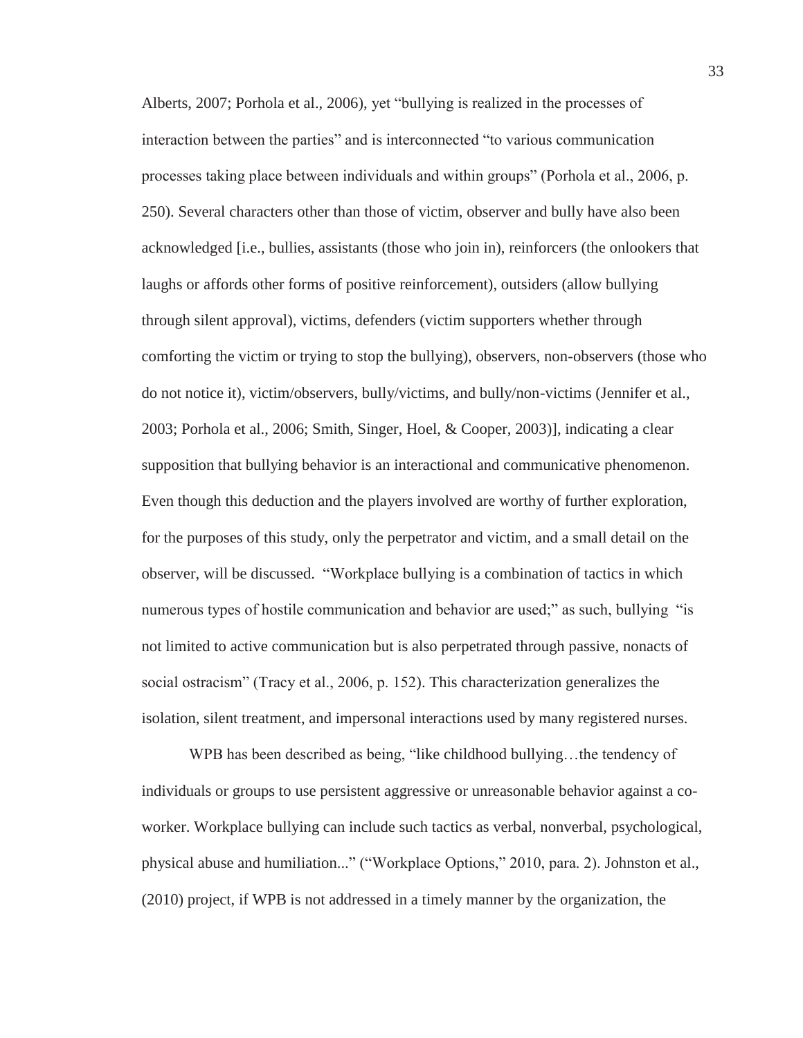Alberts, 2007; Porhola et al., 2006), yet "bullying is realized in the processes of interaction between the parties" and is interconnected "to various communication processes taking place between individuals and within groups" (Porhola et al., 2006, p. 250). Several characters other than those of victim, observer and bully have also been acknowledged [i.e., bullies, assistants (those who join in), reinforcers (the onlookers that laughs or affords other forms of positive reinforcement), outsiders (allow bullying through silent approval), victims, defenders (victim supporters whether through comforting the victim or trying to stop the bullying), observers, non-observers (those who do not notice it), victim/observers, bully/victims, and bully/non-victims (Jennifer et al., 2003; Porhola et al., 2006; Smith, Singer, Hoel, & Cooper, 2003)], indicating a clear supposition that bullying behavior is an interactional and communicative phenomenon. Even though this deduction and the players involved are worthy of further exploration, for the purposes of this study, only the perpetrator and victim, and a small detail on the observer, will be discussed. "Workplace bullying is a combination of tactics in which numerous types of hostile communication and behavior are used;" as such, bullying "is not limited to active communication but is also perpetrated through passive, nonacts of social ostracism" (Tracy et al., 2006, p. 152). This characterization generalizes the isolation, silent treatment, and impersonal interactions used by many registered nurses.

WPB has been described as being, "like childhood bullying…the tendency of individuals or groups to use persistent aggressive or unreasonable behavior against a co-worker. Workplace bullying can include such tactics as verbal, nonverbal, psychological, physical abuse and humiliation..." ("Workplace Options," 2010, para. 2). Johnston et al., (2010) project, if WPB is not addressed in a timely manner by the organization, the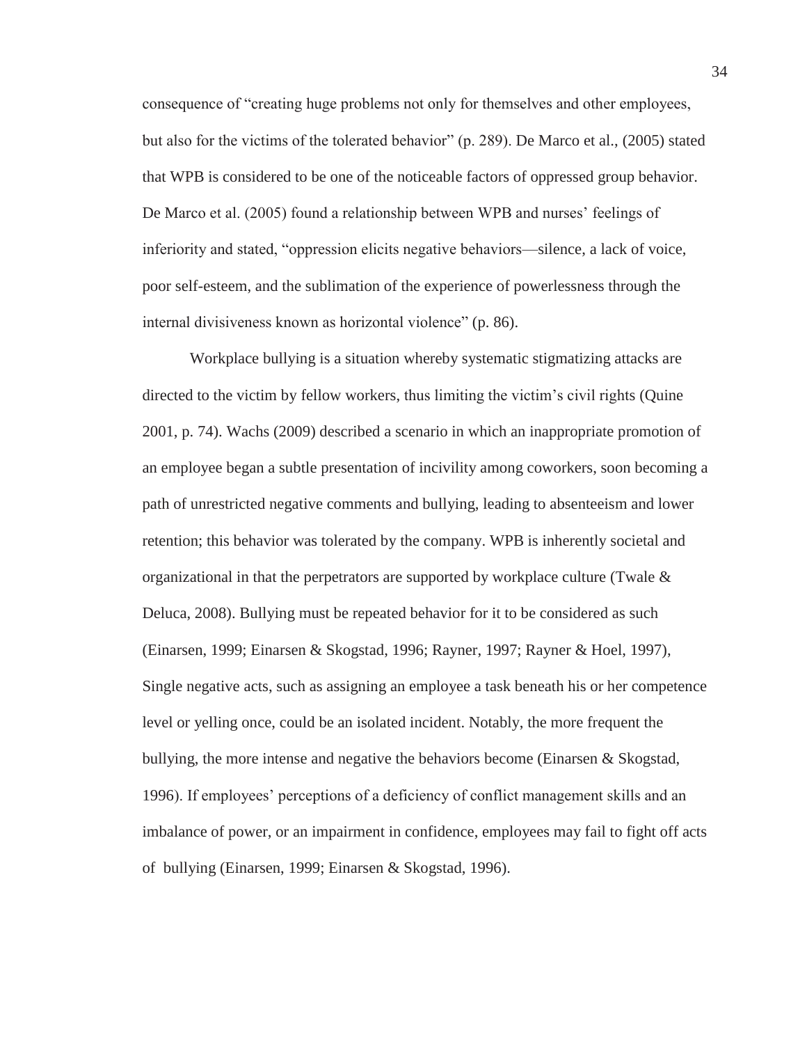consequence of "creating huge problems not only for themselves and other employees, but also for the victims of the tolerated behavior" (p. 289). De Marco et al., (2005) stated that WPB is considered to be one of the noticeable factors of oppressed group behavior. De Marco et al. (2005) found a relationship between WPB and nurses' feelings of inferiority and stated, "oppression elicits negative behaviors—silence, a lack of voice, poor self-esteem, and the sublimation of the experience of powerlessness through the internal divisiveness known as horizontal violence" (p. 86).

Workplace bullying is a situation whereby systematic stigmatizing attacks are directed to the victim by fellow workers, thus limiting the victim's civil rights (Quine 2001, p. 74). Wachs (2009) described a scenario in which an inappropriate promotion of an employee began a subtle presentation of incivility among coworkers, soon becoming a path of unrestricted negative comments and bullying, leading to absenteeism and lower retention; this behavior was tolerated by the company. WPB is inherently societal and organizational in that the perpetrators are supported by workplace culture (Twale & Deluca, 2008). Bullying must be repeated behavior for it to be considered as such (Einarsen, 1999; Einarsen & Skogstad, 1996; Rayner, 1997; Rayner & Hoel, 1997), Single negative acts, such as assigning an employee a task beneath his or her competence level or yelling once, could be an isolated incident. Notably, the more frequent the bullying, the more intense and negative the behaviors become (Einarsen & Skogstad, 1996). If employees' perceptions of a deficiency of conflict management skills and an imbalance of power, or an impairment in confidence, employees may fail to fight off acts of bullying (Einarsen, 1999; Einarsen & Skogstad, 1996).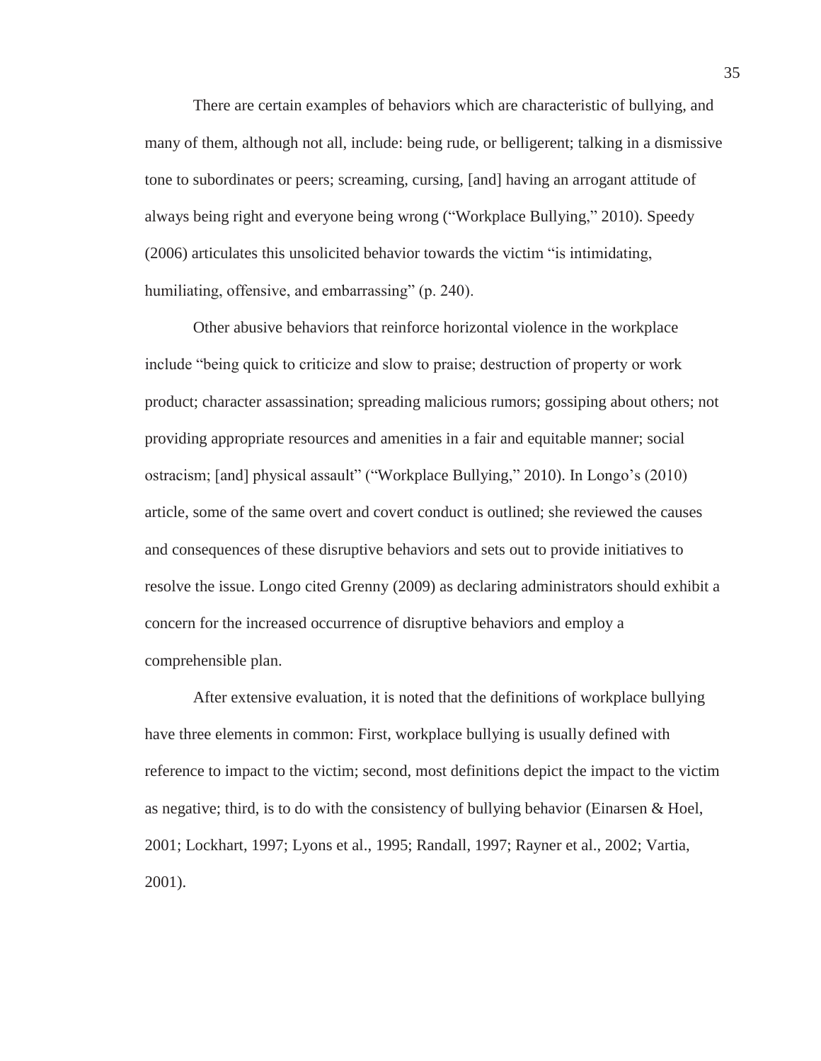There are certain examples of behaviors which are characteristic of bullying, and many of them, although not all, include: being rude, or belligerent; talking in a dismissive tone to subordinates or peers; screaming, cursing, [and] having an arrogant attitude of always being right and everyone being wrong ("Workplace Bullying," 2010). Speedy (2006) articulates this unsolicited behavior towards the victim "is intimidating, humiliating, offensive, and embarrassing" (p. 240).

Other abusive behaviors that reinforce horizontal violence in the workplace include "being quick to criticize and slow to praise; destruction of property or work product; character assassination; spreading malicious rumors; gossiping about others; not providing appropriate resources and amenities in a fair and equitable manner; social ostracism; [and] physical assault" ("Workplace Bullying," 2010). In Longo's (2010) article, some of the same overt and covert conduct is outlined; she reviewed the causes and consequences of these disruptive behaviors and sets out to provide initiatives to resolve the issue. Longo cited Grenny (2009) as declaring administrators should exhibit a concern for the increased occurrence of disruptive behaviors and employ a comprehensible plan.

After extensive evaluation, it is noted that the definitions of workplace bullying have three elements in common: First, workplace bullying is usually defined with reference to impact to the victim; second, most definitions depict the impact to the victim as negative; third, is to do with the consistency of bullying behavior (Einarsen & Hoel, 2001; Lockhart, 1997; Lyons et al., 1995; Randall, 1997; Rayner et al., 2002; Vartia, 2001).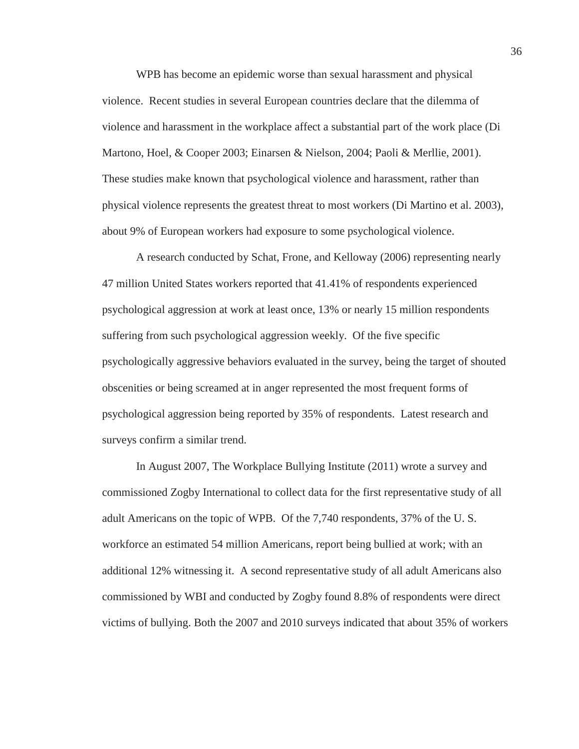WPB has become an epidemic worse than sexual harassment and physical violence. Recent studies in several European countries declare that the dilemma of violence and harassment in the workplace affect a substantial part of the work place (Di Martono, Hoel, & Cooper 2003; Einarsen & Nielson, 2004; Paoli & Merllie, 2001). These studies make known that psychological violence and harassment, rather than physical violence represents the greatest threat to most workers (Di Martino et al. 2003), about 9% of European workers had exposure to some psychological violence.

A research conducted by Schat, Frone, and Kelloway (2006) representing nearly 47 million United States workers reported that 41.41% of respondents experienced psychological aggression at work at least once, 13% or nearly 15 million respondents suffering from such psychological aggression weekly. Of the five specific psychologically aggressive behaviors evaluated in the survey, being the target of shouted obscenities or being screamed at in anger represented the most frequent forms of psychological aggression being reported by 35% of respondents. Latest research and surveys confirm a similar trend.

In August 2007, The Workplace Bullying Institute (2011) wrote a survey and commissioned Zogby International to collect data for the first representative study of all adult Americans on the topic of WPB. Of the 7,740 respondents, 37% of the U. S. workforce an estimated 54 million Americans, report being bullied at work; with an additional 12% witnessing it. A second representative study of all adult Americans also commissioned by WBI and conducted by Zogby found 8.8% of respondents were direct victims of bullying. Both the 2007 and 2010 surveys indicated that about 35% of workers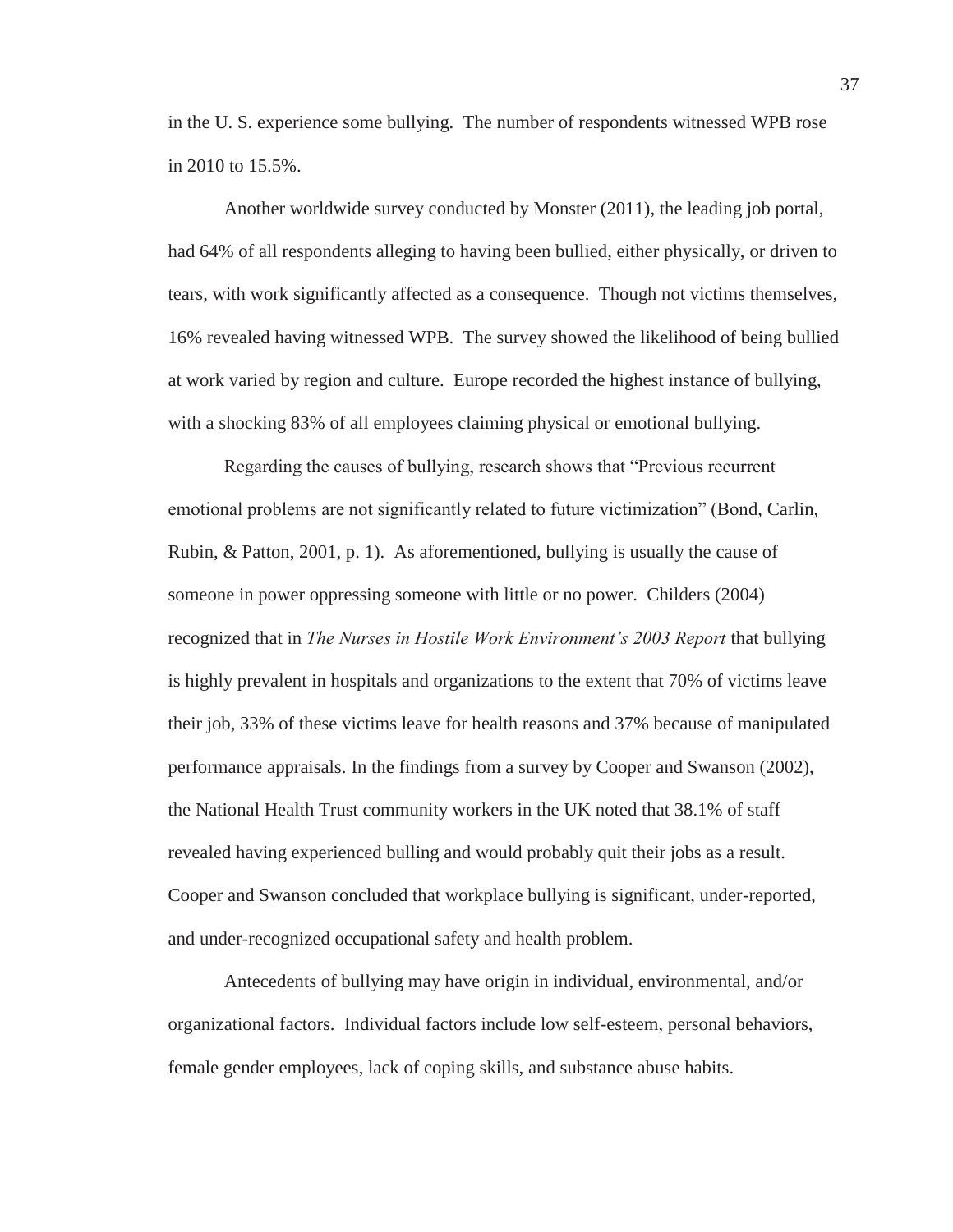in the U. S. experience some bullying. The number of respondents witnessed WPB rose in 2010 to 15.5%.

Another worldwide survey conducted by Monster (2011), the leading job portal, had 64% of all respondents alleging to having been bullied, either physically, or driven to tears, with work significantly affected as a consequence. Though not victims themselves, 16% revealed having witnessed WPB. The survey showed the likelihood of being bullied at work varied by region and culture. Europe recorded the highest instance of bullying, with a shocking 83% of all employees claiming physical or emotional bullying.

Regarding the causes of bullying, research shows that "Previous recurrent emotional problems are not significantly related to future victimization" (Bond, Carlin, Rubin, & Patton, 2001, p. 1). As aforementioned, bullying is usually the cause of someone in power oppressing someone with little or no power. Childers (2004) recognized that in *The Nurses in Hostile Work Environment's 2003 Report* that bullying is highly prevalent in hospitals and organizations to the extent that 70% of victims leave their job, 33% of these victims leave for health reasons and 37% because of manipulated performance appraisals. In the findings from a survey by Cooper and Swanson (2002), the National Health Trust community workers in the UK noted that 38.1% of staff revealed having experienced bulling and would probably quit their jobs as a result. Cooper and Swanson concluded that workplace bullying is significant, under-reported, and under-recognized occupational safety and health problem.

Antecedents of bullying may have origin in individual, environmental, and/or organizational factors. Individual factors include low self-esteem, personal behaviors, female gender employees, lack of coping skills, and substance abuse habits.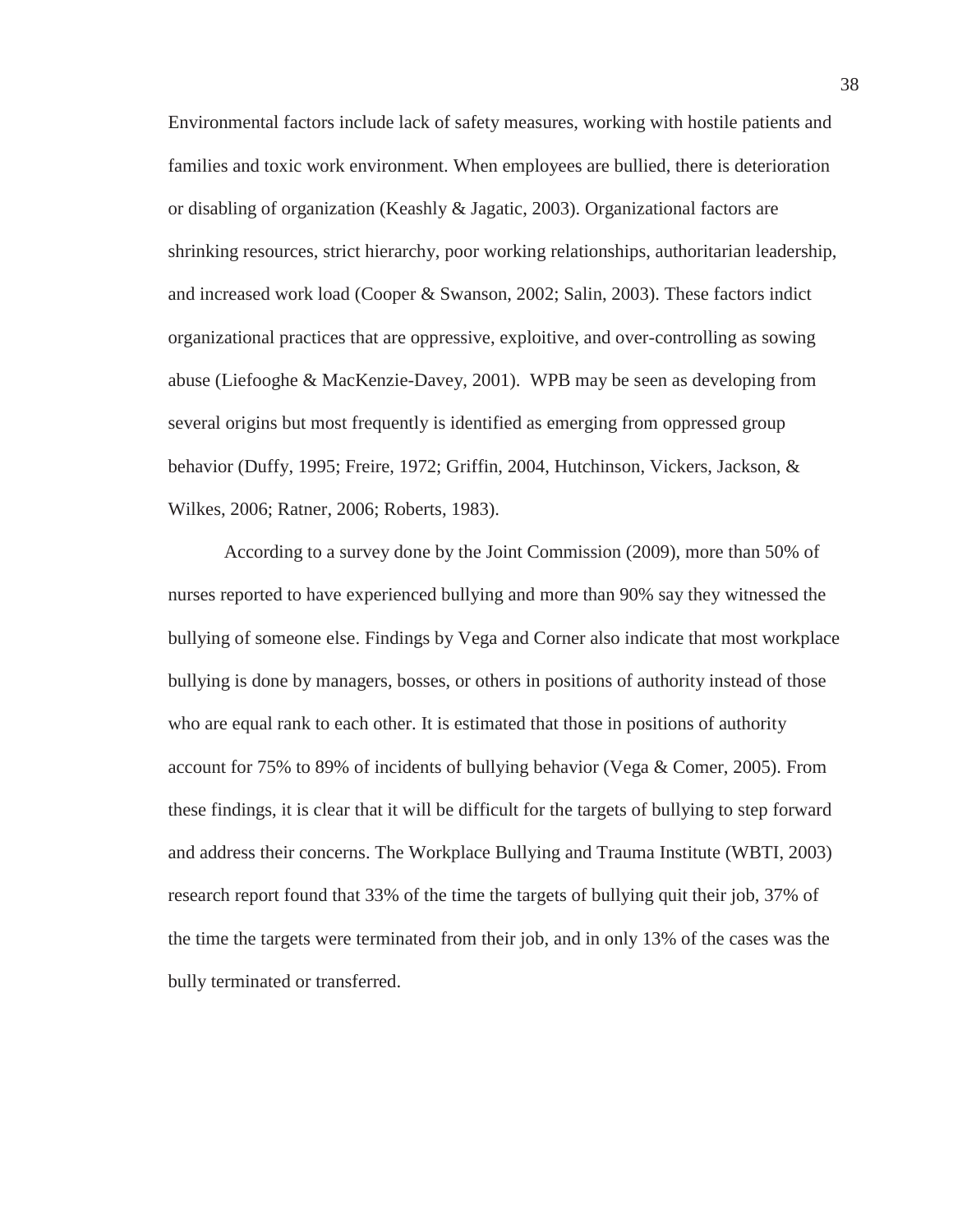Environmental factors include lack of safety measures, working with hostile patients and families and toxic work environment. When employees are bullied, there is deterioration or disabling of organization (Keashly & Jagatic, 2003). Organizational factors are shrinking resources, strict hierarchy, poor working relationships, authoritarian leadership, and increased work load (Cooper & Swanson, 2002; Salin, 2003). These factors indict organizational practices that are oppressive, exploitive, and over-controlling as sowing abuse (Liefooghe & MacKenzie-Davey, 2001). WPB may be seen as developing from several origins but most frequently is identified as emerging from oppressed group behavior (Duffy, 1995; Freire, 1972; Griffin, 2004, Hutchinson, Vickers, Jackson, & Wilkes, 2006; Ratner, 2006; Roberts, 1983).

According to a survey done by the Joint Commission (2009), more than 50% of nurses reported to have experienced bullying and more than 90% say they witnessed the bullying of someone else. Findings by Vega and Corner also indicate that most workplace bullying is done by managers, bosses, or others in positions of authority instead of those who are equal rank to each other. It is estimated that those in positions of authority account for 75% to 89% of incidents of bullying behavior (Vega & Comer, 2005). From these findings, it is clear that it will be difficult for the targets of bullying to step forward and address their concerns. The Workplace Bullying and Trauma Institute (WBTI, 2003) research report found that 33% of the time the targets of bullying quit their job, 37% of the time the targets were terminated from their job, and in only 13% of the cases was the bully terminated or transferred.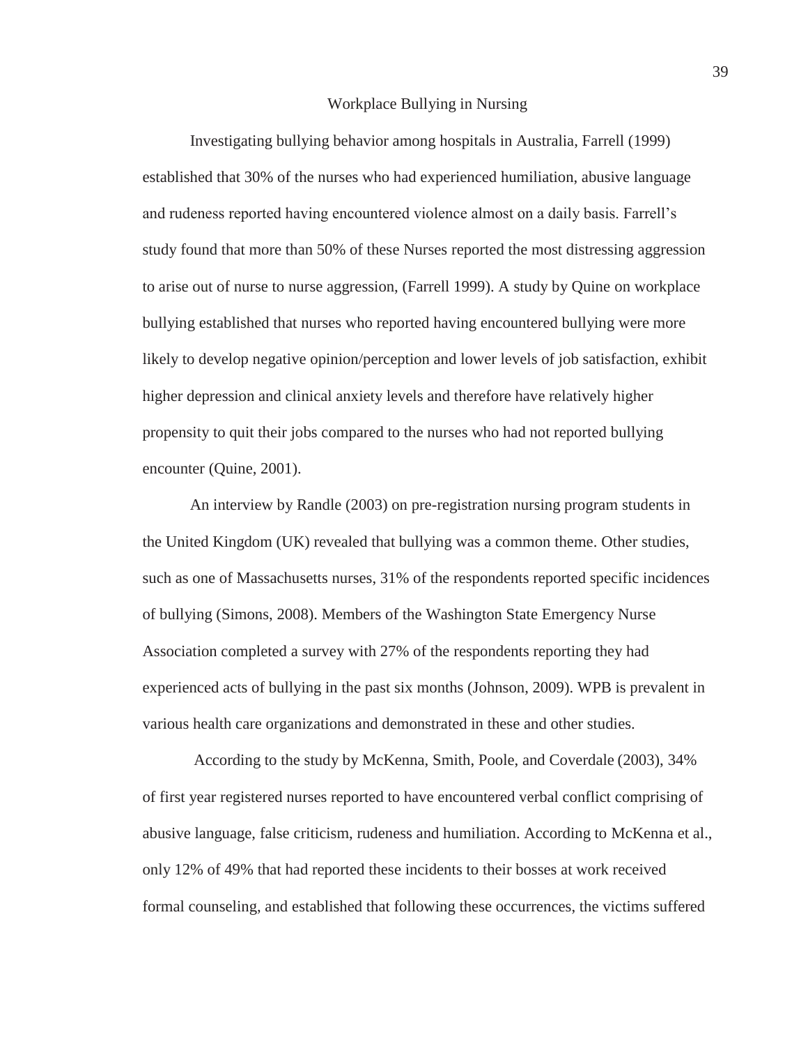## Workplace Bullying in Nursing

Investigating bullying behavior among hospitals in Australia, Farrell (1999) established that 30% of the nurses who had experienced humiliation, abusive language and rudeness reported having encountered violence almost on a daily basis. Farrell's study found that more than 50% of these Nurses reported the most distressing aggression to arise out of nurse to nurse aggression, (Farrell 1999). A study by Quine on workplace bullying established that nurses who reported having encountered bullying were more likely to develop negative opinion/perception and lower levels of job satisfaction, exhibit higher depression and clinical anxiety levels and therefore have relatively higher propensity to quit their jobs compared to the nurses who had not reported bullying encounter (Quine, 2001).

An interview by Randle (2003) on pre-registration nursing program students in the United Kingdom (UK) revealed that bullying was a common theme. Other studies, such as one of Massachusetts nurses, 31% of the respondents reported specific incidences of bullying (Simons, 2008). Members of the Washington State Emergency Nurse Association completed a survey with 27% of the respondents reporting they had experienced acts of bullying in the past six months (Johnson, 2009). WPB is prevalent in various health care organizations and demonstrated in these and other studies.

According to the study by McKenna, Smith, Poole, and Coverdale (2003), 34% of first year registered nurses reported to have encountered verbal conflict comprising of abusive language, false criticism, rudeness and humiliation. According to McKenna et al., only 12% of 49% that had reported these incidents to their bosses at work received formal counseling, and established that following these occurrences, the victims suffered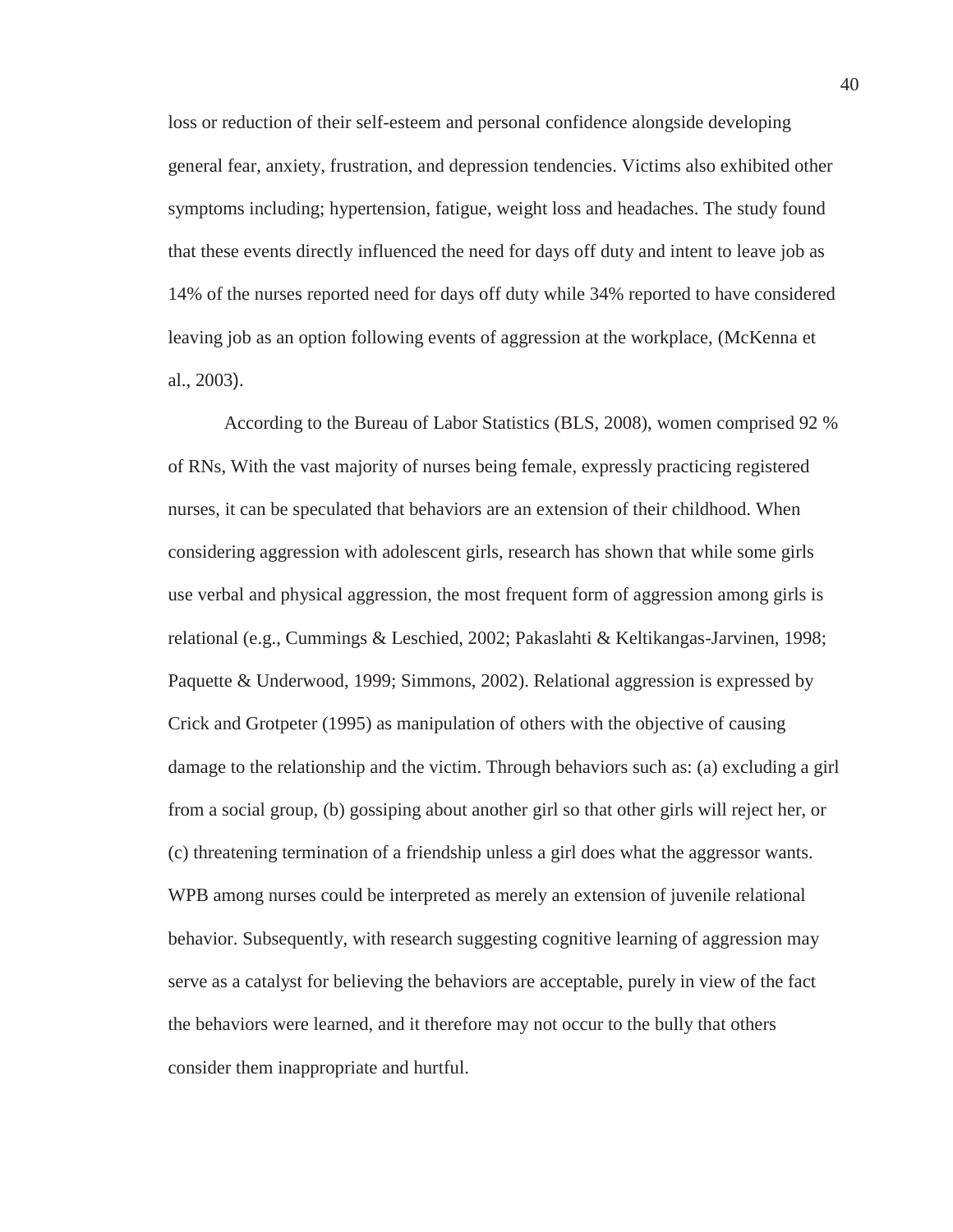loss or reduction of their self-esteem and personal confidence alongside developing general fear, anxiety, frustration, and depression tendencies. Victims also exhibited other symptoms including; hypertension, fatigue, weight loss and headaches. The study found that these events directly influenced the need for days off duty and intent to leave job as 14% of the nurses reported need for days off duty while 34% reported to have considered leaving job as an option following events of aggression at the workplace, (McKenna et al., 2003).

According to the Bureau of Labor Statistics (BLS, 2008), women comprised 92 % of RNs, With the vast majority of nurses being female, expressly practicing registered nurses, it can be speculated that behaviors are an extension of their childhood. When considering aggression with adolescent girls, research has shown that while some girls use verbal and physical aggression, the most frequent form of aggression among girls is relational (e.g., Cummings & Leschied, 2002; Pakaslahti & Keltikangas-Jarvinen, 1998; Paquette & Underwood, 1999; Simmons, 2002). Relational aggression is expressed by Crick and Grotpeter (1995) as manipulation of others with the objective of causing damage to the relationship and the victim. Through behaviors such as: (a) excluding a girl from a social group, (b) gossiping about another girl so that other girls will reject her, or (c) threatening termination of a friendship unless a girl does what the aggressor wants. WPB among nurses could be interpreted as merely an extension of juvenile relational behavior. Subsequently, with research suggesting cognitive learning of aggression may serve as a catalyst for believing the behaviors are acceptable, purely in view of the fact the behaviors were learned, and it therefore may not occur to the bully that others consider them inappropriate and hurtful.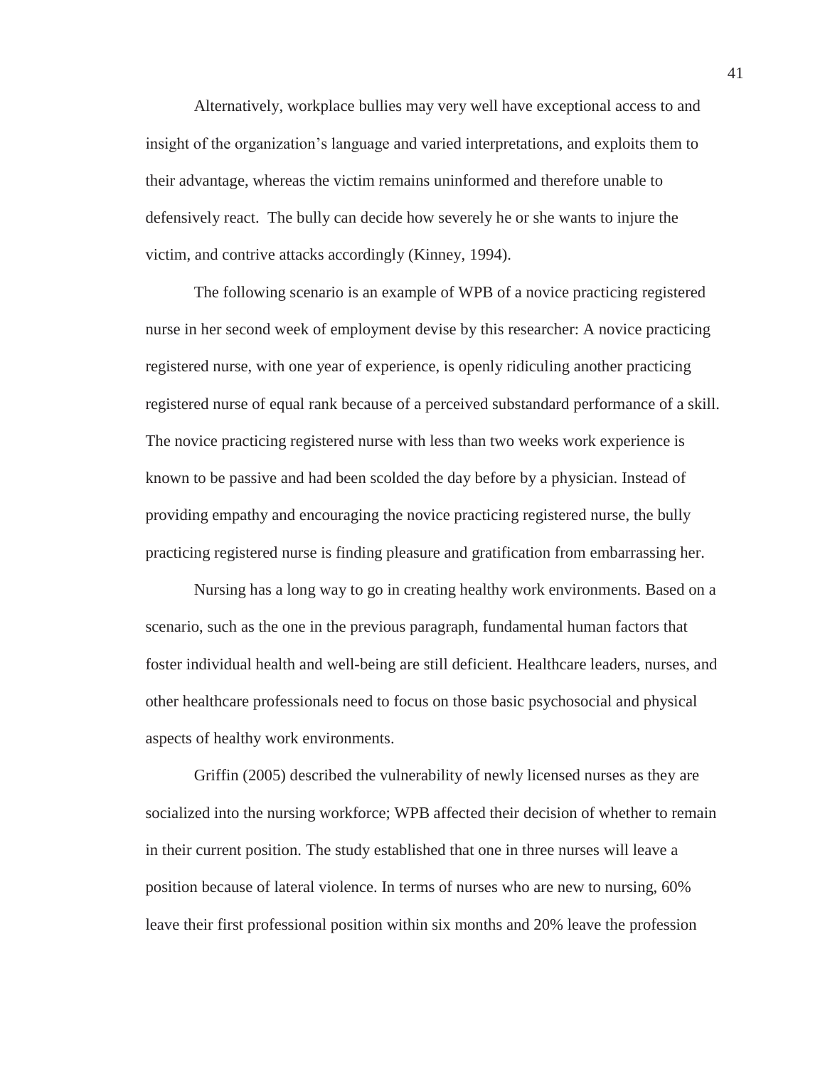Alternatively, workplace bullies may very well have exceptional access to and insight of the organization's language and varied interpretations, and exploits them to their advantage, whereas the victim remains uninformed and therefore unable to defensively react. The bully can decide how severely he or she wants to injure the victim, and contrive attacks accordingly (Kinney, 1994).

The following scenario is an example of WPB of a novice practicing registered nurse in her second week of employment devise by this researcher: A novice practicing registered nurse, with one year of experience, is openly ridiculing another practicing registered nurse of equal rank because of a perceived substandard performance of a skill. The novice practicing registered nurse with less than two weeks work experience is known to be passive and had been scolded the day before by a physician. Instead of providing empathy and encouraging the novice practicing registered nurse, the bully practicing registered nurse is finding pleasure and gratification from embarrassing her.

Nursing has a long way to go in creating healthy work environments. Based on a scenario, such as the one in the previous paragraph, fundamental human factors that foster individual health and well-being are still deficient. Healthcare leaders, nurses, and other healthcare professionals need to focus on those basic psychosocial and physical aspects of healthy work environments.

Griffin (2005) described the vulnerability of newly licensed nurses as they are socialized into the nursing workforce; WPB affected their decision of whether to remain in their current position. The study established that one in three nurses will leave a position because of lateral violence. In terms of nurses who are new to nursing, 60% leave their first professional position within six months and 20% leave the profession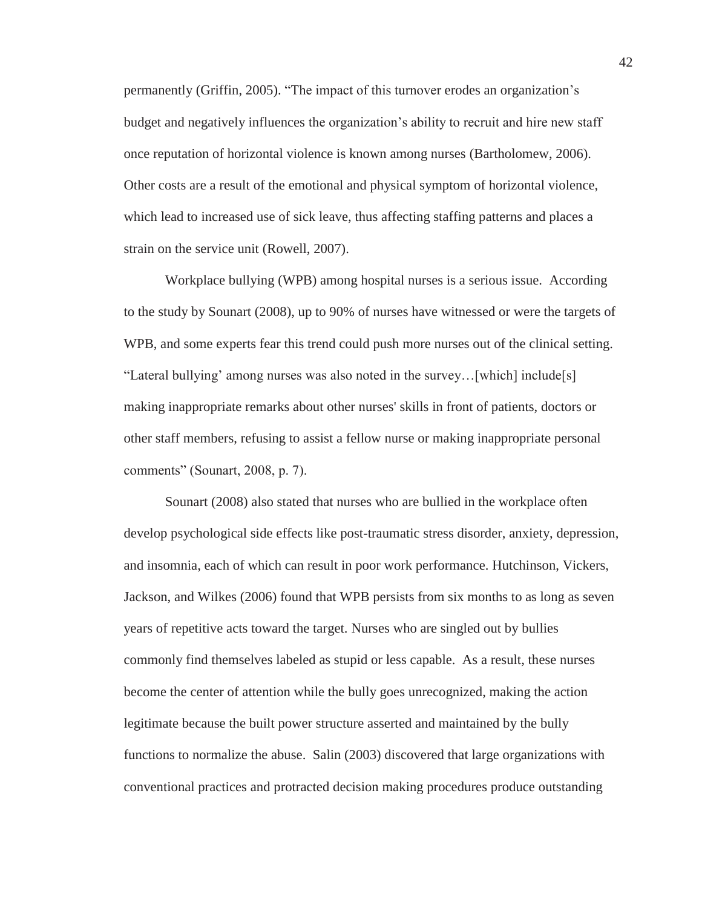permanently (Griffin, 2005). “The impact of this turnover erodes an organization’s budget and negatively influences the organization’s ability to recruit and hire new staff once reputation of horizontal violence is known among nurses (Bartholomew, 2006). Other costs are a result of the emotional and physical symptom of horizontal violence, which lead to increased use of sick leave, thus affecting staffing patterns and places a strain on the service unit (Rowell, 2007).

Workplace bullying (WPB) among hospital nurses is a serious issue. According to the study by Sounart (2008), up to 90% of nurses have witnessed or were the targets of WPB, and some experts fear this trend could push more nurses out of the clinical setting. “Lateral bullying’ among nurses was also noted in the survey…[which] include[s] making inappropriate remarks about other nurses' skills in front of patients, doctors or other staff members, refusing to assist a fellow nurse or making inappropriate personal comments” (Sounart, 2008, p. 7).

Sounart (2008) also stated that nurses who are bullied in the workplace often develop psychological side effects like post-traumatic stress disorder, anxiety, depression, and insomnia, each of which can result in poor work performance. Hutchinson, Vickers, Jackson, and Wilkes (2006) found that WPB persists from six months to as long as seven years of repetitive acts toward the target. Nurses who are singled out by bullies commonly find themselves labeled as stupid or less capable. As a result, these nurses become the center of attention while the bully goes unrecognized, making the action legitimate because the built power structure asserted and maintained by the bully functions to normalize the abuse. Salin (2003) discovered that large organizations with conventional practices and protracted decision making procedures produce outstanding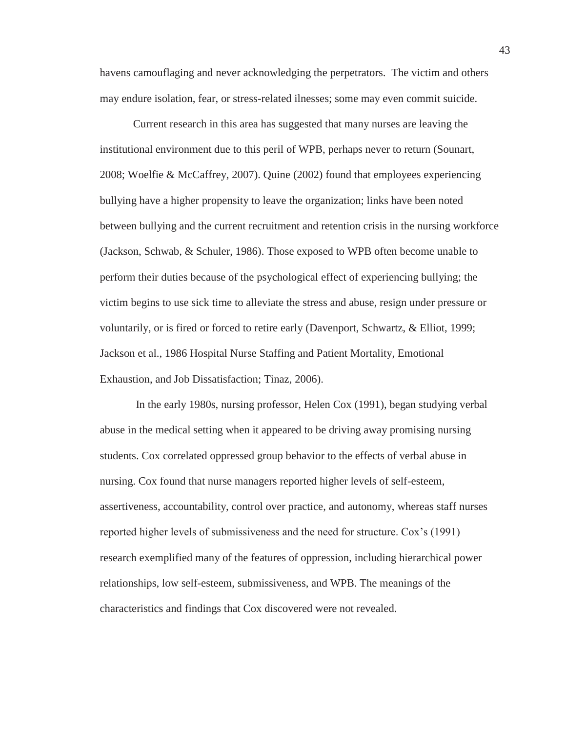havens camouflaging and never acknowledging the perpetrators. The victim and others may endure isolation, fear, or stress-related ilnesses; some may even commit suicide.

Current research in this area has suggested that many nurses are leaving the institutional environment due to this peril of WPB, perhaps never to return (Sounart, 2008; Woelfie & McCaffrey, 2007). Quine (2002) found that employees experiencing bullying have a higher propensity to leave the organization; links have been noted between bullying and the current recruitment and retention crisis in the nursing workforce (Jackson, Schwab, & Schuler, 1986). Those exposed to WPB often become unable to perform their duties because of the psychological effect of experiencing bullying; the victim begins to use sick time to alleviate the stress and abuse, resign under pressure or voluntarily, or is fired or forced to retire early (Davenport, Schwartz, & Elliot, 1999; Jackson et al., 1986 Hospital Nurse Staffing and Patient Mortality, Emotional Exhaustion, and Job Dissatisfaction; Tinaz, 2006).

In the early 1980s, nursing professor, Helen Cox (1991), began studying verbal abuse in the medical setting when it appeared to be driving away promising nursing students. Cox correlated oppressed group behavior to the effects of verbal abuse in nursing. Cox found that nurse managers reported higher levels of self-esteem, assertiveness, accountability, control over practice, and autonomy, whereas staff nurses reported higher levels of submissiveness and the need for structure. Cox's (1991) research exemplified many of the features of oppression, including hierarchical power relationships, low self-esteem, submissiveness, and WPB. The meanings of the characteristics and findings that Cox discovered were not revealed.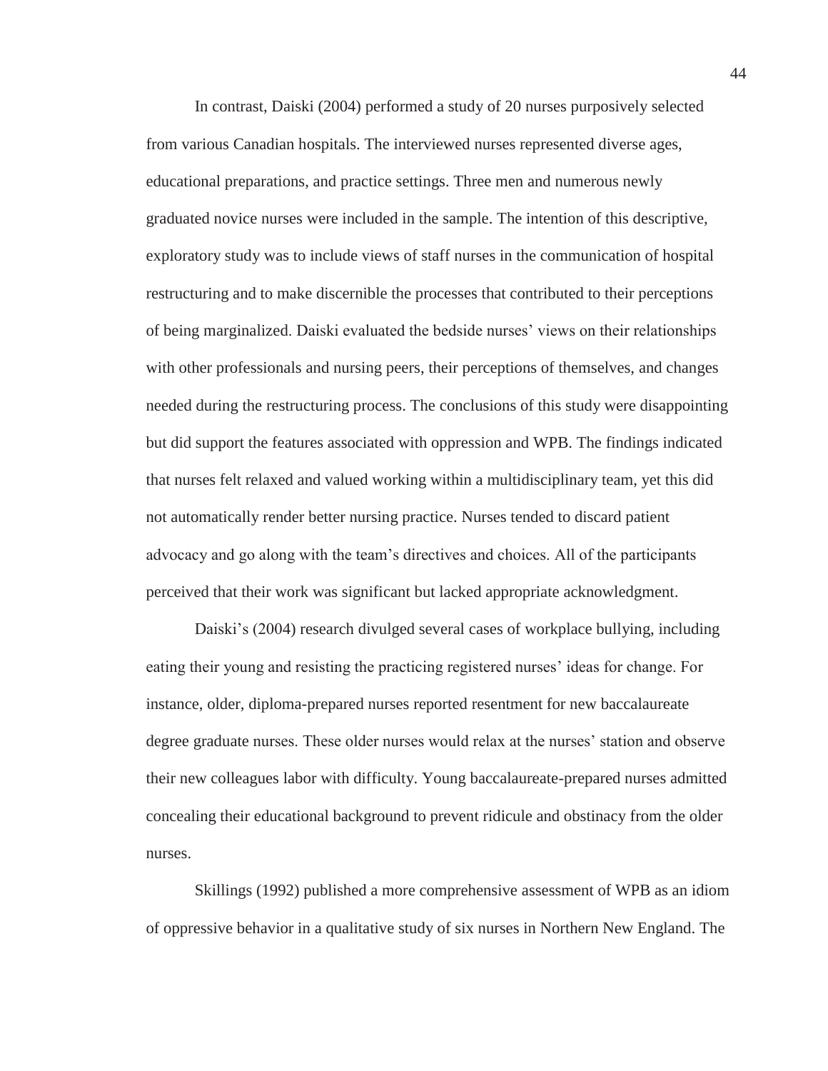In contrast, Daiski (2004) performed a study of 20 nurses purposively selected from various Canadian hospitals. The interviewed nurses represented diverse ages, educational preparations, and practice settings. Three men and numerous newly graduated novice nurses were included in the sample. The intention of this descriptive, exploratory study was to include views of staff nurses in the communication of hospital restructuring and to make discernible the processes that contributed to their perceptions of being marginalized. Daiski evaluated the bedside nurses' views on their relationships with other professionals and nursing peers, their perceptions of themselves, and changes needed during the restructuring process. The conclusions of this study were disappointing but did support the features associated with oppression and WPB. The findings indicated that nurses felt relaxed and valued working within a multidisciplinary team, yet this did not automatically render better nursing practice. Nurses tended to discard patient advocacy and go along with the team's directives and choices. All of the participants perceived that their work was significant but lacked appropriate acknowledgment.

Daiski's (2004) research divulged several cases of workplace bullying, including eating their young and resisting the practicing registered nurses' ideas for change. For instance, older, diploma-prepared nurses reported resentment for new baccalaureate degree graduate nurses. These older nurses would relax at the nurses' station and observe their new colleagues labor with difficulty. Young baccalaureate-prepared nurses admitted concealing their educational background to prevent ridicule and obstinacy from the older nurses.

Skillings (1992) published a more comprehensive assessment of WPB as an idiom of oppressive behavior in a qualitative study of six nurses in Northern New England. The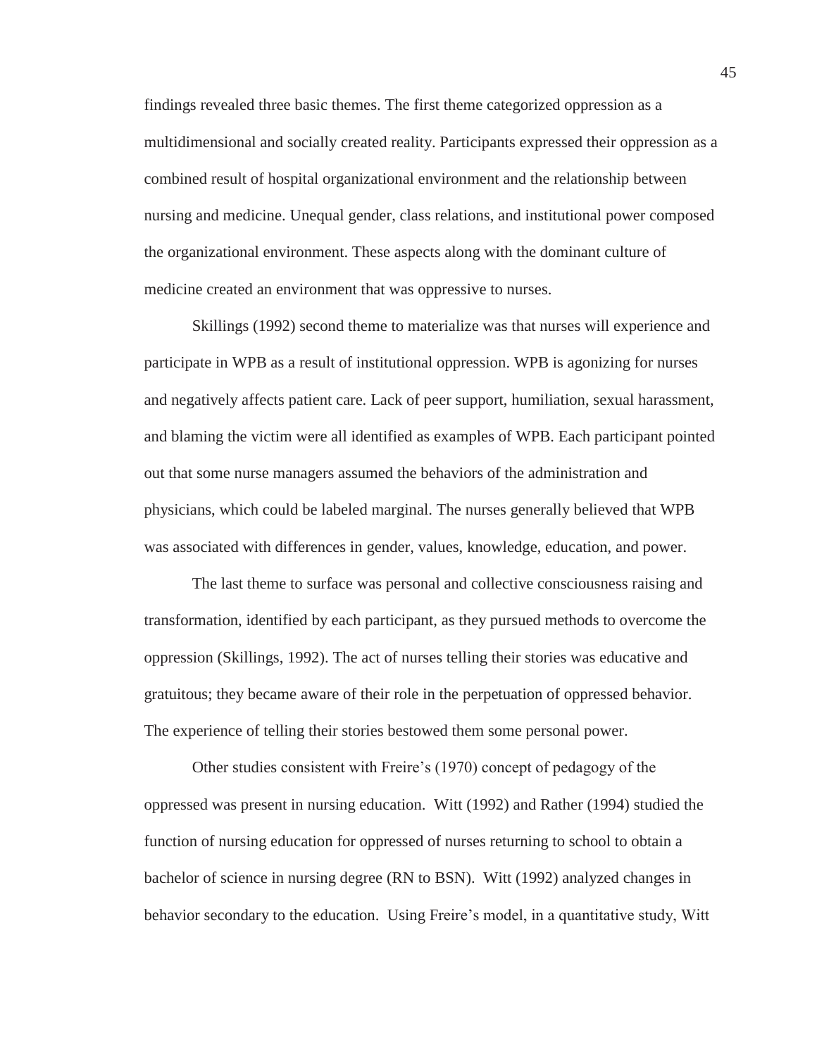findings revealed three basic themes. The first theme categorized oppression as a multidimensional and socially created reality. Participants expressed their oppression as a combined result of hospital organizational environment and the relationship between nursing and medicine. Unequal gender, class relations, and institutional power composed the organizational environment. These aspects along with the dominant culture of medicine created an environment that was oppressive to nurses.

Skillings (1992) second theme to materialize was that nurses will experience and participate in WPB as a result of institutional oppression. WPB is agonizing for nurses and negatively affects patient care. Lack of peer support, humiliation, sexual harassment, and blaming the victim were all identified as examples of WPB. Each participant pointed out that some nurse managers assumed the behaviors of the administration and physicians, which could be labeled marginal. The nurses generally believed that WPB was associated with differences in gender, values, knowledge, education, and power.

The last theme to surface was personal and collective consciousness raising and transformation, identified by each participant, as they pursued methods to overcome the oppression (Skillings, 1992). The act of nurses telling their stories was educative and gratuitous; they became aware of their role in the perpetuation of oppressed behavior. The experience of telling their stories bestowed them some personal power.

Other studies consistent with Freire's (1970) concept of pedagogy of the oppressed was present in nursing education. Witt (1992) and Rather (1994) studied the function of nursing education for oppressed of nurses returning to school to obtain a bachelor of science in nursing degree (RN to BSN). Witt (1992) analyzed changes in behavior secondary to the education. Using Freire's model, in a quantitative study, Witt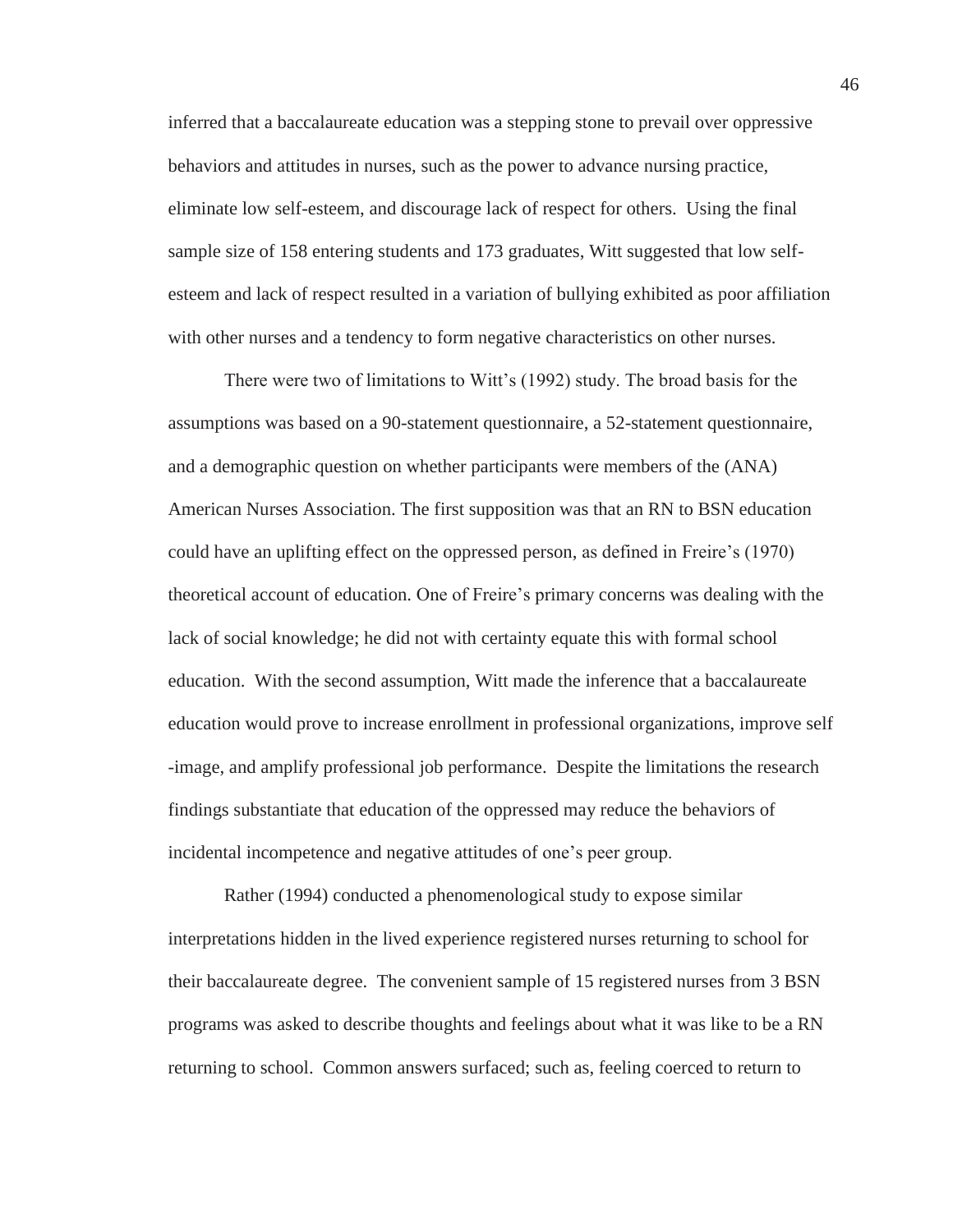inferred that a baccalaureate education was a stepping stone to prevail over oppressive behaviors and attitudes in nurses, such as the power to advance nursing practice, eliminate low self-esteem, and discourage lack of respect for others. Using the final sample size of 158 entering students and 173 graduates, Witt suggested that low self-esteem and lack of respect resulted in a variation of bullying exhibited as poor affiliation with other nurses and a tendency to form negative characteristics on other nurses.

There were two of limitations to Witt's (1992) study. The broad basis for the assumptions was based on a 90-statement questionnaire, a 52-statement questionnaire, and a demographic question on whether participants were members of the (ANA) American Nurses Association. The first supposition was that an RN to BSN education could have an uplifting effect on the oppressed person, as defined in Freire's (1970) theoretical account of education. One of Freire's primary concerns was dealing with the lack of social knowledge; he did not with certainty equate this with formal school education. With the second assumption, Witt made the inference that a baccalaureate education would prove to increase enrollment in professional organizations, improve self -image, and amplify professional job performance. Despite the limitations the research findings substantiate that education of the oppressed may reduce the behaviors of incidental incompetence and negative attitudes of one's peer group.

Rather (1994) conducted a phenomenological study to expose similar interpretations hidden in the lived experience registered nurses returning to school for their baccalaureate degree. The convenient sample of 15 registered nurses from 3 BSN programs was asked to describe thoughts and feelings about what it was like to be a RN returning to school. Common answers surfaced; such as, feeling coerced to return to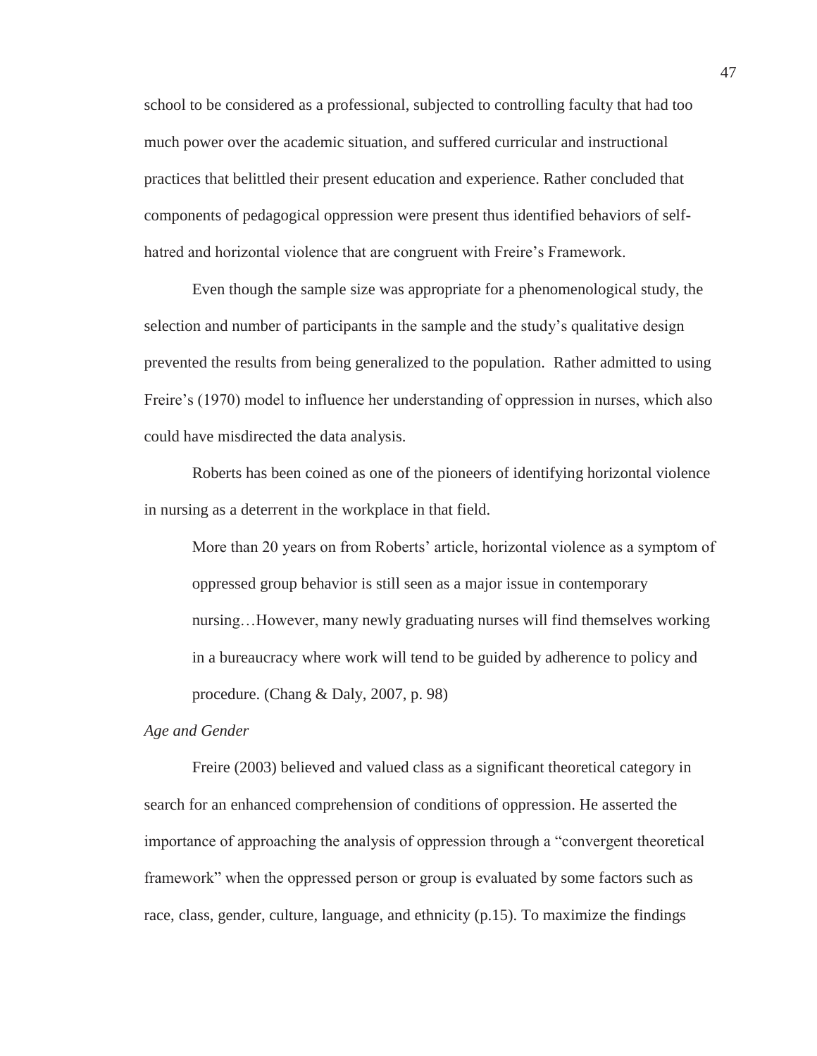school to be considered as a professional, subjected to controlling faculty that had too much power over the academic situation, and suffered curricular and instructional practices that belittled their present education and experience. Rather concluded that components of pedagogical oppression were present thus identified behaviors of self-hatred and horizontal violence that are congruent with Freire's Framework.

Even though the sample size was appropriate for a phenomenological study, the selection and number of participants in the sample and the study's qualitative design prevented the results from being generalized to the population. Rather admitted to using Freire's (1970) model to influence her understanding of oppression in nurses, which also could have misdirected the data analysis.

Roberts has been coined as one of the pioneers of identifying horizontal violence in nursing as a deterrent in the workplace in that field.

> More than 20 years on from Roberts' article, horizontal violence as a symptom of oppressed group behavior is still seen as a major issue in contemporary nursing…However, many newly graduating nurses will find themselves working in a bureaucracy where work will tend to be guided by adherence to policy and procedure. (Chang & Daly, 2007, p. 98)

*Age and Gender*

Freire (2003) believed and valued class as a significant theoretical category in search for an enhanced comprehension of conditions of oppression. He asserted the importance of approaching the analysis of oppression through a "convergent theoretical framework" when the oppressed person or group is evaluated by some factors such as race, class, gender, culture, language, and ethnicity (p.15). To maximize the findings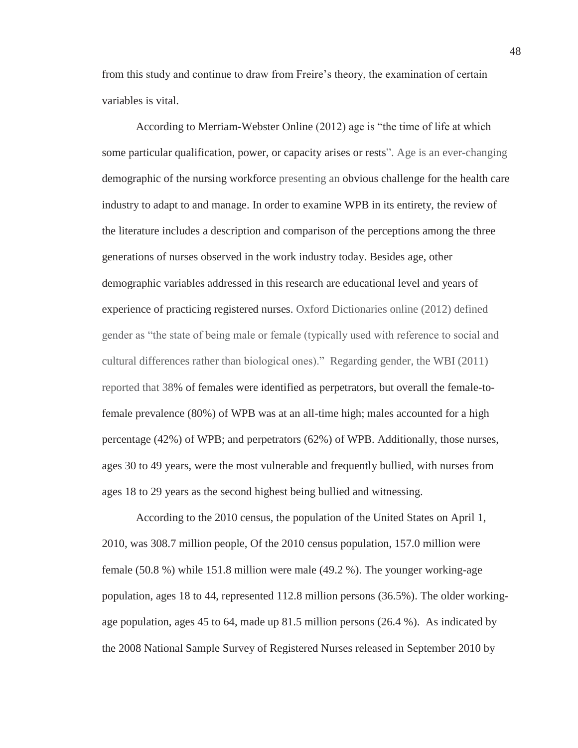from this study and continue to draw from Freire's theory, the examination of certain variables is vital.

According to Merriam-Webster Online (2012) age is "the time of life at which some particular qualification, power, or capacity arises or rests". Age is an ever-changing demographic of the nursing workforce presenting an obvious challenge for the health care industry to adapt to and manage. In order to examine WPB in its entirety, the review of the literature includes a description and comparison of the perceptions among the three generations of nurses observed in the work industry today. Besides age, other demographic variables addressed in this research are educational level and years of experience of practicing registered nurses. Oxford Dictionaries online (2012) defined gender as "the state of being male or female (typically used with reference to social and cultural differences rather than biological ones)." Regarding gender, the WBI (2011) reported that 38% of females were identified as perpetrators, but overall the female-to-female prevalence (80%) of WPB was at an all-time high; males accounted for a high percentage (42%) of WPB; and perpetrators (62%) of WPB. Additionally, those nurses, ages 30 to 49 years, were the most vulnerable and frequently bullied, with nurses from ages 18 to 29 years as the second highest being bullied and witnessing.

According to the 2010 census, the population of the United States on April 1, 2010, was 308.7 million people, Of the 2010 census population, 157.0 million were female (50.8 %) while 151.8 million were male (49.2 %). The younger working-age population, ages 18 to 44, represented 112.8 million persons (36.5%). The older working-age population, ages 45 to 64, made up 81.5 million persons (26.4 %). As indicated by the 2008 National Sample Survey of Registered Nurses released in September 2010 by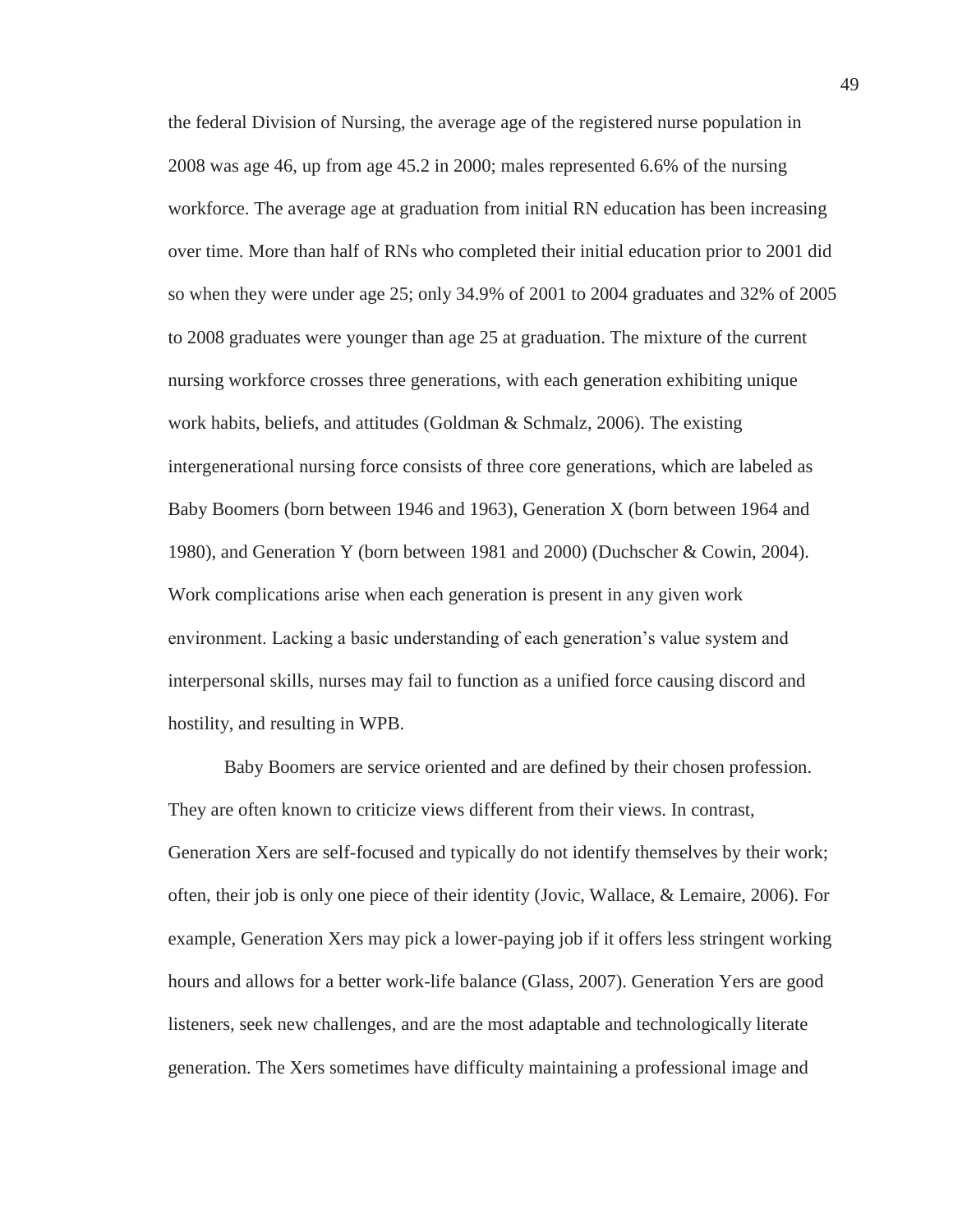the federal Division of Nursing, the average age of the registered nurse population in 2008 was age 46, up from age 45.2 in 2000; males represented 6.6% of the nursing workforce. The average age at graduation from initial RN education has been increasing over time. More than half of RNs who completed their initial education prior to 2001 did so when they were under age 25; only 34.9% of 2001 to 2004 graduates and 32% of 2005 to 2008 graduates were younger than age 25 at graduation. The mixture of the current nursing workforce crosses three generations, with each generation exhibiting unique work habits, beliefs, and attitudes (Goldman & Schmalz, 2006). The existing intergenerational nursing force consists of three core generations, which are labeled as Baby Boomers (born between 1946 and 1963), Generation X (born between 1964 and 1980), and Generation Y (born between 1981 and 2000) (Duchscher & Cowin, 2004). Work complications arise when each generation is present in any given work environment. Lacking a basic understanding of each generation's value system and interpersonal skills, nurses may fail to function as a unified force causing discord and hostility, and resulting in WPB.

Baby Boomers are service oriented and are defined by their chosen profession. They are often known to criticize views different from their views. In contrast, Generation Xers are self-focused and typically do not identify themselves by their work; often, their job is only one piece of their identity (Jovic, Wallace, & Lemaire, 2006). For example, Generation Xers may pick a lower-paying job if it offers less stringent working hours and allows for a better work-life balance (Glass, 2007). Generation Yers are good listeners, seek new challenges, and are the most adaptable and technologically literate generation. The Xers sometimes have difficulty maintaining a professional image and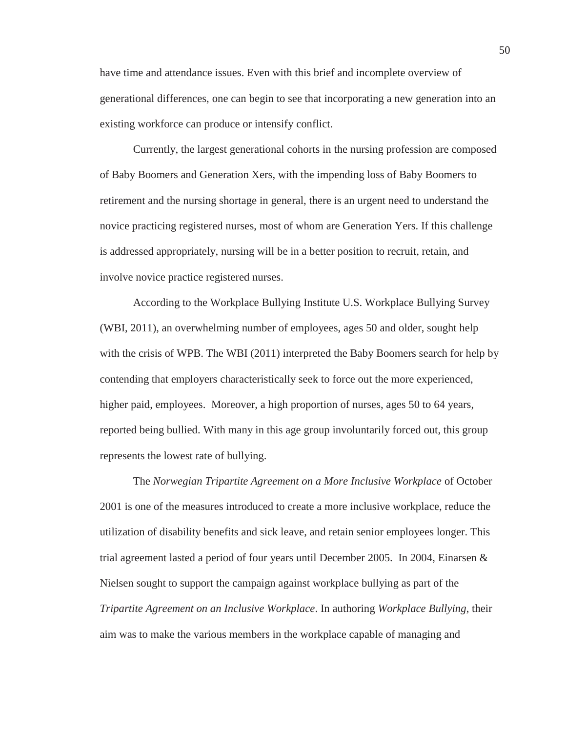have time and attendance issues. Even with this brief and incomplete overview of generational differences, one can begin to see that incorporating a new generation into an existing workforce can produce or intensify conflict.

Currently, the largest generational cohorts in the nursing profession are composed of Baby Boomers and Generation Xers, with the impending loss of Baby Boomers to retirement and the nursing shortage in general, there is an urgent need to understand the novice practicing registered nurses, most of whom are Generation Yers. If this challenge is addressed appropriately, nursing will be in a better position to recruit, retain, and involve novice practice registered nurses.

According to the Workplace Bullying Institute U.S. Workplace Bullying Survey (WBI, 2011), an overwhelming number of employees, ages 50 and older, sought help with the crisis of WPB. The WBI (2011) interpreted the Baby Boomers search for help by contending that employers characteristically seek to force out the more experienced, higher paid, employees. Moreover, a high proportion of nurses, ages 50 to 64 years, reported being bullied. With many in this age group involuntarily forced out, this group represents the lowest rate of bullying.

The *Norwegian Tripartite Agreement on a More Inclusive Workplace* of October 2001 is one of the measures introduced to create a more inclusive workplace, reduce the utilization of disability benefits and sick leave, and retain senior employees longer. This trial agreement lasted a period of four years until December 2005. In 2004, Einarsen & Nielsen sought to support the campaign against workplace bullying as part of the *Tripartite Agreement on an Inclusive Workplace*. In authoring *Workplace Bullying*, their aim was to make the various members in the workplace capable of managing and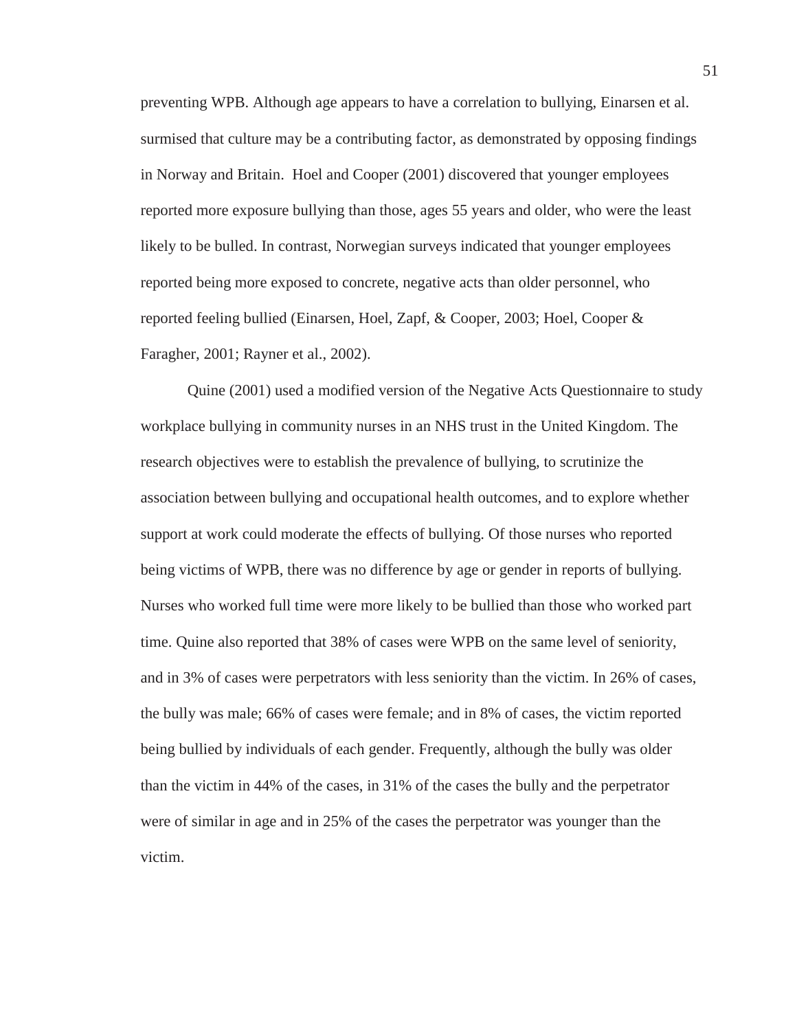preventing WPB. Although age appears to have a correlation to bullying, Einarsen et al. surmised that culture may be a contributing factor, as demonstrated by opposing findings in Norway and Britain.  Hoel and Cooper (2001) discovered that younger employees reported more exposure bullying than those, ages 55 years and older, who were the least likely to be bulled. In contrast, Norwegian surveys indicated that younger employees reported being more exposed to concrete, negative acts than older personnel, who reported feeling bullied (Einarsen, Hoel, Zapf, & Cooper, 2003; Hoel, Cooper & Faragher, 2001; Rayner et al., 2002).

Quine (2001) used a modified version of the Negative Acts Questionnaire to study workplace bullying in community nurses in an NHS trust in the United Kingdom. The research objectives were to establish the prevalence of bullying, to scrutinize the association between bullying and occupational health outcomes, and to explore whether support at work could moderate the effects of bullying. Of those nurses who reported being victims of WPB, there was no difference by age or gender in reports of bullying. Nurses who worked full time were more likely to be bullied than those who worked part time. Quine also reported that 38% of cases were WPB on the same level of seniority, and in 3% of cases were perpetrators with less seniority than the victim. In 26% of cases, the bully was male; 66% of cases were female; and in 8% of cases, the victim reported being bullied by individuals of each gender. Frequently, although the bully was older than the victim in 44% of the cases, in 31% of the cases the bully and the perpetrator were of similar in age and in 25% of the cases the perpetrator was younger than the victim.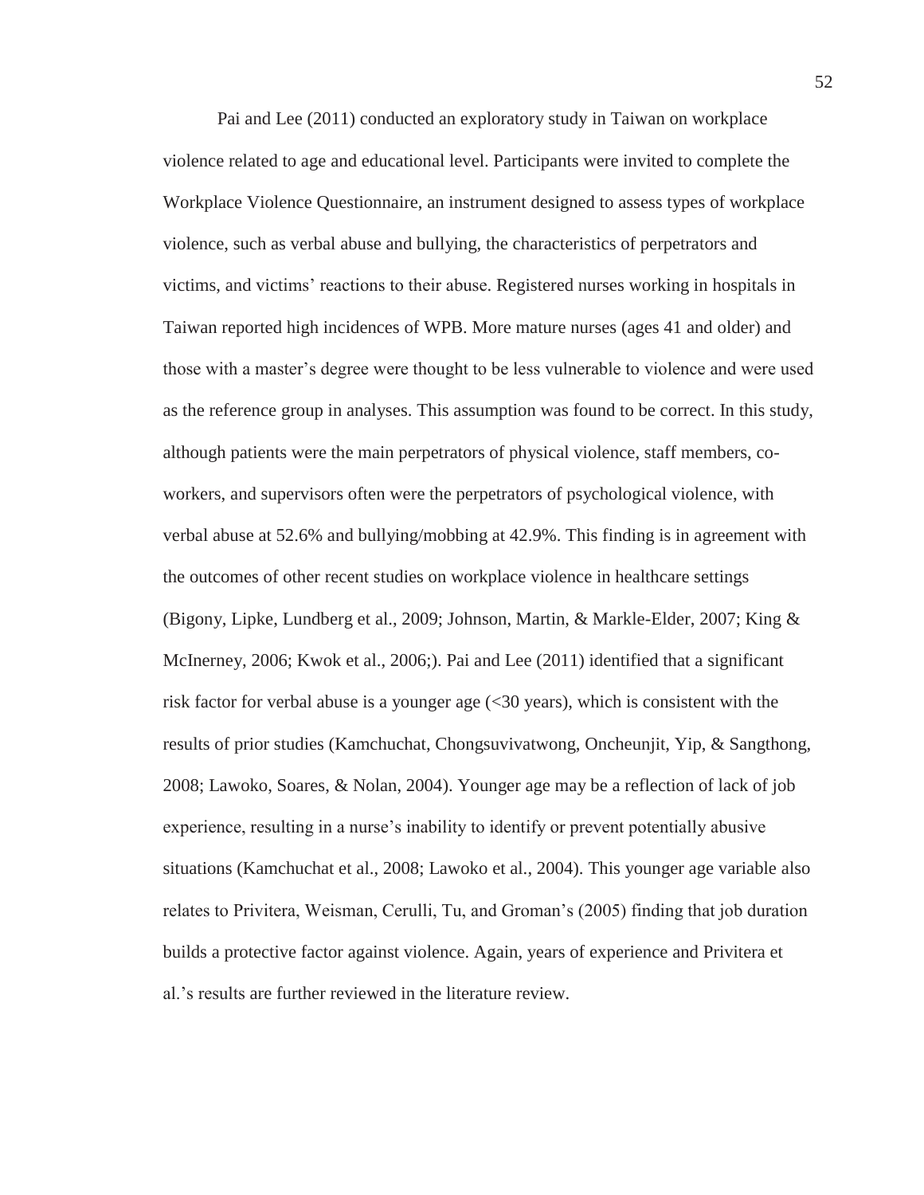Pai and Lee (2011) conducted an exploratory study in Taiwan on workplace violence related to age and educational level. Participants were invited to complete the Workplace Violence Questionnaire, an instrument designed to assess types of workplace violence, such as verbal abuse and bullying, the characteristics of perpetrators and victims, and victims' reactions to their abuse. Registered nurses working in hospitals in Taiwan reported high incidences of WPB. More mature nurses (ages 41 and older) and those with a master's degree were thought to be less vulnerable to violence and were used as the reference group in analyses. This assumption was found to be correct. In this study, although patients were the main perpetrators of physical violence, staff members, co-workers, and supervisors often were the perpetrators of psychological violence, with verbal abuse at 52.6% and bullying/mobbing at 42.9%. This finding is in agreement with the outcomes of other recent studies on workplace violence in healthcare settings (Bigony, Lipke, Lundberg et al., 2009; Johnson, Martin, & Markle-Elder, 2007; King & McInerney, 2006; Kwok et al., 2006;). Pai and Lee (2011) identified that a significant risk factor for verbal abuse is a younger age (<30 years), which is consistent with the results of prior studies (Kamchuchat, Chongsuvivatwong, Oncheunjit, Yip, & Sangthong, 2008; Lawoko, Soares, & Nolan, 2004). Younger age may be a reflection of lack of job experience, resulting in a nurse's inability to identify or prevent potentially abusive situations (Kamchuchat et al., 2008; Lawoko et al., 2004). This younger age variable also relates to Privitera, Weisman, Cerulli, Tu, and Groman's (2005) finding that job duration builds a protective factor against violence. Again, years of experience and Privitera et al.'s results are further reviewed in the literature review.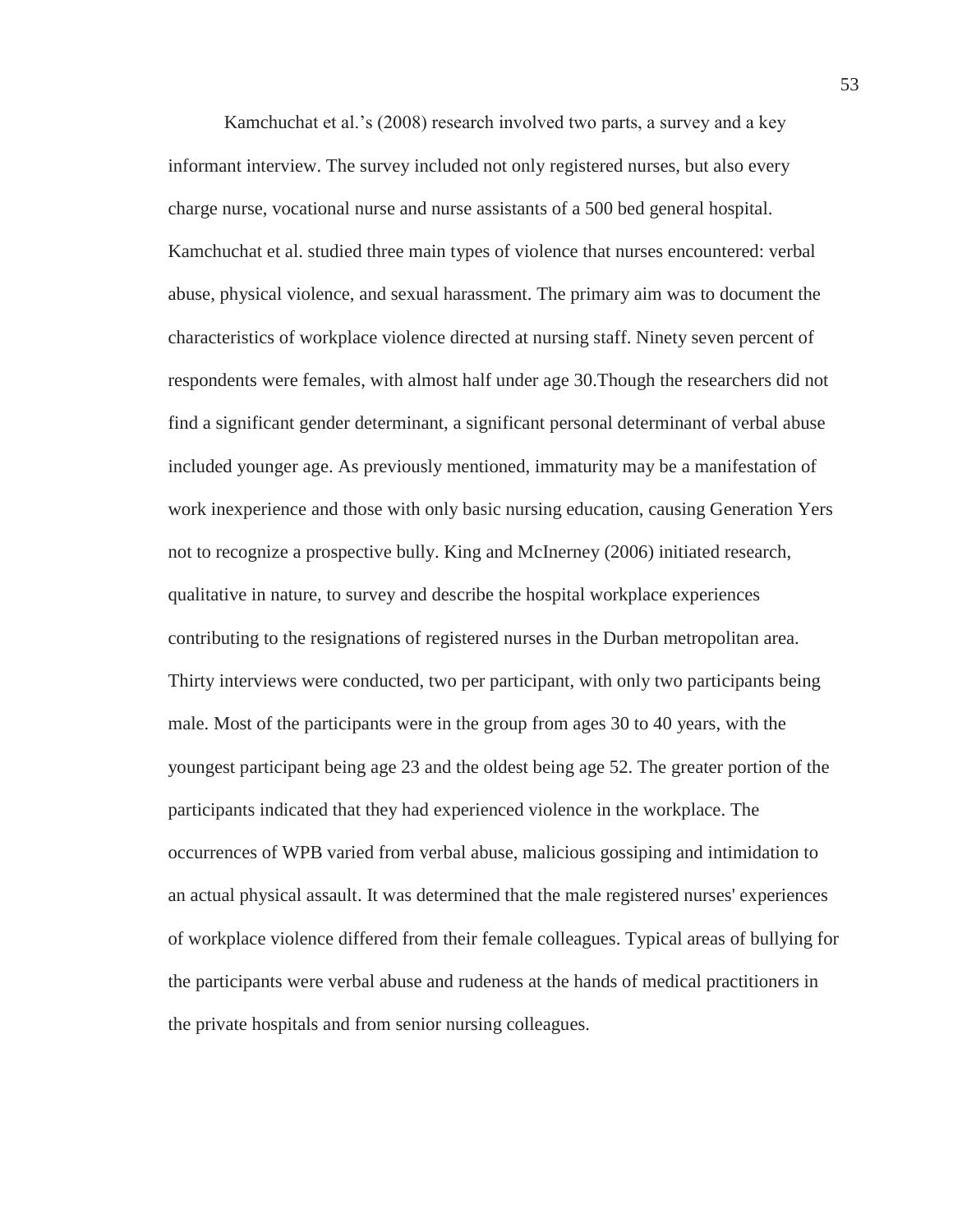Kamchuchat et al.'s (2008) research involved two parts, a survey and a key informant interview. The survey included not only registered nurses, but also every charge nurse, vocational nurse and nurse assistants of a 500 bed general hospital. Kamchuchat et al. studied three main types of violence that nurses encountered: verbal abuse, physical violence, and sexual harassment. The primary aim was to document the characteristics of workplace violence directed at nursing staff. Ninety seven percent of respondents were females, with almost half under age 30.Though the researchers did not find a significant gender determinant, a significant personal determinant of verbal abuse included younger age. As previously mentioned, immaturity may be a manifestation of work inexperience and those with only basic nursing education, causing Generation Yers not to recognize a prospective bully. King and McInerney (2006) initiated research, qualitative in nature, to survey and describe the hospital workplace experiences contributing to the resignations of registered nurses in the Durban metropolitan area. Thirty interviews were conducted, two per participant, with only two participants being male. Most of the participants were in the group from ages 30 to 40 years, with the youngest participant being age 23 and the oldest being age 52. The greater portion of the participants indicated that they had experienced violence in the workplace. The occurrences of WPB varied from verbal abuse, malicious gossiping and intimidation to an actual physical assault. It was determined that the male registered nurses' experiences of workplace violence differed from their female colleagues. Typical areas of bullying for the participants were verbal abuse and rudeness at the hands of medical practitioners in the private hospitals and from senior nursing colleagues.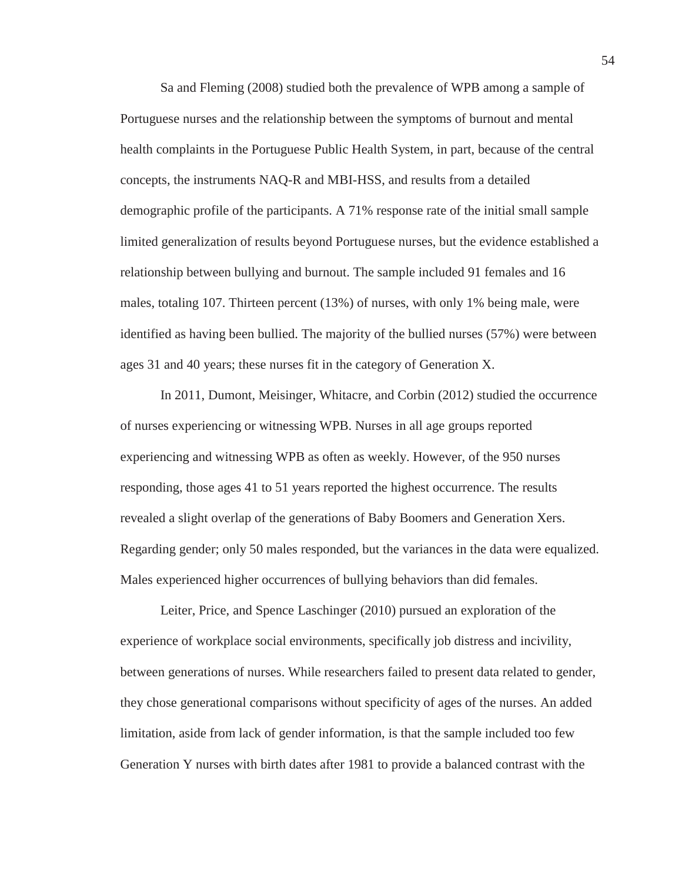Sa and Fleming (2008) studied both the prevalence of WPB among a sample of Portuguese nurses and the relationship between the symptoms of burnout and mental health complaints in the Portuguese Public Health System, in part, because of the central concepts, the instruments NAQ-R and MBI-HSS, and results from a detailed demographic profile of the participants. A 71% response rate of the initial small sample limited generalization of results beyond Portuguese nurses, but the evidence established a relationship between bullying and burnout. The sample included 91 females and 16 males, totaling 107. Thirteen percent (13%) of nurses, with only 1% being male, were identified as having been bullied. The majority of the bullied nurses (57%) were between ages 31 and 40 years; these nurses fit in the category of Generation X.

In 2011, Dumont, Meisinger, Whitacre, and Corbin (2012) studied the occurrence of nurses experiencing or witnessing WPB. Nurses in all age groups reported experiencing and witnessing WPB as often as weekly. However, of the 950 nurses responding, those ages 41 to 51 years reported the highest occurrence. The results revealed a slight overlap of the generations of Baby Boomers and Generation Xers. Regarding gender; only 50 males responded, but the variances in the data were equalized. Males experienced higher occurrences of bullying behaviors than did females.

Leiter, Price, and Spence Laschinger (2010) pursued an exploration of the experience of workplace social environments, specifically job distress and incivility, between generations of nurses. While researchers failed to present data related to gender, they chose generational comparisons without specificity of ages of the nurses. An added limitation, aside from lack of gender information, is that the sample included too few Generation Y nurses with birth dates after 1981 to provide a balanced contrast with the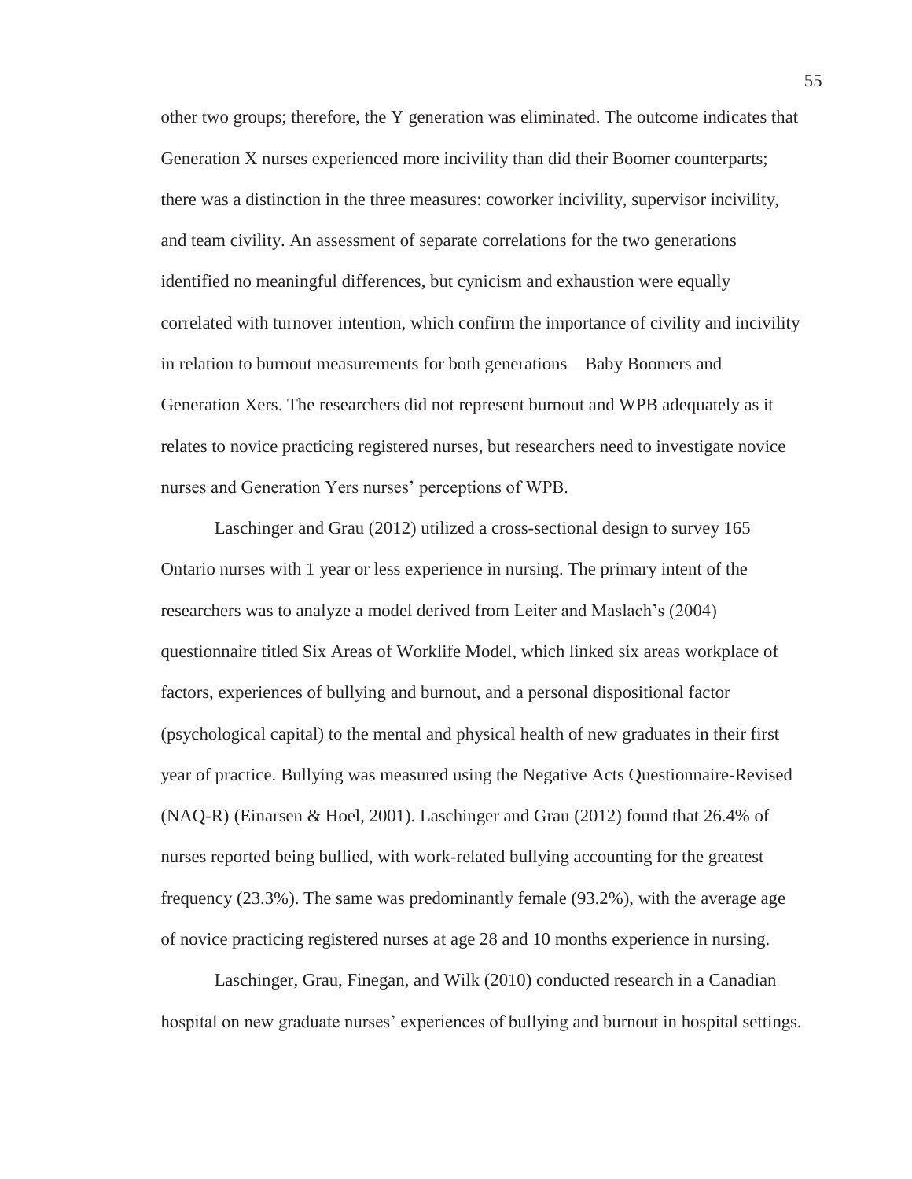other two groups; therefore, the Y generation was eliminated. The outcome indicates that Generation X nurses experienced more incivility than did their Boomer counterparts; there was a distinction in the three measures: coworker incivility, supervisor incivility, and team civility. An assessment of separate correlations for the two generations identified no meaningful differences, but cynicism and exhaustion were equally correlated with turnover intention, which confirm the importance of civility and incivility in relation to burnout measurements for both generations—Baby Boomers and Generation Xers. The researchers did not represent burnout and WPB adequately as it relates to novice practicing registered nurses, but researchers need to investigate novice nurses and Generation Yers nurses' perceptions of WPB.

Laschinger and Grau (2012) utilized a cross-sectional design to survey 165 Ontario nurses with 1 year or less experience in nursing. The primary intent of the researchers was to analyze a model derived from Leiter and Maslach's (2004) questionnaire titled Six Areas of Worklife Model, which linked six areas workplace of factors, experiences of bullying and burnout, and a personal dispositional factor (psychological capital) to the mental and physical health of new graduates in their first year of practice. Bullying was measured using the Negative Acts Questionnaire-Revised (NAQ-R) (Einarsen & Hoel, 2001). Laschinger and Grau (2012) found that 26.4% of nurses reported being bullied, with work-related bullying accounting for the greatest frequency (23.3%). The same was predominantly female (93.2%), with the average age of novice practicing registered nurses at age 28 and 10 months experience in nursing.

Laschinger, Grau, Finegan, and Wilk (2010) conducted research in a Canadian hospital on new graduate nurses' experiences of bullying and burnout in hospital settings.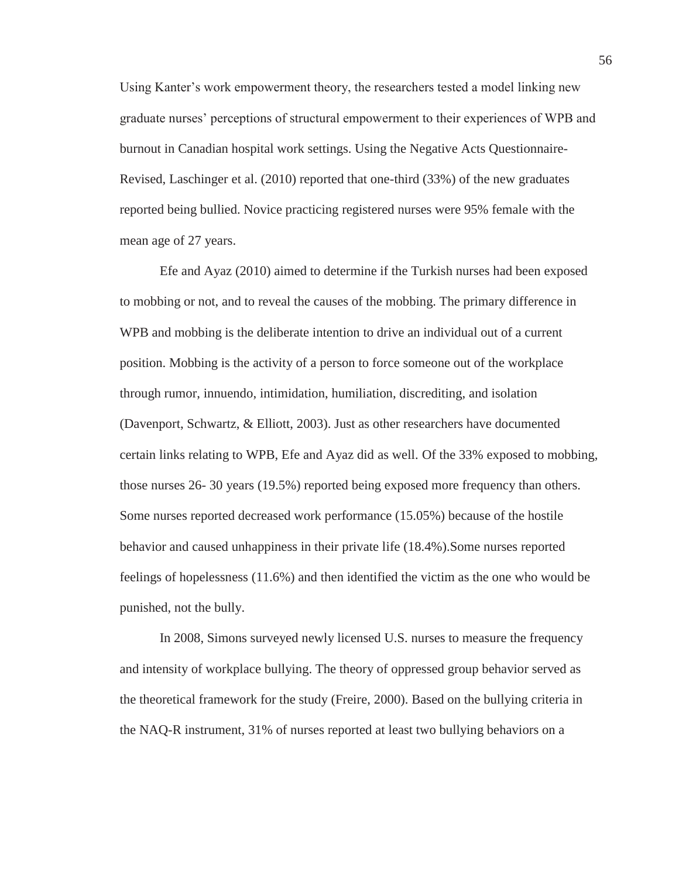Using Kanter's work empowerment theory, the researchers tested a model linking new graduate nurses' perceptions of structural empowerment to their experiences of WPB and burnout in Canadian hospital work settings. Using the Negative Acts Questionnaire-Revised, Laschinger et al. (2010) reported that one-third (33%) of the new graduates reported being bullied. Novice practicing registered nurses were 95% female with the mean age of 27 years.

Efe and Ayaz (2010) aimed to determine if the Turkish nurses had been exposed to mobbing or not, and to reveal the causes of the mobbing. The primary difference in WPB and mobbing is the deliberate intention to drive an individual out of a current position. Mobbing is the activity of a person to force someone out of the workplace through rumor, innuendo, intimidation, humiliation, discrediting, and isolation (Davenport, Schwartz, & Elliott, 2003). Just as other researchers have documented certain links relating to WPB, Efe and Ayaz did as well. Of the 33% exposed to mobbing, those nurses 26- 30 years (19.5%) reported being exposed more frequency than others. Some nurses reported decreased work performance (15.05%) because of the hostile behavior and caused unhappiness in their private life (18.4%).Some nurses reported feelings of hopelessness (11.6%) and then identified the victim as the one who would be punished, not the bully.

In 2008, Simons surveyed newly licensed U.S. nurses to measure the frequency and intensity of workplace bullying. The theory of oppressed group behavior served as the theoretical framework for the study (Freire, 2000). Based on the bullying criteria in the NAQ-R instrument, 31% of nurses reported at least two bullying behaviors on a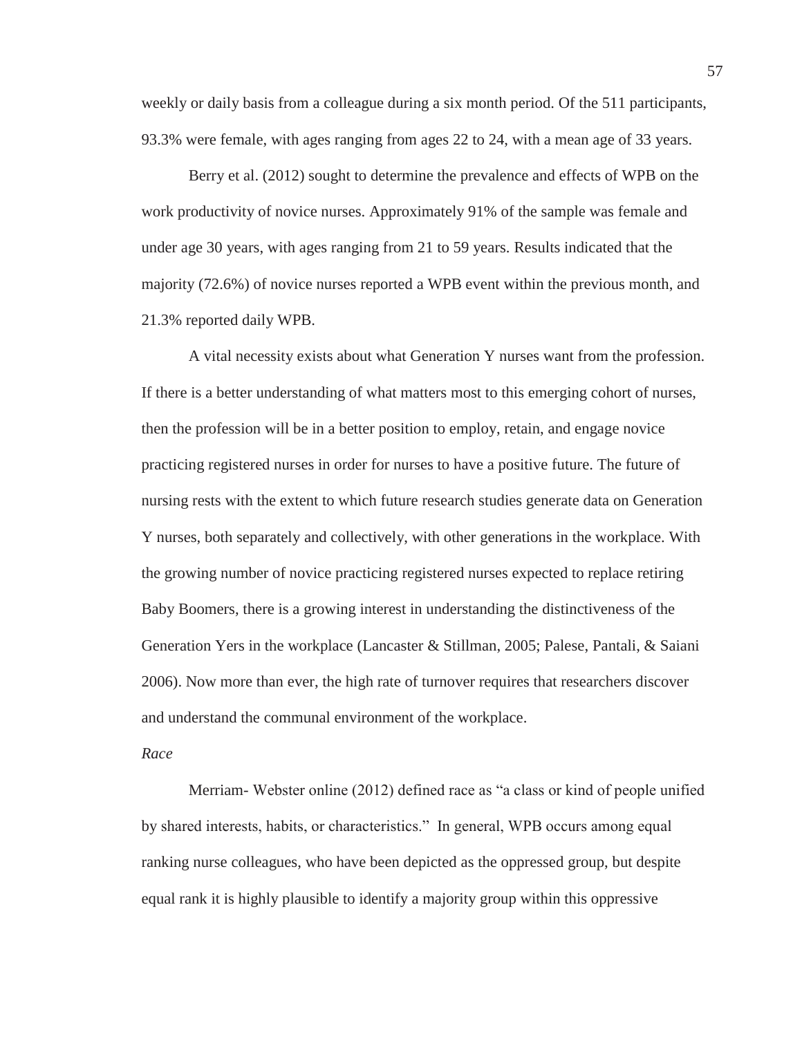weekly or daily basis from a colleague during a six month period. Of the 511 participants, 93.3% were female, with ages ranging from ages 22 to 24, with a mean age of 33 years.

Berry et al. (2012) sought to determine the prevalence and effects of WPB on the work productivity of novice nurses. Approximately 91% of the sample was female and under age 30 years, with ages ranging from 21 to 59 years. Results indicated that the majority (72.6%) of novice nurses reported a WPB event within the previous month, and 21.3% reported daily WPB.

A vital necessity exists about what Generation Y nurses want from the profession. If there is a better understanding of what matters most to this emerging cohort of nurses, then the profession will be in a better position to employ, retain, and engage novice practicing registered nurses in order for nurses to have a positive future. The future of nursing rests with the extent to which future research studies generate data on Generation Y nurses, both separately and collectively, with other generations in the workplace. With the growing number of novice practicing registered nurses expected to replace retiring Baby Boomers, there is a growing interest in understanding the distinctiveness of the Generation Yers in the workplace (Lancaster & Stillman, 2005; Palese, Pantali, & Saiani 2006). Now more than ever, the high rate of turnover requires that researchers discover and understand the communal environment of the workplace.

*Race*

Merriam- Webster online (2012) defined race as "a class or kind of people unified by shared interests, habits, or characteristics." In general, WPB occurs among equal ranking nurse colleagues, who have been depicted as the oppressed group, but despite equal rank it is highly plausible to identify a majority group within this oppressive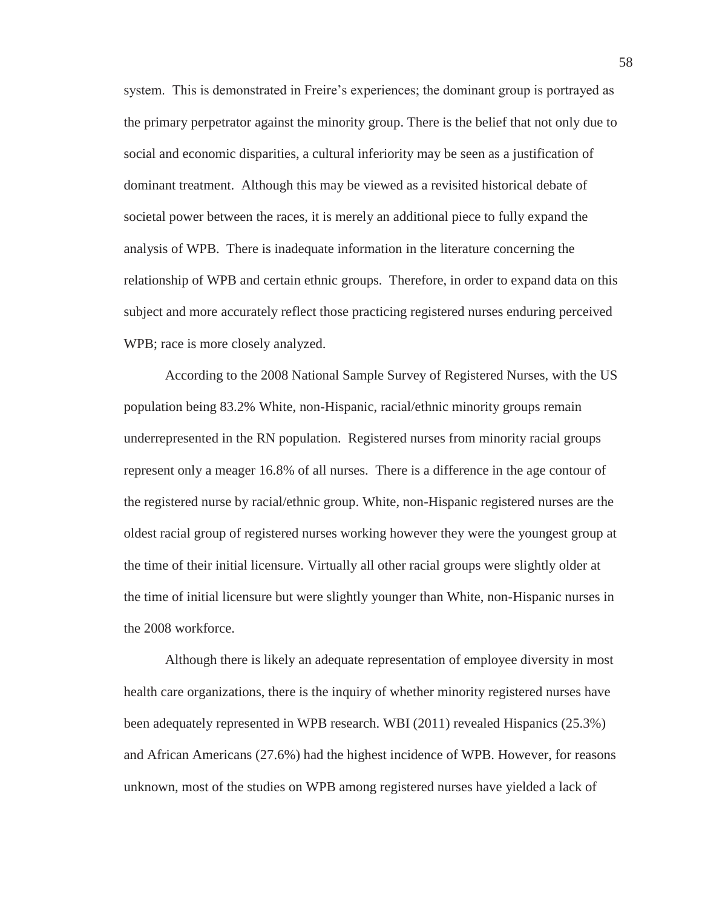system. This is demonstrated in Freire's experiences; the dominant group is portrayed as the primary perpetrator against the minority group. There is the belief that not only due to social and economic disparities, a cultural inferiority may be seen as a justification of dominant treatment. Although this may be viewed as a revisited historical debate of societal power between the races, it is merely an additional piece to fully expand the analysis of WPB. There is inadequate information in the literature concerning the relationship of WPB and certain ethnic groups. Therefore, in order to expand data on this subject and more accurately reflect those practicing registered nurses enduring perceived WPB; race is more closely analyzed.

According to the 2008 National Sample Survey of Registered Nurses, with the US population being 83.2% White, non-Hispanic, racial/ethnic minority groups remain underrepresented in the RN population. Registered nurses from minority racial groups represent only a meager 16.8% of all nurses. There is a difference in the age contour of the registered nurse by racial/ethnic group. White, non-Hispanic registered nurses are the oldest racial group of registered nurses working however they were the youngest group at the time of their initial licensure. Virtually all other racial groups were slightly older at the time of initial licensure but were slightly younger than White, non-Hispanic nurses in the 2008 workforce.

Although there is likely an adequate representation of employee diversity in most health care organizations, there is the inquiry of whether minority registered nurses have been adequately represented in WPB research. WBI (2011) revealed Hispanics (25.3%) and African Americans (27.6%) had the highest incidence of WPB. However, for reasons unknown, most of the studies on WPB among registered nurses have yielded a lack of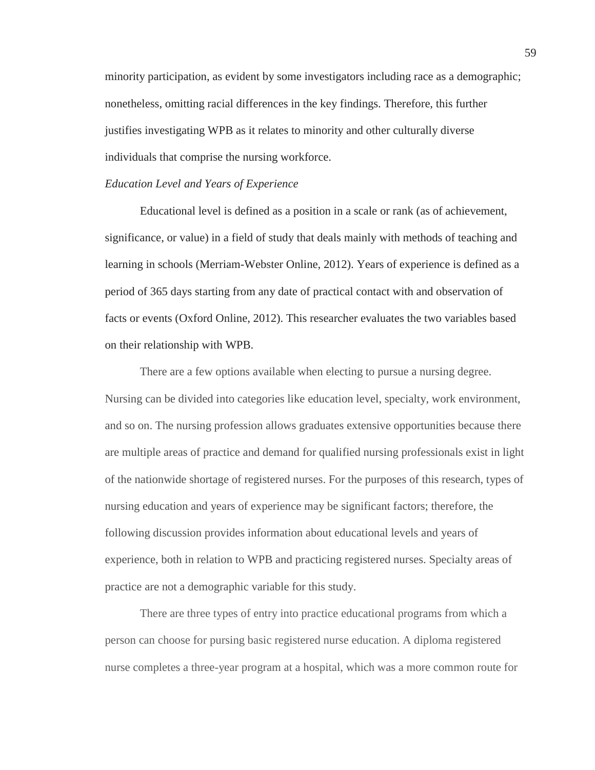minority participation, as evident by some investigators including race as a demographic; nonetheless, omitting racial differences in the key findings. Therefore, this further justifies investigating WPB as it relates to minority and other culturally diverse individuals that comprise the nursing workforce.

*Education Level and Years of Experience*

Educational level is defined as a position in a scale or rank (as of achievement, significance, or value) in a field of study that deals mainly with methods of teaching and learning in schools (Merriam-Webster Online, 2012). Years of experience is defined as a period of 365 days starting from any date of practical contact with and observation of facts or events (Oxford Online, 2012). This researcher evaluates the two variables based on their relationship with WPB.

There are a few options available when electing to pursue a nursing degree. Nursing can be divided into categories like education level, specialty, work environment, and so on. The nursing profession allows graduates extensive opportunities because there are multiple areas of practice and demand for qualified nursing professionals exist in light of the nationwide shortage of registered nurses. For the purposes of this research, types of nursing education and years of experience may be significant factors; therefore, the following discussion provides information about educational levels and years of experience, both in relation to WPB and practicing registered nurses. Specialty areas of practice are not a demographic variable for this study.

There are three types of entry into practice educational programs from which a person can choose for pursing basic registered nurse education. A diploma registered nurse completes a three-year program at a hospital, which was a more common route for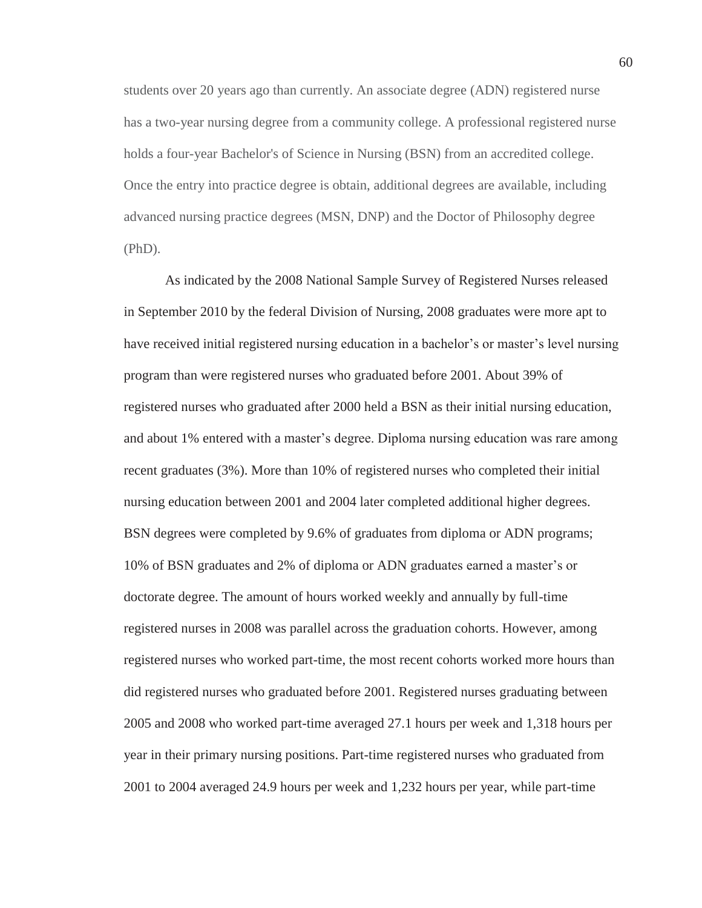students over 20 years ago than currently. An associate degree (ADN) registered nurse has a two-year nursing degree from a community college. A professional registered nurse holds a four-year Bachelor's of Science in Nursing (BSN) from an accredited college. Once the entry into practice degree is obtain, additional degrees are available, including advanced nursing practice degrees (MSN, DNP) and the Doctor of Philosophy degree (PhD).

As indicated by the 2008 National Sample Survey of Registered Nurses released in September 2010 by the federal Division of Nursing, 2008 graduates were more apt to have received initial registered nursing education in a bachelor's or master's level nursing program than were registered nurses who graduated before 2001. About 39% of registered nurses who graduated after 2000 held a BSN as their initial nursing education, and about 1% entered with a master's degree. Diploma nursing education was rare among recent graduates (3%). More than 10% of registered nurses who completed their initial nursing education between 2001 and 2004 later completed additional higher degrees. BSN degrees were completed by 9.6% of graduates from diploma or ADN programs; 10% of BSN graduates and 2% of diploma or ADN graduates earned a master's or doctorate degree. The amount of hours worked weekly and annually by full-time registered nurses in 2008 was parallel across the graduation cohorts. However, among registered nurses who worked part-time, the most recent cohorts worked more hours than did registered nurses who graduated before 2001. Registered nurses graduating between 2005 and 2008 who worked part-time averaged 27.1 hours per week and 1,318 hours per year in their primary nursing positions. Part-time registered nurses who graduated from 2001 to 2004 averaged 24.9 hours per week and 1,232 hours per year, while part-time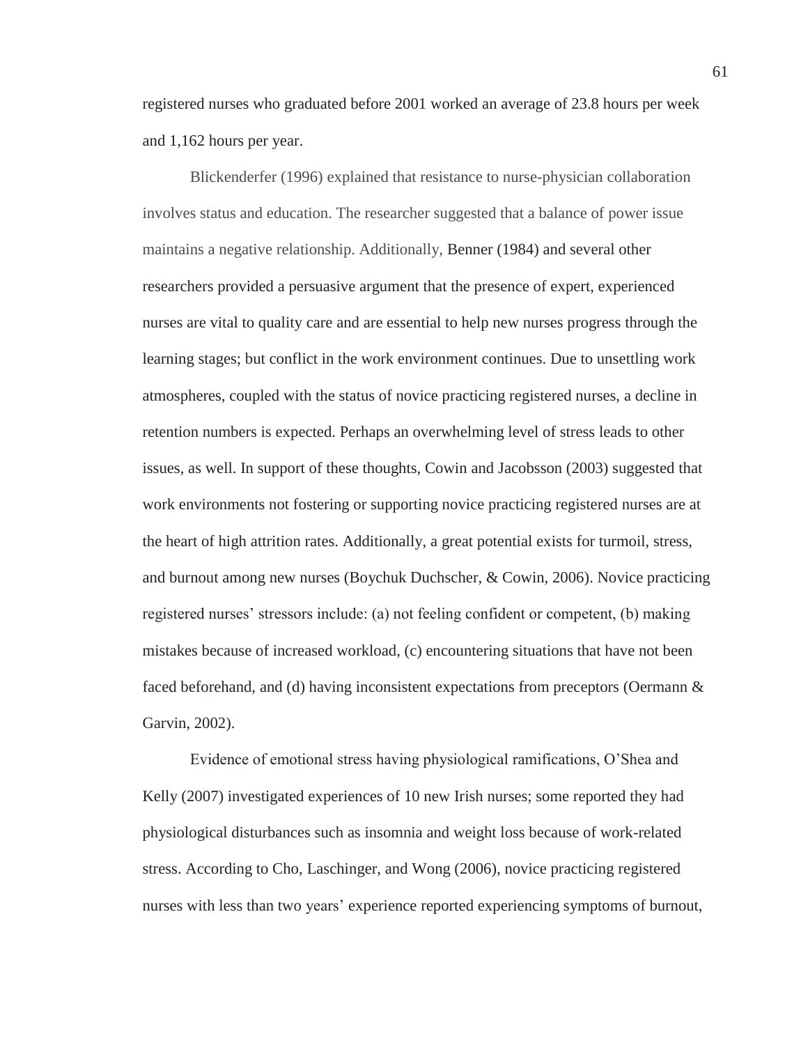registered nurses who graduated before 2001 worked an average of 23.8 hours per week and 1,162 hours per year.

Blickenderfer (1996) explained that resistance to nurse-physician collaboration involves status and education. The researcher suggested that a balance of power issue maintains a negative relationship. Additionally, Benner (1984) and several other researchers provided a persuasive argument that the presence of expert, experienced nurses are vital to quality care and are essential to help new nurses progress through the learning stages; but conflict in the work environment continues. Due to unsettling work atmospheres, coupled with the status of novice practicing registered nurses, a decline in retention numbers is expected. Perhaps an overwhelming level of stress leads to other issues, as well. In support of these thoughts, Cowin and Jacobsson (2003) suggested that work environments not fostering or supporting novice practicing registered nurses are at the heart of high attrition rates. Additionally, a great potential exists for turmoil, stress, and burnout among new nurses (Boychuk Duchscher, & Cowin, 2006). Novice practicing registered nurses' stressors include: (a) not feeling confident or competent, (b) making mistakes because of increased workload, (c) encountering situations that have not been faced beforehand, and (d) having inconsistent expectations from preceptors (Oermann & Garvin, 2002).

Evidence of emotional stress having physiological ramifications, O'Shea and Kelly (2007) investigated experiences of 10 new Irish nurses; some reported they had physiological disturbances such as insomnia and weight loss because of work-related stress. According to Cho, Laschinger, and Wong (2006), novice practicing registered nurses with less than two years' experience reported experiencing symptoms of burnout,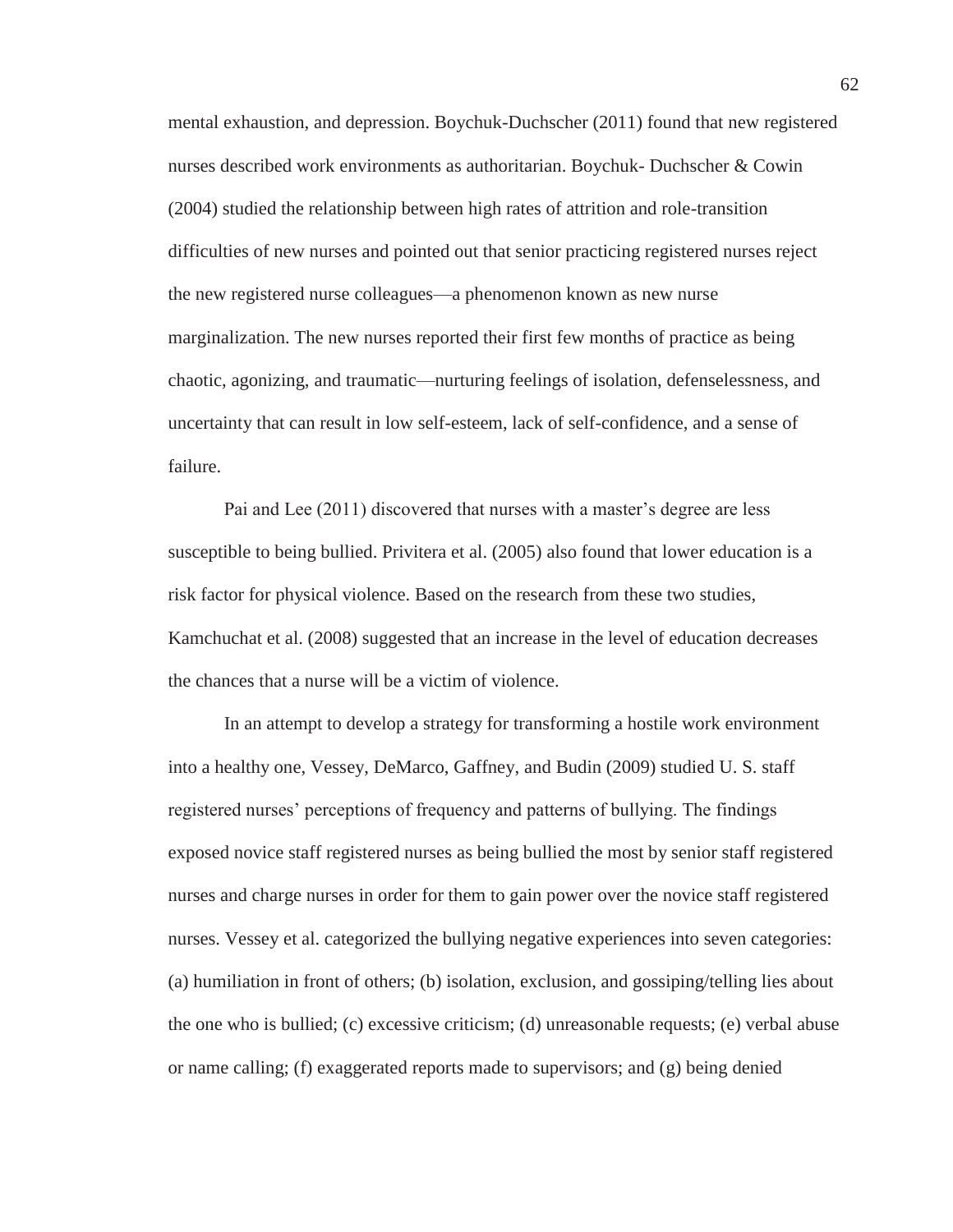mental exhaustion, and depression. Boychuk-Duchscher (2011) found that new registered nurses described work environments as authoritarian. Boychuk- Duchscher & Cowin (2004) studied the relationship between high rates of attrition and role-transition difficulties of new nurses and pointed out that senior practicing registered nurses reject the new registered nurse colleagues—a phenomenon known as new nurse marginalization. The new nurses reported their first few months of practice as being chaotic, agonizing, and traumatic—nurturing feelings of isolation, defenselessness, and uncertainty that can result in low self-esteem, lack of self-confidence, and a sense of failure.

Pai and Lee (2011) discovered that nurses with a master's degree are less susceptible to being bullied. Privitera et al. (2005) also found that lower education is a risk factor for physical violence. Based on the research from these two studies, Kamchuchat et al. (2008) suggested that an increase in the level of education decreases the chances that a nurse will be a victim of violence.

In an attempt to develop a strategy for transforming a hostile work environment into a healthy one, Vessey, DeMarco, Gaffney, and Budin (2009) studied U. S. staff registered nurses' perceptions of frequency and patterns of bullying. The findings exposed novice staff registered nurses as being bullied the most by senior staff registered nurses and charge nurses in order for them to gain power over the novice staff registered nurses. Vessey et al. categorized the bullying negative experiences into seven categories: (a) humiliation in front of others; (b) isolation, exclusion, and gossiping/telling lies about the one who is bullied; (c) excessive criticism; (d) unreasonable requests; (e) verbal abuse or name calling; (f) exaggerated reports made to supervisors; and (g) being denied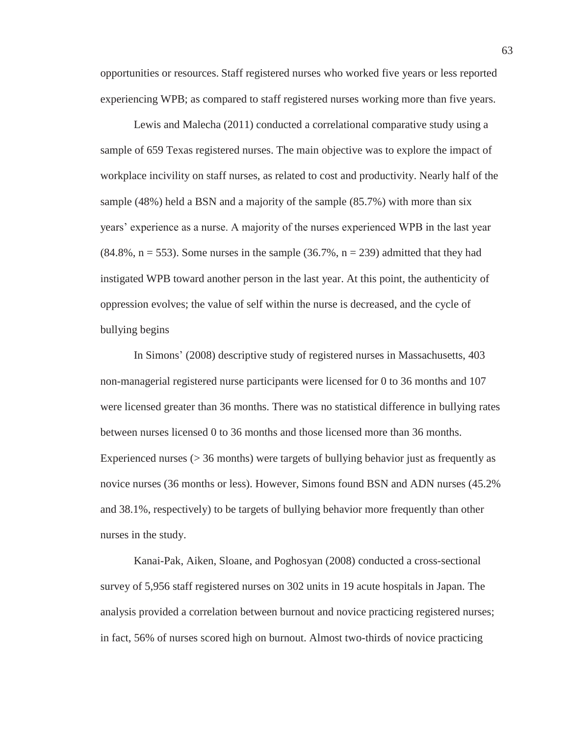opportunities or resources. Staff registered nurses who worked five years or less reported experiencing WPB; as compared to staff registered nurses working more than five years.

Lewis and Malecha (2011) conducted a correlational comparative study using a sample of 659 Texas registered nurses. The main objective was to explore the impact of workplace incivility on staff nurses, as related to cost and productivity. Nearly half of the sample (48%) held a BSN and a majority of the sample (85.7%) with more than six years' experience as a nurse. A majority of the nurses experienced WPB in the last year (84.8%, n = 553). Some nurses in the sample (36.7%, n = 239) admitted that they had instigated WPB toward another person in the last year. At this point, the authenticity of oppression evolves; the value of self within the nurse is decreased, and the cycle of bullying begins

In Simons' (2008) descriptive study of registered nurses in Massachusetts, 403 non-managerial registered nurse participants were licensed for 0 to 36 months and 107 were licensed greater than 36 months. There was no statistical difference in bullying rates between nurses licensed 0 to 36 months and those licensed more than 36 months. Experienced nurses (> 36 months) were targets of bullying behavior just as frequently as novice nurses (36 months or less). However, Simons found BSN and ADN nurses (45.2% and 38.1%, respectively) to be targets of bullying behavior more frequently than other nurses in the study.

Kanai-Pak, Aiken, Sloane, and Poghosyan (2008) conducted a cross-sectional survey of 5,956 staff registered nurses on 302 units in 19 acute hospitals in Japan. The analysis provided a correlation between burnout and novice practicing registered nurses; in fact, 56% of nurses scored high on burnout. Almost two-thirds of novice practicing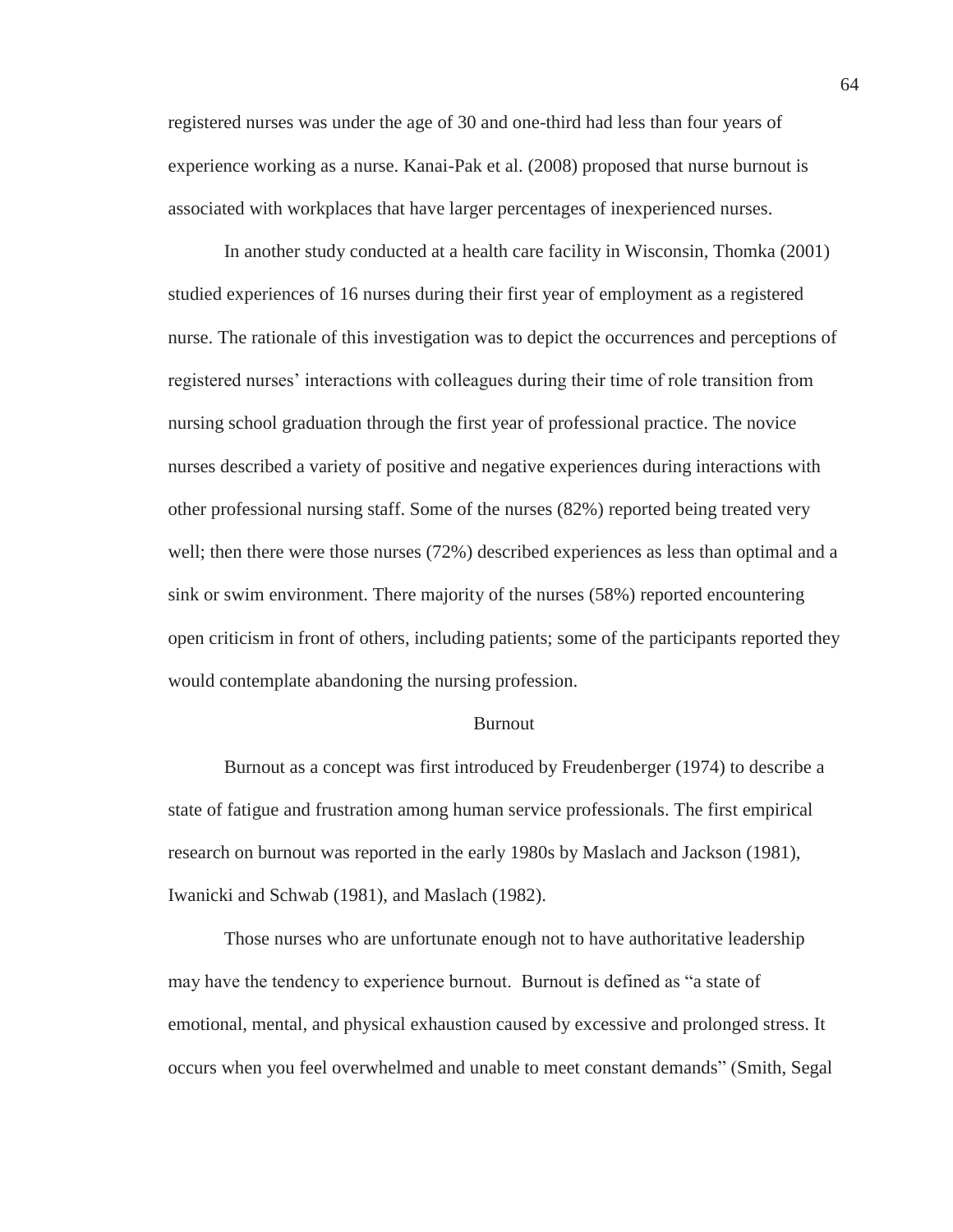registered nurses was under the age of 30 and one-third had less than four years of experience working as a nurse. Kanai-Pak et al. (2008) proposed that nurse burnout is associated with workplaces that have larger percentages of inexperienced nurses.

In another study conducted at a health care facility in Wisconsin, Thomka (2001) studied experiences of 16 nurses during their first year of employment as a registered nurse. The rationale of this investigation was to depict the occurrences and perceptions of registered nurses' interactions with colleagues during their time of role transition from nursing school graduation through the first year of professional practice. The novice nurses described a variety of positive and negative experiences during interactions with other professional nursing staff. Some of the nurses (82%) reported being treated very well; then there were those nurses (72%) described experiences as less than optimal and a sink or swim environment. There majority of the nurses (58%) reported encountering open criticism in front of others, including patients; some of the participants reported they would contemplate abandoning the nursing profession.

## Burnout

Burnout as a concept was first introduced by Freudenberger (1974) to describe a state of fatigue and frustration among human service professionals. The first empirical research on burnout was reported in the early 1980s by Maslach and Jackson (1981), Iwanicki and Schwab (1981), and Maslach (1982).

Those nurses who are unfortunate enough not to have authoritative leadership may have the tendency to experience burnout. Burnout is defined as "a state of emotional, mental, and physical exhaustion caused by excessive and prolonged stress. It occurs when you feel overwhelmed and unable to meet constant demands" (Smith, Segal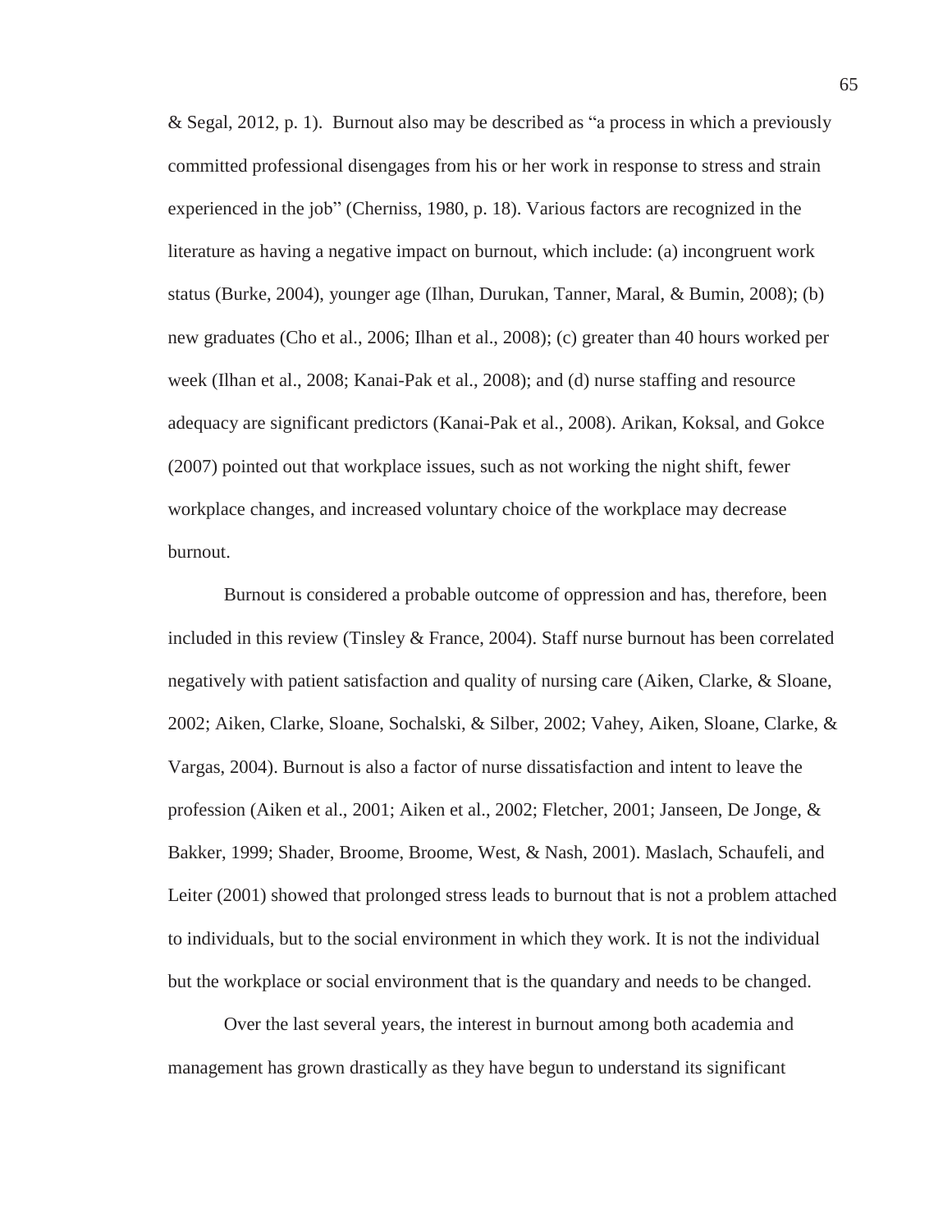& Segal, 2012, p. 1). Burnout also may be described as "a process in which a previously committed professional disengages from his or her work in response to stress and strain experienced in the job" (Cherniss, 1980, p. 18). Various factors are recognized in the literature as having a negative impact on burnout, which include: (a) incongruent work status (Burke, 2004), younger age (Ilhan, Durukan, Tanner, Maral, & Bumin, 2008); (b) new graduates (Cho et al., 2006; Ilhan et al., 2008); (c) greater than 40 hours worked per week (Ilhan et al., 2008; Kanai-Pak et al., 2008); and (d) nurse staffing and resource adequacy are significant predictors (Kanai-Pak et al., 2008). Arikan, Koksal, and Gokce (2007) pointed out that workplace issues, such as not working the night shift, fewer workplace changes, and increased voluntary choice of the workplace may decrease burnout.

Burnout is considered a probable outcome of oppression and has, therefore, been included in this review (Tinsley & France, 2004). Staff nurse burnout has been correlated negatively with patient satisfaction and quality of nursing care (Aiken, Clarke, & Sloane, 2002; Aiken, Clarke, Sloane, Sochalski, & Silber, 2002; Vahey, Aiken, Sloane, Clarke, & Vargas, 2004). Burnout is also a factor of nurse dissatisfaction and intent to leave the profession (Aiken et al., 2001; Aiken et al., 2002; Fletcher, 2001; Janseen, De Jonge, & Bakker, 1999; Shader, Broome, Broome, West, & Nash, 2001). Maslach, Schaufeli, and Leiter (2001) showed that prolonged stress leads to burnout that is not a problem attached to individuals, but to the social environment in which they work. It is not the individual but the workplace or social environment that is the quandary and needs to be changed.

Over the last several years, the interest in burnout among both academia and management has grown drastically as they have begun to understand its significant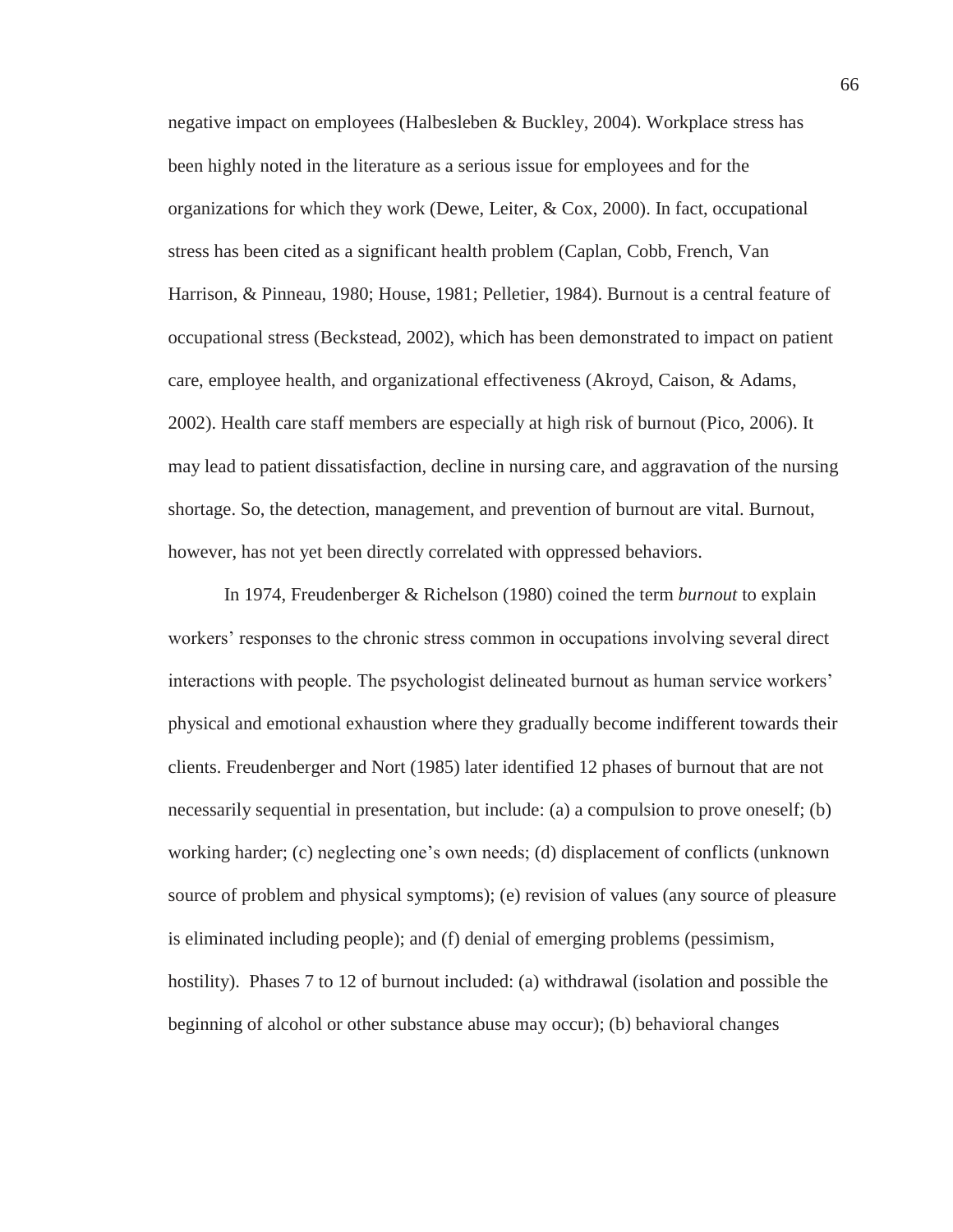negative impact on employees (Halbesleben & Buckley, 2004). Workplace stress has been highly noted in the literature as a serious issue for employees and for the organizations for which they work (Dewe, Leiter, & Cox, 2000). In fact, occupational stress has been cited as a significant health problem (Caplan, Cobb, French, Van Harrison, & Pinneau, 1980; House, 1981; Pelletier, 1984). Burnout is a central feature of occupational stress (Beckstead, 2002), which has been demonstrated to impact on patient care, employee health, and organizational effectiveness (Akroyd, Caison, & Adams, 2002). Health care staff members are especially at high risk of burnout (Pico, 2006). It may lead to patient dissatisfaction, decline in nursing care, and aggravation of the nursing shortage. So, the detection, management, and prevention of burnout are vital. Burnout, however, has not yet been directly correlated with oppressed behaviors.

In 1974, Freudenberger & Richelson (1980) coined the term *burnout* to explain workers' responses to the chronic stress common in occupations involving several direct interactions with people. The psychologist delineated burnout as human service workers' physical and emotional exhaustion where they gradually become indifferent towards their clients. Freudenberger and Nort (1985) later identified 12 phases of burnout that are not necessarily sequential in presentation, but include: (a) a compulsion to prove oneself; (b) working harder; (c) neglecting one's own needs; (d) displacement of conflicts (unknown source of problem and physical symptoms); (e) revision of values (any source of pleasure is eliminated including people); and (f) denial of emerging problems (pessimism, hostility). Phases 7 to 12 of burnout included: (a) withdrawal (isolation and possible the beginning of alcohol or other substance abuse may occur); (b) behavioral changes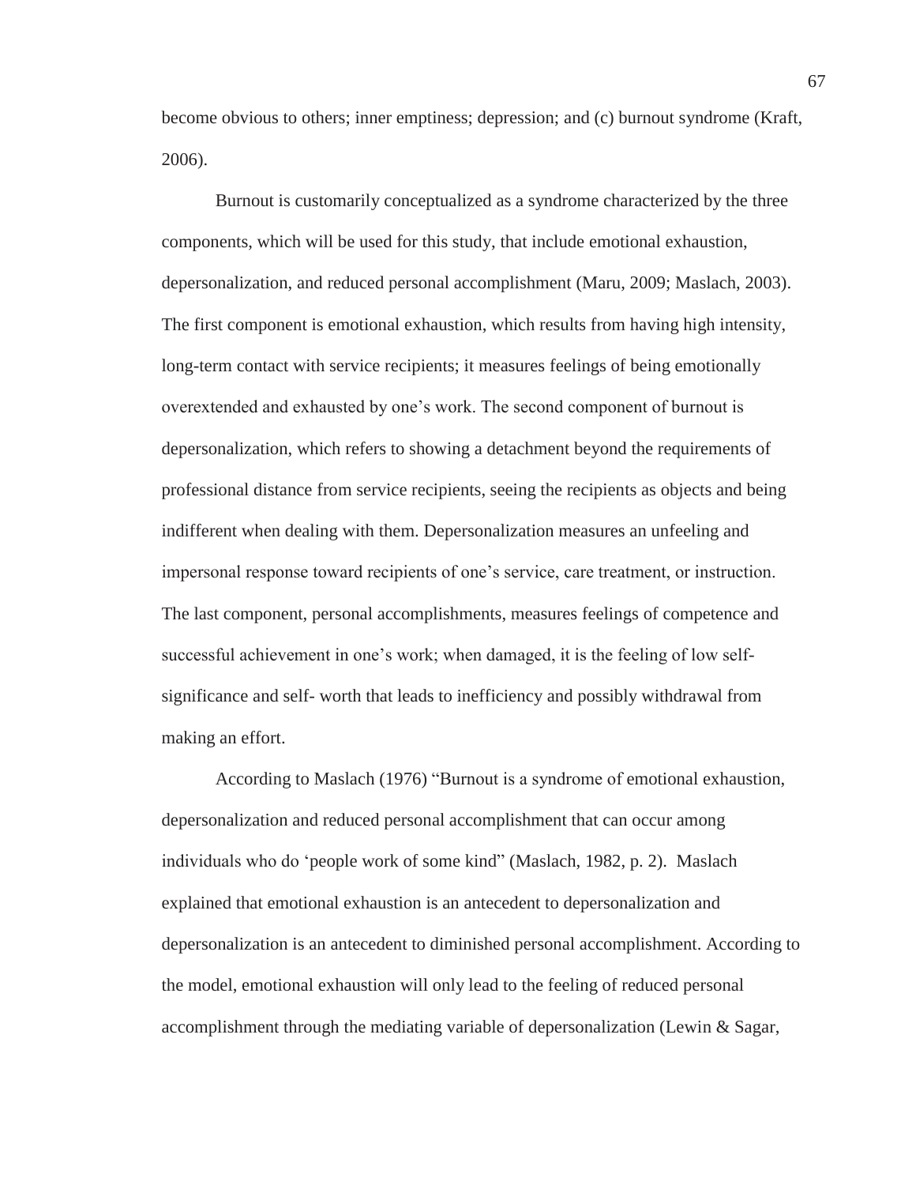become obvious to others; inner emptiness; depression; and (c) burnout syndrome (Kraft, 2006).

Burnout is customarily conceptualized as a syndrome characterized by the three components, which will be used for this study, that include emotional exhaustion, depersonalization, and reduced personal accomplishment (Maru, 2009; Maslach, 2003). The first component is emotional exhaustion, which results from having high intensity, long-term contact with service recipients; it measures feelings of being emotionally overextended and exhausted by one's work. The second component of burnout is depersonalization, which refers to showing a detachment beyond the requirements of professional distance from service recipients, seeing the recipients as objects and being indifferent when dealing with them. Depersonalization measures an unfeeling and impersonal response toward recipients of one's service, care treatment, or instruction. The last component, personal accomplishments, measures feelings of competence and successful achievement in one's work; when damaged, it is the feeling of low self-significance and self- worth that leads to inefficiency and possibly withdrawal from making an effort.

According to Maslach (1976) "Burnout is a syndrome of emotional exhaustion, depersonalization and reduced personal accomplishment that can occur among individuals who do 'people work of some kind" (Maslach, 1982, p. 2). Maslach explained that emotional exhaustion is an antecedent to depersonalization and depersonalization is an antecedent to diminished personal accomplishment. According to the model, emotional exhaustion will only lead to the feeling of reduced personal accomplishment through the mediating variable of depersonalization (Lewin & Sagar,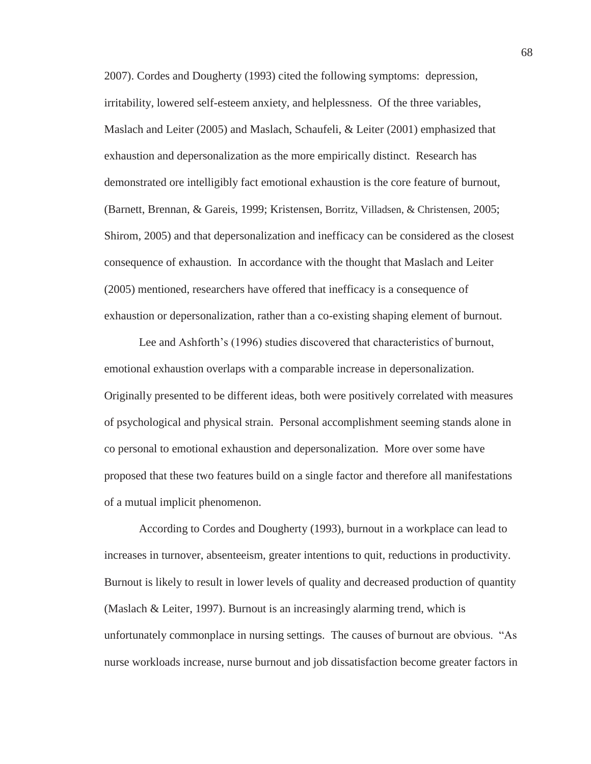2007). Cordes and Dougherty (1993) cited the following symptoms: depression, irritability, lowered self-esteem anxiety, and helplessness. Of the three variables, Maslach and Leiter (2005) and Maslach, Schaufeli, & Leiter (2001) emphasized that exhaustion and depersonalization as the more empirically distinct. Research has demonstrated ore intelligibly fact emotional exhaustion is the core feature of burnout, (Barnett, Brennan, & Gareis, 1999; Kristensen, Borritz, Villadsen, & Christensen, 2005; Shirom, 2005) and that depersonalization and inefficacy can be considered as the closest consequence of exhaustion. In accordance with the thought that Maslach and Leiter (2005) mentioned, researchers have offered that inefficacy is a consequence of exhaustion or depersonalization, rather than a co-existing shaping element of burnout.

Lee and Ashforth's (1996) studies discovered that characteristics of burnout, emotional exhaustion overlaps with a comparable increase in depersonalization. Originally presented to be different ideas, both were positively correlated with measures of psychological and physical strain. Personal accomplishment seeming stands alone in co personal to emotional exhaustion and depersonalization. More over some have proposed that these two features build on a single factor and therefore all manifestations of a mutual implicit phenomenon.

According to Cordes and Dougherty (1993), burnout in a workplace can lead to increases in turnover, absenteeism, greater intentions to quit, reductions in productivity. Burnout is likely to result in lower levels of quality and decreased production of quantity (Maslach & Leiter, 1997). Burnout is an increasingly alarming trend, which is unfortunately commonplace in nursing settings. The causes of burnout are obvious. "As nurse workloads increase, nurse burnout and job dissatisfaction become greater factors in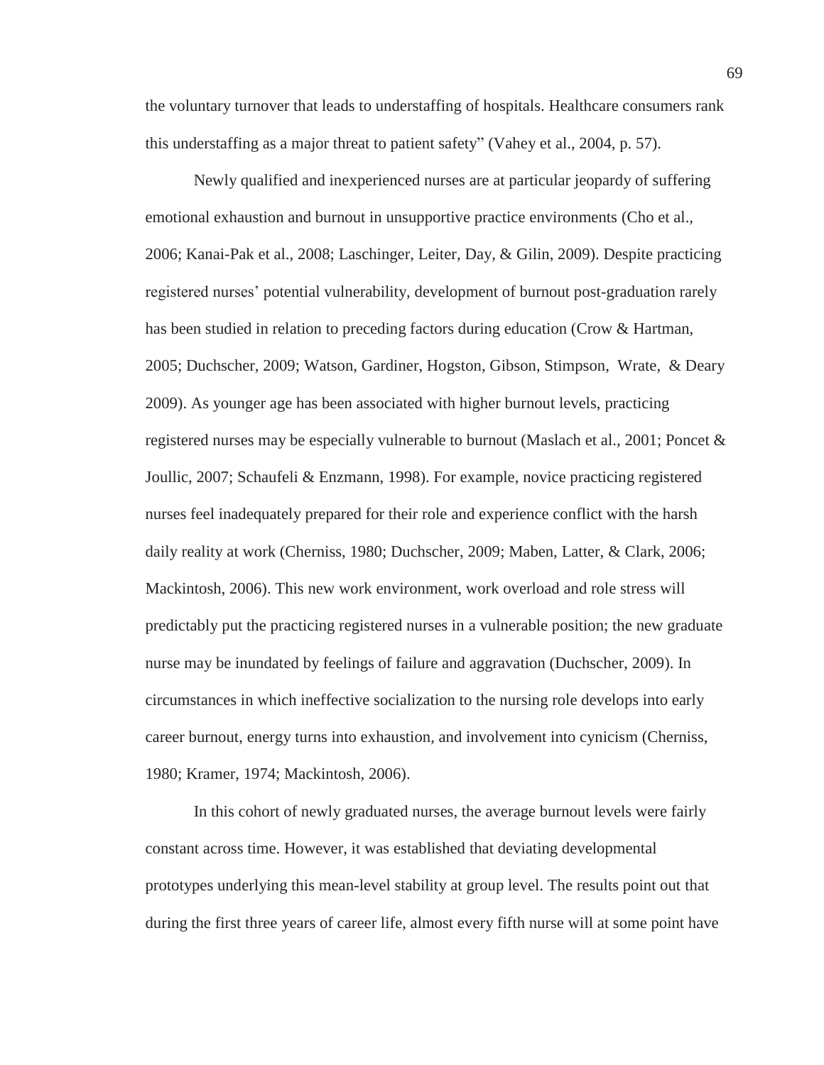the voluntary turnover that leads to understaffing of hospitals. Healthcare consumers rank this understaffing as a major threat to patient safety" (Vahey et al., 2004, p. 57).

Newly qualified and inexperienced nurses are at particular jeopardy of suffering emotional exhaustion and burnout in unsupportive practice environments (Cho et al., 2006; Kanai-Pak et al., 2008; Laschinger, Leiter, Day, & Gilin, 2009). Despite practicing registered nurses' potential vulnerability, development of burnout post-graduation rarely has been studied in relation to preceding factors during education (Crow & Hartman, 2005; Duchscher, 2009; Watson, Gardiner, Hogston, Gibson, Stimpson, Wrate, & Deary 2009). As younger age has been associated with higher burnout levels, practicing registered nurses may be especially vulnerable to burnout (Maslach et al., 2001; Poncet & Joullic, 2007; Schaufeli & Enzmann, 1998). For example, novice practicing registered nurses feel inadequately prepared for their role and experience conflict with the harsh daily reality at work (Cherniss, 1980; Duchscher, 2009; Maben, Latter, & Clark, 2006; Mackintosh, 2006). This new work environment, work overload and role stress will predictably put the practicing registered nurses in a vulnerable position; the new graduate nurse may be inundated by feelings of failure and aggravation (Duchscher, 2009). In circumstances in which ineffective socialization to the nursing role develops into early career burnout, energy turns into exhaustion, and involvement into cynicism (Cherniss, 1980; Kramer, 1974; Mackintosh, 2006).

In this cohort of newly graduated nurses, the average burnout levels were fairly constant across time. However, it was established that deviating developmental prototypes underlying this mean-level stability at group level. The results point out that during the first three years of career life, almost every fifth nurse will at some point have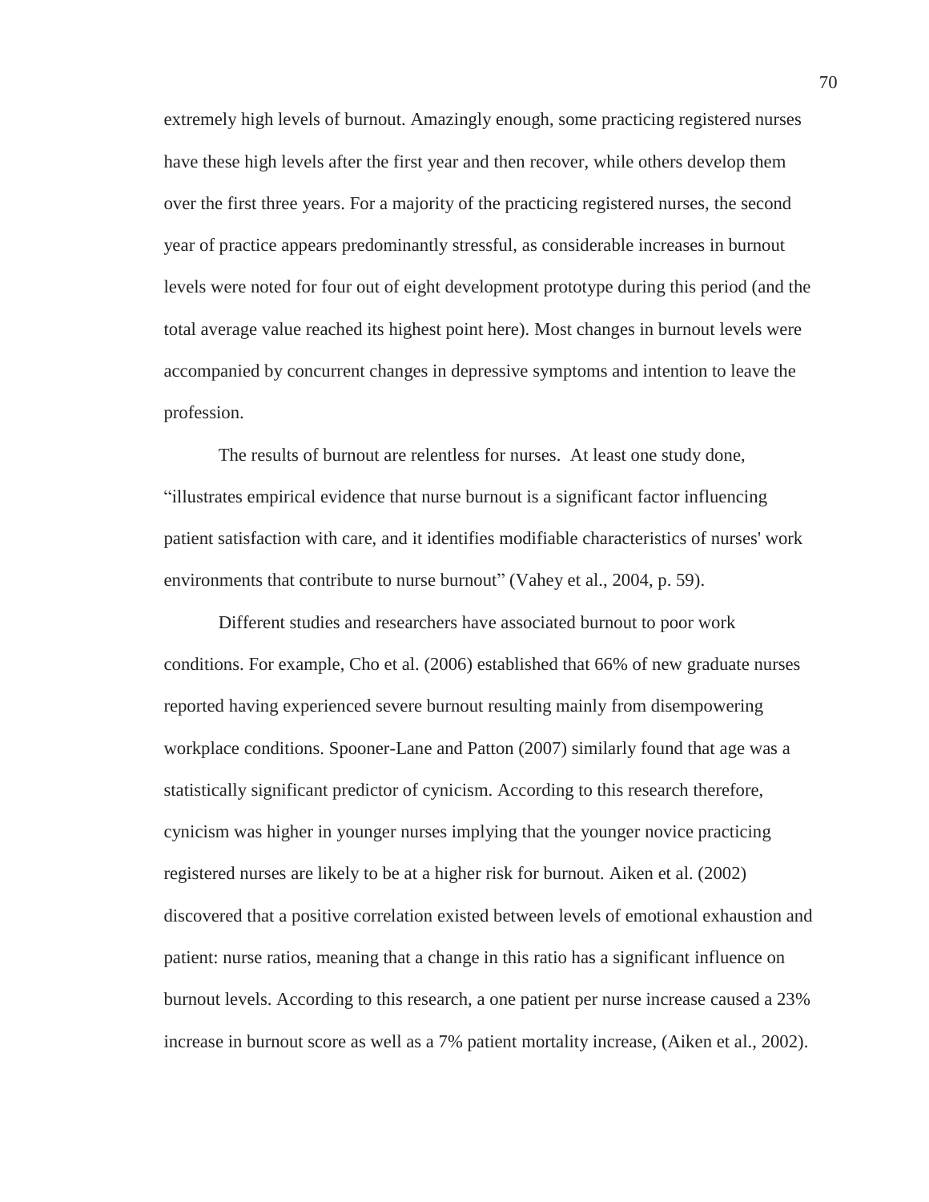extremely high levels of burnout. Amazingly enough, some practicing registered nurses have these high levels after the first year and then recover, while others develop them over the first three years. For a majority of the practicing registered nurses, the second year of practice appears predominantly stressful, as considerable increases in burnout levels were noted for four out of eight development prototype during this period (and the total average value reached its highest point here). Most changes in burnout levels were accompanied by concurrent changes in depressive symptoms and intention to leave the profession.

The results of burnout are relentless for nurses. At least one study done, "illustrates empirical evidence that nurse burnout is a significant factor influencing patient satisfaction with care, and it identifies modifiable characteristics of nurses' work environments that contribute to nurse burnout" (Vahey et al., 2004, p. 59).

Different studies and researchers have associated burnout to poor work conditions. For example, Cho et al. (2006) established that 66% of new graduate nurses reported having experienced severe burnout resulting mainly from disempowering workplace conditions. Spooner-Lane and Patton (2007) similarly found that age was a statistically significant predictor of cynicism. According to this research therefore, cynicism was higher in younger nurses implying that the younger novice practicing registered nurses are likely to be at a higher risk for burnout. Aiken et al. (2002) discovered that a positive correlation existed between levels of emotional exhaustion and patient: nurse ratios, meaning that a change in this ratio has a significant influence on burnout levels. According to this research, a one patient per nurse increase caused a 23% increase in burnout score as well as a 7% patient mortality increase, (Aiken et al., 2002).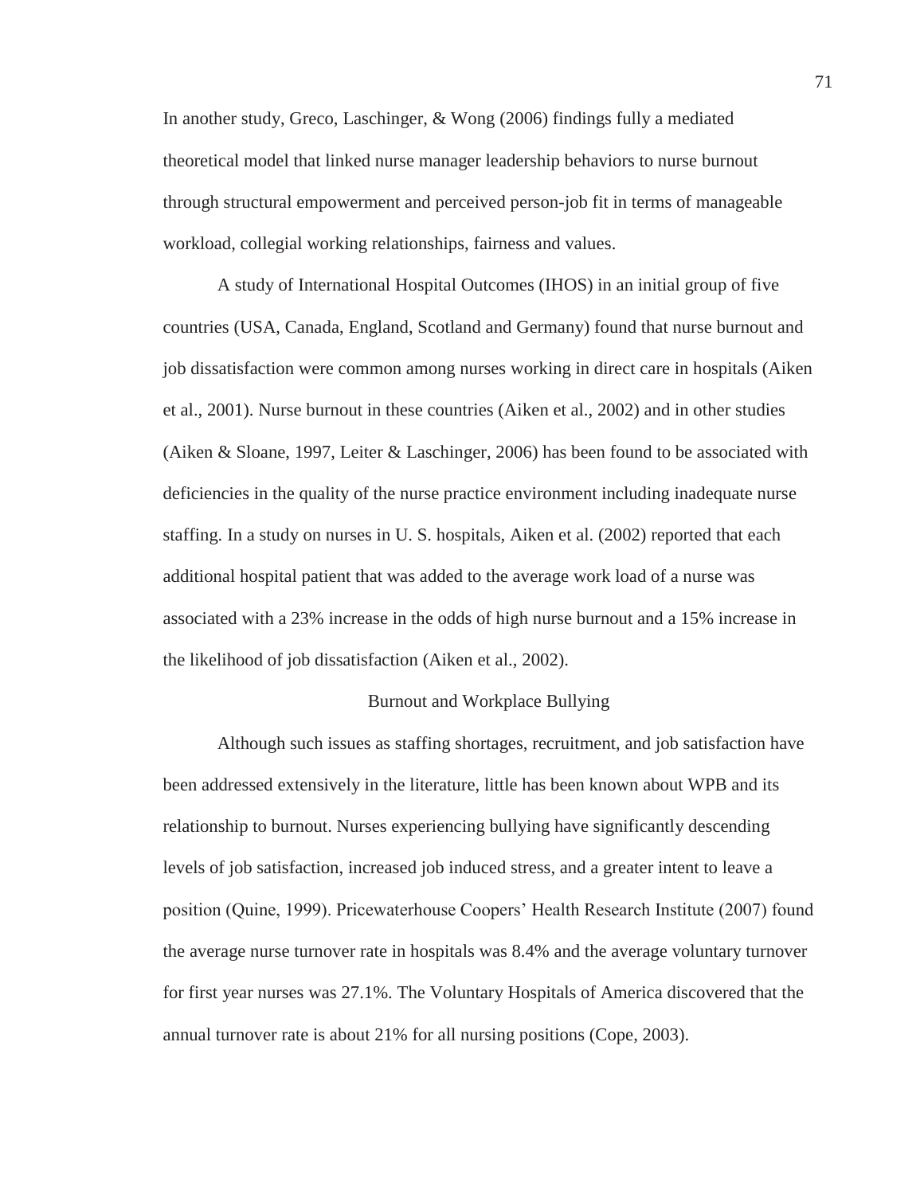In another study, Greco, Laschinger, & Wong (2006) findings fully a mediated theoretical model that linked nurse manager leadership behaviors to nurse burnout through structural empowerment and perceived person-job fit in terms of manageable workload, collegial working relationships, fairness and values.

A study of International Hospital Outcomes (IHOS) in an initial group of five countries (USA, Canada, England, Scotland and Germany) found that nurse burnout and job dissatisfaction were common among nurses working in direct care in hospitals (Aiken et al., 2001). Nurse burnout in these countries (Aiken et al., 2002) and in other studies (Aiken & Sloane, 1997, Leiter & Laschinger, 2006) has been found to be associated with deficiencies in the quality of the nurse practice environment including inadequate nurse staffing. In a study on nurses in U. S. hospitals, Aiken et al. (2002) reported that each additional hospital patient that was added to the average work load of a nurse was associated with a 23% increase in the odds of high nurse burnout and a 15% increase in the likelihood of job dissatisfaction (Aiken et al., 2002).

## Burnout and Workplace Bullying

Although such issues as staffing shortages, recruitment, and job satisfaction have been addressed extensively in the literature, little has been known about WPB and its relationship to burnout. Nurses experiencing bullying have significantly descending levels of job satisfaction, increased job induced stress, and a greater intent to leave a position (Quine, 1999). Pricewaterhouse Coopers' Health Research Institute (2007) found the average nurse turnover rate in hospitals was 8.4% and the average voluntary turnover for first year nurses was 27.1%. The Voluntary Hospitals of America discovered that the annual turnover rate is about 21% for all nursing positions (Cope, 2003).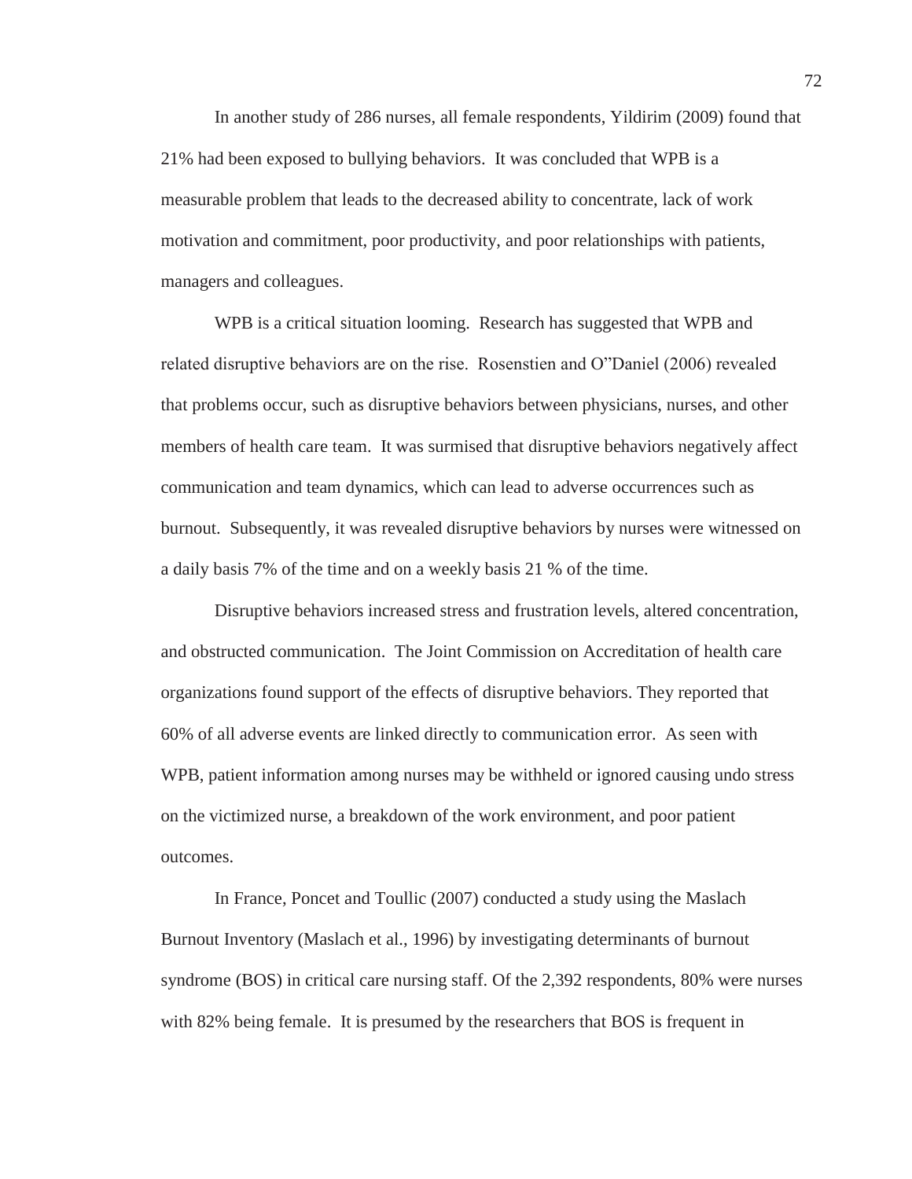In another study of 286 nurses, all female respondents, Yildirim (2009) found that 21% had been exposed to bullying behaviors. It was concluded that WPB is a measurable problem that leads to the decreased ability to concentrate, lack of work motivation and commitment, poor productivity, and poor relationships with patients, managers and colleagues.

WPB is a critical situation looming. Research has suggested that WPB and related disruptive behaviors are on the rise. Rosenstien and O"Daniel (2006) revealed that problems occur, such as disruptive behaviors between physicians, nurses, and other members of health care team. It was surmised that disruptive behaviors negatively affect communication and team dynamics, which can lead to adverse occurrences such as burnout. Subsequently, it was revealed disruptive behaviors by nurses were witnessed on a daily basis 7% of the time and on a weekly basis 21 % of the time.

Disruptive behaviors increased stress and frustration levels, altered concentration, and obstructed communication. The Joint Commission on Accreditation of health care organizations found support of the effects of disruptive behaviors. They reported that 60% of all adverse events are linked directly to communication error. As seen with WPB, patient information among nurses may be withheld or ignored causing undo stress on the victimized nurse, a breakdown of the work environment, and poor patient outcomes.

In France, Poncet and Toullic (2007) conducted a study using the Maslach Burnout Inventory (Maslach et al., 1996) by investigating determinants of burnout syndrome (BOS) in critical care nursing staff. Of the 2,392 respondents, 80% were nurses with 82% being female. It is presumed by the researchers that BOS is frequent in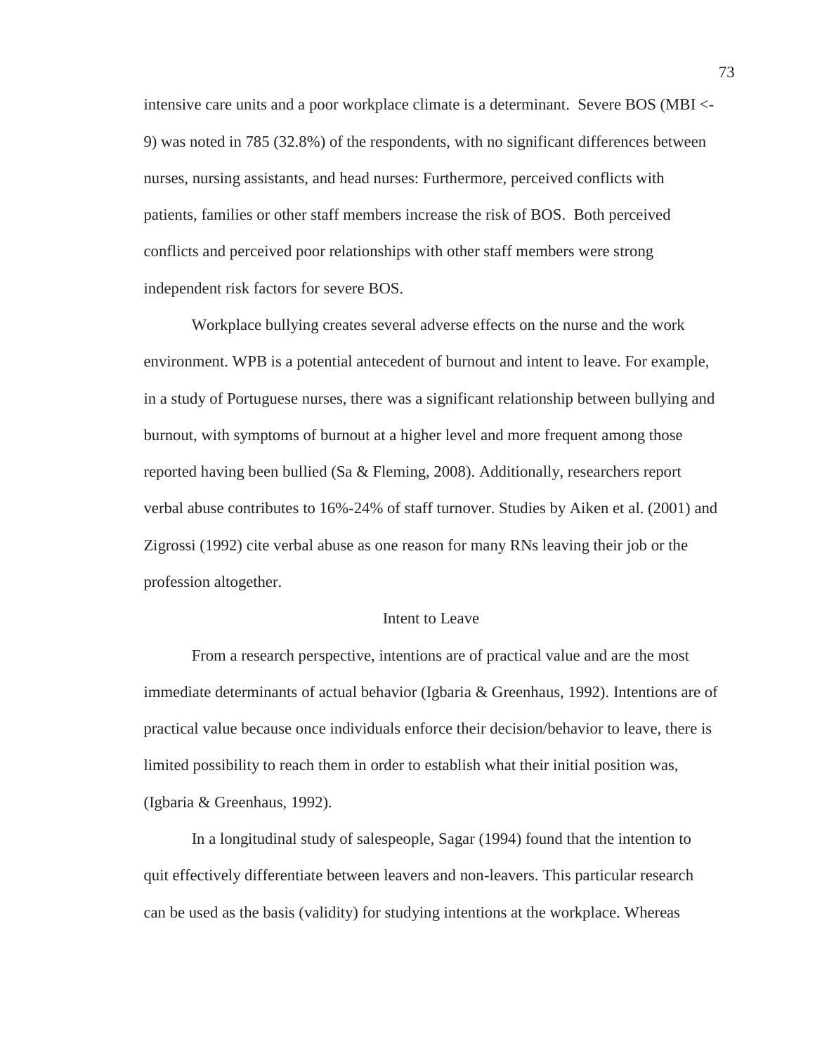intensive care units and a poor workplace climate is a determinant. Severe BOS (MBI <-9) was noted in 785 (32.8%) of the respondents, with no significant differences between nurses, nursing assistants, and head nurses: Furthermore, perceived conflicts with patients, families or other staff members increase the risk of BOS. Both perceived conflicts and perceived poor relationships with other staff members were strong independent risk factors for severe BOS.

Workplace bullying creates several adverse effects on the nurse and the work environment. WPB is a potential antecedent of burnout and intent to leave. For example, in a study of Portuguese nurses, there was a significant relationship between bullying and burnout, with symptoms of burnout at a higher level and more frequent among those reported having been bullied (Sa & Fleming, 2008). Additionally, researchers report verbal abuse contributes to 16%-24% of staff turnover. Studies by Aiken et al. (2001) and Zigrossi (1992) cite verbal abuse as one reason for many RNs leaving their job or the profession altogether.

## Intent to Leave

From a research perspective, intentions are of practical value and are the most immediate determinants of actual behavior (Igbaria & Greenhaus, 1992). Intentions are of practical value because once individuals enforce their decision/behavior to leave, there is limited possibility to reach them in order to establish what their initial position was, (Igbaria & Greenhaus, 1992).

In a longitudinal study of salespeople, Sagar (1994) found that the intention to quit effectively differentiate between leavers and non-leavers. This particular research can be used as the basis (validity) for studying intentions at the workplace. Whereas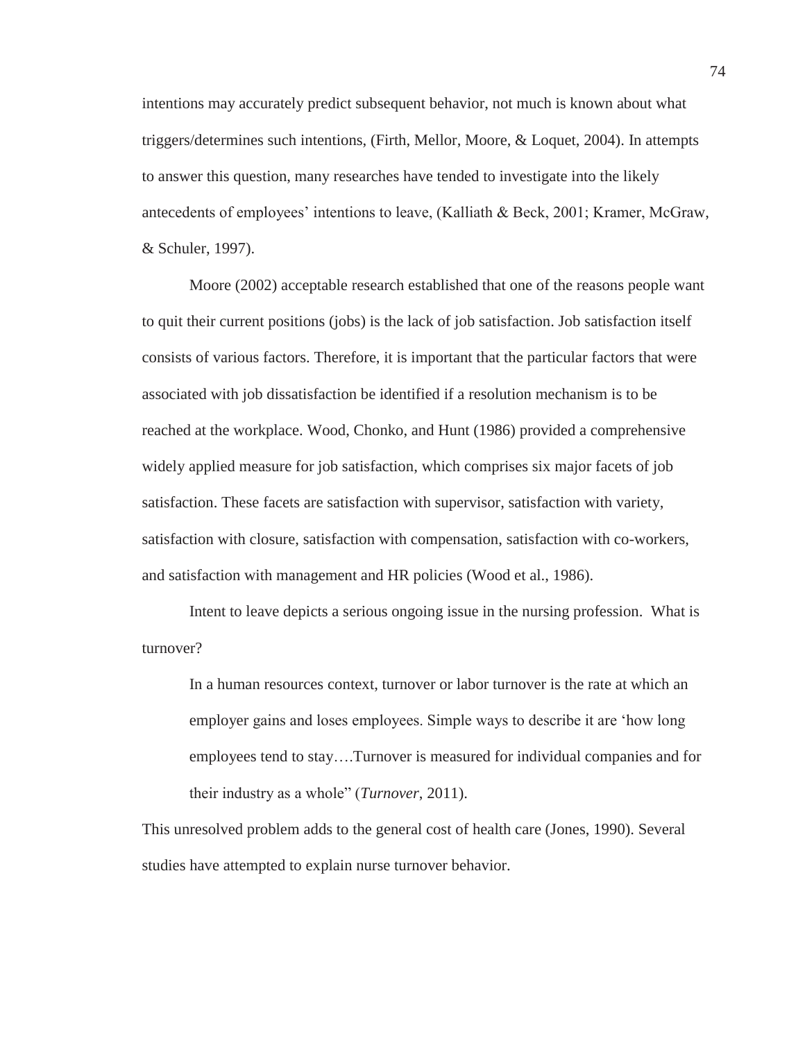intentions may accurately predict subsequent behavior, not much is known about what triggers/determines such intentions, (Firth, Mellor, Moore, & Loquet, 2004). In attempts to answer this question, many researches have tended to investigate into the likely antecedents of employees' intentions to leave, (Kalliath & Beck, 2001; Kramer, McGraw, & Schuler, 1997).

Moore (2002) acceptable research established that one of the reasons people want to quit their current positions (jobs) is the lack of job satisfaction. Job satisfaction itself consists of various factors. Therefore, it is important that the particular factors that were associated with job dissatisfaction be identified if a resolution mechanism is to be reached at the workplace. Wood, Chonko, and Hunt (1986) provided a comprehensive widely applied measure for job satisfaction, which comprises six major facets of job satisfaction. These facets are satisfaction with supervisor, satisfaction with variety, satisfaction with closure, satisfaction with compensation, satisfaction with co-workers, and satisfaction with management and HR policies (Wood et al., 1986).

Intent to leave depicts a serious ongoing issue in the nursing profession. What is turnover?

> In a human resources context, turnover or labor turnover is the rate at which an employer gains and loses employees. Simple ways to describe it are 'how long employees tend to stay….Turnover is measured for individual companies and for their industry as a whole" (*Turnover*, 2011).

This unresolved problem adds to the general cost of health care (Jones, 1990). Several studies have attempted to explain nurse turnover behavior.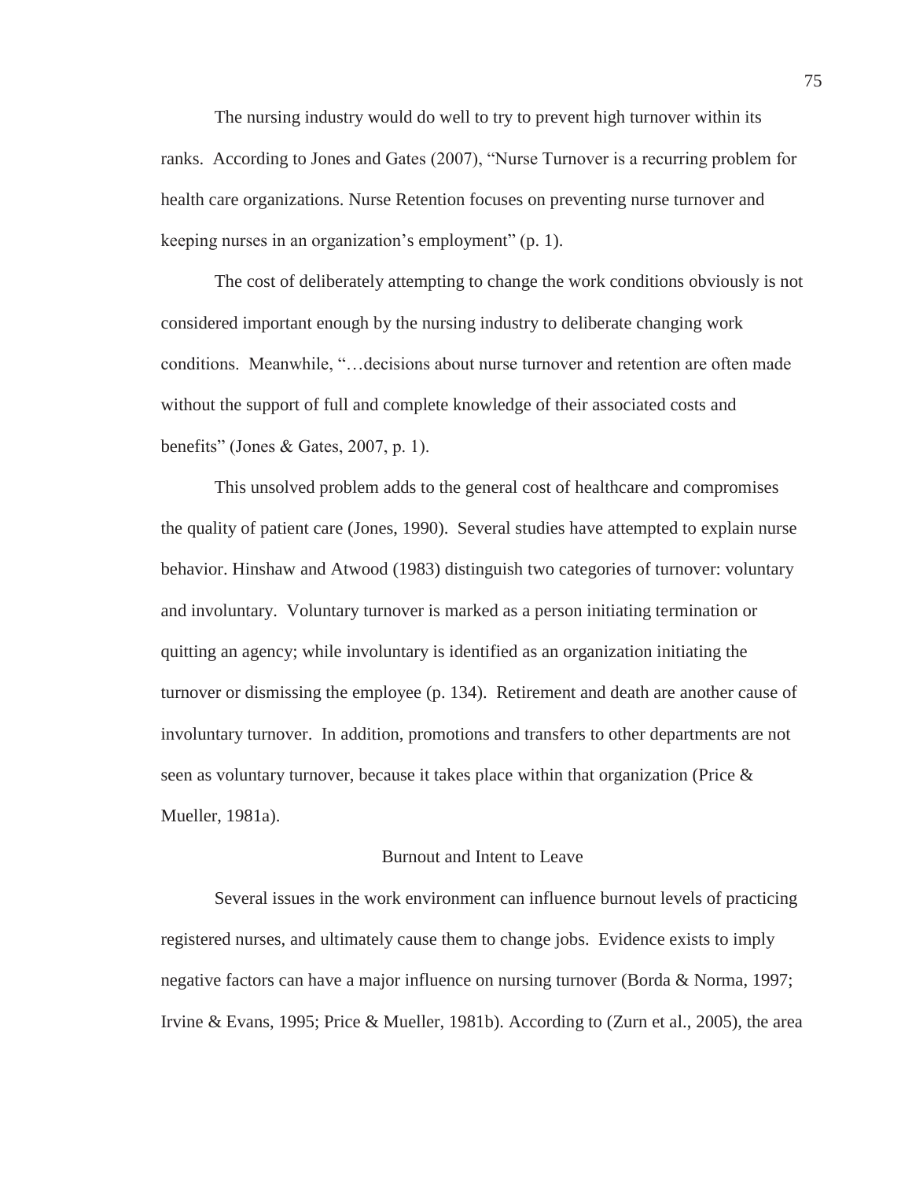The nursing industry would do well to try to prevent high turnover within its ranks. According to Jones and Gates (2007), "Nurse Turnover is a recurring problem for health care organizations. Nurse Retention focuses on preventing nurse turnover and keeping nurses in an organization's employment" (p. 1).

The cost of deliberately attempting to change the work conditions obviously is not considered important enough by the nursing industry to deliberate changing work conditions. Meanwhile, "…decisions about nurse turnover and retention are often made without the support of full and complete knowledge of their associated costs and benefits" (Jones & Gates, 2007, p. 1).

This unsolved problem adds to the general cost of healthcare and compromises the quality of patient care (Jones, 1990). Several studies have attempted to explain nurse behavior. Hinshaw and Atwood (1983) distinguish two categories of turnover: voluntary and involuntary. Voluntary turnover is marked as a person initiating termination or quitting an agency; while involuntary is identified as an organization initiating the turnover or dismissing the employee (p. 134). Retirement and death are another cause of involuntary turnover. In addition, promotions and transfers to other departments are not seen as voluntary turnover, because it takes place within that organization (Price & Mueller, 1981a).

## Burnout and Intent to Leave

Several issues in the work environment can influence burnout levels of practicing registered nurses, and ultimately cause them to change jobs. Evidence exists to imply negative factors can have a major influence on nursing turnover (Borda & Norma, 1997; Irvine & Evans, 1995; Price & Mueller, 1981b). According to (Zurn et al., 2005), the area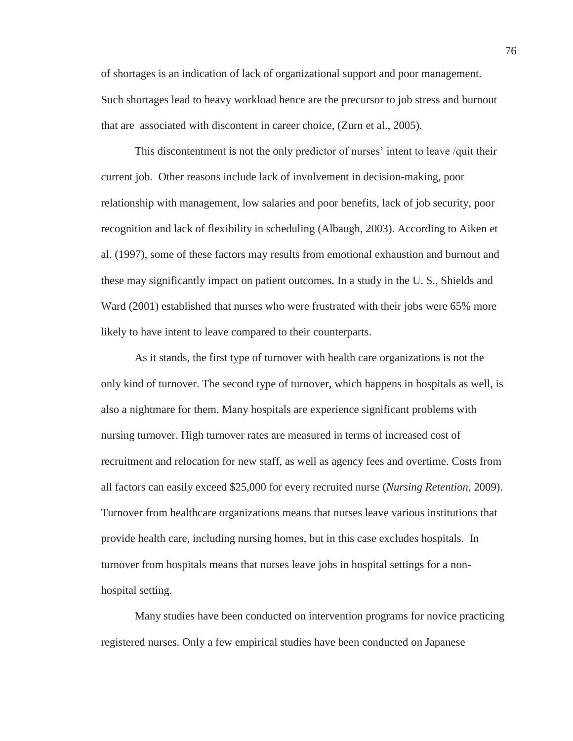of shortages is an indication of lack of organizational support and poor management. Such shortages lead to heavy workload hence are the precursor to job stress and burnout that are associated with discontent in career choice, (Zurn et al., 2005).

This discontentment is not the only predictor of nurses' intent to leave /quit their current job. Other reasons include lack of involvement in decision-making, poor relationship with management, low salaries and poor benefits, lack of job security, poor recognition and lack of flexibility in scheduling (Albaugh, 2003). According to Aiken et al. (1997), some of these factors may results from emotional exhaustion and burnout and these may significantly impact on patient outcomes. In a study in the U. S., Shields and Ward (2001) established that nurses who were frustrated with their jobs were 65% more likely to have intent to leave compared to their counterparts.

As it stands, the first type of turnover with health care organizations is not the only kind of turnover. The second type of turnover, which happens in hospitals as well, is also a nightmare for them. Many hospitals are experience significant problems with nursing turnover. High turnover rates are measured in terms of increased cost of recruitment and relocation for new staff, as well as agency fees and overtime. Costs from all factors can easily exceed $25,000 for every recruited nurse (*Nursing Retention*, 2009). Turnover from healthcare organizations means that nurses leave various institutions that provide health care, including nursing homes, but in this case excludes hospitals. In turnover from hospitals means that nurses leave jobs in hospital settings for a non-hospital setting.

Many studies have been conducted on intervention programs for novice practicing registered nurses. Only a few empirical studies have been conducted on Japanese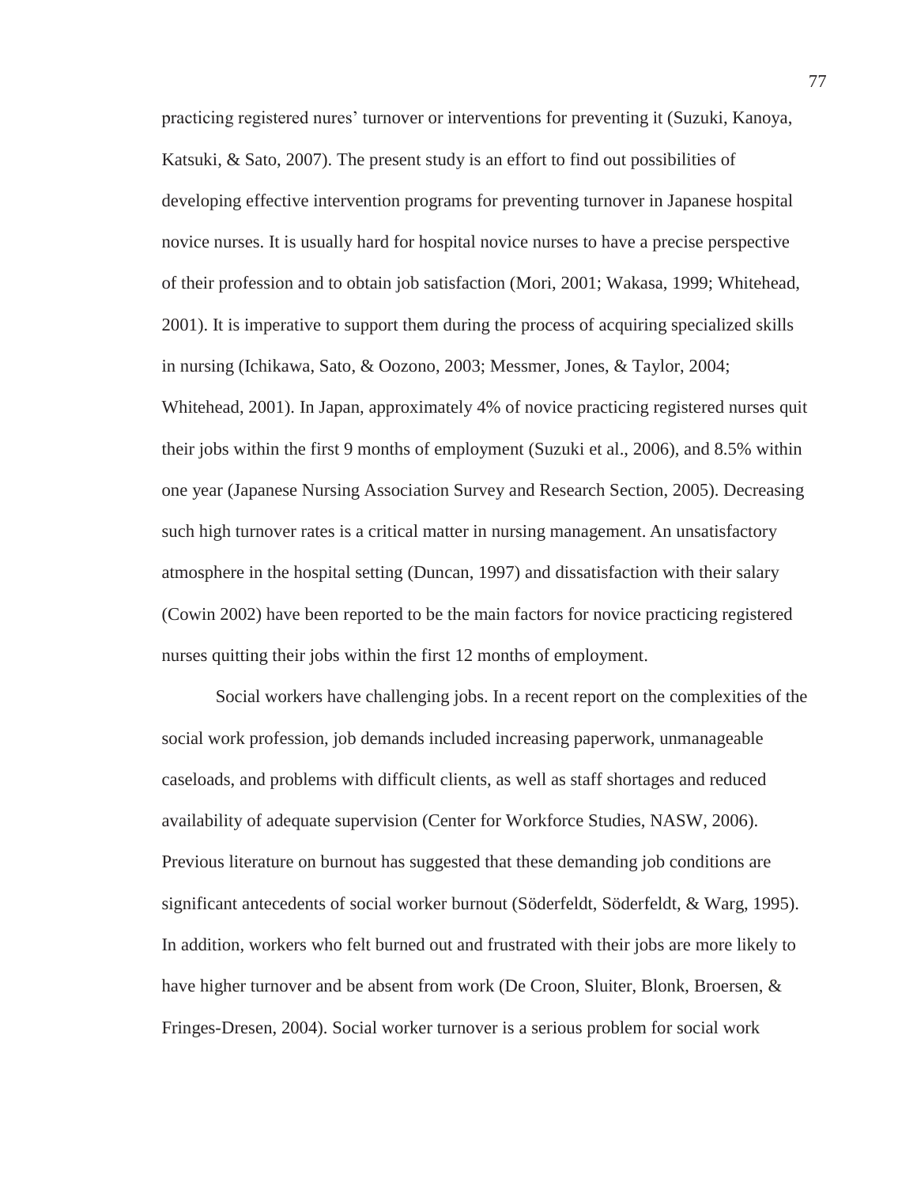practicing registered nures' turnover or interventions for preventing it (Suzuki, Kanoya, Katsuki, & Sato, 2007). The present study is an effort to find out possibilities of developing effective intervention programs for preventing turnover in Japanese hospital novice nurses. It is usually hard for hospital novice nurses to have a precise perspective of their profession and to obtain job satisfaction (Mori, 2001; Wakasa, 1999; Whitehead, 2001). It is imperative to support them during the process of acquiring specialized skills in nursing (Ichikawa, Sato, & Oozono, 2003; Messmer, Jones, & Taylor, 2004; Whitehead, 2001). In Japan, approximately 4% of novice practicing registered nurses quit their jobs within the first 9 months of employment (Suzuki et al., 2006), and 8.5% within one year (Japanese Nursing Association Survey and Research Section, 2005). Decreasing such high turnover rates is a critical matter in nursing management. An unsatisfactory atmosphere in the hospital setting (Duncan, 1997) and dissatisfaction with their salary (Cowin 2002) have been reported to be the main factors for novice practicing registered nurses quitting their jobs within the first 12 months of employment.

Social workers have challenging jobs. In a recent report on the complexities of the social work profession, job demands included increasing paperwork, unmanageable caseloads, and problems with difficult clients, as well as staff shortages and reduced availability of adequate supervision (Center for Workforce Studies, NASW, 2006). Previous literature on burnout has suggested that these demanding job conditions are significant antecedents of social worker burnout (Söderfeldt, Söderfeldt, & Warg, 1995). In addition, workers who felt burned out and frustrated with their jobs are more likely to have higher turnover and be absent from work (De Croon, Sluiter, Blonk, Broersen, & Fringes-Dresen, 2004). Social worker turnover is a serious problem for social work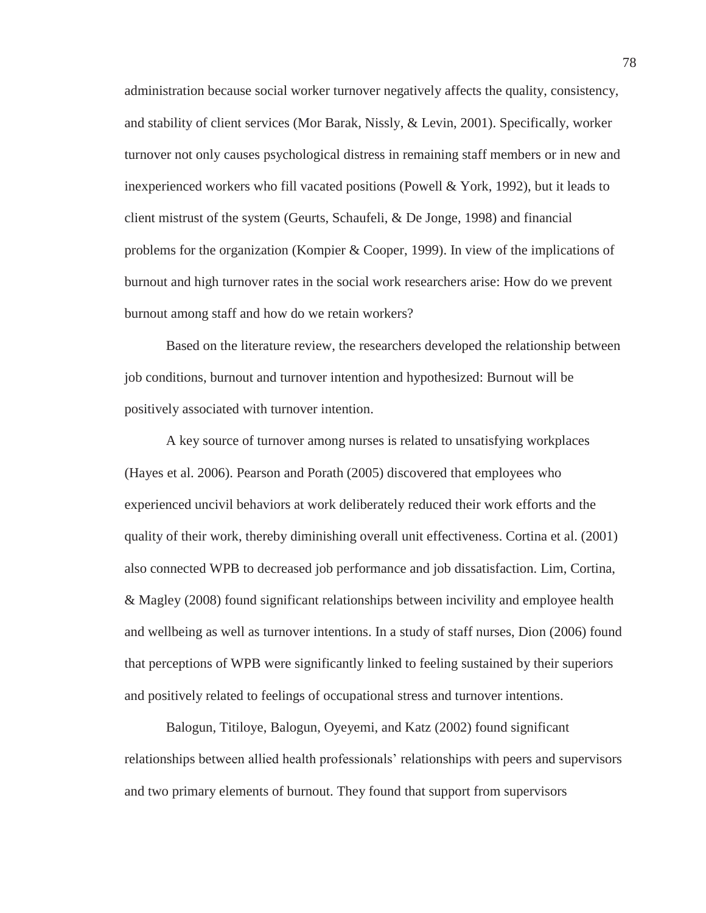administration because social worker turnover negatively affects the quality, consistency, and stability of client services (Mor Barak, Nissly, & Levin, 2001). Specifically, worker turnover not only causes psychological distress in remaining staff members or in new and inexperienced workers who fill vacated positions (Powell & York, 1992), but it leads to client mistrust of the system (Geurts, Schaufeli, & De Jonge, 1998) and financial problems for the organization (Kompier & Cooper, 1999). In view of the implications of burnout and high turnover rates in the social work researchers arise: How do we prevent burnout among staff and how do we retain workers?

Based on the literature review, the researchers developed the relationship between job conditions, burnout and turnover intention and hypothesized: Burnout will be positively associated with turnover intention.

A key source of turnover among nurses is related to unsatisfying workplaces (Hayes et al. 2006). Pearson and Porath (2005) discovered that employees who experienced uncivil behaviors at work deliberately reduced their work efforts and the quality of their work, thereby diminishing overall unit effectiveness. Cortina et al. (2001) also connected WPB to decreased job performance and job dissatisfaction. Lim, Cortina, & Magley (2008) found significant relationships between incivility and employee health and wellbeing as well as turnover intentions. In a study of staff nurses, Dion (2006) found that perceptions of WPB were significantly linked to feeling sustained by their superiors and positively related to feelings of occupational stress and turnover intentions.

Balogun, Titiloye, Balogun, Oyeyemi, and Katz (2002) found significant relationships between allied health professionals' relationships with peers and supervisors and two primary elements of burnout. They found that support from supervisors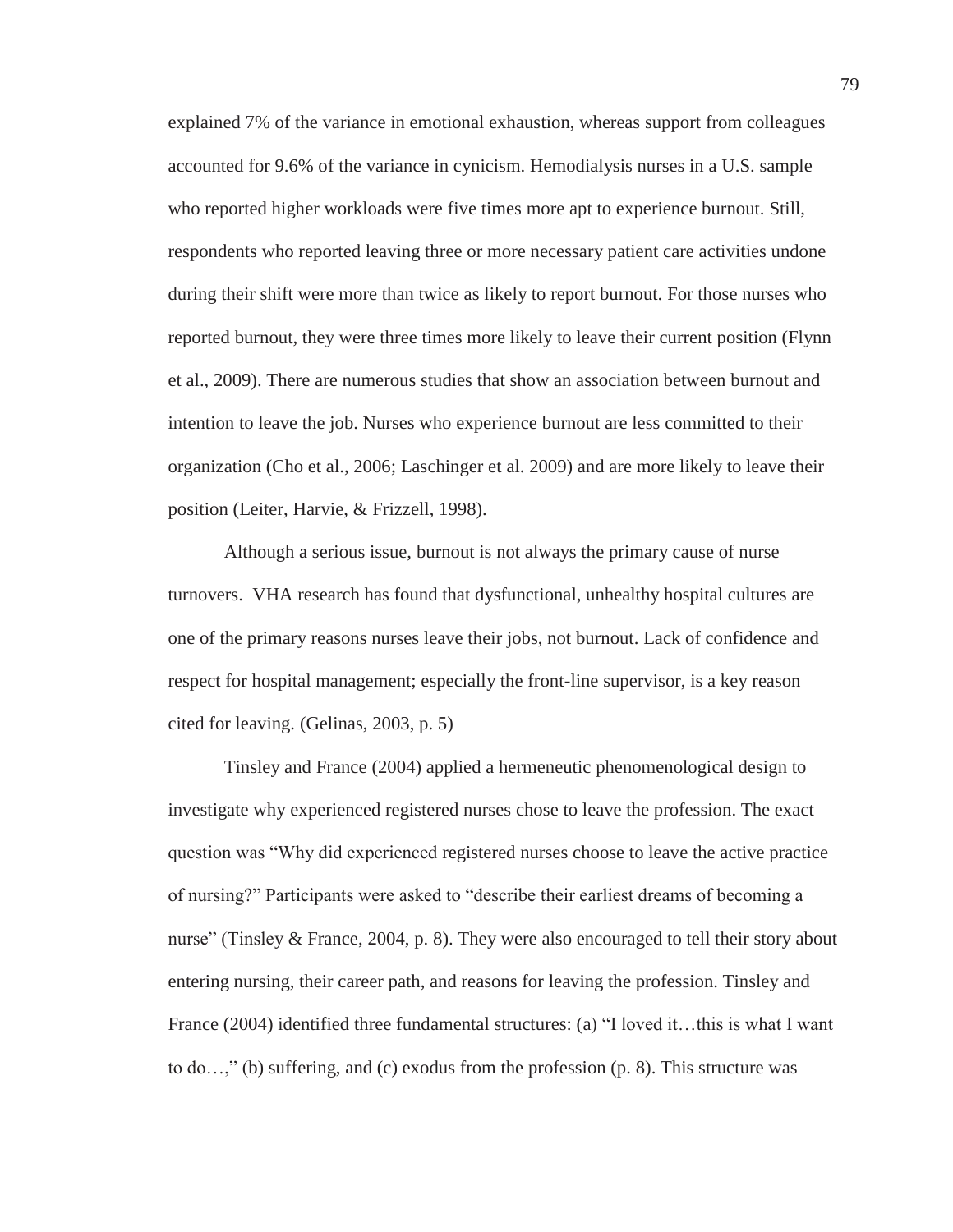explained 7% of the variance in emotional exhaustion, whereas support from colleagues accounted for 9.6% of the variance in cynicism. Hemodialysis nurses in a U.S. sample who reported higher workloads were five times more apt to experience burnout. Still, respondents who reported leaving three or more necessary patient care activities undone during their shift were more than twice as likely to report burnout. For those nurses who reported burnout, they were three times more likely to leave their current position (Flynn et al., 2009). There are numerous studies that show an association between burnout and intention to leave the job. Nurses who experience burnout are less committed to their organization (Cho et al., 2006; Laschinger et al. 2009) and are more likely to leave their position (Leiter, Harvie, & Frizzell, 1998).

Although a serious issue, burnout is not always the primary cause of nurse turnovers. VHA research has found that dysfunctional, unhealthy hospital cultures are one of the primary reasons nurses leave their jobs, not burnout. Lack of confidence and respect for hospital management; especially the front-line supervisor, is a key reason cited for leaving. (Gelinas, 2003, p. 5)

Tinsley and France (2004) applied a hermeneutic phenomenological design to investigate why experienced registered nurses chose to leave the profession. The exact question was "Why did experienced registered nurses choose to leave the active practice of nursing?" Participants were asked to "describe their earliest dreams of becoming a nurse" (Tinsley & France, 2004, p. 8). They were also encouraged to tell their story about entering nursing, their career path, and reasons for leaving the profession. Tinsley and France (2004) identified three fundamental structures: (a) "I loved it…this is what I want to do…," (b) suffering, and (c) exodus from the profession (p. 8). This structure was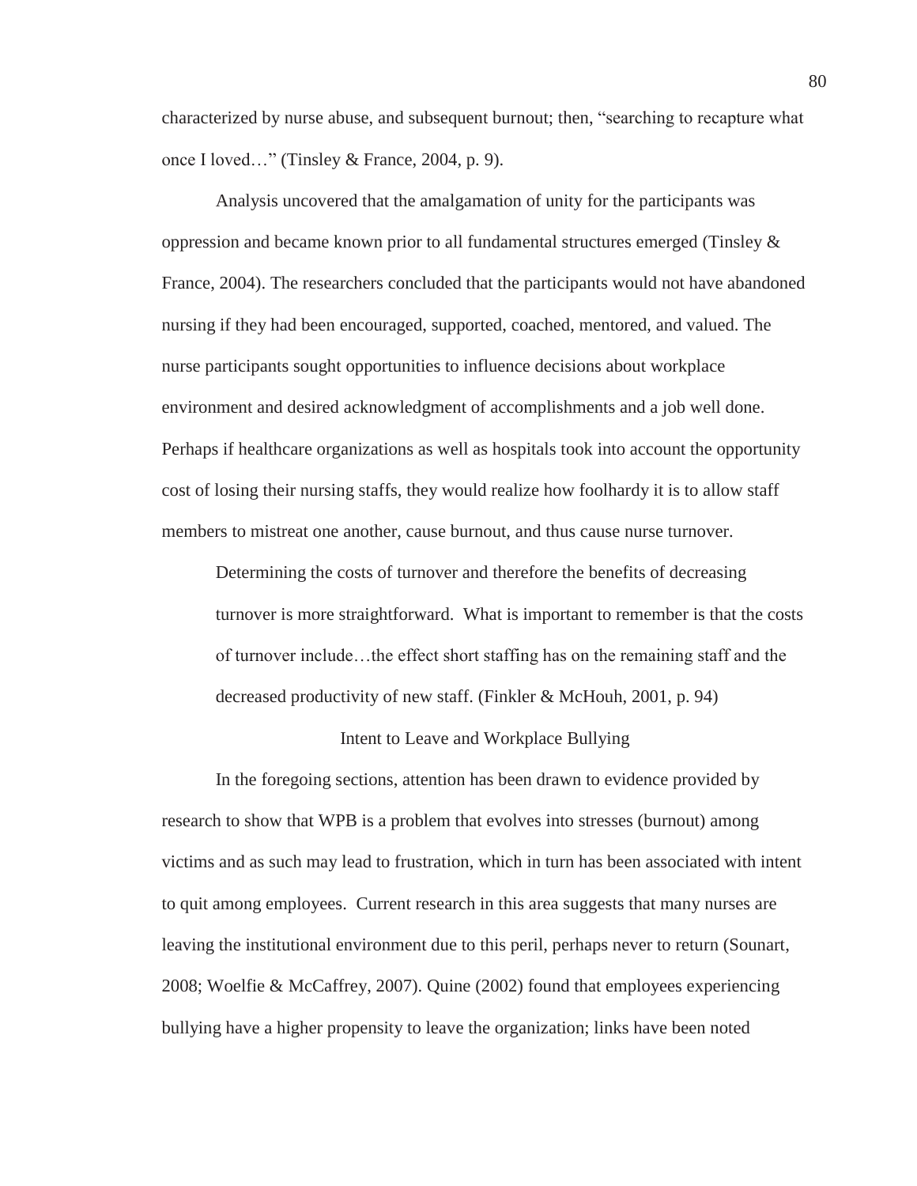characterized by nurse abuse, and subsequent burnout; then, "searching to recapture what once I loved…" (Tinsley & France, 2004, p. 9).

Analysis uncovered that the amalgamation of unity for the participants was oppression and became known prior to all fundamental structures emerged (Tinsley & France, 2004). The researchers concluded that the participants would not have abandoned nursing if they had been encouraged, supported, coached, mentored, and valued. The nurse participants sought opportunities to influence decisions about workplace environment and desired acknowledgment of accomplishments and a job well done. Perhaps if healthcare organizations as well as hospitals took into account the opportunity cost of losing their nursing staffs, they would realize how foolhardy it is to allow staff members to mistreat one another, cause burnout, and thus cause nurse turnover.

> Determining the costs of turnover and therefore the benefits of decreasing turnover is more straightforward. What is important to remember is that the costs of turnover include…the effect short staffing has on the remaining staff and the decreased productivity of new staff. (Finkler & McHouh, 2001, p. 94)

## Intent to Leave and Workplace Bullying

In the foregoing sections, attention has been drawn to evidence provided by research to show that WPB is a problem that evolves into stresses (burnout) among victims and as such may lead to frustration, which in turn has been associated with intent to quit among employees. Current research in this area suggests that many nurses are leaving the institutional environment due to this peril, perhaps never to return (Sounart, 2008; Woelfie & McCaffrey, 2007). Quine (2002) found that employees experiencing bullying have a higher propensity to leave the organization; links have been noted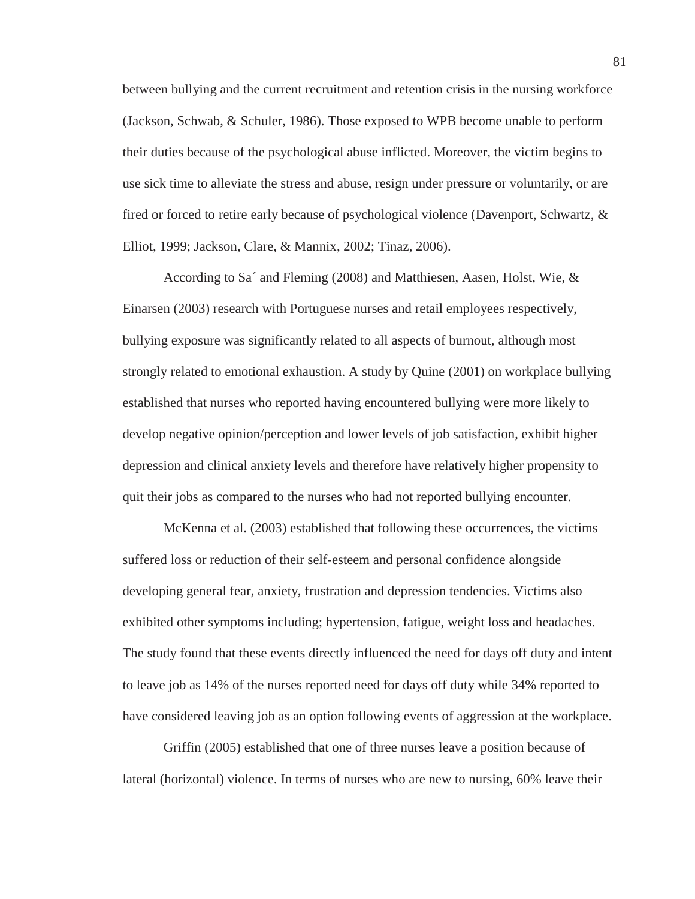between bullying and the current recruitment and retention crisis in the nursing workforce (Jackson, Schwab, & Schuler, 1986). Those exposed to WPB become unable to perform their duties because of the psychological abuse inflicted. Moreover, the victim begins to use sick time to alleviate the stress and abuse, resign under pressure or voluntarily, or are fired or forced to retire early because of psychological violence (Davenport, Schwartz, & Elliot, 1999; Jackson, Clare, & Mannix, 2002; Tinaz, 2006).

According to Sa´ and Fleming (2008) and Matthiesen, Aasen, Holst, Wie, & Einarsen (2003) research with Portuguese nurses and retail employees respectively, bullying exposure was significantly related to all aspects of burnout, although most strongly related to emotional exhaustion. A study by Quine (2001) on workplace bullying established that nurses who reported having encountered bullying were more likely to develop negative opinion/perception and lower levels of job satisfaction, exhibit higher depression and clinical anxiety levels and therefore have relatively higher propensity to quit their jobs as compared to the nurses who had not reported bullying encounter.

McKenna et al. (2003) established that following these occurrences, the victims suffered loss or reduction of their self-esteem and personal confidence alongside developing general fear, anxiety, frustration and depression tendencies. Victims also exhibited other symptoms including; hypertension, fatigue, weight loss and headaches. The study found that these events directly influenced the need for days off duty and intent to leave job as 14% of the nurses reported need for days off duty while 34% reported to have considered leaving job as an option following events of aggression at the workplace.

Griffin (2005) established that one of three nurses leave a position because of lateral (horizontal) violence. In terms of nurses who are new to nursing, 60% leave their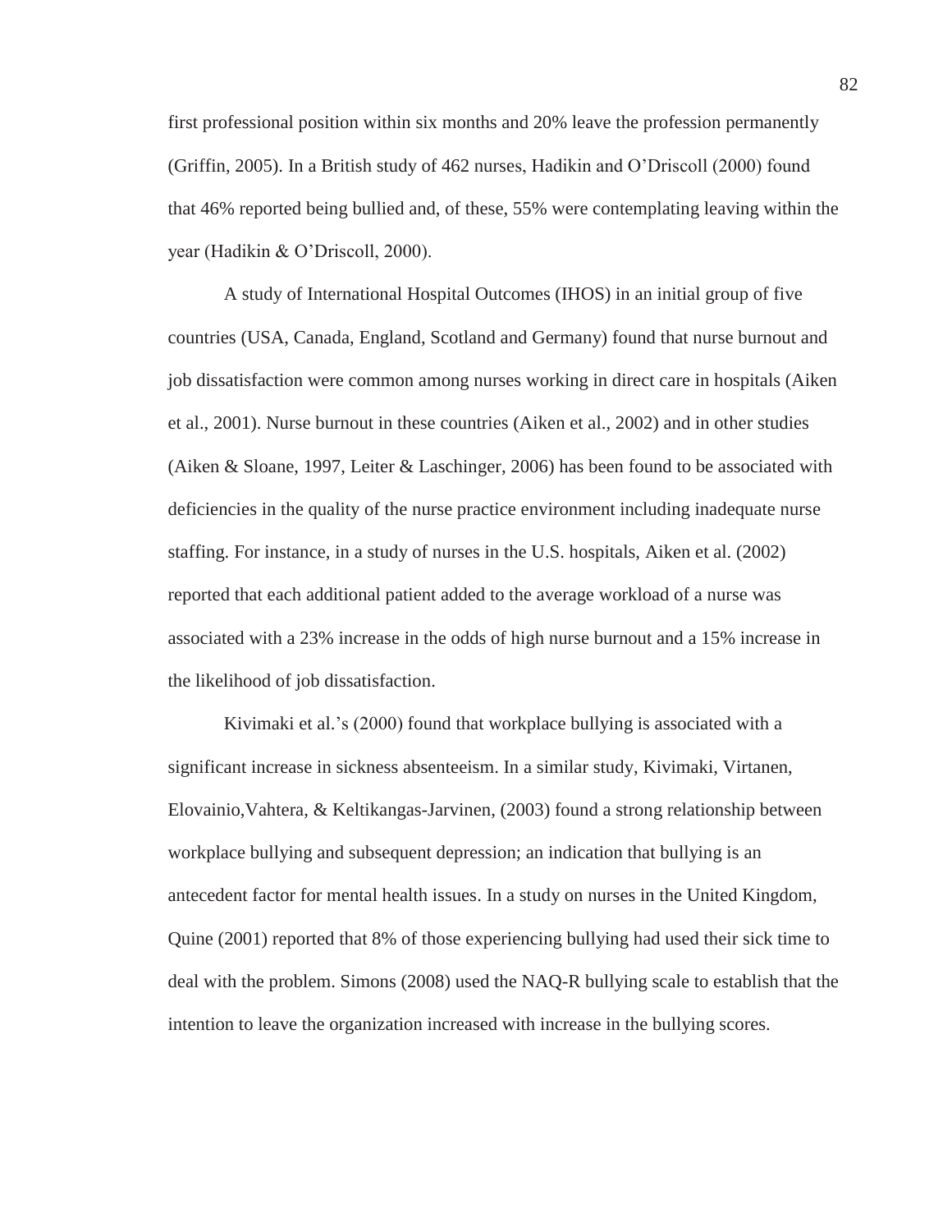first professional position within six months and 20% leave the profession permanently (Griffin, 2005). In a British study of 462 nurses, Hadikin and O'Driscoll (2000) found that 46% reported being bullied and, of these, 55% were contemplating leaving within the year (Hadikin & O'Driscoll, 2000).

A study of International Hospital Outcomes (IHOS) in an initial group of five countries (USA, Canada, England, Scotland and Germany) found that nurse burnout and job dissatisfaction were common among nurses working in direct care in hospitals (Aiken et al., 2001). Nurse burnout in these countries (Aiken et al., 2002) and in other studies (Aiken & Sloane, 1997, Leiter & Laschinger, 2006) has been found to be associated with deficiencies in the quality of the nurse practice environment including inadequate nurse staffing. For instance, in a study of nurses in the U.S. hospitals, Aiken et al. (2002) reported that each additional patient added to the average workload of a nurse was associated with a 23% increase in the odds of high nurse burnout and a 15% increase in the likelihood of job dissatisfaction.

Kivimaki et al.'s (2000) found that workplace bullying is associated with a significant increase in sickness absenteeism. In a similar study, Kivimaki, Virtanen, Elovainio,Vahtera, & Keltikangas-Jarvinen, (2003) found a strong relationship between workplace bullying and subsequent depression; an indication that bullying is an antecedent factor for mental health issues. In a study on nurses in the United Kingdom, Quine (2001) reported that 8% of those experiencing bullying had used their sick time to deal with the problem. Simons (2008) used the NAQ-R bullying scale to establish that the intention to leave the organization increased with increase in the bullying scores.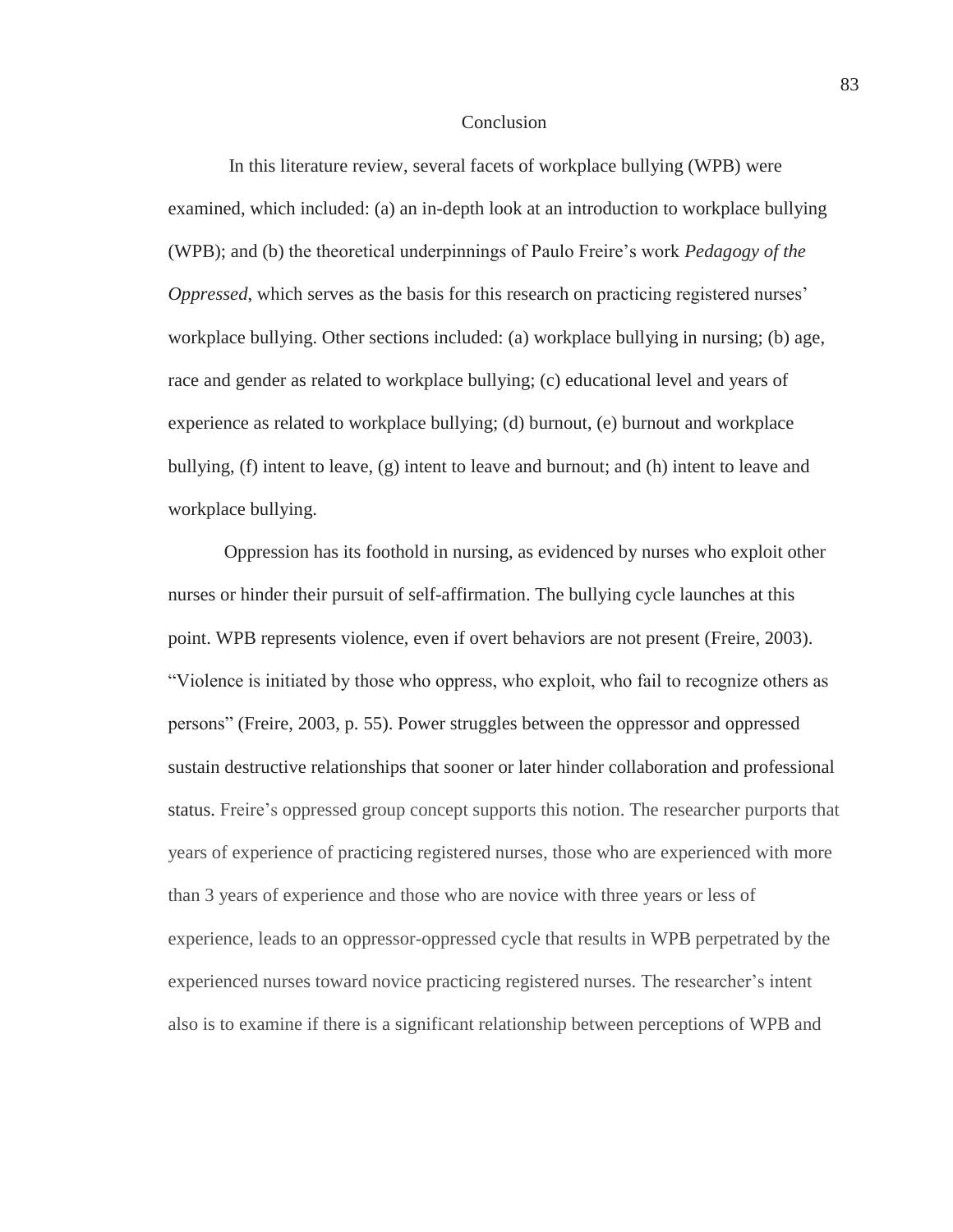## Conclusion

In this literature review, several facets of workplace bullying (WPB) were examined, which included: (a) an in-depth look at an introduction to workplace bullying (WPB); and (b) the theoretical underpinnings of Paulo Freire's work *Pedagogy of the Oppressed*, which serves as the basis for this research on practicing registered nurses' workplace bullying. Other sections included: (a) workplace bullying in nursing; (b) age, race and gender as related to workplace bullying; (c) educational level and years of experience as related to workplace bullying; (d) burnout, (e) burnout and workplace bullying, (f) intent to leave, (g) intent to leave and burnout; and (h) intent to leave and workplace bullying.

Oppression has its foothold in nursing, as evidenced by nurses who exploit other nurses or hinder their pursuit of self-affirmation. The bullying cycle launches at this point. WPB represents violence, even if overt behaviors are not present (Freire, 2003). "Violence is initiated by those who oppress, who exploit, who fail to recognize others as persons" (Freire, 2003, p. 55). Power struggles between the oppressor and oppressed sustain destructive relationships that sooner or later hinder collaboration and professional status. Freire's oppressed group concept supports this notion. The researcher purports that years of experience of practicing registered nurses, those who are experienced with more than 3 years of experience and those who are novice with three years or less of experience, leads to an oppressor-oppressed cycle that results in WPB perpetrated by the experienced nurses toward novice practicing registered nurses. The researcher's intent also is to examine if there is a significant relationship between perceptions of WPB and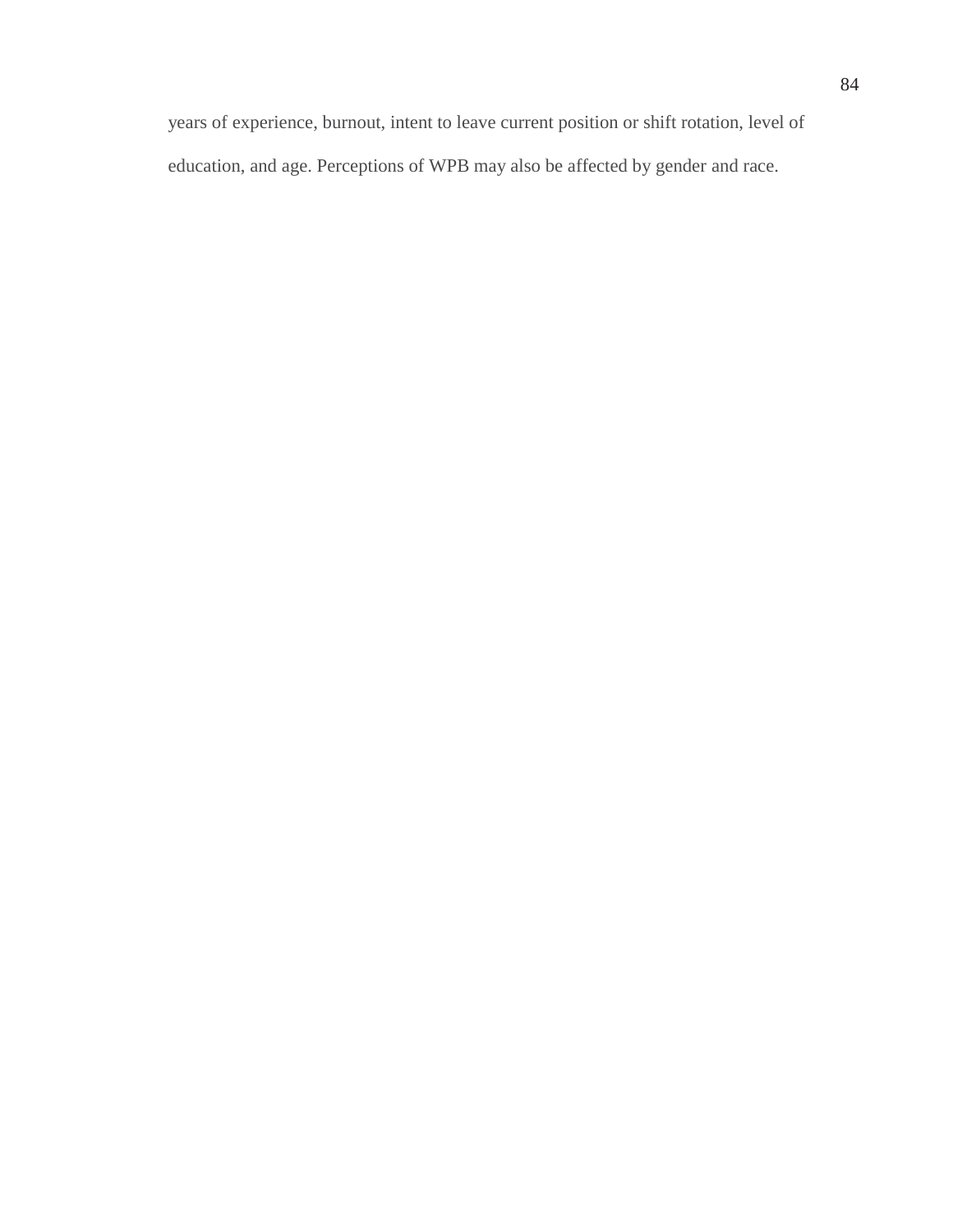years of experience, burnout, intent to leave current position or shift rotation, level of education, and age. Perceptions of WPB may also be affected by gender and race.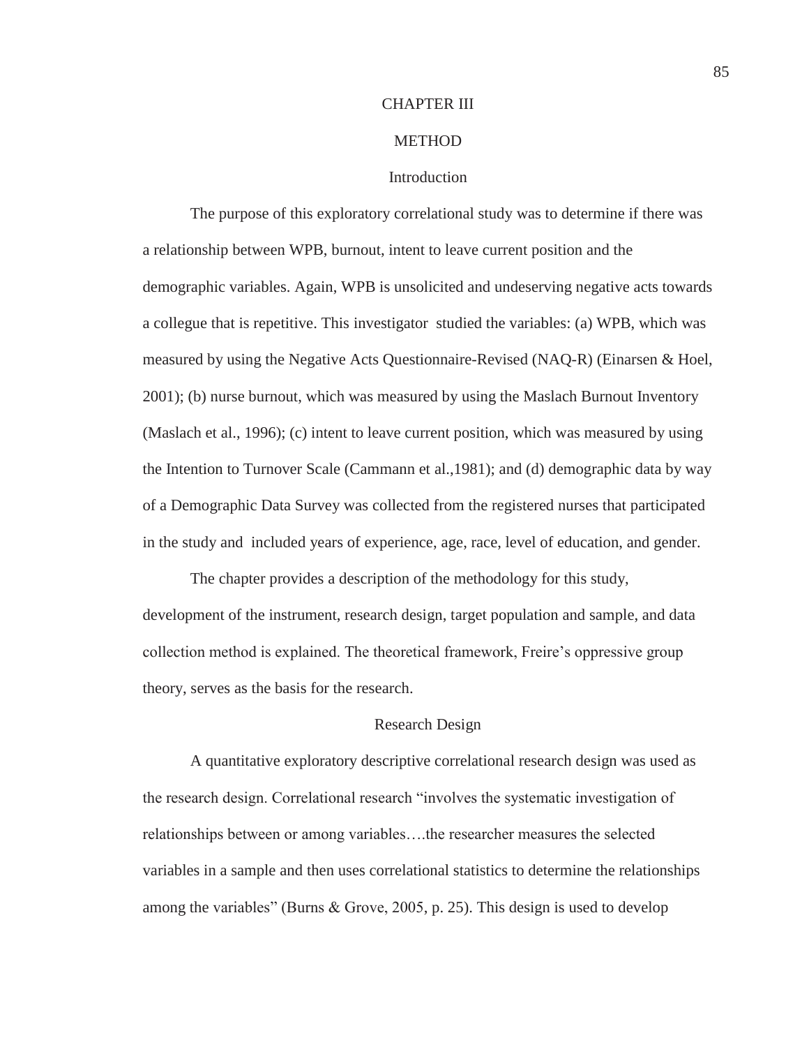# CHAPTER III

# METHOD

## Introduction

The purpose of this exploratory correlational study was to determine if there was a relationship between WPB, burnout, intent to leave current position and the demographic variables. Again, WPB is unsolicited and undeserving negative acts towards a collegue that is repetitive. This investigator studied the variables: (a) WPB, which was measured by using the Negative Acts Questionnaire-Revised (NAQ-R) (Einarsen & Hoel, 2001); (b) nurse burnout, which was measured by using the Maslach Burnout Inventory (Maslach et al., 1996); (c) intent to leave current position, which was measured by using the Intention to Turnover Scale (Cammann et al.,1981); and (d) demographic data by way of a Demographic Data Survey was collected from the registered nurses that participated in the study and included years of experience, age, race, level of education, and gender.

The chapter provides a description of the methodology for this study, development of the instrument, research design, target population and sample, and data collection method is explained. The theoretical framework, Freire's oppressive group theory, serves as the basis for the research.

## Research Design

A quantitative exploratory descriptive correlational research design was used as the research design. Correlational research "involves the systematic investigation of relationships between or among variables….the researcher measures the selected variables in a sample and then uses correlational statistics to determine the relationships among the variables" (Burns & Grove, 2005, p. 25). This design is used to develop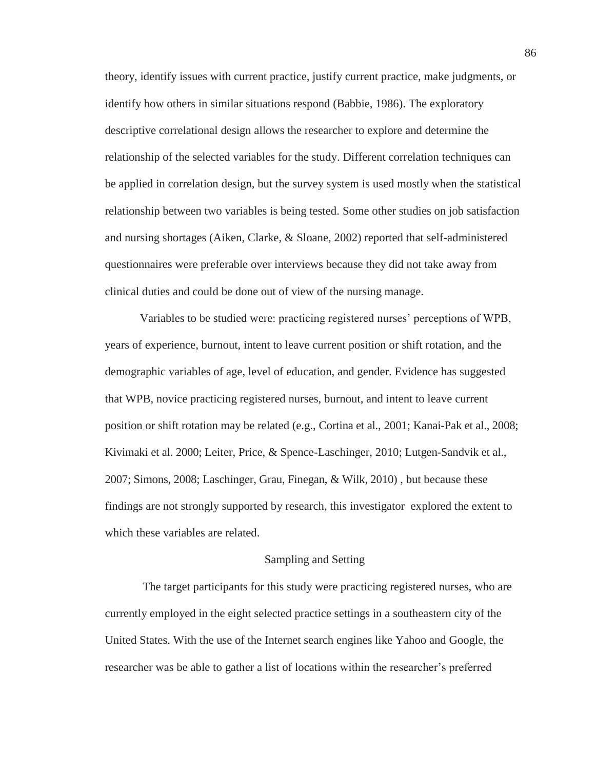theory, identify issues with current practice, justify current practice, make judgments, or identify how others in similar situations respond (Babbie, 1986). The exploratory descriptive correlational design allows the researcher to explore and determine the relationship of the selected variables for the study. Different correlation techniques can be applied in correlation design, but the survey system is used mostly when the statistical relationship between two variables is being tested. Some other studies on job satisfaction and nursing shortages (Aiken, Clarke, & Sloane, 2002) reported that self-administered questionnaires were preferable over interviews because they did not take away from clinical duties and could be done out of view of the nursing manage.

Variables to be studied were: practicing registered nurses' perceptions of WPB, years of experience, burnout, intent to leave current position or shift rotation, and the demographic variables of age, level of education, and gender. Evidence has suggested that WPB, novice practicing registered nurses, burnout, and intent to leave current position or shift rotation may be related (e.g., Cortina et al., 2001; Kanai-Pak et al., 2008; Kivimaki et al. 2000; Leiter, Price, & Spence-Laschinger, 2010; Lutgen-Sandvik et al., 2007; Simons, 2008; Laschinger, Grau, Finegan, & Wilk, 2010) , but because these findings are not strongly supported by research, this investigator explored the extent to which these variables are related.

## Sampling and Setting

The target participants for this study were practicing registered nurses, who are currently employed in the eight selected practice settings in a southeastern city of the United States. With the use of the Internet search engines like Yahoo and Google, the researcher was be able to gather a list of locations within the researcher's preferred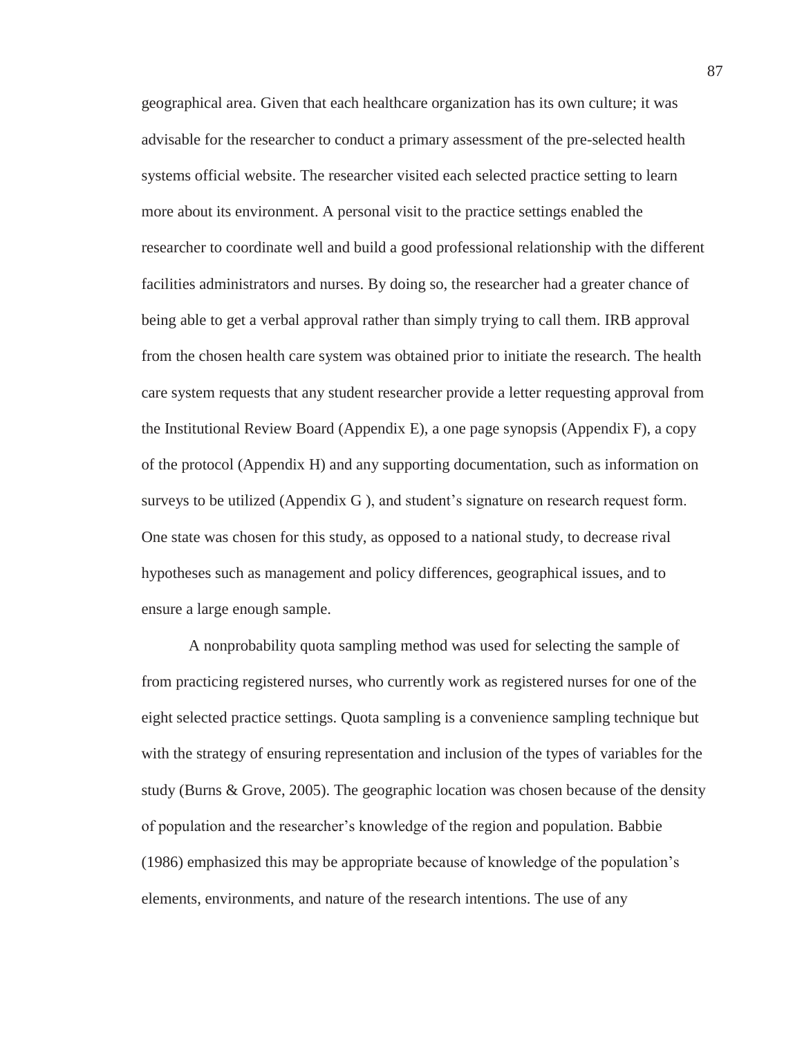geographical area. Given that each healthcare organization has its own culture; it was advisable for the researcher to conduct a primary assessment of the pre-selected health systems official website. The researcher visited each selected practice setting to learn more about its environment. A personal visit to the practice settings enabled the researcher to coordinate well and build a good professional relationship with the different facilities administrators and nurses. By doing so, the researcher had a greater chance of being able to get a verbal approval rather than simply trying to call them. IRB approval from the chosen health care system was obtained prior to initiate the research. The health care system requests that any student researcher provide a letter requesting approval from the Institutional Review Board (Appendix E), a one page synopsis (Appendix F), a copy of the protocol (Appendix H) and any supporting documentation, such as information on surveys to be utilized (Appendix G ), and student's signature on research request form. One state was chosen for this study, as opposed to a national study, to decrease rival hypotheses such as management and policy differences, geographical issues, and to ensure a large enough sample.

A nonprobability quota sampling method was used for selecting the sample of from practicing registered nurses, who currently work as registered nurses for one of the eight selected practice settings. Quota sampling is a convenience sampling technique but with the strategy of ensuring representation and inclusion of the types of variables for the study (Burns & Grove, 2005). The geographic location was chosen because of the density of population and the researcher's knowledge of the region and population. Babbie (1986) emphasized this may be appropriate because of knowledge of the population's elements, environments, and nature of the research intentions. The use of any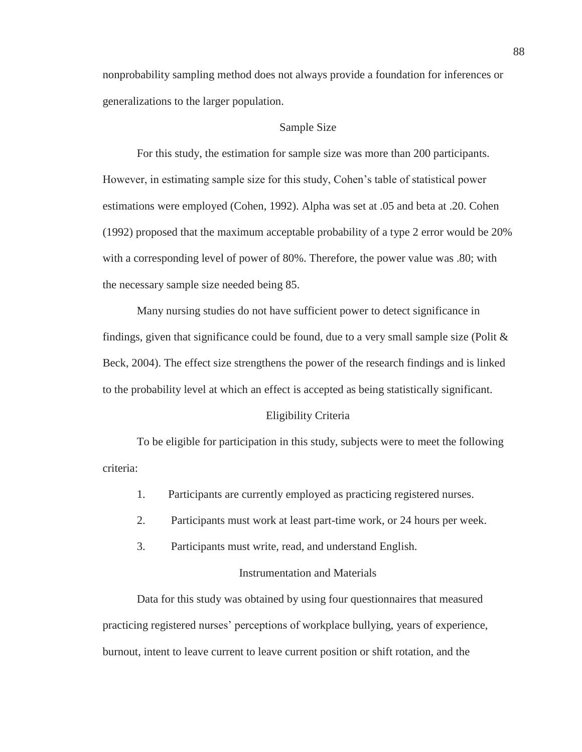nonprobability sampling method does not always provide a foundation for inferences or generalizations to the larger population.

## Sample Size

For this study, the estimation for sample size was more than 200 participants. However, in estimating sample size for this study, Cohen's table of statistical power estimations were employed (Cohen, 1992). Alpha was set at .05 and beta at .20. Cohen (1992) proposed that the maximum acceptable probability of a type 2 error would be 20% with a corresponding level of power of 80%. Therefore, the power value was .80; with the necessary sample size needed being 85.

Many nursing studies do not have sufficient power to detect significance in findings, given that significance could be found, due to a very small sample size (Polit & Beck, 2004). The effect size strengthens the power of the research findings and is linked to the probability level at which an effect is accepted as being statistically significant.

## Eligibility Criteria

To be eligible for participation in this study, subjects were to meet the following criteria:

1. Participants are currently employed as practicing registered nurses.
2. Participants must work at least part-time work, or 24 hours per week.
3. Participants must write, read, and understand English.

## Instrumentation and Materials

Data for this study was obtained by using four questionnaires that measured practicing registered nurses' perceptions of workplace bullying, years of experience, burnout, intent to leave current to leave current position or shift rotation, and the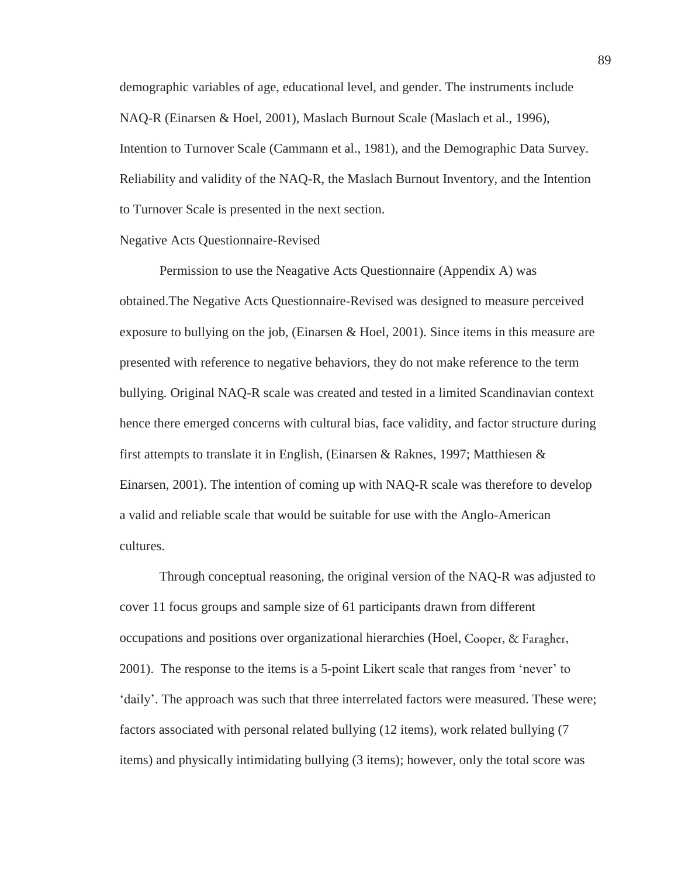demographic variables of age, educational level, and gender. The instruments include NAQ-R (Einarsen & Hoel, 2001), Maslach Burnout Scale (Maslach et al., 1996), Intention to Turnover Scale (Cammann et al., 1981), and the Demographic Data Survey. Reliability and validity of the NAQ-R, the Maslach Burnout Inventory, and the Intention to Turnover Scale is presented in the next section.

## Negative Acts Questionnaire-Revised

Permission to use the Neagative Acts Questionnaire (Appendix A) was obtained.The Negative Acts Questionnaire-Revised was designed to measure perceived exposure to bullying on the job, (Einarsen & Hoel, 2001). Since items in this measure are presented with reference to negative behaviors, they do not make reference to the term bullying. Original NAQ-R scale was created and tested in a limited Scandinavian context hence there emerged concerns with cultural bias, face validity, and factor structure during first attempts to translate it in English, (Einarsen & Raknes, 1997; Matthiesen & Einarsen, 2001). The intention of coming up with NAQ-R scale was therefore to develop a valid and reliable scale that would be suitable for use with the Anglo-American cultures.

Through conceptual reasoning, the original version of the NAQ-R was adjusted to cover 11 focus groups and sample size of 61 participants drawn from different occupations and positions over organizational hierarchies (Hoel, Cooper, & Faragher, 2001). The response to the items is a 5-point Likert scale that ranges from 'never' to 'daily'. The approach was such that three interrelated factors were measured. These were; factors associated with personal related bullying (12 items), work related bullying (7 items) and physically intimidating bullying (3 items); however, only the total score was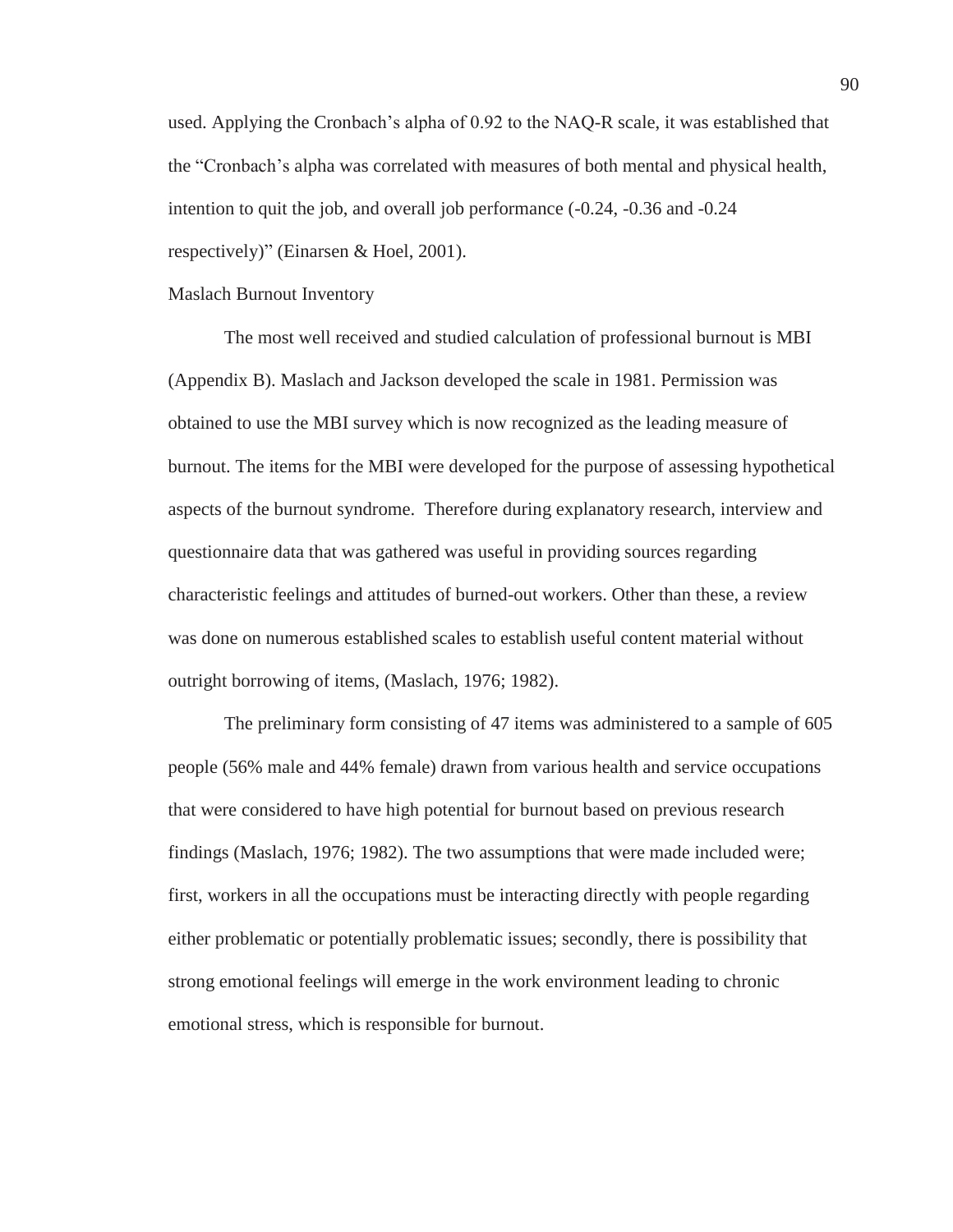used. Applying the Cronbach's alpha of 0.92 to the NAQ-R scale, it was established that the "Cronbach's alpha was correlated with measures of both mental and physical health, intention to quit the job, and overall job performance (-0.24, -0.36 and -0.24 respectively)" (Einarsen & Hoel, 2001).

## Maslach Burnout Inventory

The most well received and studied calculation of professional burnout is MBI (Appendix B). Maslach and Jackson developed the scale in 1981. Permission was obtained to use the MBI survey which is now recognized as the leading measure of burnout. The items for the MBI were developed for the purpose of assessing hypothetical aspects of the burnout syndrome. Therefore during explanatory research, interview and questionnaire data that was gathered was useful in providing sources regarding characteristic feelings and attitudes of burned-out workers. Other than these, a review was done on numerous established scales to establish useful content material without outright borrowing of items, (Maslach, 1976; 1982).

The preliminary form consisting of 47 items was administered to a sample of 605 people (56% male and 44% female) drawn from various health and service occupations that were considered to have high potential for burnout based on previous research findings (Maslach, 1976; 1982). The two assumptions that were made included were; first, workers in all the occupations must be interacting directly with people regarding either problematic or potentially problematic issues; secondly, there is possibility that strong emotional feelings will emerge in the work environment leading to chronic emotional stress, which is responsible for burnout.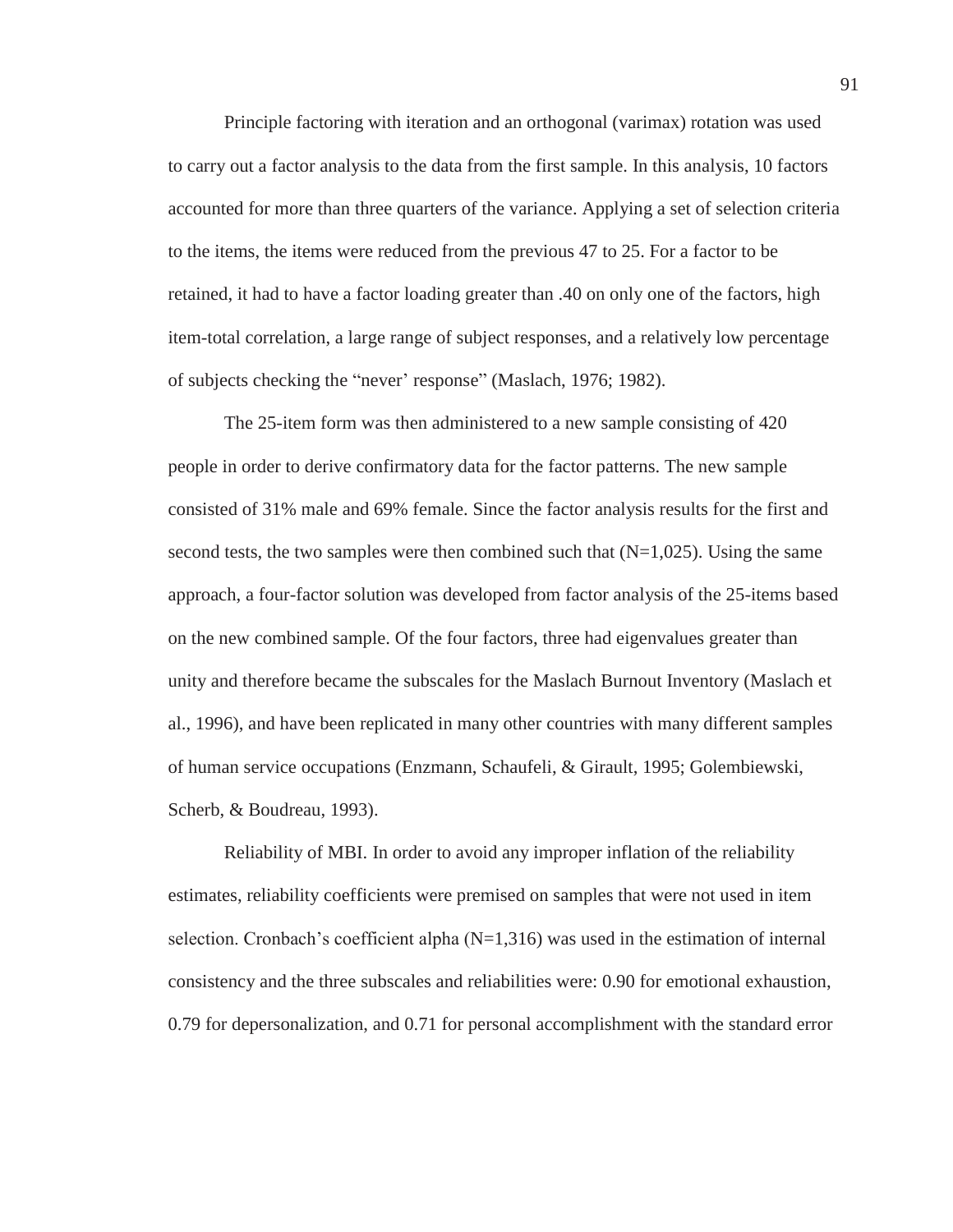Principle factoring with iteration and an orthogonal (varimax) rotation was used to carry out a factor analysis to the data from the first sample. In this analysis, 10 factors accounted for more than three quarters of the variance. Applying a set of selection criteria to the items, the items were reduced from the previous 47 to 25. For a factor to be retained, it had to have a factor loading greater than .40 on only one of the factors, high item-total correlation, a large range of subject responses, and a relatively low percentage of subjects checking the "never' response" (Maslach, 1976; 1982).

The 25-item form was then administered to a new sample consisting of 420 people in order to derive confirmatory data for the factor patterns. The new sample consisted of 31% male and 69% female. Since the factor analysis results for the first and second tests, the two samples were then combined such that (N=1,025). Using the same approach, a four-factor solution was developed from factor analysis of the 25-items based on the new combined sample. Of the four factors, three had eigenvalues greater than unity and therefore became the subscales for the Maslach Burnout Inventory (Maslach et al., 1996), and have been replicated in many other countries with many different samples of human service occupations (Enzmann, Schaufeli, & Girault, 1995; Golembiewski, Scherb, & Boudreau, 1993).

Reliability of MBI. In order to avoid any improper inflation of the reliability estimates, reliability coefficients were premised on samples that were not used in item selection. Cronbach's coefficient alpha (N=1,316) was used in the estimation of internal consistency and the three subscales and reliabilities were: 0.90 for emotional exhaustion, 0.79 for depersonalization, and 0.71 for personal accomplishment with the standard error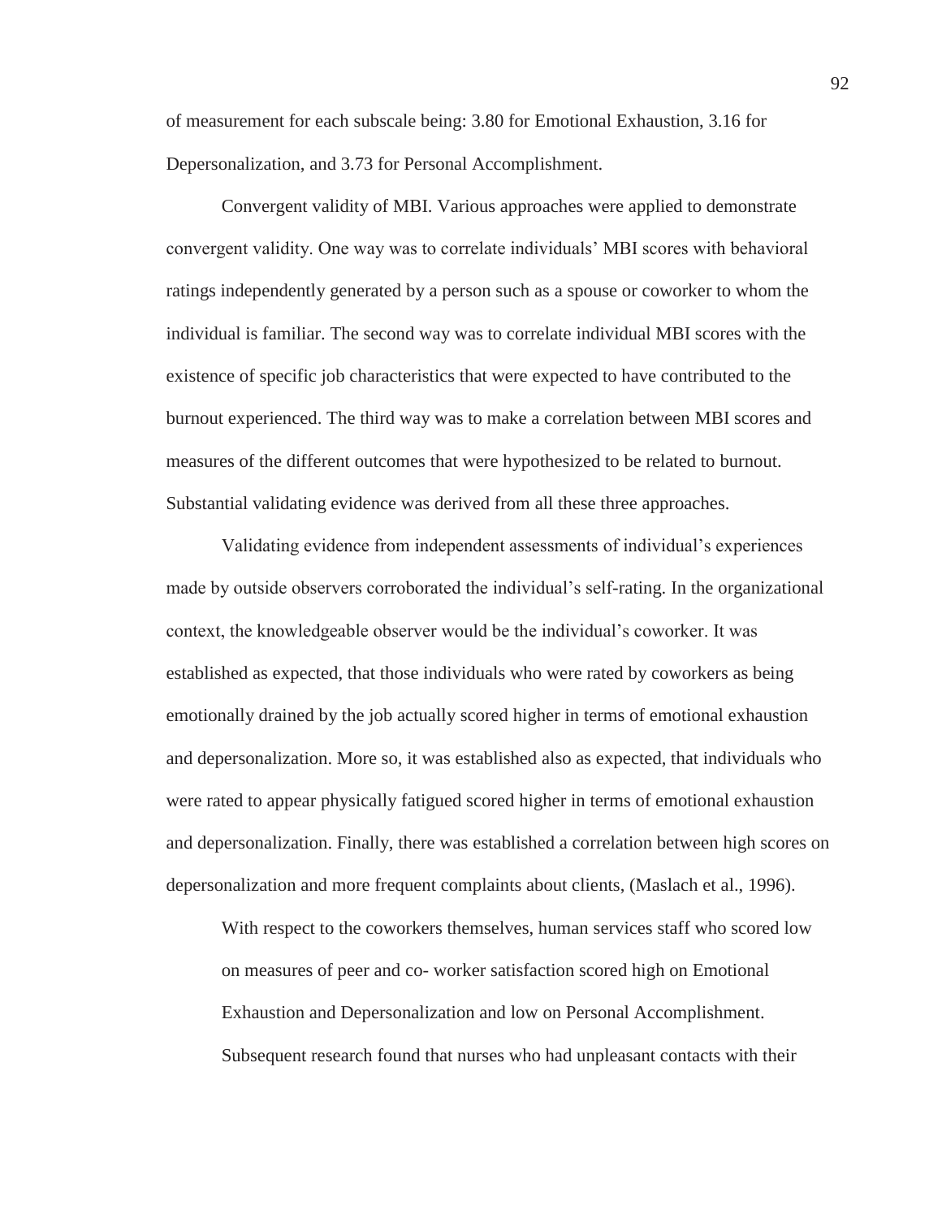of measurement for each subscale being: 3.80 for Emotional Exhaustion, 3.16 for Depersonalization, and 3.73 for Personal Accomplishment.

Convergent validity of MBI. Various approaches were applied to demonstrate convergent validity. One way was to correlate individuals' MBI scores with behavioral ratings independently generated by a person such as a spouse or coworker to whom the individual is familiar. The second way was to correlate individual MBI scores with the existence of specific job characteristics that were expected to have contributed to the burnout experienced. The third way was to make a correlation between MBI scores and measures of the different outcomes that were hypothesized to be related to burnout. Substantial validating evidence was derived from all these three approaches.

Validating evidence from independent assessments of individual's experiences made by outside observers corroborated the individual's self-rating. In the organizational context, the knowledgeable observer would be the individual's coworker. It was established as expected, that those individuals who were rated by coworkers as being emotionally drained by the job actually scored higher in terms of emotional exhaustion and depersonalization. More so, it was established also as expected, that individuals who were rated to appear physically fatigued scored higher in terms of emotional exhaustion and depersonalization. Finally, there was established a correlation between high scores on depersonalization and more frequent complaints about clients, (Maslach et al., 1996).

> With respect to the coworkers themselves, human services staff who scored low on measures of peer and co- worker satisfaction scored high on Emotional Exhaustion and Depersonalization and low on Personal Accomplishment. Subsequent research found that nurses who had unpleasant contacts with their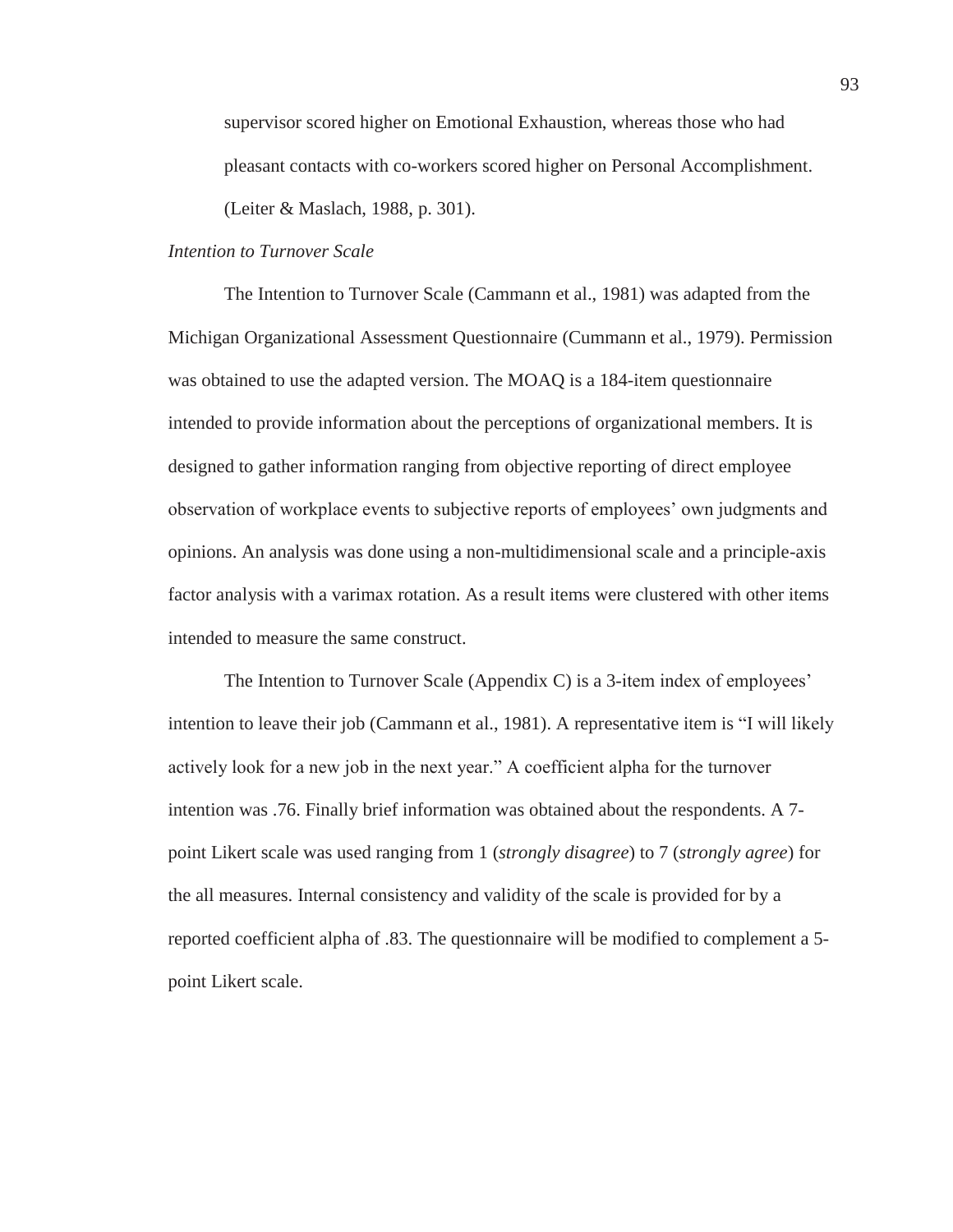supervisor scored higher on Emotional Exhaustion, whereas those who had pleasant contacts with co-workers scored higher on Personal Accomplishment. (Leiter & Maslach, 1988, p. 301).

*Intention to Turnover Scale*

The Intention to Turnover Scale (Cammann et al., 1981) was adapted from the Michigan Organizational Assessment Questionnaire (Cummann et al., 1979). Permission was obtained to use the adapted version. The MOAQ is a 184-item questionnaire intended to provide information about the perceptions of organizational members. It is designed to gather information ranging from objective reporting of direct employee observation of workplace events to subjective reports of employees' own judgments and opinions. An analysis was done using a non-multidimensional scale and a principle-axis factor analysis with a varimax rotation. As a result items were clustered with other items intended to measure the same construct.

The Intention to Turnover Scale (Appendix C) is a 3-item index of employees' intention to leave their job (Cammann et al., 1981). A representative item is "I will likely actively look for a new job in the next year." A coefficient alpha for the turnover intention was .76. Finally brief information was obtained about the respondents. A 7-point Likert scale was used ranging from 1 (*strongly disagree*) to 7 (*strongly agree*) for the all measures. Internal consistency and validity of the scale is provided for by a reported coefficient alpha of .83. The questionnaire will be modified to complement a 5-point Likert scale.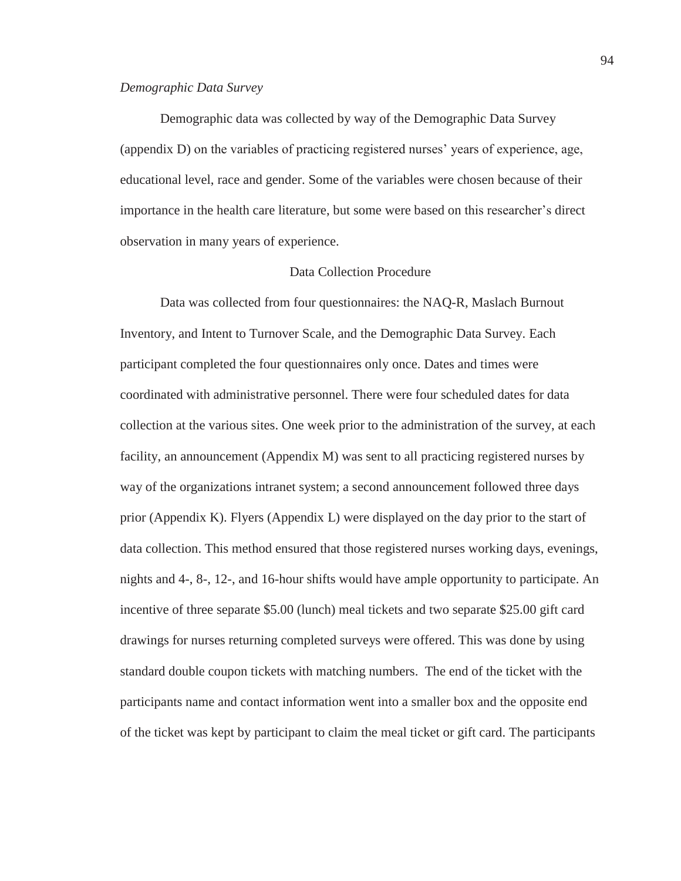*Demographic Data Survey*

Demographic data was collected by way of the Demographic Data Survey (appendix D) on the variables of practicing registered nurses' years of experience, age, educational level, race and gender. Some of the variables were chosen because of their importance in the health care literature, but some were based on this researcher's direct observation in many years of experience.

## Data Collection Procedure

Data was collected from four questionnaires: the NAQ-R, Maslach Burnout Inventory, and Intent to Turnover Scale, and the Demographic Data Survey. Each participant completed the four questionnaires only once. Dates and times were coordinated with administrative personnel. There were four scheduled dates for data collection at the various sites. One week prior to the administration of the survey, at each facility, an announcement (Appendix M) was sent to all practicing registered nurses by way of the organizations intranet system; a second announcement followed three days prior (Appendix K). Flyers (Appendix L) were displayed on the day prior to the start of data collection. This method ensured that those registered nurses working days, evenings, nights and 4-, 8-, 12-, and 16-hour shifts would have ample opportunity to participate. An incentive of three separate $5.00 (lunch) meal tickets and two separate $25.00 gift card drawings for nurses returning completed surveys were offered. This was done by using standard double coupon tickets with matching numbers. The end of the ticket with the participants name and contact information went into a smaller box and the opposite end of the ticket was kept by participant to claim the meal ticket or gift card. The participants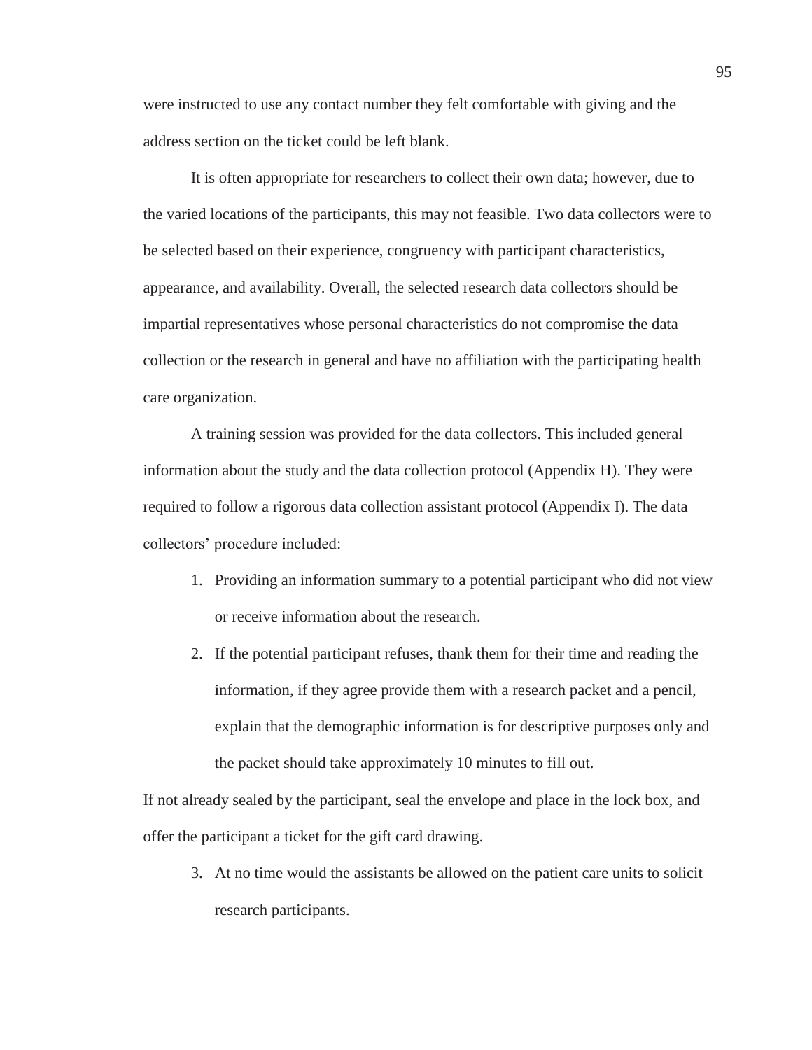were instructed to use any contact number they felt comfortable with giving and the address section on the ticket could be left blank.

It is often appropriate for researchers to collect their own data; however, due to the varied locations of the participants, this may not feasible. Two data collectors were to be selected based on their experience, congruency with participant characteristics, appearance, and availability. Overall, the selected research data collectors should be impartial representatives whose personal characteristics do not compromise the data collection or the research in general and have no affiliation with the participating health care organization.

A training session was provided for the data collectors. This included general information about the study and the data collection protocol (Appendix H). They were required to follow a rigorous data collection assistant protocol (Appendix I). The data collectors' procedure included:

1. Providing an information summary to a potential participant who did not view or receive information about the research.
2. If the potential participant refuses, thank them for their time and reading the information, if they agree provide them with a research packet and a pencil, explain that the demographic information is for descriptive purposes only and the packet should take approximately 10 minutes to fill out.

If not already sealed by the participant, seal the envelope and place in the lock box, and offer the participant a ticket for the gift card drawing.

3. At no time would the assistants be allowed on the patient care units to solicit research participants.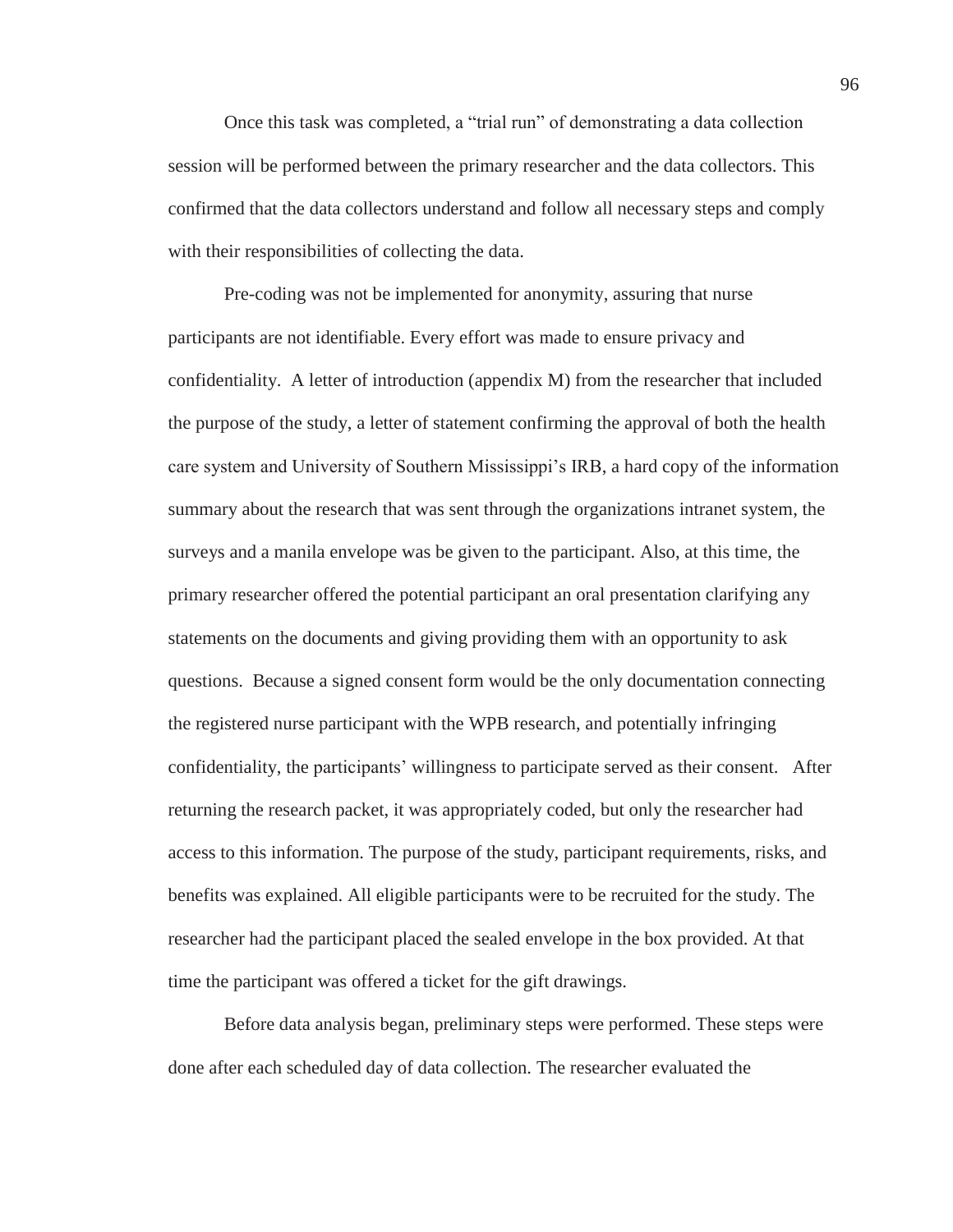Once this task was completed, a "trial run" of demonstrating a data collection session will be performed between the primary researcher and the data collectors. This confirmed that the data collectors understand and follow all necessary steps and comply with their responsibilities of collecting the data.

Pre-coding was not be implemented for anonymity, assuring that nurse participants are not identifiable. Every effort was made to ensure privacy and confidentiality. A letter of introduction (appendix M) from the researcher that included the purpose of the study, a letter of statement confirming the approval of both the health care system and University of Southern Mississippi's IRB, a hard copy of the information summary about the research that was sent through the organizations intranet system, the surveys and a manila envelope was be given to the participant. Also, at this time, the primary researcher offered the potential participant an oral presentation clarifying any statements on the documents and giving providing them with an opportunity to ask questions. Because a signed consent form would be the only documentation connecting the registered nurse participant with the WPB research, and potentially infringing confidentiality, the participants' willingness to participate served as their consent. After returning the research packet, it was appropriately coded, but only the researcher had access to this information. The purpose of the study, participant requirements, risks, and benefits was explained. All eligible participants were to be recruited for the study. The researcher had the participant placed the sealed envelope in the box provided. At that time the participant was offered a ticket for the gift drawings.

Before data analysis began, preliminary steps were performed. These steps were done after each scheduled day of data collection. The researcher evaluated the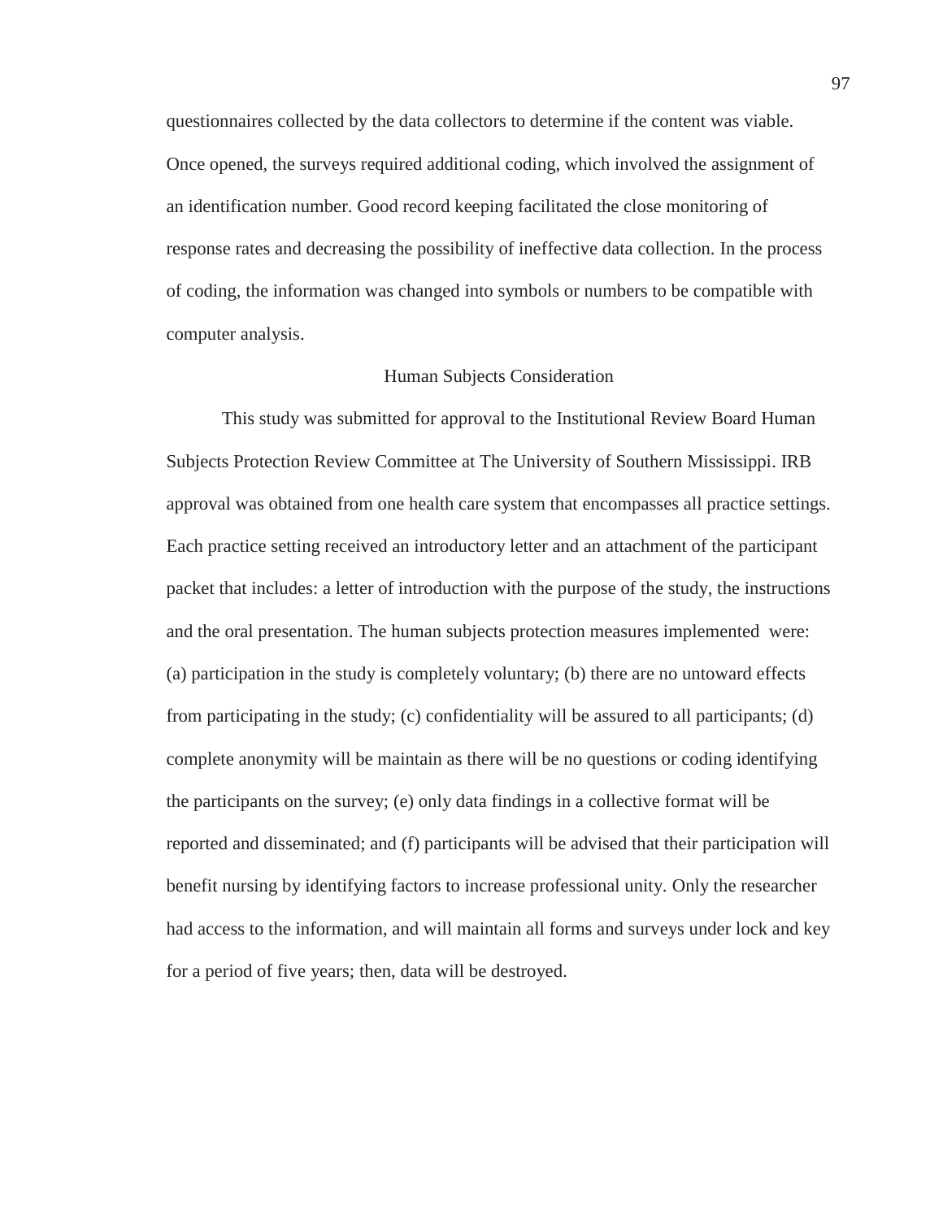questionnaires collected by the data collectors to determine if the content was viable. Once opened, the surveys required additional coding, which involved the assignment of an identification number. Good record keeping facilitated the close monitoring of response rates and decreasing the possibility of ineffective data collection. In the process of coding, the information was changed into symbols or numbers to be compatible with computer analysis.

## Human Subjects Consideration

This study was submitted for approval to the Institutional Review Board Human Subjects Protection Review Committee at The University of Southern Mississippi. IRB approval was obtained from one health care system that encompasses all practice settings. Each practice setting received an introductory letter and an attachment of the participant packet that includes: a letter of introduction with the purpose of the study, the instructions and the oral presentation. The human subjects protection measures implemented were: (a) participation in the study is completely voluntary; (b) there are no untoward effects from participating in the study; (c) confidentiality will be assured to all participants; (d) complete anonymity will be maintain as there will be no questions or coding identifying the participants on the survey; (e) only data findings in a collective format will be reported and disseminated; and (f) participants will be advised that their participation will benefit nursing by identifying factors to increase professional unity. Only the researcher had access to the information, and will maintain all forms and surveys under lock and key for a period of five years; then, data will be destroyed.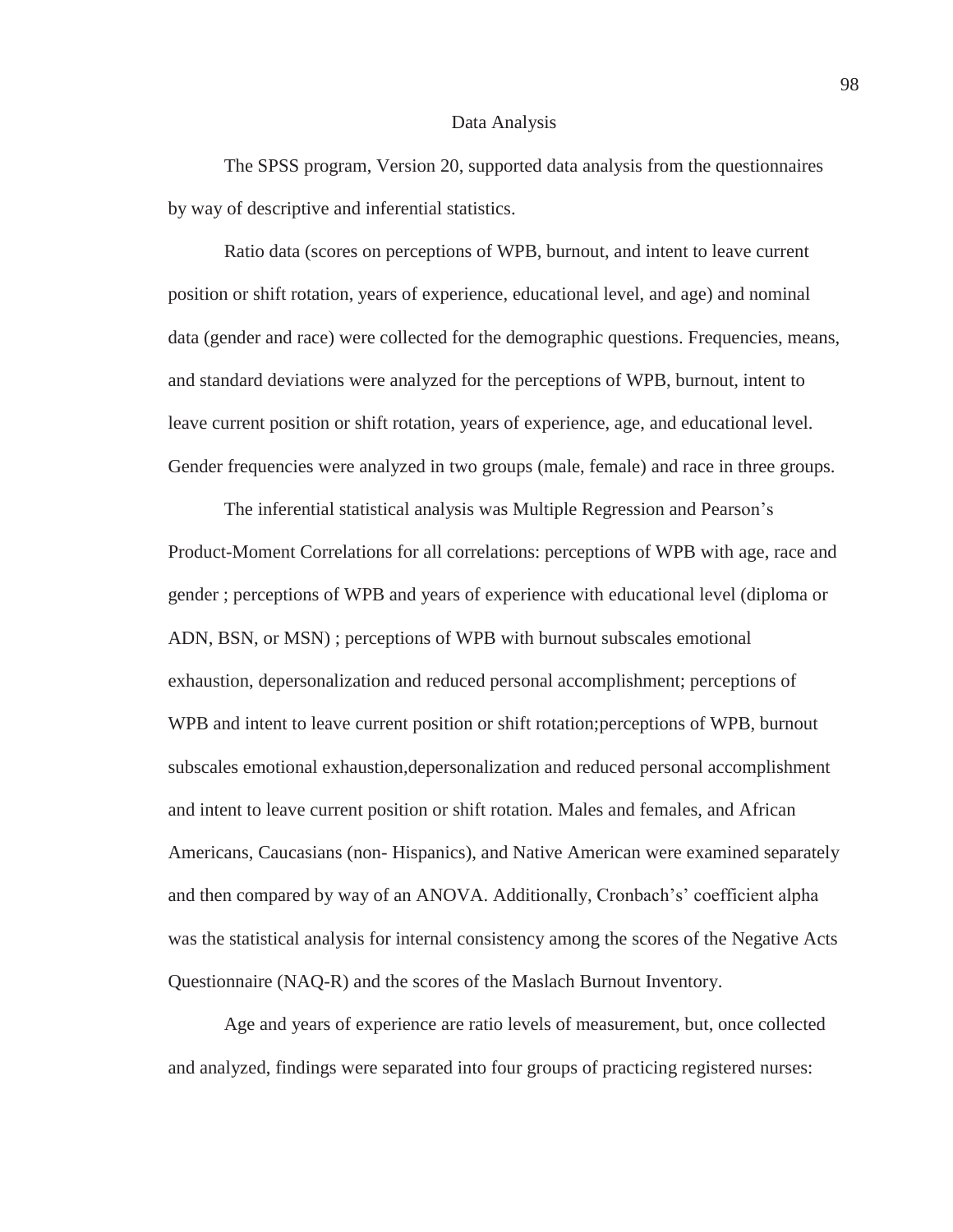## Data Analysis

The SPSS program, Version 20, supported data analysis from the questionnaires by way of descriptive and inferential statistics.

Ratio data (scores on perceptions of WPB, burnout, and intent to leave current position or shift rotation, years of experience, educational level, and age) and nominal data (gender and race) were collected for the demographic questions. Frequencies, means, and standard deviations were analyzed for the perceptions of WPB, burnout, intent to leave current position or shift rotation, years of experience, age, and educational level. Gender frequencies were analyzed in two groups (male, female) and race in three groups.

The inferential statistical analysis was Multiple Regression and Pearson's Product-Moment Correlations for all correlations: perceptions of WPB with age, race and gender ; perceptions of WPB and years of experience with educational level (diploma or ADN, BSN, or MSN) ; perceptions of WPB with burnout subscales emotional exhaustion, depersonalization and reduced personal accomplishment; perceptions of WPB and intent to leave current position or shift rotation;perceptions of WPB, burnout subscales emotional exhaustion,depersonalization and reduced personal accomplishment and intent to leave current position or shift rotation. Males and females, and African Americans, Caucasians (non- Hispanics), and Native American were examined separately and then compared by way of an ANOVA. Additionally, Cronbach's' coefficient alpha was the statistical analysis for internal consistency among the scores of the Negative Acts Questionnaire (NAQ-R) and the scores of the Maslach Burnout Inventory.

Age and years of experience are ratio levels of measurement, but, once collected and analyzed, findings were separated into four groups of practicing registered nurses: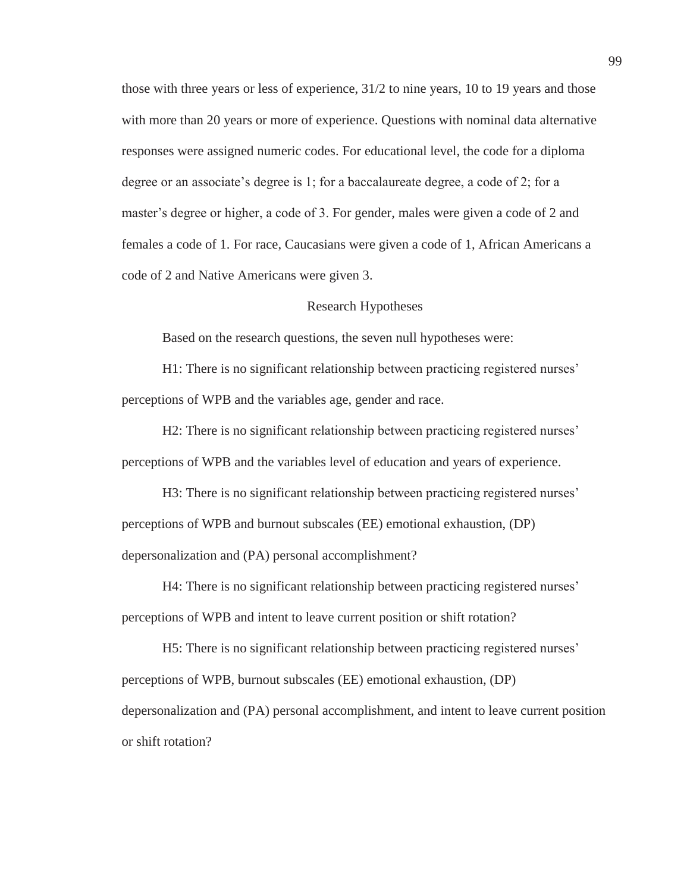those with three years or less of experience, 31/2 to nine years, 10 to 19 years and those with more than 20 years or more of experience. Questions with nominal data alternative responses were assigned numeric codes. For educational level, the code for a diploma degree or an associate's degree is 1; for a baccalaureate degree, a code of 2; for a master's degree or higher, a code of 3. For gender, males were given a code of 2 and females a code of 1. For race, Caucasians were given a code of 1, African Americans a code of 2 and Native Americans were given 3.

## Research Hypotheses

Based on the research questions, the seven null hypotheses were:

H1: There is no significant relationship between practicing registered nurses' perceptions of WPB and the variables age, gender and race.

H2: There is no significant relationship between practicing registered nurses' perceptions of WPB and the variables level of education and years of experience.

H3: There is no significant relationship between practicing registered nurses' perceptions of WPB and burnout subscales (EE) emotional exhaustion, (DP) depersonalization and (PA) personal accomplishment?

H4: There is no significant relationship between practicing registered nurses' perceptions of WPB and intent to leave current position or shift rotation?

H5: There is no significant relationship between practicing registered nurses' perceptions of WPB, burnout subscales (EE) emotional exhaustion, (DP) depersonalization and (PA) personal accomplishment, and intent to leave current position or shift rotation?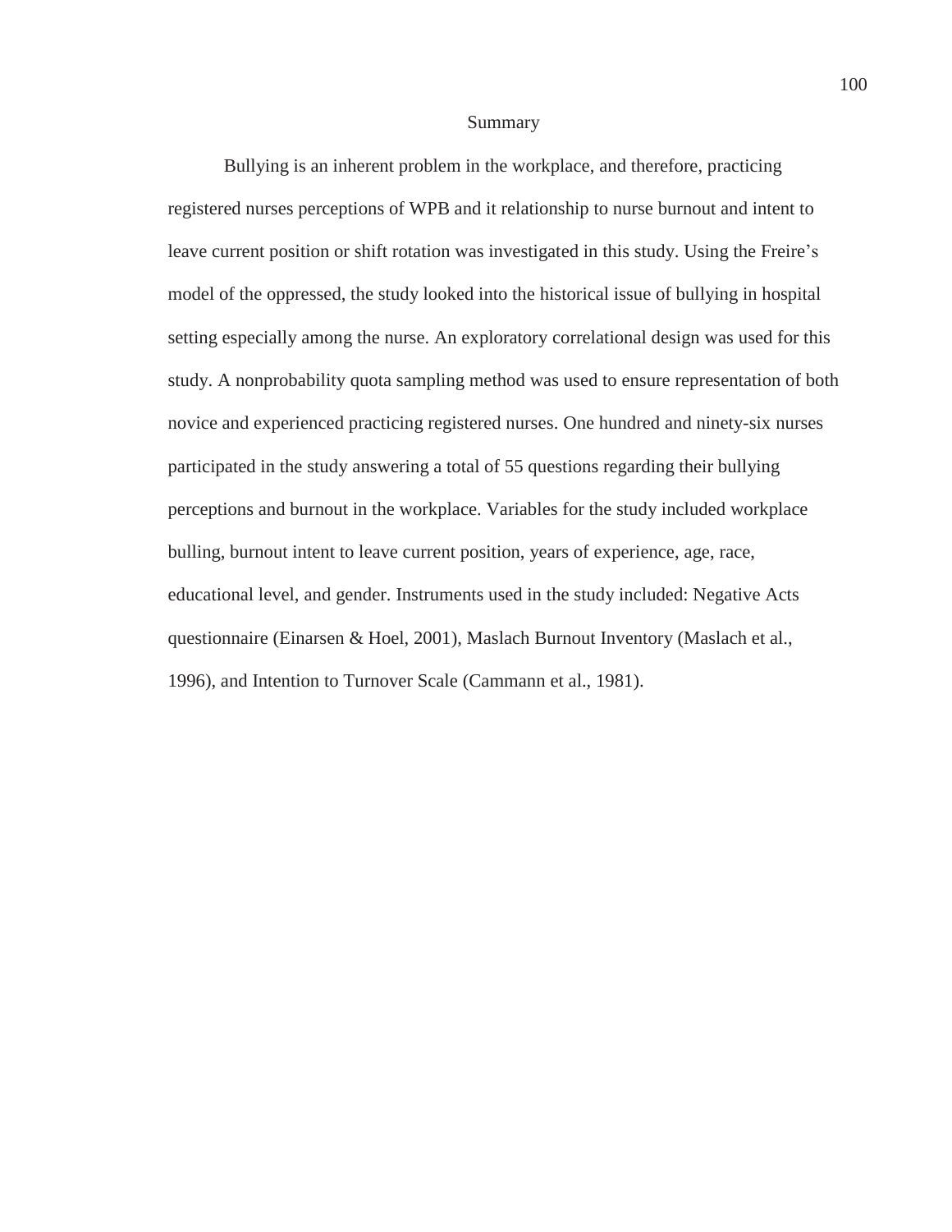## Summary

Bullying is an inherent problem in the workplace, and therefore, practicing registered nurses perceptions of WPB and it relationship to nurse burnout and intent to leave current position or shift rotation was investigated in this study. Using the Freire's model of the oppressed, the study looked into the historical issue of bullying in hospital setting especially among the nurse. An exploratory correlational design was used for this study. A nonprobability quota sampling method was used to ensure representation of both novice and experienced practicing registered nurses. One hundred and ninety-six nurses participated in the study answering a total of 55 questions regarding their bullying perceptions and burnout in the workplace. Variables for the study included workplace bulling, burnout intent to leave current position, years of experience, age, race, educational level, and gender. Instruments used in the study included: Negative Acts questionnaire (Einarsen & Hoel, 2001), Maslach Burnout Inventory (Maslach et al., 1996), and Intention to Turnover Scale (Cammann et al., 1981).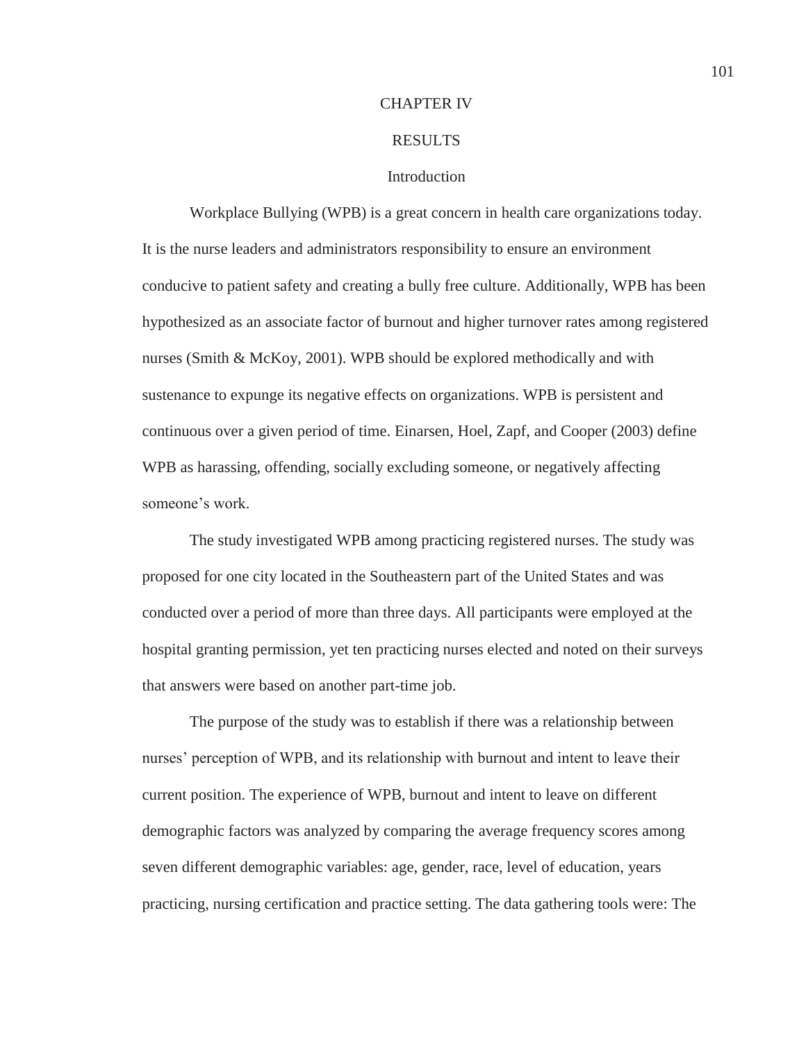# CHAPTER IV

# RESULTS

## Introduction

Workplace Bullying (WPB) is a great concern in health care organizations today. It is the nurse leaders and administrators responsibility to ensure an environment conducive to patient safety and creating a bully free culture. Additionally, WPB has been hypothesized as an associate factor of burnout and higher turnover rates among registered nurses (Smith & McKoy, 2001). WPB should be explored methodically and with sustenance to expunge its negative effects on organizations. WPB is persistent and continuous over a given period of time. Einarsen, Hoel, Zapf, and Cooper (2003) define WPB as harassing, offending, socially excluding someone, or negatively affecting someone's work.

The study investigated WPB among practicing registered nurses. The study was proposed for one city located in the Southeastern part of the United States and was conducted over a period of more than three days. All participants were employed at the hospital granting permission, yet ten practicing nurses elected and noted on their surveys that answers were based on another part-time job.

The purpose of the study was to establish if there was a relationship between nurses' perception of WPB, and its relationship with burnout and intent to leave their current position. The experience of WPB, burnout and intent to leave on different demographic factors was analyzed by comparing the average frequency scores among seven different demographic variables: age, gender, race, level of education, years practicing, nursing certification and practice setting. The data gathering tools were: The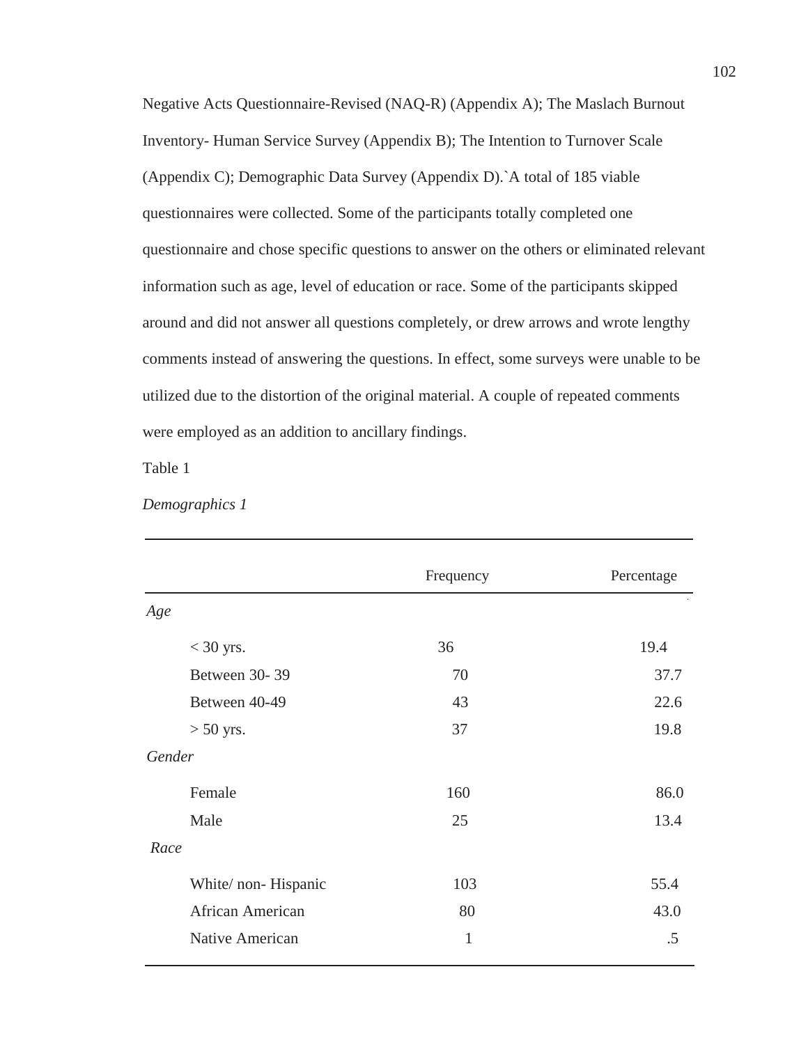Negative Acts Questionnaire-Revised (NAQ-R) (Appendix A); The Maslach Burnout Inventory- Human Service Survey (Appendix B); The Intention to Turnover Scale (Appendix C); Demographic Data Survey (Appendix D).`A total of 185 viable questionnaires were collected. Some of the participants totally completed one questionnaire and chose specific questions to answer on the others or eliminated relevant information such as age, level of education or race. Some of the participants skipped around and did not answer all questions completely, or drew arrows and wrote lengthy comments instead of answering the questions. In effect, some surveys were unable to be utilized due to the distortion of the original material. A couple of repeated comments were employed as an addition to ancillary findings.

Table 1

*Demographics 1*

| | Frequency | Percentage |
|---|---|---|
| *Age* | | |
| < 30 yrs. | 36 | 19.4 |
| Between 30- 39 | 70 | 37.7 |
| Between 40-49 | 43 | 22.6 |
| > 50 yrs. | 37 | 19.8 |
| *Gender* | | |
| Female | 160 | 86.0 |
| Male | 25 | 13.4 |
| *Race* | | |
| White/ non- Hispanic | 103 | 55.4 |
| African American | 80 | 43.0 |
| Native American | 1 | .5 |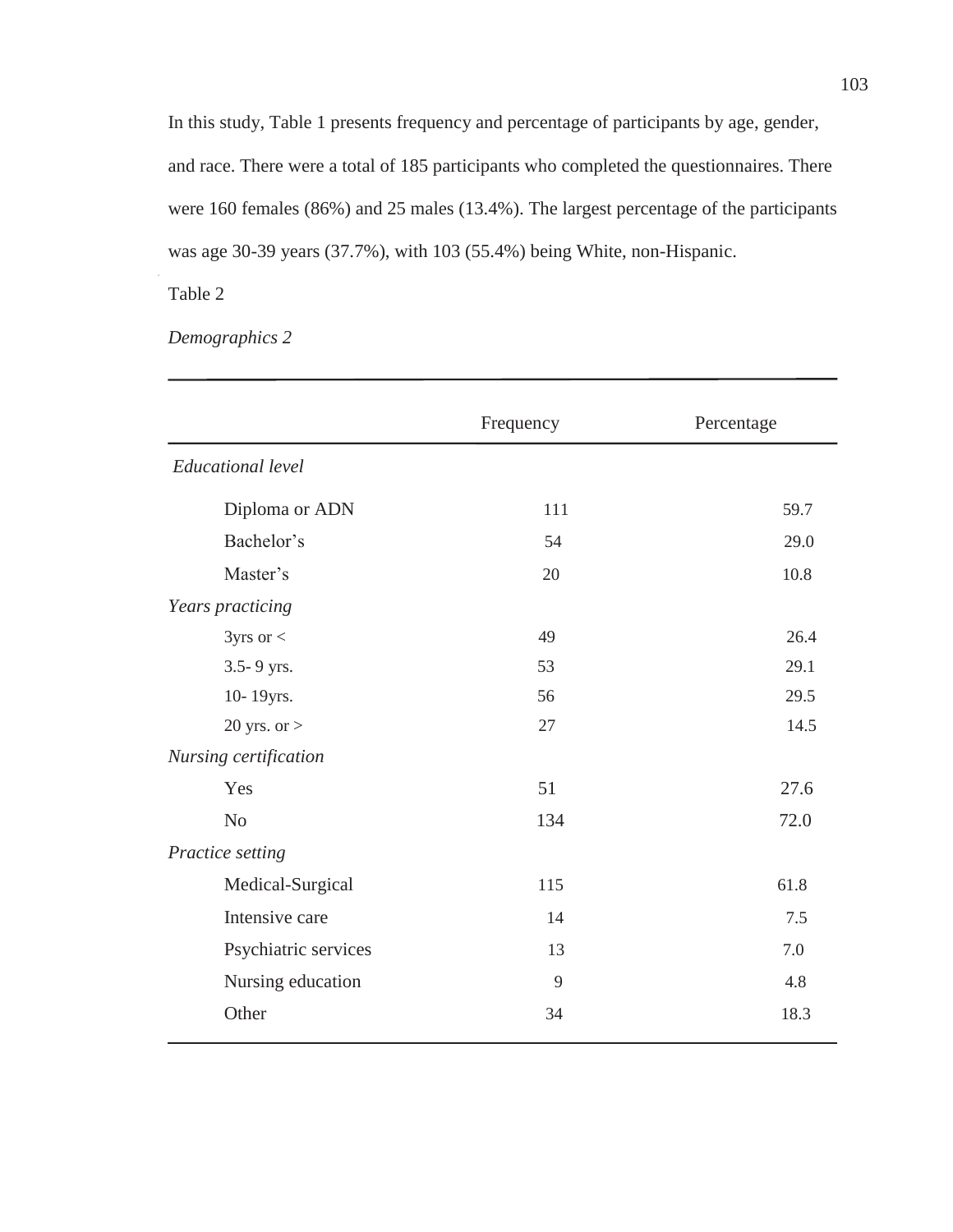In this study, Table 1 presents frequency and percentage of participants by age, gender, and race. There were a total of 185 participants who completed the questionnaires. There were 160 females (86%) and 25 males (13.4%). The largest percentage of the participants was age 30-39 years (37.7%), with 103 (55.4%) being White, non-Hispanic.

Table 2

*Demographics 2*

| | Frequency | Percentage |
|---|---|---|
| *Educational level* | | |
| Diploma or ADN | 111 | 59.7 |
| Bachelor's | 54 | 29.0 |
| Master's | 20 | 10.8 |
| *Years practicing* | | |
| 3yrs or < | 49 | 26.4 |
| 3.5- 9 yrs. | 53 | 29.1 |
| 10- 19yrs. | 56 | 29.5 |
| 20 yrs. or > | 27 | 14.5 |
| *Nursing certification* | | |
| Yes | 51 | 27.6 |
| No | 134 | 72.0 |
| *Practice setting* | | |
| Medical-Surgical | 115 | 61.8 |
| Intensive care | 14 | 7.5 |
| Psychiatric services | 13 | 7.0 |
| Nursing education | 9 | 4.8 |
| Other | 34 | 18.3 |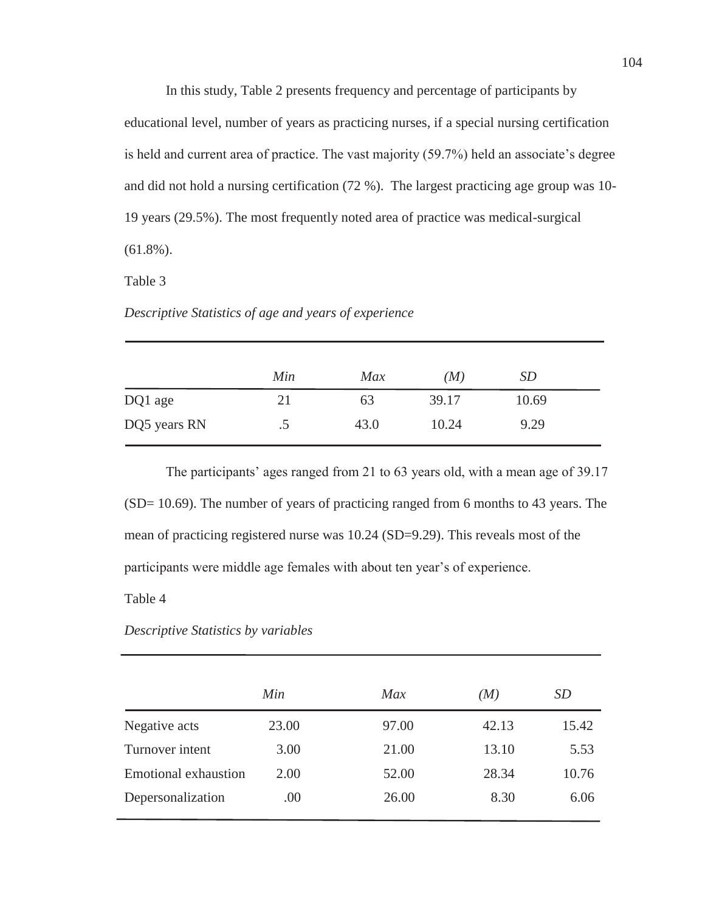In this study, Table 2 presents frequency and percentage of participants by educational level, number of years as practicing nurses, if a special nursing certification is held and current area of practice. The vast majority (59.7%) held an associate's degree and did not hold a nursing certification (72 %). The largest practicing age group was 10-19 years (29.5%). The most frequently noted area of practice was medical-surgical (61.8%).

Table 3

*Descriptive Statistics of age and years of experience*

| | *Min* | *Max* | *(M)* | *SD* |
|---|---|---|---|---|
| DQ1 age | 21 | 63 | 39.17 | 10.69 |
| DQ5 years RN | .5 | 43.0 | 10.24 | 9.29 |

The participants' ages ranged from 21 to 63 years old, with a mean age of 39.17 (SD= 10.69). The number of years of practicing ranged from 6 months to 43 years. The mean of practicing registered nurse was 10.24 (SD=9.29). This reveals most of the participants were middle age females with about ten year's of experience.

Table 4

*Descriptive Statistics by variables*

| | *Min* | *Max* | *(M)* | *SD* |
|---|---|---|---|---|
| Negative acts | 23.00 | 97.00 | 42.13 | 15.42 |
| Turnover intent | 3.00 | 21.00 | 13.10 | 5.53 |
| Emotional exhaustion | 2.00 | 52.00 | 28.34 | 10.76 |
| Depersonalization | .00 | 26.00 | 8.30 | 6.06 |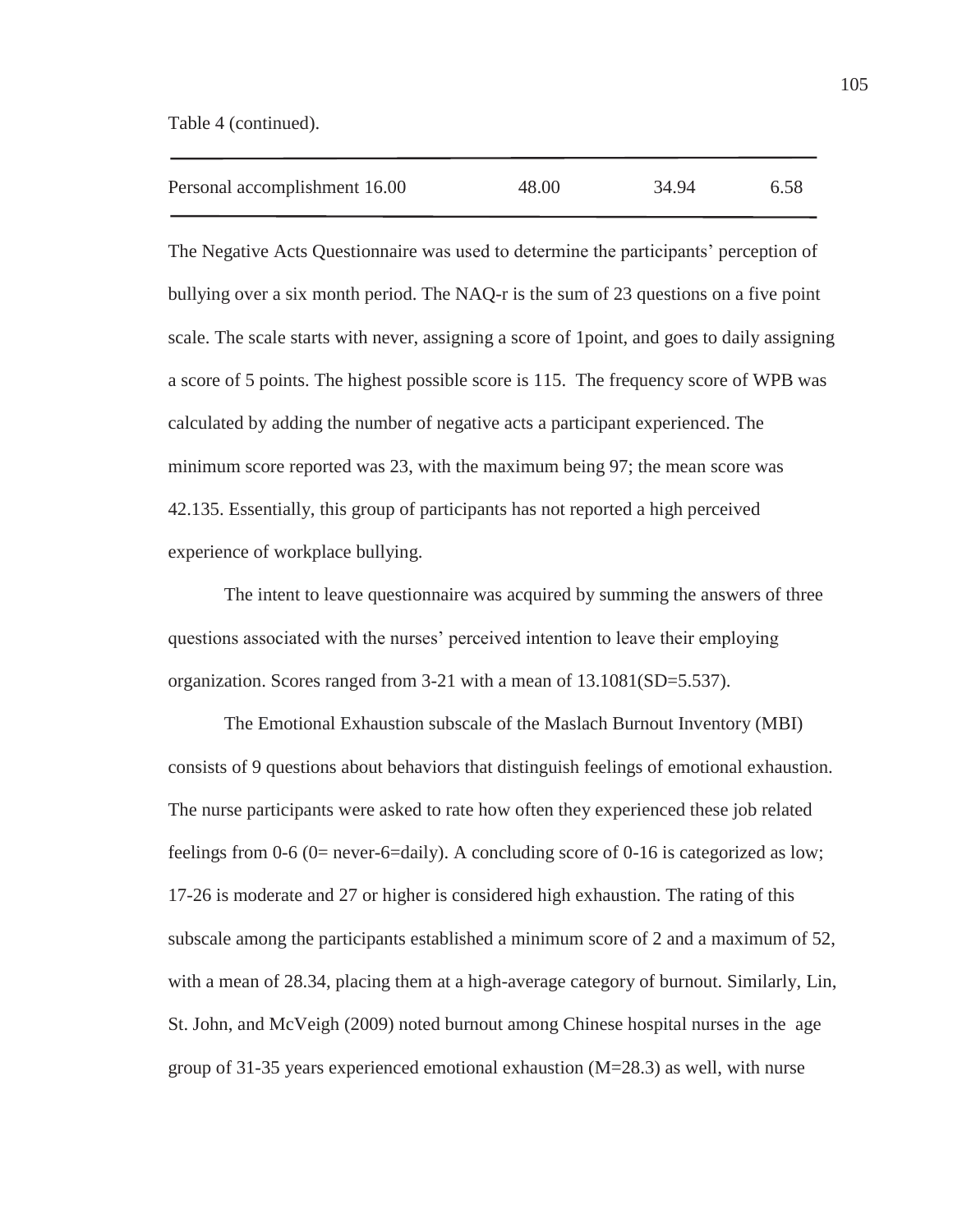Table 4 (continued).

| | | | |
|---|---|---|---|
| Personal accomplishment 16.00 | 48.00 | 34.94 | 6.58 |

The Negative Acts Questionnaire was used to determine the participants' perception of bullying over a six month period. The NAQ-r is the sum of 23 questions on a five point scale. The scale starts with never, assigning a score of 1point, and goes to daily assigning a score of 5 points. The highest possible score is 115. The frequency score of WPB was calculated by adding the number of negative acts a participant experienced. The minimum score reported was 23, with the maximum being 97; the mean score was 42.135. Essentially, this group of participants has not reported a high perceived experience of workplace bullying.

The intent to leave questionnaire was acquired by summing the answers of three questions associated with the nurses' perceived intention to leave their employing organization. Scores ranged from 3-21 with a mean of 13.1081(SD=5.537).

The Emotional Exhaustion subscale of the Maslach Burnout Inventory (MBI) consists of 9 questions about behaviors that distinguish feelings of emotional exhaustion. The nurse participants were asked to rate how often they experienced these job related feelings from 0-6 (0= never-6=daily). A concluding score of 0-16 is categorized as low; 17-26 is moderate and 27 or higher is considered high exhaustion. The rating of this subscale among the participants established a minimum score of 2 and a maximum of 52, with a mean of 28.34, placing them at a high-average category of burnout. Similarly, Lin, St. John, and McVeigh (2009) noted burnout among Chinese hospital nurses in the age group of 31-35 years experienced emotional exhaustion (M=28.3) as well, with nurse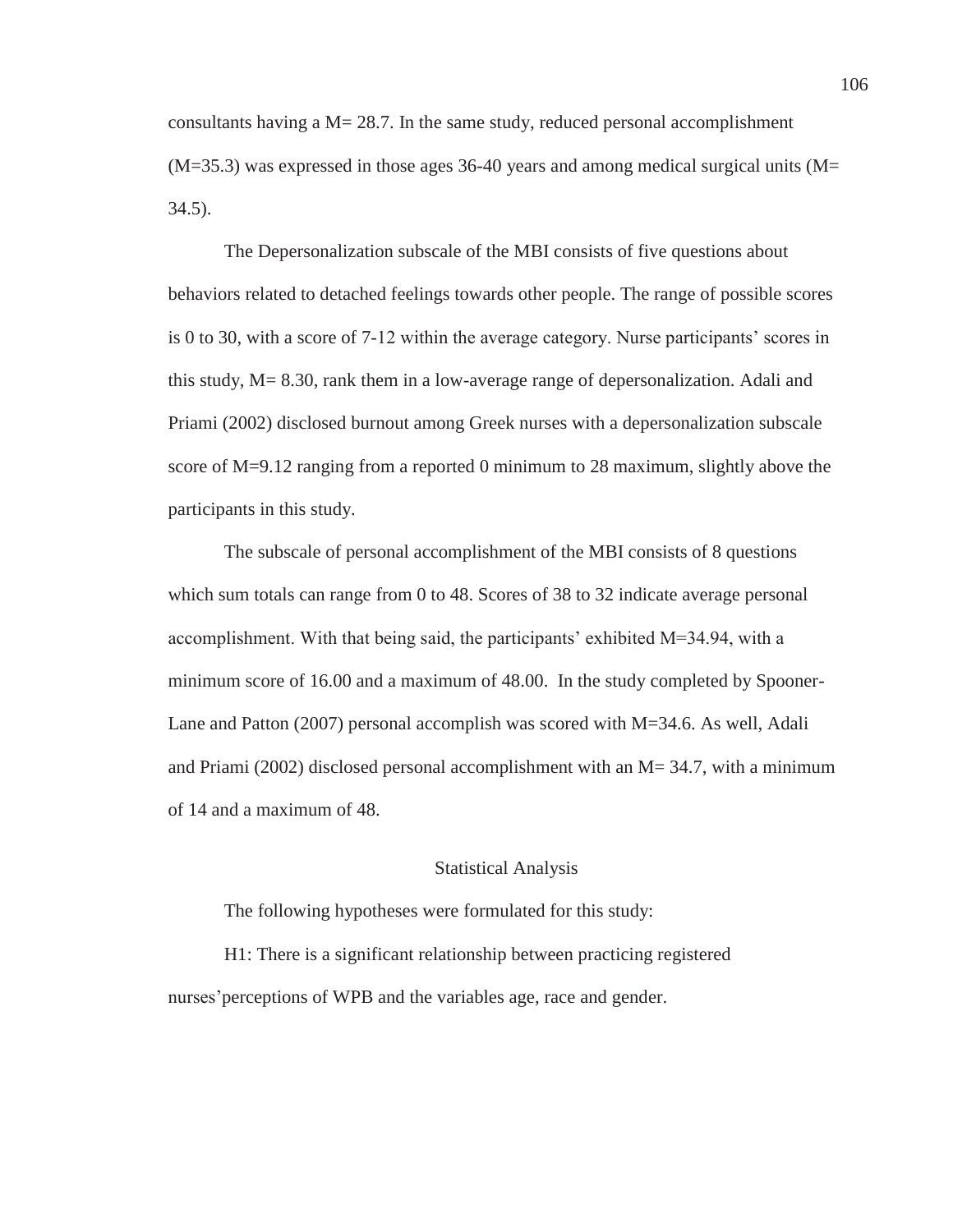consultants having a M= 28.7. In the same study, reduced personal accomplishment (M=35.3) was expressed in those ages 36-40 years and among medical surgical units (M= 34.5).

The Depersonalization subscale of the MBI consists of five questions about behaviors related to detached feelings towards other people. The range of possible scores is 0 to 30, with a score of 7-12 within the average category. Nurse participants' scores in this study, M= 8.30, rank them in a low-average range of depersonalization. Adali and Priami (2002) disclosed burnout among Greek nurses with a depersonalization subscale score of M=9.12 ranging from a reported 0 minimum to 28 maximum, slightly above the participants in this study.

The subscale of personal accomplishment of the MBI consists of 8 questions which sum totals can range from 0 to 48. Scores of 38 to 32 indicate average personal accomplishment. With that being said, the participants' exhibited M=34.94, with a minimum score of 16.00 and a maximum of 48.00. In the study completed by Spooner-Lane and Patton (2007) personal accomplish was scored with M=34.6. As well, Adali and Priami (2002) disclosed personal accomplishment with an M= 34.7, with a minimum of 14 and a maximum of 48.

## Statistical Analysis

The following hypotheses were formulated for this study:

H1: There is a significant relationship between practicing registered nurses'perceptions of WPB and the variables age, race and gender.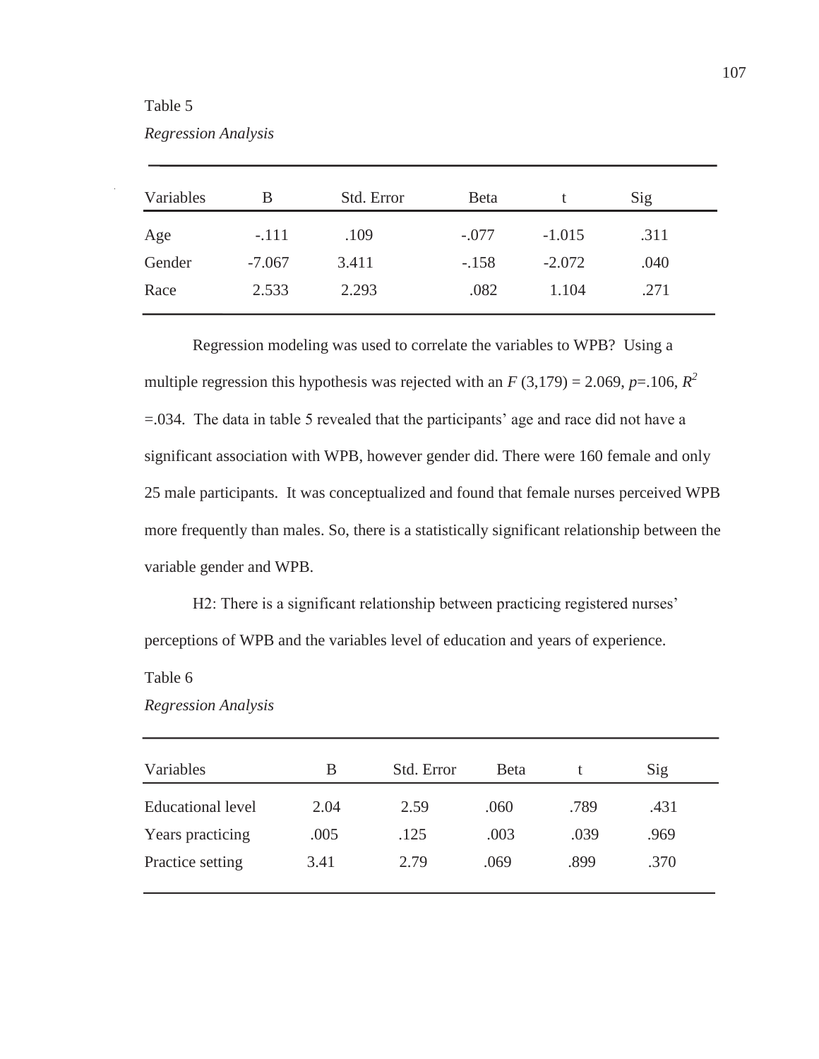Table 5

*Regression Analysis*

| Variables | B | Std. Error | Beta | t | Sig |
|---|---|---|---|---|---|
| Age | -.111 | .109 | -.077 | -1.015 | .311 |
| Gender | -7.067 | 3.411 | -.158 | -2.072 | .040 |
| Race | 2.533 | 2.293 | .082 | 1.104 | .271 |

Regression modeling was used to correlate the variables to WPB? Using a multiple regression this hypothesis was rejected with an $F$ (3,179) = 2.069, $p$=.106, $R^2$ =.034. The data in table 5 revealed that the participants' age and race did not have a significant association with WPB, however gender did. There were 160 female and only 25 male participants. It was conceptualized and found that female nurses perceived WPB more frequently than males. So, there is a statistically significant relationship between the variable gender and WPB.

H2: There is a significant relationship between practicing registered nurses' perceptions of WPB and the variables level of education and years of experience.

Table 6

*Regression Analysis*

| Variables | B | Std. Error | Beta | t | Sig |
|---|---|---|---|---|---|
| Educational level | 2.04 | 2.59 | .060 | .789 | .431 |
| Years practicing | .005 | .125 | .003 | .039 | .969 |
| Practice setting | 3.41 | 2.79 | .069 | .899 | .370 |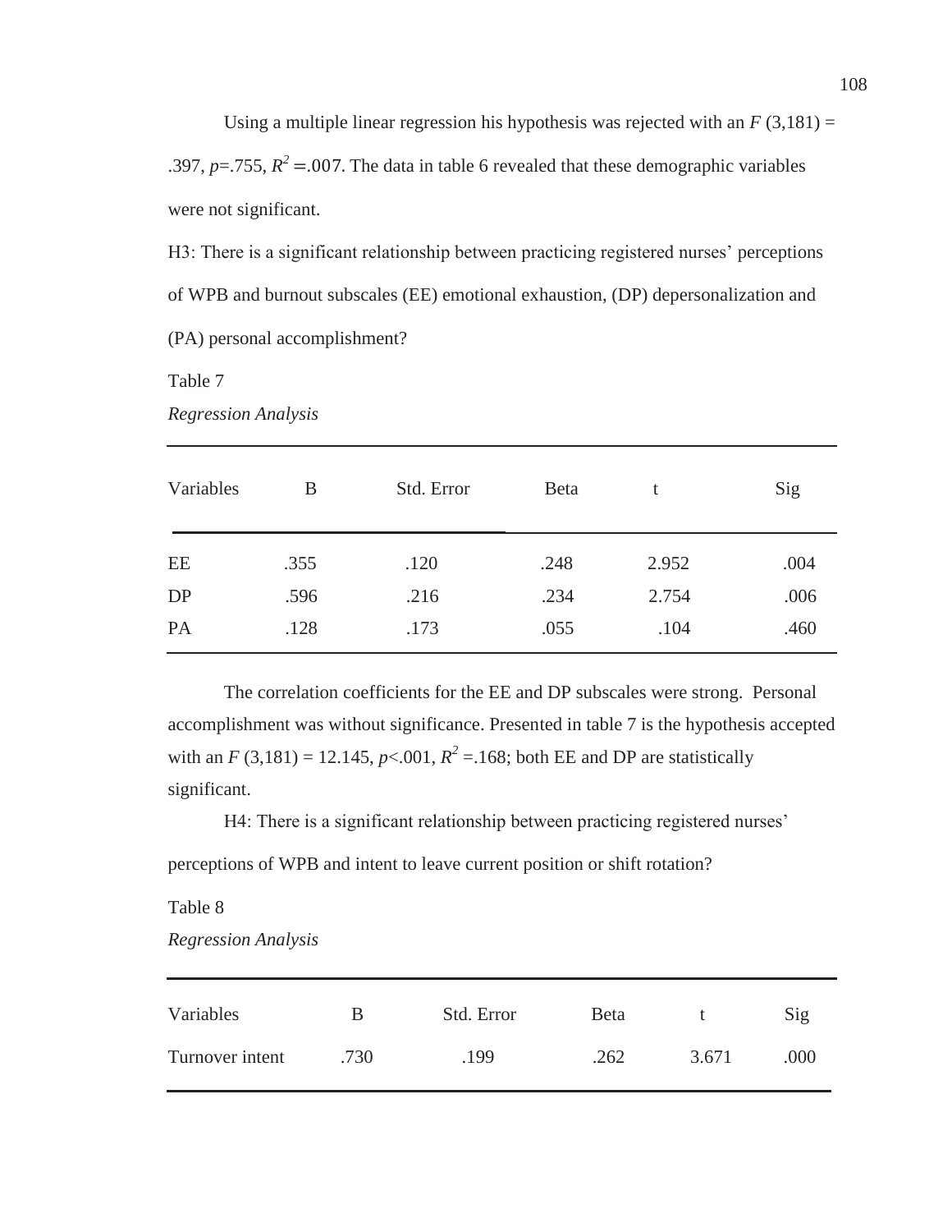Using a multiple linear regression his hypothesis was rejected with an $F$ (3,181) = .397, $p$=.755, $R^2$ =.007. The data in table 6 revealed that these demographic variables were not significant.

H3: There is a significant relationship between practicing registered nurses' perceptions of WPB and burnout subscales (EE) emotional exhaustion, (DP) depersonalization and (PA) personal accomplishment?

Table 7

*Regression Analysis*

| Variables | B | Std. Error | Beta | t | Sig |
|---|---|---|---|---|---|
| EE | .355 | .120 | .248 | 2.952 | .004 |
| DP | .596 | .216 | .234 | 2.754 | .006 |
| PA | .128 | .173 | .055 | .104 | .460 |

The correlation coefficients for the EE and DP subscales were strong. Personal accomplishment was without significance. Presented in table 7 is the hypothesis accepted with an $F$ (3,181) = 12.145, $p$<.001, $R^2$ =.168; both EE and DP are statistically significant.

H4: There is a significant relationship between practicing registered nurses' perceptions of WPB and intent to leave current position or shift rotation?

Table 8

*Regression Analysis*

| Variables | B | Std. Error | Beta | t | Sig |
|---|---|---|---|---|---|
| Turnover intent | .730 | .199 | .262 | 3.671 | .000 |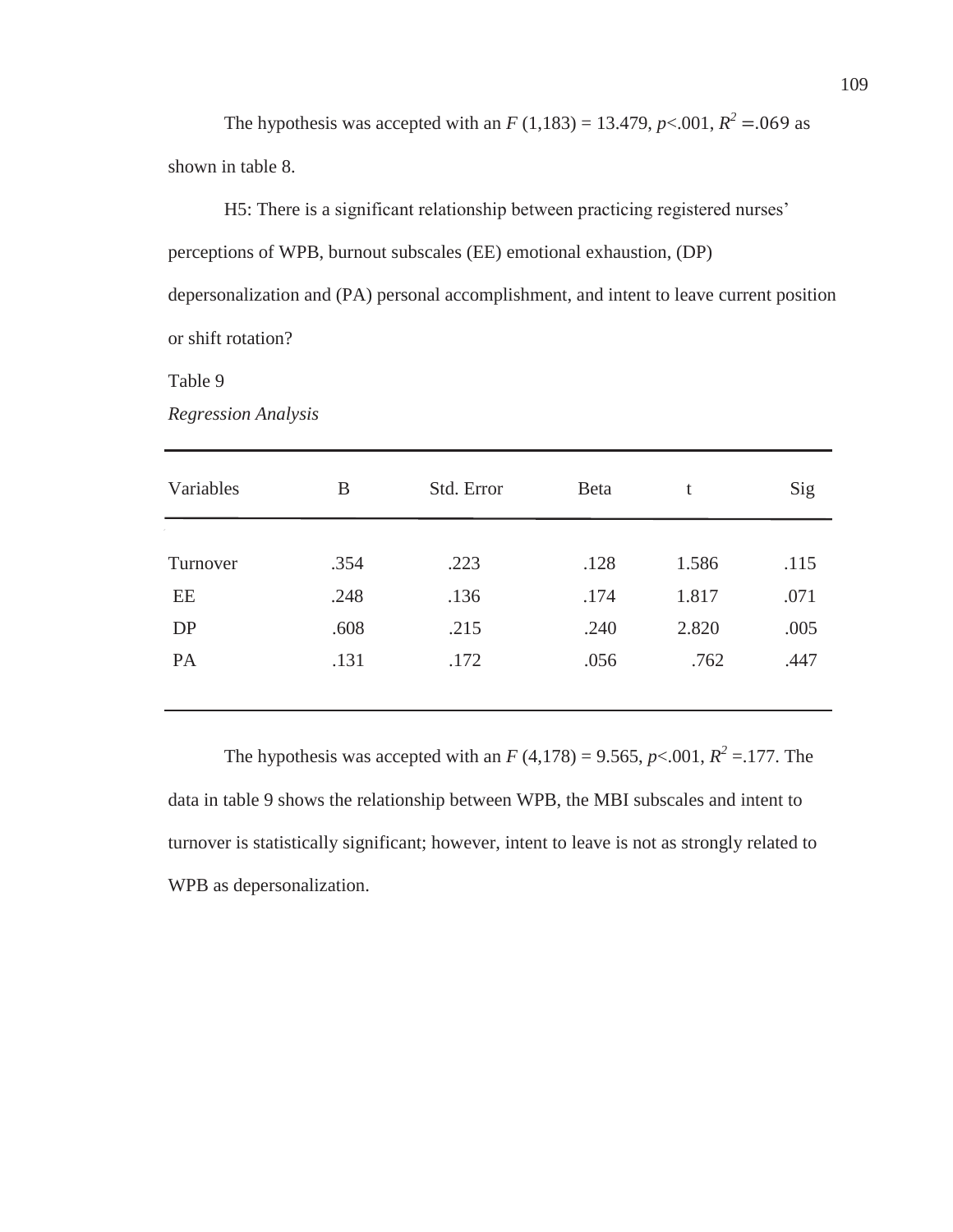The hypothesis was accepted with an $F$ (1,183) = 13.479, $p$<.001, $R^2$ =.069 as shown in table 8.

H5: There is a significant relationship between practicing registered nurses' perceptions of WPB, burnout subscales (EE) emotional exhaustion, (DP) depersonalization and (PA) personal accomplishment, and intent to leave current position or shift rotation?

Table 9

*Regression Analysis*

| Variables | B | Std. Error | Beta | t | Sig |
|---|---|---|---|---|---|
| Turnover | .354 | .223 | .128 | 1.586 | .115 |
| EE | .248 | .136 | .174 | 1.817 | .071 |
| DP | .608 | .215 | .240 | 2.820 | .005 |
| PA | .131 | .172 | .056 | .762 | .447 |

The hypothesis was accepted with an $F$ (4,178) = 9.565, $p$<.001, $R^2$ =.177. The data in table 9 shows the relationship between WPB, the MBI subscales and intent to turnover is statistically significant; however, intent to leave is not as strongly related to WPB as depersonalization.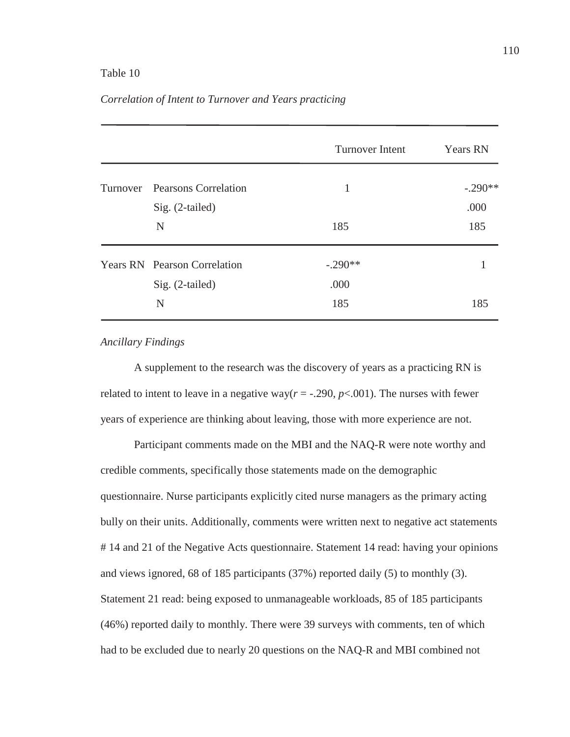Table 10

*Correlation of Intent to Turnover and Years practicing*

| | | Turnover Intent | Years RN |
|---|---|---|---|
| Turnover | Pearsons Correlation | 1 | -.290** |
| | Sig. (2-tailed) | | .000 |
| | N | 185 | 185 |
| Years RN | Pearson Correlation | -.290** | 1 |
| | Sig. (2-tailed) | .000 | |
| | N | 185 | 185 |

*Ancillary Findings*

A supplement to the research was the discovery of years as a practicing RN is related to intent to leave in a negative way($r$ = -.290, $p$<.001). The nurses with fewer years of experience are thinking about leaving, those with more experience are not.

Participant comments made on the MBI and the NAQ-R were note worthy and credible comments, specifically those statements made on the demographic questionnaire. Nurse participants explicitly cited nurse managers as the primary acting bully on their units. Additionally, comments were written next to negative act statements # 14 and 21 of the Negative Acts questionnaire. Statement 14 read: having your opinions and views ignored, 68 of 185 participants (37%) reported daily (5) to monthly (3). Statement 21 read: being exposed to unmanageable workloads, 85 of 185 participants (46%) reported daily to monthly. There were 39 surveys with comments, ten of which had to be excluded due to nearly 20 questions on the NAQ-R and MBI combined not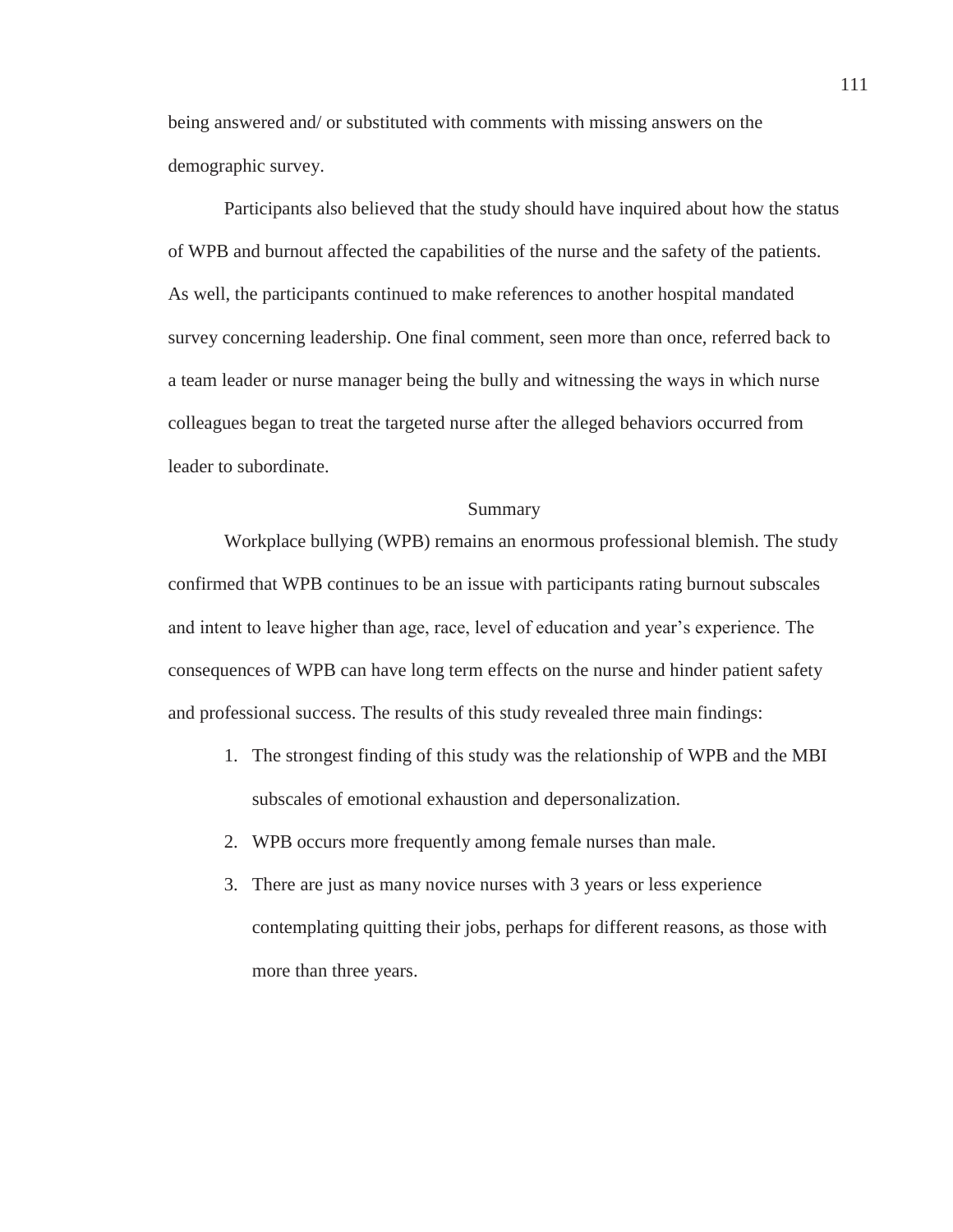being answered and/ or substituted with comments with missing answers on the demographic survey.

Participants also believed that the study should have inquired about how the status of WPB and burnout affected the capabilities of the nurse and the safety of the patients. As well, the participants continued to make references to another hospital mandated survey concerning leadership. One final comment, seen more than once, referred back to a team leader or nurse manager being the bully and witnessing the ways in which nurse colleagues began to treat the targeted nurse after the alleged behaviors occurred from leader to subordinate.

## Summary

Workplace bullying (WPB) remains an enormous professional blemish. The study confirmed that WPB continues to be an issue with participants rating burnout subscales and intent to leave higher than age, race, level of education and year's experience. The consequences of WPB can have long term effects on the nurse and hinder patient safety and professional success. The results of this study revealed three main findings:

1. The strongest finding of this study was the relationship of WPB and the MBI subscales of emotional exhaustion and depersonalization.
2. WPB occurs more frequently among female nurses than male.
3. There are just as many novice nurses with 3 years or less experience contemplating quitting their jobs, perhaps for different reasons, as those with more than three years.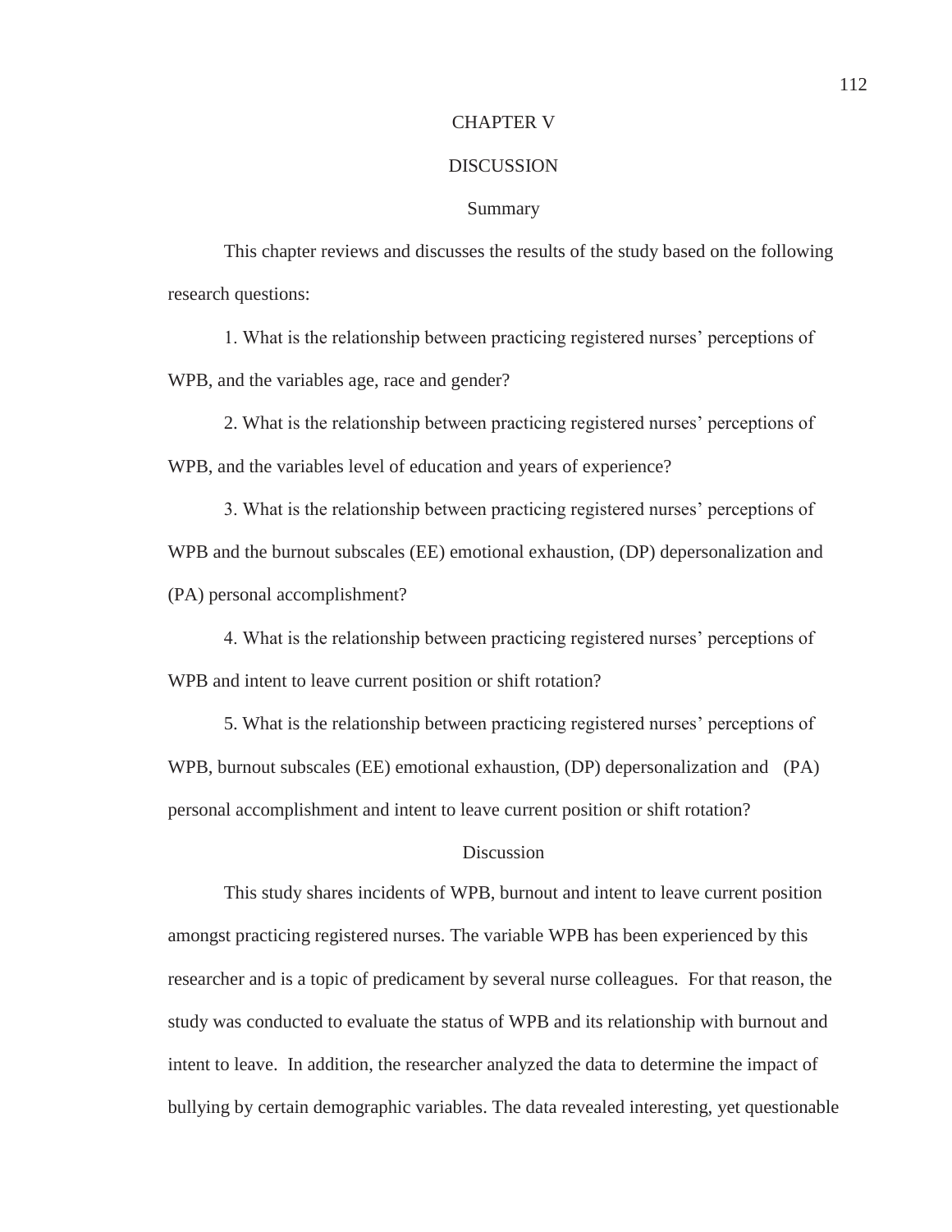# CHAPTER V

# DISCUSSION

## Summary

This chapter reviews and discusses the results of the study based on the following research questions:

1. What is the relationship between practicing registered nurses' perceptions of WPB, and the variables age, race and gender?

2. What is the relationship between practicing registered nurses' perceptions of WPB, and the variables level of education and years of experience?

3. What is the relationship between practicing registered nurses' perceptions of WPB and the burnout subscales (EE) emotional exhaustion, (DP) depersonalization and (PA) personal accomplishment?

4. What is the relationship between practicing registered nurses' perceptions of WPB and intent to leave current position or shift rotation?

5. What is the relationship between practicing registered nurses' perceptions of WPB, burnout subscales (EE) emotional exhaustion, (DP) depersonalization and (PA) personal accomplishment and intent to leave current position or shift rotation?

## Discussion

This study shares incidents of WPB, burnout and intent to leave current position amongst practicing registered nurses. The variable WPB has been experienced by this researcher and is a topic of predicament by several nurse colleagues. For that reason, the study was conducted to evaluate the status of WPB and its relationship with burnout and intent to leave. In addition, the researcher analyzed the data to determine the impact of bullying by certain demographic variables. The data revealed interesting, yet questionable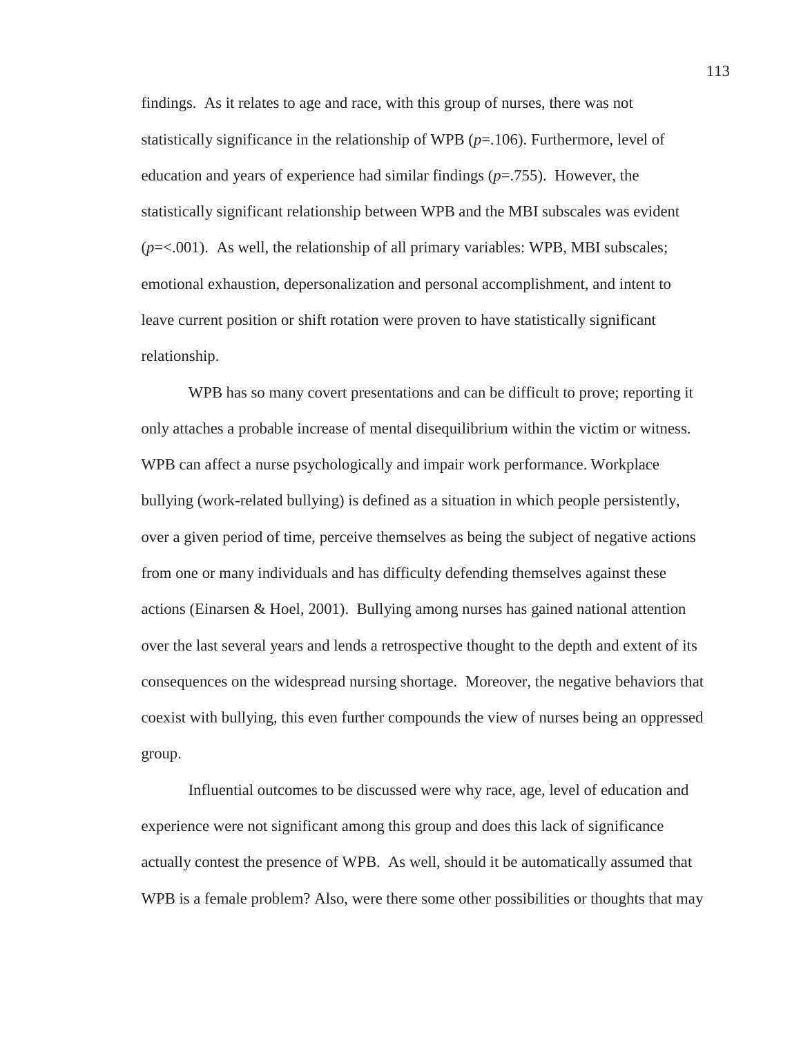findings. As it relates to age and race, with this group of nurses, there was not statistically significance in the relationship of WPB (*p*=.106). Furthermore, level of education and years of experience had similar findings (*p*=.755). However, the statistically significant relationship between WPB and the MBI subscales was evident (*p*=<.001). As well, the relationship of all primary variables: WPB, MBI subscales; emotional exhaustion, depersonalization and personal accomplishment, and intent to leave current position or shift rotation were proven to have statistically significant relationship.

WPB has so many covert presentations and can be difficult to prove; reporting it only attaches a probable increase of mental disequilibrium within the victim or witness. WPB can affect a nurse psychologically and impair work performance. Workplace bullying (work-related bullying) is defined as a situation in which people persistently, over a given period of time, perceive themselves as being the subject of negative actions from one or many individuals and has difficulty defending themselves against these actions (Einarsen & Hoel, 2001). Bullying among nurses has gained national attention over the last several years and lends a retrospective thought to the depth and extent of its consequences on the widespread nursing shortage. Moreover, the negative behaviors that coexist with bullying, this even further compounds the view of nurses being an oppressed group.

Influential outcomes to be discussed were why race, age, level of education and experience were not significant among this group and does this lack of significance actually contest the presence of WPB. As well, should it be automatically assumed that WPB is a female problem? Also, were there some other possibilities or thoughts that may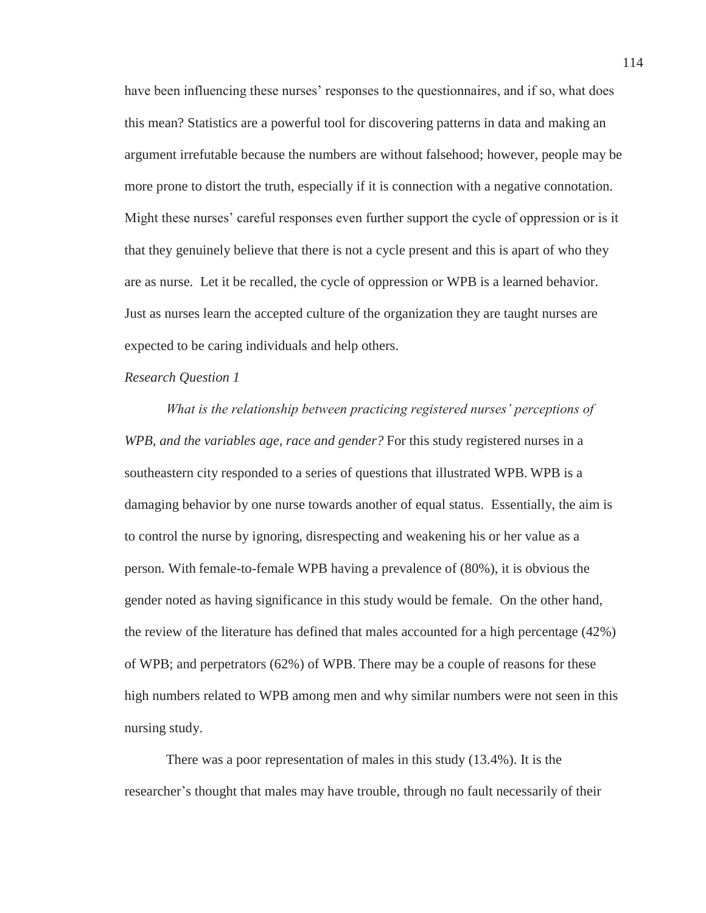have been influencing these nurses' responses to the questionnaires, and if so, what does this mean? Statistics are a powerful tool for discovering patterns in data and making an argument irrefutable because the numbers are without falsehood; however, people may be more prone to distort the truth, especially if it is connection with a negative connotation. Might these nurses' careful responses even further support the cycle of oppression or is it that they genuinely believe that there is not a cycle present and this is apart of who they are as nurse. Let it be recalled, the cycle of oppression or WPB is a learned behavior. Just as nurses learn the accepted culture of the organization they are taught nurses are expected to be caring individuals and help others.

*Research Question 1*

*What is the relationship between practicing registered nurses' perceptions of WPB, and the variables age, race and gender?* For this study registered nurses in a southeastern city responded to a series of questions that illustrated WPB. WPB is a damaging behavior by one nurse towards another of equal status. Essentially, the aim is to control the nurse by ignoring, disrespecting and weakening his or her value as a person. With female-to-female WPB having a prevalence of (80%), it is obvious the gender noted as having significance in this study would be female. On the other hand, the review of the literature has defined that males accounted for a high percentage (42%) of WPB; and perpetrators (62%) of WPB. There may be a couple of reasons for these high numbers related to WPB among men and why similar numbers were not seen in this nursing study.

There was a poor representation of males in this study (13.4%). It is the researcher's thought that males may have trouble, through no fault necessarily of their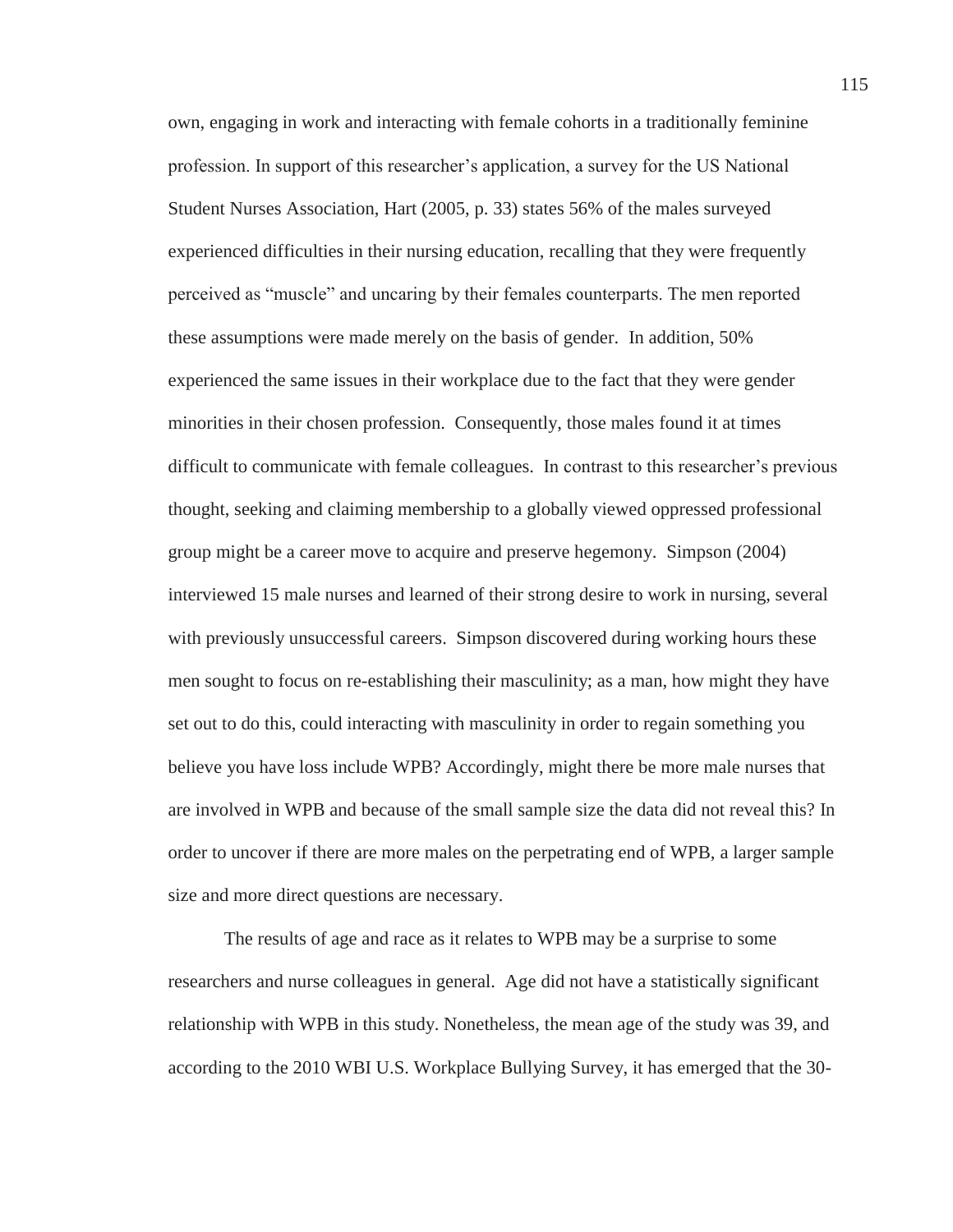own, engaging in work and interacting with female cohorts in a traditionally feminine profession. In support of this researcher's application, a survey for the US National Student Nurses Association, Hart (2005, p. 33) states 56% of the males surveyed experienced difficulties in their nursing education, recalling that they were frequently perceived as "muscle" and uncaring by their females counterparts. The men reported these assumptions were made merely on the basis of gender. In addition, 50% experienced the same issues in their workplace due to the fact that they were gender minorities in their chosen profession. Consequently, those males found it at times difficult to communicate with female colleagues. In contrast to this researcher's previous thought, seeking and claiming membership to a globally viewed oppressed professional group might be a career move to acquire and preserve hegemony. Simpson (2004) interviewed 15 male nurses and learned of their strong desire to work in nursing, several with previously unsuccessful careers. Simpson discovered during working hours these men sought to focus on re-establishing their masculinity; as a man, how might they have set out to do this, could interacting with masculinity in order to regain something you believe you have loss include WPB? Accordingly, might there be more male nurses that are involved in WPB and because of the small sample size the data did not reveal this? In order to uncover if there are more males on the perpetrating end of WPB, a larger sample size and more direct questions are necessary.

The results of age and race as it relates to WPB may be a surprise to some researchers and nurse colleagues in general. Age did not have a statistically significant relationship with WPB in this study. Nonetheless, the mean age of the study was 39, and according to the 2010 WBI U.S. Workplace Bullying Survey, it has emerged that the 30-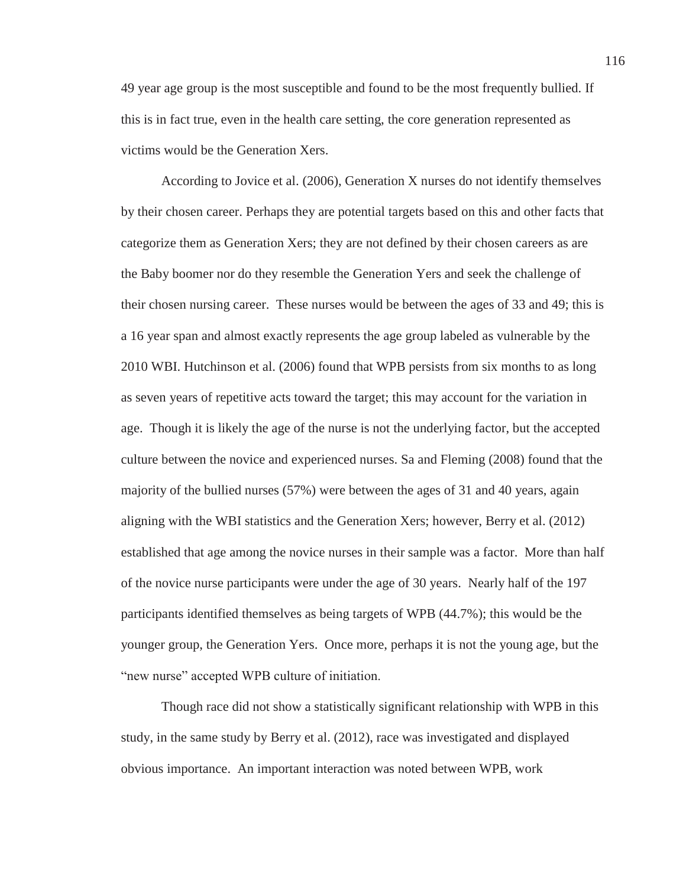49 year age group is the most susceptible and found to be the most frequently bullied. If this is in fact true, even in the health care setting, the core generation represented as victims would be the Generation Xers.

According to Jovice et al. (2006), Generation X nurses do not identify themselves by their chosen career. Perhaps they are potential targets based on this and other facts that categorize them as Generation Xers; they are not defined by their chosen careers as are the Baby boomer nor do they resemble the Generation Yers and seek the challenge of their chosen nursing career. These nurses would be between the ages of 33 and 49; this is a 16 year span and almost exactly represents the age group labeled as vulnerable by the 2010 WBI. Hutchinson et al. (2006) found that WPB persists from six months to as long as seven years of repetitive acts toward the target; this may account for the variation in age. Though it is likely the age of the nurse is not the underlying factor, but the accepted culture between the novice and experienced nurses. Sa and Fleming (2008) found that the majority of the bullied nurses (57%) were between the ages of 31 and 40 years, again aligning with the WBI statistics and the Generation Xers; however, Berry et al. (2012) established that age among the novice nurses in their sample was a factor. More than half of the novice nurse participants were under the age of 30 years. Nearly half of the 197 participants identified themselves as being targets of WPB (44.7%); this would be the younger group, the Generation Yers. Once more, perhaps it is not the young age, but the "new nurse" accepted WPB culture of initiation.

Though race did not show a statistically significant relationship with WPB in this study, in the same study by Berry et al. (2012), race was investigated and displayed obvious importance. An important interaction was noted between WPB, work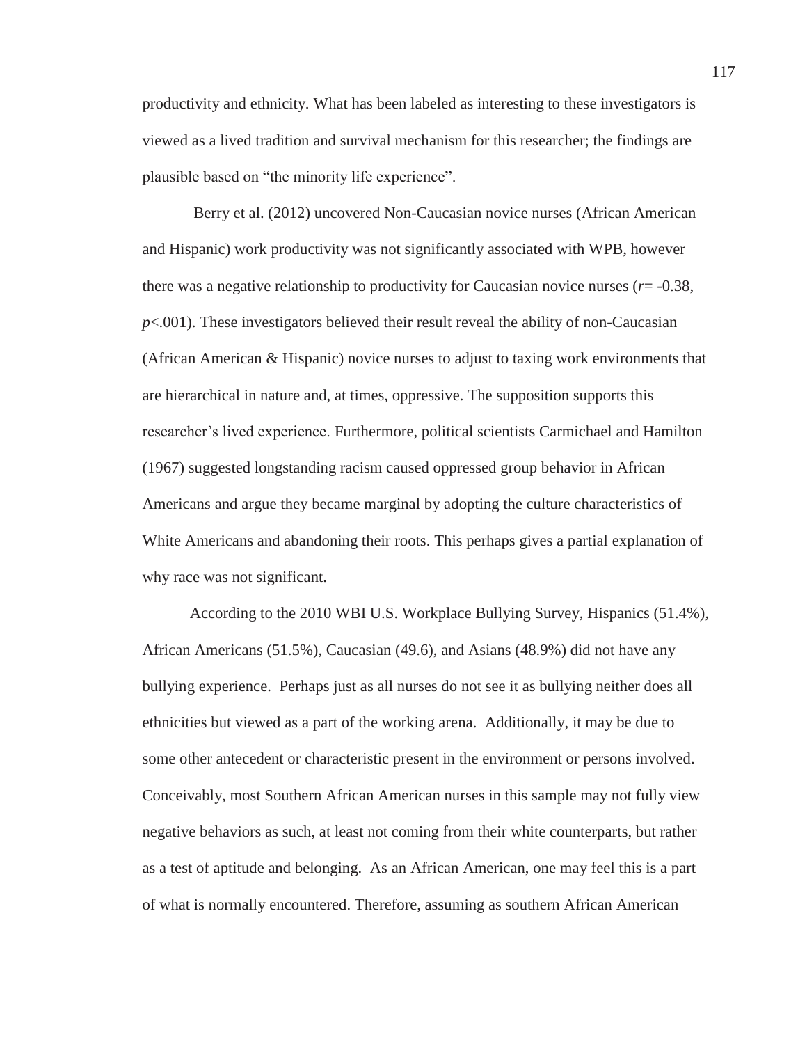productivity and ethnicity. What has been labeled as interesting to these investigators is viewed as a lived tradition and survival mechanism for this researcher; the findings are plausible based on "the minority life experience".

Berry et al. (2012) uncovered Non-Caucasian novice nurses (African American and Hispanic) work productivity was not significantly associated with WPB, however there was a negative relationship to productivity for Caucasian novice nurses ($r$= -0.38, $p$<.001). These investigators believed their result reveal the ability of non-Caucasian (African American & Hispanic) novice nurses to adjust to taxing work environments that are hierarchical in nature and, at times, oppressive. The supposition supports this researcher's lived experience. Furthermore, political scientists Carmichael and Hamilton (1967) suggested longstanding racism caused oppressed group behavior in African Americans and argue they became marginal by adopting the culture characteristics of White Americans and abandoning their roots. This perhaps gives a partial explanation of why race was not significant.

According to the 2010 WBI U.S. Workplace Bullying Survey, Hispanics (51.4%), African Americans (51.5%), Caucasian (49.6), and Asians (48.9%) did not have any bullying experience. Perhaps just as all nurses do not see it as bullying neither does all ethnicities but viewed as a part of the working arena. Additionally, it may be due to some other antecedent or characteristic present in the environment or persons involved. Conceivably, most Southern African American nurses in this sample may not fully view negative behaviors as such, at least not coming from their white counterparts, but rather as a test of aptitude and belonging. As an African American, one may feel this is a part of what is normally encountered. Therefore, assuming as southern African American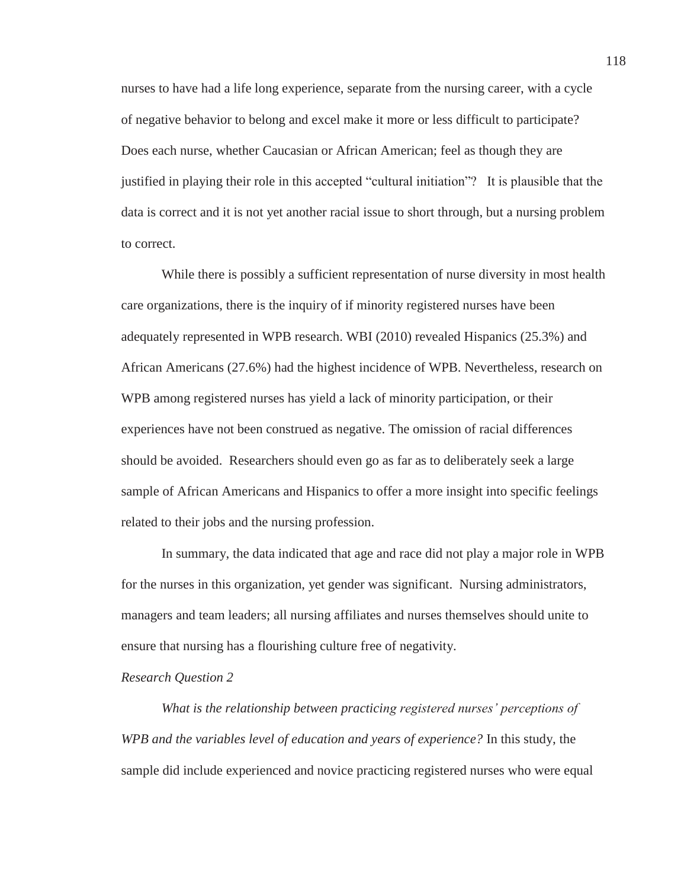nurses to have had a life long experience, separate from the nursing career, with a cycle of negative behavior to belong and excel make it more or less difficult to participate? Does each nurse, whether Caucasian or African American; feel as though they are justified in playing their role in this accepted "cultural initiation"? It is plausible that the data is correct and it is not yet another racial issue to short through, but a nursing problem to correct.

While there is possibly a sufficient representation of nurse diversity in most health care organizations, there is the inquiry of if minority registered nurses have been adequately represented in WPB research. WBI (2010) revealed Hispanics (25.3%) and African Americans (27.6%) had the highest incidence of WPB. Nevertheless, research on WPB among registered nurses has yield a lack of minority participation, or their experiences have not been construed as negative. The omission of racial differences should be avoided. Researchers should even go as far as to deliberately seek a large sample of African Americans and Hispanics to offer a more insight into specific feelings related to their jobs and the nursing profession.

In summary, the data indicated that age and race did not play a major role in WPB for the nurses in this organization, yet gender was significant. Nursing administrators, managers and team leaders; all nursing affiliates and nurses themselves should unite to ensure that nursing has a flourishing culture free of negativity.

*Research Question 2*

*What is the relationship between practicing registered nurses' perceptions of WPB and the variables level of education and years of experience?* In this study, the sample did include experienced and novice practicing registered nurses who were equal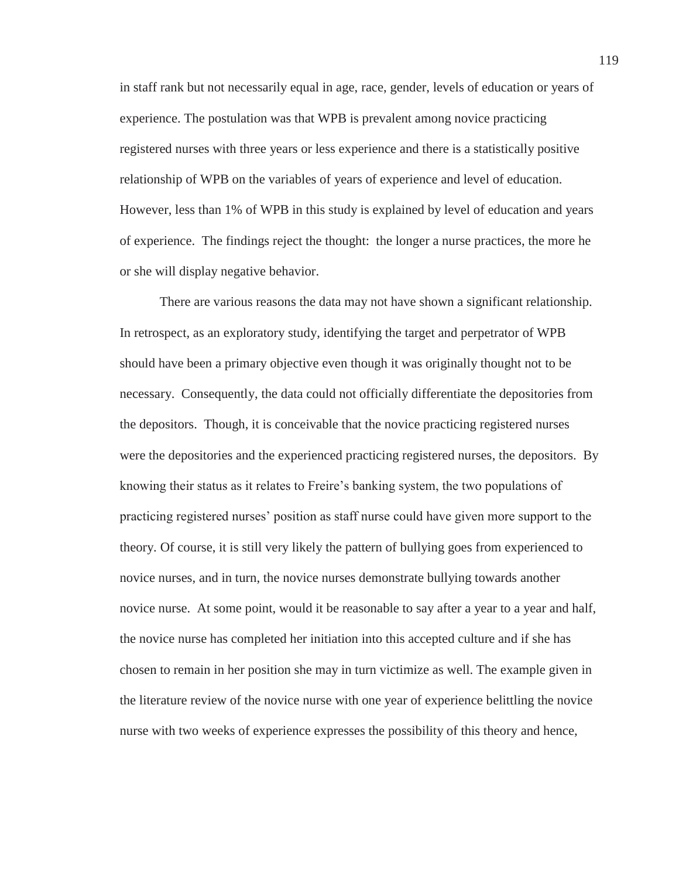in staff rank but not necessarily equal in age, race, gender, levels of education or years of experience. The postulation was that WPB is prevalent among novice practicing registered nurses with three years or less experience and there is a statistically positive relationship of WPB on the variables of years of experience and level of education. However, less than 1% of WPB in this study is explained by level of education and years of experience. The findings reject the thought: the longer a nurse practices, the more he or she will display negative behavior.

There are various reasons the data may not have shown a significant relationship. In retrospect, as an exploratory study, identifying the target and perpetrator of WPB should have been a primary objective even though it was originally thought not to be necessary. Consequently, the data could not officially differentiate the depositories from the depositors. Though, it is conceivable that the novice practicing registered nurses were the depositories and the experienced practicing registered nurses, the depositors. By knowing their status as it relates to Freire's banking system, the two populations of practicing registered nurses' position as staff nurse could have given more support to the theory. Of course, it is still very likely the pattern of bullying goes from experienced to novice nurses, and in turn, the novice nurses demonstrate bullying towards another novice nurse. At some point, would it be reasonable to say after a year to a year and half, the novice nurse has completed her initiation into this accepted culture and if she has chosen to remain in her position she may in turn victimize as well. The example given in the literature review of the novice nurse with one year of experience belittling the novice nurse with two weeks of experience expresses the possibility of this theory and hence,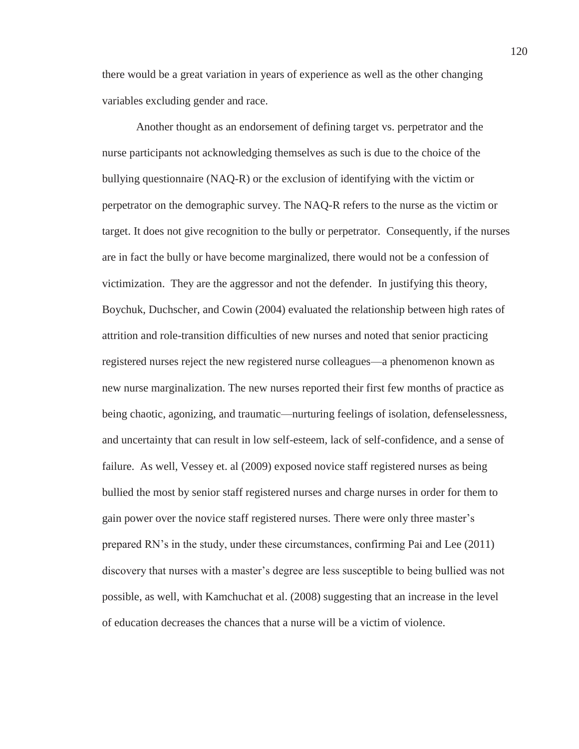there would be a great variation in years of experience as well as the other changing variables excluding gender and race.

Another thought as an endorsement of defining target vs. perpetrator and the nurse participants not acknowledging themselves as such is due to the choice of the bullying questionnaire (NAQ-R) or the exclusion of identifying with the victim or perpetrator on the demographic survey. The NAQ-R refers to the nurse as the victim or target. It does not give recognition to the bully or perpetrator. Consequently, if the nurses are in fact the bully or have become marginalized, there would not be a confession of victimization. They are the aggressor and not the defender. In justifying this theory, Boychuk, Duchscher, and Cowin (2004) evaluated the relationship between high rates of attrition and role-transition difficulties of new nurses and noted that senior practicing registered nurses reject the new registered nurse colleagues—a phenomenon known as new nurse marginalization. The new nurses reported their first few months of practice as being chaotic, agonizing, and traumatic—nurturing feelings of isolation, defenselessness, and uncertainty that can result in low self-esteem, lack of self-confidence, and a sense of failure. As well, Vessey et. al (2009) exposed novice staff registered nurses as being bullied the most by senior staff registered nurses and charge nurses in order for them to gain power over the novice staff registered nurses. There were only three master's prepared RN's in the study, under these circumstances, confirming Pai and Lee (2011) discovery that nurses with a master's degree are less susceptible to being bullied was not possible, as well, with Kamchuchat et al. (2008) suggesting that an increase in the level of education decreases the chances that a nurse will be a victim of violence.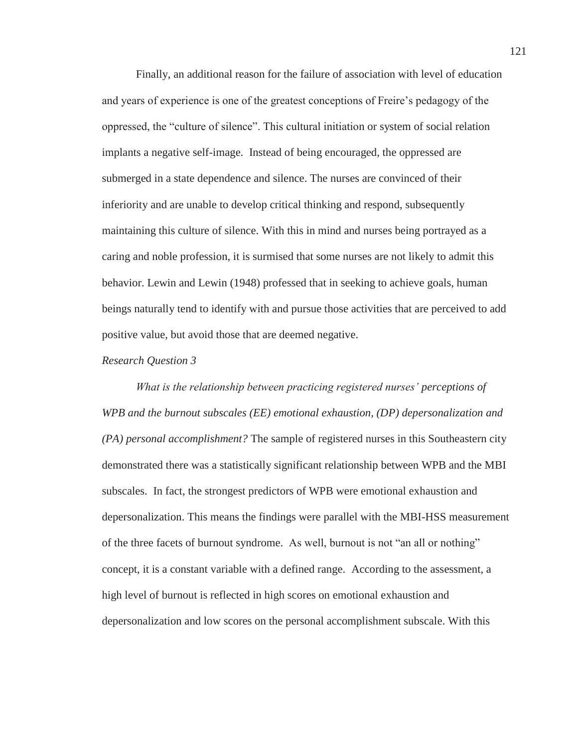Finally, an additional reason for the failure of association with level of education and years of experience is one of the greatest conceptions of Freire's pedagogy of the oppressed, the "culture of silence". This cultural initiation or system of social relation implants a negative self-image. Instead of being encouraged, the oppressed are submerged in a state dependence and silence. The nurses are convinced of their inferiority and are unable to develop critical thinking and respond, subsequently maintaining this culture of silence. With this in mind and nurses being portrayed as a caring and noble profession, it is surmised that some nurses are not likely to admit this behavior. Lewin and Lewin (1948) professed that in seeking to achieve goals, human beings naturally tend to identify with and pursue those activities that are perceived to add positive value, but avoid those that are deemed negative.

*Research Question 3*

*What is the relationship between practicing registered nurses' perceptions of WPB and the burnout subscales (EE) emotional exhaustion, (DP) depersonalization and (PA) personal accomplishment?* The sample of registered nurses in this Southeastern city demonstrated there was a statistically significant relationship between WPB and the MBI subscales. In fact, the strongest predictors of WPB were emotional exhaustion and depersonalization. This means the findings were parallel with the MBI-HSS measurement of the three facets of burnout syndrome. As well, burnout is not "an all or nothing" concept, it is a constant variable with a defined range. According to the assessment, a high level of burnout is reflected in high scores on emotional exhaustion and depersonalization and low scores on the personal accomplishment subscale. With this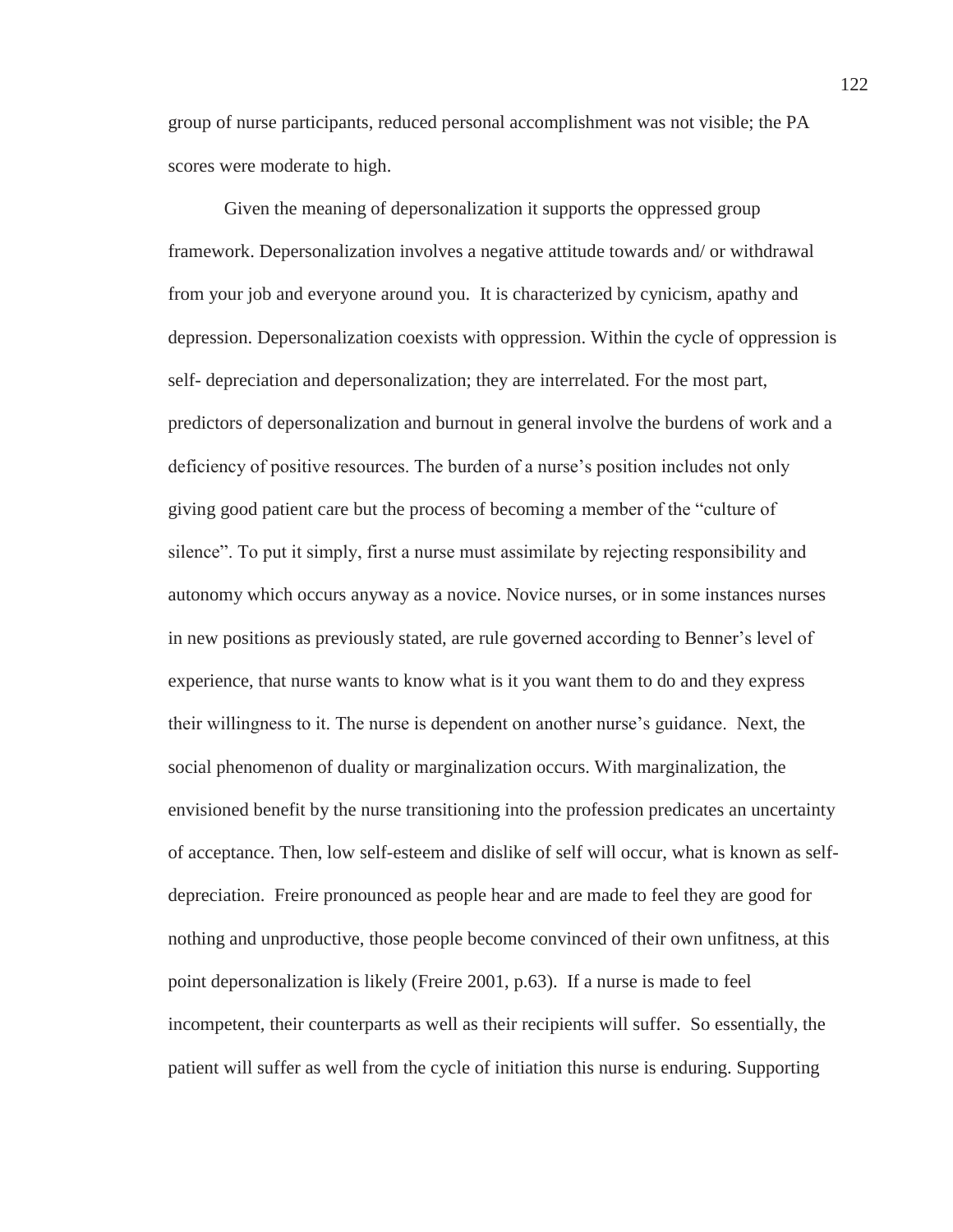group of nurse participants, reduced personal accomplishment was not visible; the PA scores were moderate to high.

Given the meaning of depersonalization it supports the oppressed group framework. Depersonalization involves a negative attitude towards and/ or withdrawal from your job and everyone around you. It is characterized by cynicism, apathy and depression. Depersonalization coexists with oppression. Within the cycle of oppression is self- depreciation and depersonalization; they are interrelated. For the most part, predictors of depersonalization and burnout in general involve the burdens of work and a deficiency of positive resources. The burden of a nurse's position includes not only giving good patient care but the process of becoming a member of the "culture of silence". To put it simply, first a nurse must assimilate by rejecting responsibility and autonomy which occurs anyway as a novice. Novice nurses, or in some instances nurses in new positions as previously stated, are rule governed according to Benner's level of experience, that nurse wants to know what is it you want them to do and they express their willingness to it. The nurse is dependent on another nurse's guidance. Next, the social phenomenon of duality or marginalization occurs. With marginalization, the envisioned benefit by the nurse transitioning into the profession predicates an uncertainty of acceptance. Then, low self-esteem and dislike of self will occur, what is known as self-depreciation. Freire pronounced as people hear and are made to feel they are good for nothing and unproductive, those people become convinced of their own unfitness, at this point depersonalization is likely (Freire 2001, p.63). If a nurse is made to feel incompetent, their counterparts as well as their recipients will suffer. So essentially, the patient will suffer as well from the cycle of initiation this nurse is enduring. Supporting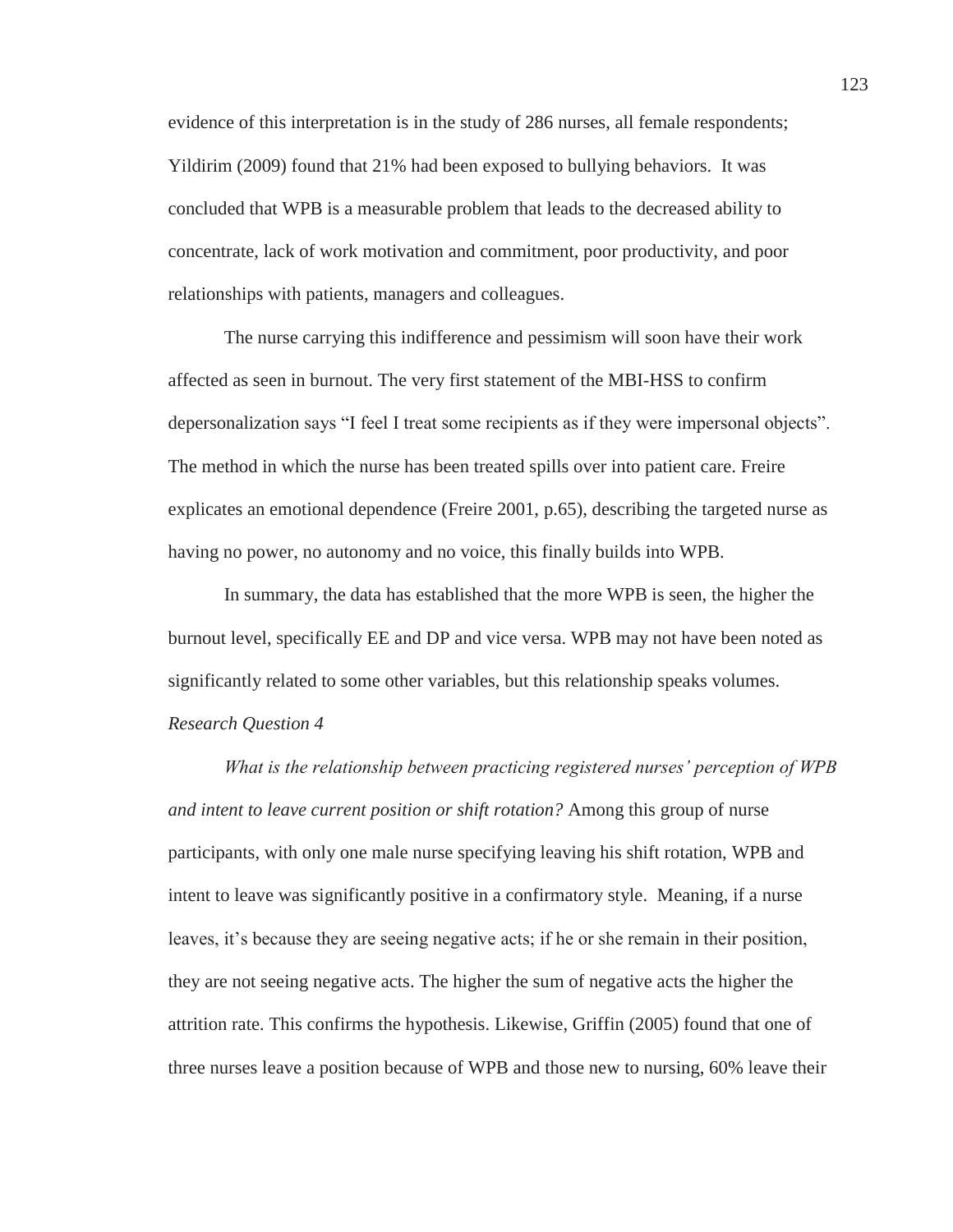evidence of this interpretation is in the study of 286 nurses, all female respondents; Yildirim (2009) found that 21% had been exposed to bullying behaviors. It was concluded that WPB is a measurable problem that leads to the decreased ability to concentrate, lack of work motivation and commitment, poor productivity, and poor relationships with patients, managers and colleagues.

The nurse carrying this indifference and pessimism will soon have their work affected as seen in burnout. The very first statement of the MBI-HSS to confirm depersonalization says "I feel I treat some recipients as if they were impersonal objects". The method in which the nurse has been treated spills over into patient care. Freire explicates an emotional dependence (Freire 2001, p.65), describing the targeted nurse as having no power, no autonomy and no voice, this finally builds into WPB.

In summary, the data has established that the more WPB is seen, the higher the burnout level, specifically EE and DP and vice versa. WPB may not have been noted as significantly related to some other variables, but this relationship speaks volumes.

*Research Question 4*

*What is the relationship between practicing registered nurses' perception of WPB and intent to leave current position or shift rotation?* Among this group of nurse participants, with only one male nurse specifying leaving his shift rotation, WPB and intent to leave was significantly positive in a confirmatory style. Meaning, if a nurse leaves, it's because they are seeing negative acts; if he or she remain in their position, they are not seeing negative acts. The higher the sum of negative acts the higher the attrition rate. This confirms the hypothesis. Likewise, Griffin (2005) found that one of three nurses leave a position because of WPB and those new to nursing, 60% leave their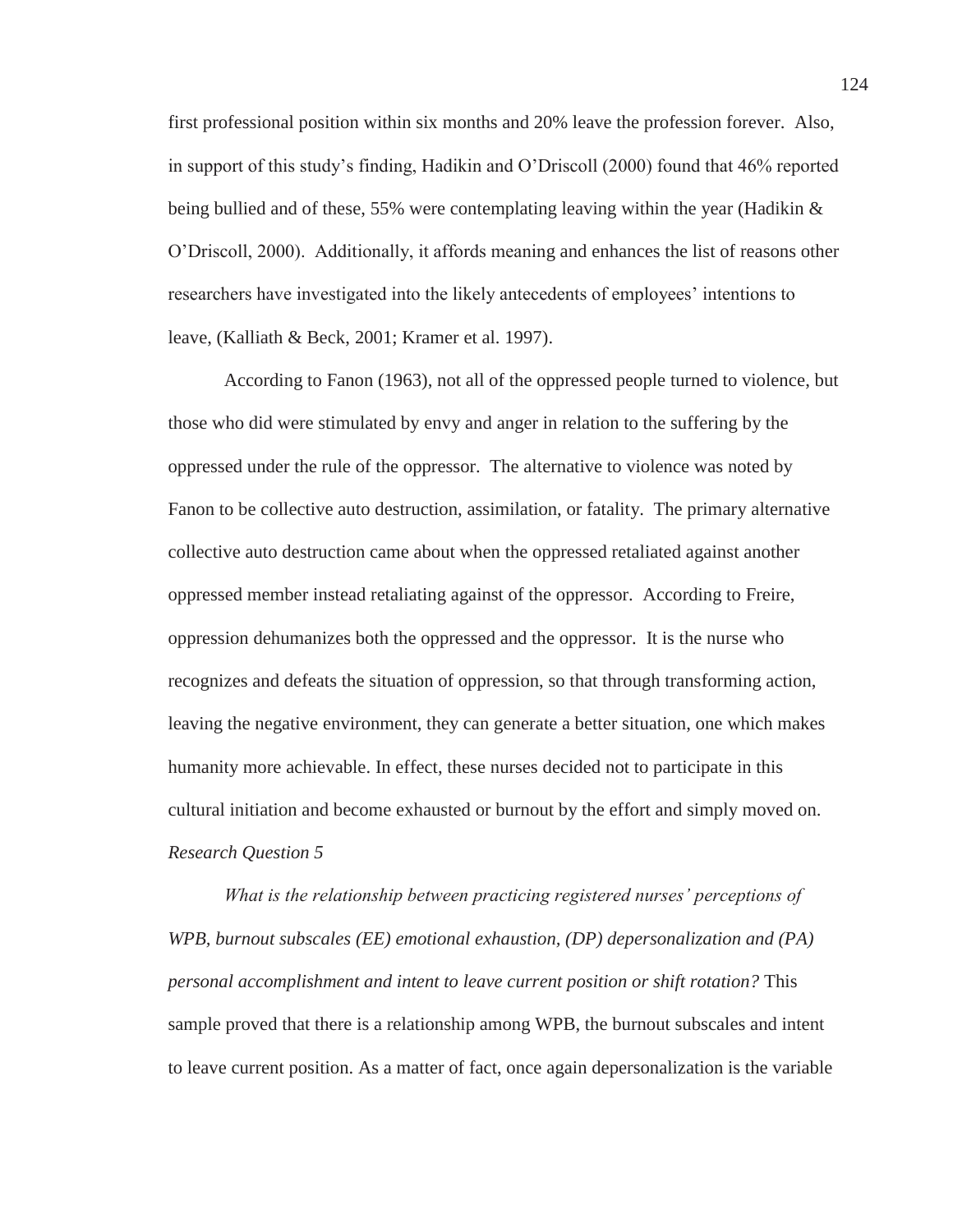first professional position within six months and 20% leave the profession forever. Also, in support of this study's finding, Hadikin and O'Driscoll (2000) found that 46% reported being bullied and of these, 55% were contemplating leaving within the year (Hadikin & O'Driscoll, 2000). Additionally, it affords meaning and enhances the list of reasons other researchers have investigated into the likely antecedents of employees' intentions to leave, (Kalliath & Beck, 2001; Kramer et al. 1997).

According to Fanon (1963), not all of the oppressed people turned to violence, but those who did were stimulated by envy and anger in relation to the suffering by the oppressed under the rule of the oppressor. The alternative to violence was noted by Fanon to be collective auto destruction, assimilation, or fatality. The primary alternative collective auto destruction came about when the oppressed retaliated against another oppressed member instead retaliating against of the oppressor. According to Freire, oppression dehumanizes both the oppressed and the oppressor. It is the nurse who recognizes and defeats the situation of oppression, so that through transforming action, leaving the negative environment, they can generate a better situation, one which makes humanity more achievable. In effect, these nurses decided not to participate in this cultural initiation and become exhausted or burnout by the effort and simply moved on.

*Research Question 5*

*What is the relationship between practicing registered nurses' perceptions of WPB, burnout subscales (EE) emotional exhaustion, (DP) depersonalization and (PA) personal accomplishment and intent to leave current position or shift rotation?* This sample proved that there is a relationship among WPB, the burnout subscales and intent to leave current position. As a matter of fact, once again depersonalization is the variable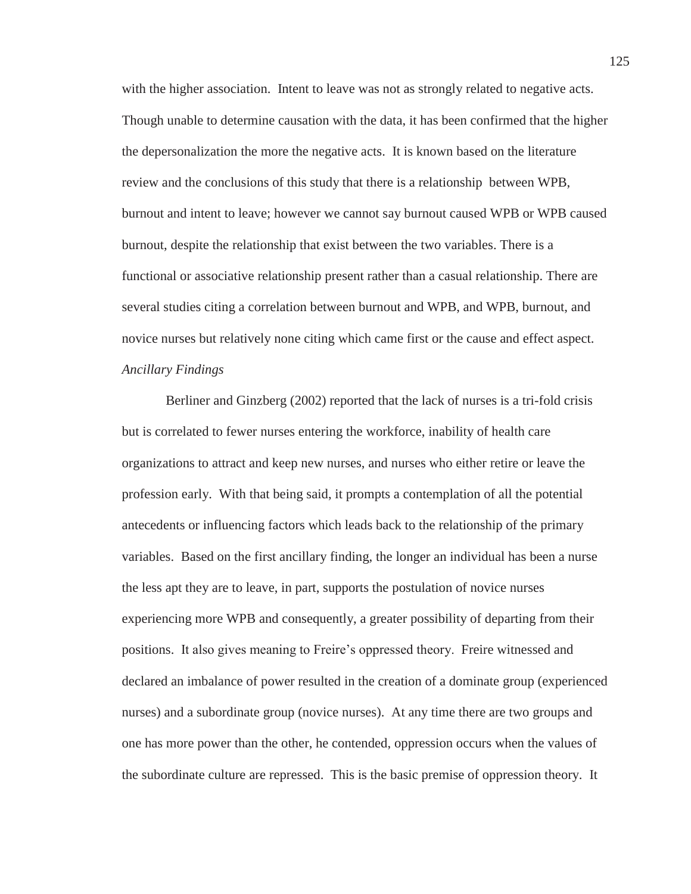with the higher association. Intent to leave was not as strongly related to negative acts. Though unable to determine causation with the data, it has been confirmed that the higher the depersonalization the more the negative acts. It is known based on the literature review and the conclusions of this study that there is a relationship between WPB, burnout and intent to leave; however we cannot say burnout caused WPB or WPB caused burnout, despite the relationship that exist between the two variables. There is a functional or associative relationship present rather than a casual relationship. There are several studies citing a correlation between burnout and WPB, and WPB, burnout, and novice nurses but relatively none citing which came first or the cause and effect aspect.

*Ancillary Findings*

Berliner and Ginzberg (2002) reported that the lack of nurses is a tri-fold crisis but is correlated to fewer nurses entering the workforce, inability of health care organizations to attract and keep new nurses, and nurses who either retire or leave the profession early. With that being said, it prompts a contemplation of all the potential antecedents or influencing factors which leads back to the relationship of the primary variables. Based on the first ancillary finding, the longer an individual has been a nurse the less apt they are to leave, in part, supports the postulation of novice nurses experiencing more WPB and consequently, a greater possibility of departing from their positions. It also gives meaning to Freire's oppressed theory. Freire witnessed and declared an imbalance of power resulted in the creation of a dominate group (experienced nurses) and a subordinate group (novice nurses). At any time there are two groups and one has more power than the other, he contended, oppression occurs when the values of the subordinate culture are repressed. This is the basic premise of oppression theory. It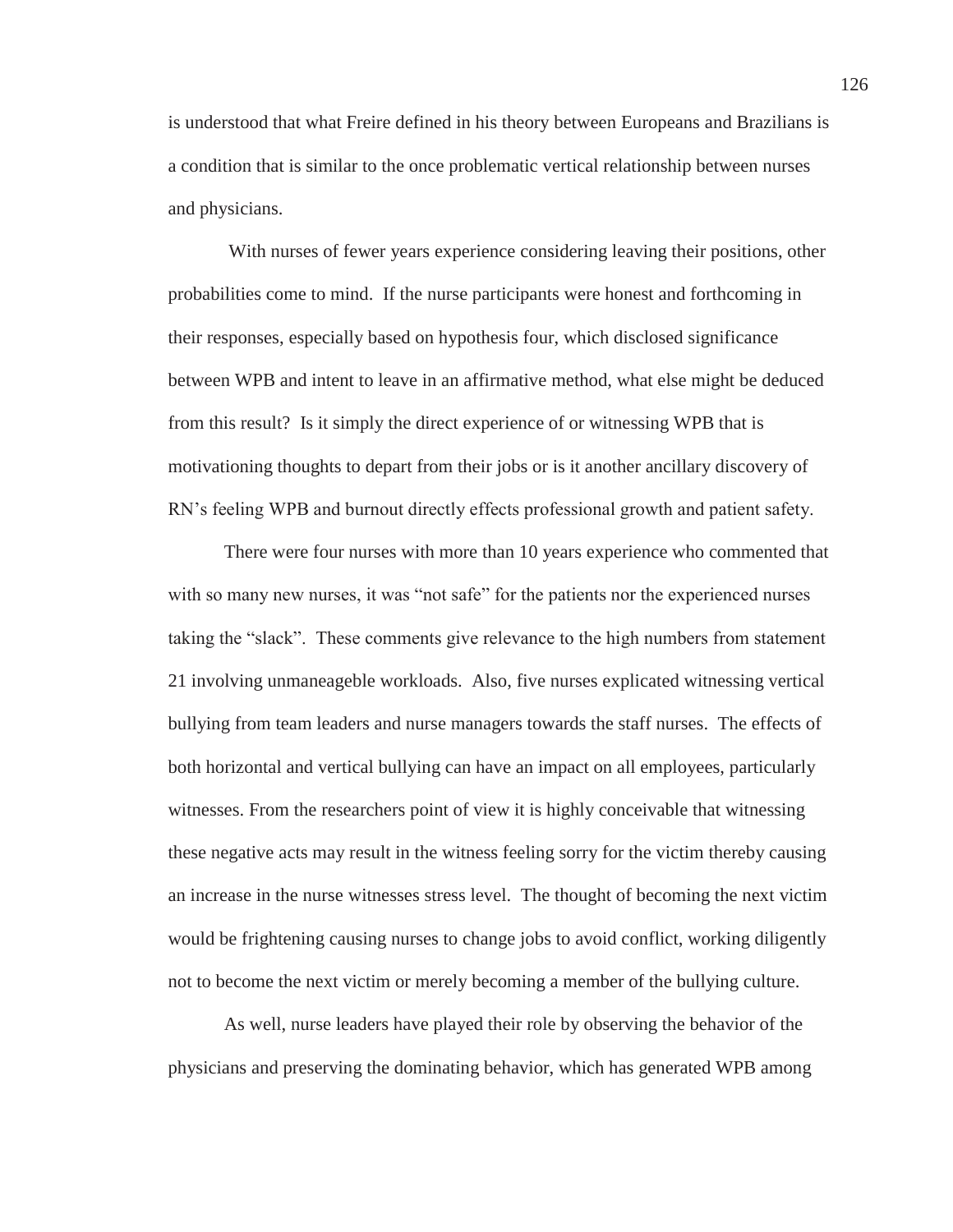is understood that what Freire defined in his theory between Europeans and Brazilians is a condition that is similar to the once problematic vertical relationship between nurses and physicians.

With nurses of fewer years experience considering leaving their positions, other probabilities come to mind. If the nurse participants were honest and forthcoming in their responses, especially based on hypothesis four, which disclosed significance between WPB and intent to leave in an affirmative method, what else might be deduced from this result? Is it simply the direct experience of or witnessing WPB that is motivationing thoughts to depart from their jobs or is it another ancillary discovery of RN's feeling WPB and burnout directly effects professional growth and patient safety.

There were four nurses with more than 10 years experience who commented that with so many new nurses, it was "not safe" for the patients nor the experienced nurses taking the "slack". These comments give relevance to the high numbers from statement 21 involving unmaneageble workloads. Also, five nurses explicated witnessing vertical bullying from team leaders and nurse managers towards the staff nurses. The effects of both horizontal and vertical bullying can have an impact on all employees, particularly witnesses. From the researchers point of view it is highly conceivable that witnessing these negative acts may result in the witness feeling sorry for the victim thereby causing an increase in the nurse witnesses stress level. The thought of becoming the next victim would be frightening causing nurses to change jobs to avoid conflict, working diligently not to become the next victim or merely becoming a member of the bullying culture.

As well, nurse leaders have played their role by observing the behavior of the physicians and preserving the dominating behavior, which has generated WPB among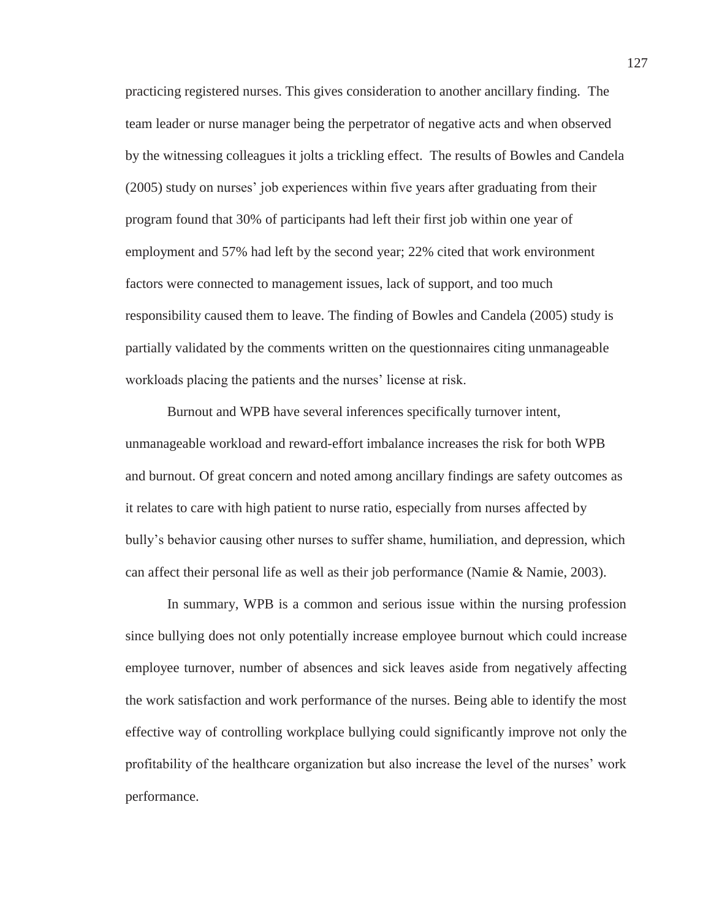practicing registered nurses. This gives consideration to another ancillary finding. The team leader or nurse manager being the perpetrator of negative acts and when observed by the witnessing colleagues it jolts a trickling effect. The results of Bowles and Candela (2005) study on nurses' job experiences within five years after graduating from their program found that 30% of participants had left their first job within one year of employment and 57% had left by the second year; 22% cited that work environment factors were connected to management issues, lack of support, and too much responsibility caused them to leave. The finding of Bowles and Candela (2005) study is partially validated by the comments written on the questionnaires citing unmanageable workloads placing the patients and the nurses' license at risk.

Burnout and WPB have several inferences specifically turnover intent, unmanageable workload and reward-effort imbalance increases the risk for both WPB and burnout. Of great concern and noted among ancillary findings are safety outcomes as it relates to care with high patient to nurse ratio, especially from nurses affected by bully's behavior causing other nurses to suffer shame, humiliation, and depression, which can affect their personal life as well as their job performance (Namie & Namie, 2003).

In summary, WPB is a common and serious issue within the nursing profession since bullying does not only potentially increase employee burnout which could increase employee turnover, number of absences and sick leaves aside from negatively affecting the work satisfaction and work performance of the nurses. Being able to identify the most effective way of controlling workplace bullying could significantly improve not only the profitability of the healthcare organization but also increase the level of the nurses' work performance.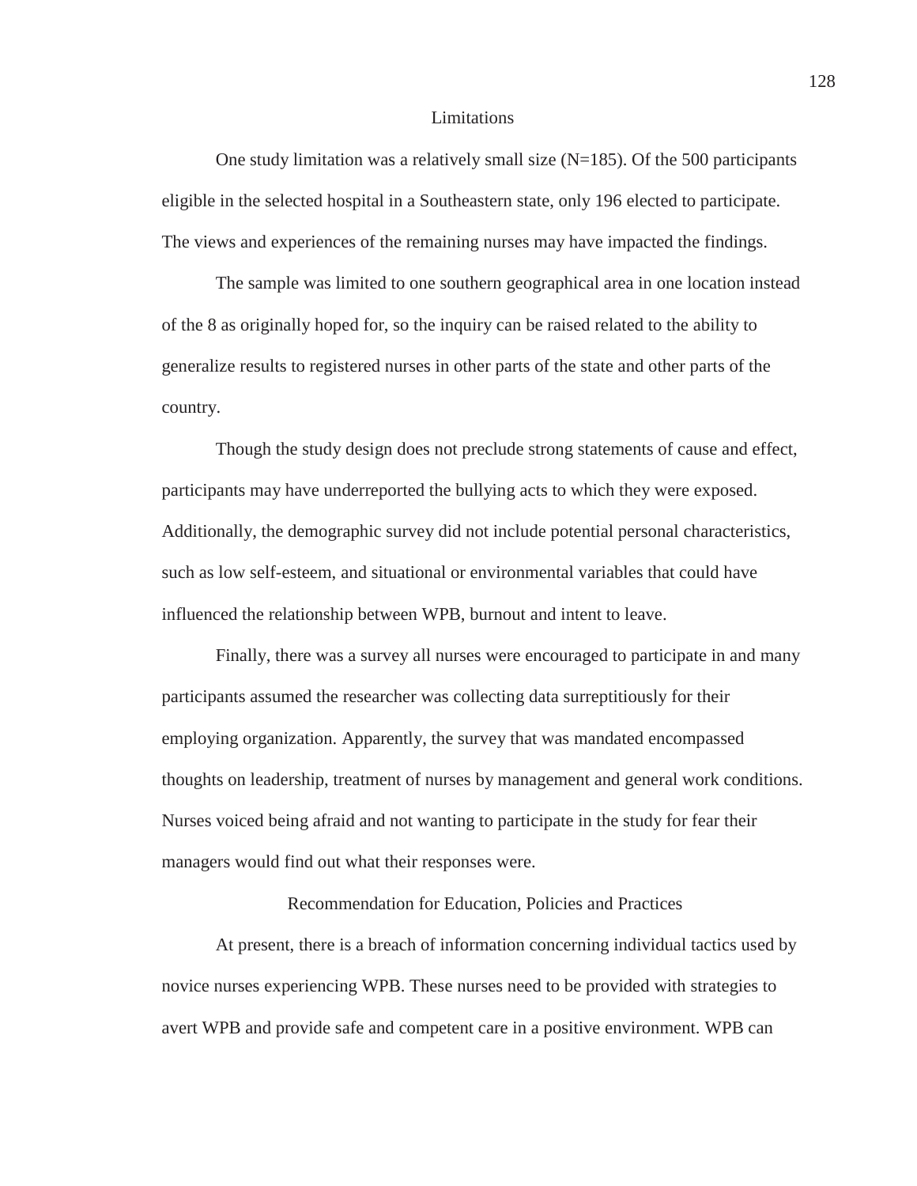## Limitations

One study limitation was a relatively small size (N=185). Of the 500 participants eligible in the selected hospital in a Southeastern state, only 196 elected to participate. The views and experiences of the remaining nurses may have impacted the findings.

The sample was limited to one southern geographical area in one location instead of the 8 as originally hoped for, so the inquiry can be raised related to the ability to generalize results to registered nurses in other parts of the state and other parts of the country.

Though the study design does not preclude strong statements of cause and effect, participants may have underreported the bullying acts to which they were exposed. Additionally, the demographic survey did not include potential personal characteristics, such as low self-esteem, and situational or environmental variables that could have influenced the relationship between WPB, burnout and intent to leave.

Finally, there was a survey all nurses were encouraged to participate in and many participants assumed the researcher was collecting data surreptitiously for their employing organization. Apparently, the survey that was mandated encompassed thoughts on leadership, treatment of nurses by management and general work conditions. Nurses voiced being afraid and not wanting to participate in the study for fear their managers would find out what their responses were.

## Recommendation for Education, Policies and Practices

At present, there is a breach of information concerning individual tactics used by novice nurses experiencing WPB. These nurses need to be provided with strategies to avert WPB and provide safe and competent care in a positive environment. WPB can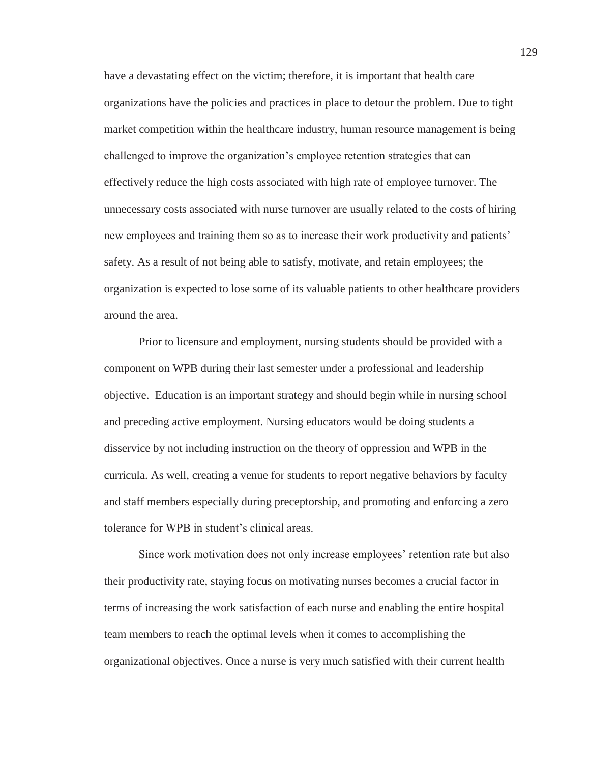have a devastating effect on the victim; therefore, it is important that health care organizations have the policies and practices in place to detour the problem. Due to tight market competition within the healthcare industry, human resource management is being challenged to improve the organization's employee retention strategies that can effectively reduce the high costs associated with high rate of employee turnover. The unnecessary costs associated with nurse turnover are usually related to the costs of hiring new employees and training them so as to increase their work productivity and patients' safety. As a result of not being able to satisfy, motivate, and retain employees; the organization is expected to lose some of its valuable patients to other healthcare providers around the area.

Prior to licensure and employment, nursing students should be provided with a component on WPB during their last semester under a professional and leadership objective. Education is an important strategy and should begin while in nursing school and preceding active employment. Nursing educators would be doing students a disservice by not including instruction on the theory of oppression and WPB in the curricula. As well, creating a venue for students to report negative behaviors by faculty and staff members especially during preceptorship, and promoting and enforcing a zero tolerance for WPB in student's clinical areas.

Since work motivation does not only increase employees' retention rate but also their productivity rate, staying focus on motivating nurses becomes a crucial factor in terms of increasing the work satisfaction of each nurse and enabling the entire hospital team members to reach the optimal levels when it comes to accomplishing the organizational objectives. Once a nurse is very much satisfied with their current health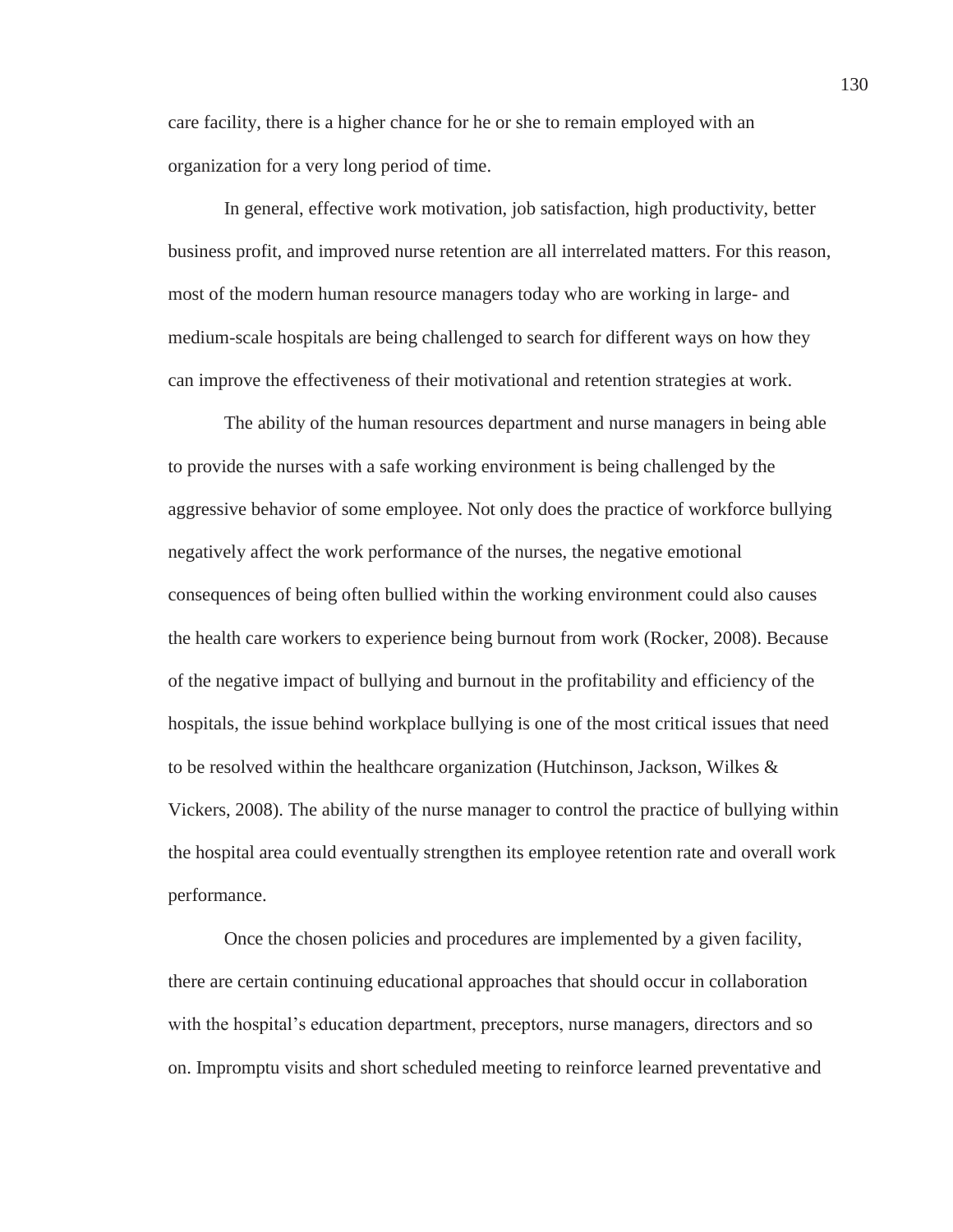care facility, there is a higher chance for he or she to remain employed with an organization for a very long period of time.

In general, effective work motivation, job satisfaction, high productivity, better business profit, and improved nurse retention are all interrelated matters. For this reason, most of the modern human resource managers today who are working in large- and medium-scale hospitals are being challenged to search for different ways on how they can improve the effectiveness of their motivational and retention strategies at work.

The ability of the human resources department and nurse managers in being able to provide the nurses with a safe working environment is being challenged by the aggressive behavior of some employee. Not only does the practice of workforce bullying negatively affect the work performance of the nurses, the negative emotional consequences of being often bullied within the working environment could also causes the health care workers to experience being burnout from work (Rocker, 2008). Because of the negative impact of bullying and burnout in the profitability and efficiency of the hospitals, the issue behind workplace bullying is one of the most critical issues that need to be resolved within the healthcare organization (Hutchinson, Jackson, Wilkes & Vickers, 2008). The ability of the nurse manager to control the practice of bullying within the hospital area could eventually strengthen its employee retention rate and overall work performance.

Once the chosen policies and procedures are implemented by a given facility, there are certain continuing educational approaches that should occur in collaboration with the hospital's education department, preceptors, nurse managers, directors and so on. Impromptu visits and short scheduled meeting to reinforce learned preventative and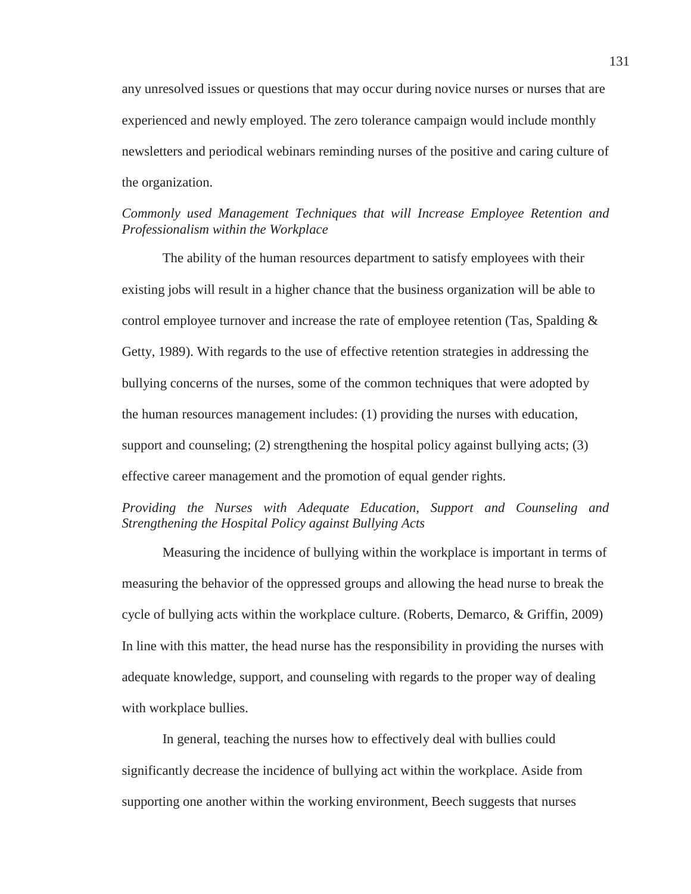any unresolved issues or questions that may occur during novice nurses or nurses that are experienced and newly employed. The zero tolerance campaign would include monthly newsletters and periodical webinars reminding nurses of the positive and caring culture of the organization.

*Commonly used Management Techniques that will Increase Employee Retention and Professionalism within the Workplace*

The ability of the human resources department to satisfy employees with their existing jobs will result in a higher chance that the business organization will be able to control employee turnover and increase the rate of employee retention (Tas, Spalding & Getty, 1989). With regards to the use of effective retention strategies in addressing the bullying concerns of the nurses, some of the common techniques that were adopted by the human resources management includes: (1) providing the nurses with education, support and counseling; (2) strengthening the hospital policy against bullying acts; (3) effective career management and the promotion of equal gender rights.

*Providing the Nurses with Adequate Education, Support and Counseling and Strengthening the Hospital Policy against Bullying Acts*

Measuring the incidence of bullying within the workplace is important in terms of measuring the behavior of the oppressed groups and allowing the head nurse to break the cycle of bullying acts within the workplace culture. (Roberts, Demarco, & Griffin, 2009) In line with this matter, the head nurse has the responsibility in providing the nurses with adequate knowledge, support, and counseling with regards to the proper way of dealing with workplace bullies.

In general, teaching the nurses how to effectively deal with bullies could significantly decrease the incidence of bullying act within the workplace. Aside from supporting one another within the working environment, Beech suggests that nurses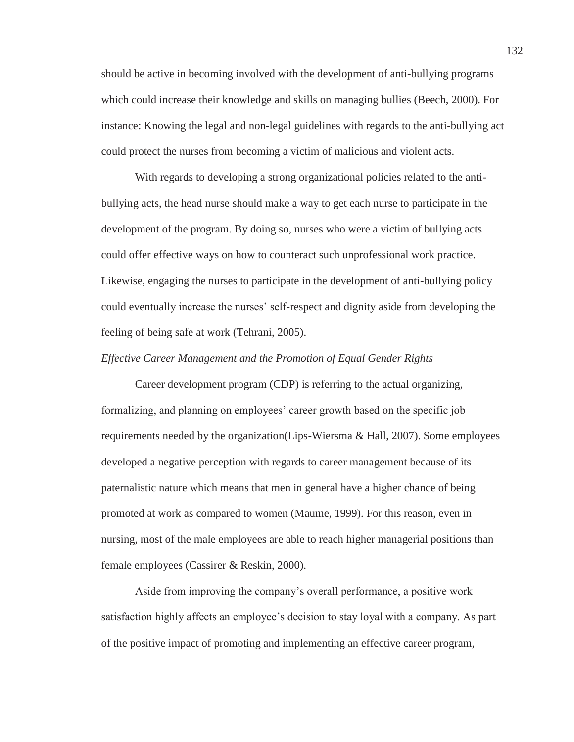should be active in becoming involved with the development of anti-bullying programs which could increase their knowledge and skills on managing bullies (Beech, 2000). For instance: Knowing the legal and non-legal guidelines with regards to the anti-bullying act could protect the nurses from becoming a victim of malicious and violent acts.

With regards to developing a strong organizational policies related to the anti-bullying acts, the head nurse should make a way to get each nurse to participate in the development of the program. By doing so, nurses who were a victim of bullying acts could offer effective ways on how to counteract such unprofessional work practice. Likewise, engaging the nurses to participate in the development of anti-bullying policy could eventually increase the nurses' self-respect and dignity aside from developing the feeling of being safe at work (Tehrani, 2005).

*Effective Career Management and the Promotion of Equal Gender Rights*

Career development program (CDP) is referring to the actual organizing, formalizing, and planning on employees' career growth based on the specific job requirements needed by the organization(Lips-Wiersma & Hall, 2007). Some employees developed a negative perception with regards to career management because of its paternalistic nature which means that men in general have a higher chance of being promoted at work as compared to women (Maume, 1999). For this reason, even in nursing, most of the male employees are able to reach higher managerial positions than female employees (Cassirer & Reskin, 2000).

Aside from improving the company's overall performance, a positive work satisfaction highly affects an employee's decision to stay loyal with a company. As part of the positive impact of promoting and implementing an effective career program,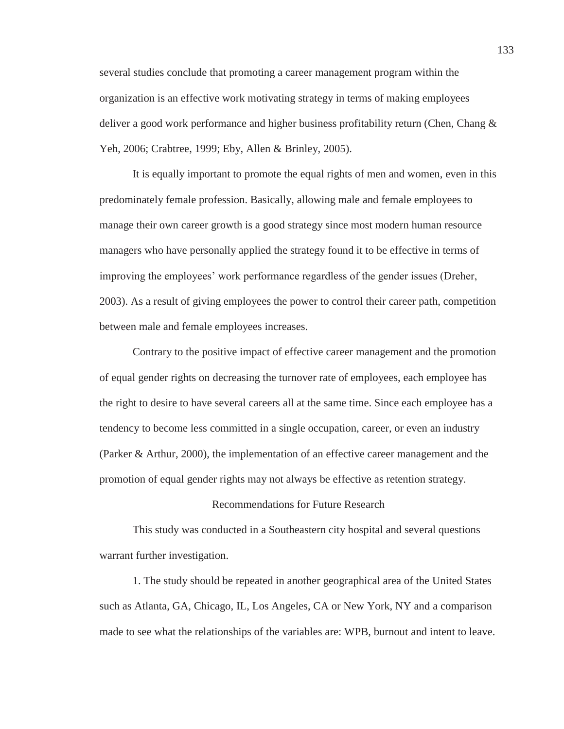several studies conclude that promoting a career management program within the organization is an effective work motivating strategy in terms of making employees deliver a good work performance and higher business profitability return (Chen, Chang & Yeh, 2006; Crabtree, 1999; Eby, Allen & Brinley, 2005).

It is equally important to promote the equal rights of men and women, even in this predominately female profession. Basically, allowing male and female employees to manage their own career growth is a good strategy since most modern human resource managers who have personally applied the strategy found it to be effective in terms of improving the employees' work performance regardless of the gender issues (Dreher, 2003). As a result of giving employees the power to control their career path, competition between male and female employees increases.

Contrary to the positive impact of effective career management and the promotion of equal gender rights on decreasing the turnover rate of employees, each employee has the right to desire to have several careers all at the same time. Since each employee has a tendency to become less committed in a single occupation, career, or even an industry (Parker & Arthur, 2000), the implementation of an effective career management and the promotion of equal gender rights may not always be effective as retention strategy.

## Recommendations for Future Research

This study was conducted in a Southeastern city hospital and several questions warrant further investigation.

1. The study should be repeated in another geographical area of the United States such as Atlanta, GA, Chicago, IL, Los Angeles, CA or New York, NY and a comparison made to see what the relationships of the variables are: WPB, burnout and intent to leave.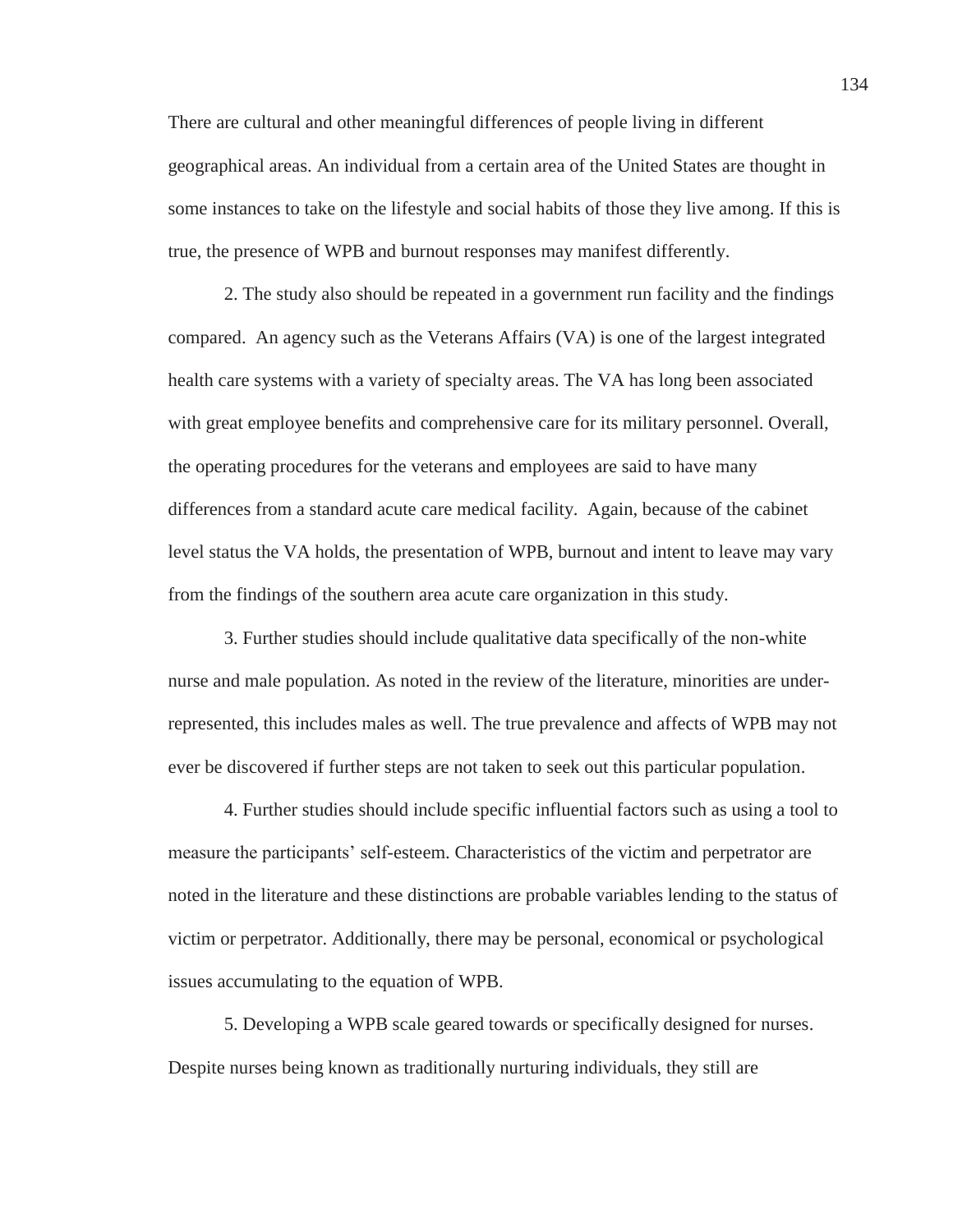There are cultural and other meaningful differences of people living in different geographical areas. An individual from a certain area of the United States are thought in some instances to take on the lifestyle and social habits of those they live among. If this is true, the presence of WPB and burnout responses may manifest differently.

2. The study also should be repeated in a government run facility and the findings compared. An agency such as the Veterans Affairs (VA) is one of the largest integrated health care systems with a variety of specialty areas. The VA has long been associated with great employee benefits and comprehensive care for its military personnel. Overall, the operating procedures for the veterans and employees are said to have many differences from a standard acute care medical facility. Again, because of the cabinet level status the VA holds, the presentation of WPB, burnout and intent to leave may vary from the findings of the southern area acute care organization in this study.

3. Further studies should include qualitative data specifically of the non-white nurse and male population. As noted in the review of the literature, minorities are under-represented, this includes males as well. The true prevalence and affects of WPB may not ever be discovered if further steps are not taken to seek out this particular population.

4. Further studies should include specific influential factors such as using a tool to measure the participants' self-esteem. Characteristics of the victim and perpetrator are noted in the literature and these distinctions are probable variables lending to the status of victim or perpetrator. Additionally, there may be personal, economical or psychological issues accumulating to the equation of WPB.

5. Developing a WPB scale geared towards or specifically designed for nurses. Despite nurses being known as traditionally nurturing individuals, they still are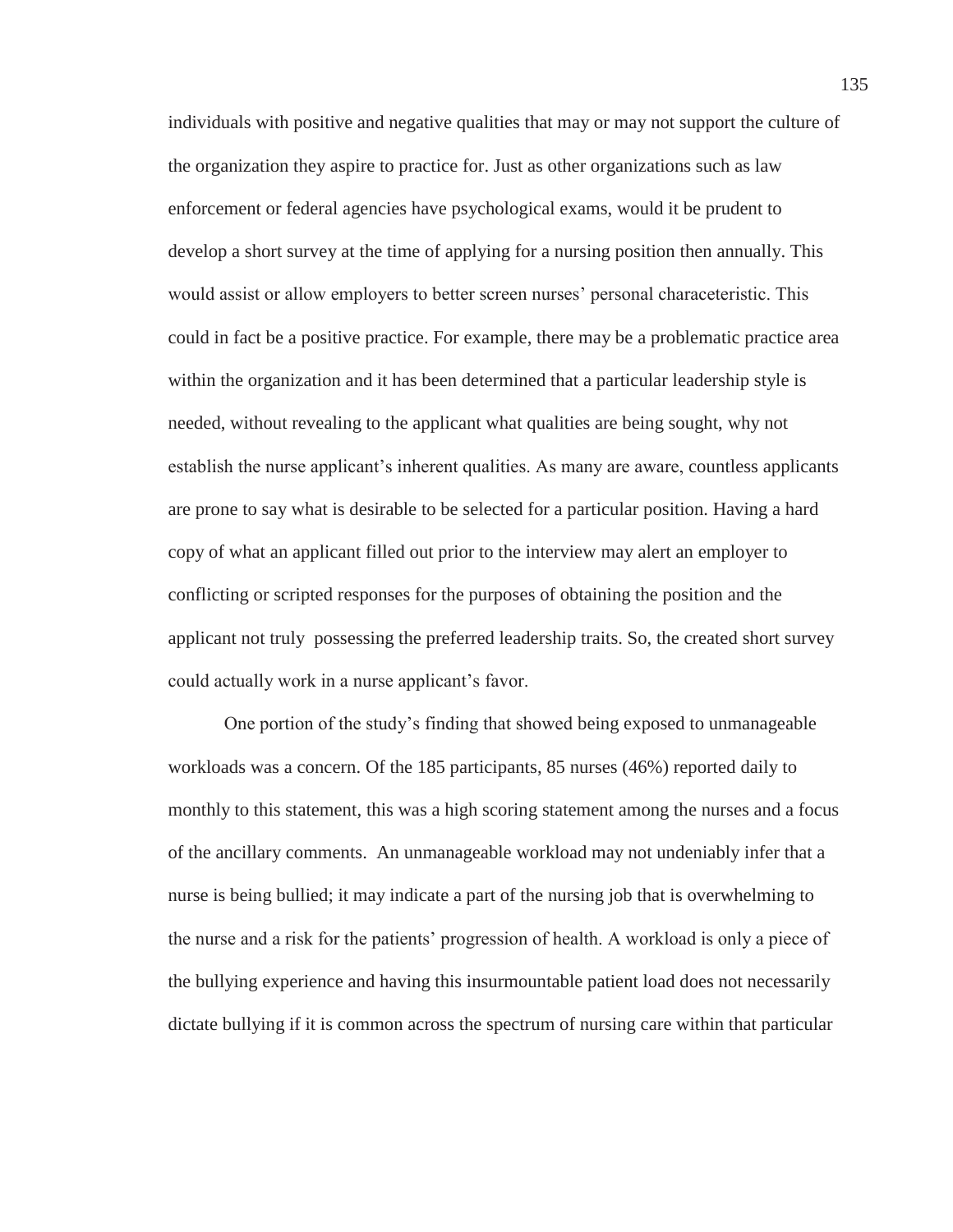individuals with positive and negative qualities that may or may not support the culture of the organization they aspire to practice for. Just as other organizations such as law enforcement or federal agencies have psychological exams, would it be prudent to develop a short survey at the time of applying for a nursing position then annually. This would assist or allow employers to better screen nurses' personal characeteristic. This could in fact be a positive practice. For example, there may be a problematic practice area within the organization and it has been determined that a particular leadership style is needed, without revealing to the applicant what qualities are being sought, why not establish the nurse applicant's inherent qualities. As many are aware, countless applicants are prone to say what is desirable to be selected for a particular position. Having a hard copy of what an applicant filled out prior to the interview may alert an employer to conflicting or scripted responses for the purposes of obtaining the position and the applicant not truly possessing the preferred leadership traits. So, the created short survey could actually work in a nurse applicant's favor.

One portion of the study's finding that showed being exposed to unmanageable workloads was a concern. Of the 185 participants, 85 nurses (46%) reported daily to monthly to this statement, this was a high scoring statement among the nurses and a focus of the ancillary comments. An unmanageable workload may not undeniably infer that a nurse is being bullied; it may indicate a part of the nursing job that is overwhelming to the nurse and a risk for the patients' progression of health. A workload is only a piece of the bullying experience and having this insurmountable patient load does not necessarily dictate bullying if it is common across the spectrum of nursing care within that particular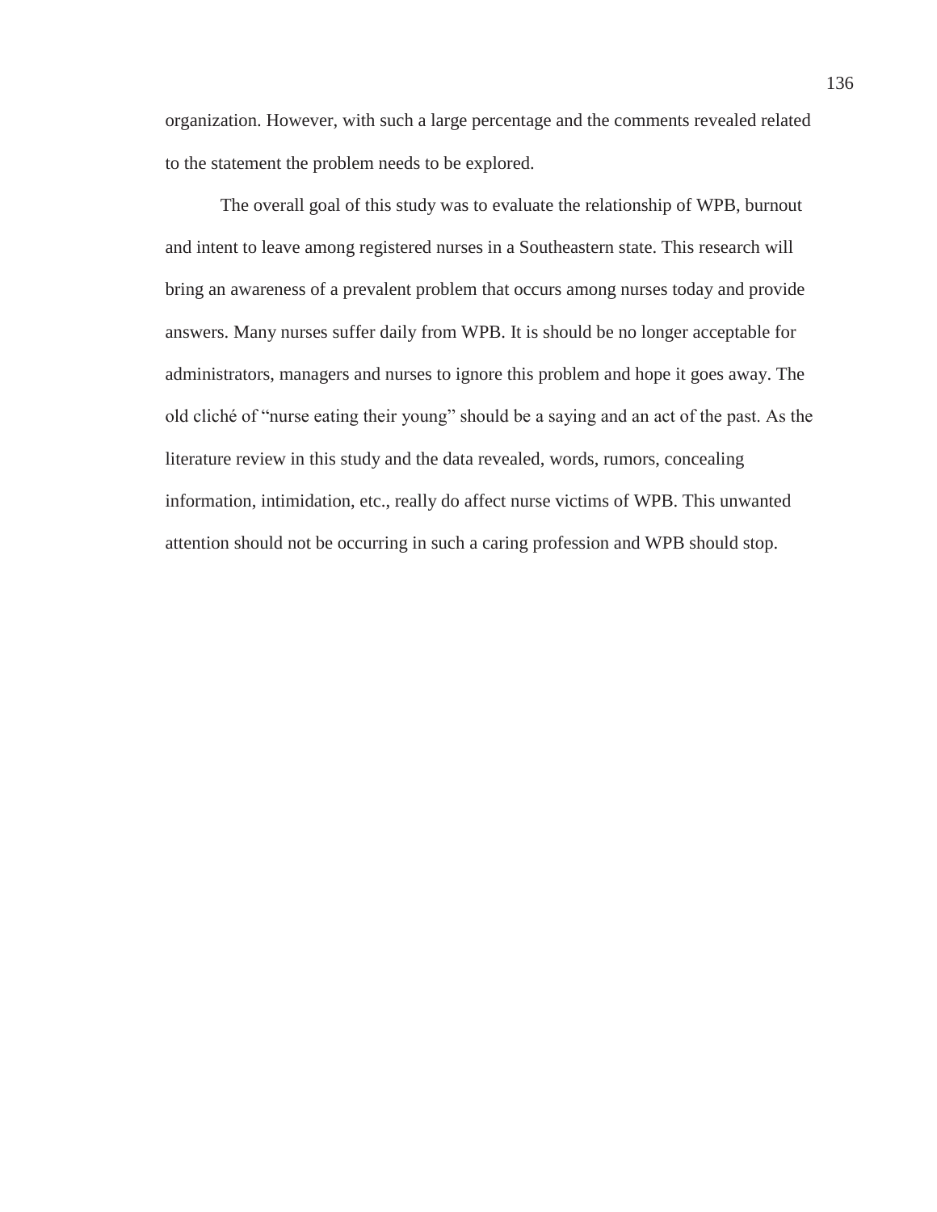organization. However, with such a large percentage and the comments revealed related to the statement the problem needs to be explored.

The overall goal of this study was to evaluate the relationship of WPB, burnout and intent to leave among registered nurses in a Southeastern state. This research will bring an awareness of a prevalent problem that occurs among nurses today and provide answers. Many nurses suffer daily from WPB. It is should be no longer acceptable for administrators, managers and nurses to ignore this problem and hope it goes away. The old cliché of "nurse eating their young" should be a saying and an act of the past. As the literature review in this study and the data revealed, words, rumors, concealing information, intimidation, etc., really do affect nurse victims of WPB. This unwanted attention should not be occurring in such a caring profession and WPB should stop.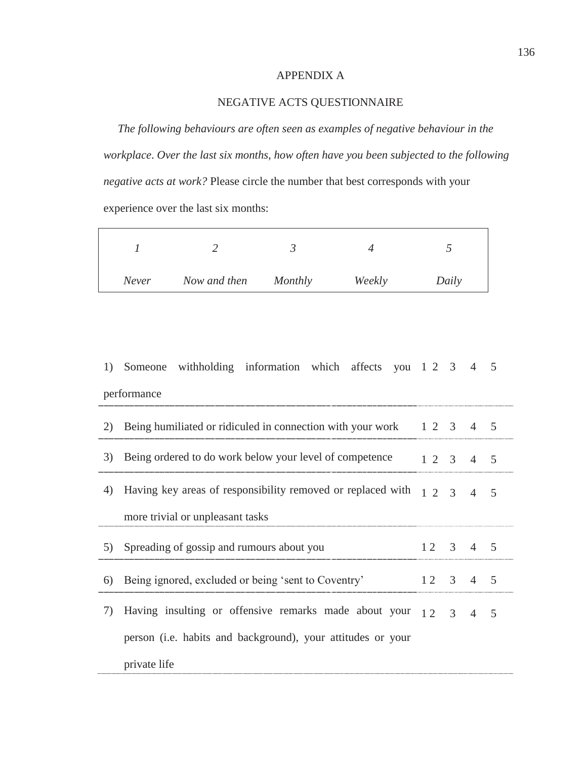# APPENDIX A

## NEGATIVE ACTS QUESTIONNAIRE

*The following behaviours are often seen as examples of negative behaviour in the workplace. Over the last six months, how often have you been subjected to the following negative acts at work?* Please circle the number that best corresponds with your experience over the last six months:

| *1* | *2* | *3* | *4* | *5* |
|---|---|---|---|---|
| *Never* | *Now and then* | *Monthly* | *Weekly* | *Daily* |

| | | | | | |
|---|---|---|---|---|---|
| 1) Someone withholding information which affects you performance | 1 | 2 | 3 | 4 | 5 |
| 2) Being humiliated or ridiculed in connection with your work | 1 | 2 | 3 | 4 | 5 |
| 3) Being ordered to do work below your level of competence | 1 | 2 | 3 | 4 | 5 |
| 4) Having key areas of responsibility removed or replaced with more trivial or unpleasant tasks | 1 | 2 | 3 | 4 | 5 |
| 5) Spreading of gossip and rumours about you | 1 | 2 | 3 | 4 | 5 |
| 6) Being ignored, excluded or being 'sent to Coventry' | 1 | 2 | 3 | 4 | 5 |
| 7) Having insulting or offensive remarks made about your person (i.e. habits and background), your attitudes or your private life | 1 | 2 | 3 | 4 | 5 |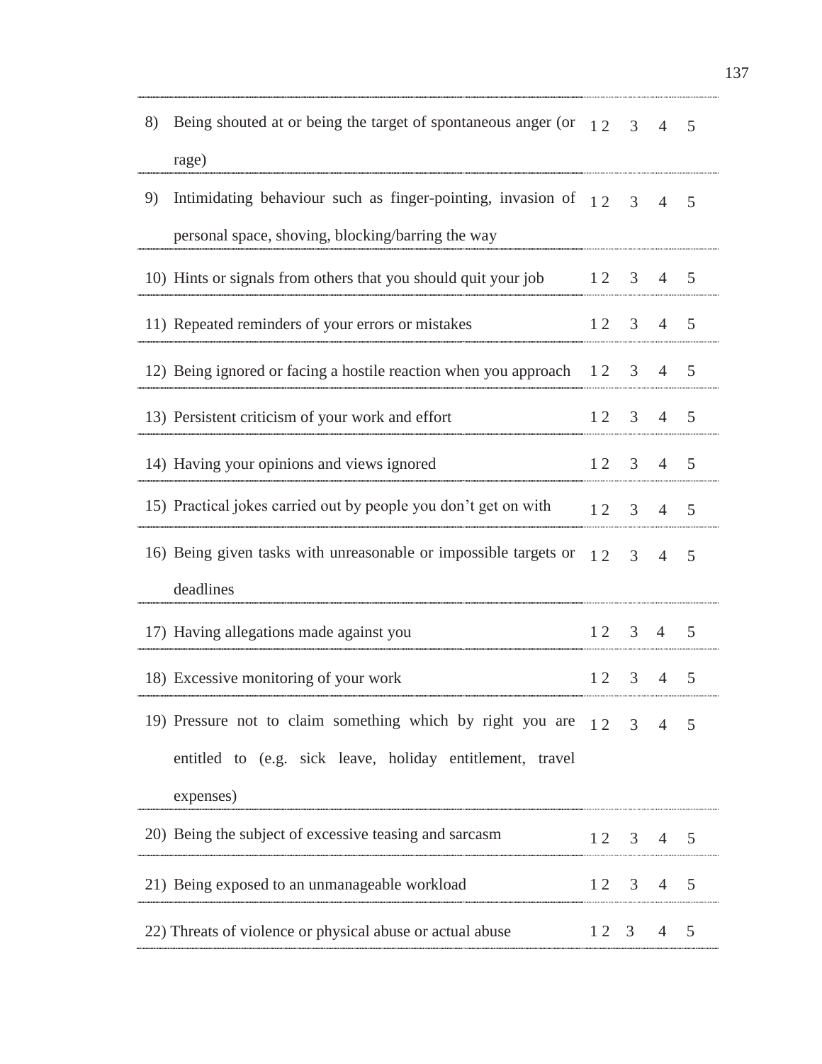| | | | | | |
|---|---|---|---|---|---|
| 8) Being shouted at or being the target of spontaneous anger (or rage) | 1 | 2 | 3 | 4 | 5 |
| 9) Intimidating behaviour such as finger-pointing, invasion of personal space, shoving, blocking/barring the way | 1 | 2 | 3 | 4 | 5 |
| 10) Hints or signals from others that you should quit your job | 1 | 2 | 3 | 4 | 5 |
| 11) Repeated reminders of your errors or mistakes | 1 | 2 | 3 | 4 | 5 |
| 12) Being ignored or facing a hostile reaction when you approach | 1 | 2 | 3 | 4 | 5 |
| 13) Persistent criticism of your work and effort | 1 | 2 | 3 | 4 | 5 |
| 14) Having your opinions and views ignored | 1 | 2 | 3 | 4 | 5 |
| 15) Practical jokes carried out by people you don't get on with | 1 | 2 | 3 | 4 | 5 |
| 16) Being given tasks with unreasonable or impossible targets or deadlines | 1 | 2 | 3 | 4 | 5 |
| 17) Having allegations made against you | 1 | 2 | 3 | 4 | 5 |
| 18) Excessive monitoring of your work | 1 | 2 | 3 | 4 | 5 |
| 19) Pressure not to claim something which by right you are entitled to (e.g. sick leave, holiday entitlement, travel expenses) | 1 | 2 | 3 | 4 | 5 |
| 20) Being the subject of excessive teasing and sarcasm | 1 | 2 | 3 | 4 | 5 |
| 21) Being exposed to an unmanageable workload | 1 | 2 | 3 | 4 | 5 |
| 22) Threats of violence or physical abuse or actual abuse | 1 | 2 | 3 | 4 | 5 |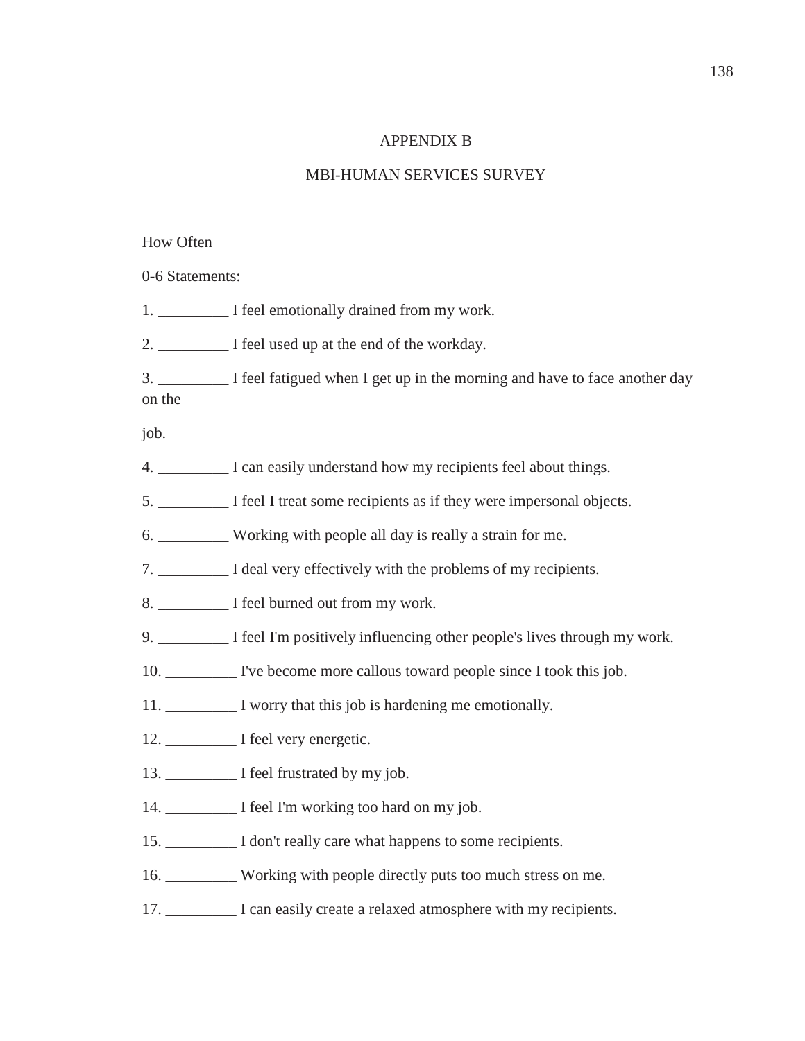# APPENDIX B

## MBI-HUMAN SERVICES SURVEY

How Often

0-6 Statements:

1. _________ I feel emotionally drained from my work.

2. _________ I feel used up at the end of the workday.

3. _________ I feel fatigued when I get up in the morning and have to face another day on the job.

4. _________ I can easily understand how my recipients feel about things.

5. _________ I feel I treat some recipients as if they were impersonal objects.

6. _________ Working with people all day is really a strain for me.

7. _________ I deal very effectively with the problems of my recipients.

8. _________ I feel burned out from my work.

9. _________ I feel I'm positively influencing other people's lives through my work.

10. _________ I've become more callous toward people since I took this job.

11. _________ I worry that this job is hardening me emotionally.

12. _________ I feel very energetic.

13. _________ I feel frustrated by my job.

14. _________ I feel I'm working too hard on my job.

15. _________ I don't really care what happens to some recipients.

16. _________ Working with people directly puts too much stress on me.

17. _________ I can easily create a relaxed atmosphere with my recipients.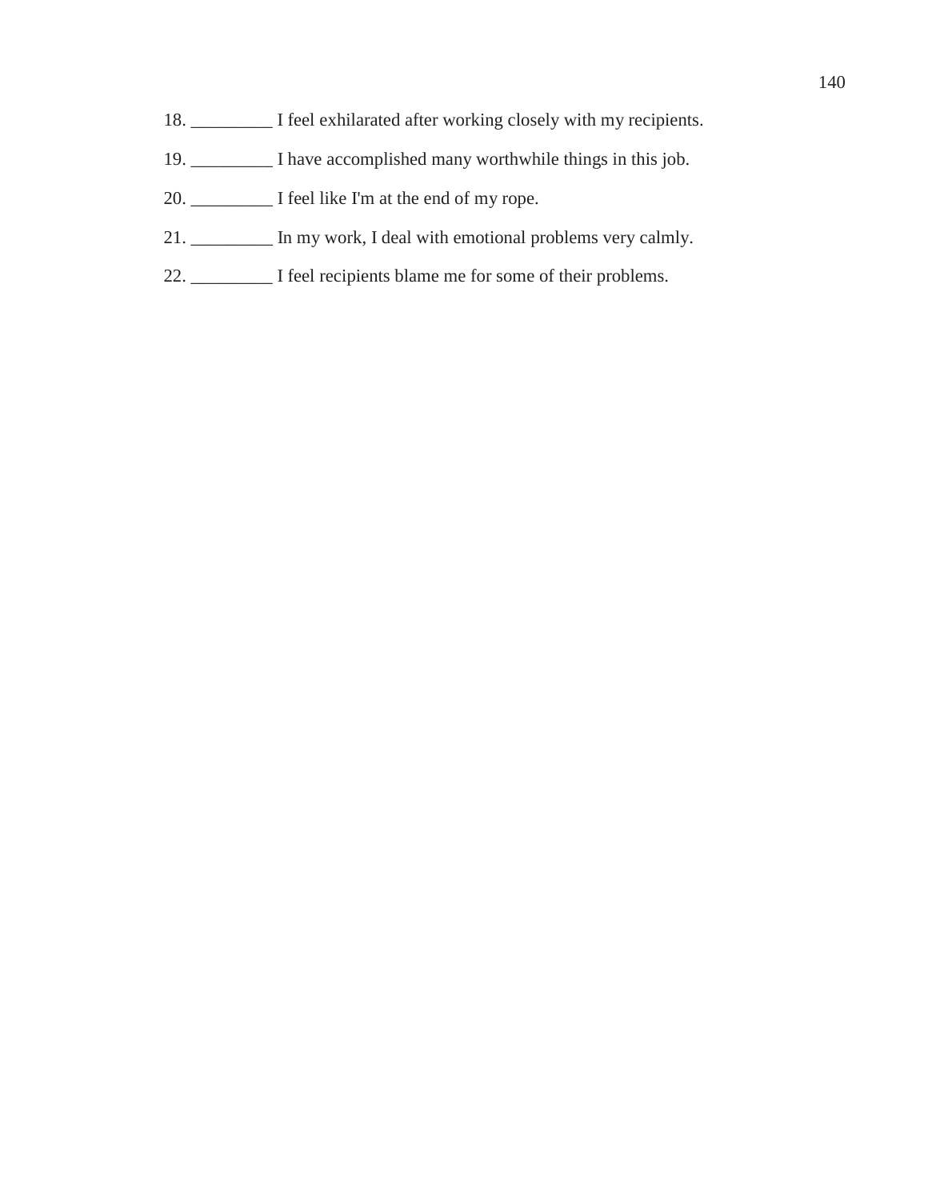18. _________ I feel exhilarated after working closely with my recipients.

19. _________ I have accomplished many worthwhile things in this job.

20. _________ I feel like I'm at the end of my rope.

21. _________ In my work, I deal with emotional problems very calmly.

22. _________ I feel recipients blame me for some of their problems.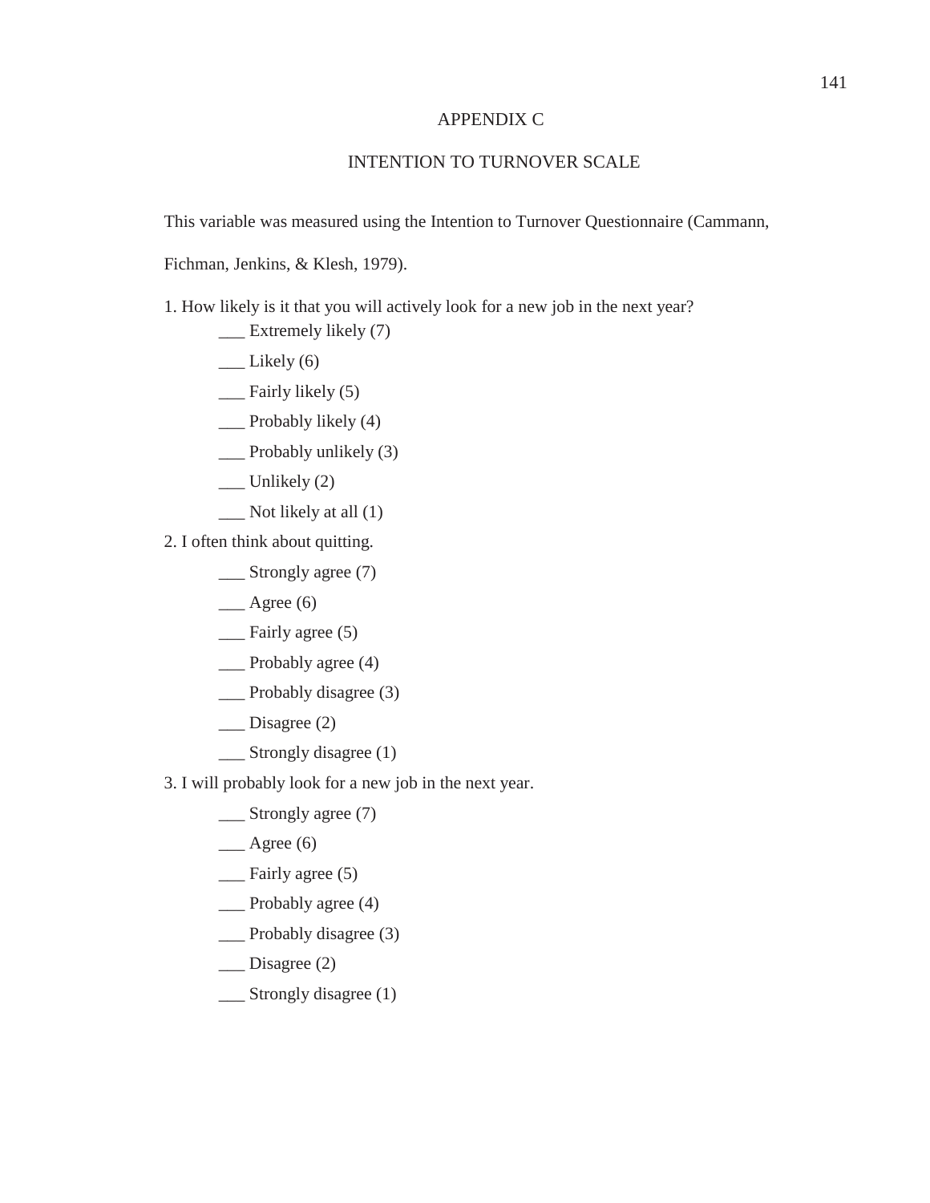# APPENDIX C

## INTENTION TO TURNOVER SCALE

This variable was measured using the Intention to Turnover Questionnaire (Cammann, Fichman, Jenkins, & Klesh, 1979).

1. How likely is it that you will actively look for a new job in the next year?

   ___ Extremely likely (7)

   ___ Likely (6)

   ___ Fairly likely (5)

   ___ Probably likely (4)

   ___ Probably unlikely (3)

   ___ Unlikely (2)

   ___ Not likely at all (1)

2. I often think about quitting.

   ___ Strongly agree (7)

   ___ Agree (6)

   ___ Fairly agree (5)

   ___ Probably agree (4)

   ___ Probably disagree (3)

   ___ Disagree (2)

   ___ Strongly disagree (1)

3. I will probably look for a new job in the next year.

   ___ Strongly agree (7)

   ___ Agree (6)

   ___ Fairly agree (5)

   ___ Probably agree (4)

   ___ Probably disagree (3)

   ___ Disagree (2)

   ___ Strongly disagree (1)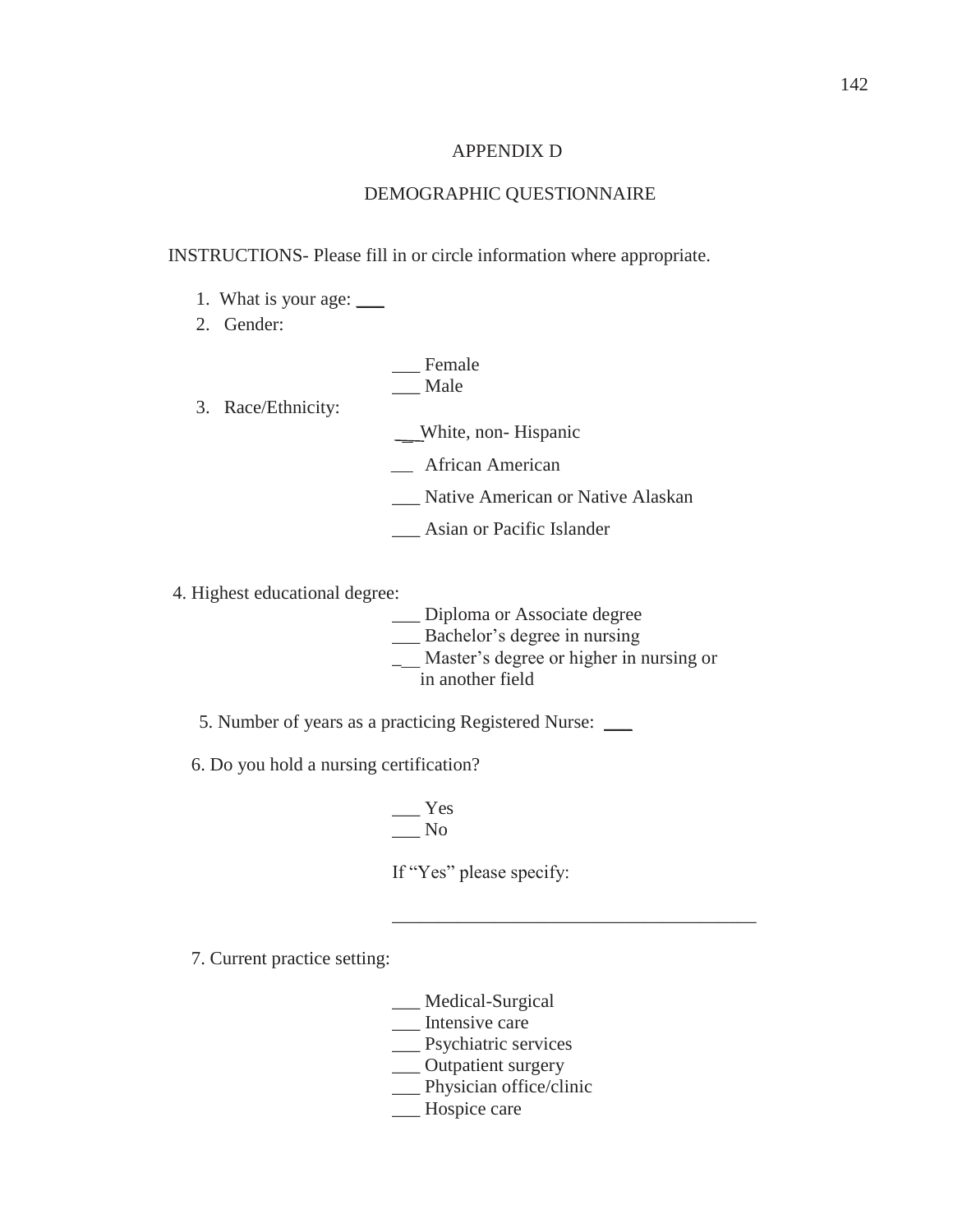# APPENDIX D

## DEMOGRAPHIC QUESTIONNAIRE

INSTRUCTIONS- Please fill in or circle information where appropriate.

1. What is your age: ___
2. Gender:

   ___ Female
   ___ Male

3. Race/Ethnicity:

   ___White, non- Hispanic

   __ African American

   ___ Native American or Native Alaskan

   ___ Asian or Pacific Islander

4. Highest educational degree:

   ___ Diploma or Associate degree
   ___ Bachelor's degree in nursing
   ___ Master's degree or higher in nursing or in another field

5. Number of years as a practicing Registered Nurse: ___

6. Do you hold a nursing certification?

   ___ Yes
   ___ No

   If "Yes" please specify:

   ________________________________________

7. Current practice setting:

   ___ Medical-Surgical
   ___ Intensive care
   ___ Psychiatric services
   ___ Outpatient surgery
   ___ Physician office/clinic
   ___ Hospice care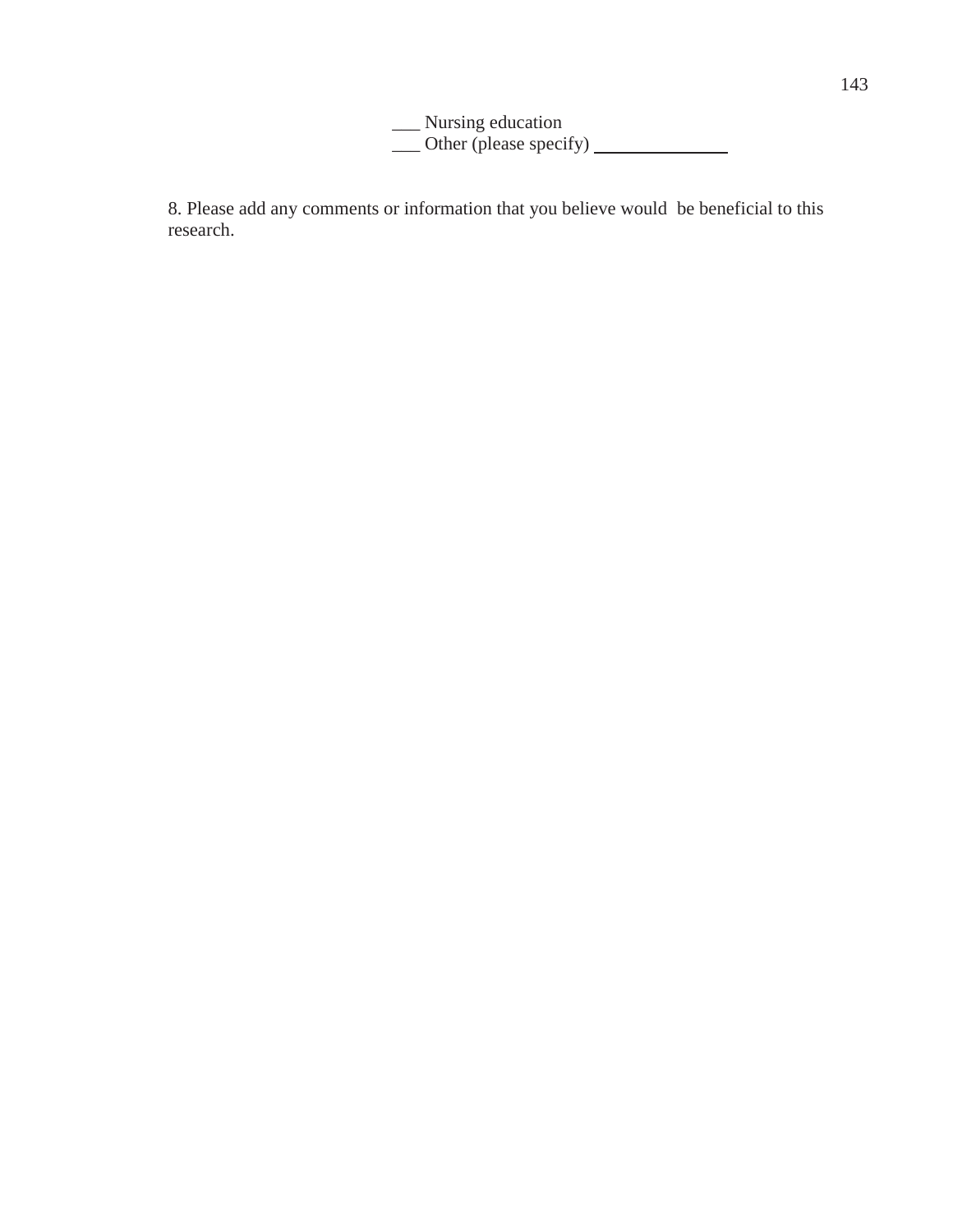___ Nursing education
___ Other (please specify) _______________

8. Please add any comments or information that you believe would be beneficial to this research.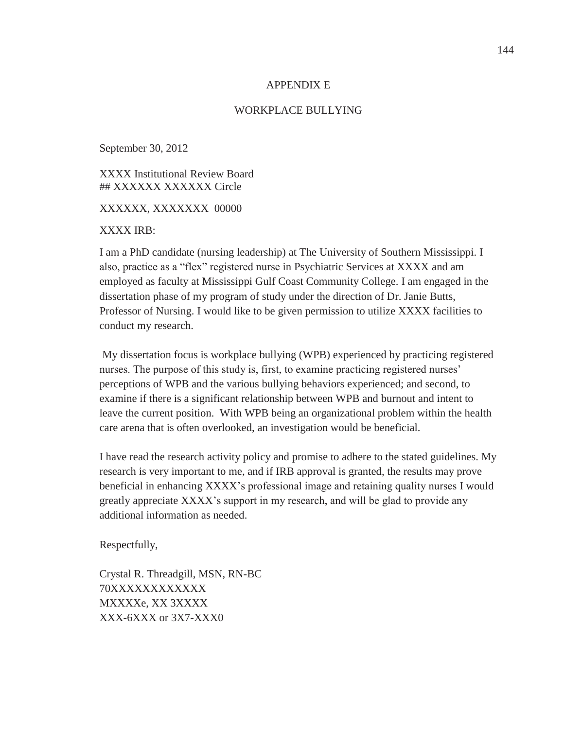# APPENDIX E

## WORKPLACE BULLYING

September 30, 2012

XXXX Institutional Review Board
## XXXXXX XXXXXX Circle

XXXXXX, XXXXXXX 00000

XXXX IRB:

I am a PhD candidate (nursing leadership) at The University of Southern Mississippi. I also, practice as a "flex" registered nurse in Psychiatric Services at XXXX and am employed as faculty at Mississippi Gulf Coast Community College. I am engaged in the dissertation phase of my program of study under the direction of Dr. Janie Butts, Professor of Nursing. I would like to be given permission to utilize XXXX facilities to conduct my research.

My dissertation focus is workplace bullying (WPB) experienced by practicing registered nurses. The purpose of this study is, first, to examine practicing registered nurses' perceptions of WPB and the various bullying behaviors experienced; and second, to examine if there is a significant relationship between WPB and burnout and intent to leave the current position. With WPB being an organizational problem within the health care arena that is often overlooked, an investigation would be beneficial.

I have read the research activity policy and promise to adhere to the stated guidelines. My research is very important to me, and if IRB approval is granted, the results may prove beneficial in enhancing XXXX's professional image and retaining quality nurses I would greatly appreciate XXXX's support in my research, and will be glad to provide any additional information as needed.

Respectfully,

Crystal R. Threadgill, MSN, RN-BC
70XXXXXXXXXXXX
MXXXXe, XX 3XXXX
XXX-6XXX or 3X7-XXX0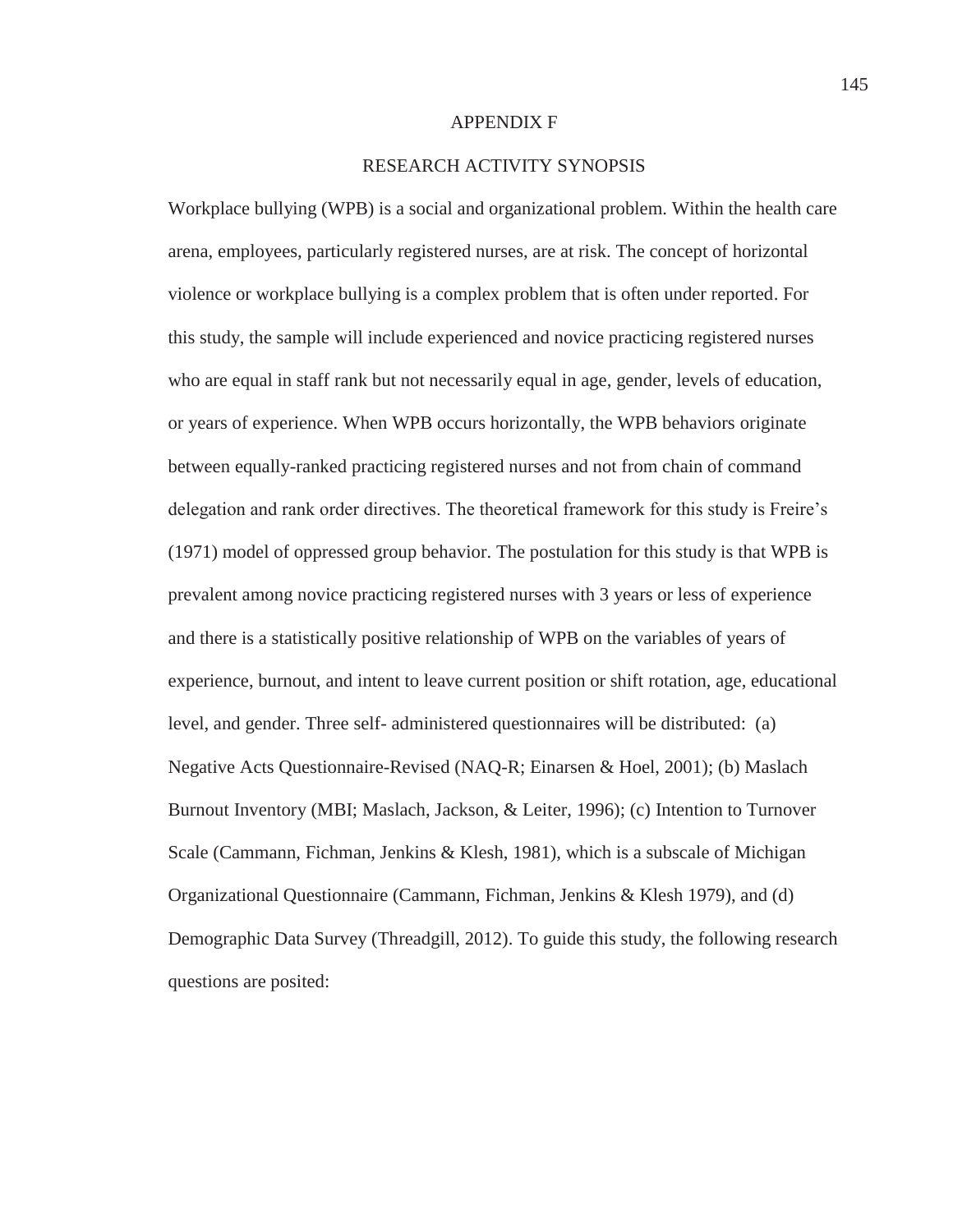# APPENDIX F

## RESEARCH ACTIVITY SYNOPSIS

Workplace bullying (WPB) is a social and organizational problem. Within the health care arena, employees, particularly registered nurses, are at risk. The concept of horizontal violence or workplace bullying is a complex problem that is often under reported. For this study, the sample will include experienced and novice practicing registered nurses who are equal in staff rank but not necessarily equal in age, gender, levels of education, or years of experience. When WPB occurs horizontally, the WPB behaviors originate between equally-ranked practicing registered nurses and not from chain of command delegation and rank order directives. The theoretical framework for this study is Freire's (1971) model of oppressed group behavior. The postulation for this study is that WPB is prevalent among novice practicing registered nurses with 3 years or less of experience and there is a statistically positive relationship of WPB on the variables of years of experience, burnout, and intent to leave current position or shift rotation, age, educational level, and gender. Three self- administered questionnaires will be distributed: (a) Negative Acts Questionnaire-Revised (NAQ-R; Einarsen & Hoel, 2001); (b) Maslach Burnout Inventory (MBI; Maslach, Jackson, & Leiter, 1996); (c) Intention to Turnover Scale (Cammann, Fichman, Jenkins & Klesh, 1981), which is a subscale of Michigan Organizational Questionnaire (Cammann, Fichman, Jenkins & Klesh 1979), and (d) Demographic Data Survey (Threadgill, 2012). To guide this study, the following research questions are posited: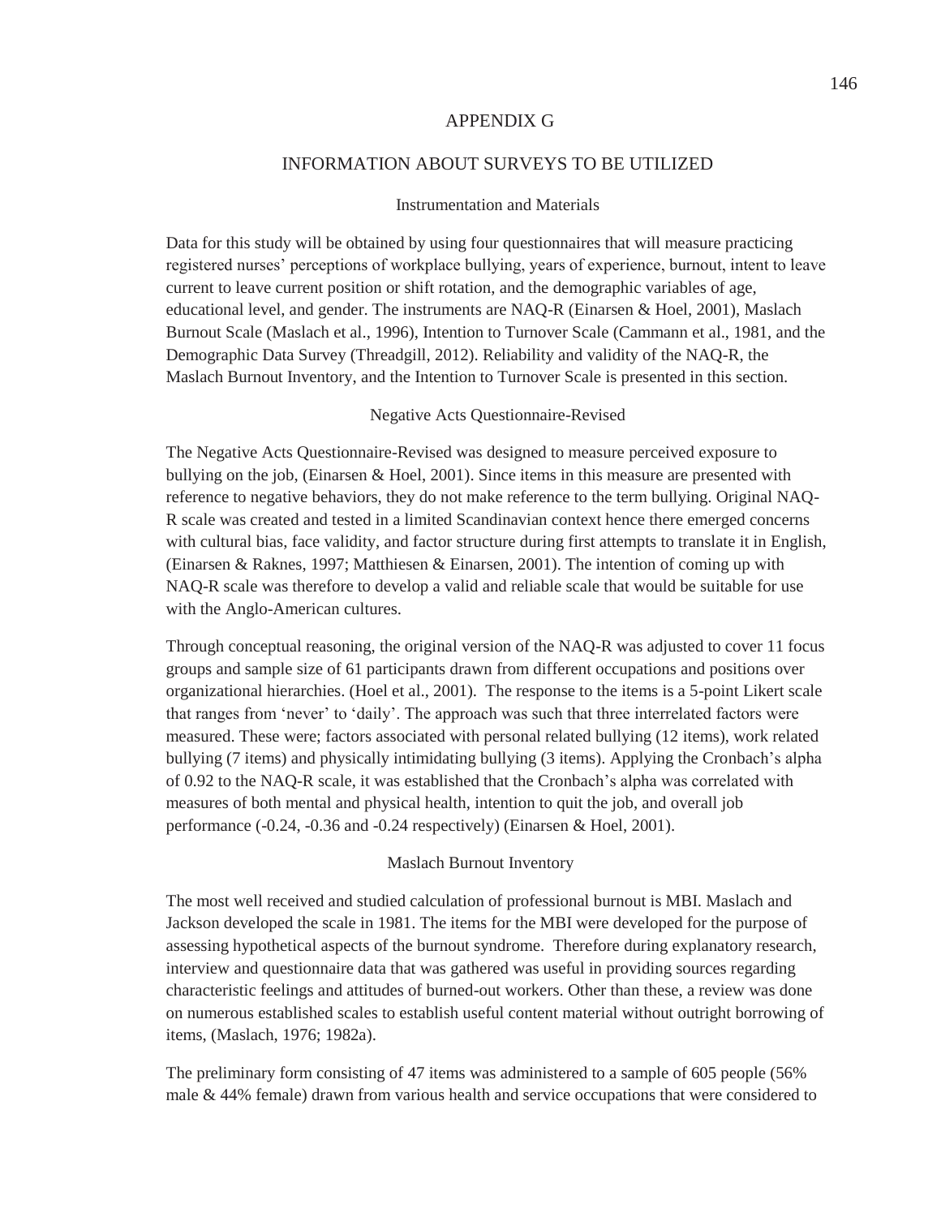# APPENDIX G

## INFORMATION ABOUT SURVEYS TO BE UTILIZED

### Instrumentation and Materials

Data for this study will be obtained by using four questionnaires that will measure practicing registered nurses' perceptions of workplace bullying, years of experience, burnout, intent to leave current to leave current position or shift rotation, and the demographic variables of age, educational level, and gender. The instruments are NAQ-R (Einarsen & Hoel, 2001), Maslach Burnout Scale (Maslach et al., 1996), Intention to Turnover Scale (Cammann et al., 1981, and the Demographic Data Survey (Threadgill, 2012). Reliability and validity of the NAQ-R, the Maslach Burnout Inventory, and the Intention to Turnover Scale is presented in this section.

### Negative Acts Questionnaire-Revised

The Negative Acts Questionnaire-Revised was designed to measure perceived exposure to bullying on the job, (Einarsen & Hoel, 2001). Since items in this measure are presented with reference to negative behaviors, they do not make reference to the term bullying. Original NAQ-R scale was created and tested in a limited Scandinavian context hence there emerged concerns with cultural bias, face validity, and factor structure during first attempts to translate it in English, (Einarsen & Raknes, 1997; Matthiesen & Einarsen, 2001). The intention of coming up with NAQ-R scale was therefore to develop a valid and reliable scale that would be suitable for use with the Anglo-American cultures.

Through conceptual reasoning, the original version of the NAQ-R was adjusted to cover 11 focus groups and sample size of 61 participants drawn from different occupations and positions over organizational hierarchies. (Hoel et al., 2001). The response to the items is a 5-point Likert scale that ranges from 'never' to 'daily'. The approach was such that three interrelated factors were measured. These were; factors associated with personal related bullying (12 items), work related bullying (7 items) and physically intimidating bullying (3 items). Applying the Cronbach's alpha of 0.92 to the NAQ-R scale, it was established that the Cronbach's alpha was correlated with measures of both mental and physical health, intention to quit the job, and overall job performance (-0.24, -0.36 and -0.24 respectively) (Einarsen & Hoel, 2001).

### Maslach Burnout Inventory

The most well received and studied calculation of professional burnout is MBI. Maslach and Jackson developed the scale in 1981. The items for the MBI were developed for the purpose of assessing hypothetical aspects of the burnout syndrome. Therefore during explanatory research, interview and questionnaire data that was gathered was useful in providing sources regarding characteristic feelings and attitudes of burned-out workers. Other than these, a review was done on numerous established scales to establish useful content material without outright borrowing of items, (Maslach, 1976; 1982a).

The preliminary form consisting of 47 items was administered to a sample of 605 people (56% male & 44% female) drawn from various health and service occupations that were considered to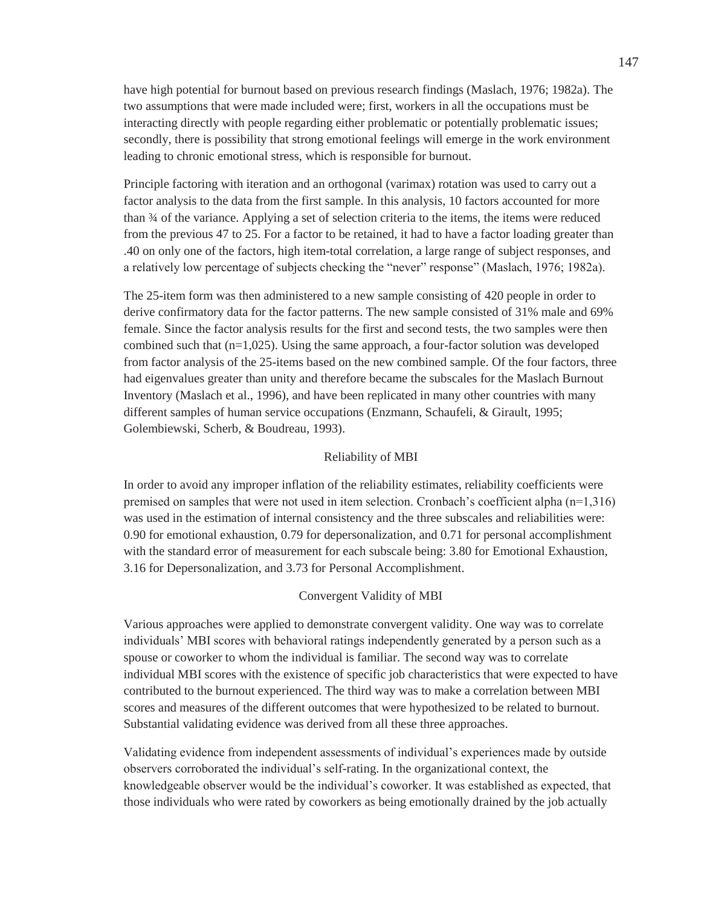have high potential for burnout based on previous research findings (Maslach, 1976; 1982a). The two assumptions that were made included were; first, workers in all the occupations must be interacting directly with people regarding either problematic or potentially problematic issues; secondly, there is possibility that strong emotional feelings will emerge in the work environment leading to chronic emotional stress, which is responsible for burnout.

Principle factoring with iteration and an orthogonal (varimax) rotation was used to carry out a factor analysis to the data from the first sample. In this analysis, 10 factors accounted for more than ¾ of the variance. Applying a set of selection criteria to the items, the items were reduced from the previous 47 to 25. For a factor to be retained, it had to have a factor loading greater than .40 on only one of the factors, high item-total correlation, a large range of subject responses, and a relatively low percentage of subjects checking the "never" response" (Maslach, 1976; 1982a).

The 25-item form was then administered to a new sample consisting of 420 people in order to derive confirmatory data for the factor patterns. The new sample consisted of 31% male and 69% female. Since the factor analysis results for the first and second tests, the two samples were then combined such that (n=1,025). Using the same approach, a four-factor solution was developed from factor analysis of the 25-items based on the new combined sample. Of the four factors, three had eigenvalues greater than unity and therefore became the subscales for the Maslach Burnout Inventory (Maslach et al., 1996), and have been replicated in many other countries with many different samples of human service occupations (Enzmann, Schaufeli, & Girault, 1995; Golembiewski, Scherb, & Boudreau, 1993).

## Reliability of MBI

In order to avoid any improper inflation of the reliability estimates, reliability coefficients were premised on samples that were not used in item selection. Cronbach's coefficient alpha (n=1,316) was used in the estimation of internal consistency and the three subscales and reliabilities were: 0.90 for emotional exhaustion, 0.79 for depersonalization, and 0.71 for personal accomplishment with the standard error of measurement for each subscale being: 3.80 for Emotional Exhaustion, 3.16 for Depersonalization, and 3.73 for Personal Accomplishment.

## Convergent Validity of MBI

Various approaches were applied to demonstrate convergent validity. One way was to correlate individuals' MBI scores with behavioral ratings independently generated by a person such as a spouse or coworker to whom the individual is familiar. The second way was to correlate individual MBI scores with the existence of specific job characteristics that were expected to have contributed to the burnout experienced. The third way was to make a correlation between MBI scores and measures of the different outcomes that were hypothesized to be related to burnout. Substantial validating evidence was derived from all these three approaches.

Validating evidence from independent assessments of individual's experiences made by outside observers corroborated the individual's self-rating. In the organizational context, the knowledgeable observer would be the individual's coworker. It was established as expected, that those individuals who were rated by coworkers as being emotionally drained by the job actually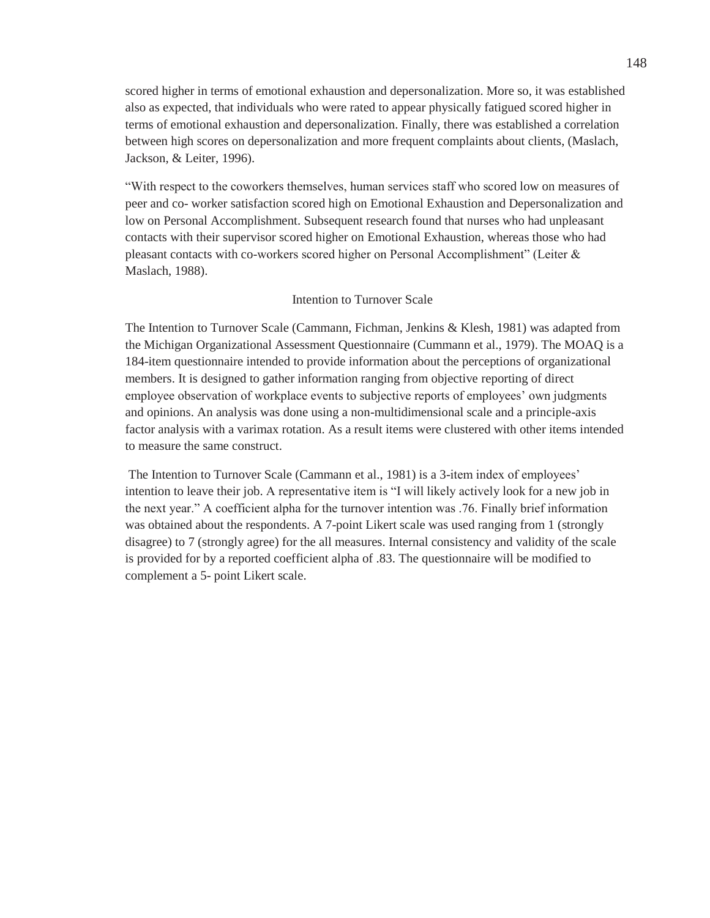scored higher in terms of emotional exhaustion and depersonalization. More so, it was established also as expected, that individuals who were rated to appear physically fatigued scored higher in terms of emotional exhaustion and depersonalization. Finally, there was established a correlation between high scores on depersonalization and more frequent complaints about clients, (Maslach, Jackson, & Leiter, 1996).

"With respect to the coworkers themselves, human services staff who scored low on measures of peer and co- worker satisfaction scored high on Emotional Exhaustion and Depersonalization and low on Personal Accomplishment. Subsequent research found that nurses who had unpleasant contacts with their supervisor scored higher on Emotional Exhaustion, whereas those who had pleasant contacts with co-workers scored higher on Personal Accomplishment" (Leiter & Maslach, 1988).

## Intention to Turnover Scale

The Intention to Turnover Scale (Cammann, Fichman, Jenkins & Klesh, 1981) was adapted from the Michigan Organizational Assessment Questionnaire (Cummann et al., 1979). The MOAQ is a 184-item questionnaire intended to provide information about the perceptions of organizational members. It is designed to gather information ranging from objective reporting of direct employee observation of workplace events to subjective reports of employees' own judgments and opinions. An analysis was done using a non-multidimensional scale and a principle-axis factor analysis with a varimax rotation. As a result items were clustered with other items intended to measure the same construct.

The Intention to Turnover Scale (Cammann et al., 1981) is a 3-item index of employees' intention to leave their job. A representative item is "I will likely actively look for a new job in the next year." A coefficient alpha for the turnover intention was .76. Finally brief information was obtained about the respondents. A 7-point Likert scale was used ranging from 1 (strongly disagree) to 7 (strongly agree) for the all measures. Internal consistency and validity of the scale is provided for by a reported coefficient alpha of .83. The questionnaire will be modified to complement a 5- point Likert scale.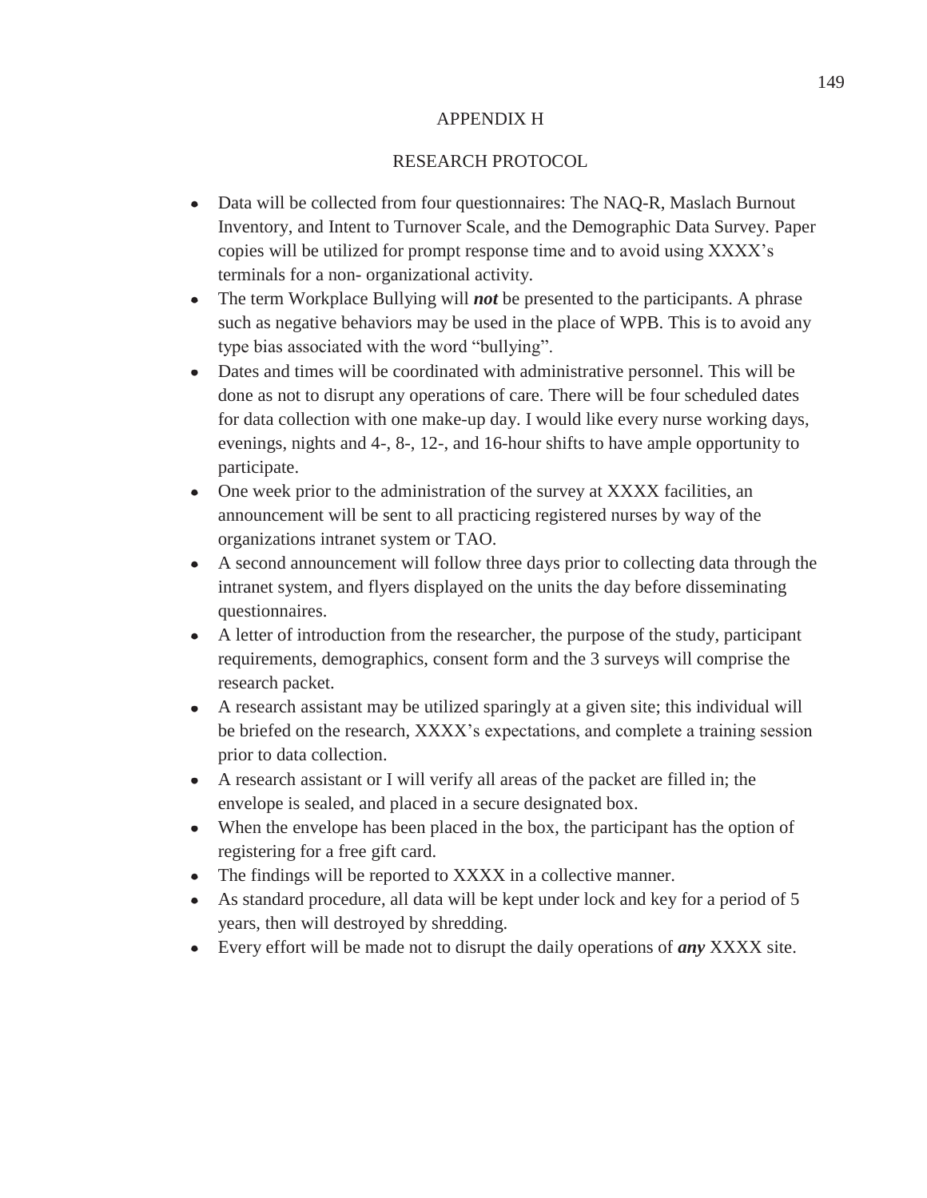# APPENDIX H

## RESEARCH PROTOCOL

- Data will be collected from four questionnaires: The NAQ-R, Maslach Burnout Inventory, and Intent to Turnover Scale, and the Demographic Data Survey. Paper copies will be utilized for prompt response time and to avoid using XXXX's terminals for a non- organizational activity.
- The term Workplace Bullying will ***not*** be presented to the participants. A phrase such as negative behaviors may be used in the place of WPB. This is to avoid any type bias associated with the word "bullying".
- Dates and times will be coordinated with administrative personnel. This will be done as not to disrupt any operations of care. There will be four scheduled dates for data collection with one make-up day. I would like every nurse working days, evenings, nights and 4-, 8-, 12-, and 16-hour shifts to have ample opportunity to participate.
- One week prior to the administration of the survey at XXXX facilities, an announcement will be sent to all practicing registered nurses by way of the organizations intranet system or TAO.
- A second announcement will follow three days prior to collecting data through the intranet system, and flyers displayed on the units the day before disseminating questionnaires.
- A letter of introduction from the researcher, the purpose of the study, participant requirements, demographics, consent form and the 3 surveys will comprise the research packet.
- A research assistant may be utilized sparingly at a given site; this individual will be briefed on the research, XXXX's expectations, and complete a training session prior to data collection.
- A research assistant or I will verify all areas of the packet are filled in; the envelope is sealed, and placed in a secure designated box.
- When the envelope has been placed in the box, the participant has the option of registering for a free gift card.
- The findings will be reported to XXXX in a collective manner.
- As standard procedure, all data will be kept under lock and key for a period of 5 years, then will destroyed by shredding.
- Every effort will be made not to disrupt the daily operations of ***any*** XXXX site.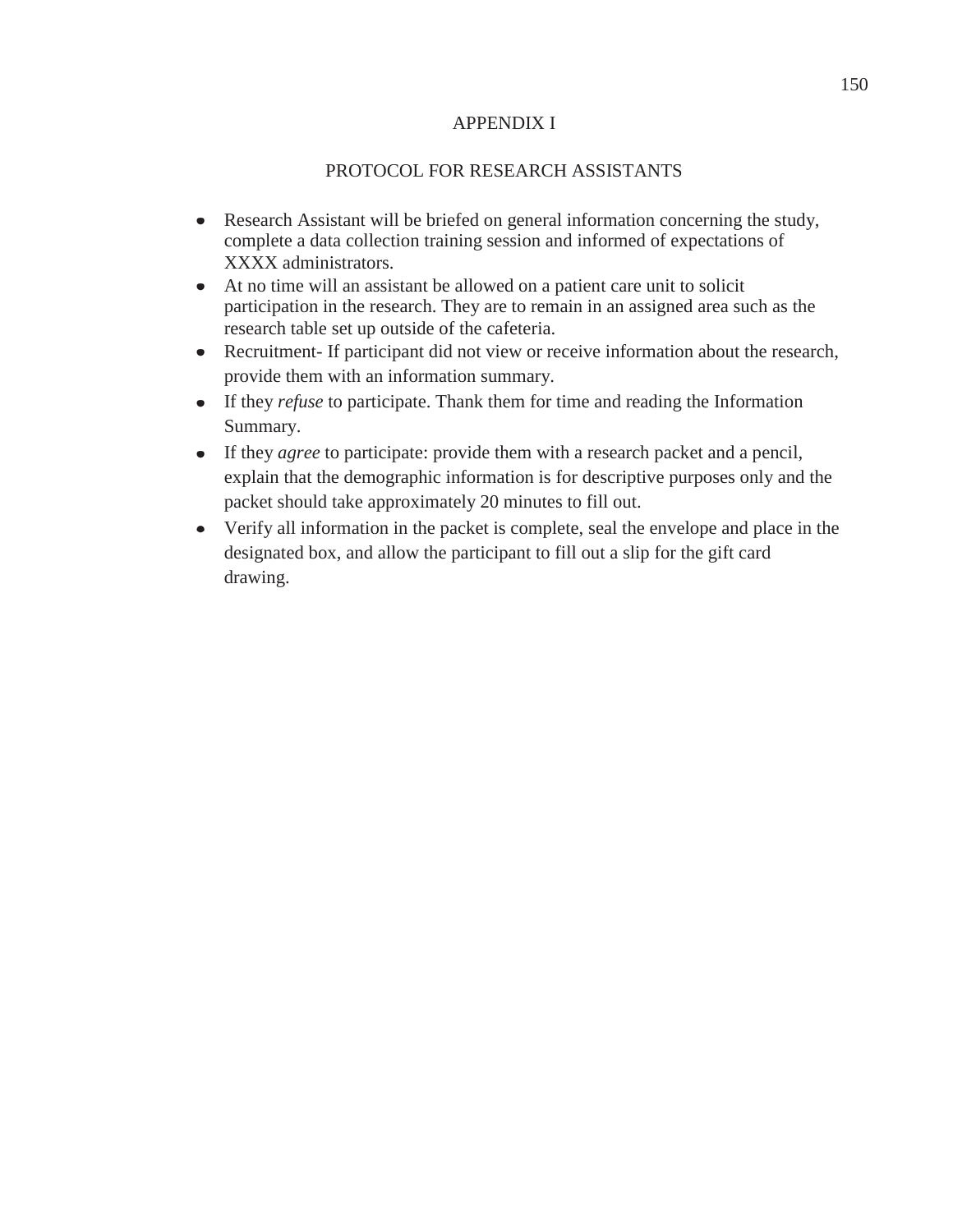# APPENDIX I

## PROTOCOL FOR RESEARCH ASSISTANTS

- Research Assistant will be briefed on general information concerning the study, complete a data collection training session and informed of expectations of XXXX administrators.
- At no time will an assistant be allowed on a patient care unit to solicit participation in the research. They are to remain in an assigned area such as the research table set up outside of the cafeteria.
- Recruitment- If participant did not view or receive information about the research, provide them with an information summary.
- If they *refuse* to participate. Thank them for time and reading the Information Summary.
- If they *agree* to participate: provide them with a research packet and a pencil, explain that the demographic information is for descriptive purposes only and the packet should take approximately 20 minutes to fill out.
- Verify all information in the packet is complete, seal the envelope and place in the designated box, and allow the participant to fill out a slip for the gift card drawing.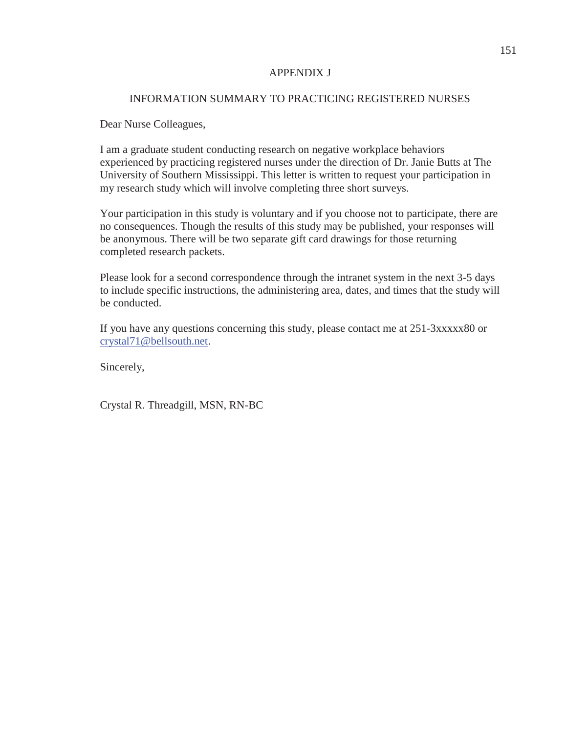# APPENDIX J

## INFORMATION SUMMARY TO PRACTICING REGISTERED NURSES

Dear Nurse Colleagues,

I am a graduate student conducting research on negative workplace behaviors experienced by practicing registered nurses under the direction of Dr. Janie Butts at The University of Southern Mississippi. This letter is written to request your participation in my research study which will involve completing three short surveys.

Your participation in this study is voluntary and if you choose not to participate, there are no consequences. Though the results of this study may be published, your responses will be anonymous. There will be two separate gift card drawings for those returning completed research packets.

Please look for a second correspondence through the intranet system in the next 3-5 days to include specific instructions, the administering area, dates, and times that the study will be conducted.

If you have any questions concerning this study, please contact me at 251-3xxxxx80 or crystal71@bellsouth.net.

Sincerely,

Crystal R. Threadgill, MSN, RN-BC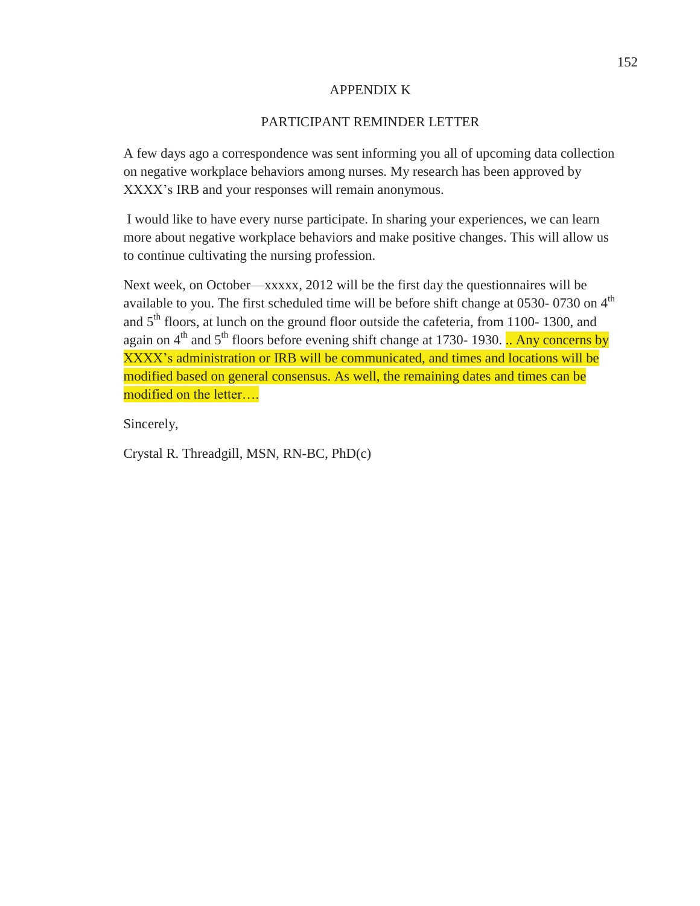# APPENDIX K

## PARTICIPANT REMINDER LETTER

A few days ago a correspondence was sent informing you all of upcoming data collection on negative workplace behaviors among nurses. My research has been approved by XXXX's IRB and your responses will remain anonymous.

I would like to have every nurse participate. In sharing your experiences, we can learn more about negative workplace behaviors and make positive changes. This will allow us to continue cultivating the nursing profession.

Next week, on October—xxxxx, 2012 will be the first day the questionnaires will be available to you. The first scheduled time will be before shift change at 0530- 0730 on 4th and 5th floors, at lunch on the ground floor outside the cafeteria, from 1100- 1300, and again on 4th and 5th floors before evening shift change at 1730- 1930. .. Any concerns by XXXX's administration or IRB will be communicated, and times and locations will be modified based on general consensus. As well, the remaining dates and times can be modified on the letter….

Sincerely,

Crystal R. Threadgill, MSN, RN-BC, PhD(c)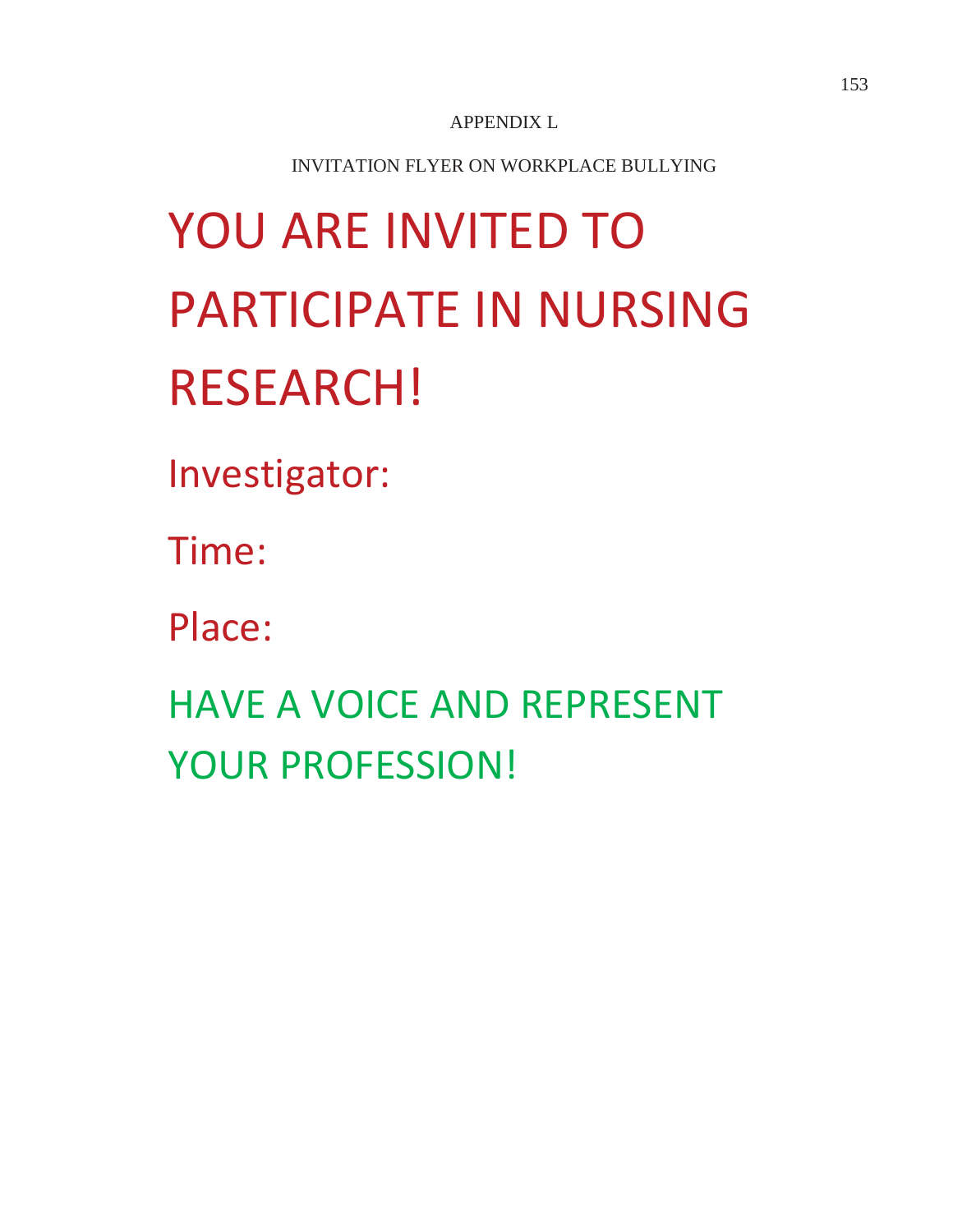APPENDIX L

INVITATION FLYER ON WORKPLACE BULLYING

# YOU ARE INVITED TO PARTICIPATE IN NURSING RESEARCH!

## Investigator:

## Time:

## Place:

## HAVE A VOICE AND REPRESENT YOUR PROFESSION!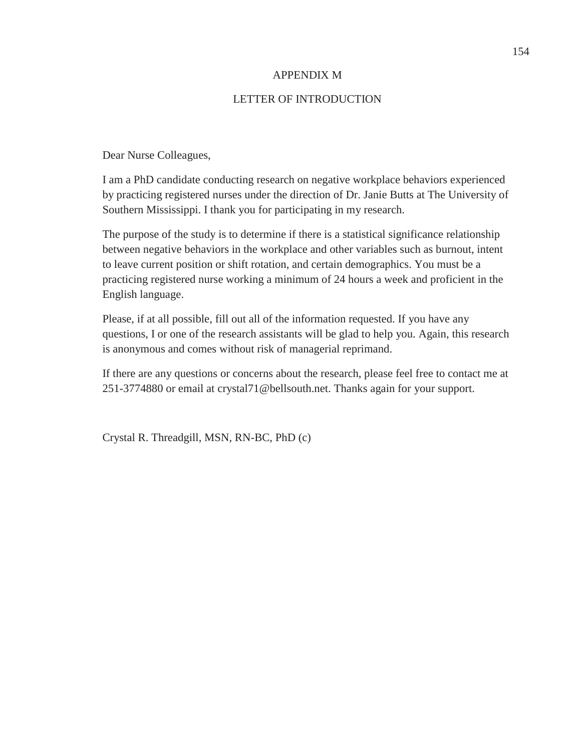# APPENDIX M

## LETTER OF INTRODUCTION

Dear Nurse Colleagues,

I am a PhD candidate conducting research on negative workplace behaviors experienced by practicing registered nurses under the direction of Dr. Janie Butts at The University of Southern Mississippi. I thank you for participating in my research.

The purpose of the study is to determine if there is a statistical significance relationship between negative behaviors in the workplace and other variables such as burnout, intent to leave current position or shift rotation, and certain demographics. You must be a practicing registered nurse working a minimum of 24 hours a week and proficient in the English language.

Please, if at all possible, fill out all of the information requested. If you have any questions, I or one of the research assistants will be glad to help you. Again, this research is anonymous and comes without risk of managerial reprimand.

If there are any questions or concerns about the research, please feel free to contact me at 251-3774880 or email at crystal71@bellsouth.net. Thanks again for your support.

Crystal R. Threadgill, MSN, RN-BC, PhD (c)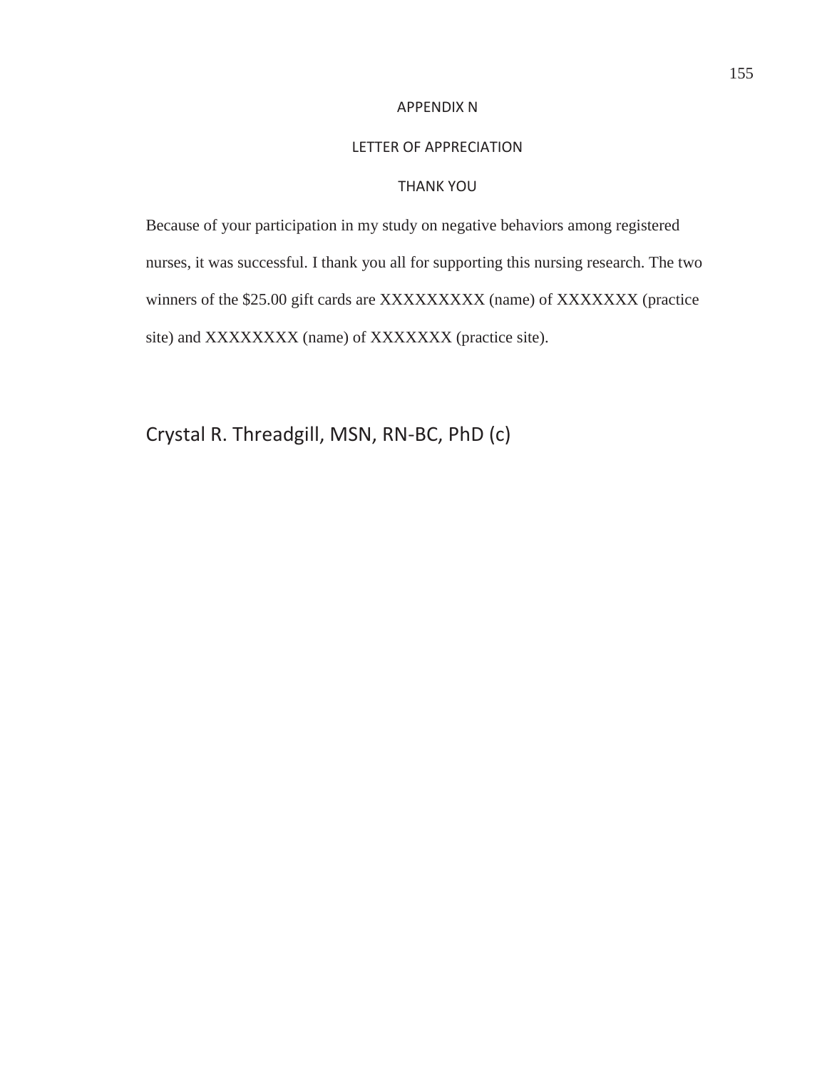# APPENDIX N

## LETTER OF APPRECIATION

### THANK YOU

Because of your participation in my study on negative behaviors among registered nurses, it was successful. I thank you all for supporting this nursing research. The two winners of the $25.00 gift cards are XXXXXXXXX (name) of XXXXXXX (practice site) and XXXXXXXX (name) of XXXXXXX (practice site).

Crystal R. Threadgill, MSN, RN-BC, PhD (c)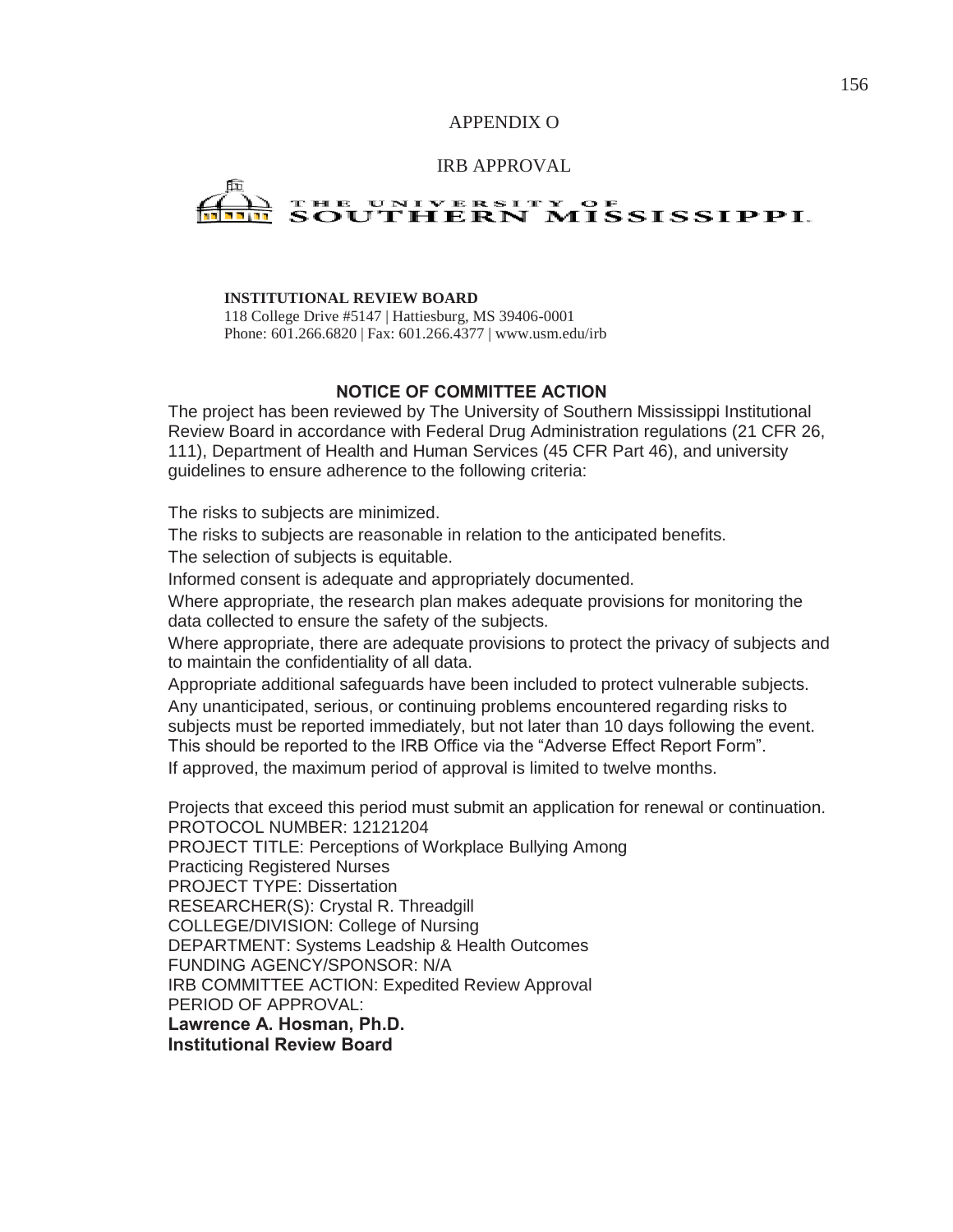# APPENDIX O

## IRB APPROVAL

THE UNIVERSITY OF SOUTHERN MISSISSIPPI.

**INSTITUTIONAL REVIEW BOARD**
118 College Drive #5147 | Hattiesburg, MS 39406-0001
Phone: 601.266.6820 | Fax: 601.266.4377 | www.usm.edu/irb

**NOTICE OF COMMITTEE ACTION**

The project has been reviewed by The University of Southern Mississippi Institutional Review Board in accordance with Federal Drug Administration regulations (21 CFR 26, 111), Department of Health and Human Services (45 CFR Part 46), and university guidelines to ensure adherence to the following criteria:

The risks to subjects are minimized.
The risks to subjects are reasonable in relation to the anticipated benefits.
The selection of subjects is equitable.
Informed consent is adequate and appropriately documented.
Where appropriate, the research plan makes adequate provisions for monitoring the data collected to ensure the safety of the subjects.
Where appropriate, there are adequate provisions to protect the privacy of subjects and to maintain the confidentiality of all data.
Appropriate additional safeguards have been included to protect vulnerable subjects.
Any unanticipated, serious, or continuing problems encountered regarding risks to subjects must be reported immediately, but not later than 10 days following the event. This should be reported to the IRB Office via the "Adverse Effect Report Form".
If approved, the maximum period of approval is limited to twelve months.

Projects that exceed this period must submit an application for renewal or continuation.
PROTOCOL NUMBER: 12121204
PROJECT TITLE: Perceptions of Workplace Bullying Among Practicing Registered Nurses
PROJECT TYPE: Dissertation
RESEARCHER(S): Crystal R. Threadgill
COLLEGE/DIVISION: College of Nursing
DEPARTMENT: Systems Leadship & Health Outcomes
FUNDING AGENCY/SPONSOR: N/A
IRB COMMITTEE ACTION: Expedited Review Approval
PERIOD OF APPROVAL:
**Lawrence A. Hosman, Ph.D.**
**Institutional Review Board**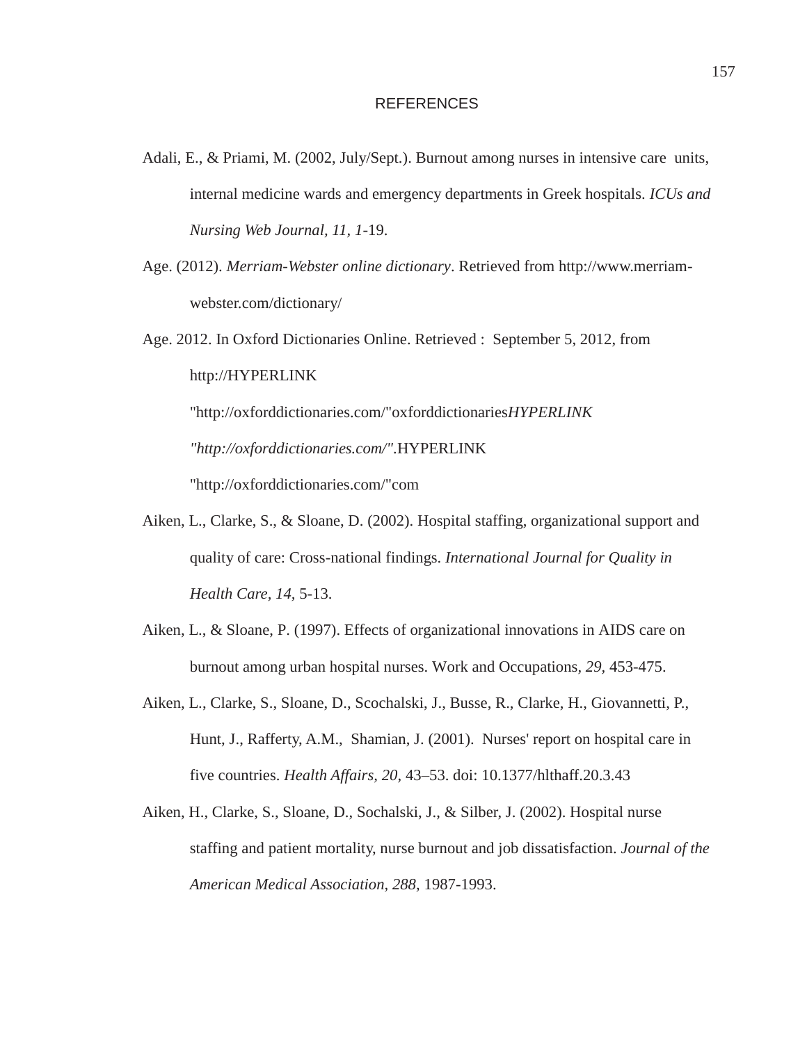# REFERENCES

Adali, E., & Priami, M. (2002, July/Sept.). Burnout among nurses in intensive care units, internal medicine wards and emergency departments in Greek hospitals. *ICUs and Nursing Web Journal, 11, 1*-19.

Age. (2012). *Merriam-Webster online dictionary*. Retrieved from http://www.merriam-webster.com/dictionary/

Age. 2012. In Oxford Dictionaries Online. Retrieved : September 5, 2012, from http://HYPERLINK "http://oxforddictionaries.com/"oxforddictionaries*HYPERLINK "http://oxforddictionaries.com/"*.HYPERLINK "http://oxforddictionaries.com/"com

Aiken, L., Clarke, S., & Sloane, D. (2002). Hospital staffing, organizational support and quality of care: Cross-national findings. *International Journal for Quality in Health Care, 14,* 5-13.

Aiken, L., & Sloane, P. (1997). Effects of organizational innovations in AIDS care on burnout among urban hospital nurses. Work and Occupations*, 29*, 453-475.

Aiken, L., Clarke, S., Sloane, D., Scochalski, J., Busse, R., Clarke, H., Giovannetti, P., Hunt, J., Rafferty, A.M., Shamian, J. (2001). Nurses' report on hospital care in five countries. *Health Affairs, 20,* 43–53. doi: 10.1377/hlthaff.20.3.43

Aiken, H., Clarke, S., Sloane, D., Sochalski, J., & Silber, J. (2002). Hospital nurse staffing and patient mortality, nurse burnout and job dissatisfaction. *Journal of the American Medical Association, 288,* 1987-1993.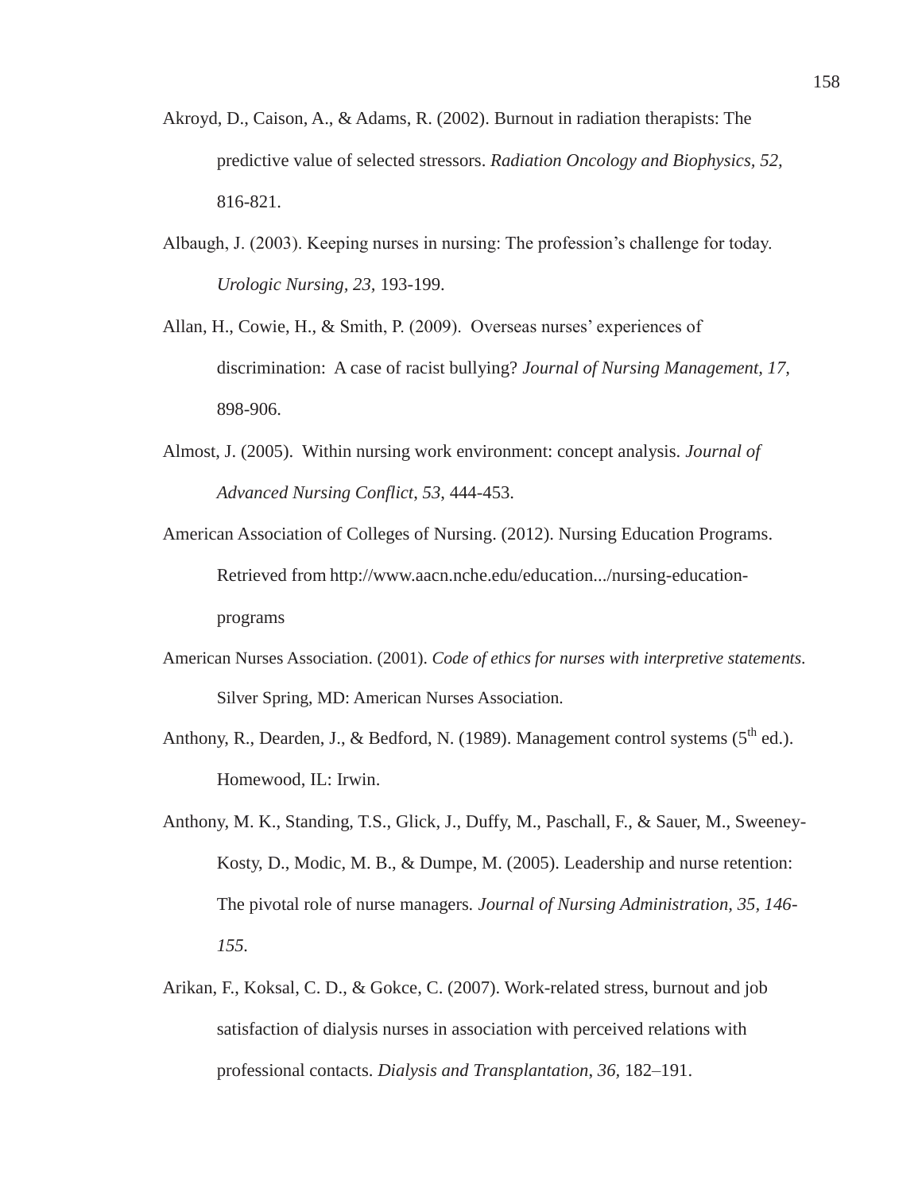Akroyd, D., Caison, A., & Adams, R. (2002). Burnout in radiation therapists: The predictive value of selected stressors. *Radiation Oncology and Biophysics, 52,* 816-821.

Albaugh, J. (2003). Keeping nurses in nursing: The profession's challenge for today. *Urologic Nursing, 23,* 193-199.

Allan, H., Cowie, H., & Smith, P. (2009). Overseas nurses' experiences of discrimination: A case of racist bullying? *Journal of Nursing Management, 17,* 898-906.

Almost, J. (2005). Within nursing work environment: concept analysis. *Journal of Advanced Nursing Conflict, 53,* 444-453.

American Association of Colleges of Nursing. (2012). Nursing Education Programs. Retrieved from http://www.aacn.nche.edu/education.../nursing-education-programs

American Nurses Association. (2001). *Code of ethics for nurses with interpretive statements.* Silver Spring, MD: American Nurses Association.

Anthony, R., Dearden, J., & Bedford, N. (1989). Management control systems (5th ed.). Homewood, IL: Irwin.

Anthony, M. K., Standing, T.S., Glick, J., Duffy, M., Paschall, F., & Sauer, M., Sweeney-Kosty, D., Modic, M. B., & Dumpe, M. (2005). Leadership and nurse retention: The pivotal role of nurse managers. *Journal of Nursing Administration, 35, 146-155.*

Arikan, F., Koksal, C. D., & Gokce, C. (2007). Work-related stress, burnout and job satisfaction of dialysis nurses in association with perceived relations with professional contacts. *Dialysis and Transplantation, 36,* 182–191.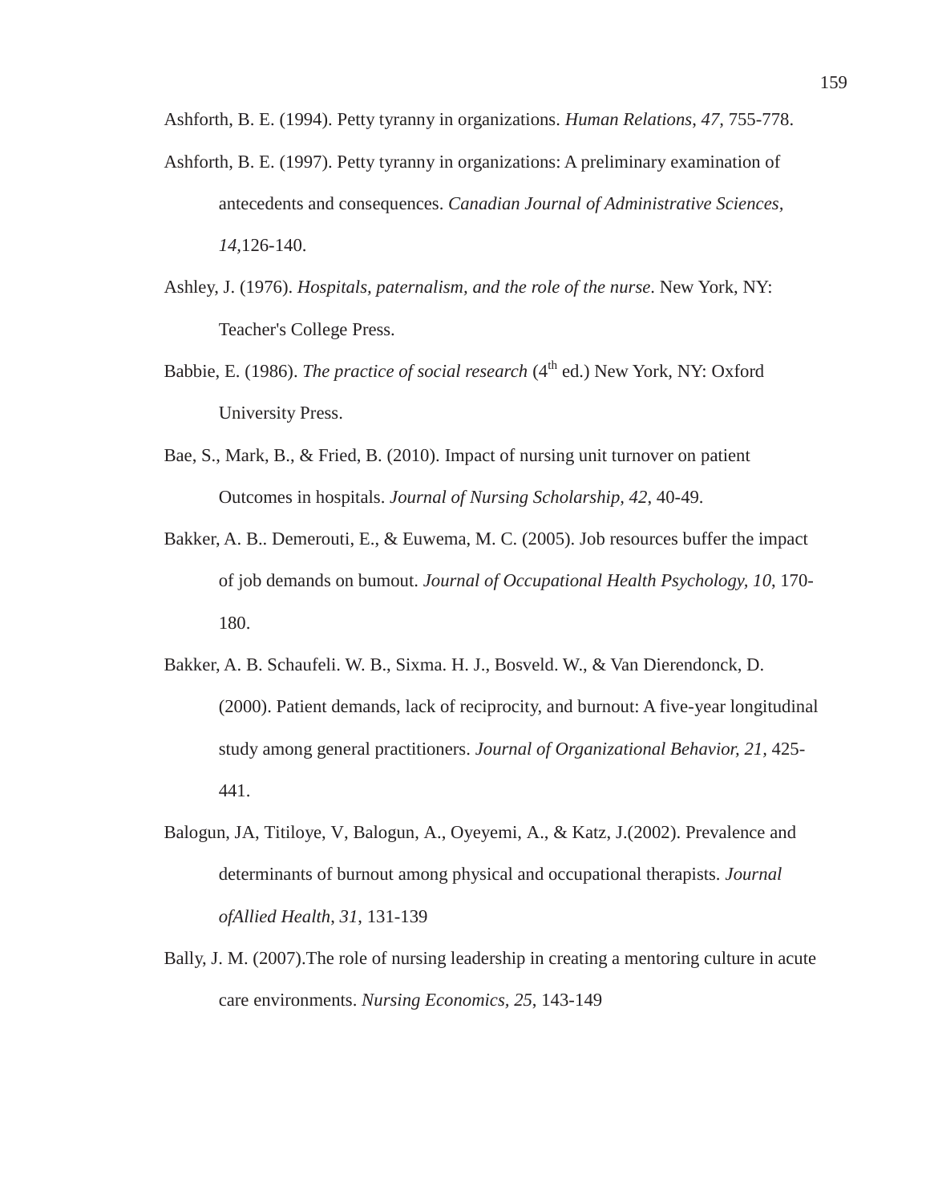Ashforth, B. E. (1994). Petty tyranny in organizations. *Human Relations*, *47*, 755-778.

Ashforth, B. E. (1997). Petty tyranny in organizations: A preliminary examination of antecedents and consequences. *Canadian Journal of Administrative Sciences*, *14*,126-140.

Ashley, J. (1976). *Hospitals, paternalism, and the role of the nurse*. New York, NY: Teacher's College Press.

Babbie, E. (1986). *The practice of social research* (4th ed.) New York, NY: Oxford University Press.

Bae, S., Mark, B., & Fried, B. (2010). Impact of nursing unit turnover on patient Outcomes in hospitals. *Journal of Nursing Scholarship*, *42*, 40-49.

Bakker, A. B.. Demerouti, E., & Euwema, M. C. (2005). Job resources buffer the impact of job demands on bumout. *Journal of Occupational Health Psychology, 10*, 170-180.

Bakker, A. B. Schaufeli. W. B., Sixma. H. J., Bosveld. W., & Van Dierendonck, D. (2000). Patient demands, lack of reciprocity, and burnout: A five-year longitudinal study among general practitioners. *Journal of Organizational Behavior, 21*, 425-441.

Balogun, JA, Titiloye, V, Balogun, A., Oyeyemi, A., & Katz, J.(2002). Prevalence and determinants of burnout among physical and occupational therapists. *Journal ofAllied Health*, *31*, 131-139

Bally, J. M. (2007).The role of nursing leadership in creating a mentoring culture in acute care environments. *Nursing Economics*, *25*, 143-149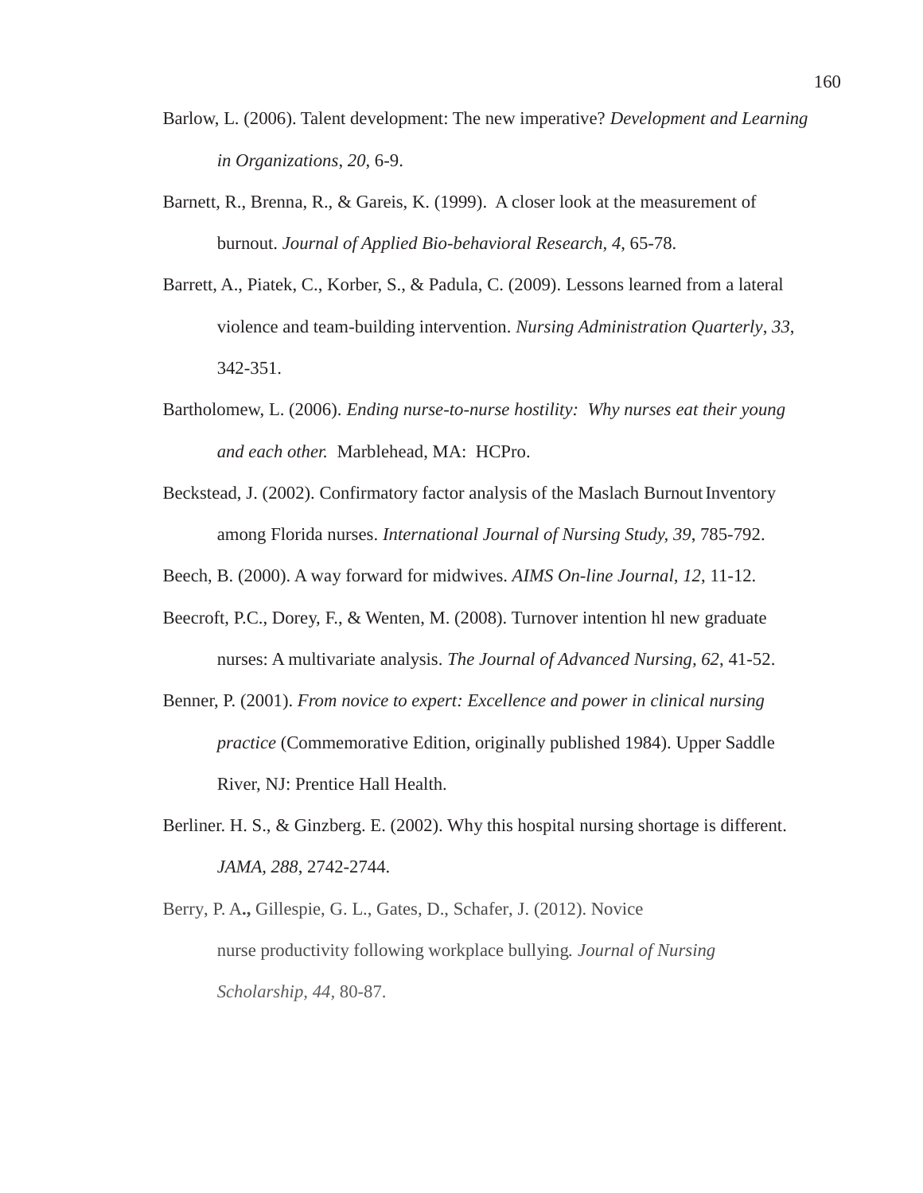Barlow, L. (2006). Talent development: The new imperative? *Development and Learning in Organizations*, *20*, 6-9.

Barnett, R., Brenna, R., & Gareis, K. (1999). A closer look at the measurement of burnout. *Journal of Applied Bio-behavioral Research*, *4*, 65-78.

Barrett, A., Piatek, C., Korber, S., & Padula, C. (2009). Lessons learned from a lateral violence and team-building intervention. *Nursing Administration Quarterly*, *33*, 342-351.

Bartholomew, L. (2006). *Ending nurse-to-nurse hostility: Why nurses eat their young and each other.* Marblehead, MA: HCPro.

Beckstead, J. (2002). Confirmatory factor analysis of the Maslach Burnout Inventory among Florida nurses. *International Journal of Nursing Study, 39*, 785-792.

Beech, B. (2000). A way forward for midwives. *AIMS On-line Journal*, *12*, 11-12.

Beecroft, P.C., Dorey, F., & Wenten, M. (2008). Turnover intention hl new graduate nurses: A multivariate analysis. *The Journal of Advanced Nursing*, *62*, 41-52.

Benner, P. (2001). *From novice to expert: Excellence and power in clinical nursing practice* (Commemorative Edition, originally published 1984). Upper Saddle River, NJ: Prentice Hall Health.

Berliner. H. S., & Ginzberg. E. (2002). Why this hospital nursing shortage is different. *JAMA*, *288*, 2742-2744.

Berry, P. A**.,** Gillespie, G. L., Gates, D., Schafer, J. (2012). Novice nurse productivity following workplace bullying*. Journal of Nursing Scholarship, 44*, 80-87.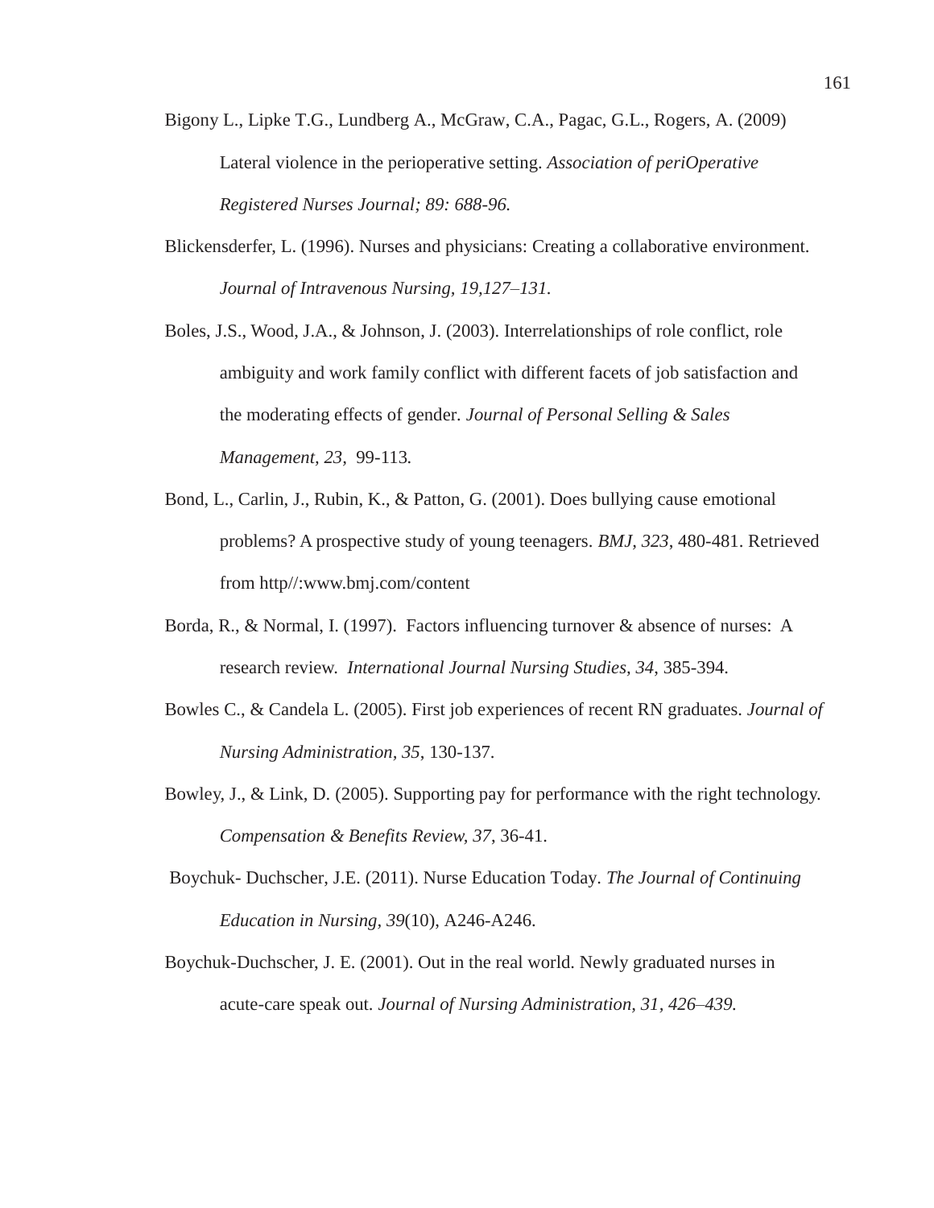Bigony L., Lipke T.G., Lundberg A., McGraw, C.A., Pagac, G.L., Rogers, A. (2009) Lateral violence in the perioperative setting. *Association of periOperative Registered Nurses Journal; 89: 688-96.*

Blickensderfer, L. (1996). Nurses and physicians: Creating a collaborative environment. *Journal of Intravenous Nursing, 19,127–131.*

Boles, J.S., Wood, J.A., & Johnson, J. (2003). Interrelationships of role conflict, role ambiguity and work family conflict with different facets of job satisfaction and the moderating effects of gender. *Journal of Personal Selling & Sales Management, 23,* 99-113*.*

Bond, L., Carlin, J., Rubin, K., & Patton, G. (2001). Does bullying cause emotional problems? A prospective study of young teenagers. *BMJ, 323*, 480-481. Retrieved from http//:www.bmj.com/content

Borda, R., & Normal, I. (1997). Factors influencing turnover & absence of nurses: A research review. *International Journal Nursing Studies, 34*, 385-394.

Bowles C., & Candela L. (2005). First job experiences of recent RN graduates. *Journal of Nursing Administration, 35*, 130-137.

Bowley, J., & Link, D. (2005). Supporting pay for performance with the right technology. *Compensation & Benefits Review, 37*, 36-41.

Boychuk- Duchscher, J.E. (2011). Nurse Education Today. *The Journal of Continuing Education in Nursing, 39*(10), A246-A246.

Boychuk-Duchscher, J. E. (2001). Out in the real world. Newly graduated nurses in acute-care speak out. *Journal of Nursing Administration, 31, 426–439.*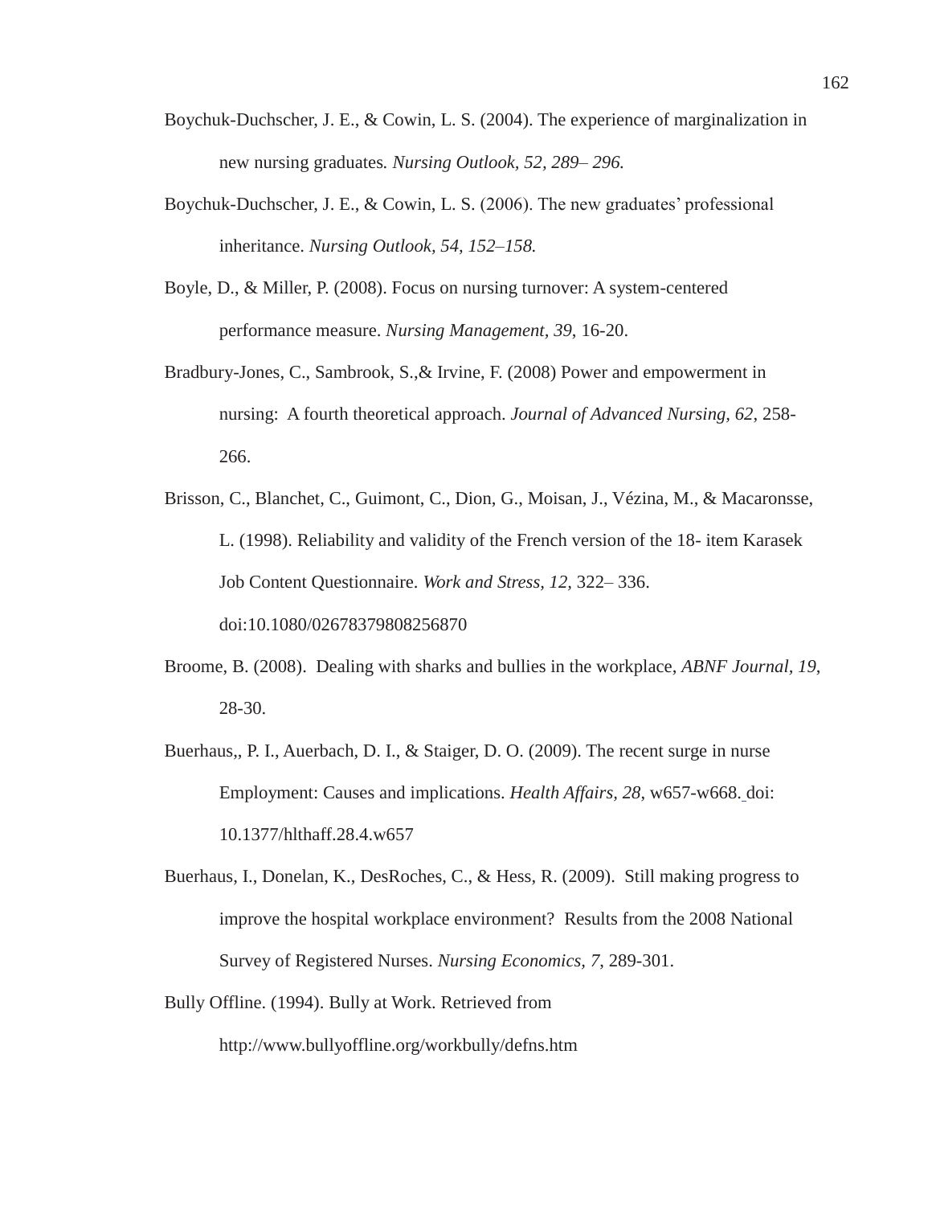Boychuk-Duchscher, J. E., & Cowin, L. S. (2004). The experience of marginalization in new nursing graduates. *Nursing Outlook, 52, 289– 296.*

Boychuk-Duchscher, J. E., & Cowin, L. S. (2006). The new graduates' professional inheritance. *Nursing Outlook, 54, 152–158.*

Boyle, D., & Miller, P. (2008). Focus on nursing turnover: A system-centered performance measure. *Nursing Management, 39*, 16-20.

Bradbury-Jones, C., Sambrook, S.,& Irvine, F. (2008) Power and empowerment in nursing: A fourth theoretical approach. *Journal of Advanced Nursing, 62*, 258-266.

Brisson, C., Blanchet, C., Guimont, C., Dion, G., Moisan, J., Vézina, M., & Macaronsse, L. (1998). Reliability and validity of the French version of the 18- item Karasek Job Content Questionnaire. *Work and Stress, 12,* 322– 336. doi:10.1080/02678379808256870

Broome, B. (2008). Dealing with sharks and bullies in the workplace, *ABNF Journal*, *19*, 28-30.

Buerhaus,, P. I., Auerbach, D. I., & Staiger, D. O. (2009). The recent surge in nurse Employment: Causes and implications. *Health Affairs, 28*, w657-w668. doi: 10.1377/hlthaff.28.4.w657

Buerhaus, I., Donelan, K., DesRoches, C., & Hess, R. (2009). Still making progress to improve the hospital workplace environment? Results from the 2008 National Survey of Registered Nurses. *Nursing Economics, 7*, 289-301.

Bully Offline. (1994). Bully at Work. Retrieved from http://www.bullyoffline.org/workbully/defns.htm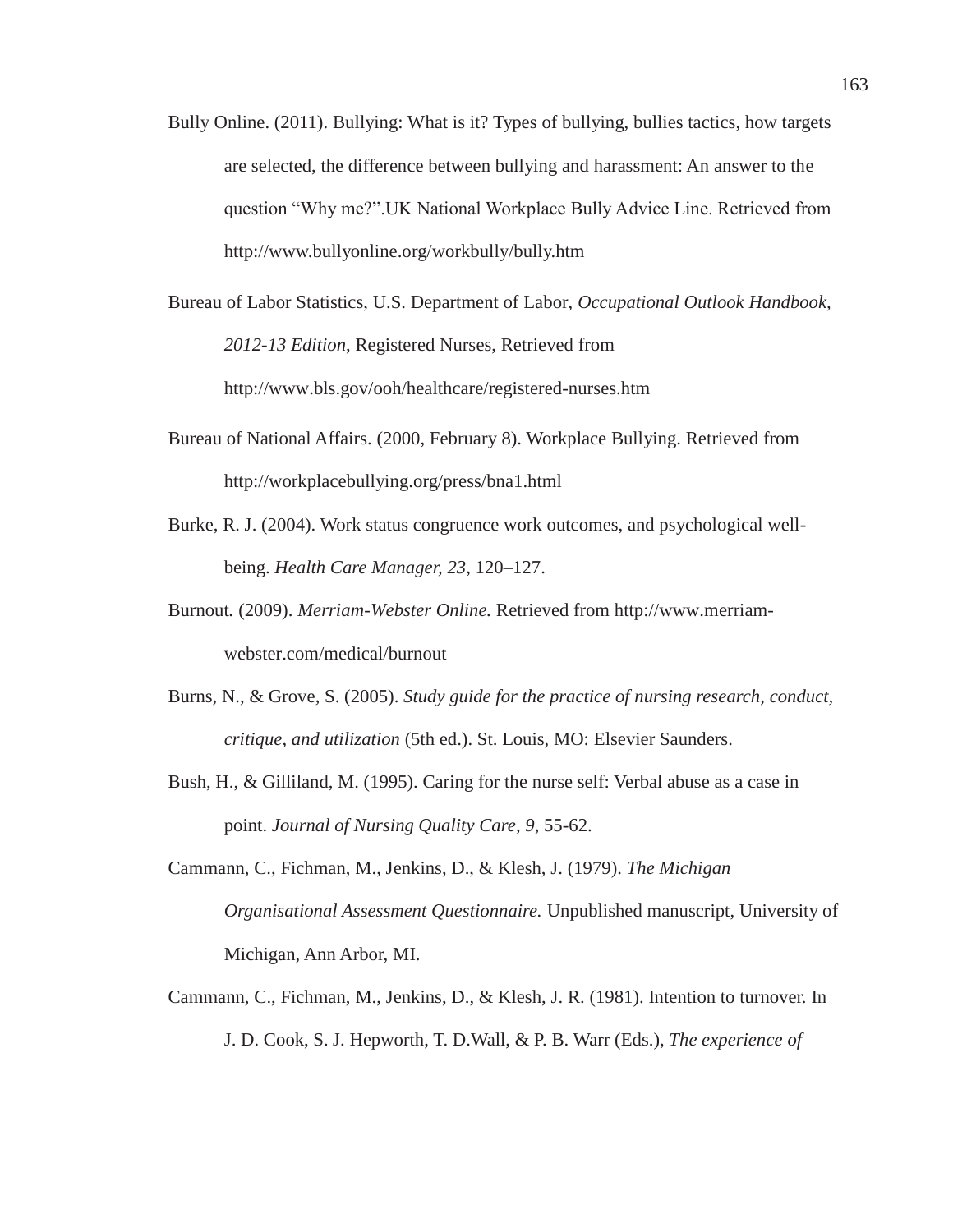Bully Online. (2011). Bullying: What is it? Types of bullying, bullies tactics, how targets are selected, the difference between bullying and harassment: An answer to the question "Why me?".UK National Workplace Bully Advice Line. Retrieved from http://www.bullyonline.org/workbully/bully.htm

Bureau of Labor Statistics, U.S. Department of Labor, *Occupational Outlook Handbook, 2012-13 Edition*, Registered Nurses, Retrieved from http://www.bls.gov/ooh/healthcare/registered-nurses.htm

Bureau of National Affairs. (2000, February 8). Workplace Bullying. Retrieved from http://workplacebullying.org/press/bna1.html

Burke, R. J. (2004). Work status congruence work outcomes, and psychological well-being. *Health Care Manager, 23*, 120–127.

Burnout*.* (2009). *Merriam-Webster Online.* Retrieved from http://www.merriam-webster.com/medical/burnout

Burns, N., & Grove, S. (2005). *Study guide for the practice of nursing research, conduct, critique, and utilization* (5th ed.). St. Louis, MO: Elsevier Saunders.

Bush, H., & Gilliland, M. (1995). Caring for the nurse self: Verbal abuse as a case in point. *Journal of Nursing Quality Care*, *9*, 55-62.

Cammann, C., Fichman, M., Jenkins, D., & Klesh, J. (1979). *The Michigan Organisational Assessment Questionnaire.* Unpublished manuscript, University of Michigan, Ann Arbor, MI.

Cammann, C., Fichman, M., Jenkins, D., & Klesh, J. R. (1981). Intention to turnover. In J. D. Cook, S. J. Hepworth, T. D.Wall, & P. B. Warr (Eds.), *The experience of*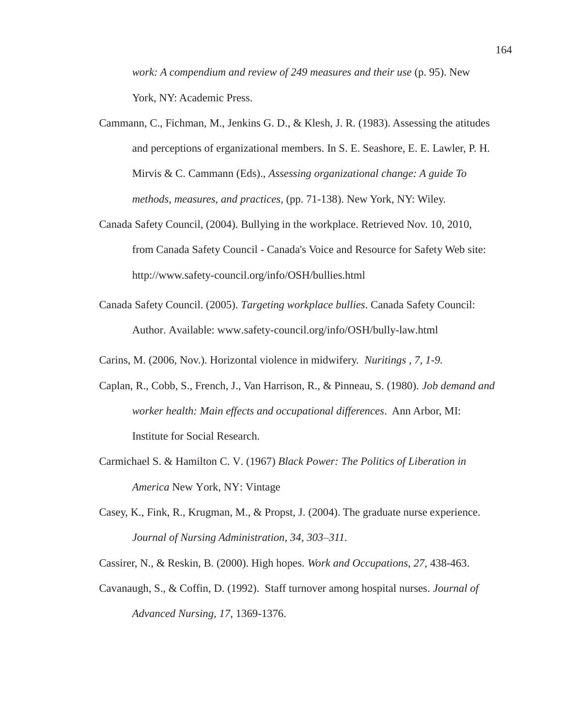*work: A compendium and review of 249 measures and their use* (p. 95). New York, NY: Academic Press.

Cammann, C., Fichman, M., Jenkins G. D., & Klesh, J. R. (1983). Assessing the atitudes and perceptions of organizational members. In S. E. Seashore, E. E. Lawler, P. H. Mirvis & C. Cammann (Eds)., *Assessing organizational change: A guide To methods, measures, and practices*, (pp. 71-138). New York, NY: Wiley.

Canada Safety Council, (2004). Bullying in the workplace. Retrieved Nov. 10, 2010, from Canada Safety Council - Canada's Voice and Resource for Safety Web site: http://www.safety-council.org/info/OSH/bullies.html

Canada Safety Council. (2005). *Targeting workplace bullies*. Canada Safety Council: Author. Available: www.safety-council.org/info/OSH/bully-law.html

Carins, M. (2006, Nov.). Horizontal violence in midwifery. *Nuritings , 7, 1-9.*

Caplan, R., Cobb, S., French, J., Van Harrison, R., & Pinneau, S. (1980). *Job demand and worker health: Main effects and occupational differences*. Ann Arbor, MI: Institute for Social Research.

Carmichael S. & Hamilton C. V. (1967) *Black Power: The Politics of Liberation in America* New York, NY: Vintage

Casey, K., Fink, R., Krugman, M., & Propst, J. (2004). The graduate nurse experience. *Journal of Nursing Administration, 34, 303–311.*

Cassirer, N., & Reskin, B. (2000). High hopes. *Work and Occupations*, *27*, 438-463.

Cavanaugh, S., & Coffin, D. (1992). Staff turnover among hospital nurses. *Journal of Advanced Nursing, 17*, 1369-1376.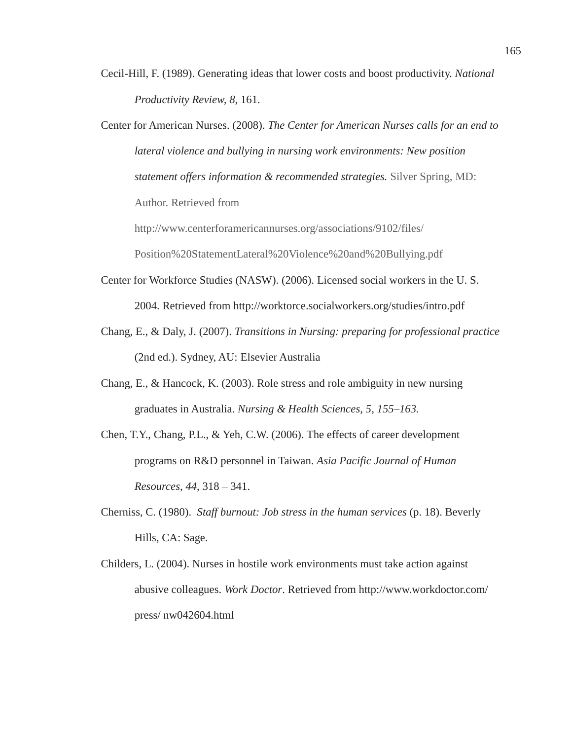Cecil-Hill, F. (1989). Generating ideas that lower costs and boost productivity. *National Productivity Review, 8*, 161.

Center for American Nurses. (2008). *The Center for American Nurses calls for an end to lateral violence and bullying in nursing work environments: New position statement offers information & recommended strategies.* Silver Spring, MD: Author. Retrieved from http://www.centerforamericannurses.org/associations/9102/files/ Position%20StatementLateral%20Violence%20and%20Bullying.pdf

Center for Workforce Studies (NASW). (2006). Licensed social workers in the U. S. 2004. Retrieved from http://worktorce.socialworkers.org/studies/intro.pdf

Chang, E., & Daly, J. (2007). *Transitions in Nursing: preparing for professional practice* (2nd ed.). Sydney, AU: Elsevier Australia

Chang, E., & Hancock, K. (2003). Role stress and role ambiguity in new nursing graduates in Australia. *Nursing & Health Sciences, 5, 155–163.*

Chen, T.Y., Chang, P.L., & Yeh, C.W. (2006). The effects of career development programs on R&D personnel in Taiwan. *Asia Pacific Journal of Human Resources, 44*, 318 – 341.

Cherniss, C. (1980). *Staff burnout: Job stress in the human services* (p. 18). Beverly Hills, CA: Sage.

Childers, L. (2004). Nurses in hostile work environments must take action against abusive colleagues. *Work Doctor*. Retrieved from http://www.workdoctor.com/ press/ nw042604.html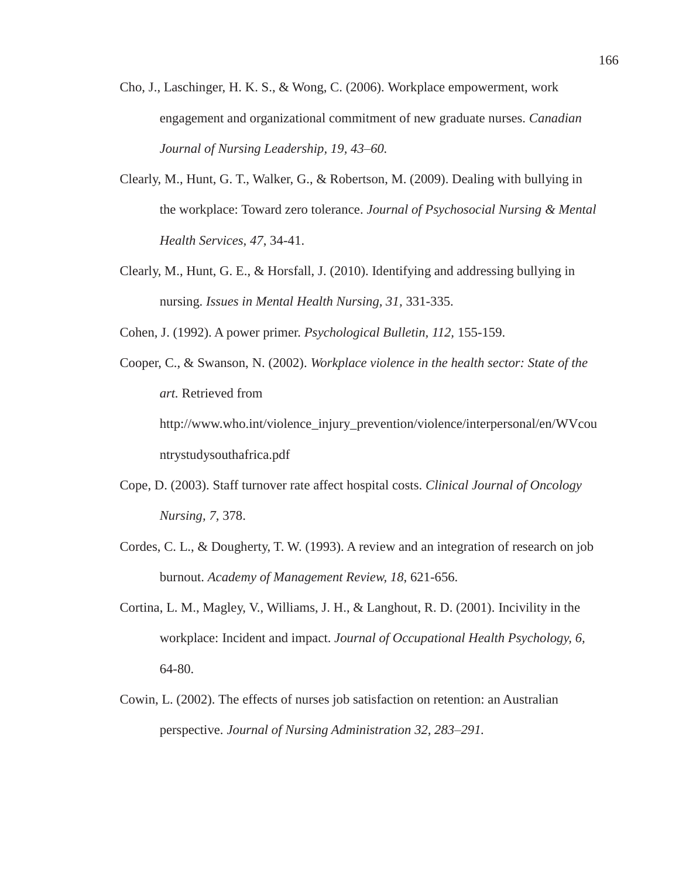Cho, J., Laschinger, H. K. S., & Wong, C. (2006). Workplace empowerment, work engagement and organizational commitment of new graduate nurses. *Canadian Journal of Nursing Leadership, 19, 43–60.*

Clearly, M., Hunt, G. T., Walker, G., & Robertson, M. (2009). Dealing with bullying in the workplace: Toward zero tolerance. *Journal of Psychosocial Nursing & Mental Health Services*, *47*, 34-41.

Clearly, M., Hunt, G. E., & Horsfall, J. (2010). Identifying and addressing bullying in nursing. *Issues in Mental Health Nursing*, *31*, 331-335.

Cohen, J. (1992). A power primer. *Psychological Bulletin, 112,* 155-159.

Cooper, C., & Swanson, N. (2002). *Workplace violence in the health sector: State of the art.* Retrieved from http://www.who.int/violence_injury_prevention/violence/interpersonal/en/WVcountrystudysouthafrica.pdf

Cope, D. (2003). Staff turnover rate affect hospital costs. *Clinical Journal of Oncology Nursing, 7,* 378.

Cordes, C. L., & Dougherty, T. W. (1993). A review and an integration of research on job burnout. *Academy of Management Review, 18*, 621-656.

Cortina, L. M., Magley, V., Williams, J. H., & Langhout, R. D. (2001). Incivility in the workplace: Incident and impact. *Journal of Occupational Health Psychology, 6,* 64-80.

Cowin, L. (2002). The effects of nurses job satisfaction on retention: an Australian perspective. *Journal of Nursing Administration 32, 283–291.*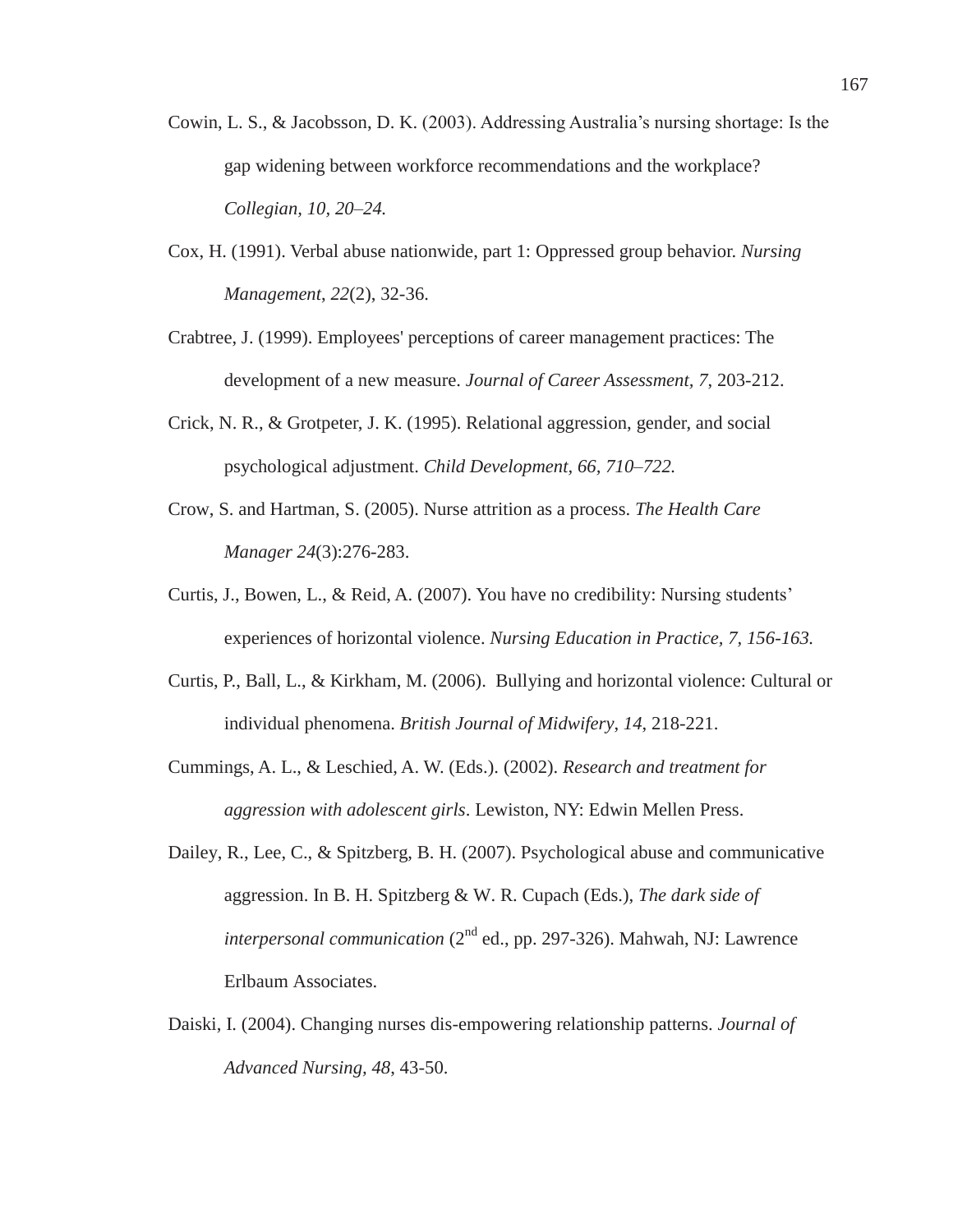Cowin, L. S., & Jacobsson, D. K. (2003). Addressing Australia's nursing shortage: Is the gap widening between workforce recommendations and the workplace? *Collegian, 10, 20–24.*

Cox, H. (1991). Verbal abuse nationwide, part 1: Oppressed group behavior. *Nursing Management*, *22*(2), 32-36.

Crabtree, J. (1999). Employees' perceptions of career management practices: The development of a new measure. *Journal of Career Assessment*, *7*, 203-212.

Crick, N. R., & Grotpeter, J. K. (1995). Relational aggression, gender, and social psychological adjustment. *Child Development, 66, 710–722.*

Crow, S. and Hartman, S. (2005). Nurse attrition as a process. *The Health Care Manager 24*(3):276-283.

Curtis, J., Bowen, L., & Reid, A. (2007). You have no credibility: Nursing students' experiences of horizontal violence. *Nursing Education in Practice, 7, 156-163.*

Curtis, P., Ball, L., & Kirkham, M. (2006). Bullying and horizontal violence: Cultural or individual phenomena. *British Journal of Midwifery*, *14*, 218-221.

Cummings, A. L., & Leschied, A. W. (Eds.). (2002). *Research and treatment for aggression with adolescent girls*. Lewiston, NY: Edwin Mellen Press.

Dailey, R., Lee, C., & Spitzberg, B. H. (2007). Psychological abuse and communicative aggression. In B. H. Spitzberg & W. R. Cupach (Eds.), *The dark side of interpersonal communication* (2nd ed., pp. 297-326). Mahwah, NJ: Lawrence Erlbaum Associates.

Daiski, I. (2004). Changing nurses dis-empowering relationship patterns. *Journal of Advanced Nursing*, *48*, 43-50.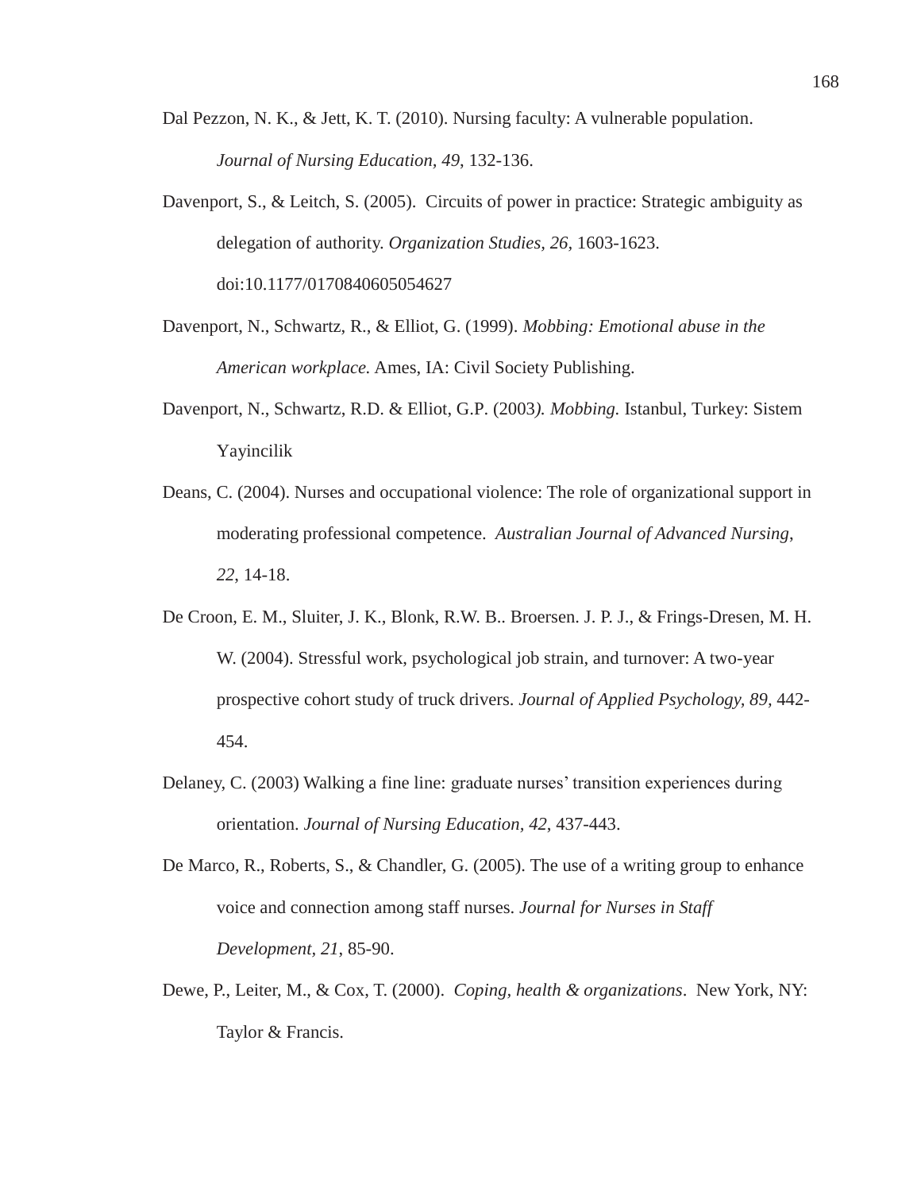Dal Pezzon, N. K., & Jett, K. T. (2010). Nursing faculty: A vulnerable population. *Journal of Nursing Education*, *49*, 132-136.

Davenport, S., & Leitch, S. (2005). Circuits of power in practice: Strategic ambiguity as delegation of authority. *Organization Studies, 26,* 1603-1623. doi:10.1177/0170840605054627

Davenport, N., Schwartz, R., & Elliot, G. (1999). *Mobbing: Emotional abuse in the American workplace.* Ames, IA: Civil Society Publishing.

Davenport, N., Schwartz, R.D. & Elliot, G.P. (2003*). Mobbing.* Istanbul, Turkey: Sistem Yayincilik

Deans, C. (2004). Nurses and occupational violence: The role of organizational support in moderating professional competence. *Australian Journal of Advanced Nursing*, *22*, 14-18.

De Croon, E. M., Sluiter, J. K., Blonk, R.W. B.. Broersen. J. P. J., & Frings-Dresen, M. H. W. (2004). Stressful work, psychological job strain, and turnover: A two-year prospective cohort study of truck drivers. *Journal of Applied Psychology, 89,* 442-454.

Delaney, C. (2003) Walking a fine line: graduate nurses' transition experiences during orientation. *Journal of Nursing Education, 42*, 437-443.

De Marco, R., Roberts, S., & Chandler, G. (2005). The use of a writing group to enhance voice and connection among staff nurses. *Journal for Nurses in Staff Development, 21*, 85-90.

Dewe, P., Leiter, M., & Cox, T. (2000). *Coping, health & organizations*. New York, NY: Taylor & Francis.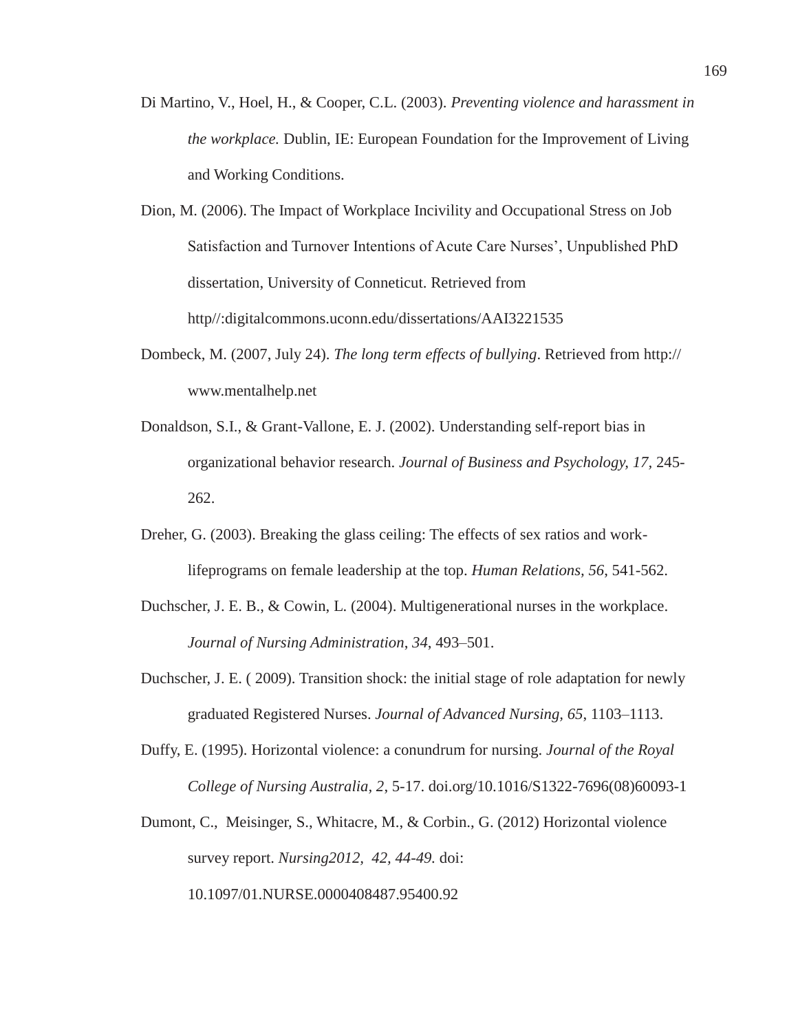Di Martino, V., Hoel, H., & Cooper, C.L. (2003). *Preventing violence and harassment in the workplace.* Dublin, IE: European Foundation for the Improvement of Living and Working Conditions.

Dion, M. (2006). The Impact of Workplace Incivility and Occupational Stress on Job Satisfaction and Turnover Intentions of Acute Care Nurses', Unpublished PhD dissertation, University of Conneticut. Retrieved from http//:digitalcommons.uconn.edu/dissertations/AAI3221535

Dombeck, M. (2007, July 24). *The long term effects of bullying*. Retrieved from http://www.mentalhelp.net

Donaldson, S.I., & Grant-Vallone, E. J. (2002). Understanding self-report bias in organizational behavior research. *Journal of Business and Psychology, 17*, 245-262.

Dreher, G. (2003). Breaking the glass ceiling: The effects of sex ratios and work-lifeprograms on female leadership at the top. *Human Relations, 56*, 541-562.

Duchscher, J. E. B., & Cowin, L. (2004). Multigenerational nurses in the workplace. *Journal of Nursing Administration*, *34*, 493–501.

Duchscher, J. E. ( 2009). Transition shock: the initial stage of role adaptation for newly graduated Registered Nurses. *Journal of Advanced Nursing, 65*, 1103–1113.

Duffy, E. (1995). Horizontal violence: a conundrum for nursing. *Journal of the Royal College of Nursing Australia, 2*, 5-17. doi.org/10.1016/S1322-7696(08)60093-1

Dumont, C., Meisinger, S., Whitacre, M., & Corbin., G. (2012) Horizontal violence survey report. *Nursing2012, 42, 44-49.* doi: 10.1097/01.NURSE.0000408487.95400.92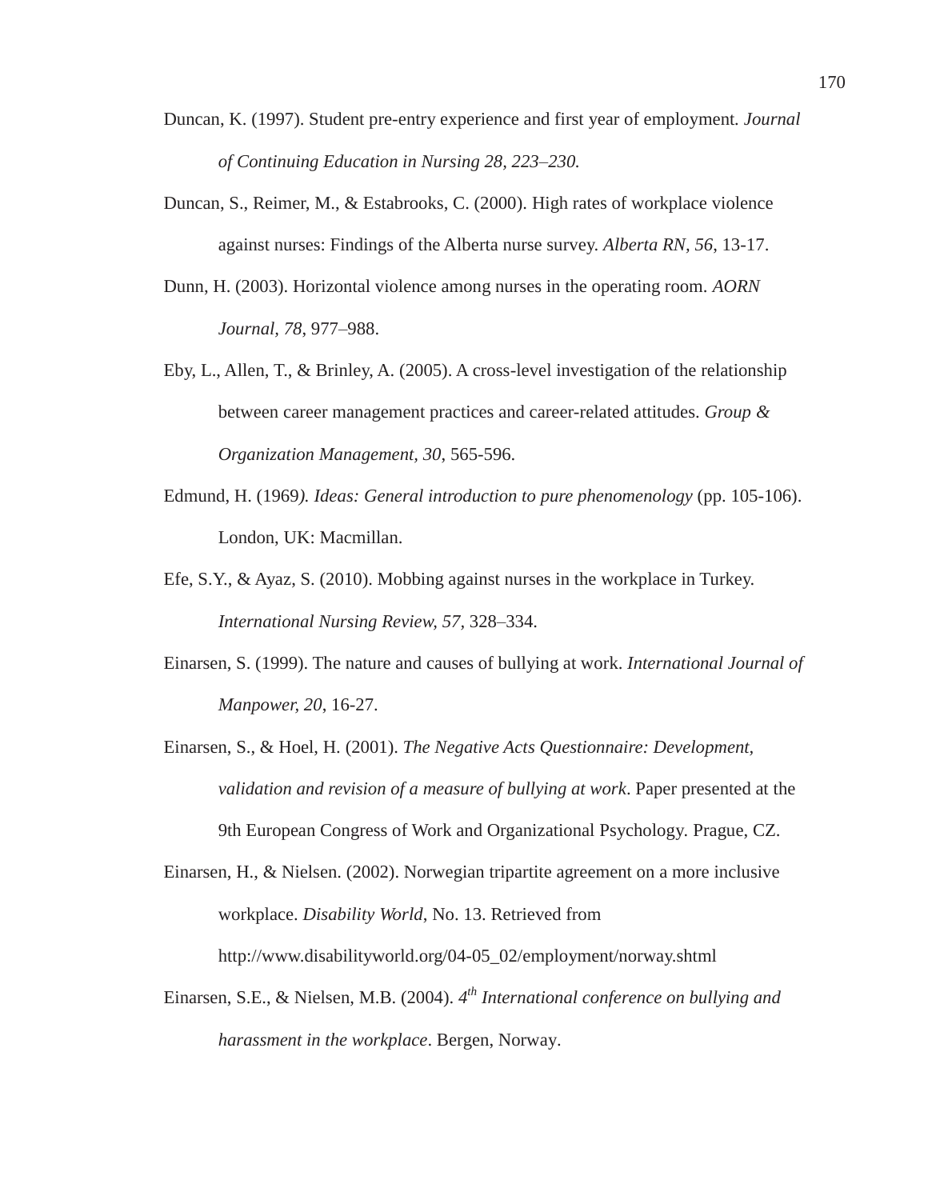Duncan, K. (1997). Student pre-entry experience and first year of employment. *Journal of Continuing Education in Nursing 28, 223–230.*

Duncan, S., Reimer, M., & Estabrooks, C. (2000). High rates of workplace violence against nurses: Findings of the Alberta nurse survey. *Alberta RN, 56*, 13-17.

Dunn, H. (2003). Horizontal violence among nurses in the operating room. *AORN Journal, 78*, 977–988.

Eby, L., Allen, T., & Brinley, A. (2005). A cross-level investigation of the relationship between career management practices and career-related attitudes. *Group & Organization Management, 30*, 565-596.

Edmund, H. (1969*). Ideas: General introduction to pure phenomenology* (pp. 105-106). London, UK: Macmillan.

Efe, S.Y., & Ayaz, S. (2010). Mobbing against nurses in the workplace in Turkey. *International Nursing Review, 57,* 328–334.

Einarsen, S. (1999). The nature and causes of bullying at work. *International Journal of Manpower, 20*, 16-27.

Einarsen, S., & Hoel, H. (2001). *The Negative Acts Questionnaire: Development, validation and revision of a measure of bullying at work*. Paper presented at the 9th European Congress of Work and Organizational Psychology. Prague, CZ.

Einarsen, H., & Nielsen. (2002). Norwegian tripartite agreement on a more inclusive workplace. *Disability World*, No. 13. Retrieved from http://www.disabilityworld.org/04-05_02/employment/norway.shtml

Einarsen, S.E., & Nielsen, M.B. (2004). *4th International conference on bullying and harassment in the workplace*. Bergen, Norway.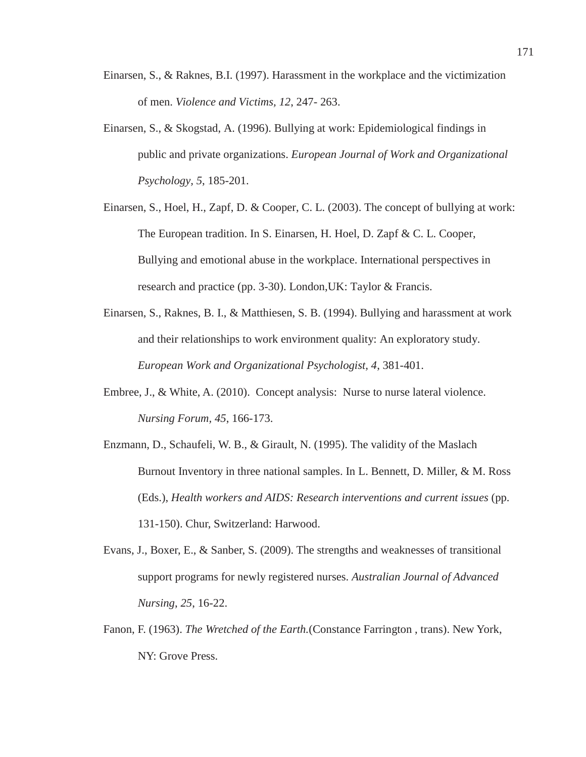Einarsen, S., & Raknes, B.I. (1997). Harassment in the workplace and the victimization of men. *Violence and Victims, 12*, 247- 263.

Einarsen, S., & Skogstad, A. (1996). Bullying at work: Epidemiological findings in public and private organizations. *European Journal of Work and Organizational Psychology, 5*, 185-201.

Einarsen, S., Hoel, H., Zapf, D. & Cooper, C. L. (2003). The concept of bullying at work: The European tradition. In S. Einarsen, H. Hoel, D. Zapf & C. L. Cooper, Bullying and emotional abuse in the workplace. International perspectives in research and practice (pp. 3-30). London,UK: Taylor & Francis.

Einarsen, S., Raknes, B. I., & Matthiesen, S. B. (1994). Bullying and harassment at work and their relationships to work environment quality: An exploratory study. *European Work and Organizational Psychologist, 4*, 381-401.

Embree, J., & White, A. (2010). Concept analysis: Nurse to nurse lateral violence. *Nursing Forum, 45*, 166-173.

Enzmann, D., Schaufeli, W. B., & Girault, N. (1995). The validity of the Maslach Burnout Inventory in three national samples. In L. Bennett, D. Miller, & M. Ross (Eds.), *Health workers and AIDS: Research interventions and current issues* (pp. 131-150). Chur, Switzerland: Harwood.

Evans, J., Boxer, E., & Sanber, S. (2009). The strengths and weaknesses of transitional support programs for newly registered nurses. *Australian Journal of Advanced Nursing, 25*, 16-22.

Fanon, F. (1963). *The Wretched of the Earth.*(Constance Farrington , trans). New York, NY: Grove Press.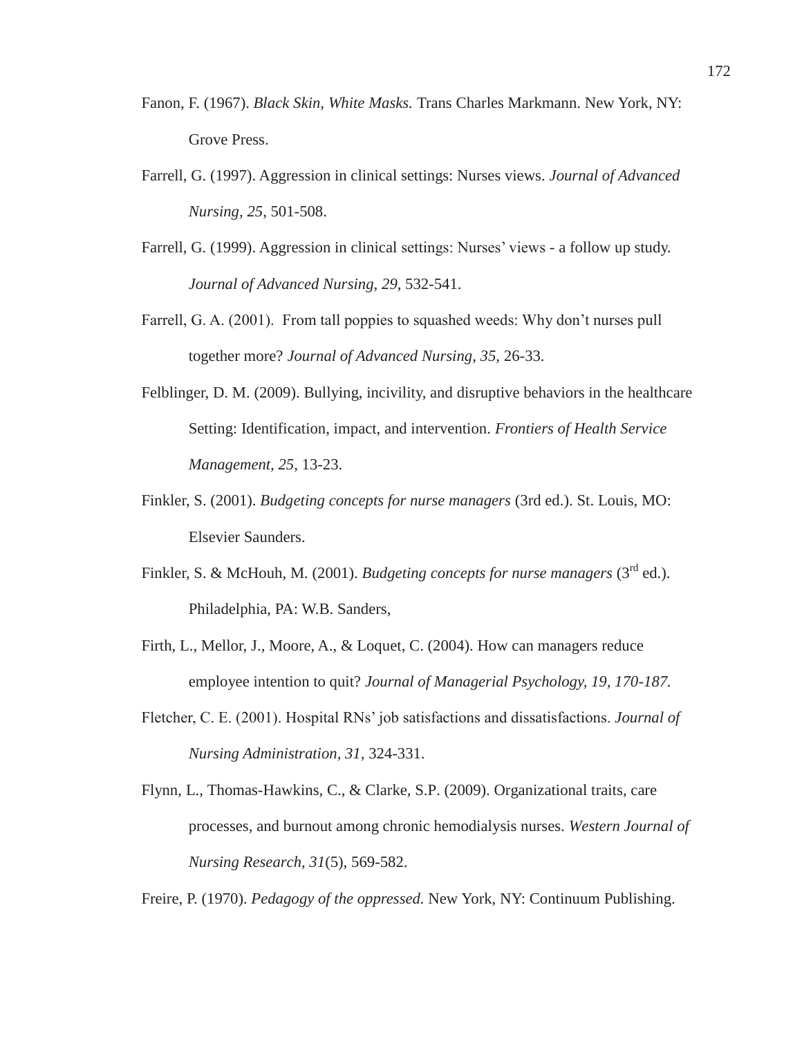Fanon, F. (1967). *Black Skin, White Masks.* Trans Charles Markmann. New York, NY: Grove Press.

Farrell, G. (1997). Aggression in clinical settings: Nurses views. *Journal of Advanced Nursing, 25*, 501-508.

Farrell, G. (1999). Aggression in clinical settings: Nurses' views - a follow up study. *Journal of Advanced Nursing, 29*, 532-541.

Farrell, G. A. (2001). From tall poppies to squashed weeds: Why don't nurses pull together more? *Journal of Advanced Nursing, 35*, 26-33.

Felblinger, D. M. (2009). Bullying, incivility, and disruptive behaviors in the healthcare Setting: Identification, impact, and intervention. *Frontiers of Health Service Management, 25*, 13-23.

Finkler, S. (2001). *Budgeting concepts for nurse managers* (3rd ed.). St. Louis, MO: Elsevier Saunders.

Finkler, S. & McHouh, M. (2001). *Budgeting concepts for nurse managers* (3rd ed.). Philadelphia, PA: W.B. Sanders,

Firth, L., Mellor, J., Moore, A., & Loquet, C. (2004). How can managers reduce employee intention to quit? *Journal of Managerial Psychology, 19, 170-187.*

Fletcher, C. E. (2001). Hospital RNs' job satisfactions and dissatisfactions. *Journal of Nursing Administration, 31,* 324-331.

Flynn, L., Thomas-Hawkins, C., & Clarke, S.P. (2009). Organizational traits, care processes, and burnout among chronic hemodialysis nurses. *Western Journal of Nursing Research, 31*(5), 569-582.

Freire, P. (1970). *Pedagogy of the oppressed.* New York, NY: Continuum Publishing.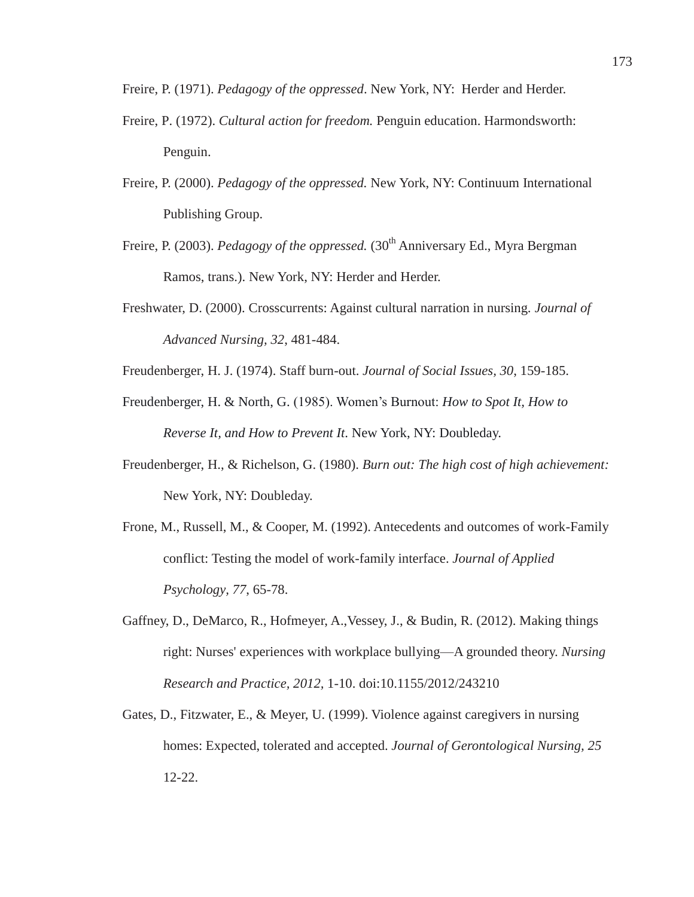Freire, P. (1971). *Pedagogy of the oppressed*. New York, NY: Herder and Herder.

Freire, P. (1972). *Cultural action for freedom.* Penguin education. Harmondsworth: Penguin.

Freire, P. (2000). *Pedagogy of the oppressed.* New York, NY: Continuum International Publishing Group.

Freire, P. (2003). *Pedagogy of the oppressed.* (30th Anniversary Ed., Myra Bergman Ramos, trans.). New York, NY: Herder and Herder.

Freshwater, D. (2000). Crosscurrents: Against cultural narration in nursing. *Journal of Advanced Nursing, 32,* 481-484.

Freudenberger, H. J. (1974). Staff burn-out. *Journal of Social Issues, 30,* 159-185.

Freudenberger, H. & North, G. (1985). Women's Burnout: *How to Spot It, How to Reverse It, and How to Prevent It*. New York, NY: Doubleday.

Freudenberger, H., & Richelson, G. (1980). *Burn out: The high cost of high achievement:* New York, NY: Doubleday.

Frone, M., Russell, M., & Cooper, M. (1992). Antecedents and outcomes of work-Family conflict: Testing the model of work-family interface. *Journal of Applied Psychology, 77,* 65-78.

Gaffney, D., DeMarco, R., Hofmeyer, A.,Vessey, J., & Budin, R. (2012). Making things right: Nurses' experiences with workplace bullying—A grounded theory. *Nursing Research and Practice, 2012,* 1-10. doi:10.1155/2012/243210

Gates, D., Fitzwater, E., & Meyer, U. (1999). Violence against caregivers in nursing homes: Expected, tolerated and accepted. *Journal of Gerontological Nursing, 25* 12-22.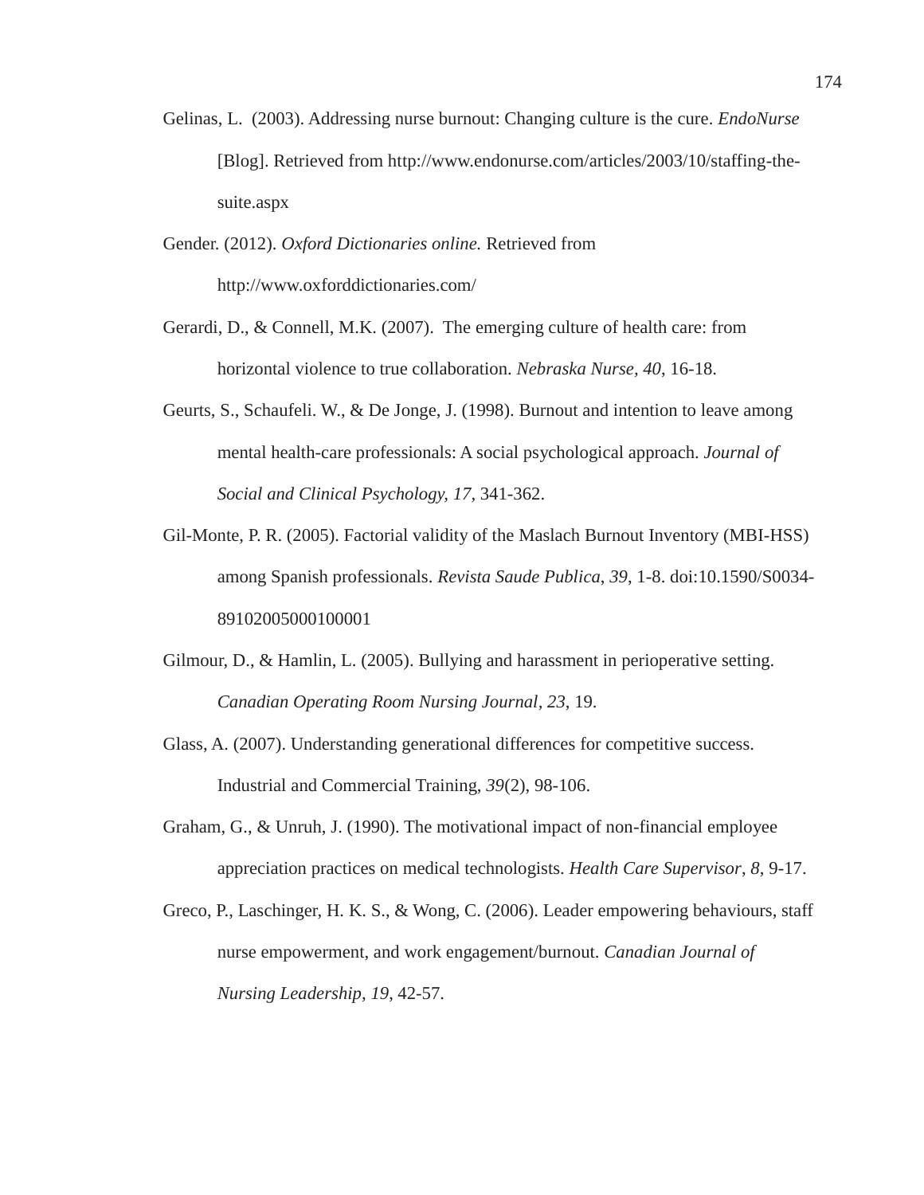Gelinas, L. (2003). Addressing nurse burnout: Changing culture is the cure. *EndoNurse* [Blog]. Retrieved from http://www.endonurse.com/articles/2003/10/staffing-the-suite.aspx

Gender. (2012). *Oxford Dictionaries online.* Retrieved from http://www.oxforddictionaries.com/

Gerardi, D., & Connell, M.K. (2007). The emerging culture of health care: from horizontal violence to true collaboration. *Nebraska Nurse*, *40*, 16-18.

Geurts, S., Schaufeli. W., & De Jonge, J. (1998). Burnout and intention to leave among mental health-care professionals: A social psychological approach. *Journal of Social and Clinical Psychology, 17,* 341-362.

Gil-Monte, P. R. (2005). Factorial validity of the Maslach Burnout Inventory (MBI-HSS) among Spanish professionals. *Revista Saude Publica*, *39*, 1-8. doi:10.1590/S0034-89102005000100001

Gilmour, D., & Hamlin, L. (2005). Bullying and harassment in perioperative setting. *Canadian Operating Room Nursing Journal, 23*, 19.

Glass, A. (2007). Understanding generational differences for competitive success. Industrial and Commercial Training, *39*(2), 98-106.

Graham, G., & Unruh, J. (1990). The motivational impact of non-financial employee appreciation practices on medical technologists. *Health Care Supervisor, 8*, 9-17.

Greco, P., Laschinger, H. K. S., & Wong, C. (2006). Leader empowering behaviours, staff nurse empowerment, and work engagement/burnout. *Canadian Journal of Nursing Leadership, 19*, 42-57.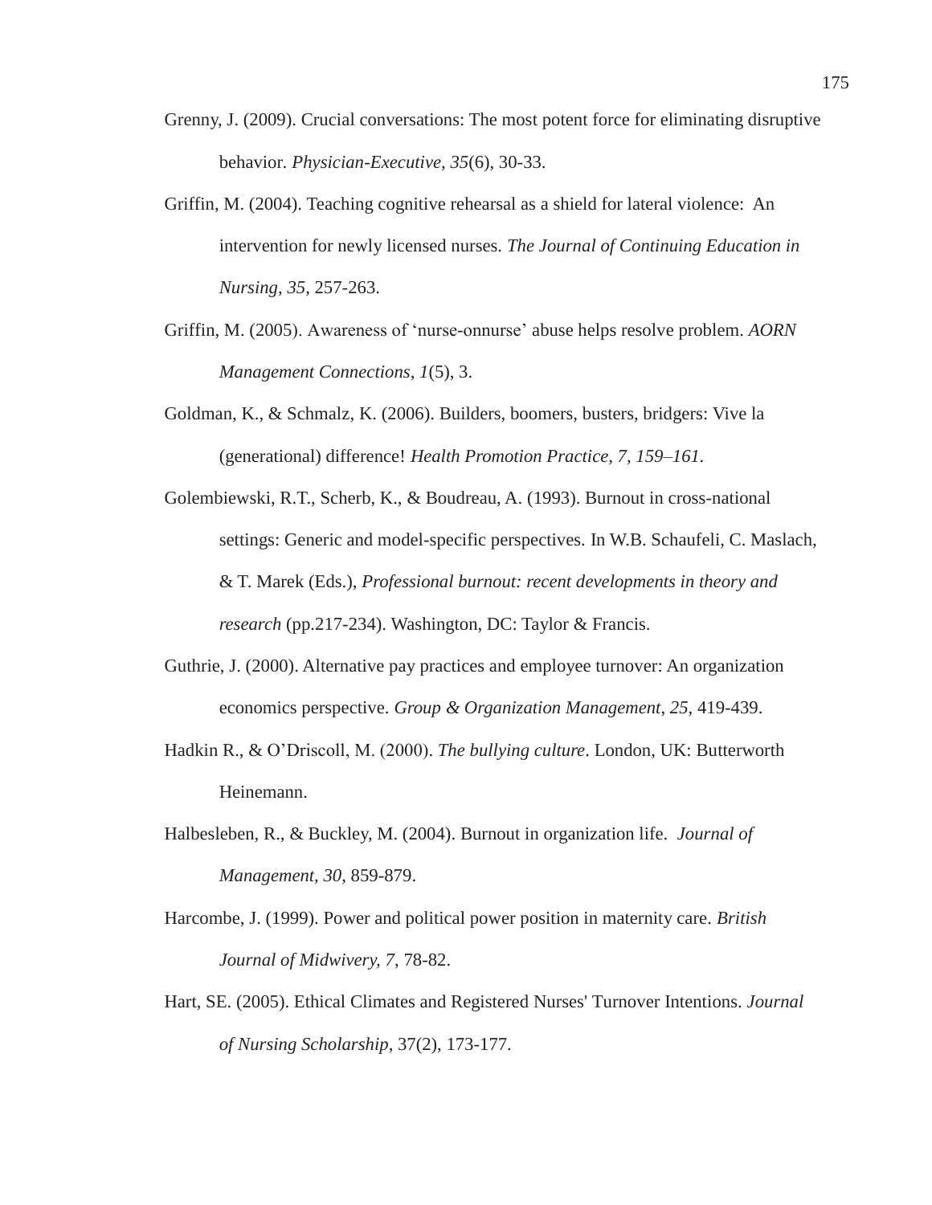Grenny, J. (2009). Crucial conversations: The most potent force for eliminating disruptive behavior. *Physician-Executive, 35*(6), 30-33.

Griffin, M. (2004). Teaching cognitive rehearsal as a shield for lateral violence: An intervention for newly licensed nurses. *The Journal of Continuing Education in Nursing, 35*, 257-263.

Griffin, M. (2005). Awareness of 'nurse-onnurse' abuse helps resolve problem. *AORN Management Connections*, *1*(5), 3.

Goldman, K., & Schmalz, K. (2006). Builders, boomers, busters, bridgers: Vive la (generational) difference! *Health Promotion Practice, 7, 159–161.*

Golembiewski, R.T., Scherb, K., & Boudreau, A. (1993). Burnout in cross-national settings: Generic and model-specific perspectives. In W.B. Schaufeli, C. Maslach, & T. Marek (Eds.), *Professional burnout: recent developments in theory and research* (pp.217-234). Washington, DC: Taylor & Francis.

Guthrie, J. (2000). Alternative pay practices and employee turnover: An organization economics perspective. *Group & Organization Management*, *25*, 419-439.

Hadkin R., & O'Driscoll, M. (2000). *The bullying culture*. London, UK: Butterworth Heinemann.

Halbesleben, R., & Buckley, M. (2004). Burnout in organization life. *Journal of Management, 30*, 859-879.

Harcombe, J. (1999). Power and political power position in maternity care. *British Journal of Midwivery, 7*, 78-82.

Hart, SE. (2005). Ethical Climates and Registered Nurses' Turnover Intentions. *Journal of Nursing Scholarship*, 37(2), 173-177.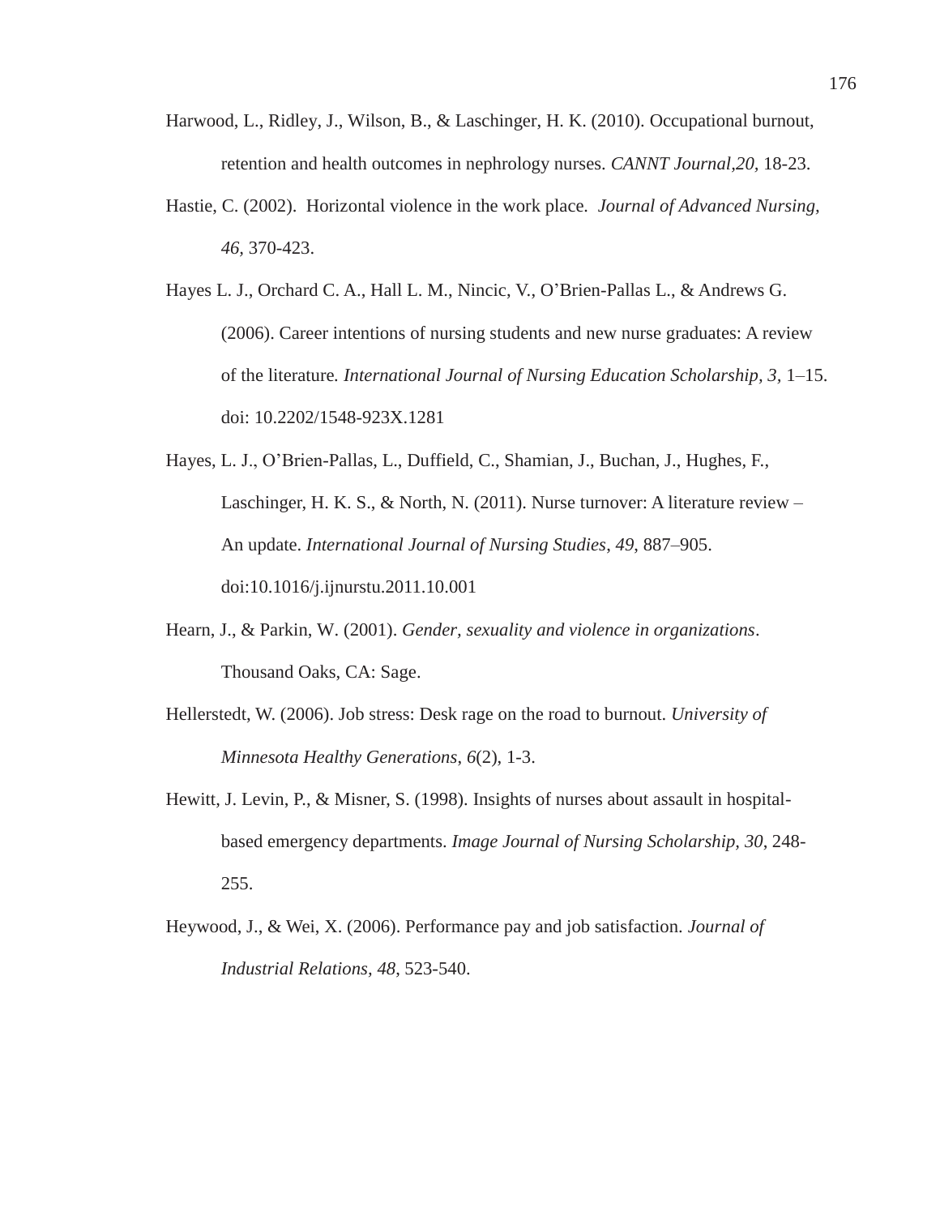Harwood, L., Ridley, J., Wilson, B., & Laschinger, H. K. (2010). Occupational burnout, retention and health outcomes in nephrology nurses. *CANNT Journal,20,* 18-23.

Hastie, C. (2002). Horizontal violence in the work place. *Journal of Advanced Nursing, 46*, 370-423.

Hayes L. J., Orchard C. A., Hall L. M., Nincic, V., O'Brien-Pallas L., & Andrews G. (2006). Career intentions of nursing students and new nurse graduates: A review of the literature*. International Journal of Nursing Education Scholarship, 3*, 1–15. doi: 10.2202/1548-923X.1281

Hayes, L. J., O'Brien-Pallas, L., Duffield, C., Shamian, J., Buchan, J., Hughes, F., Laschinger, H. K. S., & North, N. (2011). Nurse turnover: A literature review – An update. *International Journal of Nursing Studies*, *49*, 887–905. doi:10.1016/j.ijnurstu.2011.10.001

Hearn, J., & Parkin, W. (2001). *Gender, sexuality and violence in organizations*. Thousand Oaks, CA: Sage.

Hellerstedt, W. (2006). Job stress: Desk rage on the road to burnout. *University of Minnesota Healthy Generations*, *6*(2), 1-3.

Hewitt, J. Levin, P., & Misner, S. (1998). Insights of nurses about assault in hospital-based emergency departments. *Image Journal of Nursing Scholarship, 30*, 248-255.

Heywood, J., & Wei, X. (2006). Performance pay and job satisfaction. *Journal of Industrial Relations*, *48*, 523-540.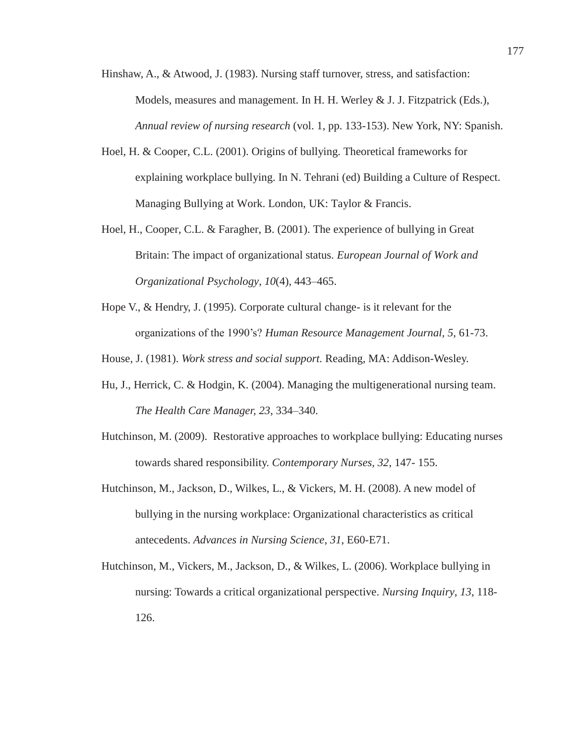Hinshaw, A., & Atwood, J. (1983). Nursing staff turnover, stress, and satisfaction: Models, measures and management. In H. H. Werley & J. J. Fitzpatrick (Eds.), *Annual review of nursing research* (vol. 1, pp. 133-153). New York, NY: Spanish.

Hoel, H. & Cooper, C.L. (2001). Origins of bullying. Theoretical frameworks for explaining workplace bullying. In N. Tehrani (ed) Building a Culture of Respect. Managing Bullying at Work. London, UK: Taylor & Francis.

Hoel, H., Cooper, C.L. & Faragher, B. (2001). The experience of bullying in Great Britain: The impact of organizational status. *European Journal of Work and Organizational Psychology, 10*(4), 443–465.

Hope V., & Hendry, J. (1995). Corporate cultural change- is it relevant for the organizations of the 1990's? *Human Resource Management Journal, 5,* 61-73.

House, J. (1981). *Work stress and social support.* Reading, MA: Addison-Wesley.

Hu, J., Herrick, C. & Hodgin, K. (2004). Managing the multigenerational nursing team. *The Health Care Manager, 23*, 334–340.

Hutchinson, M. (2009). Restorative approaches to workplace bullying: Educating nurses towards shared responsibility. *Contemporary Nurses, 32*, 147- 155.

Hutchinson, M., Jackson, D., Wilkes, L., & Vickers, M. H. (2008). A new model of bullying in the nursing workplace: Organizational characteristics as critical antecedents. *Advances in Nursing Science, 31*, E60-E71.

Hutchinson, M., Vickers, M., Jackson, D., & Wilkes, L. (2006). Workplace bullying in nursing: Towards a critical organizational perspective. *Nursing Inquiry, 13*, 118-126.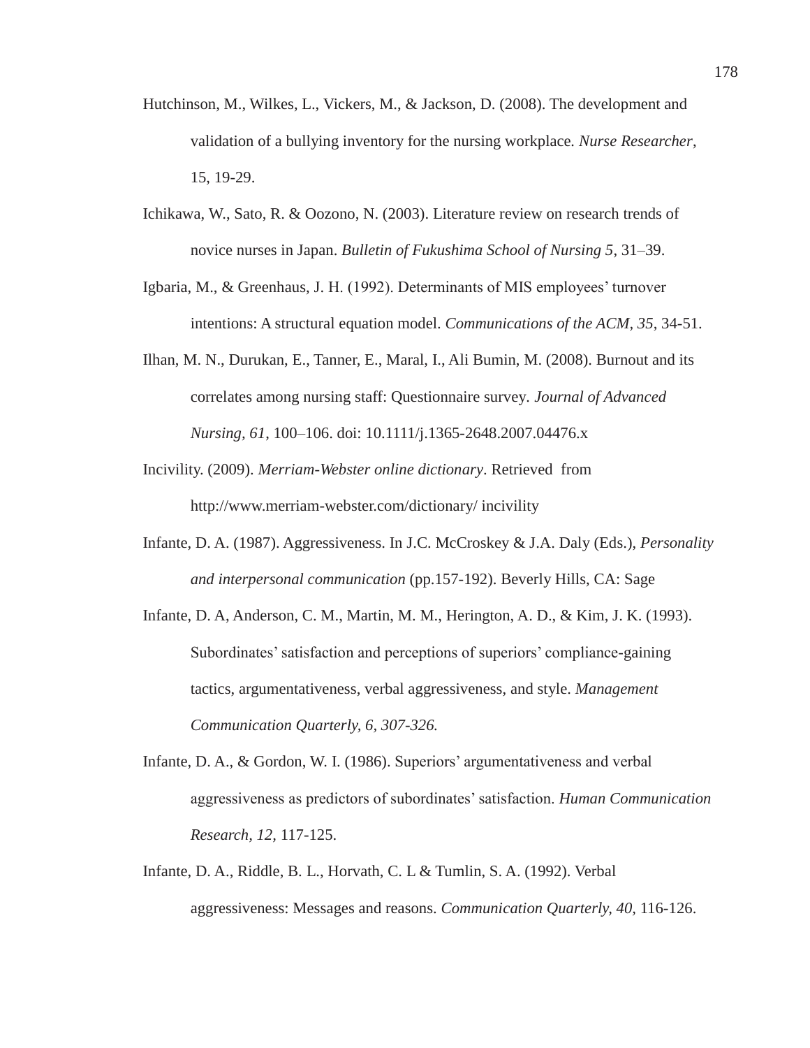Hutchinson, M., Wilkes, L., Vickers, M., & Jackson, D. (2008). The development and validation of a bullying inventory for the nursing workplace. *Nurse Researcher*, 15, 19-29.

Ichikawa, W., Sato, R. & Oozono, N. (2003). Literature review on research trends of novice nurses in Japan. *Bulletin of Fukushima School of Nursing 5*, 31–39.

Igbaria, M., & Greenhaus, J. H. (1992). Determinants of MIS employees' turnover intentions: A structural equation model. *Communications of the ACM, 35*, 34-51.

Ilhan, M. N., Durukan, E., Tanner, E., Maral, I., Ali Bumin, M. (2008). Burnout and its correlates among nursing staff: Questionnaire survey. *Journal of Advanced Nursing, 61*, 100–106. doi: 10.1111/j.1365-2648.2007.04476.x

Incivility. (2009). *Merriam-Webster online dictionary*. Retrieved from http://www.merriam-webster.com/dictionary/ incivility

Infante, D. A. (1987). Aggressiveness. In J.C. McCroskey & J.A. Daly (Eds.), *Personality and interpersonal communication* (pp.157-192). Beverly Hills, CA: Sage

Infante, D. A, Anderson, C. M., Martin, M. M., Herington, A. D., & Kim, J. K. (1993). Subordinates' satisfaction and perceptions of superiors' compliance-gaining tactics, argumentativeness, verbal aggressiveness, and style. *Management Communication Quarterly, 6, 307-326.*

Infante, D. A., & Gordon, W. I. (1986). Superiors' argumentativeness and verbal aggressiveness as predictors of subordinates' satisfaction. *Human Communication Research, 12,* 117-125.

Infante, D. A., Riddle, B. L., Horvath, C. L & Tumlin, S. A. (1992). Verbal aggressiveness: Messages and reasons. *Communication Quarterly, 40,* 116-126.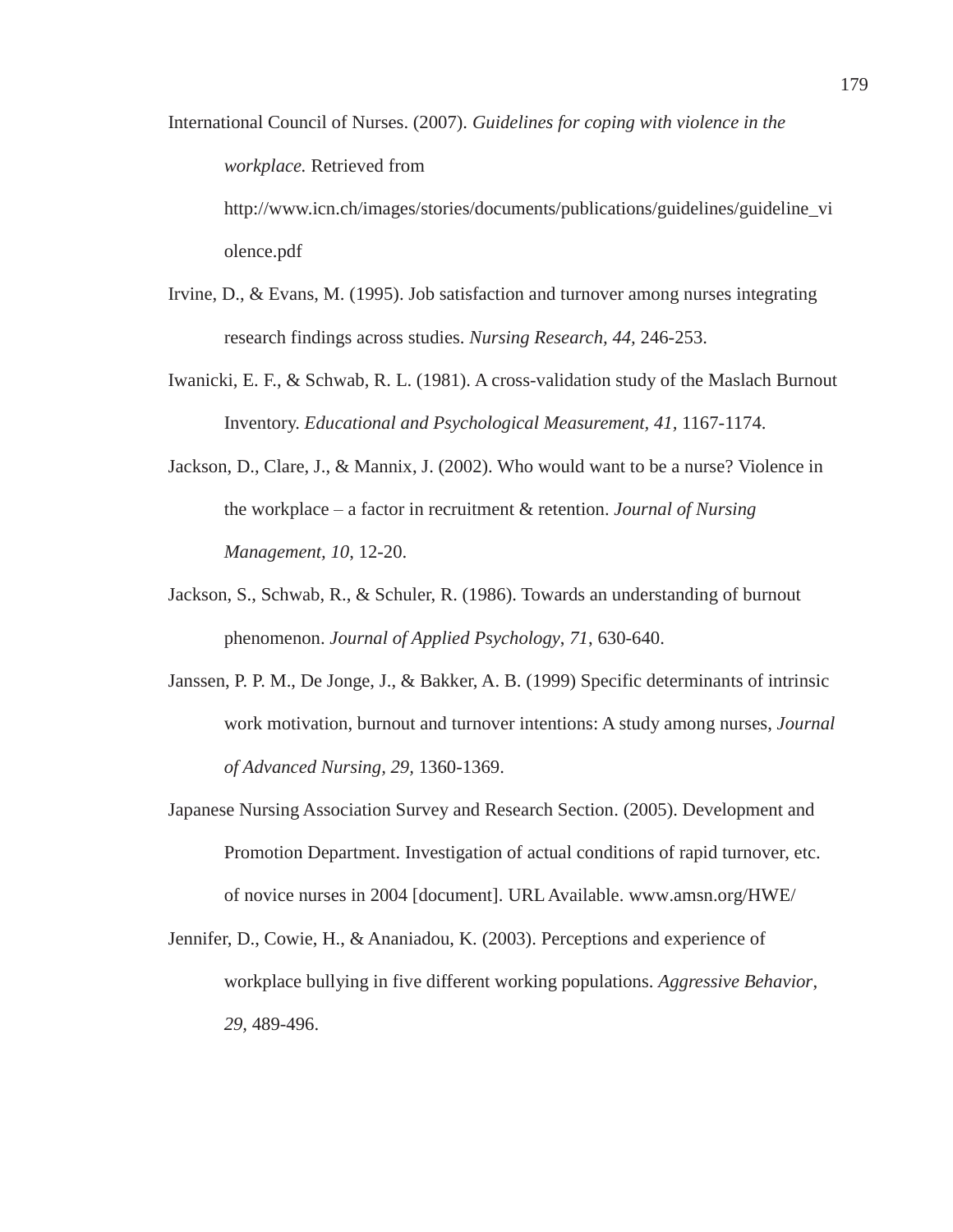International Council of Nurses. (2007). *Guidelines for coping with violence in the workplace.* Retrieved from http://www.icn.ch/images/stories/documents/publications/guidelines/guideline_violence.pdf

Irvine, D., & Evans, M. (1995). Job satisfaction and turnover among nurses integrating research findings across studies. *Nursing Research, 44,* 246-253.

Iwanicki, E. F., & Schwab, R. L. (1981). A cross-validation study of the Maslach Burnout Inventory. *Educational and Psychological Measurement, 41,* 1167-1174.

Jackson, D., Clare, J., & Mannix, J. (2002). Who would want to be a nurse? Violence in the workplace – a factor in recruitment & retention. *Journal of Nursing Management, 10*, 12-20.

Jackson, S., Schwab, R., & Schuler, R. (1986). Towards an understanding of burnout phenomenon. *Journal of Applied Psychology, 71*, 630-640.

Janssen, P. P. M., De Jonge, J., & Bakker, A. B. (1999) Specific determinants of intrinsic work motivation, burnout and turnover intentions: A study among nurses, *Journal of Advanced Nursing, 29,* 1360-1369.

Japanese Nursing Association Survey and Research Section. (2005). Development and Promotion Department. Investigation of actual conditions of rapid turnover, etc. of novice nurses in 2004 [document]. URL Available. www.amsn.org/HWE/

Jennifer, D., Cowie, H., & Ananiadou, K. (2003). Perceptions and experience of workplace bullying in five different working populations. *Aggressive Behavior, 29,* 489-496.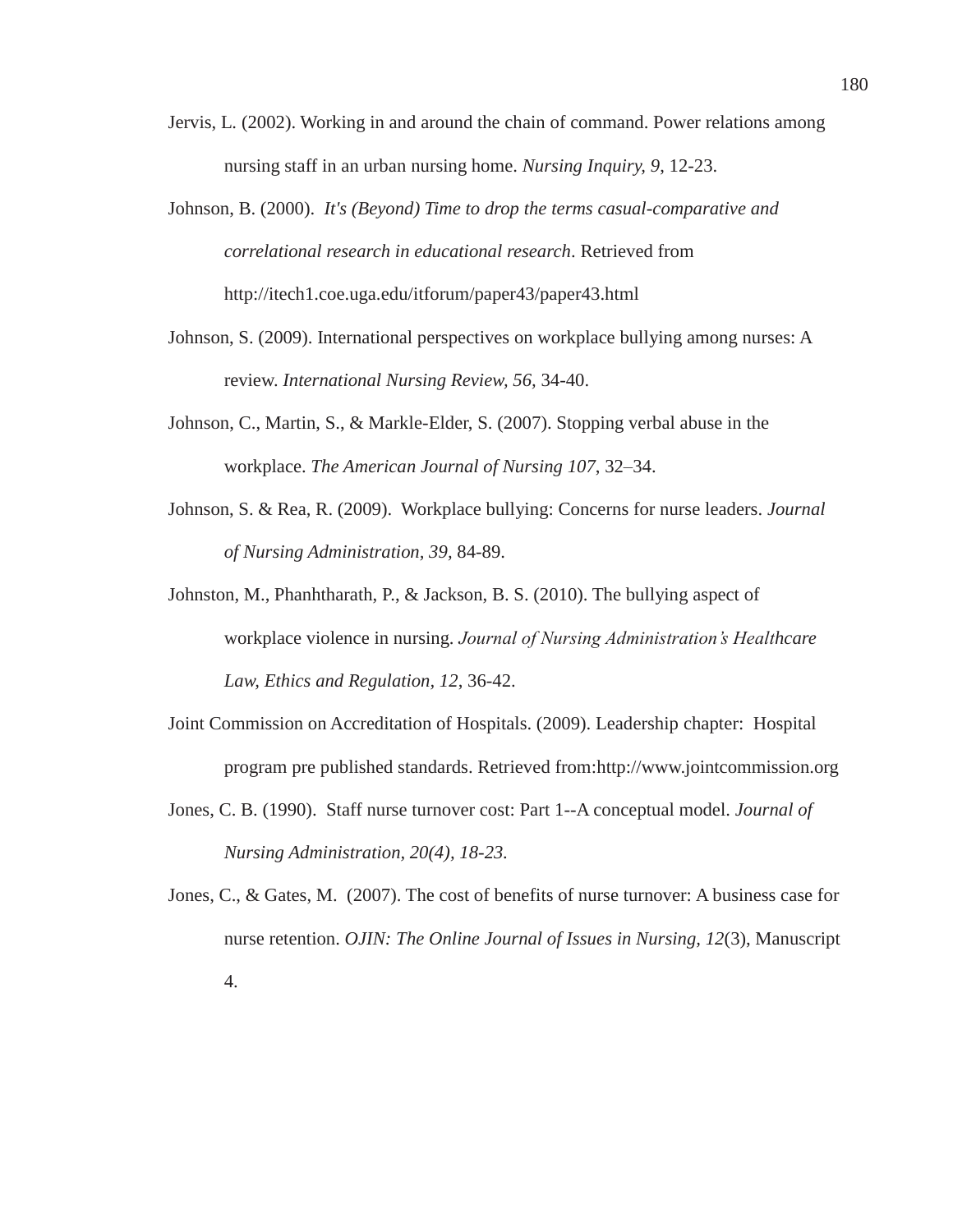Jervis, L. (2002). Working in and around the chain of command. Power relations among nursing staff in an urban nursing home. *Nursing Inquiry, 9*, 12-23.

Johnson, B. (2000). *It's (Beyond) Time to drop the terms casual-comparative and correlational research in educational research*. Retrieved from http://itech1.coe.uga.edu/itforum/paper43/paper43.html

Johnson, S. (2009). International perspectives on workplace bullying among nurses: A review. *International Nursing Review, 56,* 34-40.

Johnson, C., Martin, S., & Markle-Elder, S. (2007). Stopping verbal abuse in the workplace. *The American Journal of Nursing 107,* 32–34.

Johnson, S. & Rea, R. (2009). Workplace bullying: Concerns for nurse leaders. *Journal of Nursing Administration, 39,* 84-89.

Johnston, M., Phanhtharath, P., & Jackson, B. S. (2010). The bullying aspect of workplace violence in nursing. *Journal of Nursing Administration's Healthcare Law, Ethics and Regulation, 12,* 36-42.

Joint Commission on Accreditation of Hospitals. (2009). Leadership chapter: Hospital program pre published standards. Retrieved from:http://www.jointcommission.org

Jones, C. B. (1990). Staff nurse turnover cost: Part 1--A conceptual model. *Journal of Nursing Administration, 20(4), 18-23.*

Jones, C., & Gates, M. (2007). The cost of benefits of nurse turnover: A business case for nurse retention. *OJIN: The Online Journal of Issues in Nursing, 12*(3), Manuscript 4.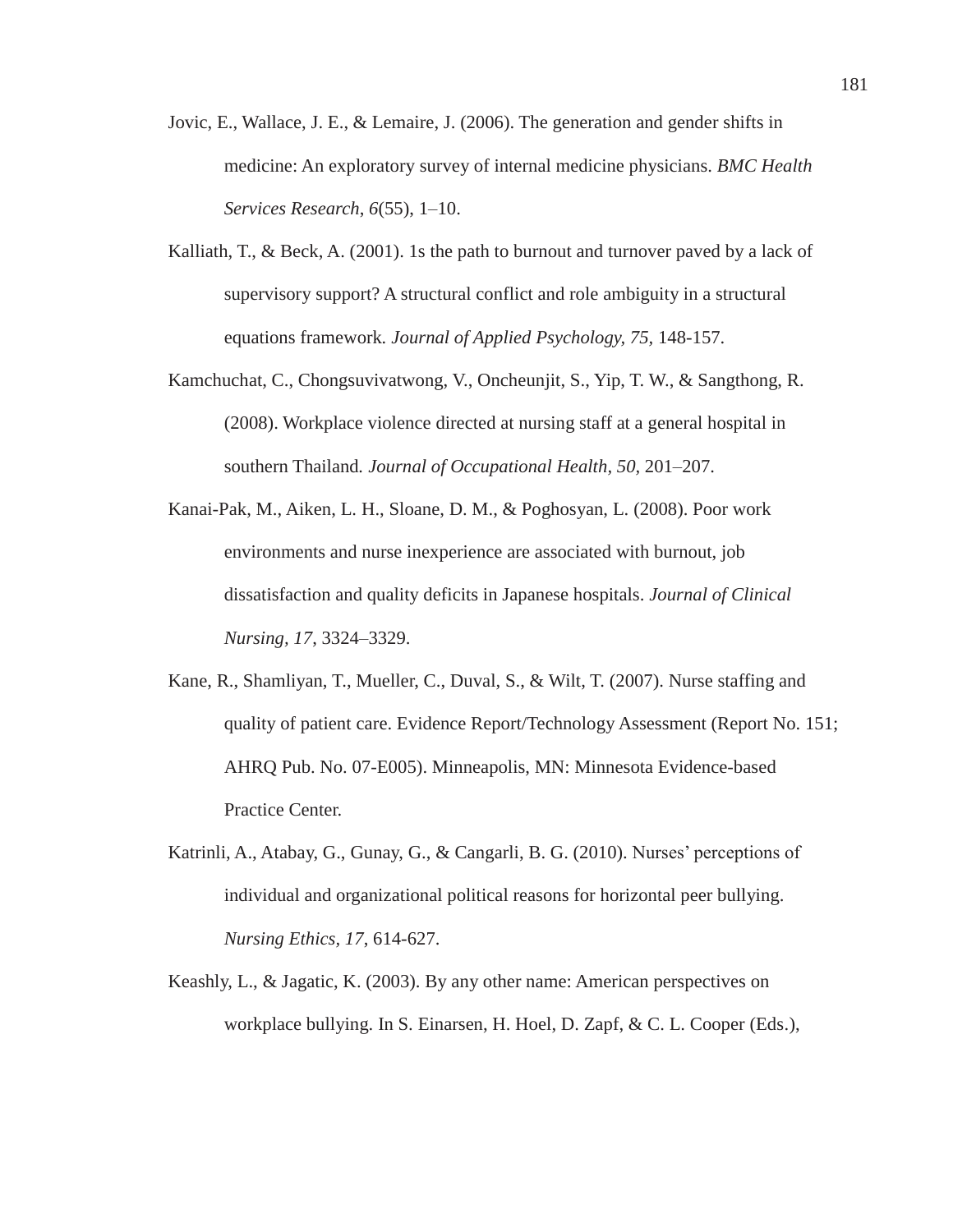Jovic, E., Wallace, J. E., & Lemaire, J. (2006). The generation and gender shifts in medicine: An exploratory survey of internal medicine physicians. *BMC Health Services Research*, *6*(55), 1–10.

Kalliath, T., & Beck, A. (2001). 1s the path to burnout and turnover paved by a lack of supervisory support? A structural conflict and role ambiguity in a structural equations framework. *Journal of Applied Psychology, 75,* 148-157.

Kamchuchat, C., Chongsuvivatwong, V., Oncheunjit, S., Yip, T. W., & Sangthong, R. (2008). Workplace violence directed at nursing staff at a general hospital in southern Thailand. *Journal of Occupational Health, 50,* 201–207.

Kanai-Pak, M., Aiken, L. H., Sloane, D. M., & Poghosyan, L. (2008). Poor work environments and nurse inexperience are associated with burnout, job dissatisfaction and quality deficits in Japanese hospitals. *Journal of Clinical Nursing, 17,* 3324–3329.

Kane, R., Shamliyan, T., Mueller, C., Duval, S., & Wilt, T. (2007). Nurse staffing and quality of patient care. Evidence Report/Technology Assessment (Report No. 151; AHRQ Pub. No. 07-E005). Minneapolis, MN: Minnesota Evidence-based Practice Center.

Katrinli, A., Atabay, G., Gunay, G., & Cangarli, B. G. (2010). Nurses' perceptions of individual and organizational political reasons for horizontal peer bullying. *Nursing Ethics, 17*, 614-627.

Keashly, L., & Jagatic, K. (2003). By any other name: American perspectives on workplace bullying. In S. Einarsen, H. Hoel, D. Zapf, & C. L. Cooper (Eds.),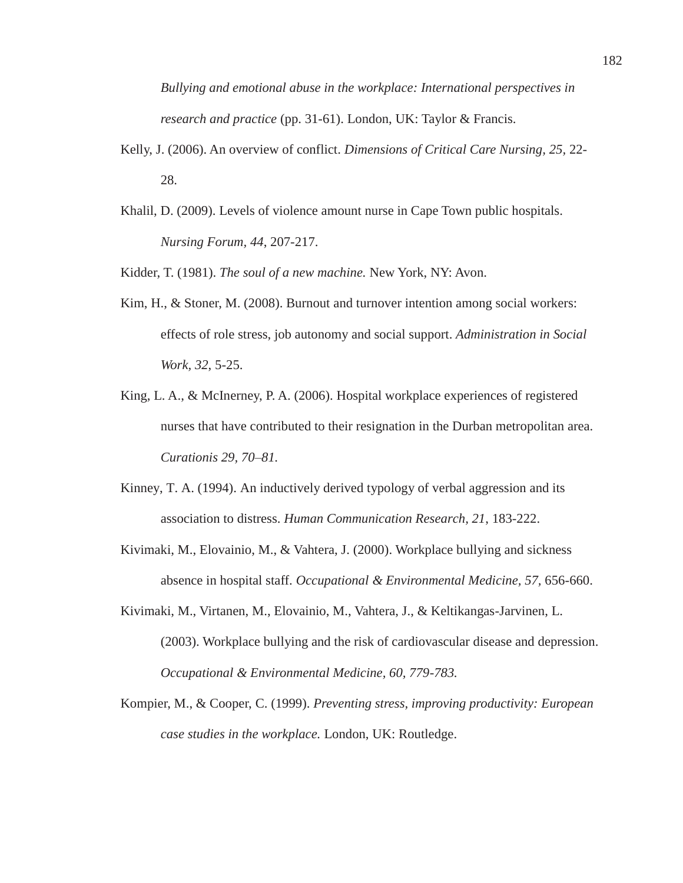*Bullying and emotional abuse in the workplace: International perspectives in research and practice* (pp. 31-61). London, UK: Taylor & Francis.

Kelly, J. (2006). An overview of conflict. *Dimensions of Critical Care Nursing, 25*, 22-28.

Khalil, D. (2009). Levels of violence amount nurse in Cape Town public hospitals. *Nursing Forum, 44*, 207-217.

Kidder, T. (1981). *The soul of a new machine.* New York, NY: Avon.

Kim, H., & Stoner, M. (2008). Burnout and turnover intention among social workers: effects of role stress, job autonomy and social support. *Administration in Social Work, 32*, 5-25.

King, L. A., & McInerney, P. A. (2006). Hospital workplace experiences of registered nurses that have contributed to their resignation in the Durban metropolitan area. *Curationis 29, 70–81.*

Kinney, T. A. (1994). An inductively derived typology of verbal aggression and its association to distress. *Human Communication Research, 21*, 183-222.

Kivimaki, M., Elovainio, M., & Vahtera, J. (2000). Workplace bullying and sickness absence in hospital staff. *Occupational & Environmental Medicine, 57*, 656-660.

Kivimaki, M., Virtanen, M., Elovainio, M., Vahtera, J., & Keltikangas-Jarvinen, L. (2003). Workplace bullying and the risk of cardiovascular disease and depression. *Occupational & Environmental Medicine, 60, 779-783.*

Kompier, M., & Cooper, C. (1999). *Preventing stress, improving productivity: European case studies in the workplace.* London, UK: Routledge.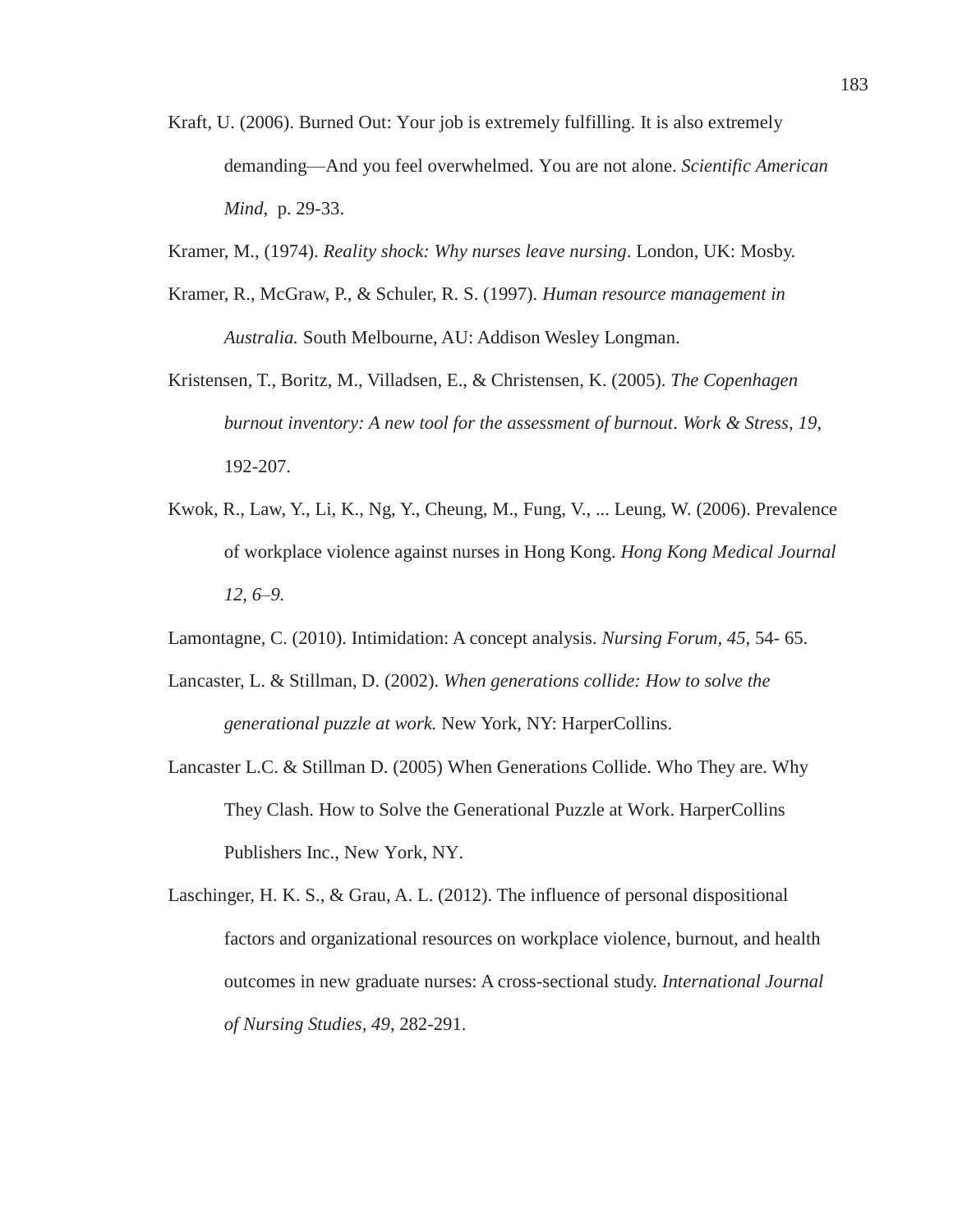Kraft, U. (2006). Burned Out: Your job is extremely fulfilling. It is also extremely demanding—And you feel overwhelmed. You are not alone. *Scientific American Mind*, p. 29-33.

Kramer, M., (1974). *Reality shock: Why nurses leave nursing*. London, UK: Mosby.

Kramer, R., McGraw, P., & Schuler, R. S. (1997). *Human resource management in Australia.* South Melbourne, AU: Addison Wesley Longman.

Kristensen, T., Boritz, M., Villadsen, E., & Christensen, K. (2005). *The Copenhagen burnout inventory: A new tool for the assessment of burnout*. *Work & Stress*, *19*, 192-207.

Kwok, R., Law, Y., Li, K., Ng, Y., Cheung, M., Fung, V., ... Leung, W. (2006). Prevalence of workplace violence against nurses in Hong Kong. *Hong Kong Medical Journal 12, 6–9.*

Lamontagne, C. (2010). Intimidation: A concept analysis. *Nursing Forum, 45*, 54- 65.

Lancaster, L. & Stillman, D. (2002). *When generations collide: How to solve the generational puzzle at work.* New York, NY: HarperCollins.

Lancaster L.C. & Stillman D. (2005) When Generations Collide. Who They are. Why They Clash. How to Solve the Generational Puzzle at Work. HarperCollins Publishers Inc., New York, NY.

Laschinger, H. K. S., & Grau, A. L. (2012). The influence of personal dispositional factors and organizational resources on workplace violence, burnout, and health outcomes in new graduate nurses: A cross-sectional study. *International Journal of Nursing Studies*, *49*, 282-291.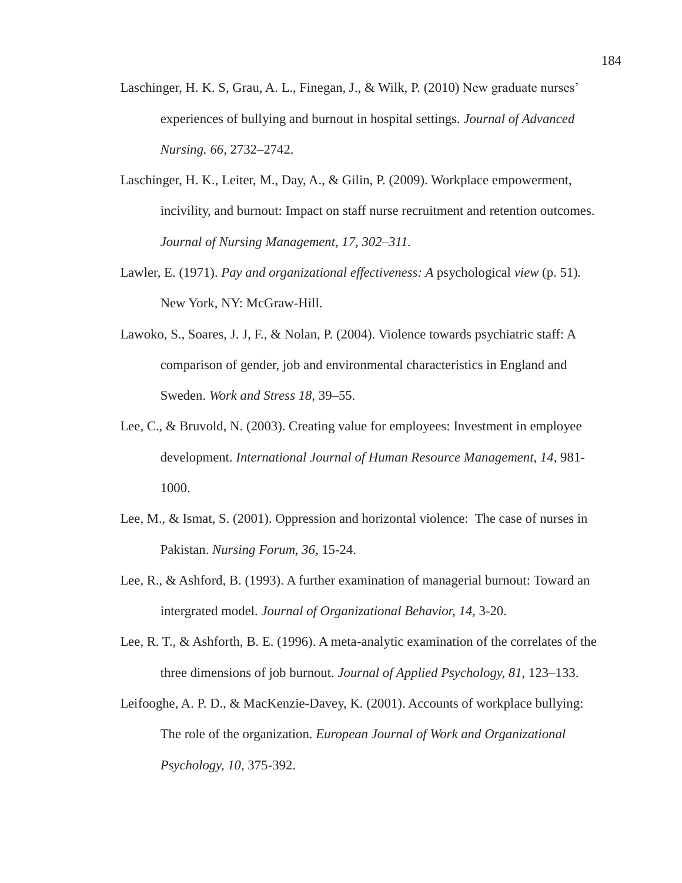Laschinger, H. K. S, Grau, A. L., Finegan, J., & Wilk, P. (2010) New graduate nurses' experiences of bullying and burnout in hospital settings. *Journal of Advanced Nursing. 66*, 2732–2742.

Laschinger, H. K., Leiter, M., Day, A., & Gilin, P. (2009). Workplace empowerment, incivility, and burnout: Impact on staff nurse recruitment and retention outcomes. *Journal of Nursing Management, 17, 302–311.*

Lawler, E. (1971). *Pay and organizational effectiveness: A* psychological *view* (p. 51). New York, NY: McGraw-Hill.

Lawoko, S., Soares, J. J, F., & Nolan, P. (2004). Violence towards psychiatric staff: A comparison of gender, job and environmental characteristics in England and Sweden. *Work and Stress 18,* 39–55.

Lee, C., & Bruvold, N. (2003). Creating value for employees: Investment in employee development. *International Journal of Human Resource Management, 14*, 981-1000.

Lee, M., & Ismat, S. (2001). Oppression and horizontal violence:  The case of nurses in Pakistan. *Nursing Forum, 36*, 15-24.

Lee, R., & Ashford, B. (1993). A further examination of managerial burnout: Toward an intergrated model. *Journal of Organizational Behavior, 14,* 3-20.

Lee, R. T., & Ashforth, B. E. (1996). A meta-analytic examination of the correlates of the three dimensions of job burnout. *Journal of Applied Psychology, 81*, 123–133.

Leifooghe, A. P. D., & MacKenzie-Davey, K. (2001). Accounts of workplace bullying: The role of the organization. *European Journal of Work and Organizational Psychology, 10*, 375-392.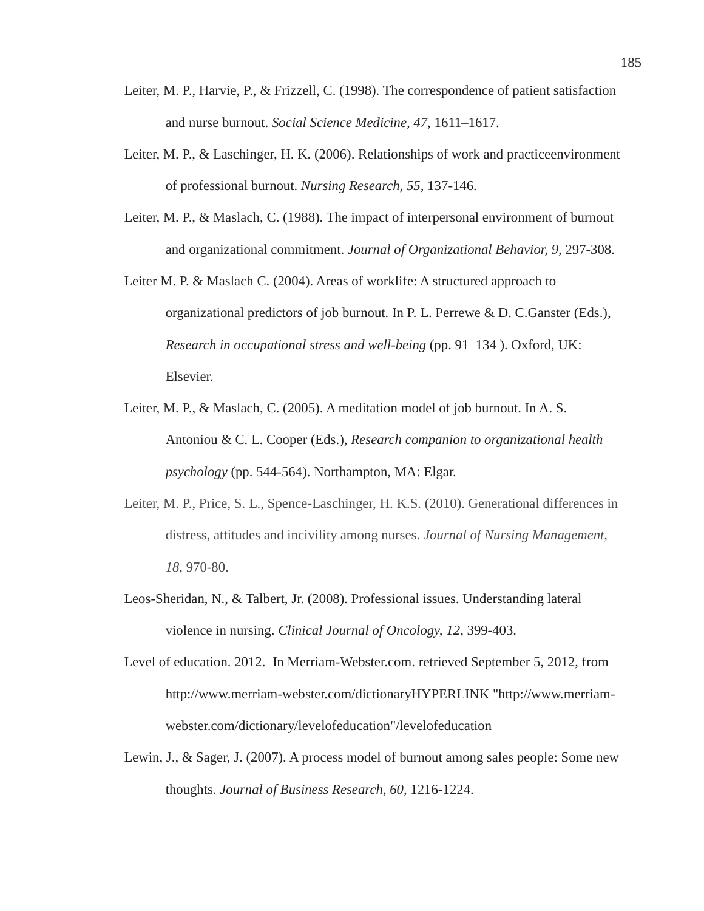Leiter, M. P., Harvie, P., & Frizzell, C. (1998). The correspondence of patient satisfaction and nurse burnout. *Social Science Medicine, 47,* 1611–1617.

Leiter, M. P., & Laschinger, H. K. (2006). Relationships of work and practiceenvironment of professional burnout. *Nursing Research, 55,* 137-146.

Leiter, M. P., & Maslach, C. (1988). The impact of interpersonal environment of burnout and organizational commitment. *Journal of Organizational Behavior, 9,* 297-308.

Leiter M. P. & Maslach C. (2004). Areas of worklife: A structured approach to organizational predictors of job burnout. In P. L. Perrewe & D. C.Ganster (Eds.), *Research in occupational stress and well-being* (pp. 91–134 ). Oxford, UK: Elsevier.

Leiter, M. P., & Maslach, C. (2005). A meditation model of job burnout. In A. S. Antoniou & C. L. Cooper (Eds.), *Research companion to organizational health psychology* (pp. 544-564). Northampton, MA: Elgar.

Leiter, M. P., Price, S. L., Spence-Laschinger, H. K.S. (2010). Generational differences in distress, attitudes and incivility among nurses. *Journal of Nursing Management, 18,* 970-80.

Leos-Sheridan, N., & Talbert, Jr. (2008). Professional issues. Understanding lateral violence in nursing. *Clinical Journal of Oncology, 12,* 399-403.

Level of education. 2012. In Merriam-Webster.com. retrieved September 5, 2012, from http://www.merriam-webster.com/dictionaryHYPERLINK "http://www.merriam-webster.com/dictionary/levelofeducation"/levelofeducation

Lewin, J., & Sager, J. (2007). A process model of burnout among sales people: Some new thoughts. *Journal of Business Research, 60,* 1216-1224.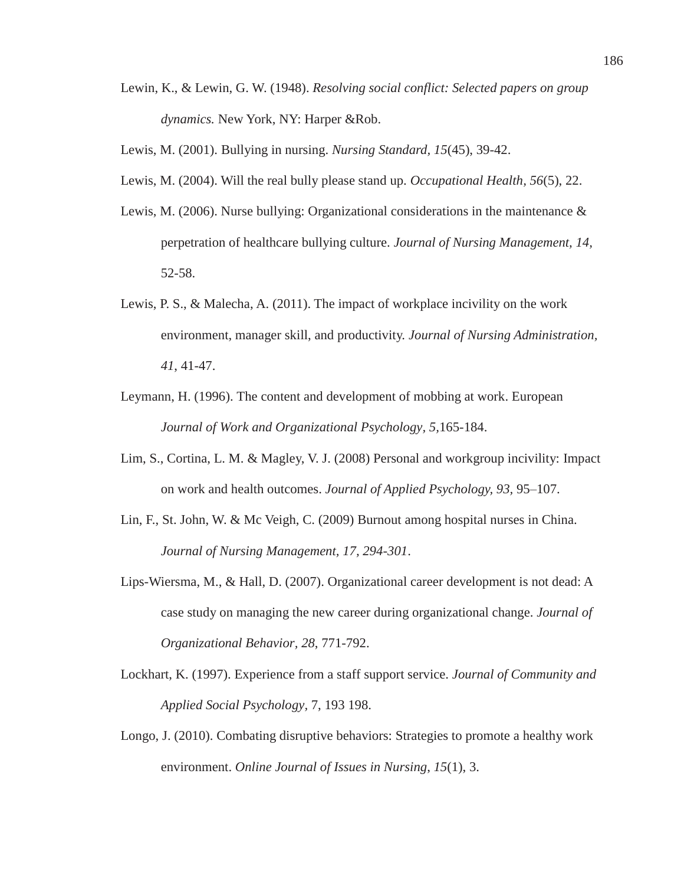Lewin, K., & Lewin, G. W. (1948). *Resolving social conflict: Selected papers on group dynamics.* New York, NY: Harper &Rob.

Lewis, M. (2001). Bullying in nursing. *Nursing Standard, 15*(45), 39-42.

Lewis, M. (2004). Will the real bully please stand up. *Occupational Health, 56*(5), 22.

Lewis, M. (2006). Nurse bullying: Organizational considerations in the maintenance & perpetration of healthcare bullying culture. *Journal of Nursing Management, 14*, 52-58.

Lewis, P. S., & Malecha, A. (2011). The impact of workplace incivility on the work environment, manager skill, and productivity. *Journal of Nursing Administration, 41*, 41-47.

Leymann, H. (1996). The content and development of mobbing at work. European *Journal of Work and Organizational Psychology, 5*,165-184.

Lim, S., Cortina, L. M. & Magley, V. J. (2008) Personal and workgroup incivility: Impact on work and health outcomes. *Journal of Applied Psychology, 93*, 95–107.

Lin, F., St. John, W. & Mc Veigh, C. (2009) Burnout among hospital nurses in China. *Journal of Nursing Management, 17, 294-301*.

Lips-Wiersma, M., & Hall, D. (2007). Organizational career development is not dead: A case study on managing the new career during organizational change. *Journal of Organizational Behavior, 28*, 771-792.

Lockhart, K. (1997). Experience from a staff support service. *Journal of Community and Applied Social Psychology*, 7, 193 198.

Longo, J. (2010). Combating disruptive behaviors: Strategies to promote a healthy work environment. *Online Journal of Issues in Nursing, 15*(1), 3.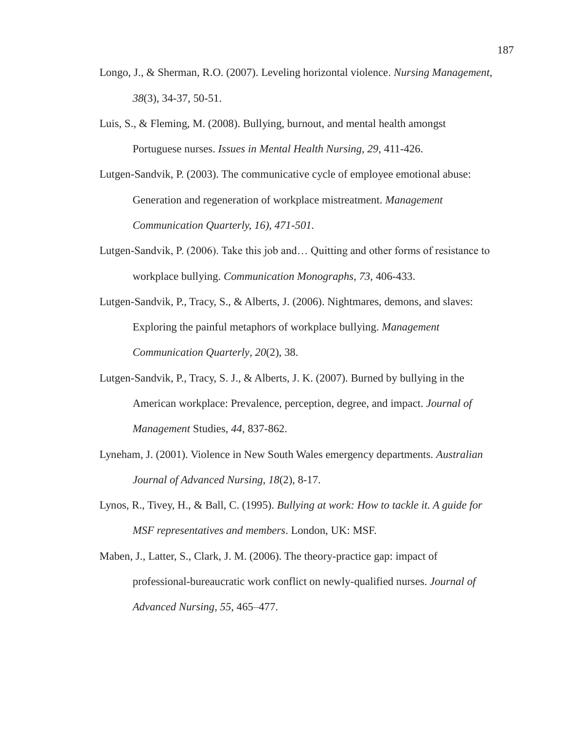Longo, J., & Sherman, R.O. (2007). Leveling horizontal violence. *Nursing Management*, *38*(3), 34-37, 50-51.

Luis, S., & Fleming, M. (2008). Bullying, burnout, and mental health amongst Portuguese nurses. *Issues in Mental Health Nursing, 29,* 411-426.

Lutgen-Sandvik, P. (2003). The communicative cycle of employee emotional abuse: Generation and regeneration of workplace mistreatment. *Management Communication Quarterly, 16), 471-501.*

Lutgen-Sandvik, P. (2006). Take this job and… Quitting and other forms of resistance to workplace bullying. *Communication Monographs, 73,* 406-433.

Lutgen-Sandvik, P., Tracy, S., & Alberts, J. (2006). Nightmares, demons, and slaves: Exploring the painful metaphors of workplace bullying. *Management Communication Quarterly, 20*(2), 38.

Lutgen-Sandvik, P., Tracy, S. J., & Alberts, J. K. (2007). Burned by bullying in the American workplace: Prevalence, perception, degree, and impact. *Journal of Management* Studies, *44*, 837-862.

Lyneham, J. (2001). Violence in New South Wales emergency departments. *Australian Journal of Advanced Nursing, 18*(2), 8-17.

Lynos, R., Tivey, H., & Ball, C. (1995). *Bullying at work: How to tackle it. A guide for MSF representatives and members*. London, UK: MSF.

Maben, J., Latter, S., Clark, J. M. (2006). The theory-practice gap: impact of professional-bureaucratic work conflict on newly-qualified nurses. *Journal of Advanced Nursing, 55*, 465–477.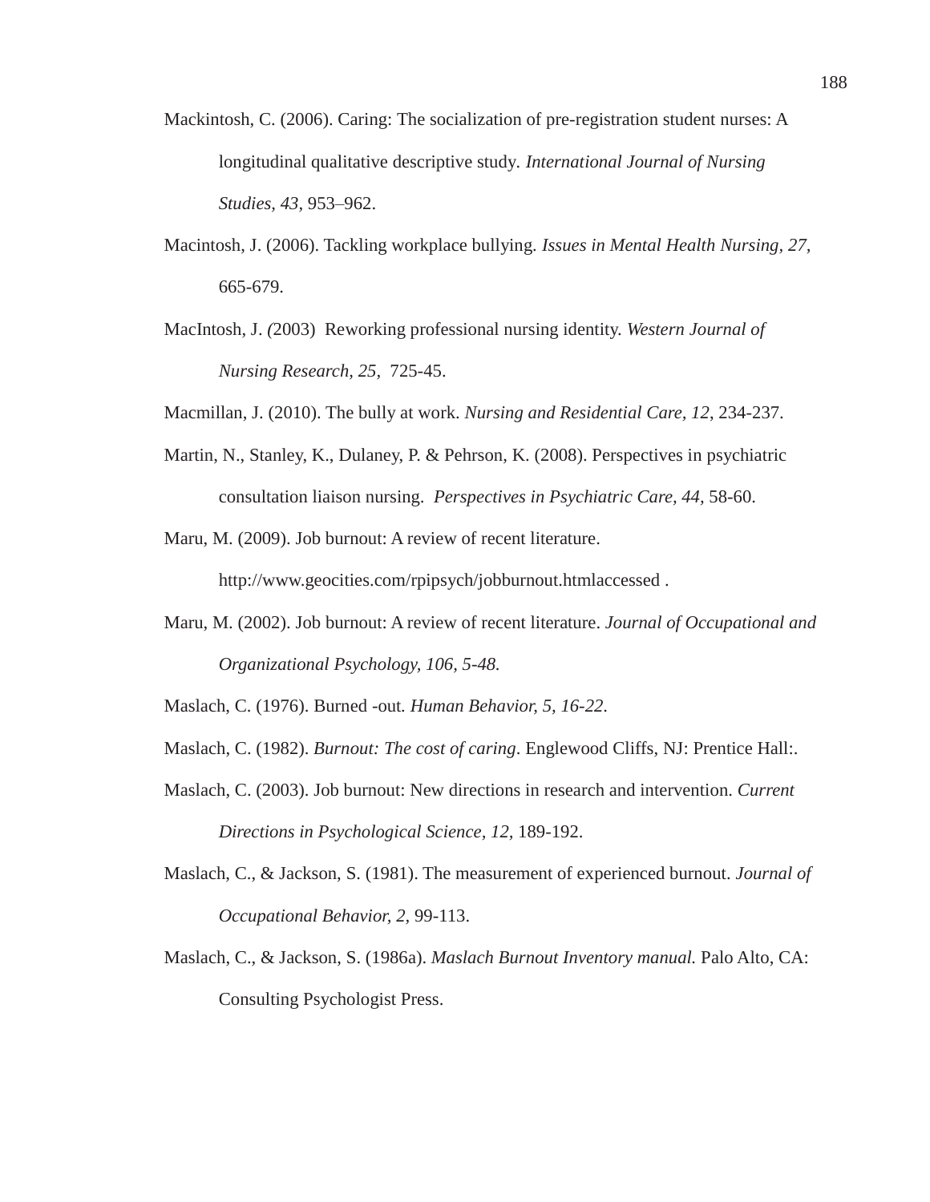Mackintosh, C. (2006). Caring: The socialization of pre-registration student nurses: A longitudinal qualitative descriptive study. *International Journal of Nursing Studies, 43*, 953–962.

Macintosh, J. (2006). Tackling workplace bullying. *Issues in Mental Health Nursing, 27,* 665-679.

MacIntosh, J. *(*2003)  Reworking professional nursing identity. *Western Journal of Nursing Research, 25,*  725-45.

Macmillan, J. (2010). The bully at work. *Nursing and Residential Care, 12*, 234-237.

Martin, N., Stanley, K., Dulaney, P. & Pehrson, K. (2008). Perspectives in psychiatric consultation liaison nursing.  *Perspectives in Psychiatric Care, 44*, 58-60.

Maru, M. (2009). Job burnout: A review of recent literature. http://www.geocities.com/rpipsych/jobburnout.htmlaccessed .

Maru, M. (2002). Job burnout: A review of recent literature. *Journal of Occupational and Organizational Psychology, 106, 5-48.*

Maslach, C. (1976). Burned -out. *Human Behavior, 5, 16-22*.

Maslach, C. (1982). *Burnout: The cost of caring*. Englewood Cliffs, NJ: Prentice Hall:.

Maslach, C. (2003). Job burnout: New directions in research and intervention. *Current Directions in Psychological Science, 12,* 189-192.

Maslach, C., & Jackson, S. (1981). The measurement of experienced burnout. *Journal of Occupational Behavior, 2,* 99-113.

Maslach, C., & Jackson, S. (1986a). *Maslach Burnout Inventory manual.* Palo Alto, CA: Consulting Psychologist Press.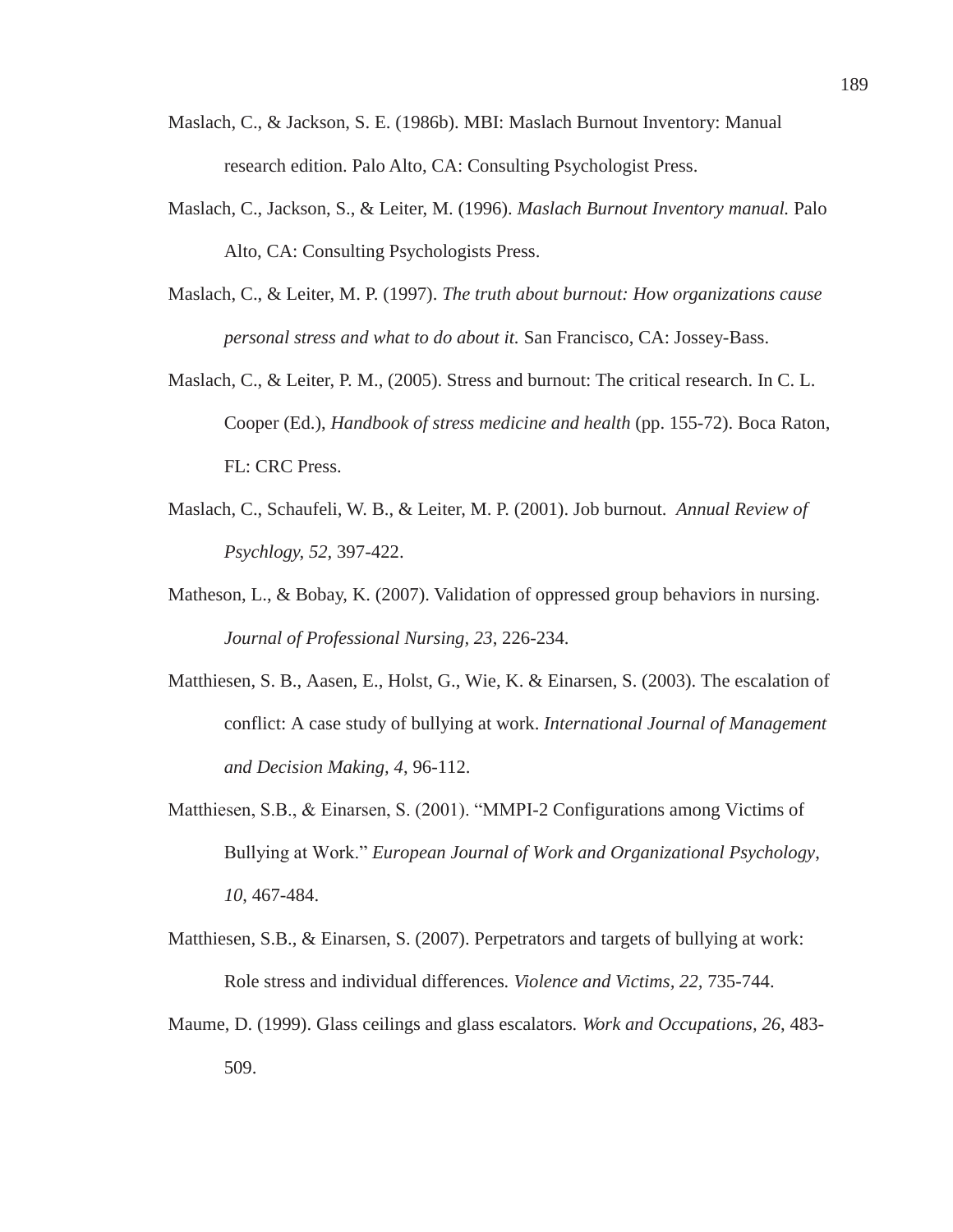Maslach, C., & Jackson, S. E. (1986b). MBI: Maslach Burnout Inventory: Manual research edition. Palo Alto, CA: Consulting Psychologist Press.

Maslach, C., Jackson, S., & Leiter, M. (1996). *Maslach Burnout Inventory manual.* Palo Alto, CA: Consulting Psychologists Press.

Maslach, C., & Leiter, M. P. (1997). *The truth about burnout: How organizations cause personal stress and what to do about it.* San Francisco, CA: Jossey-Bass.

Maslach, C., & Leiter, P. M., (2005). Stress and burnout: The critical research. In C. L. Cooper (Ed.), *Handbook of stress medicine and health* (pp. 155-72). Boca Raton, FL: CRC Press.

Maslach, C., Schaufeli, W. B., & Leiter, M. P. (2001). Job burnout. *Annual Review of Psychlogy, 52,* 397-422.

Matheson, L., & Bobay, K. (2007). Validation of oppressed group behaviors in nursing. *Journal of Professional Nursing, 23*, 226-234.

Matthiesen, S. B., Aasen, E., Holst, G., Wie, K. & Einarsen, S. (2003). The escalation of conflict: A case study of bullying at work. *International Journal of Management and Decision Making, 4*, 96-112.

Matthiesen, S.B., & Einarsen, S. (2001). "MMPI-2 Configurations among Victims of Bullying at Work." *European Journal of Work and Organizational Psychology*, *10*, 467-484.

Matthiesen, S.B., & Einarsen, S. (2007). Perpetrators and targets of bullying at work: Role stress and individual differences*. Violence and Victims, 22,* 735-744.

Maume, D. (1999). Glass ceilings and glass escalators*. Work and Occupations, 26*, 483-509.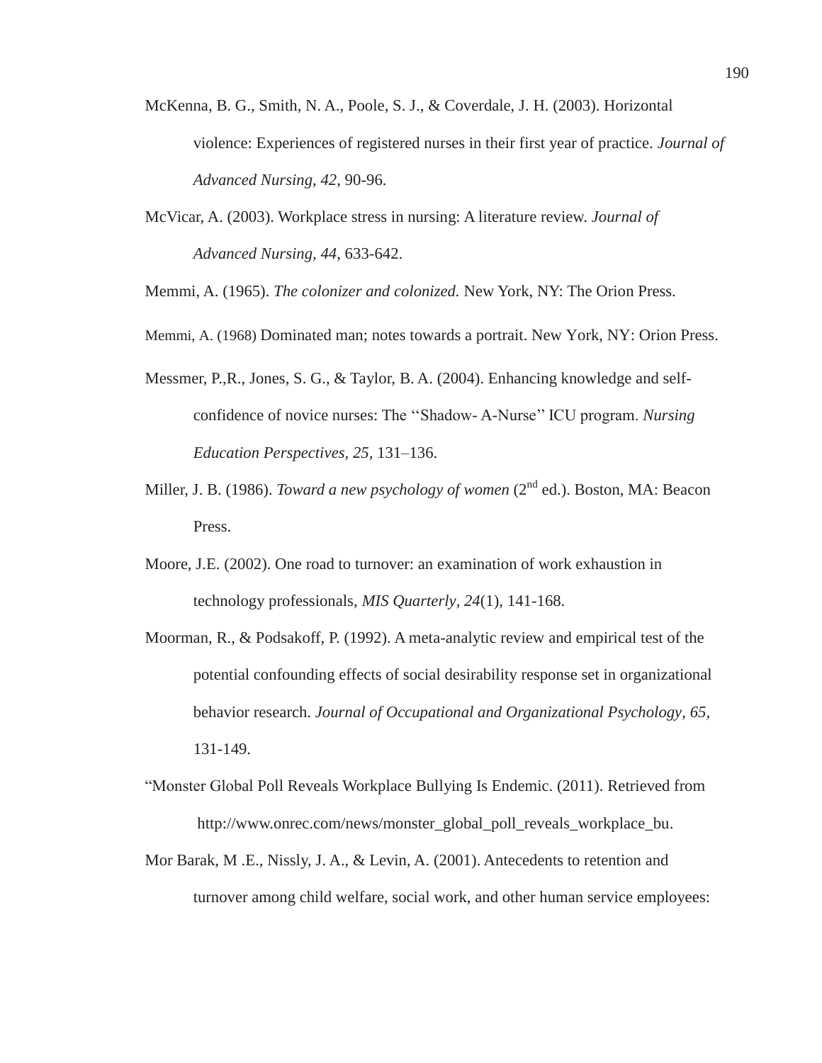McKenna, B. G., Smith, N. A., Poole, S. J., & Coverdale, J. H. (2003). Horizontal violence: Experiences of registered nurses in their first year of practice. *Journal of Advanced Nursing, 42*, 90-96.

McVicar, A. (2003). Workplace stress in nursing: A literature review. *Journal of Advanced Nursing, 44*, 633-642.

Memmi, A. (1965). *The colonizer and colonized.* New York, NY: The Orion Press.

Memmi, A. (1968) Dominated man; notes towards a portrait. New York, NY: Orion Press.

Messmer, P.,R., Jones, S. G., & Taylor, B. A. (2004). Enhancing knowledge and self-confidence of novice nurses: The ''Shadow- A-Nurse'' ICU program. *Nursing Education Perspectives, 25*, 131–136.

Miller, J. B. (1986). *Toward a new psychology of women* (2nd ed.). Boston, MA: Beacon Press.

Moore, J.E. (2002). One road to turnover: an examination of work exhaustion in technology professionals, *MIS Quarterly*, *24*(1), 141-168.

Moorman, R., & Podsakoff, P. (1992). A meta-analytic review and empirical test of the potential confounding effects of social desirability response set in organizational behavior research. *Journal of Occupational and Organizational Psychology, 65*, 131-149.

"Monster Global Poll Reveals Workplace Bullying Is Endemic. (2011). Retrieved from http://www.onrec.com/news/monster_global_poll_reveals_workplace_bu.

Mor Barak, M .E., Nissly, J. A., & Levin, A. (2001). Antecedents to retention and turnover among child welfare, social work, and other human service employees: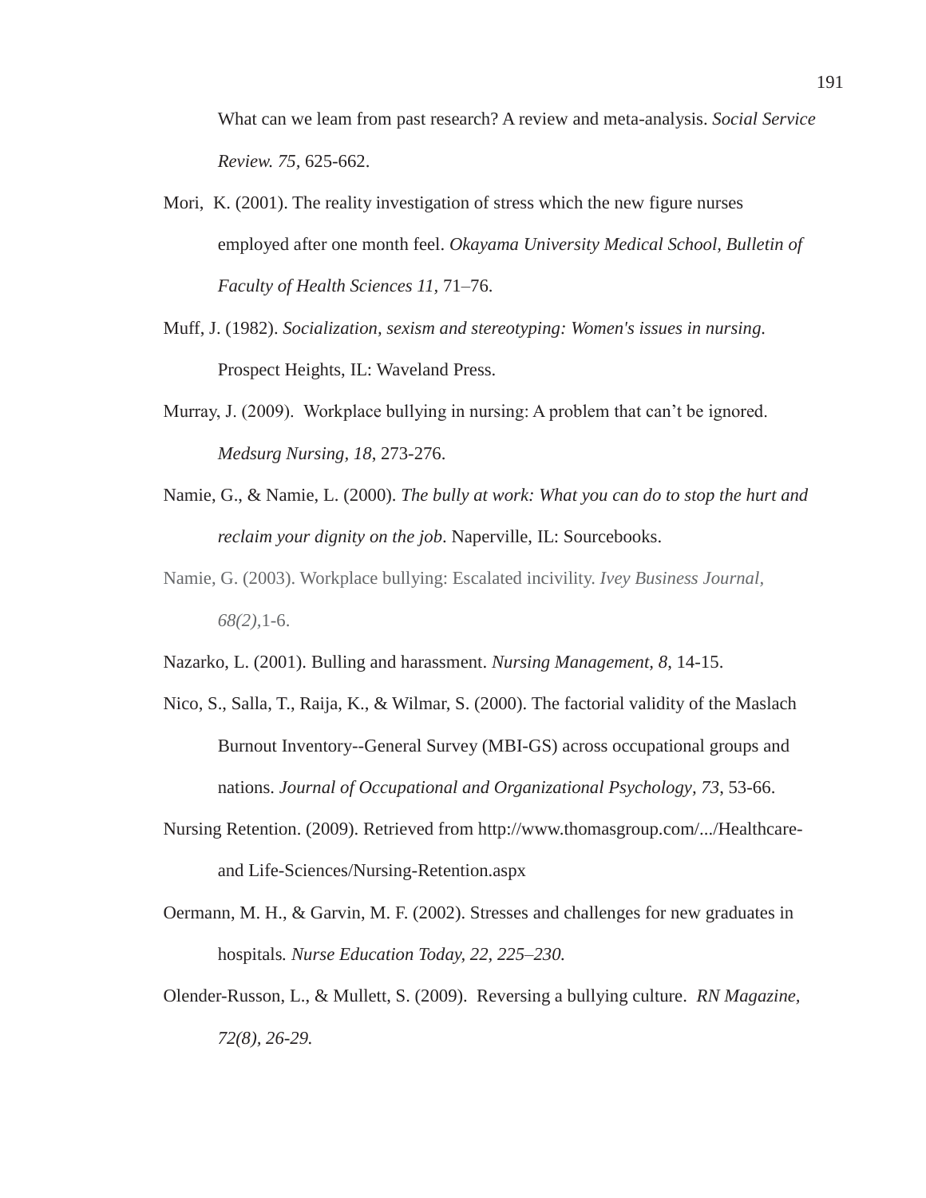What can we leam from past research? A review and meta-analysis. *Social Service Review. 75,* 625-662.

Mori, K. (2001). The reality investigation of stress which the new figure nurses employed after one month feel. *Okayama University Medical School, Bulletin of Faculty of Health Sciences 11,* 71–76.

Muff, J. (1982). *Socialization, sexism and stereotyping: Women's issues in nursing.* Prospect Heights, IL: Waveland Press.

Murray, J. (2009). Workplace bullying in nursing: A problem that can't be ignored. *Medsurg Nursing, 18*, 273-276.

Namie, G., & Namie, L. (2000). *The bully at work: What you can do to stop the hurt and reclaim your dignity on the job*. Naperville, IL: Sourcebooks.

Namie, G. (2003). Workplace bullying: Escalated incivility. *Ivey Business Journal, 68(2)*,1-6.

Nazarko, L. (2001). Bulling and harassment. *Nursing Management, 8*, 14-15.

Nico, S., Salla, T., Raija, K., & Wilmar, S. (2000). The factorial validity of the Maslach Burnout Inventory--General Survey (MBI-GS) across occupational groups and nations. *Journal of Occupational and Organizational Psychology, 73*, 53-66.

Nursing Retention. (2009). Retrieved from http://www.thomasgroup.com/.../Healthcare-and Life-Sciences/Nursing-Retention.aspx

Oermann, M. H., & Garvin, M. F. (2002). Stresses and challenges for new graduates in hospitals*. Nurse Education Today, 22, 225–230.*

Olender-Russon, L., & Mullett, S. (2009). Reversing a bullying culture. *RN Magazine, 72(8), 26-29.*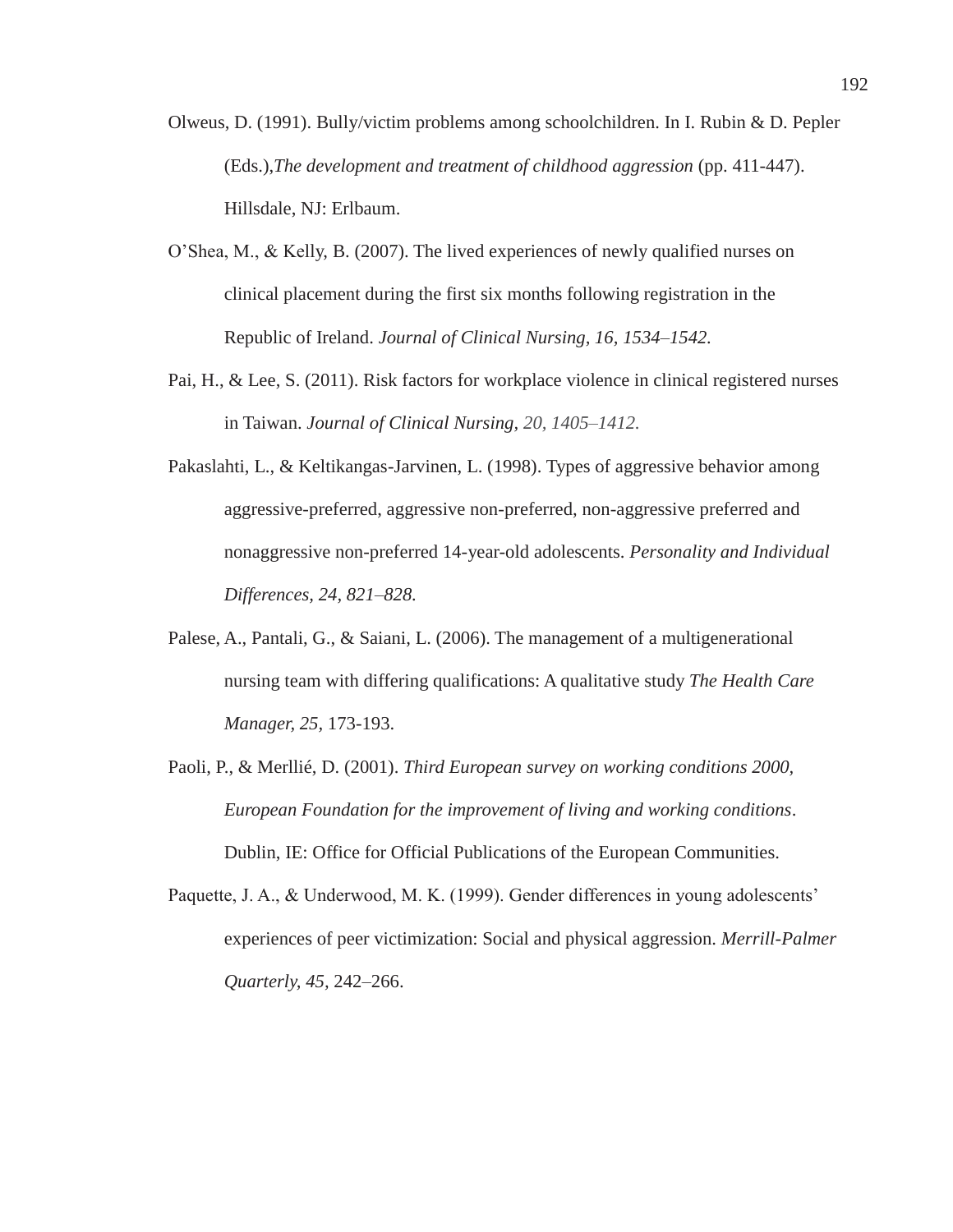Olweus, D. (1991). Bully/victim problems among schoolchildren. In I. Rubin & D. Pepler (Eds.),*The development and treatment of childhood aggression* (pp. 411-447). Hillsdale, NJ: Erlbaum.

O'Shea, M., & Kelly, B. (2007). The lived experiences of newly qualified nurses on clinical placement during the first six months following registration in the Republic of Ireland. *Journal of Clinical Nursing, 16, 1534–1542.*

Pai, H., & Lee, S. (2011). Risk factors for workplace violence in clinical registered nurses in Taiwan. *Journal of Clinical Nursing, 20, 1405–1412.*

Pakaslahti, L., & Keltikangas-Jarvinen, L. (1998). Types of aggressive behavior among aggressive-preferred, aggressive non-preferred, non-aggressive preferred and nonaggressive non-preferred 14-year-old adolescents. *Personality and Individual Differences, 24, 821–828.*

Palese, A., Pantali, G., & Saiani, L. (2006). The management of a multigenerational nursing team with differing qualifications: A qualitative study *The Health Care Manager, 25,* 173-193.

Paoli, P., & Merllié, D. (2001). *Third European survey on working conditions 2000, European Foundation for the improvement of living and working conditions*. Dublin, IE: Office for Official Publications of the European Communities.

Paquette, J. A., & Underwood, M. K. (1999). Gender differences in young adolescents' experiences of peer victimization: Social and physical aggression. *Merrill-Palmer Quarterly, 45,* 242–266.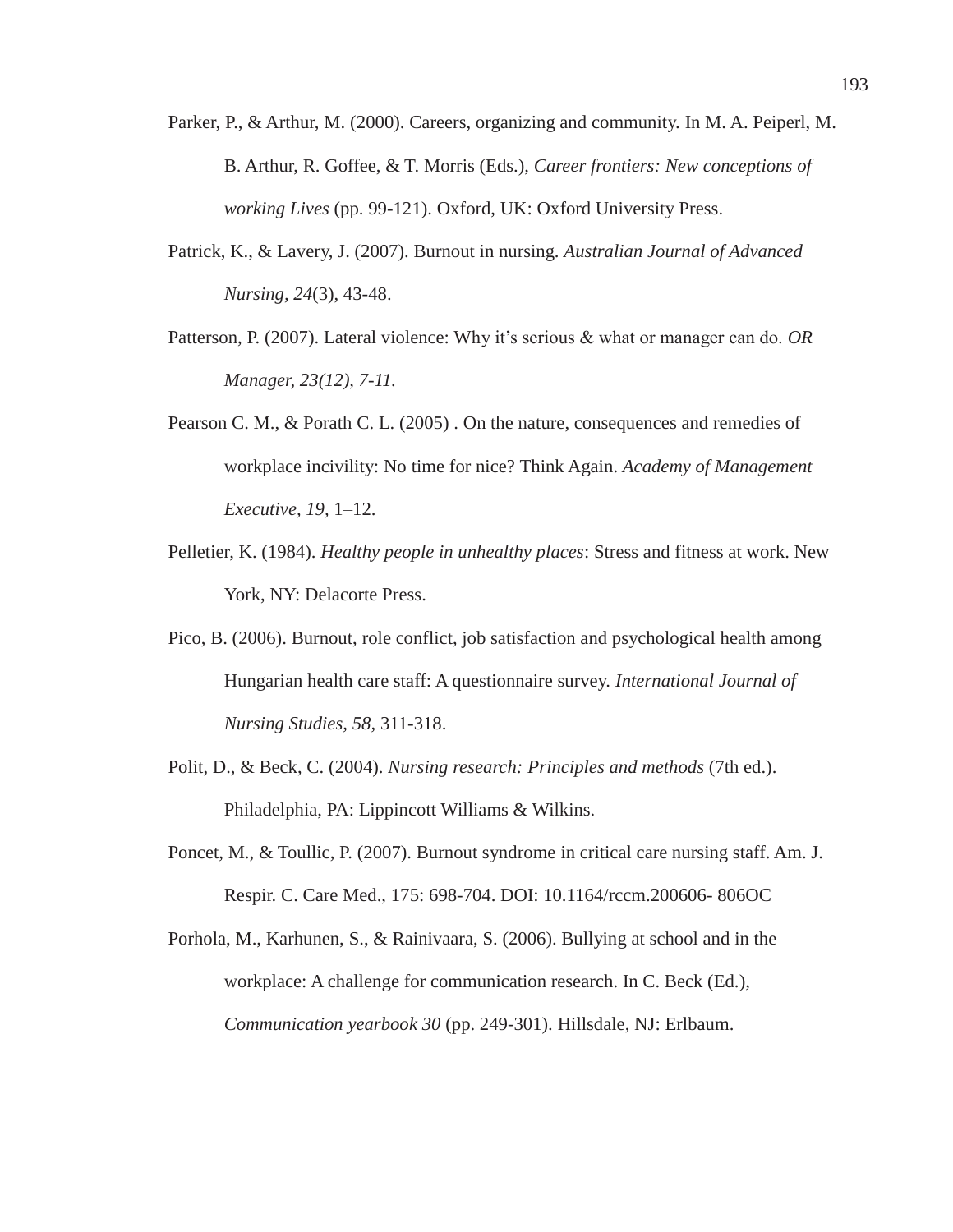Parker, P., & Arthur, M. (2000). Careers, organizing and community. In M. A. Peiperl, M. B. Arthur, R. Goffee, & T. Morris (Eds.), *Career frontiers: New conceptions of working Lives* (pp. 99-121). Oxford, UK: Oxford University Press.

Patrick, K., & Lavery, J. (2007). Burnout in nursing. *Australian Journal of Advanced Nursing, 24*(3), 43-48.

Patterson, P. (2007). Lateral violence: Why it's serious & what or manager can do. *OR Manager, 23(12), 7-11.*

Pearson C. M., & Porath C. L. (2005) . On the nature, consequences and remedies of workplace incivility: No time for nice? Think Again. *Academy of Management Executive, 19,* 1–12.

Pelletier, K. (1984). *Healthy people in unhealthy places*: Stress and fitness at work. New York, NY: Delacorte Press.

Pico, B. (2006). Burnout, role conflict, job satisfaction and psychological health among Hungarian health care staff: A questionnaire survey. *International Journal of Nursing Studies, 58,* 311-318.

Polit, D., & Beck, C. (2004). *Nursing research: Principles and methods* (7th ed.). Philadelphia, PA: Lippincott Williams & Wilkins.

Poncet, M., & Toullic, P. (2007). Burnout syndrome in critical care nursing staff. Am. J. Respir. C. Care Med., 175: 698-704. DOI: 10.1164/rccm.200606- 806OC

Porhola, M., Karhunen, S., & Rainivaara, S. (2006). Bullying at school and in the workplace: A challenge for communication research. In C. Beck (Ed.), *Communication yearbook 30* (pp. 249-301). Hillsdale, NJ: Erlbaum.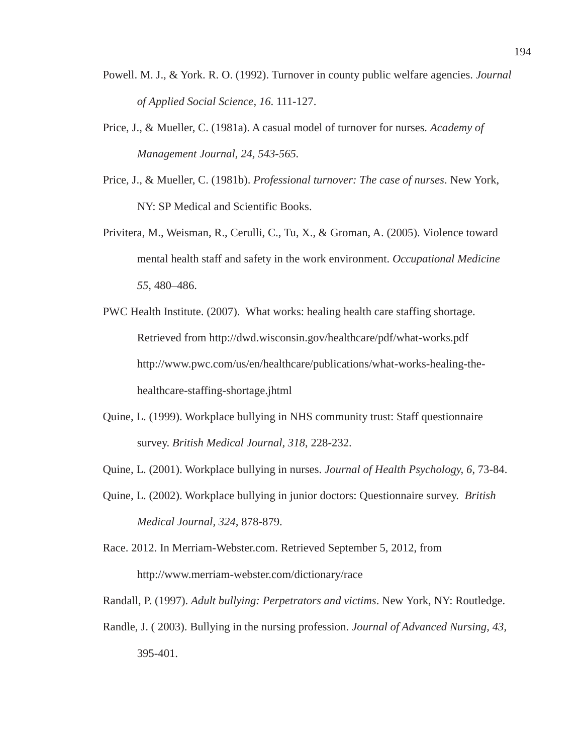Powell. M. J., & York. R. O. (1992). Turnover in county public welfare agencies. *Journal of Applied Social Science, 16*. 111-127.

Price, J., & Mueller, C. (1981a). A casual model of turnover for nurses. *Academy of Management Journal, 24, 543-565.*

Price, J., & Mueller, C. (1981b). *Professional turnover: The case of nurses*. New York, NY: SP Medical and Scientific Books.

Privitera, M., Weisman, R., Cerulli, C., Tu, X., & Groman, A. (2005). Violence toward mental health staff and safety in the work environment. *Occupational Medicine 55*, 480–486.

PWC Health Institute. (2007). What works: healing health care staffing shortage. Retrieved from http://dwd.wisconsin.gov/healthcare/pdf/what-works.pdf http://www.pwc.com/us/en/healthcare/publications/what-works-healing-the-healthcare-staffing-shortage.jhtml

Quine, L. (1999). Workplace bullying in NHS community trust: Staff questionnaire survey. *British Medical Journal, 318*, 228-232.

Quine, L. (2001). Workplace bullying in nurses. *Journal of Health Psychology, 6*, 73-84.

Quine, L. (2002). Workplace bullying in junior doctors: Questionnaire survey. *British Medical Journal, 324*, 878-879.

Race. 2012. In Merriam-Webster.com. Retrieved September 5, 2012, from http://www.merriam-webster.com/dictionary/race

Randall, P. (1997). *Adult bullying: Perpetrators and victims*. New York, NY: Routledge.

Randle, J. ( 2003). Bullying in the nursing profession. *Journal of Advanced Nursing, 43*, 395-401.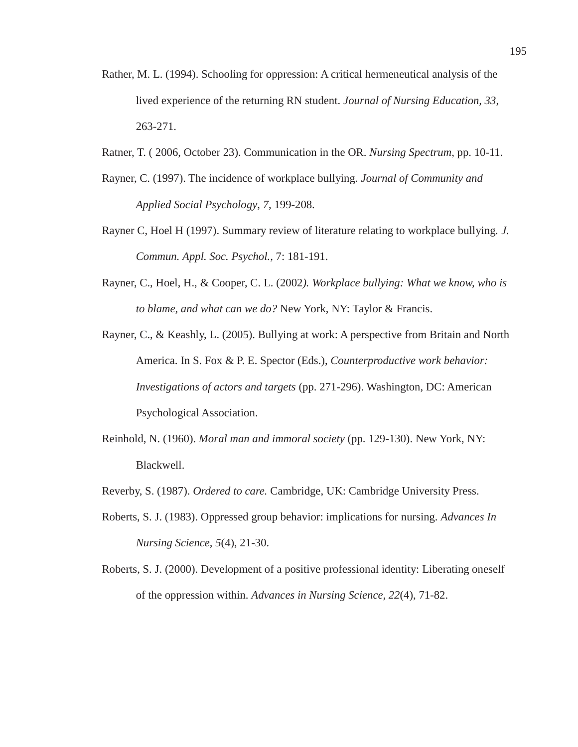Rather, M. L. (1994). Schooling for oppression: A critical hermeneutical analysis of the lived experience of the returning RN student. *Journal of Nursing Education, 33*, 263-271.

Ratner, T. ( 2006, October 23). Communication in the OR. *Nursing Spectrum*, pp. 10-11.

Rayner, C. (1997). The incidence of workplace bullying. *Journal of Community and Applied Social Psychology, 7*, 199-208.

Rayner C, Hoel H (1997). Summary review of literature relating to workplace bullying. *J. Commun. Appl. Soc. Psychol.*, 7: 181-191.

Rayner, C., Hoel, H., & Cooper, C. L. (2002*). Workplace bullying: What we know, who is to blame, and what can we do?* New York, NY: Taylor & Francis.

Rayner, C., & Keashly, L. (2005). Bullying at work: A perspective from Britain and North America. In S. Fox & P. E. Spector (Eds.), *Counterproductive work behavior: Investigations of actors and targets* (pp. 271-296). Washington, DC: American Psychological Association.

Reinhold, N. (1960). *Moral man and immoral society* (pp. 129-130). New York, NY: Blackwell.

Reverby, S. (1987). *Ordered to care.* Cambridge, UK: Cambridge University Press.

Roberts, S. J. (1983). Oppressed group behavior: implications for nursing. *Advances In Nursing Science, 5*(4), 21-30.

Roberts, S. J. (2000). Development of a positive professional identity: Liberating oneself of the oppression within. *Advances in Nursing Science, 22*(4), 71-82.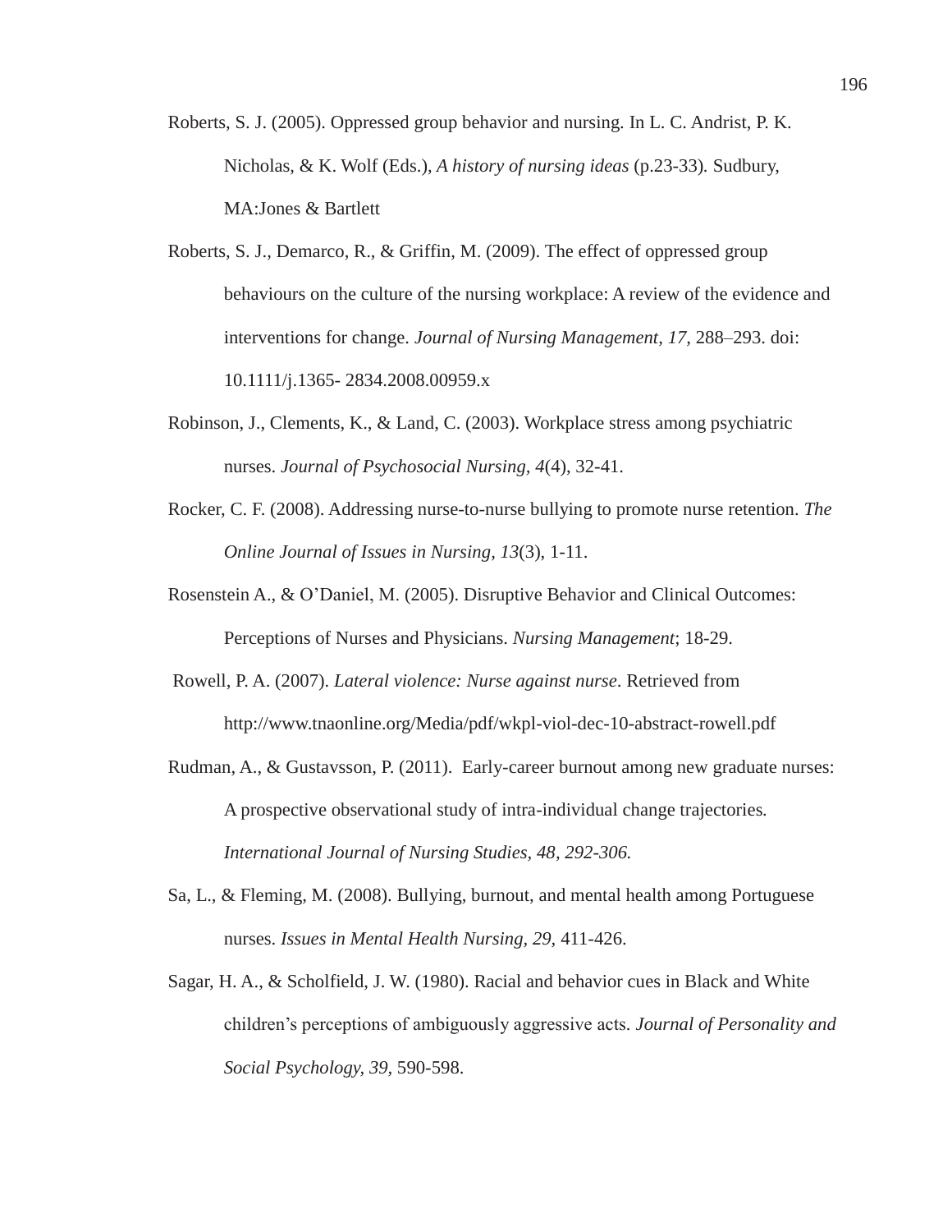Roberts, S. J. (2005). Oppressed group behavior and nursing. In L. C. Andrist, P. K. Nicholas, & K. Wolf (Eds.), *A history of nursing ideas* (p.23-33)*.* Sudbury, MA:Jones & Bartlett

Roberts, S. J., Demarco, R., & Griffin, M. (2009). The effect of oppressed group behaviours on the culture of the nursing workplace: A review of the evidence and interventions for change. *Journal of Nursing Management, 17,* 288–293. doi: 10.1111/j.1365- 2834.2008.00959.x

Robinson, J., Clements, K., & Land, C. (2003). Workplace stress among psychiatric nurses. *Journal of Psychosocial Nursing, 4*(4), 32-41.

Rocker, C. F. (2008). Addressing nurse-to-nurse bullying to promote nurse retention. *The Online Journal of Issues in Nursing, 13*(3), 1-11.

Rosenstein A., & O'Daniel, M. (2005). Disruptive Behavior and Clinical Outcomes: Perceptions of Nurses and Physicians. *Nursing Management*; 18-29.

Rowell, P. A. (2007). *Lateral violence: Nurse against nurse*. Retrieved from http://www.tnaonline.org/Media/pdf/wkpl-viol-dec-10-abstract-rowell.pdf

Rudman, A., & Gustavsson, P. (2011). Early-career burnout among new graduate nurses: A prospective observational study of intra-individual change trajectories*. International Journal of Nursing Studies, 48, 292-306.*

Sa, L., & Fleming, M. (2008). Bullying, burnout, and mental health among Portuguese nurses. *Issues in Mental Health Nursing, 29,* 411-426.

Sagar, H. A., & Scholfield, J. W. (1980). Racial and behavior cues in Black and White children's perceptions of ambiguously aggressive acts. *Journal of Personality and Social Psychology, 39,* 590-598.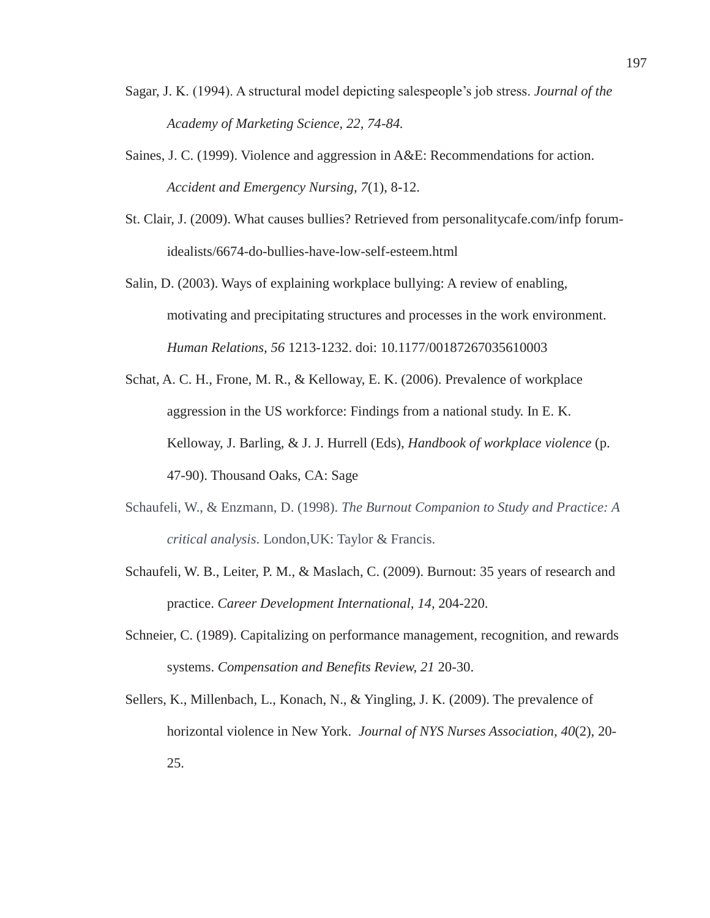Sagar, J. K. (1994). A structural model depicting salespeople's job stress. *Journal of the Academy of Marketing Science, 22, 74-84.*

Saines, J. C. (1999). Violence and aggression in A&E: Recommendations for action. *Accident and Emergency Nursing, 7*(1), 8-12.

St. Clair, J. (2009). What causes bullies? Retrieved from personalitycafe.com/infp forum-idealists/6674-do-bullies-have-low-self-esteem.html

Salin, D. (2003). Ways of explaining workplace bullying: A review of enabling, motivating and precipitating structures and processes in the work environment. *Human Relations, 56* 1213-1232. doi: 10.1177/00187267035610003

Schat, A. C. H., Frone, M. R., & Kelloway, E. K. (2006). Prevalence of workplace aggression in the US workforce: Findings from a national study. In E. K. Kelloway, J. Barling, & J. J. Hurrell (Eds), *Handbook of workplace violence* (p. 47-90). Thousand Oaks, CA: Sage

Schaufeli, W., & Enzmann, D. (1998). *The Burnout Companion to Study and Practice: A critical analysis*. London,UK: Taylor & Francis.

Schaufeli, W. B., Leiter, P. M., & Maslach, C. (2009). Burnout: 35 years of research and practice. *Career Development International, 14*, 204-220.

Schneier, C. (1989). Capitalizing on performance management, recognition, and rewards systems. *Compensation and Benefits Review, 21* 20-30.

Sellers, K., Millenbach, L., Konach, N., & Yingling, J. K. (2009). The prevalence of horizontal violence in New York. *Journal of NYS Nurses Association, 40*(2), 20-25.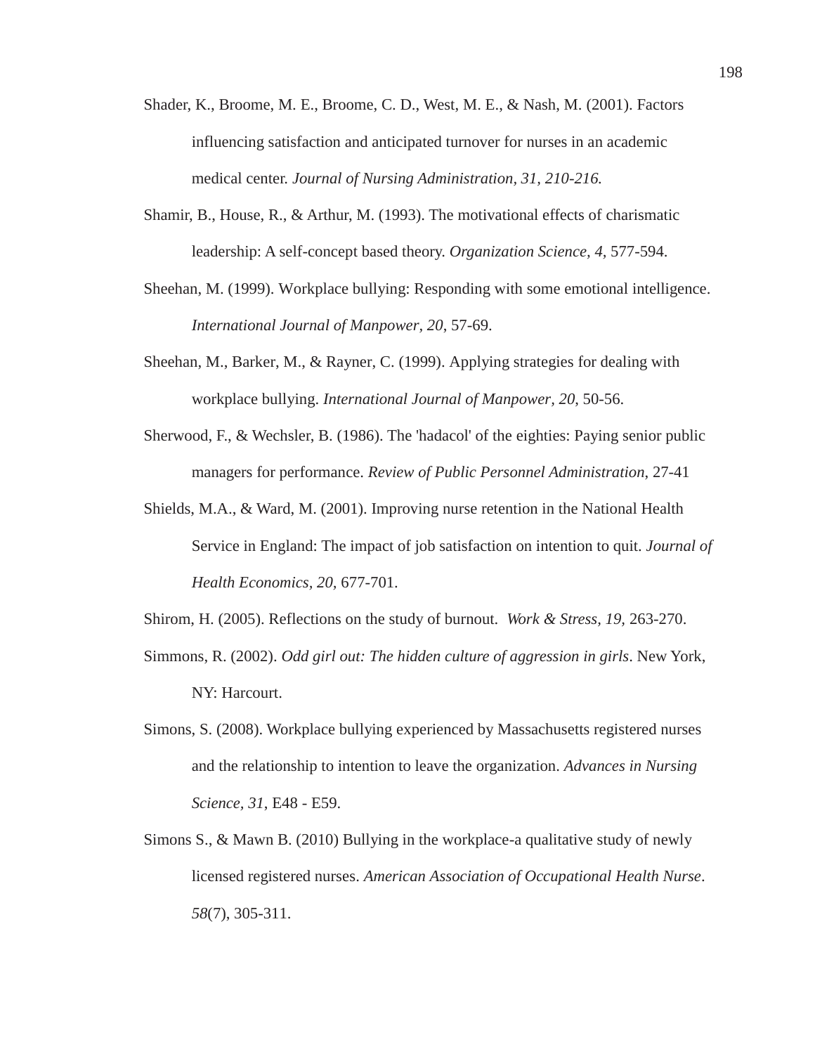Shader, K., Broome, M. E., Broome, C. D., West, M. E., & Nash, M. (2001). Factors influencing satisfaction and anticipated turnover for nurses in an academic medical center. *Journal of Nursing Administration, 31, 210-216.*

Shamir, B., House, R., & Arthur, M. (1993). The motivational effects of charismatic leadership: A self-concept based theory. *Organization Science, 4,* 577-594.

Sheehan, M. (1999). Workplace bullying: Responding with some emotional intelligence. *International Journal of Manpower, 20*, 57-69.

Sheehan, M., Barker, M., & Rayner, C. (1999). Applying strategies for dealing with workplace bullying. *International Journal of Manpower, 20*, 50-56.

Sherwood, F., & Wechsler, B. (1986). The 'hadacol' of the eighties: Paying senior public managers for performance. *Review of Public Personnel Administration*, 27-41

Shields, M.A., & Ward, M. (2001). Improving nurse retention in the National Health Service in England: The impact of job satisfaction on intention to quit. *Journal of Health Economics, 20,* 677-701.

Shirom, H. (2005). Reflections on the study of burnout. *Work & Stress, 19,* 263-270.

Simmons, R. (2002). *Odd girl out: The hidden culture of aggression in girls*. New York, NY: Harcourt.

Simons, S. (2008). Workplace bullying experienced by Massachusetts registered nurses and the relationship to intention to leave the organization. *Advances in Nursing Science, 31*, E48 - E59.

Simons S., & Mawn B. (2010) Bullying in the workplace-a qualitative study of newly licensed registered nurses. *American Association of Occupational Health Nurse*. *58*(7), 305-311.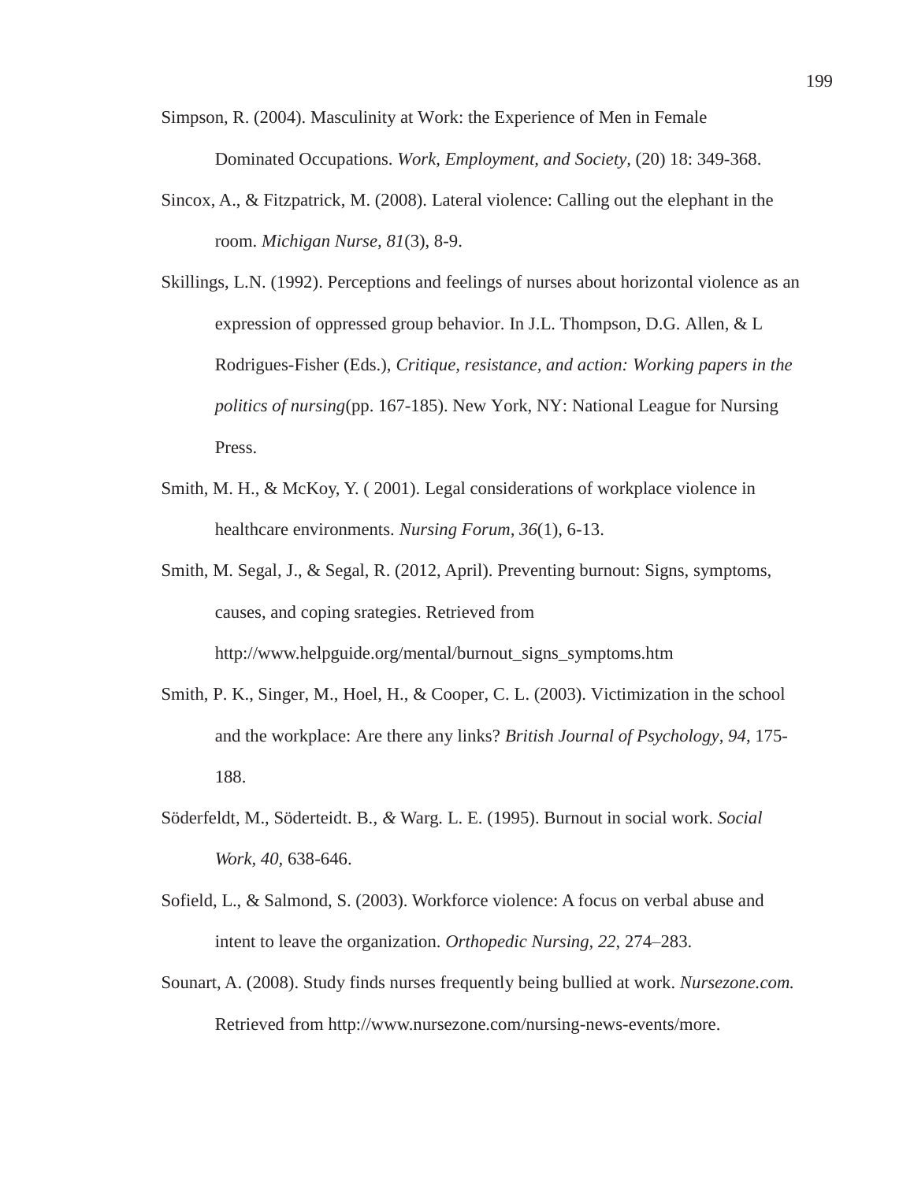Simpson, R. (2004). Masculinity at Work: the Experience of Men in Female Dominated Occupations. *Work, Employment, and Society,* (20) 18: 349-368.

Sincox, A., & Fitzpatrick, M. (2008). Lateral violence: Calling out the elephant in the room. *Michigan Nurse, 81*(3), 8-9.

Skillings, L.N. (1992). Perceptions and feelings of nurses about horizontal violence as an expression of oppressed group behavior. In J.L. Thompson, D.G. Allen, & L Rodrigues-Fisher (Eds.), *Critique, resistance, and action: Working papers in the politics of nursing*(pp. 167-185). New York, NY: National League for Nursing Press.

Smith, M. H., & McKoy, Y. ( 2001). Legal considerations of workplace violence in healthcare environments. *Nursing Forum, 36*(1), 6-13.

Smith, M. Segal, J., & Segal, R. (2012, April). Preventing burnout: Signs, symptoms, causes, and coping srategies. Retrieved from http://www.helpguide.org/mental/burnout_signs_symptoms.htm

Smith, P. K., Singer, M., Hoel, H., & Cooper, C. L. (2003). Victimization in the school and the workplace: Are there any links? *British Journal of Psychology, 94*, 175-188.

Söderfeldt, M., Söderteidt. B., *&* Warg. L. E. (1995). Burnout in social work. *Social Work, 40,* 638-646.

Sofield, L., & Salmond, S. (2003). Workforce violence: A focus on verbal abuse and intent to leave the organization. *Orthopedic Nursing, 22,* 274–283.

Sounart, A. (2008). Study finds nurses frequently being bullied at work. *Nursezone.com.* Retrieved from http://www.nursezone.com/nursing-news-events/more.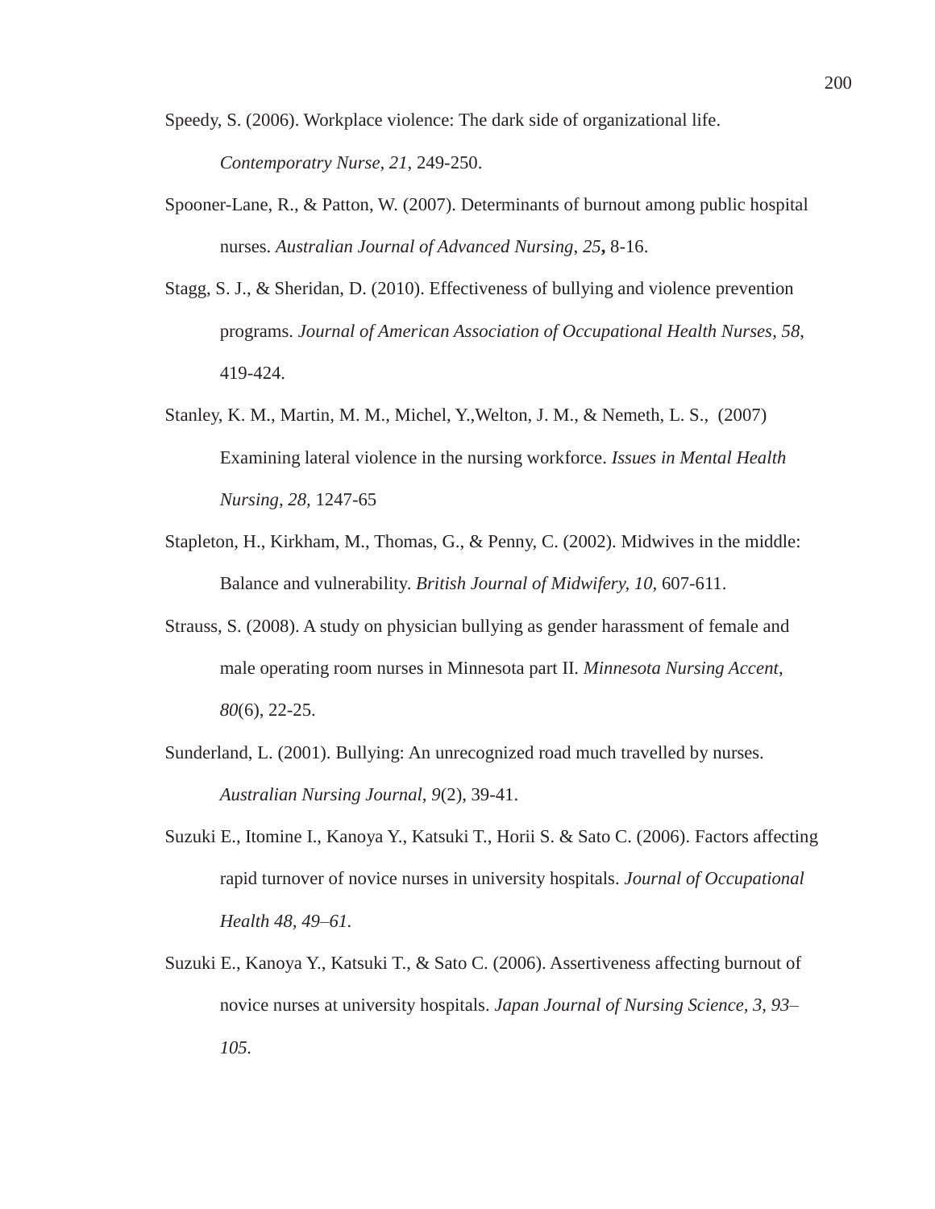Speedy, S. (2006). Workplace violence: The dark side of organizational life. *Contemporatry Nurse, 21,* 249-250.

Spooner-Lane, R., & Patton, W. (2007). Determinants of burnout among public hospital nurses. *Australian Journal of Advanced Nursing, 25***,** 8-16.

Stagg, S. J., & Sheridan, D. (2010). Effectiveness of bullying and violence prevention programs. *Journal of American Association of Occupational Health Nurses*, *58*, 419-424.

Stanley, K. M., Martin, M. M., Michel, Y.,Welton, J. M., & Nemeth, L. S., (2007) Examining lateral violence in the nursing workforce. *Issues in Mental Health Nursing, 28,* 1247-65

Stapleton, H., Kirkham, M., Thomas, G., & Penny, C. (2002). Midwives in the middle: Balance and vulnerability. *British Journal of Midwifery, 10,* 607-611.

Strauss, S. (2008). A study on physician bullying as gender harassment of female and male operating room nurses in Minnesota part II. *Minnesota Nursing Accent*, *80*(6), 22-25.

Sunderland, L. (2001). Bullying: An unrecognized road much travelled by nurses. *Australian Nursing Journal*, *9*(2), 39-41.

Suzuki E., Itomine I., Kanoya Y., Katsuki T., Horii S. & Sato C. (2006). Factors affecting rapid turnover of novice nurses in university hospitals. *Journal of Occupational Health 48, 49–61.*

Suzuki E., Kanoya Y., Katsuki T., & Sato C. (2006). Assertiveness affecting burnout of novice nurses at university hospitals. *Japan Journal of Nursing Science, 3, 93–105.*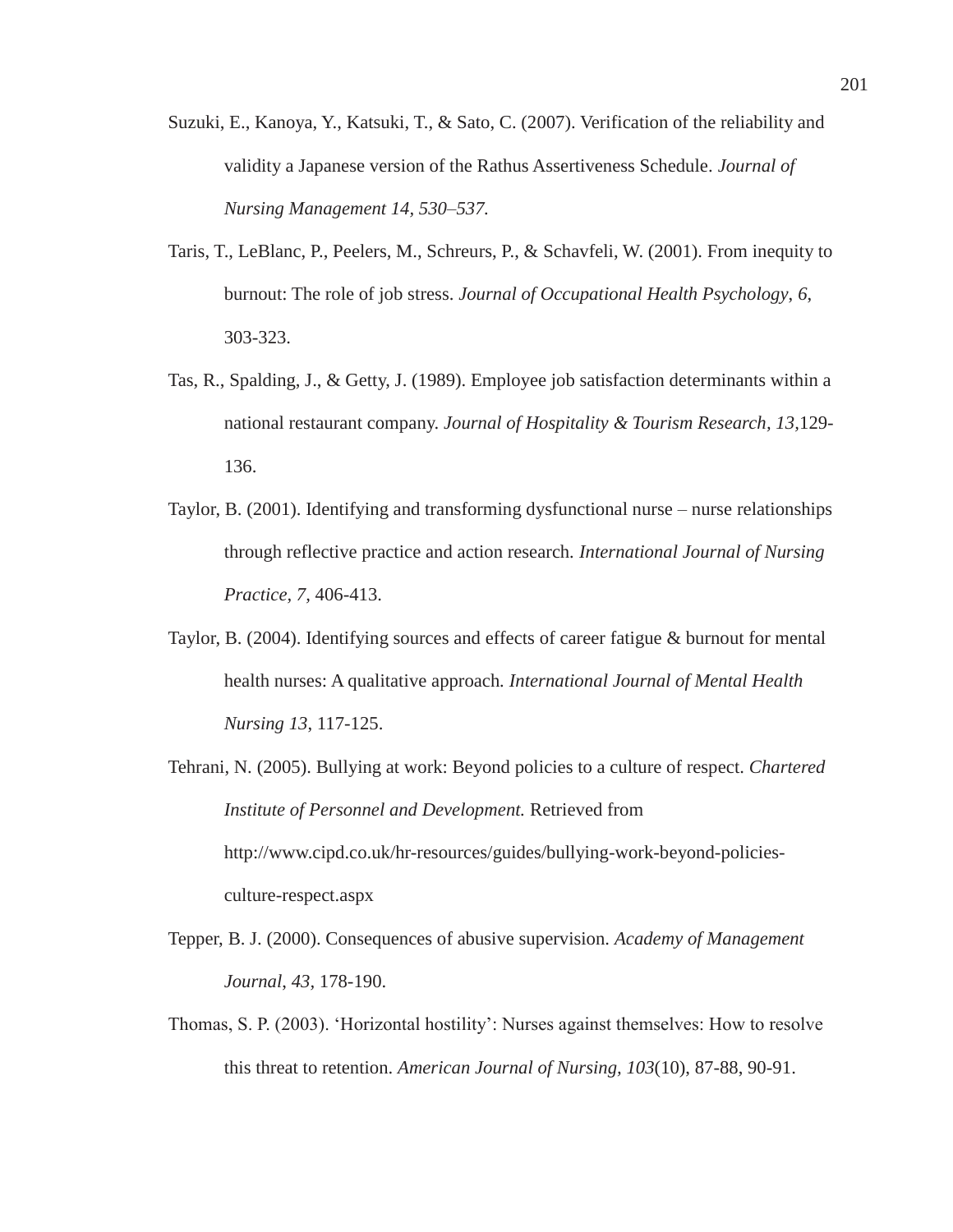Suzuki, E., Kanoya, Y., Katsuki, T., & Sato, C. (2007). Verification of the reliability and validity a Japanese version of the Rathus Assertiveness Schedule. *Journal of Nursing Management 14, 530–537.*

Taris, T., LeBlanc, P., Peelers, M., Schreurs, P., & Schavfeli, W. (2001). From inequity to burnout: The role of job stress. *Journal of Occupational Health Psychology*, *6*, 303-323.

Tas, R., Spalding, J., & Getty, J. (1989). Employee job satisfaction determinants within a national restaurant company. *Journal of Hospitality & Tourism Research, 13,*129-136.

Taylor, B. (2001). Identifying and transforming dysfunctional nurse – nurse relationships through reflective practice and action research. *International Journal of Nursing Practice*, *7,* 406-413.

Taylor, B. (2004). Identifying sources and effects of career fatigue & burnout for mental health nurses: A qualitative approach. *International Journal of Mental Health Nursing 13*, 117-125.

Tehrani, N. (2005). Bullying at work: Beyond policies to a culture of respect. *Chartered Institute of Personnel and Development.* Retrieved from http://www.cipd.co.uk/hr-resources/guides/bullying-work-beyond-policies-culture-respect.aspx

Tepper, B. J. (2000). Consequences of abusive supervision. *Academy of Management Journal*, *43*, 178-190.

Thomas, S. P. (2003). 'Horizontal hostility': Nurses against themselves: How to resolve this threat to retention. *American Journal of Nursing, 103*(10), 87-88, 90-91.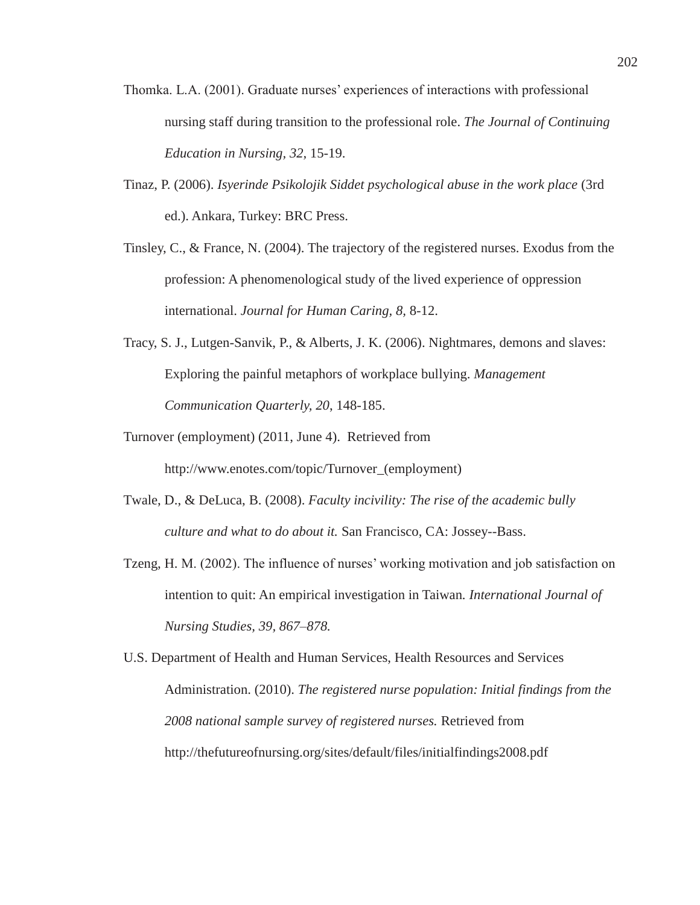Thomka. L.A. (2001). Graduate nurses' experiences of interactions with professional nursing staff during transition to the professional role. *The Journal of Continuing Education in Nursing, 32*, 15-19.

Tinaz, P. (2006). *Isyerinde Psikolojik Siddet psychological abuse in the work place* (3rd ed.). Ankara, Turkey: BRC Press.

Tinsley, C., & France, N. (2004). The trajectory of the registered nurses. Exodus from the profession: A phenomenological study of the lived experience of oppression international. *Journal for Human Caring, 8*, 8-12.

Tracy, S. J., Lutgen-Sanvik, P., & Alberts, J. K. (2006). Nightmares, demons and slaves: Exploring the painful metaphors of workplace bullying. *Management Communication Quarterly, 20*, 148-185.

Turnover (employment) (2011, June 4). Retrieved from http://www.enotes.com/topic/Turnover_(employment)

Twale, D., & DeLuca, B. (2008). *Faculty incivility: The rise of the academic bully culture and what to do about it.* San Francisco, CA: Jossey--Bass.

Tzeng, H. M. (2002). The influence of nurses' working motivation and job satisfaction on intention to quit: An empirical investigation in Taiwan. *International Journal of Nursing Studies, 39, 867–878.*

U.S. Department of Health and Human Services, Health Resources and Services Administration. (2010). *The registered nurse population: Initial findings from the 2008 national sample survey of registered nurses.* Retrieved from http://thefutureofnursing.org/sites/default/files/initialfindings2008.pdf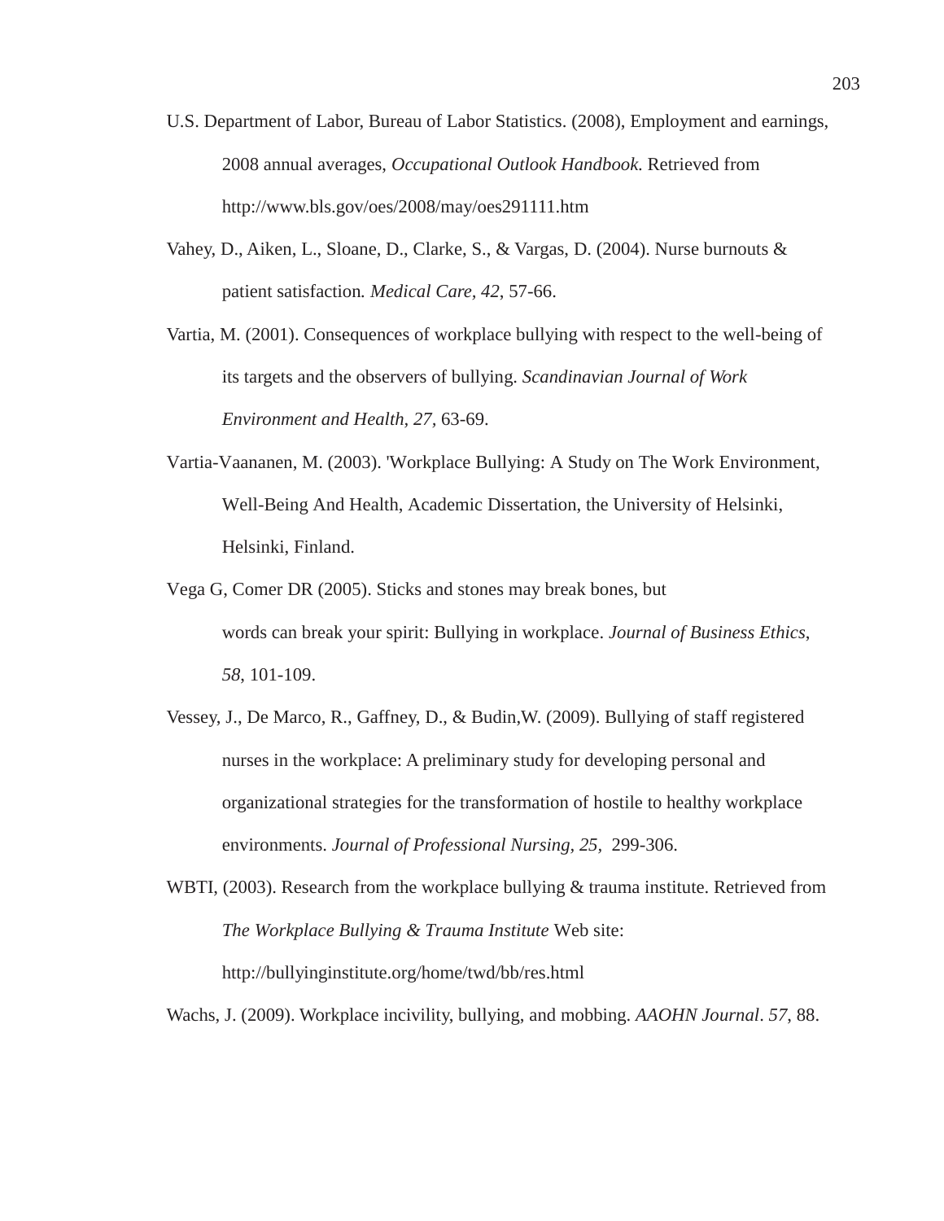U.S. Department of Labor, Bureau of Labor Statistics. (2008), Employment and earnings, 2008 annual averages, *Occupational Outlook Handbook.* Retrieved from http://www.bls.gov/oes/2008/may/oes291111.htm

Vahey, D., Aiken, L., Sloane, D., Clarke, S., & Vargas, D. (2004). Nurse burnouts & patient satisfaction*. Medical Care, 42*, 57-66.

Vartia, M. (2001). Consequences of workplace bullying with respect to the well-being of its targets and the observers of bullying. *Scandinavian Journal of Work Environment and Health, 27*, 63-69.

Vartia-Vaananen, M. (2003). 'Workplace Bullying: A Study on The Work Environment, Well-Being And Health, Academic Dissertation, the University of Helsinki, Helsinki, Finland.

Vega G, Comer DR (2005). Sticks and stones may break bones, but words can break your spirit: Bullying in workplace. *Journal of Business Ethics*, *58*, 101-109.

Vessey, J., De Marco, R., Gaffney, D., & Budin,W. (2009). Bullying of staff registered nurses in the workplace: A preliminary study for developing personal and organizational strategies for the transformation of hostile to healthy workplace environments. *Journal of Professional Nursing, 25*, 299-306.

WBTI, (2003). Research from the workplace bullying & trauma institute. Retrieved from *The Workplace Bullying & Trauma Institute* Web site: http://bullyinginstitute.org/home/twd/bb/res.html

Wachs, J. (2009). Workplace incivility, bullying, and mobbing. *AAOHN Journal*. *57*, 88.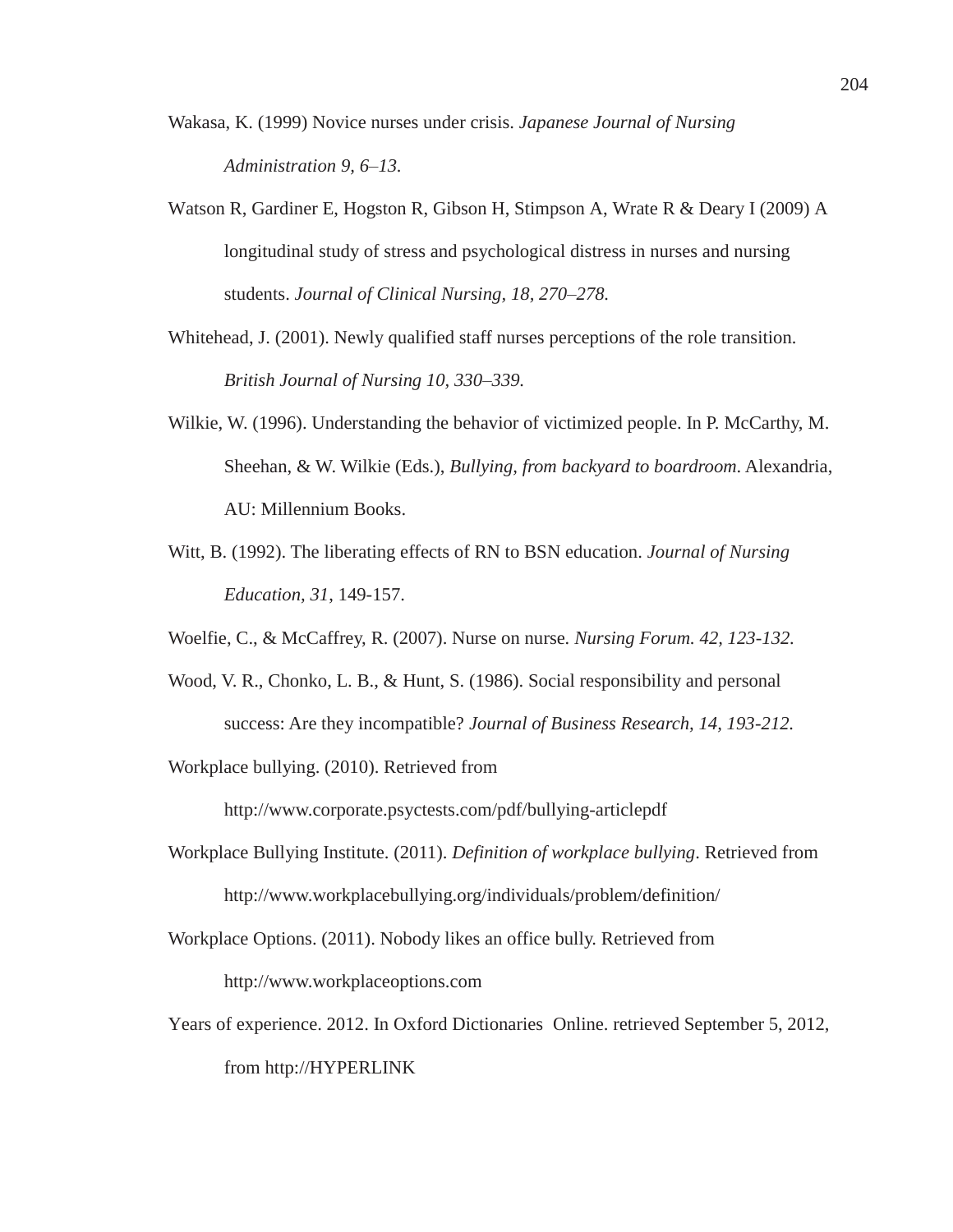Wakasa, K. (1999) Novice nurses under crisis. *Japanese Journal of Nursing Administration 9, 6–13.*

Watson R, Gardiner E, Hogston R, Gibson H, Stimpson A, Wrate R & Deary I (2009) A longitudinal study of stress and psychological distress in nurses and nursing students. *Journal of Clinical Nursing, 18, 270–278.*

Whitehead, J. (2001). Newly qualified staff nurses perceptions of the role transition. *British Journal of Nursing 10, 330–339.*

Wilkie, W. (1996). Understanding the behavior of victimized people. In P. McCarthy, M. Sheehan, & W. Wilkie (Eds.), *Bullying, from backyard to boardroom*. Alexandria, AU: Millennium Books.

Witt, B. (1992). The liberating effects of RN to BSN education. *Journal of Nursing Education, 31*, 149-157.

Woelfie, C., & McCaffrey, R. (2007). Nurse on nurse. *Nursing Forum. 42, 123-132.*

Wood, V. R., Chonko, L. B., & Hunt, S. (1986). Social responsibility and personal success: Are they incompatible? *Journal of Business Research, 14, 193-212.*

Workplace bullying. (2010). Retrieved from http://www.corporate.psyctests.com/pdf/bullying-articlepdf

Workplace Bullying Institute. (2011). *Definition of workplace bullying*. Retrieved from http://www.workplacebullying.org/individuals/problem/definition/

Workplace Options. (2011). Nobody likes an office bully. Retrieved from http://www.workplaceoptions.com

Years of experience. 2012. In Oxford Dictionaries Online. retrieved September 5, 2012, from http://HYPERLINK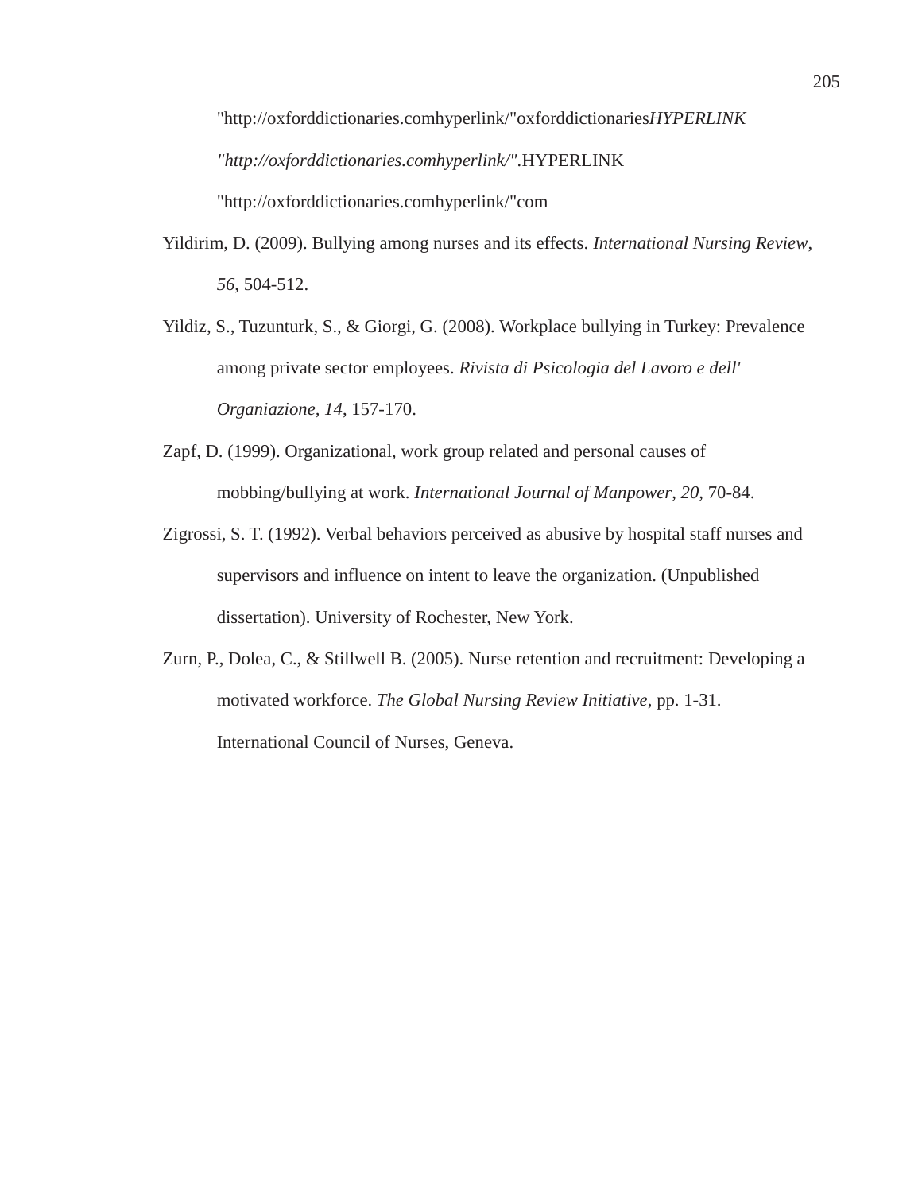"http://oxforddictionaries.comhyperlink/"oxforddictionaries*HYPERLINK "http://oxforddictionaries.comhyperlink/"*.HYPERLINK "http://oxforddictionaries.comhyperlink/"com

Yildirim, D. (2009). Bullying among nurses and its effects. *International Nursing Review*, *56*, 504-512.

Yildiz, S., Tuzunturk, S., & Giorgi, G. (2008). Workplace bullying in Turkey: Prevalence among private sector employees. *Rivista di Psicologia del Lavoro e dell' Organiazione*, *14*, 157-170.

Zapf, D. (1999). Organizational, work group related and personal causes of mobbing/bullying at work. *International Journal of Manpower*, *20*, 70-84.

Zigrossi, S. T. (1992). Verbal behaviors perceived as abusive by hospital staff nurses and supervisors and influence on intent to leave the organization. (Unpublished dissertation). University of Rochester, New York.

Zurn, P., Dolea, C., & Stillwell B. (2005). Nurse retention and recruitment: Developing a motivated workforce. *The Global Nursing Review Initiative*, pp. 1-31. International Council of Nurses, Geneva.